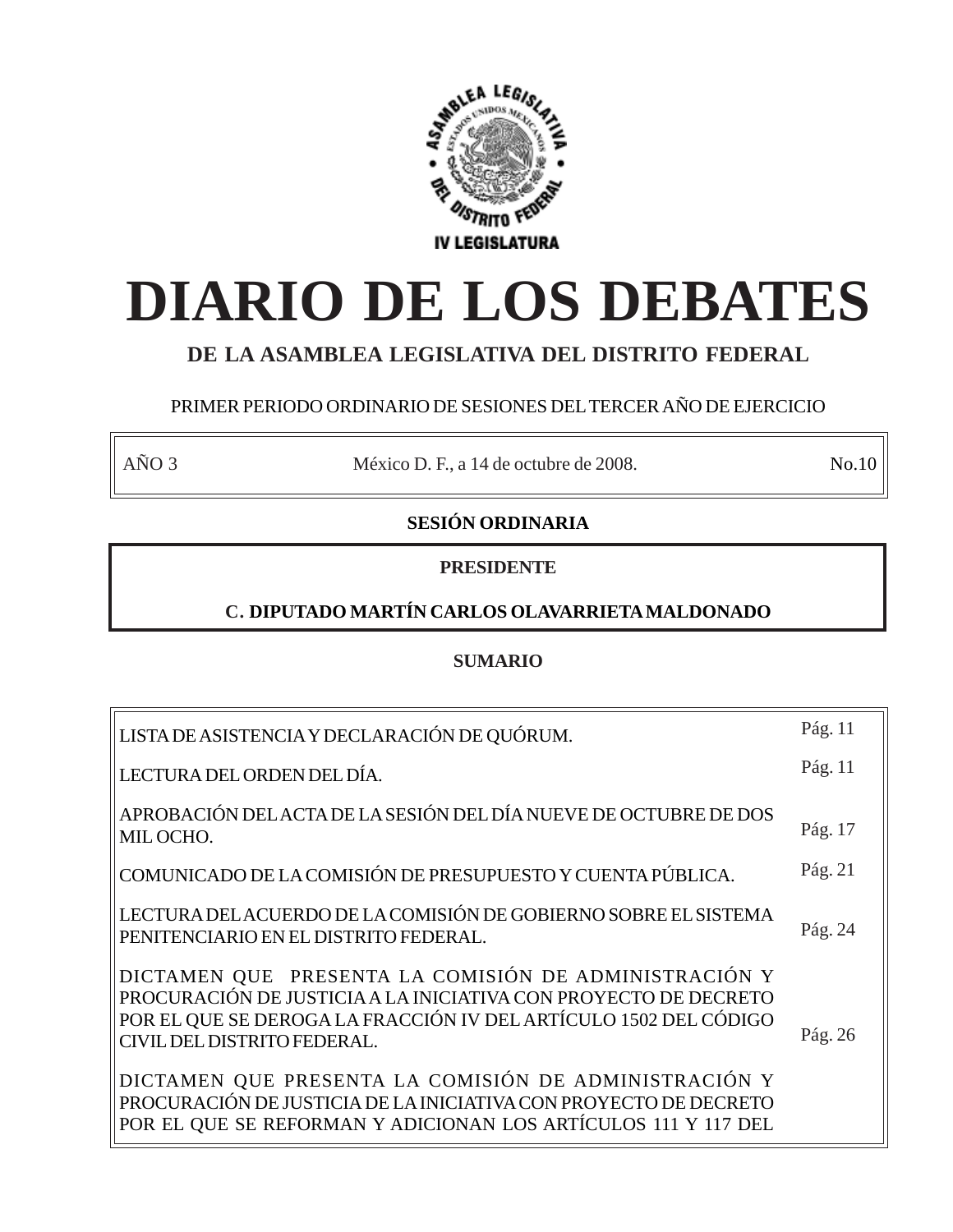ASAMBLEA LEGISLATIVA DEL DISTRITO FEDERAL

IV LEGISLATURA

# DIARIO DE LOS DEBATES

## DE LA ASAMBLEA LEGISLATIVA DEL DISTRITO FEDERAL

PRIMER PERIODO ORDINARIO DE SESIONES DEL TERCER AÑO DE EJERCICIO

| AÑO 3 | México D. F., a 14 de octubre de 2008. | No.10 |
|---|---|---|

**SESIÓN ORDINARIA**

**PRESIDENTE**

**C. DIPUTADO MARTÍN CARLOS OLAVARRIETA MALDONADO**

**SUMARIO**

| | |
|---|---|
| LISTA DE ASISTENCIA Y DECLARACIÓN DE QUÓRUM. | Pág. 11 |
| LECTURA DEL ORDEN DEL DÍA. | Pág. 11 |
| APROBACIÓN DEL ACTA DE LA SESIÓN DEL DÍA NUEVE DE OCTUBRE DE DOS MIL OCHO. | Pág. 17 |
| COMUNICADO DE LA COMISIÓN DE PRESUPUESTO Y CUENTA PÚBLICA. | Pág. 21 |
| LECTURA DEL ACUERDO DE LA COMISIÓN DE GOBIERNO SOBRE EL SISTEMA PENITENCIARIO EN EL DISTRITO FEDERAL. | Pág. 24 |
| DICTAMEN QUE PRESENTA LA COMISIÓN DE ADMINISTRACIÓN Y PROCURACIÓN DE JUSTICIA A LA INICIATIVA CON PROYECTO DE DECRETO POR EL QUE SE DEROGA LA FRACCIÓN IV DEL ARTÍCULO 1502 DEL CÓDIGO CIVIL DEL DISTRITO FEDERAL. | Pág. 26 |
| DICTAMEN QUE PRESENTA LA COMISIÓN DE ADMINISTRACIÓN Y PROCURACIÓN DE JUSTICIA DE LA INICIATIVA CON PROYECTO DE DECRETO POR EL QUE SE REFORMAN Y ADICIONAN LOS ARTÍCULOS 111 Y 117 DEL | |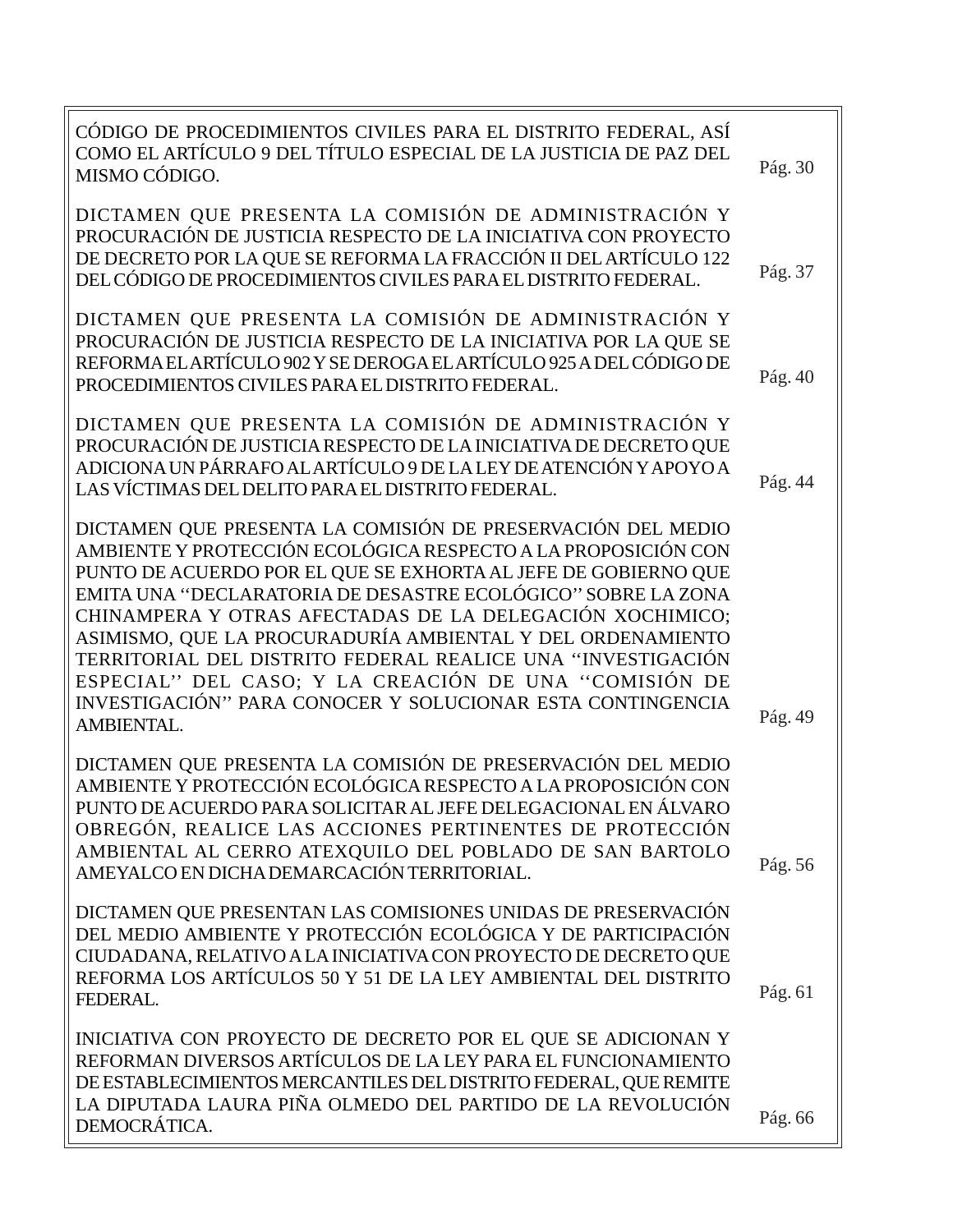| | |
|---|---|
| CÓDIGO DE PROCEDIMIENTOS CIVILES PARA EL DISTRITO FEDERAL, ASÍ COMO EL ARTÍCULO 9 DEL TÍTULO ESPECIAL DE LA JUSTICIA DE PAZ DEL MISMO CÓDIGO. | Pág. 30 |
| DICTAMEN QUE PRESENTA LA COMISIÓN DE ADMINISTRACIÓN Y PROCURACIÓN DE JUSTICIA RESPECTO DE LA INICIATIVA CON PROYECTO DE DECRETO POR LA QUE SE REFORMA LA FRACCIÓN II DEL ARTÍCULO 122 DEL CÓDIGO DE PROCEDIMIENTOS CIVILES PARA EL DISTRITO FEDERAL. | Pág. 37 |
| DICTAMEN QUE PRESENTA LA COMISIÓN DE ADMINISTRACIÓN Y PROCURACIÓN DE JUSTICIA RESPECTO DE LA INICIATIVA POR LA QUE SE REFORMA EL ARTÍCULO 902 Y SE DEROGA EL ARTÍCULO 925 A DEL CÓDIGO DE PROCEDIMIENTOS CIVILES PARA EL DISTRITO FEDERAL. | Pág. 40 |
| DICTAMEN QUE PRESENTA LA COMISIÓN DE ADMINISTRACIÓN Y PROCURACIÓN DE JUSTICIA RESPECTO DE LA INICIATIVA DE DECRETO QUE ADICIONA UN PÁRRAFO AL ARTÍCULO 9 DE LA LEY DE ATENCIÓN Y APOYO A LAS VÍCTIMAS DEL DELITO PARA EL DISTRITO FEDERAL. | Pág. 44 |
| DICTAMEN QUE PRESENTA LA COMISIÓN DE PRESERVACIÓN DEL MEDIO AMBIENTE Y PROTECCIÓN ECOLÓGICA RESPECTO A LA PROPOSICIÓN CON PUNTO DE ACUERDO POR EL QUE SE EXHORTA AL JEFE DE GOBIERNO QUE EMITA UNA ''DECLARATORIA DE DESASTRE ECOLÓGICO'' SOBRE LA ZONA CHINAMPERA Y OTRAS AFECTADAS DE LA DELEGACIÓN XOCHIMICO; ASIMISMO, QUE LA PROCURADURÍA AMBIENTAL Y DEL ORDENAMIENTO TERRITORIAL DEL DISTRITO FEDERAL REALICE UNA ''INVESTIGACIÓN ESPECIAL'' DEL CASO; Y LA CREACIÓN DE UNA ''COMISIÓN DE INVESTIGACIÓN'' PARA CONOCER Y SOLUCIONAR ESTA CONTINGENCIA AMBIENTAL. | Pág. 49 |
| DICTAMEN QUE PRESENTA LA COMISIÓN DE PRESERVACIÓN DEL MEDIO AMBIENTE Y PROTECCIÓN ECOLÓGICA RESPECTO A LA PROPOSICIÓN CON PUNTO DE ACUERDO PARA SOLICITAR AL JEFE DELEGACIONAL EN ÁLVARO OBREGÓN, REALICE LAS ACCIONES PERTINENTES DE PROTECCIÓN AMBIENTAL AL CERRO ATEXQUILO DEL POBLADO DE SAN BARTOLO AMEYALCO EN DICHA DEMARCACIÓN TERRITORIAL. | Pág. 56 |
| DICTAMEN QUE PRESENTAN LAS COMISIONES UNIDAS DE PRESERVACIÓN DEL MEDIO AMBIENTE Y PROTECCIÓN ECOLÓGICA Y DE PARTICIPACIÓN CIUDADANA, RELATIVO A LA INICIATIVA CON PROYECTO DE DECRETO QUE REFORMA LOS ARTÍCULOS 50 Y 51 DE LA LEY AMBIENTAL DEL DISTRITO FEDERAL. | Pág. 61 |
| INICIATIVA CON PROYECTO DE DECRETO POR EL QUE SE ADICIONAN Y REFORMAN DIVERSOS ARTÍCULOS DE LA LEY PARA EL FUNCIONAMIENTO DE ESTABLECIMIENTOS MERCANTILES DEL DISTRITO FEDERAL, QUE REMITE LA DIPUTADA LAURA PIÑA OLMEDO DEL PARTIDO DE LA REVOLUCIÓN DEMOCRÁTICA. | Pág. 66 |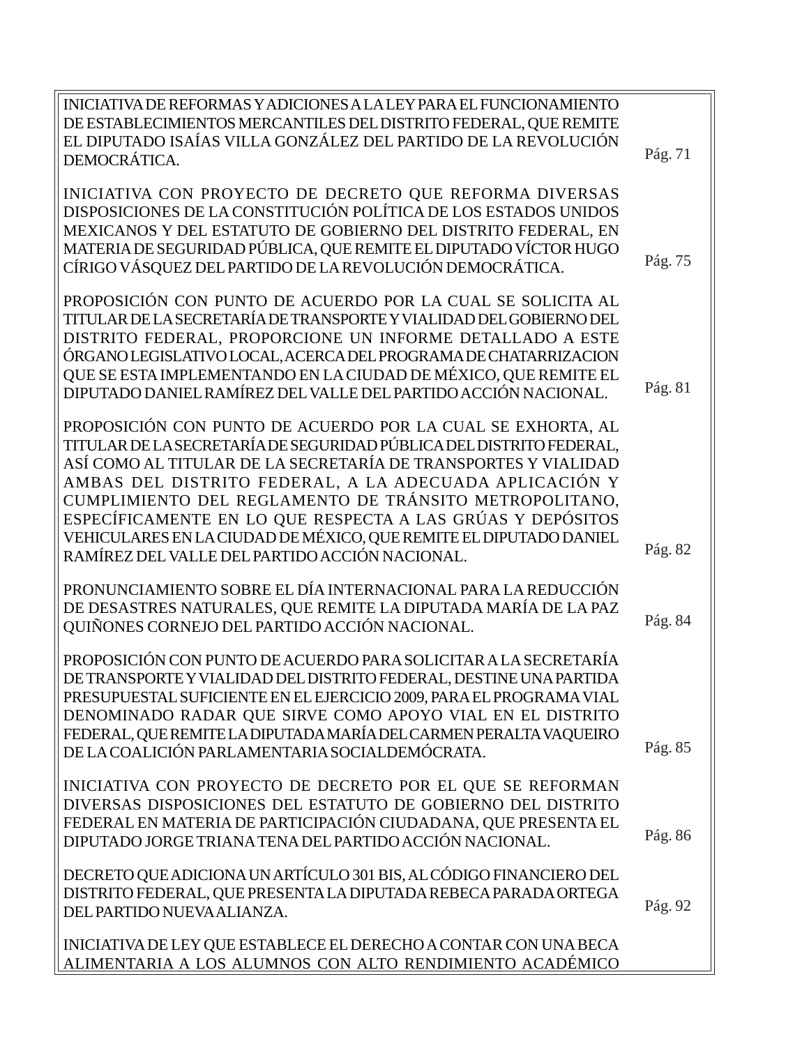| | |
|---|---|
| INICIATIVA DE REFORMAS Y ADICIONES A LA LEY PARA EL FUNCIONAMIENTO DE ESTABLECIMIENTOS MERCANTILES DEL DISTRITO FEDERAL, QUE REMITE EL DIPUTADO ISAÍAS VILLA GONZÁLEZ DEL PARTIDO DE LA REVOLUCIÓN DEMOCRÁTICA. | Pág. 71 |
| INICIATIVA CON PROYECTO DE DECRETO QUE REFORMA DIVERSAS DISPOSICIONES DE LA CONSTITUCIÓN POLÍTICA DE LOS ESTADOS UNIDOS MEXICANOS Y DEL ESTATUTO DE GOBIERNO DEL DISTRITO FEDERAL, EN MATERIA DE SEGURIDAD PÚBLICA, QUE REMITE EL DIPUTADO VÍCTOR HUGO CÍRIGO VÁSQUEZ DEL PARTIDO DE LA REVOLUCIÓN DEMOCRÁTICA. | Pág. 75 |
| PROPOSICIÓN CON PUNTO DE ACUERDO POR LA CUAL SE SOLICITA AL TITULAR DE LA SECRETARÍA DE TRANSPORTE Y VIALIDAD DEL GOBIERNO DEL DISTRITO FEDERAL, PROPORCIONE UN INFORME DETALLADO A ESTE ÓRGANO LEGISLATIVO LOCAL, ACERCA DEL PROGRAMA DE CHATARRIZACION QUE SE ESTA IMPLEMENTANDO EN LA CIUDAD DE MÉXICO, QUE REMITE EL DIPUTADO DANIEL RAMÍREZ DEL VALLE DEL PARTIDO ACCIÓN NACIONAL. | Pág. 81 |
| PROPOSICIÓN CON PUNTO DE ACUERDO POR LA CUAL SE EXHORTA, AL TITULAR DE LA SECRETARÍA DE SEGURIDAD PÚBLICA DEL DISTRITO FEDERAL, ASÍ COMO AL TITULAR DE LA SECRETARÍA DE TRANSPORTES Y VIALIDAD AMBAS DEL DISTRITO FEDERAL, A LA ADECUADA APLICACIÓN Y CUMPLIMIENTO DEL REGLAMENTO DE TRÁNSITO METROPOLITANO, ESPECÍFICAMENTE EN LO QUE RESPECTA A LAS GRÚAS Y DEPÓSITOS VEHICULARES EN LA CIUDAD DE MÉXICO, QUE REMITE EL DIPUTADO DANIEL RAMÍREZ DEL VALLE DEL PARTIDO ACCIÓN NACIONAL. | Pág. 82 |
| PRONUNCIAMIENTO SOBRE EL DÍA INTERNACIONAL PARA LA REDUCCIÓN DE DESASTRES NATURALES, QUE REMITE LA DIPUTADA MARÍA DE LA PAZ QUIÑONES CORNEJO DEL PARTIDO ACCIÓN NACIONAL. | Pág. 84 |
| PROPOSICIÓN CON PUNTO DE ACUERDO PARA SOLICITAR A LA SECRETARÍA DE TRANSPORTE Y VIALIDAD DEL DISTRITO FEDERAL, DESTINE UNA PARTIDA PRESUPUESTAL SUFICIENTE EN EL EJERCICIO 2009, PARA EL PROGRAMA VIAL DENOMINADO RADAR QUE SIRVE COMO APOYO VIAL EN EL DISTRITO FEDERAL, QUE REMITE LA DIPUTADA MARÍA DEL CARMEN PERALTA VAQUEIRO DE LA COALICIÓN PARLAMENTARIA SOCIALDEMÓCRATA. | Pág. 85 |
| INICIATIVA CON PROYECTO DE DECRETO POR EL QUE SE REFORMAN DIVERSAS DISPOSICIONES DEL ESTATUTO DE GOBIERNO DEL DISTRITO FEDERAL EN MATERIA DE PARTICIPACIÓN CIUDADANA, QUE PRESENTA EL DIPUTADO JORGE TRIANA TENA DEL PARTIDO ACCIÓN NACIONAL. | Pág. 86 |
| DECRETO QUE ADICIONA UN ARTÍCULO 301 BIS, AL CÓDIGO FINANCIERO DEL DISTRITO FEDERAL, QUE PRESENTA LA DIPUTADA REBECA PARADA ORTEGA DEL PARTIDO NUEVA ALIANZA. | Pág. 92 |
| INICIATIVA DE LEY QUE ESTABLECE EL DERECHO A CONTAR CON UNA BECA ALIMENTARIA A LOS ALUMNOS CON ALTO RENDIMIENTO ACADÉMICO | |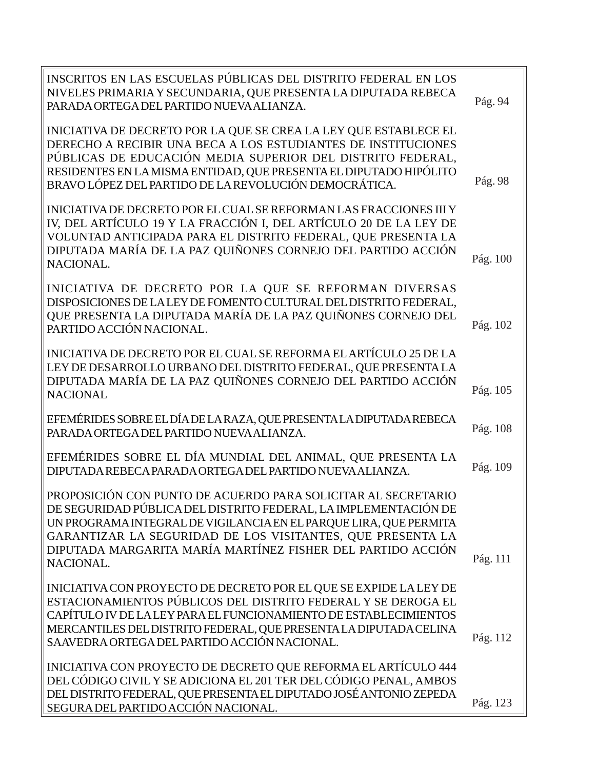| | |
|---|---|
| INSCRITOS EN LAS ESCUELAS PÚBLICAS DEL DISTRITO FEDERAL EN LOS NIVELES PRIMARIA Y SECUNDARIA, QUE PRESENTA LA DIPUTADA REBECA PARADA ORTEGA DEL PARTIDO NUEVA ALIANZA. | Pág. 94 |
| INICIATIVA DE DECRETO POR LA QUE SE CREA LA LEY QUE ESTABLECE EL DERECHO A RECIBIR UNA BECA A LOS ESTUDIANTES DE INSTITUCIONES PÚBLICAS DE EDUCACIÓN MEDIA SUPERIOR DEL DISTRITO FEDERAL, RESIDENTES EN LA MISMA ENTIDAD, QUE PRESENTA EL DIPUTADO HIPÓLITO BRAVO LÓPEZ DEL PARTIDO DE LA REVOLUCIÓN DEMOCRÁTICA. | Pág. 98 |
| INICIATIVA DE DECRETO POR EL CUAL SE REFORMAN LAS FRACCIONES III Y IV, DEL ARTÍCULO 19 Y LA FRACCIÓN I, DEL ARTÍCULO 20 DE LA LEY DE VOLUNTAD ANTICIPADA PARA EL DISTRITO FEDERAL, QUE PRESENTA LA DIPUTADA MARÍA DE LA PAZ QUIÑONES CORNEJO DEL PARTIDO ACCIÓN NACIONAL. | Pág. 100 |
| INICIATIVA DE DECRETO POR LA QUE SE REFORMAN DIVERSAS DISPOSICIONES DE LA LEY DE FOMENTO CULTURAL DEL DISTRITO FEDERAL, QUE PRESENTA LA DIPUTADA MARÍA DE LA PAZ QUIÑONES CORNEJO DEL PARTIDO ACCIÓN NACIONAL. | Pág. 102 |
| INICIATIVA DE DECRETO POR EL CUAL SE REFORMA EL ARTÍCULO 25 DE LA LEY DE DESARROLLO URBANO DEL DISTRITO FEDERAL, QUE PRESENTA LA DIPUTADA MARÍA DE LA PAZ QUIÑONES CORNEJO DEL PARTIDO ACCIÓN NACIONAL | Pág. 105 |
| EFEMÉRIDES SOBRE EL DÍA DE LA RAZA, QUE PRESENTA LA DIPUTADA REBECA PARADA ORTEGA DEL PARTIDO NUEVA ALIANZA. | Pág. 108 |
| EFEMÉRIDES SOBRE EL DÍA MUNDIAL DEL ANIMAL, QUE PRESENTA LA DIPUTADA REBECA PARADA ORTEGA DEL PARTIDO NUEVA ALIANZA. | Pág. 109 |
| PROPOSICIÓN CON PUNTO DE ACUERDO PARA SOLICITAR AL SECRETARIO DE SEGURIDAD PÚBLICA DEL DISTRITO FEDERAL, LA IMPLEMENTACIÓN DE UN PROGRAMA INTEGRAL DE VIGILANCIA EN EL PARQUE LIRA, QUE PERMITA GARANTIZAR LA SEGURIDAD DE LOS VISITANTES, QUE PRESENTA LA DIPUTADA MARGARITA MARÍA MARTÍNEZ FISHER DEL PARTIDO ACCIÓN NACIONAL. | Pág. 111 |
| INICIATIVA CON PROYECTO DE DECRETO POR EL QUE SE EXPIDE LA LEY DE ESTACIONAMIENTOS PÚBLICOS DEL DISTRITO FEDERAL Y SE DEROGA EL CAPÍTULO IV DE LA LEY PARA EL FUNCIONAMIENTO DE ESTABLECIMIENTOS MERCANTILES DEL DISTRITO FEDERAL, QUE PRESENTA LA DIPUTADA CELINA SAAVEDRA ORTEGA DEL PARTIDO ACCIÓN NACIONAL. | Pág. 112 |
| INICIATIVA CON PROYECTO DE DECRETO QUE REFORMA EL ARTÍCULO 444 DEL CÓDIGO CIVIL Y SE ADICIONA EL 201 TER DEL CÓDIGO PENAL, AMBOS DEL DISTRITO FEDERAL, QUE PRESENTA EL DIPUTADO JOSÉ ANTONIO ZEPEDA SEGURA DEL PARTIDO ACCIÓN NACIONAL. | Pág. 123 |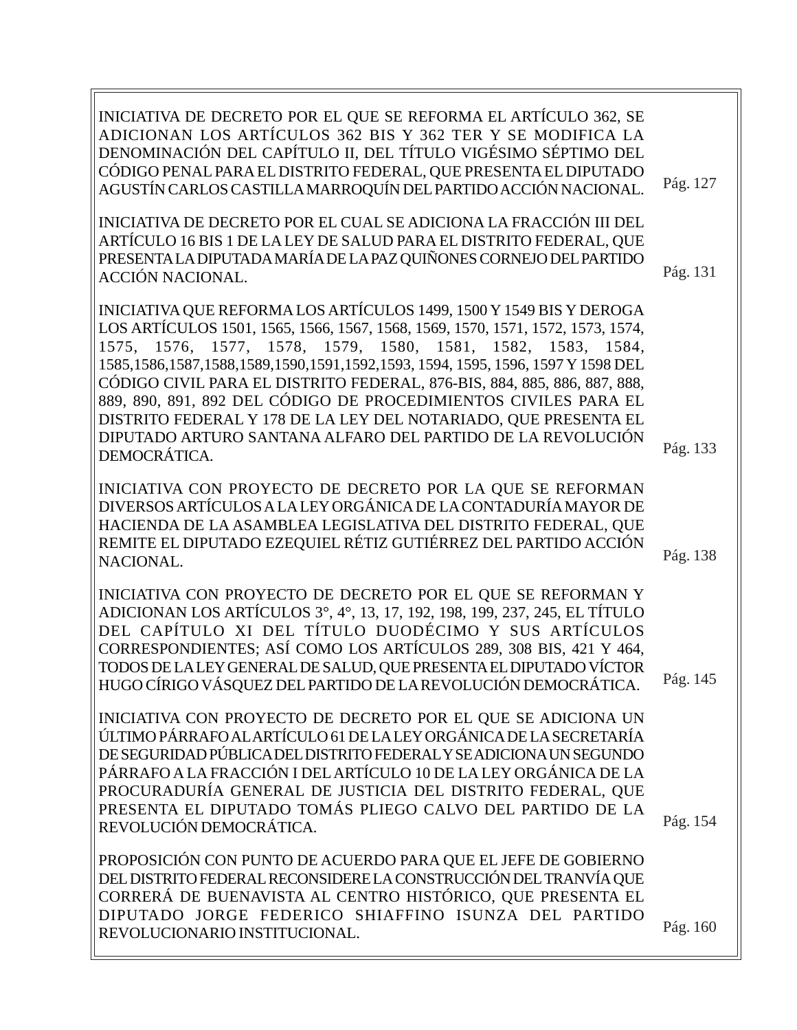| | |
|---|---|
| INICIATIVA DE DECRETO POR EL QUE SE REFORMA EL ARTÍCULO 362, SE ADICIONAN LOS ARTÍCULOS 362 BIS Y 362 TER Y SE MODIFICA LA DENOMINACIÓN DEL CAPÍTULO II, DEL TÍTULO VIGÉSIMO SÉPTIMO DEL CÓDIGO PENAL PARA EL DISTRITO FEDERAL, QUE PRESENTA EL DIPUTADO AGUSTÍN CARLOS CASTILLA MARROQUÍN DEL PARTIDO ACCIÓN NACIONAL. | Pág. 127 |
| INICIATIVA DE DECRETO POR EL CUAL SE ADICIONA LA FRACCIÓN III DEL ARTÍCULO 16 BIS 1 DE LA LEY DE SALUD PARA EL DISTRITO FEDERAL, QUE PRESENTA LA DIPUTADA MARÍA DE LA PAZ QUIÑONES CORNEJO DEL PARTIDO ACCIÓN NACIONAL. | Pág. 131 |
| INICIATIVA QUE REFORMA LOS ARTÍCULOS 1499, 1500 Y 1549 BIS Y DEROGA LOS ARTÍCULOS 1501, 1565, 1566, 1567, 1568, 1569, 1570, 1571, 1572, 1573, 1574, 1575, 1576, 1577, 1578, 1579, 1580, 1581, 1582, 1583, 1584, 1585,1586,1587,1588,1589,1590,1591,1592,1593, 1594, 1595, 1596, 1597 Y 1598 DEL CÓDIGO CIVIL PARA EL DISTRITO FEDERAL, 876-BIS, 884, 885, 886, 887, 888, 889, 890, 891, 892 DEL CÓDIGO DE PROCEDIMIENTOS CIVILES PARA EL DISTRITO FEDERAL Y 178 DE LA LEY DEL NOTARIADO, QUE PRESENTA EL DIPUTADO ARTURO SANTANA ALFARO DEL PARTIDO DE LA REVOLUCIÓN DEMOCRÁTICA. | Pág. 133 |
| INICIATIVA CON PROYECTO DE DECRETO POR LA QUE SE REFORMAN DIVERSOS ARTÍCULOS A LA LEY ORGÁNICA DE LA CONTADURÍA MAYOR DE HACIENDA DE LA ASAMBLEA LEGISLATIVA DEL DISTRITO FEDERAL, QUE REMITE EL DIPUTADO EZEQUIEL RÉTIZ GUTIÉRREZ DEL PARTIDO ACCIÓN NACIONAL. | Pág. 138 |
| INICIATIVA CON PROYECTO DE DECRETO POR EL QUE SE REFORMAN Y ADICIONAN LOS ARTÍCULOS 3°, 4°, 13, 17, 192, 198, 199, 237, 245, EL TÍTULO DEL CAPÍTULO XI DEL TÍTULO DUODÉCIMO Y SUS ARTÍCULOS CORRESPONDIENTES; ASÍ COMO LOS ARTÍCULOS 289, 308 BIS, 421 Y 464, TODOS DE LA LEY GENERAL DE SALUD, QUE PRESENTA EL DIPUTADO VÍCTOR HUGO CÍRIGO VÁSQUEZ DEL PARTIDO DE LA REVOLUCIÓN DEMOCRÁTICA. | Pág. 145 |
| INICIATIVA CON PROYECTO DE DECRETO POR EL QUE SE ADICIONA UN ÚLTIMO PÁRRAFO AL ARTÍCULO 61 DE LA LEY ORGÁNICA DE LA SECRETARÍA DE SEGURIDAD PÚBLICA DEL DISTRITO FEDERAL Y SE ADICIONA UN SEGUNDO PÁRRAFO A LA FRACCIÓN I DEL ARTÍCULO 10 DE LA LEY ORGÁNICA DE LA PROCURADURÍA GENERAL DE JUSTICIA DEL DISTRITO FEDERAL, QUE PRESENTA EL DIPUTADO TOMÁS PLIEGO CALVO DEL PARTIDO DE LA REVOLUCIÓN DEMOCRÁTICA. | Pág. 154 |
| PROPOSICIÓN CON PUNTO DE ACUERDO PARA QUE EL JEFE DE GOBIERNO DEL DISTRITO FEDERAL RECONSIDERE LA CONSTRUCCIÓN DEL TRANVÍA QUE CORRERÁ DE BUENAVISTA AL CENTRO HISTÓRICO, QUE PRESENTA EL DIPUTADO JORGE FEDERICO SHIAFFINO ISUNZA DEL PARTIDO REVOLUCIONARIO INSTITUCIONAL. | Pág. 160 |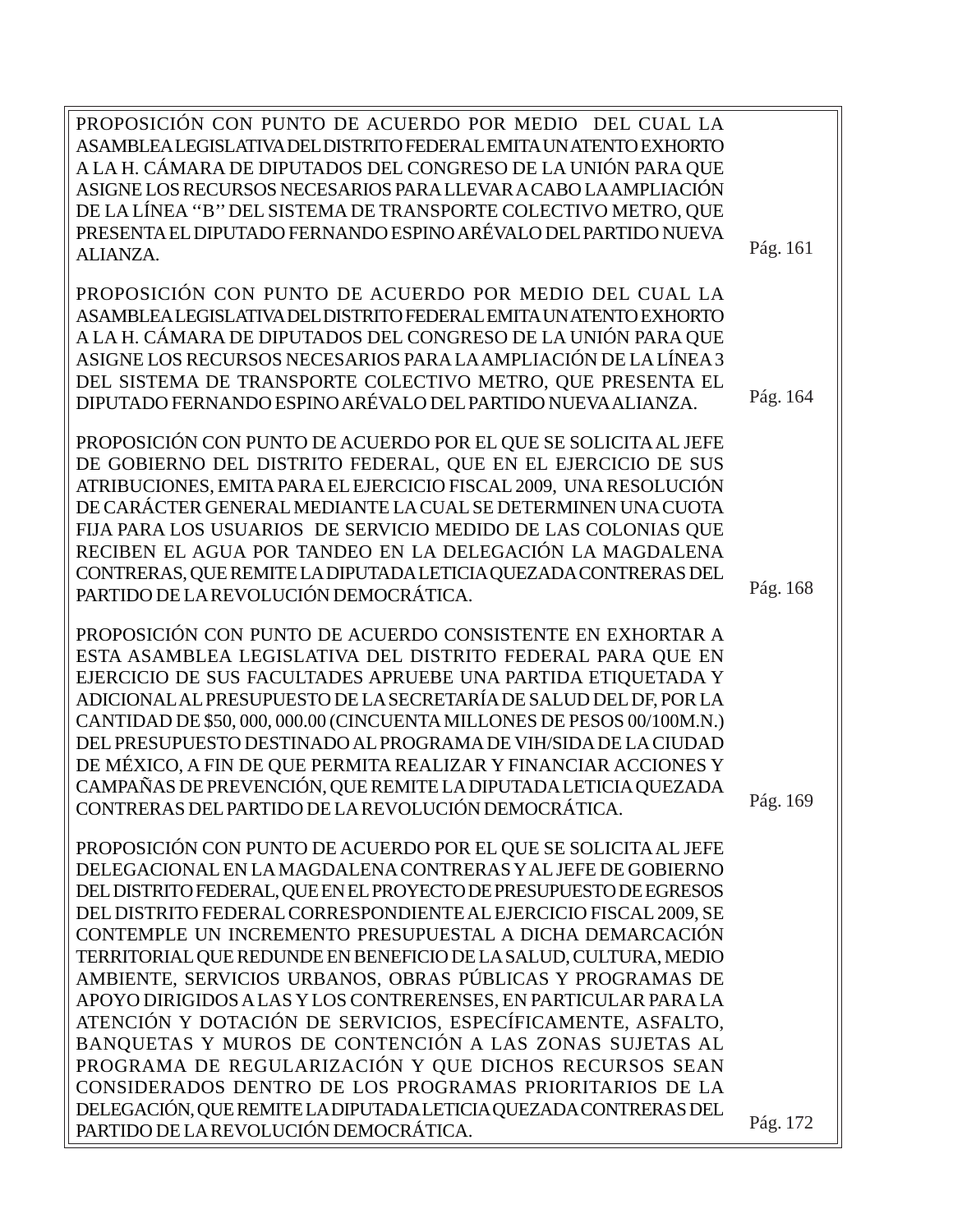| | |
|---|---|
| PROPOSICIÓN CON PUNTO DE ACUERDO POR MEDIO DEL CUAL LA ASAMBLEA LEGISLATIVA DEL DISTRITO FEDERAL EMITA UN ATENTO EXHORTO A LA H. CÁMARA DE DIPUTADOS DEL CONGRESO DE LA UNIÓN PARA QUE ASIGNE LOS RECURSOS NECESARIOS PARA LLEVAR A CABO LA AMPLIACIÓN DE LA LÍNEA ''B'' DEL SISTEMA DE TRANSPORTE COLECTIVO METRO, QUE PRESENTA EL DIPUTADO FERNANDO ESPINO ARÉVALO DEL PARTIDO NUEVA ALIANZA. | Pág. 161 |
| PROPOSICIÓN CON PUNTO DE ACUERDO POR MEDIO DEL CUAL LA ASAMBLEA LEGISLATIVA DEL DISTRITO FEDERAL EMITA UN ATENTO EXHORTO A LA H. CÁMARA DE DIPUTADOS DEL CONGRESO DE LA UNIÓN PARA QUE ASIGNE LOS RECURSOS NECESARIOS PARA LA AMPLIACIÓN DE LA LÍNEA 3 DEL SISTEMA DE TRANSPORTE COLECTIVO METRO, QUE PRESENTA EL DIPUTADO FERNANDO ESPINO ARÉVALO DEL PARTIDO NUEVA ALIANZA. | Pág. 164 |
| PROPOSICIÓN CON PUNTO DE ACUERDO POR EL QUE SE SOLICITA AL JEFE DE GOBIERNO DEL DISTRITO FEDERAL, QUE EN EL EJERCICIO DE SUS ATRIBUCIONES, EMITA PARA EL EJERCICIO FISCAL 2009, UNA RESOLUCIÓN DE CARÁCTER GENERAL MEDIANTE LA CUAL SE DETERMINEN UNA CUOTA FIJA PARA LOS USUARIOS DE SERVICIO MEDIDO DE LAS COLONIAS QUE RECIBEN EL AGUA POR TANDEO EN LA DELEGACIÓN LA MAGDALENA CONTRERAS, QUE REMITE LA DIPUTADA LETICIA QUEZADA CONTRERAS DEL PARTIDO DE LA REVOLUCIÓN DEMOCRÁTICA. | Pág. 168 |
| PROPOSICIÓN CON PUNTO DE ACUERDO CONSISTENTE EN EXHORTAR A ESTA ASAMBLEA LEGISLATIVA DEL DISTRITO FEDERAL PARA QUE EN EJERCICIO DE SUS FACULTADES APRUEBE UNA PARTIDA ETIQUETADA Y ADICIONAL AL PRESUPUESTO DE LA SECRETARÍA DE SALUD DEL DF, POR LA CANTIDAD DE $50, 000, 000.00 (CINCUENTA MILLONES DE PESOS 00/100M.N.) DEL PRESUPUESTO DESTINADO AL PROGRAMA DE VIH/SIDA DE LA CIUDAD DE MÉXICO, A FIN DE QUE PERMITA REALIZAR Y FINANCIAR ACCIONES Y CAMPAÑAS DE PREVENCIÓN, QUE REMITE LA DIPUTADA LETICIA QUEZADA CONTRERAS DEL PARTIDO DE LA REVOLUCIÓN DEMOCRÁTICA. | Pág. 169 |
| PROPOSICIÓN CON PUNTO DE ACUERDO POR EL QUE SE SOLICITA AL JEFE DELEGACIONAL EN LA MAGDALENA CONTRERAS Y AL JEFE DE GOBIERNO DEL DISTRITO FEDERAL, QUE EN EL PROYECTO DE PRESUPUESTO DE EGRESOS DEL DISTRITO FEDERAL CORRESPONDIENTE AL EJERCICIO FISCAL 2009, SE CONTEMPLE UN INCREMENTO PRESUPUESTAL A DICHA DEMARCACIÓN TERRITORIAL QUE REDUNDE EN BENEFICIO DE LA SALUD, CULTURA, MEDIO AMBIENTE, SERVICIOS URBANOS, OBRAS PÚBLICAS Y PROGRAMAS DE APOYO DIRIGIDOS A LAS Y LOS CONTRERENSES, EN PARTICULAR PARA LA ATENCIÓN Y DOTACIÓN DE SERVICIOS, ESPECÍFICAMENTE, ASFALTO, BANQUETAS Y MUROS DE CONTENCIÓN A LAS ZONAS SUJETAS AL PROGRAMA DE REGULARIZACIÓN Y QUE DICHOS RECURSOS SEAN CONSIDERADOS DENTRO DE LOS PROGRAMAS PRIORITARIOS DE LA DELEGACIÓN, QUE REMITE LA DIPUTADA LETICIA QUEZADA CONTRERAS DEL PARTIDO DE LA REVOLUCIÓN DEMOCRÁTICA. | Pág. 172 |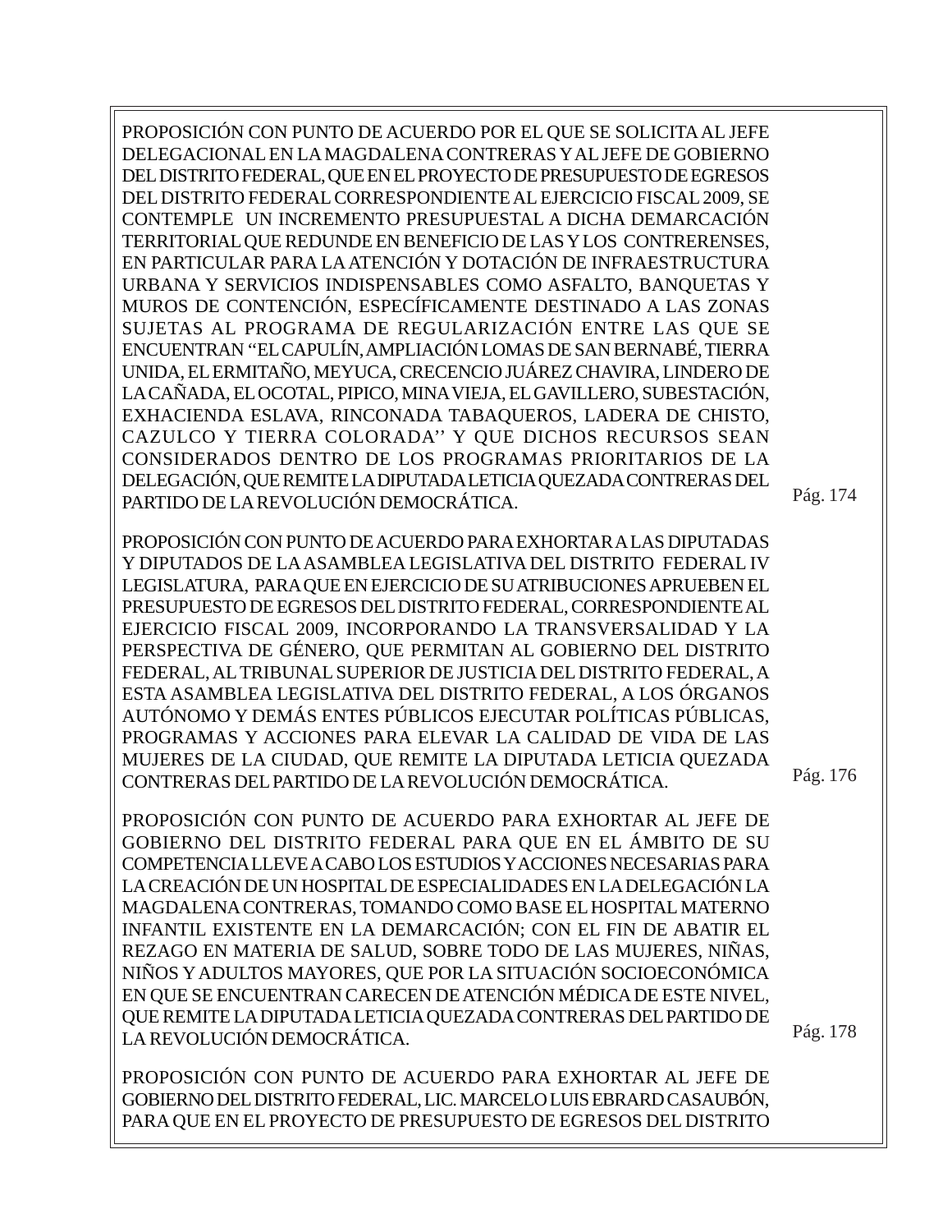PROPOSICIÓN CON PUNTO DE ACUERDO POR EL QUE SE SOLICITA AL JEFE DELEGACIONAL EN LA MAGDALENA CONTRERAS Y AL JEFE DE GOBIERNO DEL DISTRITO FEDERAL, QUE EN EL PROYECTO DE PRESUPUESTO DE EGRESOS DEL DISTRITO FEDERAL CORRESPONDIENTE AL EJERCICIO FISCAL 2009, SE CONTEMPLE UN INCREMENTO PRESUPUESTAL A DICHA DEMARCACIÓN TERRITORIAL QUE REDUNDE EN BENEFICIO DE LAS Y LOS CONTRERENSES, EN PARTICULAR PARA LA ATENCIÓN Y DOTACIÓN DE INFRAESTRUCTURA URBANA Y SERVICIOS INDISPENSABLES COMO ASFALTO, BANQUETAS Y MUROS DE CONTENCIÓN, ESPECÍFICAMENTE DESTINADO A LAS ZONAS SUJETAS AL PROGRAMA DE REGULARIZACIÓN ENTRE LAS QUE SE ENCUENTRAN "EL CAPULÍN, AMPLIACIÓN LOMAS DE SAN BERNABÉ, TIERRA UNIDA, EL ERMITAÑO, MEYUCA, CRECENCIO JUÁREZ CHAVIRA, LINDERO DE LA CAÑADA, EL OCOTAL, PIPICO, MINA VIEJA, EL GAVILLERO, SUBESTACIÓN, EXHACIENDA ESLAVA, RINCONADA TABAQUEROS, LADERA DE CHISTO, CAZULCO Y TIERRA COLORADA" Y QUE DICHOS RECURSOS SEAN CONSIDERADOS DENTRO DE LOS PROGRAMAS PRIORITARIOS DE LA DELEGACIÓN, QUE REMITE LA DIPUTADA LETICIA QUEZADA CONTRERAS DEL PARTIDO DE LA REVOLUCIÓN DEMOCRÁTICA. Pág. 174

PROPOSICIÓN CON PUNTO DE ACUERDO PARA EXHORTAR A LAS DIPUTADAS Y DIPUTADOS DE LA ASAMBLEA LEGISLATIVA DEL DISTRITO FEDERAL IV LEGISLATURA, PARA QUE EN EJERCICIO DE SU ATRIBUCIONES APRUEBEN EL PRESUPUESTO DE EGRESOS DEL DISTRITO FEDERAL, CORRESPONDIENTE AL EJERCICIO FISCAL 2009, INCORPORANDO LA TRANSVERSALIDAD Y LA PERSPECTIVA DE GÉNERO, QUE PERMITAN AL GOBIERNO DEL DISTRITO FEDERAL, AL TRIBUNAL SUPERIOR DE JUSTICIA DEL DISTRITO FEDERAL, A ESTA ASAMBLEA LEGISLATIVA DEL DISTRITO FEDERAL, A LOS ÓRGANOS AUTÓNOMO Y DEMÁS ENTES PÚBLICOS EJECUTAR POLÍTICAS PÚBLICAS, PROGRAMAS Y ACCIONES PARA ELEVAR LA CALIDAD DE VIDA DE LAS MUJERES DE LA CIUDAD, QUE REMITE LA DIPUTADA LETICIA QUEZADA CONTRERAS DEL PARTIDO DE LA REVOLUCIÓN DEMOCRÁTICA. Pág. 176

PROPOSICIÓN CON PUNTO DE ACUERDO PARA EXHORTAR AL JEFE DE GOBIERNO DEL DISTRITO FEDERAL PARA QUE EN EL ÁMBITO DE SU COMPETENCIA LLEVE A CABO LOS ESTUDIOS Y ACCIONES NECESARIAS PARA LA CREACIÓN DE UN HOSPITAL DE ESPECIALIDADES EN LA DELEGACIÓN LA MAGDALENA CONTRERAS, TOMANDO COMO BASE EL HOSPITAL MATERNO INFANTIL EXISTENTE EN LA DEMARCACIÓN; CON EL FIN DE ABATIR EL REZAGO EN MATERIA DE SALUD, SOBRE TODO DE LAS MUJERES, NIÑAS, NIÑOS Y ADULTOS MAYORES, QUE POR LA SITUACIÓN SOCIOECONÓMICA EN QUE SE ENCUENTRAN CARECEN DE ATENCIÓN MÉDICA DE ESTE NIVEL, QUE REMITE LA DIPUTADA LETICIA QUEZADA CONTRERAS DEL PARTIDO DE LA REVOLUCIÓN DEMOCRÁTICA. Pág. 178

PROPOSICIÓN CON PUNTO DE ACUERDO PARA EXHORTAR AL JEFE DE GOBIERNO DEL DISTRITO FEDERAL, LIC. MARCELO LUIS EBRARD CASAUBÓN, PARA QUE EN EL PROYECTO DE PRESUPUESTO DE EGRESOS DEL DISTRITO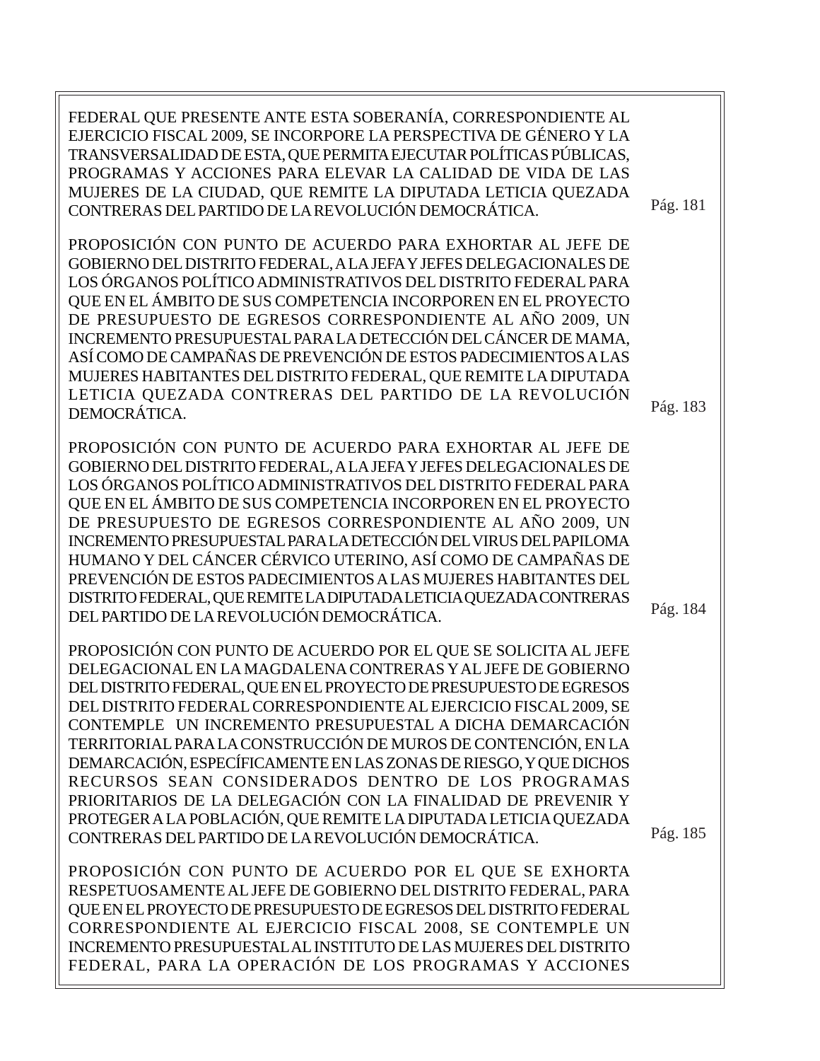FEDERAL QUE PRESENTE ANTE ESTA SOBERANÍA, CORRESPONDIENTE AL EJERCICIO FISCAL 2009, SE INCORPORE LA PERSPECTIVA DE GÉNERO Y LA TRANSVERSALIDAD DE ESTA, QUE PERMITA EJECUTAR POLÍTICAS PÚBLICAS, PROGRAMAS Y ACCIONES PARA ELEVAR LA CALIDAD DE VIDA DE LAS MUJERES DE LA CIUDAD, QUE REMITE LA DIPUTADA LETICIA QUEZADA CONTRERAS DEL PARTIDO DE LA REVOLUCIÓN DEMOCRÁTICA. Pág. 181

PROPOSICIÓN CON PUNTO DE ACUERDO PARA EXHORTAR AL JEFE DE GOBIERNO DEL DISTRITO FEDERAL, A LA JEFA Y JEFES DELEGACIONALES DE LOS ÓRGANOS POLÍTICO ADMINISTRATIVOS DEL DISTRITO FEDERAL PARA QUE EN EL ÁMBITO DE SUS COMPETENCIA INCORPOREN EN EL PROYECTO DE PRESUPUESTO DE EGRESOS CORRESPONDIENTE AL AÑO 2009, UN INCREMENTO PRESUPUESTAL PARA LA DETECCIÓN DEL CÁNCER DE MAMA, ASÍ COMO DE CAMPAÑAS DE PREVENCIÓN DE ESTOS PADECIMIENTOS A LAS MUJERES HABITANTES DEL DISTRITO FEDERAL, QUE REMITE LA DIPUTADA LETICIA QUEZADA CONTRERAS DEL PARTIDO DE LA REVOLUCIÓN DEMOCRÁTICA. Pág. 183

PROPOSICIÓN CON PUNTO DE ACUERDO PARA EXHORTAR AL JEFE DE GOBIERNO DEL DISTRITO FEDERAL, A LA JEFA Y JEFES DELEGACIONALES DE LOS ÓRGANOS POLÍTICO ADMINISTRATIVOS DEL DISTRITO FEDERAL PARA QUE EN EL ÁMBITO DE SUS COMPETENCIA INCORPOREN EN EL PROYECTO DE PRESUPUESTO DE EGRESOS CORRESPONDIENTE AL AÑO 2009, UN INCREMENTO PRESUPUESTAL PARA LA DETECCIÓN DEL VIRUS DEL PAPILOMA HUMANO Y DEL CÁNCER CÉRVICO UTERINO, ASÍ COMO DE CAMPAÑAS DE PREVENCIÓN DE ESTOS PADECIMIENTOS A LAS MUJERES HABITANTES DEL DISTRITO FEDERAL, QUE REMITE LA DIPUTADA LETICIA QUEZADA CONTRERAS DEL PARTIDO DE LA REVOLUCIÓN DEMOCRÁTICA. Pág. 184

PROPOSICIÓN CON PUNTO DE ACUERDO POR EL QUE SE SOLICITA AL JEFE DELEGACIONAL EN LA MAGDALENA CONTRERAS Y AL JEFE DE GOBIERNO DEL DISTRITO FEDERAL, QUE EN EL PROYECTO DE PRESUPUESTO DE EGRESOS DEL DISTRITO FEDERAL CORRESPONDIENTE AL EJERCICIO FISCAL 2009, SE CONTEMPLE UN INCREMENTO PRESUPUESTAL A DICHA DEMARCACIÓN TERRITORIAL PARA LA CONSTRUCCIÓN DE MUROS DE CONTENCIÓN, EN LA DEMARCACIÓN, ESPECÍFICAMENTE EN LAS ZONAS DE RIESGO, Y QUE DICHOS RECURSOS SEAN CONSIDERADOS DENTRO DE LOS PROGRAMAS PRIORITARIOS DE LA DELEGACIÓN CON LA FINALIDAD DE PREVENIR Y PROTEGER A LA POBLACIÓN, QUE REMITE LA DIPUTADA LETICIA QUEZADA CONTRERAS DEL PARTIDO DE LA REVOLUCIÓN DEMOCRÁTICA. Pág. 185

PROPOSICIÓN CON PUNTO DE ACUERDO POR EL QUE SE EXHORTA RESPETUOSAMENTE AL JEFE DE GOBIERNO DEL DISTRITO FEDERAL, PARA QUE EN EL PROYECTO DE PRESUPUESTO DE EGRESOS DEL DISTRITO FEDERAL CORRESPONDIENTE AL EJERCICIO FISCAL 2008, SE CONTEMPLE UN INCREMENTO PRESUPUESTAL AL INSTITUTO DE LAS MUJERES DEL DISTRITO FEDERAL, PARA LA OPERACIÓN DE LOS PROGRAMAS Y ACCIONES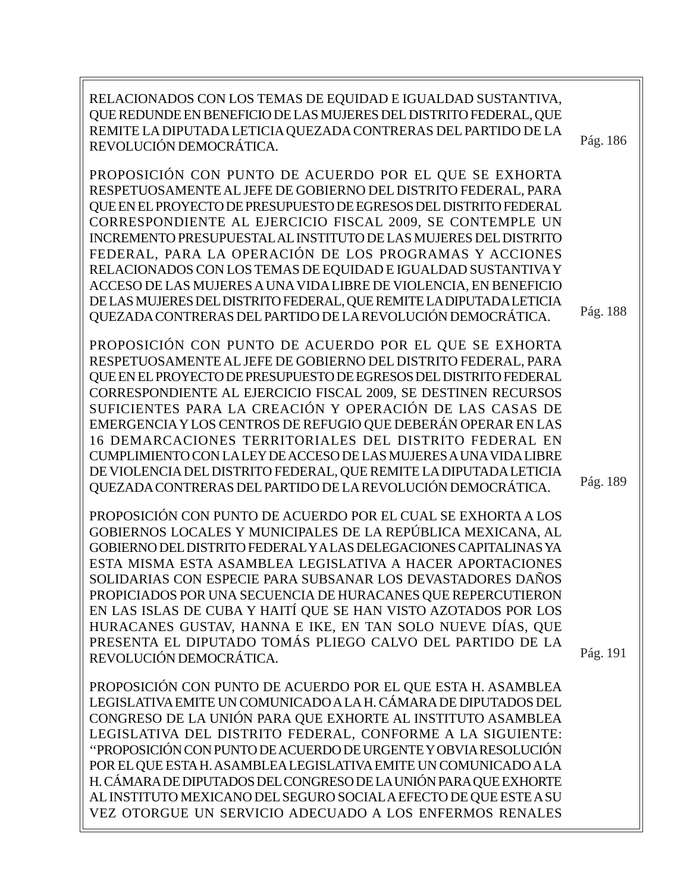RELACIONADOS CON LOS TEMAS DE EQUIDAD E IGUALDAD SUSTANTIVA, QUE REDUNDE EN BENEFICIO DE LAS MUJERES DEL DISTRITO FEDERAL, QUE REMITE LA DIPUTADA LETICIA QUEZADA CONTRERAS DEL PARTIDO DE LA REVOLUCIÓN DEMOCRÁTICA. Pág. 186

PROPOSICIÓN CON PUNTO DE ACUERDO POR EL QUE SE EXHORTA RESPETUOSAMENTE AL JEFE DE GOBIERNO DEL DISTRITO FEDERAL, PARA QUE EN EL PROYECTO DE PRESUPUESTO DE EGRESOS DEL DISTRITO FEDERAL CORRESPONDIENTE AL EJERCICIO FISCAL 2009, SE CONTEMPLE UN INCREMENTO PRESUPUESTAL AL INSTITUTO DE LAS MUJERES DEL DISTRITO FEDERAL, PARA LA OPERACIÓN DE LOS PROGRAMAS Y ACCIONES RELACIONADOS CON LOS TEMAS DE EQUIDAD E IGUALDAD SUSTANTIVA Y ACCESO DE LAS MUJERES A UNA VIDA LIBRE DE VIOLENCIA, EN BENEFICIO DE LAS MUJERES DEL DISTRITO FEDERAL, QUE REMITE LA DIPUTADA LETICIA QUEZADA CONTRERAS DEL PARTIDO DE LA REVOLUCIÓN DEMOCRÁTICA. Pág. 188

PROPOSICIÓN CON PUNTO DE ACUERDO POR EL QUE SE EXHORTA RESPETUOSAMENTE AL JEFE DE GOBIERNO DEL DISTRITO FEDERAL, PARA QUE EN EL PROYECTO DE PRESUPUESTO DE EGRESOS DEL DISTRITO FEDERAL CORRESPONDIENTE AL EJERCICIO FISCAL 2009, SE DESTINEN RECURSOS SUFICIENTES PARA LA CREACIÓN Y OPERACIÓN DE LAS CASAS DE EMERGENCIA Y LOS CENTROS DE REFUGIO QUE DEBERÁN OPERAR EN LAS 16 DEMARCACIONES TERRITORIALES DEL DISTRITO FEDERAL EN CUMPLIMIENTO CON LA LEY DE ACCESO DE LAS MUJERES A UNA VIDA LIBRE DE VIOLENCIA DEL DISTRITO FEDERAL, QUE REMITE LA DIPUTADA LETICIA QUEZADA CONTRERAS DEL PARTIDO DE LA REVOLUCIÓN DEMOCRÁTICA. Pág. 189

PROPOSICIÓN CON PUNTO DE ACUERDO POR EL CUAL SE EXHORTA A LOS GOBIERNOS LOCALES Y MUNICIPALES DE LA REPÚBLICA MEXICANA, AL GOBIERNO DEL DISTRITO FEDERAL Y A LAS DELEGACIONES CAPITALINAS Y A ESTA MISMA ESTA ASAMBLEA LEGISLATIVA A HACER APORTACIONES SOLIDARIAS CON ESPECIE PARA SUBSANAR LOS DEVASTADORES DAÑOS PROPICIADOS POR UNA SECUENCIA DE HURACANES QUE REPERCUTIERON EN LAS ISLAS DE CUBA Y HAITÍ QUE SE HAN VISTO AZOTADOS POR LOS HURACANES GUSTAV, HANNA E IKE, EN TAN SOLO NUEVE DÍAS, QUE PRESENTA EL DIPUTADO TOMÁS PLIEGO CALVO DEL PARTIDO DE LA REVOLUCIÓN DEMOCRÁTICA. Pág. 191

PROPOSICIÓN CON PUNTO DE ACUERDO POR EL QUE ESTA H. ASAMBLEA LEGISLATIVA EMITE UN COMUNICADO A LA H. CÁMARA DE DIPUTADOS DEL CONGRESO DE LA UNIÓN PARA QUE EXHORTE AL INSTITUTO ASAMBLEA LEGISLATIVA DEL DISTRITO FEDERAL, CONFORME A LA SIGUIENTE: "PROPOSICIÓN CON PUNTO DE ACUERDO DE URGENTE Y OBVIA RESOLUCIÓN POR EL QUE ESTA H. ASAMBLEA LEGISLATIVA EMITE UN COMUNICADO A LA H. CÁMARA DE DIPUTADOS DEL CONGRESO DE LA UNIÓN PARA QUE EXHORTE AL INSTITUTO MEXICANO DEL SEGURO SOCIAL A EFECTO DE QUE ESTE A SU VEZ OTORGUE UN SERVICIO ADECUADO A LOS ENFERMOS RENALES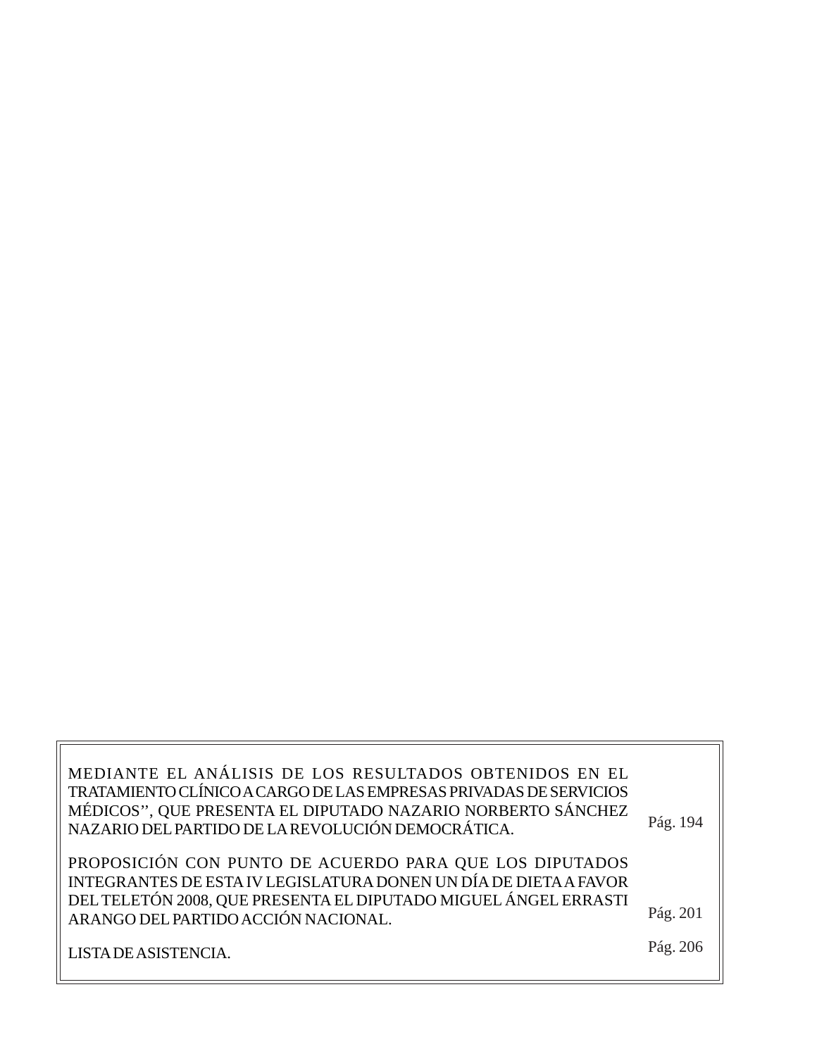MEDIANTE EL ANÁLISIS DE LOS RESULTADOS OBTENIDOS EN EL TRATAMIENTO CLÍNICO A CARGO DE LAS EMPRESAS PRIVADAS DE SERVICIOS MÉDICOS'', QUE PRESENTA EL DIPUTADO NAZARIO NORBERTO SÁNCHEZ NAZARIO DEL PARTIDO DE LA REVOLUCIÓN DEMOCRÁTICA. Pág. 194

PROPOSICIÓN CON PUNTO DE ACUERDO PARA QUE LOS DIPUTADOS INTEGRANTES DE ESTA IV LEGISLATURA DONEN UN DÍA DE DIETA A FAVOR DEL TELETÓN 2008, QUE PRESENTA EL DIPUTADO MIGUEL ÁNGEL ERRASTI ARANGO DEL PARTIDO ACCIÓN NACIONAL. Pág. 201

LISTA DE ASISTENCIA. Pág. 206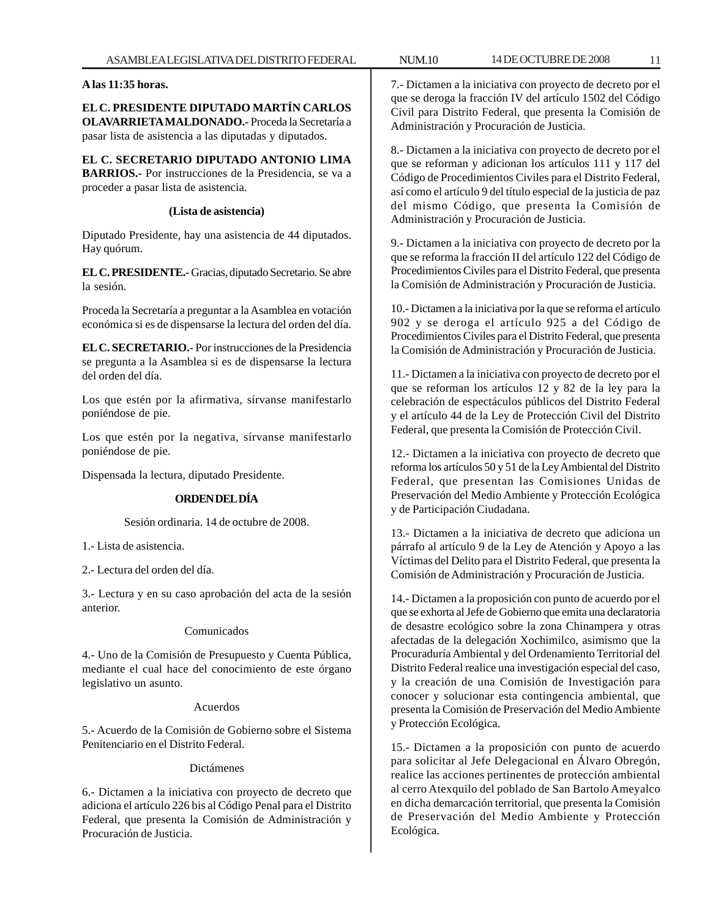**A las 11:35 horas.**

**EL C. PRESIDENTE DIPUTADO MARTÍN CARLOS OLAVARRIETA MALDONADO.-** Proceda la Secretaría a pasar lista de asistencia a las diputadas y diputados.

**EL C. SECRETARIO DIPUTADO ANTONIO LIMA BARRIOS.-** Por instrucciones de la Presidencia, se va a proceder a pasar lista de asistencia.

**(Lista de asistencia)**

Diputado Presidente, hay una asistencia de 44 diputados. Hay quórum.

**EL C. PRESIDENTE.-** Gracias, diputado Secretario. Se abre la sesión.

Proceda la Secretaría a preguntar a la Asamblea en votación económica si es de dispensarse la lectura del orden del día.

**EL C. SECRETARIO.-** Por instrucciones de la Presidencia se pregunta a la Asamblea si es de dispensarse la lectura del orden del día.

Los que estén por la afirmativa, sírvanse manifestarlo poniéndose de pie.

Los que estén por la negativa, sírvanse manifestarlo poniéndose de pie.

Dispensada la lectura, diputado Presidente.

**ORDEN DEL DÍA**

Sesión ordinaria. 14 de octubre de 2008.

1.- Lista de asistencia.

2.- Lectura del orden del día.

3.- Lectura y en su caso aprobación del acta de la sesión anterior.

Comunicados

4.- Uno de la Comisión de Presupuesto y Cuenta Pública, mediante el cual hace del conocimiento de este órgano legislativo un asunto.

Acuerdos

5.- Acuerdo de la Comisión de Gobierno sobre el Sistema Penitenciario en el Distrito Federal.

Dictámenes

6.- Dictamen a la iniciativa con proyecto de decreto que adiciona el artículo 226 bis al Código Penal para el Distrito Federal, que presenta la Comisión de Administración y Procuración de Justicia.

7.- Dictamen a la iniciativa con proyecto de decreto por el que se deroga la fracción IV del artículo 1502 del Código Civil para Distrito Federal, que presenta la Comisión de Administración y Procuración de Justicia.

8.- Dictamen a la iniciativa con proyecto de decreto por el que se reforman y adicionan los artículos 111 y 117 del Código de Procedimientos Civiles para el Distrito Federal, así como el artículo 9 del título especial de la justicia de paz del mismo Código, que presenta la Comisión de Administración y Procuración de Justicia.

9.- Dictamen a la iniciativa con proyecto de decreto por la que se reforma la fracción II del artículo 122 del Código de Procedimientos Civiles para el Distrito Federal, que presenta la Comisión de Administración y Procuración de Justicia.

10.- Dictamen a la iniciativa por la que se reforma el artículo 902 y se deroga el artículo 925 a del Código de Procedimientos Civiles para el Distrito Federal, que presenta la Comisión de Administración y Procuración de Justicia.

11.- Dictamen a la iniciativa con proyecto de decreto por el que se reforman los artículos 12 y 82 de la ley para la celebración de espectáculos públicos del Distrito Federal y el artículo 44 de la Ley de Protección Civil del Distrito Federal, que presenta la Comisión de Protección Civil.

12.- Dictamen a la iniciativa con proyecto de decreto que reforma los artículos 50 y 51 de la Ley Ambiental del Distrito Federal, que presentan las Comisiones Unidas de Preservación del Medio Ambiente y Protección Ecológica y de Participación Ciudadana.

13.- Dictamen a la iniciativa de decreto que adiciona un párrafo al artículo 9 de la Ley de Atención y Apoyo a las Víctimas del Delito para el Distrito Federal, que presenta la Comisión de Administración y Procuración de Justicia.

14.- Dictamen a la proposición con punto de acuerdo por el que se exhorta al Jefe de Gobierno que emita una declaratoria de desastre ecológico sobre la zona Chinampera y otras afectadas de la delegación Xochimilco, asimismo que la Procuraduría Ambiental y del Ordenamiento Territorial del Distrito Federal realice una investigación especial del caso, y la creación de una Comisión de Investigación para conocer y solucionar esta contingencia ambiental, que presenta la Comisión de Preservación del Medio Ambiente y Protección Ecológica.

15.- Dictamen a la proposición con punto de acuerdo para solicitar al Jefe Delegacional en Álvaro Obregón, realice las acciones pertinentes de protección ambiental al cerro Atexquilo del poblado de San Bartolo Ameyalco en dicha demarcación territorial, que presenta la Comisión de Preservación del Medio Ambiente y Protección Ecológica.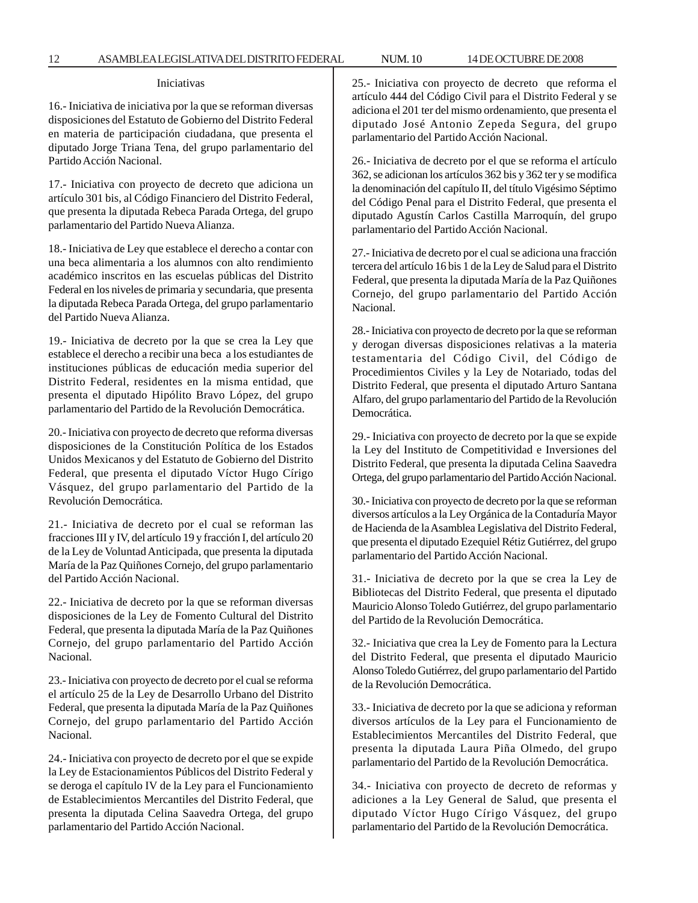Iniciativas

16.- Iniciativa de iniciativa por la que se reforman diversas disposiciones del Estatuto de Gobierno del Distrito Federal en materia de participación ciudadana, que presenta el diputado Jorge Triana Tena, del grupo parlamentario del Partido Acción Nacional.

17.- Iniciativa con proyecto de decreto que adiciona un artículo 301 bis, al Código Financiero del Distrito Federal, que presenta la diputada Rebeca Parada Ortega, del grupo parlamentario del Partido Nueva Alianza.

18.- Iniciativa de Ley que establece el derecho a contar con una beca alimentaria a los alumnos con alto rendimiento académico inscritos en las escuelas públicas del Distrito Federal en los niveles de primaria y secundaria, que presenta la diputada Rebeca Parada Ortega, del grupo parlamentario del Partido Nueva Alianza.

19.- Iniciativa de decreto por la que se crea la Ley que establece el derecho a recibir una beca a los estudiantes de instituciones públicas de educación media superior del Distrito Federal, residentes en la misma entidad, que presenta el diputado Hipólito Bravo López, del grupo parlamentario del Partido de la Revolución Democrática.

20.- Iniciativa con proyecto de decreto que reforma diversas disposiciones de la Constitución Política de los Estados Unidos Mexicanos y del Estatuto de Gobierno del Distrito Federal, que presenta el diputado Víctor Hugo Círigo Vásquez, del grupo parlamentario del Partido de la Revolución Democrática.

21.- Iniciativa de decreto por el cual se reforman las fracciones III y IV, del artículo 19 y fracción I, del artículo 20 de la Ley de Voluntad Anticipada, que presenta la diputada María de la Paz Quiñones Cornejo, del grupo parlamentario del Partido Acción Nacional.

22.- Iniciativa de decreto por la que se reforman diversas disposiciones de la Ley de Fomento Cultural del Distrito Federal, que presenta la diputada María de la Paz Quiñones Cornejo, del grupo parlamentario del Partido Acción Nacional.

23.- Iniciativa con proyecto de decreto por el cual se reforma el artículo 25 de la Ley de Desarrollo Urbano del Distrito Federal, que presenta la diputada María de la Paz Quiñones Cornejo, del grupo parlamentario del Partido Acción Nacional.

24.- Iniciativa con proyecto de decreto por el que se expide la Ley de Estacionamientos Públicos del Distrito Federal y se deroga el capítulo IV de la Ley para el Funcionamiento de Establecimientos Mercantiles del Distrito Federal, que presenta la diputada Celina Saavedra Ortega, del grupo parlamentario del Partido Acción Nacional.

25.- Iniciativa con proyecto de decreto que reforma el artículo 444 del Código Civil para el Distrito Federal y se adiciona el 201 ter del mismo ordenamiento, que presenta el diputado José Antonio Zepeda Segura, del grupo parlamentario del Partido Acción Nacional.

26.- Iniciativa de decreto por el que se reforma el artículo 362, se adicionan los artículos 362 bis y 362 ter y se modifica la denominación del capítulo II, del título Vigésimo Séptimo del Código Penal para el Distrito Federal, que presenta el diputado Agustín Carlos Castilla Marroquín, del grupo parlamentario del Partido Acción Nacional.

27.- Iniciativa de decreto por el cual se adiciona una fracción tercera del artículo 16 bis 1 de la Ley de Salud para el Distrito Federal, que presenta la diputada María de la Paz Quiñones Cornejo, del grupo parlamentario del Partido Acción Nacional.

28.- Iniciativa con proyecto de decreto por la que se reforman y derogan diversas disposiciones relativas a la materia testamentaria del Código Civil, del Código de Procedimientos Civiles y la Ley de Notariado, todas del Distrito Federal, que presenta el diputado Arturo Santana Alfaro, del grupo parlamentario del Partido de la Revolución Democrática.

29.- Iniciativa con proyecto de decreto por la que se expide la Ley del Instituto de Competitividad e Inversiones del Distrito Federal, que presenta la diputada Celina Saavedra Ortega, del grupo parlamentario del Partido Acción Nacional.

30.- Iniciativa con proyecto de decreto por la que se reforman diversos artículos a la Ley Orgánica de la Contaduría Mayor de Hacienda de la Asamblea Legislativa del Distrito Federal, que presenta el diputado Ezequiel Rétiz Gutiérrez, del grupo parlamentario del Partido Acción Nacional.

31.- Iniciativa de decreto por la que se crea la Ley de Bibliotecas del Distrito Federal, que presenta el diputado Mauricio Alonso Toledo Gutiérrez, del grupo parlamentario del Partido de la Revolución Democrática.

32.- Iniciativa que crea la Ley de Fomento para la Lectura del Distrito Federal, que presenta el diputado Mauricio Alonso Toledo Gutiérrez, del grupo parlamentario del Partido de la Revolución Democrática.

33.- Iniciativa de decreto por la que se adiciona y reforman diversos artículos de la Ley para el Funcionamiento de Establecimientos Mercantiles del Distrito Federal, que presenta la diputada Laura Piña Olmedo, del grupo parlamentario del Partido de la Revolución Democrática.

34.- Iniciativa con proyecto de decreto de reformas y adiciones a la Ley General de Salud, que presenta el diputado Víctor Hugo Círigo Vásquez, del grupo parlamentario del Partido de la Revolución Democrática.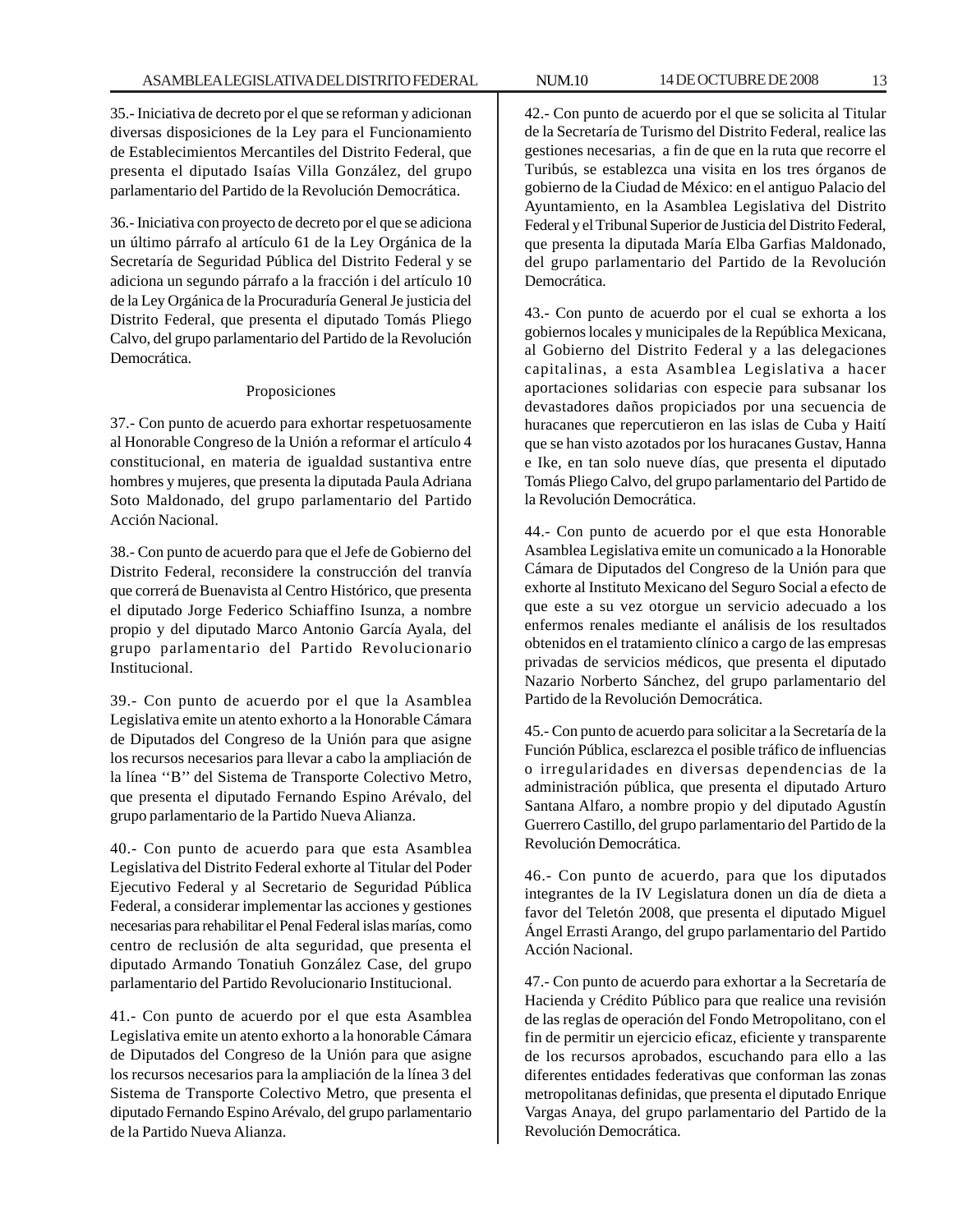35.- Iniciativa de decreto por el que se reforman y adicionan diversas disposiciones de la Ley para el Funcionamiento de Establecimientos Mercantiles del Distrito Federal, que presenta el diputado Isaías Villa González, del grupo parlamentario del Partido de la Revolución Democrática.

36.- Iniciativa con proyecto de decreto por el que se adiciona un último párrafo al artículo 61 de la Ley Orgánica de la Secretaría de Seguridad Pública del Distrito Federal y se adiciona un segundo párrafo a la fracción i del artículo 10 de la Ley Orgánica de la Procuraduría General Je justicia del Distrito Federal, que presenta el diputado Tomás Pliego Calvo, del grupo parlamentario del Partido de la Revolución Democrática.

Proposiciones

37.- Con punto de acuerdo para exhortar respetuosamente al Honorable Congreso de la Unión a reformar el artículo 4 constitucional, en materia de igualdad sustantiva entre hombres y mujeres, que presenta la diputada Paula Adriana Soto Maldonado, del grupo parlamentario del Partido Acción Nacional.

38.- Con punto de acuerdo para que el Jefe de Gobierno del Distrito Federal, reconsidere la construcción del tranvía que correrá de Buenavista al Centro Histórico, que presenta el diputado Jorge Federico Schiaffino Isunza, a nombre propio y del diputado Marco Antonio García Ayala, del grupo parlamentario del Partido Revolucionario Institucional.

39.- Con punto de acuerdo por el que la Asamblea Legislativa emite un atento exhorto a la Honorable Cámara de Diputados del Congreso de la Unión para que asigne los recursos necesarios para llevar a cabo la ampliación de la línea ''B'' del Sistema de Transporte Colectivo Metro, que presenta el diputado Fernando Espino Arévalo, del grupo parlamentario de la Partido Nueva Alianza.

40.- Con punto de acuerdo para que esta Asamblea Legislativa del Distrito Federal exhorte al Titular del Poder Ejecutivo Federal y al Secretario de Seguridad Pública Federal, a considerar implementar las acciones y gestiones necesarias para rehabilitar el Penal Federal islas marías, como centro de reclusión de alta seguridad, que presenta el diputado Armando Tonatiuh González Case, del grupo parlamentario del Partido Revolucionario Institucional.

41.- Con punto de acuerdo por el que esta Asamblea Legislativa emite un atento exhorto a la honorable Cámara de Diputados del Congreso de la Unión para que asigne los recursos necesarios para la ampliación de la línea 3 del Sistema de Transporte Colectivo Metro, que presenta el diputado Fernando Espino Arévalo, del grupo parlamentario de la Partido Nueva Alianza.

42.- Con punto de acuerdo por el que se solicita al Titular de la Secretaría de Turismo del Distrito Federal, realice las gestiones necesarias, a fin de que en la ruta que recorre el Turibús, se establezca una visita en los tres órganos de gobierno de la Ciudad de México: en el antiguo Palacio del Ayuntamiento, en la Asamblea Legislativa del Distrito Federal y el Tribunal Superior de Justicia del Distrito Federal, que presenta la diputada María Elba Garfias Maldonado, del grupo parlamentario del Partido de la Revolución Democrática.

43.- Con punto de acuerdo por el cual se exhorta a los gobiernos locales y municipales de la República Mexicana, al Gobierno del Distrito Federal y a las delegaciones capitalinas, a esta Asamblea Legislativa a hacer aportaciones solidarias con especie para subsanar los devastadores daños propiciados por una secuencia de huracanes que repercutieron en las islas de Cuba y Haití que se han visto azotados por los huracanes Gustav, Hanna e Ike, en tan solo nueve días, que presenta el diputado Tomás Pliego Calvo, del grupo parlamentario del Partido de la Revolución Democrática.

44.- Con punto de acuerdo por el que esta Honorable Asamblea Legislativa emite un comunicado a la Honorable Cámara de Diputados del Congreso de la Unión para que exhorte al Instituto Mexicano del Seguro Social a efecto de que este a su vez otorgue un servicio adecuado a los enfermos renales mediante el análisis de los resultados obtenidos en el tratamiento clínico a cargo de las empresas privadas de servicios médicos, que presenta el diputado Nazario Norberto Sánchez, del grupo parlamentario del Partido de la Revolución Democrática.

45.- Con punto de acuerdo para solicitar a la Secretaría de la Función Pública, esclarezca el posible tráfico de influencias o irregularidades en diversas dependencias de la administración pública, que presenta el diputado Arturo Santana Alfaro, a nombre propio y del diputado Agustín Guerrero Castillo, del grupo parlamentario del Partido de la Revolución Democrática.

46.- Con punto de acuerdo, para que los diputados integrantes de la IV Legislatura donen un día de dieta a favor del Teletón 2008, que presenta el diputado Miguel Ángel Errasti Arango, del grupo parlamentario del Partido Acción Nacional.

47.- Con punto de acuerdo para exhortar a la Secretaría de Hacienda y Crédito Público para que realice una revisión de las reglas de operación del Fondo Metropolitano, con el fin de permitir un ejercicio eficaz, eficiente y transparente de los recursos aprobados, escuchando para ello a las diferentes entidades federativas que conforman las zonas metropolitanas definidas, que presenta el diputado Enrique Vargas Anaya, del grupo parlamentario del Partido de la Revolución Democrática.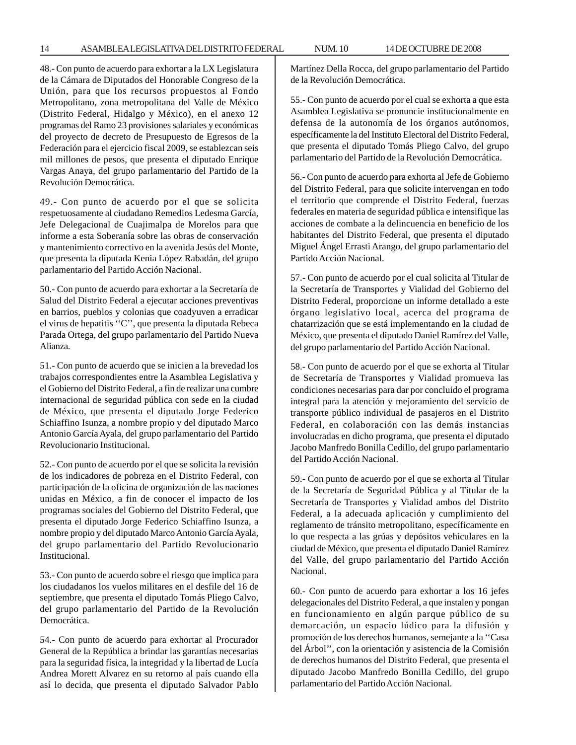48.- Con punto de acuerdo para exhortar a la LX Legislatura de la Cámara de Diputados del Honorable Congreso de la Unión, para que los recursos propuestos al Fondo Metropolitano, zona metropolitana del Valle de México (Distrito Federal, Hidalgo y México), en el anexo 12 programas del Ramo 23 provisiones salariales y económicas del proyecto de decreto de Presupuesto de Egresos de la Federación para el ejercicio fiscal 2009, se establezcan seis mil millones de pesos, que presenta el diputado Enrique Vargas Anaya, del grupo parlamentario del Partido de la Revolución Democrática.

49.- Con punto de acuerdo por el que se solicita respetuosamente al ciudadano Remedios Ledesma García, Jefe Delegacional de Cuajimalpa de Morelos para que informe a esta Soberanía sobre las obras de conservación y mantenimiento correctivo en la avenida Jesús del Monte, que presenta la diputada Kenia López Rabadán, del grupo parlamentario del Partido Acción Nacional.

50.- Con punto de acuerdo para exhortar a la Secretaría de Salud del Distrito Federal a ejecutar acciones preventivas en barrios, pueblos y colonias que coadyuven a erradicar el virus de hepatitis ''C'', que presenta la diputada Rebeca Parada Ortega, del grupo parlamentario del Partido Nueva Alianza.

51.- Con punto de acuerdo que se inicien a la brevedad los trabajos correspondientes entre la Asamblea Legislativa y el Gobierno del Distrito Federal, a fin de realizar una cumbre internacional de seguridad pública con sede en la ciudad de México, que presenta el diputado Jorge Federico Schiaffino Isunza, a nombre propio y del diputado Marco Antonio García Ayala, del grupo parlamentario del Partido Revolucionario Institucional.

52.- Con punto de acuerdo por el que se solicita la revisión de los indicadores de pobreza en el Distrito Federal, con participación de la oficina de organización de las naciones unidas en México, a fin de conocer el impacto de los programas sociales del Gobierno del Distrito Federal, que presenta el diputado Jorge Federico Schiaffino Isunza, a nombre propio y del diputado Marco Antonio García Ayala, del grupo parlamentario del Partido Revolucionario Institucional.

53.- Con punto de acuerdo sobre el riesgo que implica para los ciudadanos los vuelos militares en el desfile del 16 de septiembre, que presenta el diputado Tomás Pliego Calvo, del grupo parlamentario del Partido de la Revolución Democrática.

54.- Con punto de acuerdo para exhortar al Procurador General de la República a brindar las garantías necesarias para la seguridad física, la integridad y la libertad de Lucía Andrea Morett Alvarez en su retorno al país cuando ella así lo decida, que presenta el diputado Salvador Pablo Martínez Della Rocca, del grupo parlamentario del Partido de la Revolución Democrática.

55.- Con punto de acuerdo por el cual se exhorta a que esta Asamblea Legislativa se pronuncie institucionalmente en defensa de la autonomía de los órganos autónomos, específicamente la del Instituto Electoral del Distrito Federal, que presenta el diputado Tomás Pliego Calvo, del grupo parlamentario del Partido de la Revolución Democrática.

56.- Con punto de acuerdo para exhorta al Jefe de Gobierno del Distrito Federal, para que solicite intervengan en todo el territorio que comprende el Distrito Federal, fuerzas federales en materia de seguridad pública e intensifique las acciones de combate a la delincuencia en beneficio de los habitantes del Distrito Federal, que presenta el diputado Miguel Ángel Errasti Arango, del grupo parlamentario del Partido Acción Nacional.

57.- Con punto de acuerdo por el cual solicita al Titular de la Secretaría de Transportes y Vialidad del Gobierno del Distrito Federal, proporcione un informe detallado a este órgano legislativo local, acerca del programa de chatarrización que se está implementando en la ciudad de México, que presenta el diputado Daniel Ramírez del Valle, del grupo parlamentario del Partido Acción Nacional.

58.- Con punto de acuerdo por el que se exhorta al Titular de Secretaría de Transportes y Vialidad promueva las condiciones necesarias para dar por concluido el programa integral para la atención y mejoramiento del servicio de transporte público individual de pasajeros en el Distrito Federal, en colaboración con las demás instancias involucradas en dicho programa, que presenta el diputado Jacobo Manfredo Bonilla Cedillo, del grupo parlamentario del Partido Acción Nacional.

59.- Con punto de acuerdo por el que se exhorta al Titular de la Secretaría de Seguridad Pública y al Titular de la Secretaría de Transportes y Vialidad ambos del Distrito Federal, a la adecuada aplicación y cumplimiento del reglamento de tránsito metropolitano, específicamente en lo que respecta a las grúas y depósitos vehiculares en la ciudad de México, que presenta el diputado Daniel Ramírez del Valle, del grupo parlamentario del Partido Acción Nacional.

60.- Con punto de acuerdo para exhortar a los 16 jefes delegacionales del Distrito Federal, a que instalen y pongan en funcionamiento en algún parque público de su demarcación, un espacio lúdico para la difusión y promoción de los derechos humanos, semejante a la ''Casa del Árbol'', con la orientación y asistencia de la Comisión de derechos humanos del Distrito Federal, que presenta el diputado Jacobo Manfredo Bonilla Cedillo, del grupo parlamentario del Partido Acción Nacional.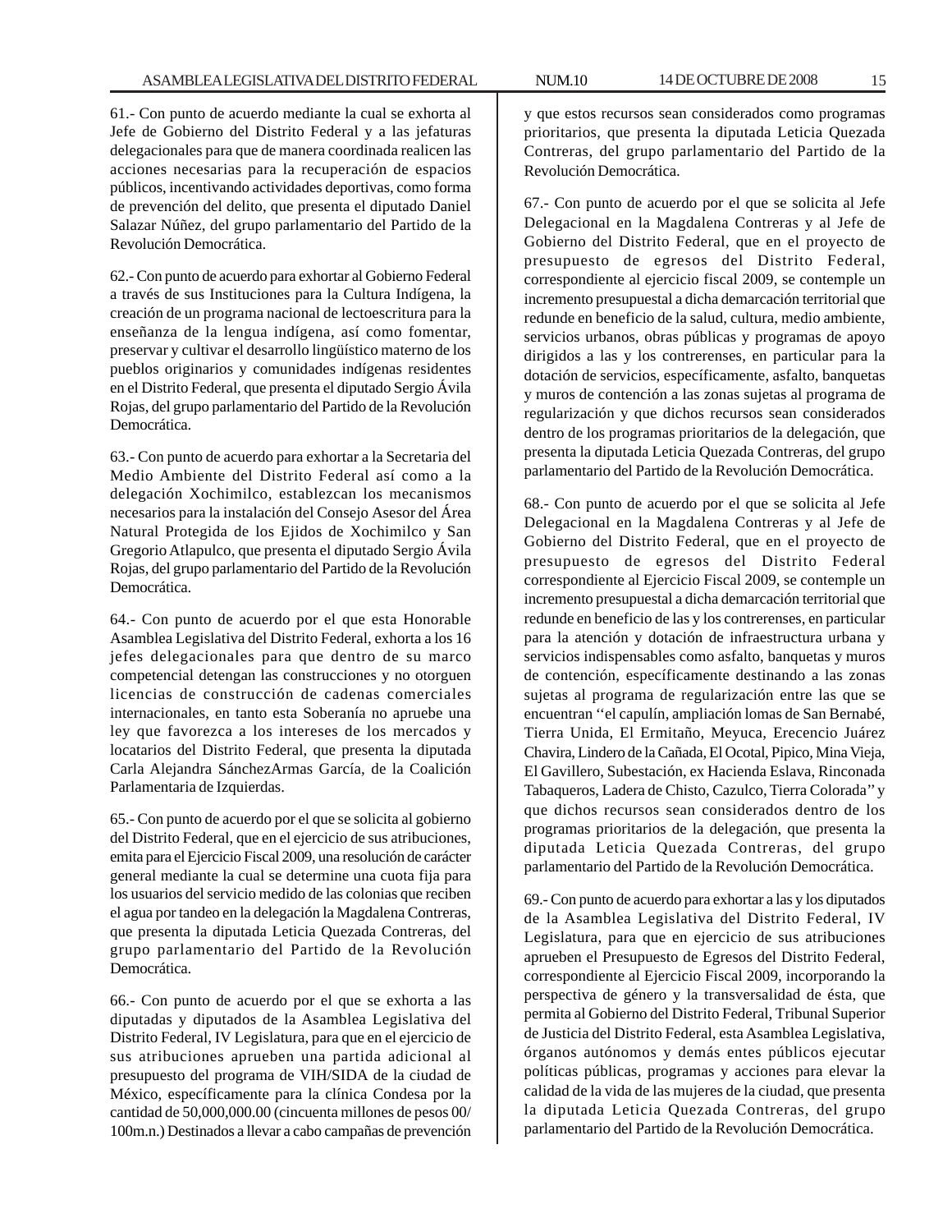61.- Con punto de acuerdo mediante la cual se exhorta al Jefe de Gobierno del Distrito Federal y a las jefaturas delegacionales para que de manera coordinada realicen las acciones necesarias para la recuperación de espacios públicos, incentivando actividades deportivas, como forma de prevención del delito, que presenta el diputado Daniel Salazar Núñez, del grupo parlamentario del Partido de la Revolución Democrática.

62.- Con punto de acuerdo para exhortar al Gobierno Federal a través de sus Instituciones para la Cultura Indígena, la creación de un programa nacional de lectoescritura para la enseñanza de la lengua indígena, así como fomentar, preservar y cultivar el desarrollo lingüístico materno de los pueblos originarios y comunidades indígenas residentes en el Distrito Federal, que presenta el diputado Sergio Ávila Rojas, del grupo parlamentario del Partido de la Revolución Democrática.

63.- Con punto de acuerdo para exhortar a la Secretaria del Medio Ambiente del Distrito Federal así como a la delegación Xochimilco, establezcan los mecanismos necesarios para la instalación del Consejo Asesor del Área Natural Protegida de los Ejidos de Xochimilco y San Gregorio Atlapulco, que presenta el diputado Sergio Ávila Rojas, del grupo parlamentario del Partido de la Revolución Democrática.

64.- Con punto de acuerdo por el que esta Honorable Asamblea Legislativa del Distrito Federal, exhorta a los 16 jefes delegacionales para que dentro de su marco competencial detengan las construcciones y no otorguen licencias de construcción de cadenas comerciales internacionales, en tanto esta Soberanía no apruebe una ley que favorezca a los intereses de los mercados y locatarios del Distrito Federal, que presenta la diputada Carla Alejandra SánchezArmas García, de la Coalición Parlamentaria de Izquierdas.

65.- Con punto de acuerdo por el que se solicita al gobierno del Distrito Federal, que en el ejercicio de sus atribuciones, emita para el Ejercicio Fiscal 2009, una resolución de carácter general mediante la cual se determine una cuota fija para los usuarios del servicio medido de las colonias que reciben el agua por tandeo en la delegación la Magdalena Contreras, que presenta la diputada Leticia Quezada Contreras, del grupo parlamentario del Partido de la Revolución Democrática.

66.- Con punto de acuerdo por el que se exhorta a las diputadas y diputados de la Asamblea Legislativa del Distrito Federal, IV Legislatura, para que en el ejercicio de sus atribuciones aprueben una partida adicional al presupuesto del programa de VIH/SIDA de la ciudad de México, específicamente para la clínica Condesa por la cantidad de 50,000,000.00 (cincuenta millones de pesos 00/100m.n.) Destinados a llevar a cabo campañas de prevención y que estos recursos sean considerados como programas prioritarios, que presenta la diputada Leticia Quezada Contreras, del grupo parlamentario del Partido de la Revolución Democrática.

67.- Con punto de acuerdo por el que se solicita al Jefe Delegacional en la Magdalena Contreras y al Jefe de Gobierno del Distrito Federal, que en el proyecto de presupuesto de egresos del Distrito Federal, correspondiente al ejercicio fiscal 2009, se contemple un incremento presupuestal a dicha demarcación territorial que redunde en beneficio de la salud, cultura, medio ambiente, servicios urbanos, obras públicas y programas de apoyo dirigidos a las y los contrerenses, en particular para la dotación de servicios, específicamente, asfalto, banquetas y muros de contención a las zonas sujetas al programa de regularización y que dichos recursos sean considerados dentro de los programas prioritarios de la delegación, que presenta la diputada Leticia Quezada Contreras, del grupo parlamentario del Partido de la Revolución Democrática.

68.- Con punto de acuerdo por el que se solicita al Jefe Delegacional en la Magdalena Contreras y al Jefe de Gobierno del Distrito Federal, que en el proyecto de presupuesto de egresos del Distrito Federal correspondiente al Ejercicio Fiscal 2009, se contemple un incremento presupuestal a dicha demarcación territorial que redunde en beneficio de las y los contrerenses, en particular para la atención y dotación de infraestructura urbana y servicios indispensables como asfalto, banquetas y muros de contención, específicamente destinando a las zonas sujetas al programa de regularización entre las que se encuentran ''el capulín, ampliación lomas de San Bernabé, Tierra Unida, El Ermitaño, Meyuca, Erecencio Juárez Chavira, Lindero de la Cañada, El Ocotal, Pipico, Mina Vieja, El Gavillero, Subestación, ex Hacienda Eslava, Rinconada Tabaqueros, Ladera de Chisto, Cazulco, Tierra Colorada'' y que dichos recursos sean considerados dentro de los programas prioritarios de la delegación, que presenta la diputada Leticia Quezada Contreras, del grupo parlamentario del Partido de la Revolución Democrática.

69.- Con punto de acuerdo para exhortar a las y los diputados de la Asamblea Legislativa del Distrito Federal, IV Legislatura, para que en ejercicio de sus atribuciones aprueben el Presupuesto de Egresos del Distrito Federal, correspondiente al Ejercicio Fiscal 2009, incorporando la perspectiva de género y la transversalidad de ésta, que permita al Gobierno del Distrito Federal, Tribunal Superior de Justicia del Distrito Federal, esta Asamblea Legislativa, órganos autónomos y demás entes públicos ejecutar políticas públicas, programas y acciones para elevar la calidad de la vida de las mujeres de la ciudad, que presenta la diputada Leticia Quezada Contreras, del grupo parlamentario del Partido de la Revolución Democrática.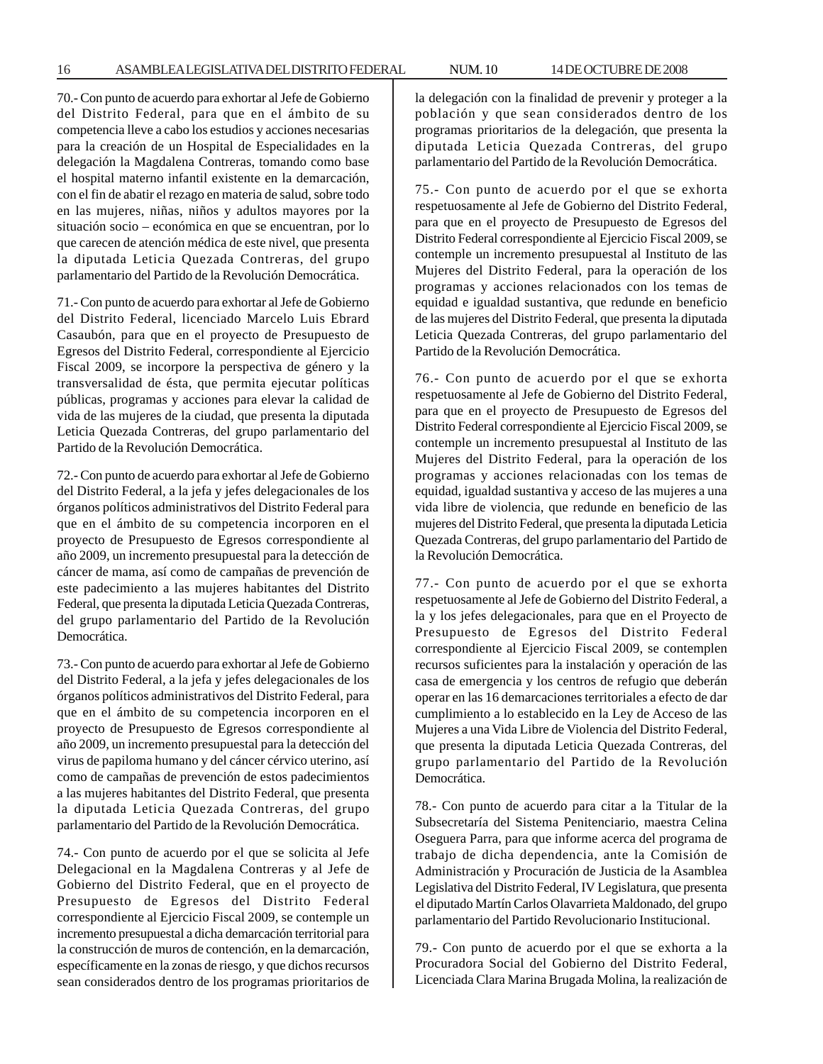70.- Con punto de acuerdo para exhortar al Jefe de Gobierno del Distrito Federal, para que en el ámbito de su competencia lleve a cabo los estudios y acciones necesarias para la creación de un Hospital de Especialidades en la delegación la Magdalena Contreras, tomando como base el hospital materno infantil existente en la demarcación, con el fin de abatir el rezago en materia de salud, sobre todo en las mujeres, niñas, niños y adultos mayores por la situación socio – económica en que se encuentran, por lo que carecen de atención médica de este nivel, que presenta la diputada Leticia Quezada Contreras, del grupo parlamentario del Partido de la Revolución Democrática.

71.- Con punto de acuerdo para exhortar al Jefe de Gobierno del Distrito Federal, licenciado Marcelo Luis Ebrard Casaubón, para que en el proyecto de Presupuesto de Egresos del Distrito Federal, correspondiente al Ejercicio Fiscal 2009, se incorpore la perspectiva de género y la transversalidad de ésta, que permita ejecutar políticas públicas, programas y acciones para elevar la calidad de vida de las mujeres de la ciudad, que presenta la diputada Leticia Quezada Contreras, del grupo parlamentario del Partido de la Revolución Democrática.

72.- Con punto de acuerdo para exhortar al Jefe de Gobierno del Distrito Federal, a la jefa y jefes delegacionales de los órganos políticos administrativos del Distrito Federal para que en el ámbito de su competencia incorporen en el proyecto de Presupuesto de Egresos correspondiente al año 2009, un incremento presupuestal para la detección de cáncer de mama, así como de campañas de prevención de este padecimiento a las mujeres habitantes del Distrito Federal, que presenta la diputada Leticia Quezada Contreras, del grupo parlamentario del Partido de la Revolución Democrática.

73.- Con punto de acuerdo para exhortar al Jefe de Gobierno del Distrito Federal, a la jefa y jefes delegacionales de los órganos políticos administrativos del Distrito Federal, para que en el ámbito de su competencia incorporen en el proyecto de Presupuesto de Egresos correspondiente al año 2009, un incremento presupuestal para la detección del virus de papiloma humano y del cáncer cérvico uterino, así como de campañas de prevención de estos padecimientos a las mujeres habitantes del Distrito Federal, que presenta la diputada Leticia Quezada Contreras, del grupo parlamentario del Partido de la Revolución Democrática.

74.- Con punto de acuerdo por el que se solicita al Jefe Delegacional en la Magdalena Contreras y al Jefe de Gobierno del Distrito Federal, que en el proyecto de Presupuesto de Egresos del Distrito Federal correspondiente al Ejercicio Fiscal 2009, se contemple un incremento presupuestal a dicha demarcación territorial para la construcción de muros de contención, en la demarcación, específicamente en la zonas de riesgo, y que dichos recursos sean considerados dentro de los programas prioritarios de la delegación con la finalidad de prevenir y proteger a la población y que sean considerados dentro de los programas prioritarios de la delegación, que presenta la diputada Leticia Quezada Contreras, del grupo parlamentario del Partido de la Revolución Democrática.

75.- Con punto de acuerdo por el que se exhorta respetuosamente al Jefe de Gobierno del Distrito Federal, para que en el proyecto de Presupuesto de Egresos del Distrito Federal correspondiente al Ejercicio Fiscal 2009, se contemple un incremento presupuestal al Instituto de las Mujeres del Distrito Federal, para la operación de los programas y acciones relacionados con los temas de equidad e igualdad sustantiva, que redunde en beneficio de las mujeres del Distrito Federal, que presenta la diputada Leticia Quezada Contreras, del grupo parlamentario del Partido de la Revolución Democrática.

76.- Con punto de acuerdo por el que se exhorta respetuosamente al Jefe de Gobierno del Distrito Federal, para que en el proyecto de Presupuesto de Egresos del Distrito Federal correspondiente al Ejercicio Fiscal 2009, se contemple un incremento presupuestal al Instituto de las Mujeres del Distrito Federal, para la operación de los programas y acciones relacionadas con los temas de equidad, igualdad sustantiva y acceso de las mujeres a una vida libre de violencia, que redunde en beneficio de las mujeres del Distrito Federal, que presenta la diputada Leticia Quezada Contreras, del grupo parlamentario del Partido de la Revolución Democrática.

77.- Con punto de acuerdo por el que se exhorta respetuosamente al Jefe de Gobierno del Distrito Federal, a la y los jefes delegacionales, para que en el Proyecto de Presupuesto de Egresos del Distrito Federal correspondiente al Ejercicio Fiscal 2009, se contemplen recursos suficientes para la instalación y operación de las casa de emergencia y los centros de refugio que deberán operar en las 16 demarcaciones territoriales a efecto de dar cumplimiento a lo establecido en la Ley de Acceso de las Mujeres a una Vida Libre de Violencia del Distrito Federal, que presenta la diputada Leticia Quezada Contreras, del grupo parlamentario del Partido de la Revolución Democrática.

78.- Con punto de acuerdo para citar a la Titular de la Subsecretaría del Sistema Penitenciario, maestra Celina Oseguera Parra, para que informe acerca del programa de trabajo de dicha dependencia, ante la Comisión de Administración y Procuración de Justicia de la Asamblea Legislativa del Distrito Federal, IV Legislatura, que presenta el diputado Martín Carlos Olavarrieta Maldonado, del grupo parlamentario del Partido Revolucionario Institucional.

79.- Con punto de acuerdo por el que se exhorta a la Procuradora Social del Gobierno del Distrito Federal, Licenciada Clara Marina Brugada Molina, la realización de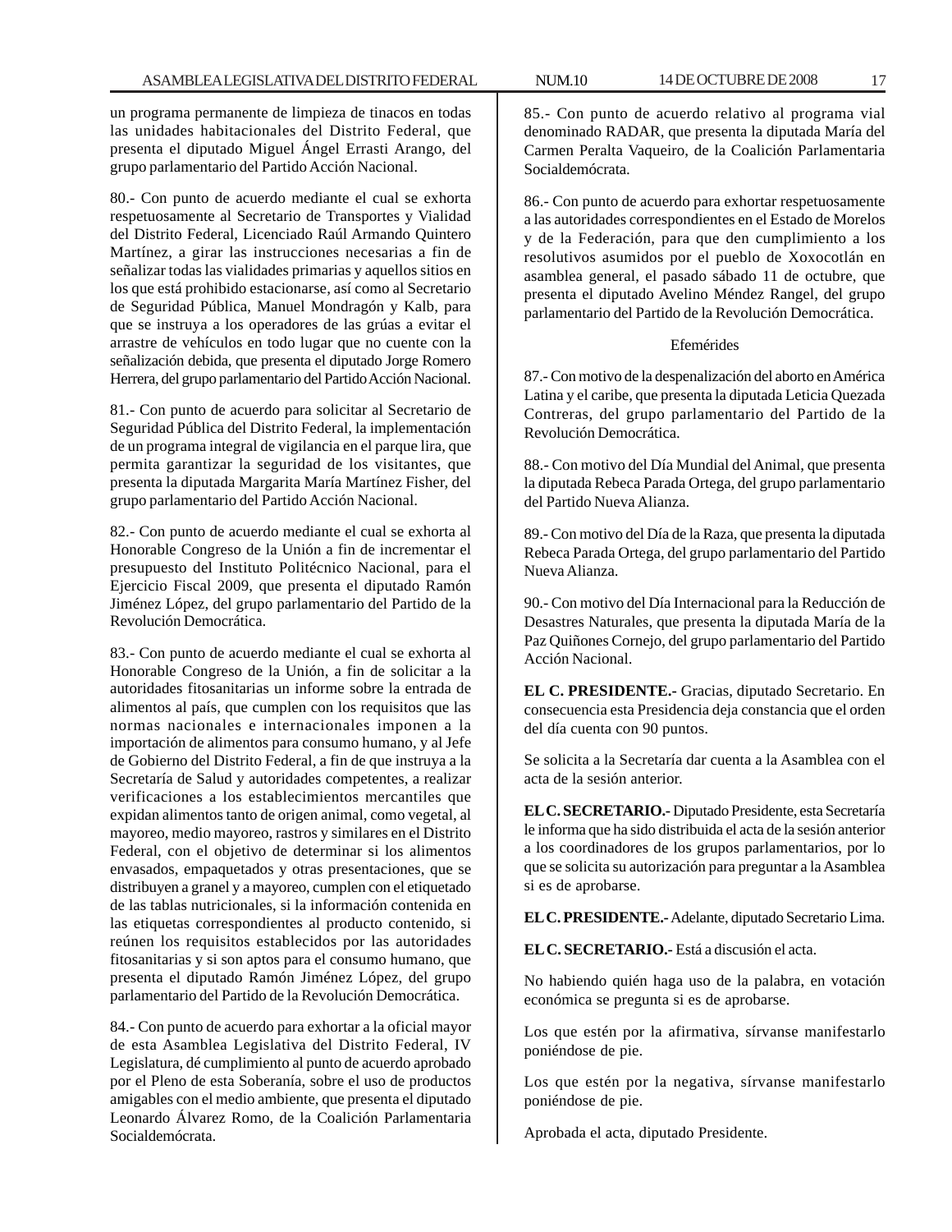un programa permanente de limpieza de tinacos en todas las unidades habitacionales del Distrito Federal, que presenta el diputado Miguel Ángel Errasti Arango, del grupo parlamentario del Partido Acción Nacional.

80.- Con punto de acuerdo mediante el cual se exhorta respetuosamente al Secretario de Transportes y Vialidad del Distrito Federal, Licenciado Raúl Armando Quintero Martínez, a girar las instrucciones necesarias a fin de señalizar todas las vialidades primarias y aquellos sitios en los que está prohibido estacionarse, así como al Secretario de Seguridad Pública, Manuel Mondragón y Kalb, para que se instruya a los operadores de las grúas a evitar el arrastre de vehículos en todo lugar que no cuente con la señalización debida, que presenta el diputado Jorge Romero Herrera, del grupo parlamentario del Partido Acción Nacional.

81.- Con punto de acuerdo para solicitar al Secretario de Seguridad Pública del Distrito Federal, la implementación de un programa integral de vigilancia en el parque lira, que permita garantizar la seguridad de los visitantes, que presenta la diputada Margarita María Martínez Fisher, del grupo parlamentario del Partido Acción Nacional.

82.- Con punto de acuerdo mediante el cual se exhorta al Honorable Congreso de la Unión a fin de incrementar el presupuesto del Instituto Politécnico Nacional, para el Ejercicio Fiscal 2009, que presenta el diputado Ramón Jiménez López, del grupo parlamentario del Partido de la Revolución Democrática.

83.- Con punto de acuerdo mediante el cual se exhorta al Honorable Congreso de la Unión, a fin de solicitar a la autoridades fitosanitarias un informe sobre la entrada de alimentos al país, que cumplen con los requisitos que las normas nacionales e internacionales imponen a la importación de alimentos para consumo humano, y al Jefe de Gobierno del Distrito Federal, a fin de que instruya a la Secretaría de Salud y autoridades competentes, a realizar verificaciones a los establecimientos mercantiles que expidan alimentos tanto de origen animal, como vegetal, al mayoreo, medio mayoreo, rastros y similares en el Distrito Federal, con el objetivo de determinar si los alimentos envasados, empaquetados y otras presentaciones, que se distribuyen a granel y a mayoreo, cumplen con el etiquetado de las tablas nutricionales, si la información contenida en las etiquetas correspondientes al producto contenido, si reúnen los requisitos establecidos por las autoridades fitosanitarias y si son aptos para el consumo humano, que presenta el diputado Ramón Jiménez López, del grupo parlamentario del Partido de la Revolución Democrática.

84.- Con punto de acuerdo para exhortar a la oficial mayor de esta Asamblea Legislativa del Distrito Federal, IV Legislatura, dé cumplimiento al punto de acuerdo aprobado por el Pleno de esta Soberanía, sobre el uso de productos amigables con el medio ambiente, que presenta el diputado Leonardo Álvarez Romo, de la Coalición Parlamentaria Socialdemócrata.

85.- Con punto de acuerdo relativo al programa vial denominado RADAR, que presenta la diputada María del Carmen Peralta Vaqueiro, de la Coalición Parlamentaria Socialdemócrata.

86.- Con punto de acuerdo para exhortar respetuosamente a las autoridades correspondientes en el Estado de Morelos y de la Federación, para que den cumplimiento a los resolutivos asumidos por el pueblo de Xoxocotlán en asamblea general, el pasado sábado 11 de octubre, que presenta el diputado Avelino Méndez Rangel, del grupo parlamentario del Partido de la Revolución Democrática.

Efemérides

87.- Con motivo de la despenalización del aborto en América Latina y el caribe, que presenta la diputada Leticia Quezada Contreras, del grupo parlamentario del Partido de la Revolución Democrática.

88.- Con motivo del Día Mundial del Animal, que presenta la diputada Rebeca Parada Ortega, del grupo parlamentario del Partido Nueva Alianza.

89.- Con motivo del Día de la Raza, que presenta la diputada Rebeca Parada Ortega, del grupo parlamentario del Partido Nueva Alianza.

90.- Con motivo del Día Internacional para la Reducción de Desastres Naturales, que presenta la diputada María de la Paz Quiñones Cornejo, del grupo parlamentario del Partido Acción Nacional.

**EL C. PRESIDENTE.-** Gracias, diputado Secretario. En consecuencia esta Presidencia deja constancia que el orden del día cuenta con 90 puntos.

Se solicita a la Secretaría dar cuenta a la Asamblea con el acta de la sesión anterior.

**EL C. SECRETARIO.-** Diputado Presidente, esta Secretaría le informa que ha sido distribuida el acta de la sesión anterior a los coordinadores de los grupos parlamentarios, por lo que se solicita su autorización para preguntar a la Asamblea si es de aprobarse.

**EL C. PRESIDENTE.-** Adelante, diputado Secretario Lima.

**EL C. SECRETARIO.-** Está a discusión el acta.

No habiendo quién haga uso de la palabra, en votación económica se pregunta si es de aprobarse.

Los que estén por la afirmativa, sírvanse manifestarlo poniéndose de pie.

Los que estén por la negativa, sírvanse manifestarlo poniéndose de pie.

Aprobada el acta, diputado Presidente.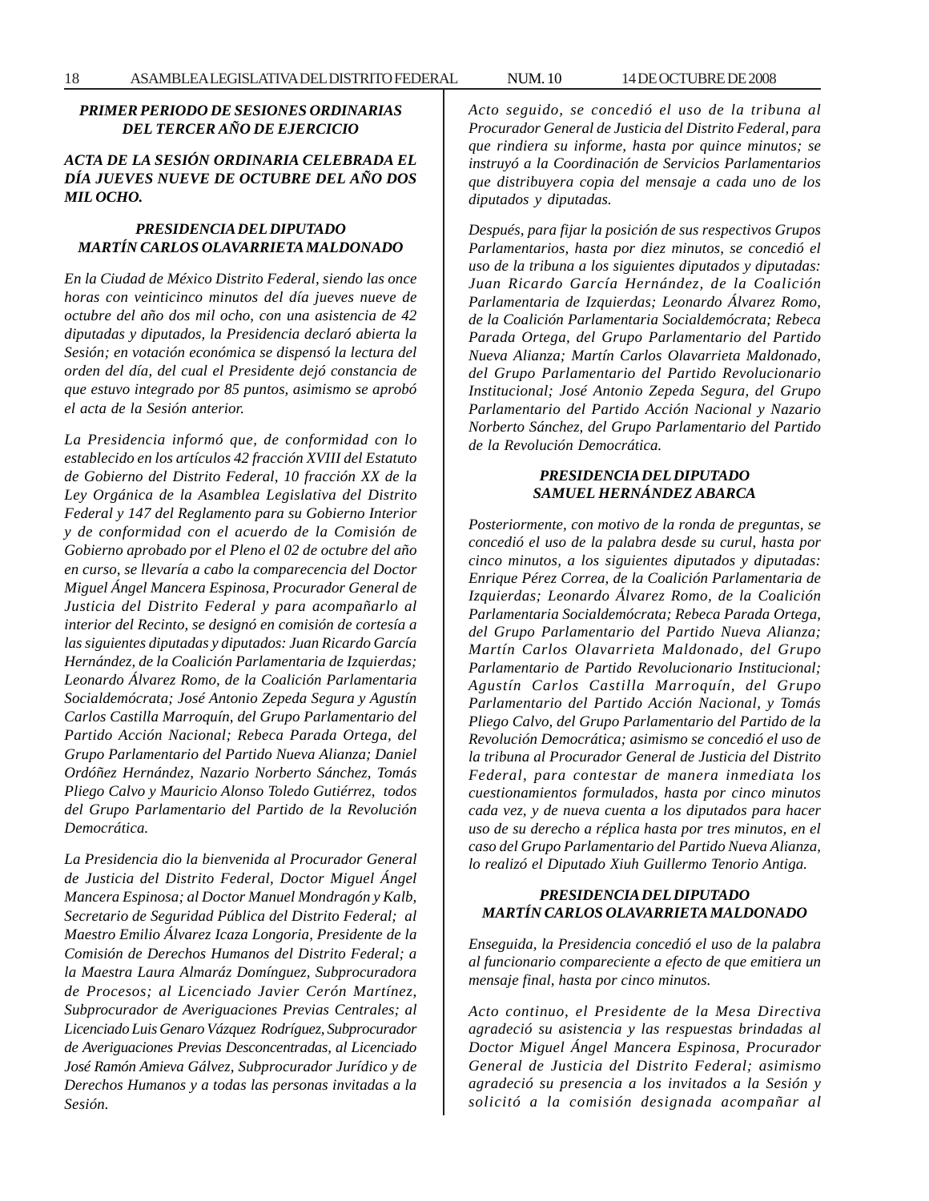***PRIMER PERIODO DE SESIONES ORDINARIAS DEL TERCER AÑO DE EJERCICIO***

***ACTA DE LA SESIÓN ORDINARIA CELEBRADA EL DÍA JUEVES NUEVE DE OCTUBRE DEL AÑO DOS MIL OCHO.***

***PRESIDENCIA DEL DIPUTADO MARTÍN CARLOS OLAVARRIETA MALDONADO***

*En la Ciudad de México Distrito Federal, siendo las once horas con veinticinco minutos del día jueves nueve de octubre del año dos mil ocho, con una asistencia de 42 diputadas y diputados, la Presidencia declaró abierta la Sesión; en votación económica se dispensó la lectura del orden del día, del cual el Presidente dejó constancia de que estuvo integrado por 85 puntos, asimismo se aprobó el acta de la Sesión anterior.*

*La Presidencia informó que, de conformidad con lo establecido en los artículos 42 fracción XVIII del Estatuto de Gobierno del Distrito Federal, 10 fracción XX de la Ley Orgánica de la Asamblea Legislativa del Distrito Federal y 147 del Reglamento para su Gobierno Interior y de conformidad con el acuerdo de la Comisión de Gobierno aprobado por el Pleno el 02 de octubre del año en curso, se llevaría a cabo la comparecencia del Doctor Miguel Ángel Mancera Espinosa, Procurador General de Justicia del Distrito Federal y para acompañarlo al interior del Recinto, se designó en comisión de cortesía a las siguientes diputadas y diputados: Juan Ricardo García Hernández, de la Coalición Parlamentaria de Izquierdas; Leonardo Álvarez Romo, de la Coalición Parlamentaria Socialdemócrata; José Antonio Zepeda Segura y Agustín Carlos Castilla Marroquín, del Grupo Parlamentario del Partido Acción Nacional; Rebeca Parada Ortega, del Grupo Parlamentario del Partido Nueva Alianza; Daniel Ordóñez Hernández, Nazario Norberto Sánchez, Tomás Pliego Calvo y Mauricio Alonso Toledo Gutiérrez, todos del Grupo Parlamentario del Partido de la Revolución Democrática.*

*La Presidencia dio la bienvenida al Procurador General de Justicia del Distrito Federal, Doctor Miguel Ángel Mancera Espinosa; al Doctor Manuel Mondragón y Kalb, Secretario de Seguridad Pública del Distrito Federal; al Maestro Emilio Álvarez Icaza Longoria, Presidente de la Comisión de Derechos Humanos del Distrito Federal; a la Maestra Laura Almaráz Domínguez, Subprocuradora de Procesos; al Licenciado Javier Cerón Martínez, Subprocurador de Averiguaciones Previas Centrales; al Licenciado Luis Genaro Vázquez Rodríguez, Subprocurador de Averiguaciones Previas Desconcentradas, al Licenciado José Ramón Amieva Gálvez, Subprocurador Jurídico y de Derechos Humanos y a todas las personas invitadas a la Sesión.*

*Acto seguido, se concedió el uso de la tribuna al Procurador General de Justicia del Distrito Federal, para que rindiera su informe, hasta por quince minutos; se instruyó a la Coordinación de Servicios Parlamentarios que distribuyera copia del mensaje a cada uno de los diputados y diputadas.*

*Después, para fijar la posición de sus respectivos Grupos Parlamentarios, hasta por diez minutos, se concedió el uso de la tribuna a los siguientes diputados y diputadas: Juan Ricardo García Hernández, de la Coalición Parlamentaria de Izquierdas; Leonardo Álvarez Romo, de la Coalición Parlamentaria Socialdemócrata; Rebeca Parada Ortega, del Grupo Parlamentario del Partido Nueva Alianza; Martín Carlos Olavarrieta Maldonado, del Grupo Parlamentario del Partido Revolucionario Institucional; José Antonio Zepeda Segura, del Grupo Parlamentario del Partido Acción Nacional y Nazario Norberto Sánchez, del Grupo Parlamentario del Partido de la Revolución Democrática.*

***PRESIDENCIA DEL DIPUTADO SAMUEL HERNÁNDEZ ABARCA***

*Posteriormente, con motivo de la ronda de preguntas, se concedió el uso de la palabra desde su curul, hasta por cinco minutos, a los siguientes diputados y diputadas: Enrique Pérez Correa, de la Coalición Parlamentaria de Izquierdas; Leonardo Álvarez Romo, de la Coalición Parlamentaria Socialdemócrata; Rebeca Parada Ortega, del Grupo Parlamentario del Partido Nueva Alianza; Martín Carlos Olavarrieta Maldonado, del Grupo Parlamentario de Partido Revolucionario Institucional; Agustín Carlos Castilla Marroquín, del Grupo Parlamentario del Partido Acción Nacional, y Tomás Pliego Calvo, del Grupo Parlamentario del Partido de la Revolución Democrática; asimismo se concedió el uso de la tribuna al Procurador General de Justicia del Distrito Federal, para contestar de manera inmediata los cuestionamientos formulados, hasta por cinco minutos cada vez, y de nueva cuenta a los diputados para hacer uso de su derecho a réplica hasta por tres minutos, en el caso del Grupo Parlamentario del Partido Nueva Alianza, lo realizó el Diputado Xiuh Guillermo Tenorio Antiga.*

***PRESIDENCIA DEL DIPUTADO MARTÍN CARLOS OLAVARRIETA MALDONADO***

*Enseguida, la Presidencia concedió el uso de la palabra al funcionario compareciente a efecto de que emitiera un mensaje final, hasta por cinco minutos.*

*Acto continuo, el Presidente de la Mesa Directiva agradeció su asistencia y las respuestas brindadas al Doctor Miguel Ángel Mancera Espinosa, Procurador General de Justicia del Distrito Federal; asimismo agradeció su presencia a los invitados a la Sesión y solicitó a la comisión designada acompañar al*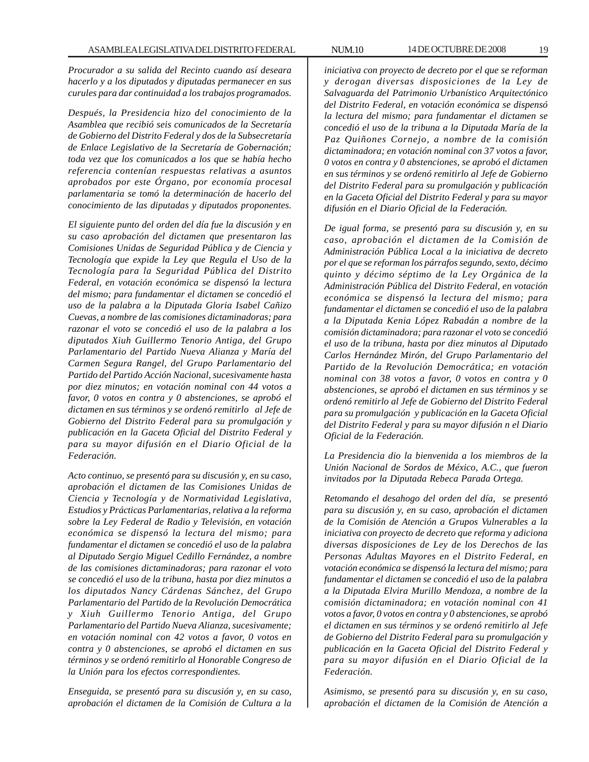*Procurador a su salida del Recinto cuando así deseara hacerlo y a los diputados y diputadas permanecer en sus curules para dar continuidad a los trabajos programados.*

*Después, la Presidencia hizo del conocimiento de la Asamblea que recibió seis comunicados de la Secretaría de Gobierno del Distrito Federal y dos de la Subsecretaría de Enlace Legislativo de la Secretaría de Gobernación; toda vez que los comunicados a los que se había hecho referencia contenían respuestas relativas a asuntos aprobados por este Órgano, por economía procesal parlamentaria se tomó la determinación de hacerlo del conocimiento de las diputadas y diputados proponentes.*

*El siguiente punto del orden del día fue la discusión y en su caso aprobación del dictamen que presentaron las Comisiones Unidas de Seguridad Pública y de Ciencia y Tecnología que expide la Ley que Regula el Uso de la Tecnología para la Seguridad Pública del Distrito Federal, en votación económica se dispensó la lectura del mismo; para fundamentar el dictamen se concedió el uso de la palabra a la Diputada Gloria Isabel Cañizo Cuevas, a nombre de las comisiones dictaminadoras; para razonar el voto se concedió el uso de la palabra a los diputados Xiuh Guillermo Tenorio Antiga, del Grupo Parlamentario del Partido Nueva Alianza y María del Carmen Segura Rangel, del Grupo Parlamentario del Partido del Partido Acción Nacional, sucesivamente hasta por diez minutos; en votación nominal con 44 votos a favor, 0 votos en contra y 0 abstenciones, se aprobó el dictamen en sus términos y se ordenó remitirlo al Jefe de Gobierno del Distrito Federal para su promulgación y publicación en la Gaceta Oficial del Distrito Federal y para su mayor difusión en el Diario Oficial de la Federación.*

*Acto continuo, se presentó para su discusión y, en su caso, aprobación el dictamen de las Comisiones Unidas de Ciencia y Tecnología y de Normatividad Legislativa, Estudios y Prácticas Parlamentarias, relativa a la reforma sobre la Ley Federal de Radio y Televisión, en votación económica se dispensó la lectura del mismo; para fundamentar el dictamen se concedió el uso de la palabra al Diputado Sergio Miguel Cedillo Fernández, a nombre de las comisiones dictaminadoras; para razonar el voto se concedió el uso de la tribuna, hasta por diez minutos a los diputados Nancy Cárdenas Sánchez, del Grupo Parlamentario del Partido de la Revolución Democrática y Xiuh Guillermo Tenorio Antiga, del Grupo Parlamentario del Partido Nueva Alianza, sucesivamente; en votación nominal con 42 votos a favor, 0 votos en contra y 0 abstenciones, se aprobó el dictamen en sus términos y se ordenó remitirlo al Honorable Congreso de la Unión para los efectos correspondientes.*

*Enseguida, se presentó para su discusión y, en su caso, aprobación el dictamen de la Comisión de Cultura a la iniciativa con proyecto de decreto por el que se reforman y derogan diversas disposiciones de la Ley de Salvaguarda del Patrimonio Urbanístico Arquitectónico del Distrito Federal, en votación económica se dispensó la lectura del mismo; para fundamentar el dictamen se concedió el uso de la tribuna a la Diputada María de la Paz Quiñones Cornejo, a nombre de la comisión dictaminadora; en votación nominal con 37 votos a favor, 0 votos en contra y 0 abstenciones, se aprobó el dictamen en sus términos y se ordenó remitirlo al Jefe de Gobierno del Distrito Federal para su promulgación y publicación en la Gaceta Oficial del Distrito Federal y para su mayor difusión en el Diario Oficial de la Federación.*

*De igual forma, se presentó para su discusión y, en su caso, aprobación el dictamen de la Comisión de Administración Pública Local a la iniciativa de decreto por el que se reforman los párrafos segundo, sexto, décimo quinto y décimo séptimo de la Ley Orgánica de la Administración Pública del Distrito Federal, en votación económica se dispensó la lectura del mismo; para fundamentar el dictamen se concedió el uso de la palabra a la Diputada Kenia López Rabadán a nombre de la comisión dictaminadora; para razonar el voto se concedió el uso de la tribuna, hasta por diez minutos al Diputado Carlos Hernández Mirón, del Grupo Parlamentario del Partido de la Revolución Democrática; en votación nominal con 38 votos a favor, 0 votos en contra y 0 abstenciones, se aprobó el dictamen en sus términos y se ordenó remitirlo al Jefe de Gobierno del Distrito Federal para su promulgación y publicación en la Gaceta Oficial del Distrito Federal y para su mayor difusión n el Diario Oficial de la Federación.*

*La Presidencia dio la bienvenida a los miembros de la Unión Nacional de Sordos de México, A.C., que fueron invitados por la Diputada Rebeca Parada Ortega.*

*Retomando el desahogo del orden del día, se presentó para su discusión y, en su caso, aprobación el dictamen de la Comisión de Atención a Grupos Vulnerables a la iniciativa con proyecto de decreto que reforma y adiciona diversas disposiciones de Ley de los Derechos de las Personas Adultas Mayores en el Distrito Federal, en votación económica se dispensó la lectura del mismo; para fundamentar el dictamen se concedió el uso de la palabra a la Diputada Elvira Murillo Mendoza, a nombre de la comisión dictaminadora; en votación nominal con 41 votos a favor, 0 votos en contra y 0 abstenciones, se aprobó el dictamen en sus términos y se ordenó remitirlo al Jefe de Gobierno del Distrito Federal para su promulgación y publicación en la Gaceta Oficial del Distrito Federal y para su mayor difusión en el Diario Oficial de la Federación.*

*Asimismo, se presentó para su discusión y, en su caso, aprobación el dictamen de la Comisión de Atención a*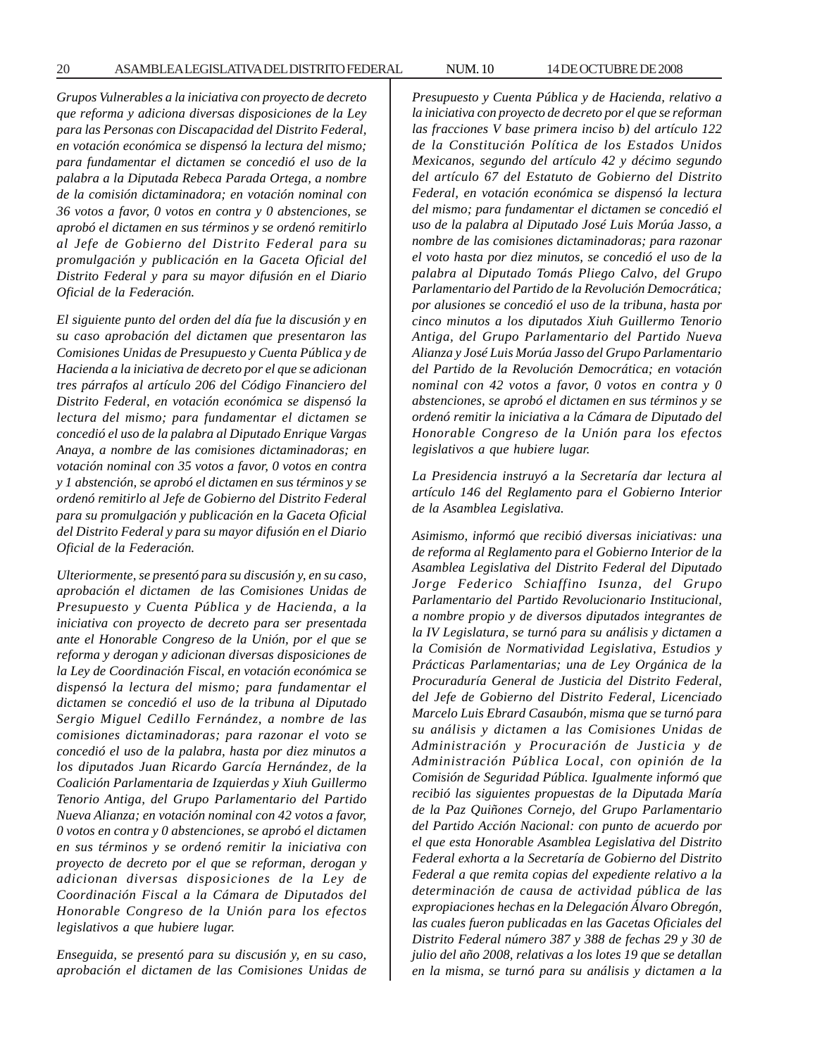*Grupos Vulnerables a la iniciativa con proyecto de decreto que reforma y adiciona diversas disposiciones de la Ley para las Personas con Discapacidad del Distrito Federal, en votación económica se dispensó la lectura del mismo; para fundamentar el dictamen se concedió el uso de la palabra a la Diputada Rebeca Parada Ortega, a nombre de la comisión dictaminadora; en votación nominal con 36 votos a favor, 0 votos en contra y 0 abstenciones, se aprobó el dictamen en sus términos y se ordenó remitirlo al Jefe de Gobierno del Distrito Federal para su promulgación y publicación en la Gaceta Oficial del Distrito Federal y para su mayor difusión en el Diario Oficial de la Federación.*

*El siguiente punto del orden del día fue la discusión y en su caso aprobación del dictamen que presentaron las Comisiones Unidas de Presupuesto y Cuenta Pública y de Hacienda a la iniciativa de decreto por el que se adicionan tres párrafos al artículo 206 del Código Financiero del Distrito Federal, en votación económica se dispensó la lectura del mismo; para fundamentar el dictamen se concedió el uso de la palabra al Diputado Enrique Vargas Anaya, a nombre de las comisiones dictaminadoras; en votación nominal con 35 votos a favor, 0 votos en contra y 1 abstención, se aprobó el dictamen en sus términos y se ordenó remitirlo al Jefe de Gobierno del Distrito Federal para su promulgación y publicación en la Gaceta Oficial del Distrito Federal y para su mayor difusión en el Diario Oficial de la Federación.*

*Ulteriormente, se presentó para su discusión y, en su caso, aprobación el dictamen de las Comisiones Unidas de Presupuesto y Cuenta Pública y de Hacienda, a la iniciativa con proyecto de decreto para ser presentada ante el Honorable Congreso de la Unión, por el que se reforma y derogan y adicionan diversas disposiciones de la Ley de Coordinación Fiscal, en votación económica se dispensó la lectura del mismo; para fundamentar el dictamen se concedió el uso de la tribuna al Diputado Sergio Miguel Cedillo Fernández, a nombre de las comisiones dictaminadoras; para razonar el voto se concedió el uso de la palabra, hasta por diez minutos a los diputados Juan Ricardo García Hernández, de la Coalición Parlamentaria de Izquierdas y Xiuh Guillermo Tenorio Antiga, del Grupo Parlamentario del Partido Nueva Alianza; en votación nominal con 42 votos a favor, 0 votos en contra y 0 abstenciones, se aprobó el dictamen en sus términos y se ordenó remitir la iniciativa con proyecto de decreto por el que se reforman, derogan y adicionan diversas disposiciones de la Ley de Coordinación Fiscal a la Cámara de Diputados del Honorable Congreso de la Unión para los efectos legislativos a que hubiere lugar.*

*Enseguida, se presentó para su discusión y, en su caso, aprobación el dictamen de las Comisiones Unidas de Presupuesto y Cuenta Pública y de Hacienda, relativo a la iniciativa con proyecto de decreto por el que se reforman las fracciones V base primera inciso b) del artículo 122 de la Constitución Política de los Estados Unidos Mexicanos, segundo del artículo 42 y décimo segundo del artículo 67 del Estatuto de Gobierno del Distrito Federal, en votación económica se dispensó la lectura del mismo; para fundamentar el dictamen se concedió el uso de la palabra al Diputado José Luis Morúa Jasso, a nombre de las comisiones dictaminadoras; para razonar el voto hasta por diez minutos, se concedió el uso de la palabra al Diputado Tomás Pliego Calvo, del Grupo Parlamentario del Partido de la Revolución Democrática; por alusiones se concedió el uso de la tribuna, hasta por cinco minutos a los diputados Xiuh Guillermo Tenorio Antiga, del Grupo Parlamentario del Partido Nueva Alianza y José Luis Morúa Jasso del Grupo Parlamentario del Partido de la Revolución Democrática; en votación nominal con 42 votos a favor, 0 votos en contra y 0 abstenciones, se aprobó el dictamen en sus términos y se ordenó remitir la iniciativa a la Cámara de Diputado del Honorable Congreso de la Unión para los efectos legislativos a que hubiere lugar.*

*La Presidencia instruyó a la Secretaría dar lectura al artículo 146 del Reglamento para el Gobierno Interior de la Asamblea Legislativa.*

*Asimismo, informó que recibió diversas iniciativas: una de reforma al Reglamento para el Gobierno Interior de la Asamblea Legislativa del Distrito Federal del Diputado Jorge Federico Schiaffino Isunza, del Grupo Parlamentario del Partido Revolucionario Institucional, a nombre propio y de diversos diputados integrantes de la IV Legislatura, se turnó para su análisis y dictamen a la Comisión de Normatividad Legislativa, Estudios y Prácticas Parlamentarias; una de Ley Orgánica de la Procuraduría General de Justicia del Distrito Federal, del Jefe de Gobierno del Distrito Federal, Licenciado Marcelo Luis Ebrard Casaubón, misma que se turnó para su análisis y dictamen a las Comisiones Unidas de Administración y Procuración de Justicia y de Administración Pública Local, con opinión de la Comisión de Seguridad Pública. Igualmente informó que recibió las siguientes propuestas de la Diputada María de la Paz Quiñones Cornejo, del Grupo Parlamentario del Partido Acción Nacional: con punto de acuerdo por el que esta Honorable Asamblea Legislativa del Distrito Federal exhorta a la Secretaría de Gobierno del Distrito Federal a que remita copias del expediente relativo a la determinación de causa de actividad pública de las expropiaciones hechas en la Delegación Álvaro Obregón, las cuales fueron publicadas en las Gacetas Oficiales del Distrito Federal número 387 y 388 de fechas 29 y 30 de julio del año 2008, relativas a los lotes 19 que se detallan en la misma, se turnó para su análisis y dictamen a la*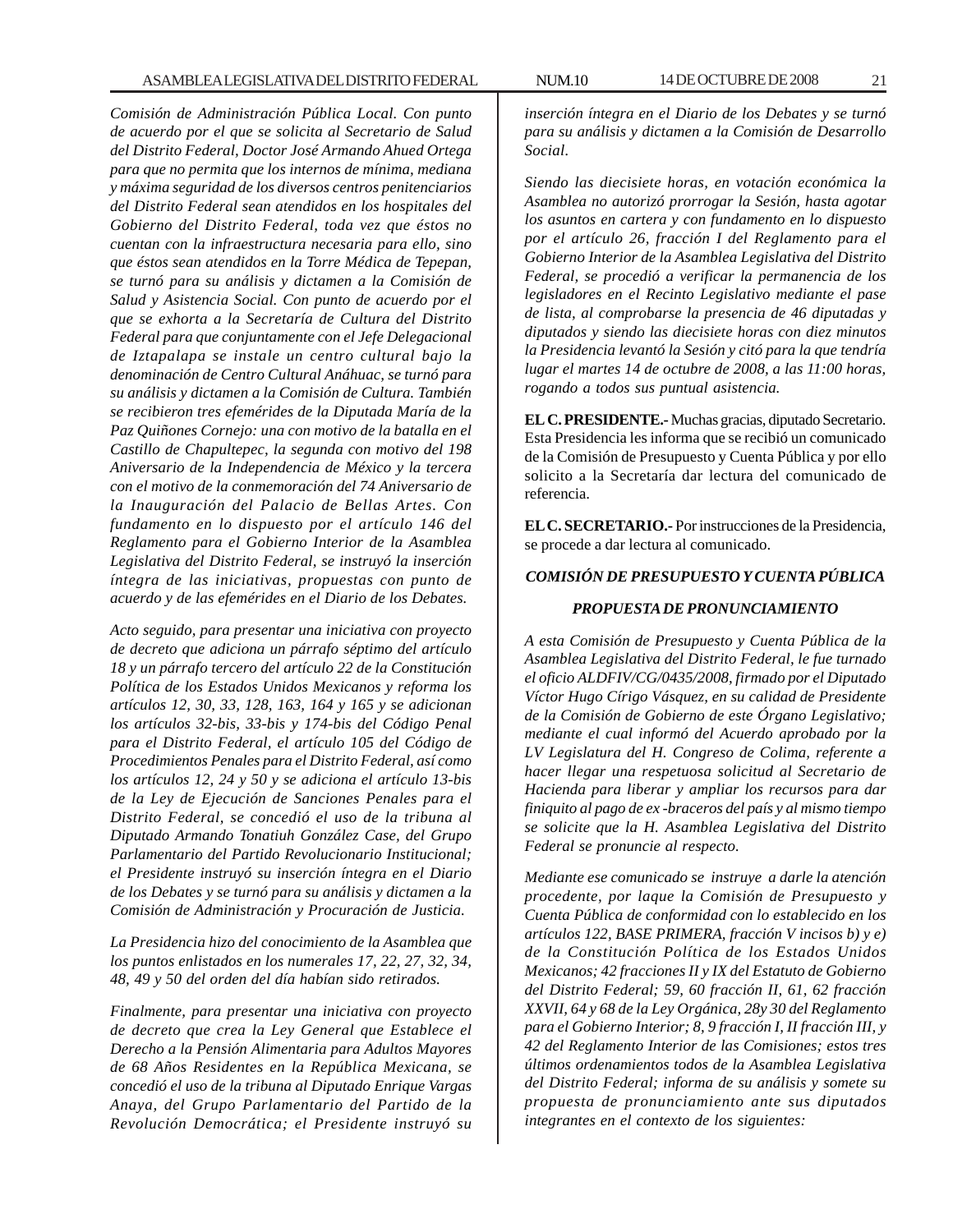*Comisión de Administración Pública Local. Con punto de acuerdo por el que se solicita al Secretario de Salud del Distrito Federal, Doctor José Armando Ahued Ortega para que no permita que los internos de mínima, mediana y máxima seguridad de los diversos centros penitenciarios del Distrito Federal sean atendidos en los hospitales del Gobierno del Distrito Federal, toda vez que éstos no cuentan con la infraestructura necesaria para ello, sino que éstos sean atendidos en la Torre Médica de Tepepan, se turnó para su análisis y dictamen a la Comisión de Salud y Asistencia Social. Con punto de acuerdo por el que se exhorta a la Secretaría de Cultura del Distrito Federal para que conjuntamente con el Jefe Delegacional de Iztapalapa se instale un centro cultural bajo la denominación de Centro Cultural Anáhuac, se turnó para su análisis y dictamen a la Comisión de Cultura. También se recibieron tres efemérides de la Diputada María de la Paz Quiñones Cornejo: una con motivo de la batalla en el Castillo de Chapultepec, la segunda con motivo del 198 Aniversario de la Independencia de México y la tercera con el motivo de la conmemoración del 74 Aniversario de la Inauguración del Palacio de Bellas Artes. Con fundamento en lo dispuesto por el artículo 146 del Reglamento para el Gobierno Interior de la Asamblea Legislativa del Distrito Federal, se instruyó la inserción íntegra de las iniciativas, propuestas con punto de acuerdo y de las efemérides en el Diario de los Debates.*

*Acto seguido, para presentar una iniciativa con proyecto de decreto que adiciona un párrafo séptimo del artículo 18 y un párrafo tercero del artículo 22 de la Constitución Política de los Estados Unidos Mexicanos y reforma los artículos 12, 30, 33, 128, 163, 164 y 165 y se adicionan los artículos 32-bis, 33-bis y 174-bis del Código Penal para el Distrito Federal, el artículo 105 del Código de Procedimientos Penales para el Distrito Federal, así como los artículos 12, 24 y 50 y se adiciona el artículo 13-bis de la Ley de Ejecución de Sanciones Penales para el Distrito Federal, se concedió el uso de la tribuna al Diputado Armando Tonatiuh González Case, del Grupo Parlamentario del Partido Revolucionario Institucional; el Presidente instruyó su inserción íntegra en el Diario de los Debates y se turnó para su análisis y dictamen a la Comisión de Administración y Procuración de Justicia.*

*La Presidencia hizo del conocimiento de la Asamblea que los puntos enlistados en los numerales 17, 22, 27, 32, 34, 48, 49 y 50 del orden del día habían sido retirados.*

*Finalmente, para presentar una iniciativa con proyecto de decreto que crea la Ley General que Establece el Derecho a la Pensión Alimentaria para Adultos Mayores de 68 Años Residentes en la República Mexicana, se concedió el uso de la tribuna al Diputado Enrique Vargas Anaya, del Grupo Parlamentario del Partido de la Revolución Democrática; el Presidente instruyó su inserción íntegra en el Diario de los Debates y se turnó para su análisis y dictamen a la Comisión de Desarrollo Social.*

*Siendo las diecisiete horas, en votación económica la Asamblea no autorizó prorrogar la Sesión, hasta agotar los asuntos en cartera y con fundamento en lo dispuesto por el artículo 26, fracción I del Reglamento para el Gobierno Interior de la Asamblea Legislativa del Distrito Federal, se procedió a verificar la permanencia de los legisladores en el Recinto Legislativo mediante el pase de lista, al comprobarse la presencia de 46 diputadas y diputados y siendo las diecisiete horas con diez minutos la Presidencia levantó la Sesión y citó para la que tendría lugar el martes 14 de octubre de 2008, a las 11:00 horas, rogando a todos sus puntual asistencia.*

**EL C. PRESIDENTE.-** Muchas gracias, diputado Secretario. Esta Presidencia les informa que se recibió un comunicado de la Comisión de Presupuesto y Cuenta Pública y por ello solicito a la Secretaría dar lectura del comunicado de referencia.

**EL C. SECRETARIO.-** Por instrucciones de la Presidencia, se procede a dar lectura al comunicado.

***COMISIÓN DE PRESUPUESTO Y CUENTA PÚBLICA***

***PROPUESTA DE PRONUNCIAMIENTO***

*A esta Comisión de Presupuesto y Cuenta Pública de la Asamblea Legislativa del Distrito Federal, le fue turnado el oficio ALDFIV/CG/0435/2008, firmado por el Diputado Víctor Hugo Círigo Vásquez, en su calidad de Presidente de la Comisión de Gobierno de este Órgano Legislativo; mediante el cual informó del Acuerdo aprobado por la LV Legislatura del H. Congreso de Colima, referente a hacer llegar una respetuosa solicitud al Secretario de Hacienda para liberar y ampliar los recursos para dar finiquito al pago de ex -braceros del país y al mismo tiempo se solicite que la H. Asamblea Legislativa del Distrito Federal se pronuncie al respecto.*

*Mediante ese comunicado se instruye a darle la atención procedente, por laque la Comisión de Presupuesto y Cuenta Pública de conformidad con lo establecido en los artículos 122, BASE PRIMERA, fracción V incisos b) y e) de la Constitución Política de los Estados Unidos Mexicanos; 42 fracciones II y IX del Estatuto de Gobierno del Distrito Federal; 59, 60 fracción II, 61, 62 fracción XXVII, 64 y 68 de la Ley Orgánica, 28y 30 del Reglamento para el Gobierno Interior; 8, 9 fracción I, II fracción III, y 42 del Reglamento Interior de las Comisiones; estos tres últimos ordenamientos todos de la Asamblea Legislativa del Distrito Federal; informa de su análisis y somete su propuesta de pronunciamiento ante sus diputados integrantes en el contexto de los siguientes:*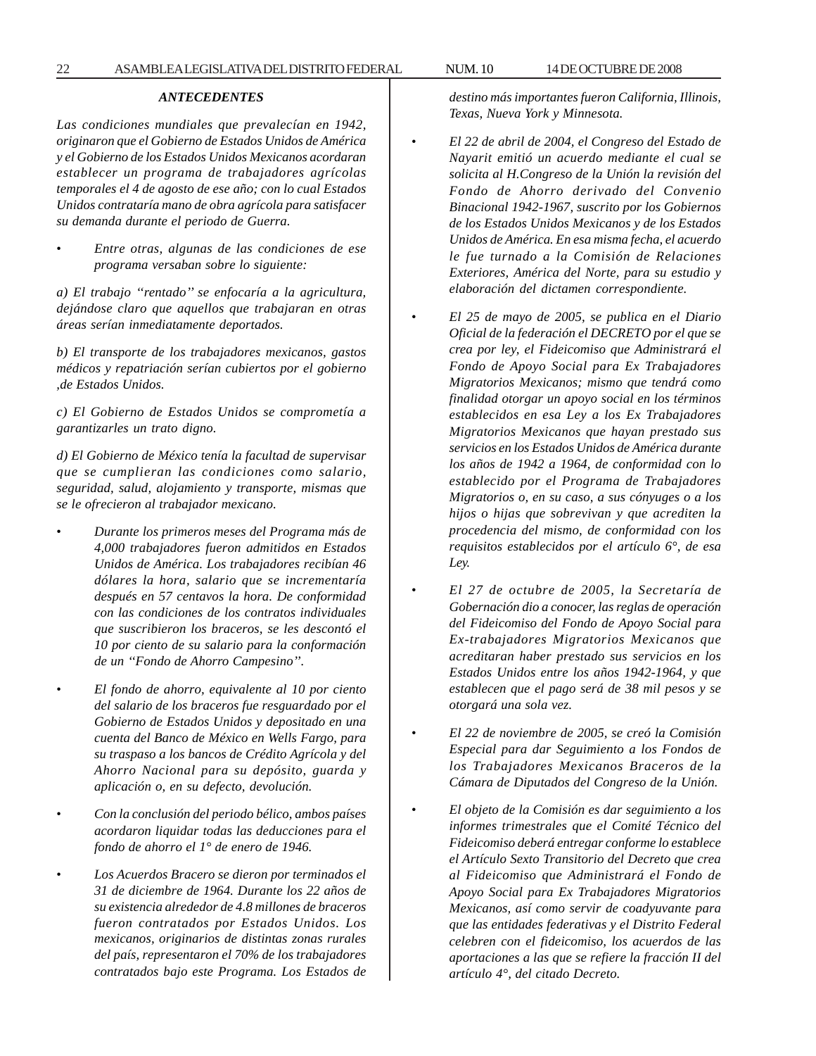### *ANTECEDENTES*

*Las condiciones mundiales que prevalecían en 1942, originaron que el Gobierno de Estados Unidos de América y el Gobierno de los Estados Unidos Mexicanos acordaran establecer un programa de trabajadores agrícolas temporales el 4 de agosto de ese año; con lo cual Estados Unidos contrataría mano de obra agrícola para satisfacer su demanda durante el periodo de Guerra.*

- *Entre otras, algunas de las condiciones de ese programa versaban sobre lo siguiente:*

*a) El trabajo "rentado" se enfocaría a la agricultura, dejándose claro que aquellos que trabajaran en otras áreas serían inmediatamente deportados.*

*b) El transporte de los trabajadores mexicanos, gastos médicos y repatriación serían cubiertos por el gobierno ,de Estados Unidos.*

*c) El Gobierno de Estados Unidos se comprometía a garantizarles un trato digno.*

*d) El Gobierno de México tenía la facultad de supervisar que se cumplieran las condiciones como salario, seguridad, salud, alojamiento y transporte, mismas que se le ofrecieron al trabajador mexicano.*

- *Durante los primeros meses del Programa más de 4,000 trabajadores fueron admitidos en Estados Unidos de América. Los trabajadores recibían 46 dólares la hora, salario que se incrementaría después en 57 centavos la hora. De conformidad con las condiciones de los contratos individuales que suscribieron los braceros, se les descontó el 10 por ciento de su salario para la conformación de un "Fondo de Ahorro Campesino".*

- *El fondo de ahorro, equivalente al 10 por ciento del salario de los braceros fue resguardado por el Gobierno de Estados Unidos y depositado en una cuenta del Banco de México en Wells Fargo, para su traspaso a los bancos de Crédito Agrícola y del Ahorro Nacional para su depósito, guarda y aplicación o, en su defecto, devolución.*

- *Con la conclusión del periodo bélico, ambos países acordaron liquidar todas las deducciones para el fondo de ahorro el 1° de enero de 1946.*

- *Los Acuerdos Bracero se dieron por terminados el 31 de diciembre de 1964. Durante los 22 años de su existencia alrededor de 4.8 millones de braceros fueron contratados por Estados Unidos. Los mexicanos, originarios de distintas zonas rurales del país, representaron el 70% de los trabajadores contratados bajo este Programa. Los Estados de destino más importantes fueron California, Illinois, Texas, Nueva York y Minnesota.*

- *El 22 de abril de 2004, el Congreso del Estado de Nayarit emitió un acuerdo mediante el cual se solicita al H.Congreso de la Unión la revisión del Fondo de Ahorro derivado del Convenio Binacional 1942-1967, suscrito por los Gobiernos de los Estados Unidos Mexicanos y de los Estados Unidos de América. En esa misma fecha, el acuerdo le fue turnado a la Comisión de Relaciones Exteriores, América del Norte, para su estudio y elaboración del dictamen correspondiente.*

- *El 25 de mayo de 2005, se publica en el Diario Oficial de la federación el DECRETO por el que se crea por ley, el Fideicomiso que Administrará el Fondo de Apoyo Social para Ex Trabajadores Migratorios Mexicanos; mismo que tendrá como finalidad otorgar un apoyo social en los términos establecidos en esa Ley a los Ex Trabajadores Migratorios Mexicanos que hayan prestado sus servicios en los Estados Unidos de América durante los años de 1942 a 1964, de conformidad con lo establecido por el Programa de Trabajadores Migratorios o, en su caso, a sus cónyuges o a los hijos o hijas que sobrevivan y que acrediten la procedencia del mismo, de conformidad con los requisitos establecidos por el artículo 6°, de esa Ley.*

- *El 27 de octubre de 2005, la Secretaría de Gobernación dio a conocer, las reglas de operación del Fideicomiso del Fondo de Apoyo Social para Ex-trabajadores Migratorios Mexicanos que acreditaran haber prestado sus servicios en los Estados Unidos entre los años 1942-1964, y que establecen que el pago será de 38 mil pesos y se otorgará una sola vez.*

- *El 22 de noviembre de 2005, se creó la Comisión Especial para dar Seguimiento a los Fondos de los Trabajadores Mexicanos Braceros de la Cámara de Diputados del Congreso de la Unión.*

- *El objeto de la Comisión es dar seguimiento a los informes trimestrales que el Comité Técnico del Fideicomiso deberá entregar conforme lo establece el Artículo Sexto Transitorio del Decreto que crea al Fideicomiso que Administrará el Fondo de Apoyo Social para Ex Trabajadores Migratorios Mexicanos, así como servir de coadyuvante para que las entidades federativas y el Distrito Federal celebren con el fideicomiso, los acuerdos de las aportaciones a las que se refiere la fracción II del artículo 4°, del citado Decreto.*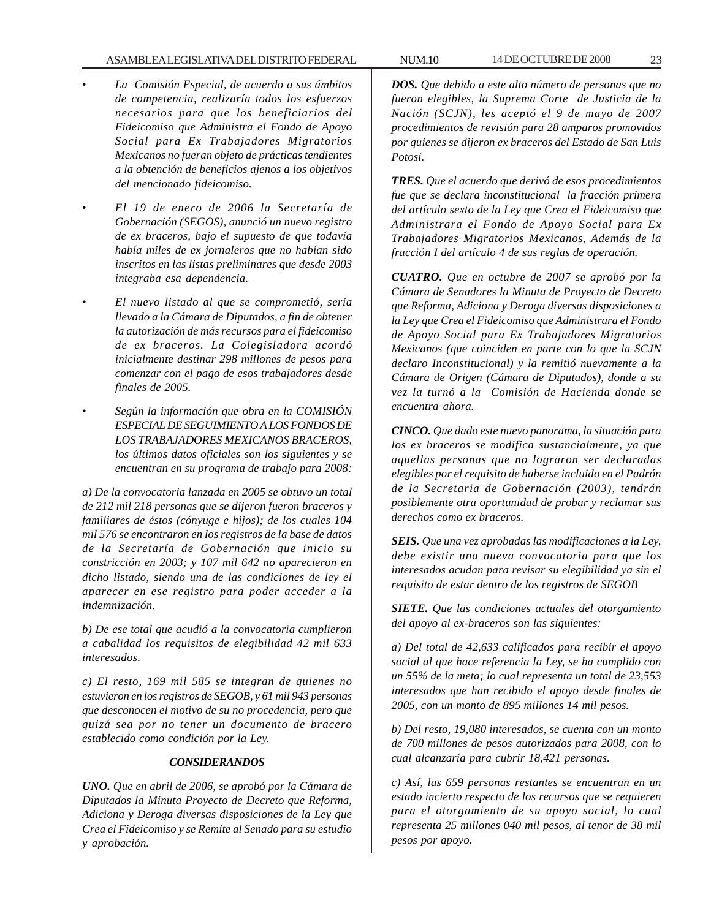- *La Comisión Especial, de acuerdo a sus ámbitos de competencia, realizaría todos los esfuerzos necesarios para que los beneficiarios del Fideicomiso que Administra el Fondo de Apoyo Social para Ex Trabajadores Migratorios Mexicanos no fueran objeto de prácticas tendientes a la obtención de beneficios ajenos a los objetivos del mencionado fideicomiso.*

- *El 19 de enero de 2006 la Secretaría de Gobernación (SEGOS), anunció un nuevo registro de ex braceros, bajo el supuesto de que todavía había miles de ex jornaleros que no habían sido inscritos en las listas preliminares que desde 2003 integraba esa dependencia.*

- *El nuevo listado al que se comprometió, sería llevado a la Cámara de Diputados, a fin de obtener la autorización de más recursos para el fideicomiso de ex braceros. La Colegisladora acordó inicialmente destinar 298 millones de pesos para comenzar con el pago de esos trabajadores desde finales de 2005.*

- *Según la información que obra en la COMISIÓN ESPECIAL DE SEGUIMIENTO A LOS FONDOS DE LOS TRABAJADORES MEXICANOS BRACEROS, los últimos datos oficiales son los siguientes y se encuentran en su programa de trabajo para 2008:*

*a) De la convocatoria lanzada en 2005 se obtuvo un total de 212 mil 218 personas que se dijeron fueron braceros y familiares de éstos (cónyuge e hijos); de los cuales 104 mil 576 se encontraron en los registros de la base de datos de la Secretaría de Gobernación que inicio su constricción en 2003; y 107 mil 642 no aparecieron en dicho listado, siendo una de las condiciones de ley el aparecer en ese registro para poder acceder a la indemnización.*

*b) De ese total que acudió a la convocatoria cumplieron a cabalidad los requisitos de elegibilidad 42 mil 633 interesados.*

*c) El resto, 169 mil 585 se integran de quienes no estuvieron en los registros de SEGOB, y 61 mil 943 personas que desconocen el motivo de su no procedencia, pero que quizá sea por no tener un documento de bracero establecido como condición por la Ley.*

## *CONSIDERANDOS*

***UNO.*** *Que en abril de 2006, se aprobó por la Cámara de Diputados la Minuta Proyecto de Decreto que Reforma, Adiciona y Deroga diversas disposiciones de la Ley que Crea el Fideicomiso y se Remite al Senado para su estudio y aprobación.*

***DOS.*** *Que debido a este alto número de personas que no fueron elegibles, la Suprema Corte de Justicia de la Nación (SCJN), les aceptó el 9 de mayo de 2007 procedimientos de revisión para 28 amparos promovidos por quienes se dijeron ex braceros del Estado de San Luis Potosí.*

***TRES.*** *Que el acuerdo que derivó de esos procedimientos fue que se declara inconstitucional la fracción primera del artículo sexto de la Ley que Crea el Fideicomiso que Administrara el Fondo de Apoyo Social para Ex Trabajadores Migratorios Mexicanos, Además de la fracción I del artículo 4 de sus reglas de operación.*

***CUATRO.*** *Que en octubre de 2007 se aprobó por la Cámara de Senadores la Minuta de Proyecto de Decreto que Reforma, Adiciona y Deroga diversas disposiciones a la Ley que Crea el Fideicomiso que Administrara el Fondo de Apoyo Social para Ex Trabajadores Migratorios Mexicanos (que coinciden en parte con lo que la SCJN declaro Inconstitucional) y la remitió nuevamente a la Cámara de Origen (Cámara de Diputados), donde a su vez la turnó a la Comisión de Hacienda donde se encuentra ahora.*

***CINCO.*** *Que dado este nuevo panorama, la situación para los ex braceros se modifica sustancialmente, ya que aquellas personas que no lograron ser declaradas elegibles por el requisito de haberse incluido en el Padrón de la Secretaria de Gobernación (2003), tendrán posiblemente otra oportunidad de probar y reclamar sus derechos como ex braceros.*

***SEIS.*** *Que una vez aprobadas las modificaciones a la Ley, debe existir una nueva convocatoria para que los interesados acudan para revisar su elegibilidad ya sin el requisito de estar dentro de los registros de SEGOB*

***SIETE.*** *Que las condiciones actuales del otorgamiento del apoyo al ex-braceros son las siguientes:*

*a) Del total de 42,633 calificados para recibir el apoyo social al que hace referencia la Ley, se ha cumplido con un 55% de la meta; lo cual representa un total de 23,553 interesados que han recibido el apoyo desde finales de 2005, con un monto de 895 millones 14 mil pesos.*

*b) Del resto, 19,080 interesados, se cuenta con un monto de 700 millones de pesos autorizados para 2008, con lo cual alcanzaría para cubrir 18,421 personas.*

*c) Así, las 659 personas restantes se encuentran en un estado incierto respecto de los recursos que se requieren para el otorgamiento de su apoyo social, lo cual representa 25 millones 040 mil pesos, al tenor de 38 mil pesos por apoyo.*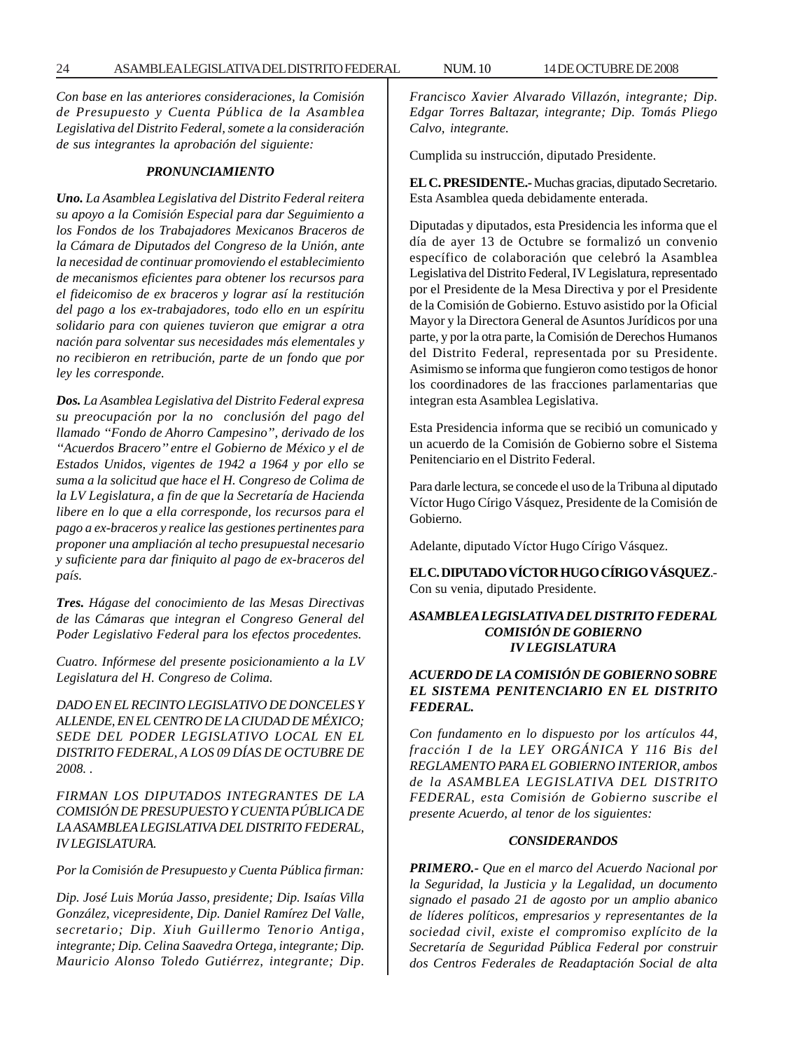*Con base en las anteriores consideraciones, la Comisión de Presupuesto y Cuenta Pública de la Asamblea Legislativa del Distrito Federal, somete a la consideración de sus integrantes la aprobación del siguiente:*

***PRONUNCIAMIENTO***

***Uno.*** *La Asamblea Legislativa del Distrito Federal reitera su apoyo a la Comisión Especial para dar Seguimiento a los Fondos de los Trabajadores Mexicanos Braceros de la Cámara de Diputados del Congreso de la Unión, ante la necesidad de continuar promoviendo el establecimiento de mecanismos eficientes para obtener los recursos para el fideicomiso de ex braceros y lograr así la restitución del pago a los ex-trabajadores, todo ello en un espíritu solidario para con quienes tuvieron que emigrar a otra nación para solventar sus necesidades más elementales y no recibieron en retribución, parte de un fondo que por ley les corresponde.*

***Dos.*** *La Asamblea Legislativa del Distrito Federal expresa su preocupación por la no conclusión del pago del llamado "Fondo de Ahorro Campesino", derivado de los "Acuerdos Bracero" entre el Gobierno de México y el de Estados Unidos, vigentes de 1942 a 1964 y por ello se suma a la solicitud que hace el H. Congreso de Colima de la LV Legislatura, a fin de que la Secretaría de Hacienda libere en lo que a ella corresponde, los recursos para el pago a ex-braceros y realice las gestiones pertinentes para proponer una ampliación al techo presupuestal necesario y suficiente para dar finiquito al pago de ex-braceros del país.*

***Tres.*** *Hágase del conocimiento de las Mesas Directivas de las Cámaras que integran el Congreso General del Poder Legislativo Federal para los efectos procedentes.*

*Cuatro. Infórmese del presente posicionamiento a la LV Legislatura del H. Congreso de Colima.*

*DADO EN EL RECINTO LEGISLATIVO DE DONCELES Y ALLENDE, EN EL CENTRO DE LA CIUDAD DE MÉXICO; SEDE DEL PODER LEGISLATIVO LOCAL EN EL DISTRITO FEDERAL, A LOS 09 DÍAS DE OCTUBRE DE 2008. .*

*FIRMAN LOS DIPUTADOS INTEGRANTES DE LA COMISIÓN DE PRESUPUESTO Y CUENTA PÚBLICA DE LA ASAMBLEA LEGISLATIVA DEL DISTRITO FEDERAL, IV LEGISLATURA.*

*Por la Comisión de Presupuesto y Cuenta Pública firman:*

*Dip. José Luis Morúa Jasso, presidente; Dip. Isaías Villa González, vicepresidente, Dip. Daniel Ramírez Del Valle, secretario; Dip. Xiuh Guillermo Tenorio Antiga, integrante; Dip. Celina Saavedra Ortega, integrante; Dip. Mauricio Alonso Toledo Gutiérrez, integrante; Dip. Francisco Xavier Alvarado Villazón, integrante; Dip. Edgar Torres Baltazar, integrante; Dip. Tomás Pliego Calvo, integrante.*

Cumplida su instrucción, diputado Presidente.

**EL C. PRESIDENTE.-** Muchas gracias, diputado Secretario. Esta Asamblea queda debidamente enterada.

Diputadas y diputados, esta Presidencia les informa que el día de ayer 13 de Octubre se formalizó un convenio específico de colaboración que celebró la Asamblea Legislativa del Distrito Federal, IV Legislatura, representado por el Presidente de la Mesa Directiva y por el Presidente de la Comisión de Gobierno. Estuvo asistido por la Oficial Mayor y la Directora General de Asuntos Jurídicos por una parte, y por la otra parte, la Comisión de Derechos Humanos del Distrito Federal, representada por su Presidente. Asimismo se informa que fungieron como testigos de honor los coordinadores de las fracciones parlamentarias que integran esta Asamblea Legislativa.

Esta Presidencia informa que se recibió un comunicado y un acuerdo de la Comisión de Gobierno sobre el Sistema Penitenciario en el Distrito Federal.

Para darle lectura, se concede el uso de la Tribuna al diputado Víctor Hugo Círigo Vásquez, Presidente de la Comisión de Gobierno.

Adelante, diputado Víctor Hugo Círigo Vásquez.

**EL C. DIPUTADO VÍCTOR HUGO CÍRIGO VÁSQUEZ**.- Con su venia, diputado Presidente.

***ASAMBLEA LEGISLATIVA DEL DISTRITO FEDERAL COMISIÓN DE GOBIERNO IV LEGISLATURA***

***ACUERDO DE LA COMISIÓN DE GOBIERNO SOBRE EL SISTEMA PENITENCIARIO EN EL DISTRITO FEDERAL.***

*Con fundamento en lo dispuesto por los artículos 44, fracción I de la LEY ORGÁNICA Y 116 Bis del REGLAMENTO PARA EL GOBIERNO INTERIOR, ambos de la ASAMBLEA LEGISLATIVA DEL DISTRITO FEDERAL, esta Comisión de Gobierno suscribe el presente Acuerdo, al tenor de los siguientes:*

***CONSIDERANDOS***

***PRIMERO.-*** *Que en el marco del Acuerdo Nacional por la Seguridad, la Justicia y la Legalidad, un documento signado el pasado 21 de agosto por un amplio abanico de líderes políticos, empresarios y representantes de la sociedad civil, existe el compromiso explícito de la Secretaría de Seguridad Pública Federal por construir dos Centros Federales de Readaptación Social de alta*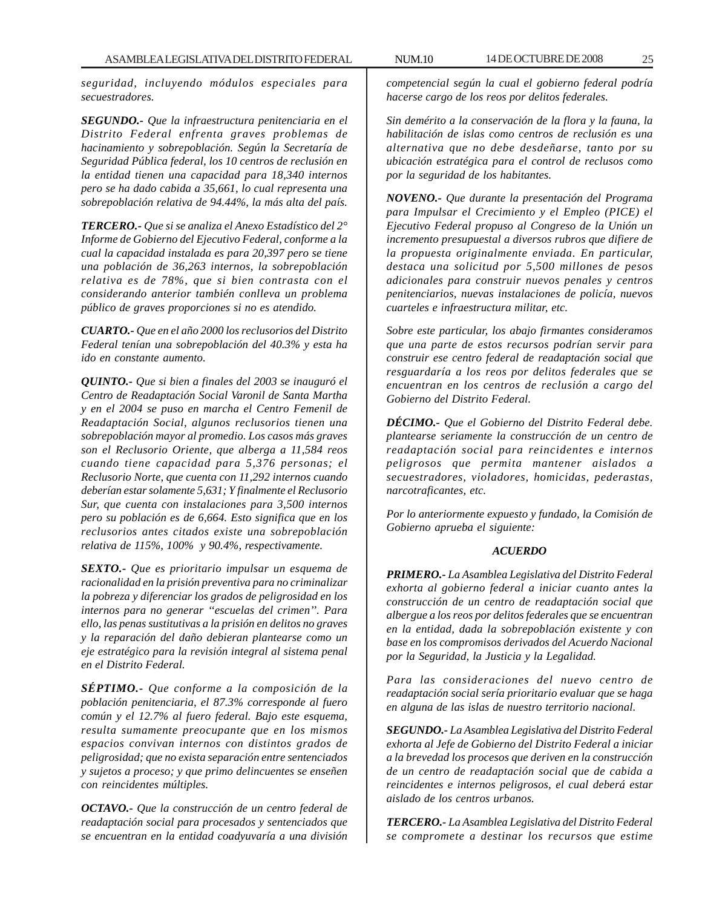*seguridad, incluyendo módulos especiales para secuestradores.*

***SEGUNDO.-** Que la infraestructura penitenciaria en el Distrito Federal enfrenta graves problemas de hacinamiento y sobrepoblación. Según la Secretaría de Seguridad Pública federal, los 10 centros de reclusión en la entidad tienen una capacidad para 18,340 internos pero se ha dado cabida a 35,661, lo cual representa una sobrepoblación relativa de 94.44%, la más alta del país.*

***TERCERO.-** Que si se analiza el Anexo Estadístico del 2° Informe de Gobierno del Ejecutivo Federal, conforme a la cual la capacidad instalada es para 20,397 pero se tiene una población de 36,263 internos, la sobrepoblación relativa es de 78%, que si bien contrasta con el considerando anterior también conlleva un problema público de graves proporciones si no es atendido.*

***CUARTO.-** Que en el año 2000 los reclusorios del Distrito Federal tenían una sobrepoblación del 40.3% y esta ha ido en constante aumento.*

***QUINTO.-** Que si bien a finales del 2003 se inauguró el Centro de Readaptación Social Varonil de Santa Martha y en el 2004 se puso en marcha el Centro Femenil de Readaptación Social, algunos reclusorios tienen una sobrepoblación mayor al promedio. Los casos más graves son el Reclusorio Oriente, que alberga a 11,584 reos cuando tiene capacidad para 5,376 personas; el Reclusorio Norte, que cuenta con 11,292 internos cuando deberían estar solamente 5,631; Y finalmente el Reclusorio Sur, que cuenta con instalaciones para 3,500 internos pero su población es de 6,664. Esto significa que en los reclusorios antes citados existe una sobrepoblación relativa de 115%, 100% y 90.4%, respectivamente.*

***SEXTO.-** Que es prioritario impulsar un esquema de racionalidad en la prisión preventiva para no criminalizar la pobreza y diferenciar los grados de peligrosidad en los internos para no generar "escuelas del crimen". Para ello, las penas sustitutivas a la prisión en delitos no graves y la reparación del daño debieran plantearse como un eje estratégico para la revisión integral al sistema penal en el Distrito Federal.*

***SÉPTIMO.-** Que conforme a la composición de la población penitenciaria, el 87.3% corresponde al fuero común y el 12.7% al fuero federal. Bajo este esquema, resulta sumamente preocupante que en los mismos espacios convivan internos con distintos grados de peligrosidad; que no exista separación entre sentenciados y sujetos a proceso; y que primo delincuentes se enseñen con reincidentes múltiples.*

***OCTAVO.-** Que la construcción de un centro federal de readaptación social para procesados y sentenciados que se encuentran en la entidad coadyuvaría a una división competencial según la cual el gobierno federal podría hacerse cargo de los reos por delitos federales.*

*Sin demérito a la conservación de la flora y la fauna, la habilitación de islas como centros de reclusión es una alternativa que no debe desdeñarse, tanto por su ubicación estratégica para el control de reclusos como por la seguridad de los habitantes.*

***NOVENO.-** Que durante la presentación del Programa para Impulsar el Crecimiento y el Empleo (PICE) el Ejecutivo Federal propuso al Congreso de la Unión un incremento presupuestal a diversos rubros que difiere de la propuesta originalmente enviada. En particular, destaca una solicitud por 5,500 millones de pesos adicionales para construir nuevos penales y centros penitenciarios, nuevas instalaciones de policía, nuevos cuarteles e infraestructura militar, etc.*

*Sobre este particular, los abajo firmantes consideramos que una parte de estos recursos podrían servir para construir ese centro federal de readaptación social que resguardaría a los reos por delitos federales que se encuentran en los centros de reclusión a cargo del Gobierno del Distrito Federal.*

***DÉCIMO.-** Que el Gobierno del Distrito Federal debe. plantearse seriamente la construcción de un centro de readaptación social para reincidentes e internos peligrosos que permita mantener aislados a secuestradores, violadores, homicidas, pederastas, narcotraficantes, etc.*

*Por lo anteriormente expuesto y fundado, la Comisión de Gobierno aprueba el siguiente:*

### *ACUERDO*

***PRIMERO.-** La Asamblea Legislativa del Distrito Federal exhorta al gobierno federal a iniciar cuanto antes la construcción de un centro de readaptación social que albergue a los reos por delitos federales que se encuentran en la entidad, dada la sobrepoblación existente y con base en los compromisos derivados del Acuerdo Nacional por la Seguridad, la Justicia y la Legalidad.*

*Para las consideraciones del nuevo centro de readaptación social sería prioritario evaluar que se haga en alguna de las islas de nuestro territorio nacional.*

***SEGUNDO.-** La Asamblea Legislativa del Distrito Federal exhorta al Jefe de Gobierno del Distrito Federal a iniciar a la brevedad los procesos que deriven en la construcción de un centro de readaptación social que de cabida a reincidentes e internos peligrosos, el cual deberá estar aislado de los centros urbanos.*

***TERCERO.-** La Asamblea Legislativa del Distrito Federal se compromete a destinar los recursos que estime*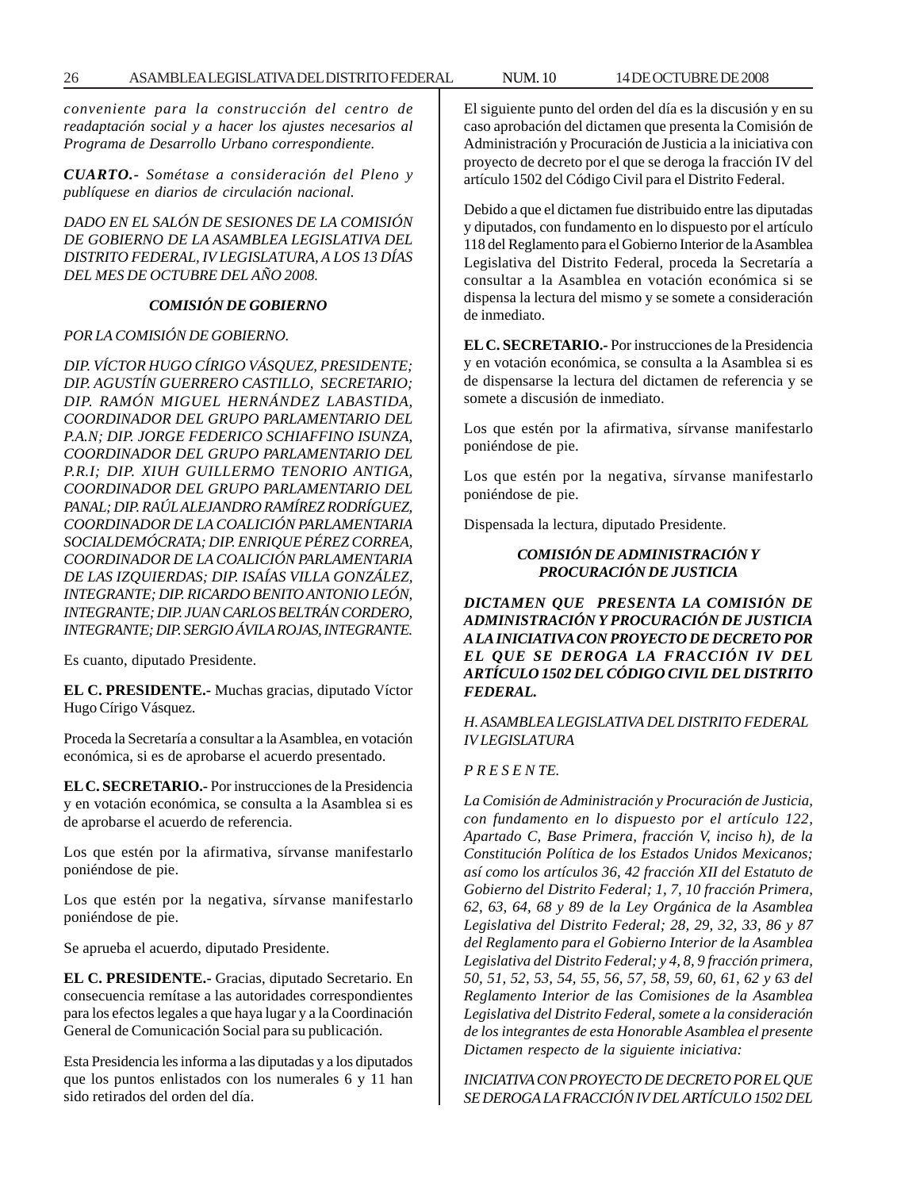*conveniente para la construcción del centro de readaptación social y a hacer los ajustes necesarios al Programa de Desarrollo Urbano correspondiente.*

***CUARTO.-*** *Sométase a consideración del Pleno y publíquese en diarios de circulación nacional.*

*DADO EN EL SALÓN DE SESIONES DE LA COMISIÓN DE GOBIERNO DE LA ASAMBLEA LEGISLATIVA DEL DISTRITO FEDERAL, IV LEGISLATURA, A LOS 13 DÍAS DEL MES DE OCTUBRE DEL AÑO 2008.*

***COMISIÓN DE GOBIERNO***

*POR LA COMISIÓN DE GOBIERNO.*

*DIP. VÍCTOR HUGO CÍRIGO VÁSQUEZ, PRESIDENTE; DIP. AGUSTÍN GUERRERO CASTILLO, SECRETARIO; DIP. RAMÓN MIGUEL HERNÁNDEZ LABASTIDA, COORDINADOR DEL GRUPO PARLAMENTARIO DEL P.A.N; DIP. JORGE FEDERICO SCHIAFFINO ISUNZA, COORDINADOR DEL GRUPO PARLAMENTARIO DEL P.R.I; DIP. XIUH GUILLERMO TENORIO ANTIGA, COORDINADOR DEL GRUPO PARLAMENTARIO DEL PANAL; DIP. RAÚL ALEJANDRO RAMÍREZ RODRÍGUEZ, COORDINADOR DE LA COALICIÓN PARLAMENTARIA SOCIALDEMÓCRATA; DIP. ENRIQUE PÉREZ CORREA, COORDINADOR DE LA COALICIÓN PARLAMENTARIA DE LAS IZQUIERDAS; DIP. ISAÍAS VILLA GONZÁLEZ, INTEGRANTE; DIP. RICARDO BENITO ANTONIO LEÓN, INTEGRANTE; DIP. JUAN CARLOS BELTRÁN CORDERO, INTEGRANTE; DIP. SERGIO ÁVILA ROJAS, INTEGRANTE.*

Es cuanto, diputado Presidente.

**EL C. PRESIDENTE.-** Muchas gracias, diputado Víctor Hugo Círigo Vásquez.

Proceda la Secretaría a consultar a la Asamblea, en votación económica, si es de aprobarse el acuerdo presentado.

**EL C. SECRETARIO.-** Por instrucciones de la Presidencia y en votación económica, se consulta a la Asamblea si es de aprobarse el acuerdo de referencia.

Los que estén por la afirmativa, sírvanse manifestarlo poniéndose de pie.

Los que estén por la negativa, sírvanse manifestarlo poniéndose de pie.

Se aprueba el acuerdo, diputado Presidente.

**EL C. PRESIDENTE.-** Gracias, diputado Secretario. En consecuencia remítase a las autoridades correspondientes para los efectos legales a que haya lugar y a la Coordinación General de Comunicación Social para su publicación.

Esta Presidencia les informa a las diputadas y a los diputados que los puntos enlistados con los numerales 6 y 11 han sido retirados del orden del día.

El siguiente punto del orden del día es la discusión y en su caso aprobación del dictamen que presenta la Comisión de Administración y Procuración de Justicia a la iniciativa con proyecto de decreto por el que se deroga la fracción IV del artículo 1502 del Código Civil para el Distrito Federal.

Debido a que el dictamen fue distribuido entre las diputadas y diputados, con fundamento en lo dispuesto por el artículo 118 del Reglamento para el Gobierno Interior de la Asamblea Legislativa del Distrito Federal, proceda la Secretaría a consultar a la Asamblea en votación económica si se dispensa la lectura del mismo y se somete a consideración de inmediato.

**EL C. SECRETARIO.-** Por instrucciones de la Presidencia y en votación económica, se consulta a la Asamblea si es de dispensarse la lectura del dictamen de referencia y se somete a discusión de inmediato.

Los que estén por la afirmativa, sírvanse manifestarlo poniéndose de pie.

Los que estén por la negativa, sírvanse manifestarlo poniéndose de pie.

Dispensada la lectura, diputado Presidente.

***COMISIÓN DE ADMINISTRACIÓN Y PROCURACIÓN DE JUSTICIA***

***DICTAMEN QUE PRESENTA LA COMISIÓN DE ADMINISTRACIÓN Y PROCURACIÓN DE JUSTICIA A LA INICIATIVA CON PROYECTO DE DECRETO POR EL QUE SE DEROGA LA FRACCIÓN IV DEL ARTÍCULO 1502 DEL CÓDIGO CIVIL DEL DISTRITO FEDERAL.***

*H. ASAMBLEA LEGISLATIVA DEL DISTRITO FEDERAL IV LEGISLATURA*

*P R E S E N T E.*

*La Comisión de Administración y Procuración de Justicia, con fundamento en lo dispuesto por el artículo 122, Apartado C, Base Primera, fracción V, inciso h), de la Constitución Política de los Estados Unidos Mexicanos; así como los artículos 36, 42 fracción XII del Estatuto de Gobierno del Distrito Federal; 1, 7, 10 fracción Primera, 62, 63, 64, 68 y 89 de la Ley Orgánica de la Asamblea Legislativa del Distrito Federal; 28, 29, 32, 33, 86 y 87 del Reglamento para el Gobierno Interior de la Asamblea Legislativa del Distrito Federal; y 4, 8, 9 fracción primera, 50, 51, 52, 53, 54, 55, 56, 57, 58, 59, 60, 61, 62 y 63 del Reglamento Interior de las Comisiones de la Asamblea Legislativa del Distrito Federal, somete a la consideración de los integrantes de esta Honorable Asamblea el presente Dictamen respecto de la siguiente iniciativa:*

*INICIATIVA CON PROYECTO DE DECRETO POR EL QUE SE DEROGA LA FRACCIÓN IV DEL ARTÍCULO 1502 DEL*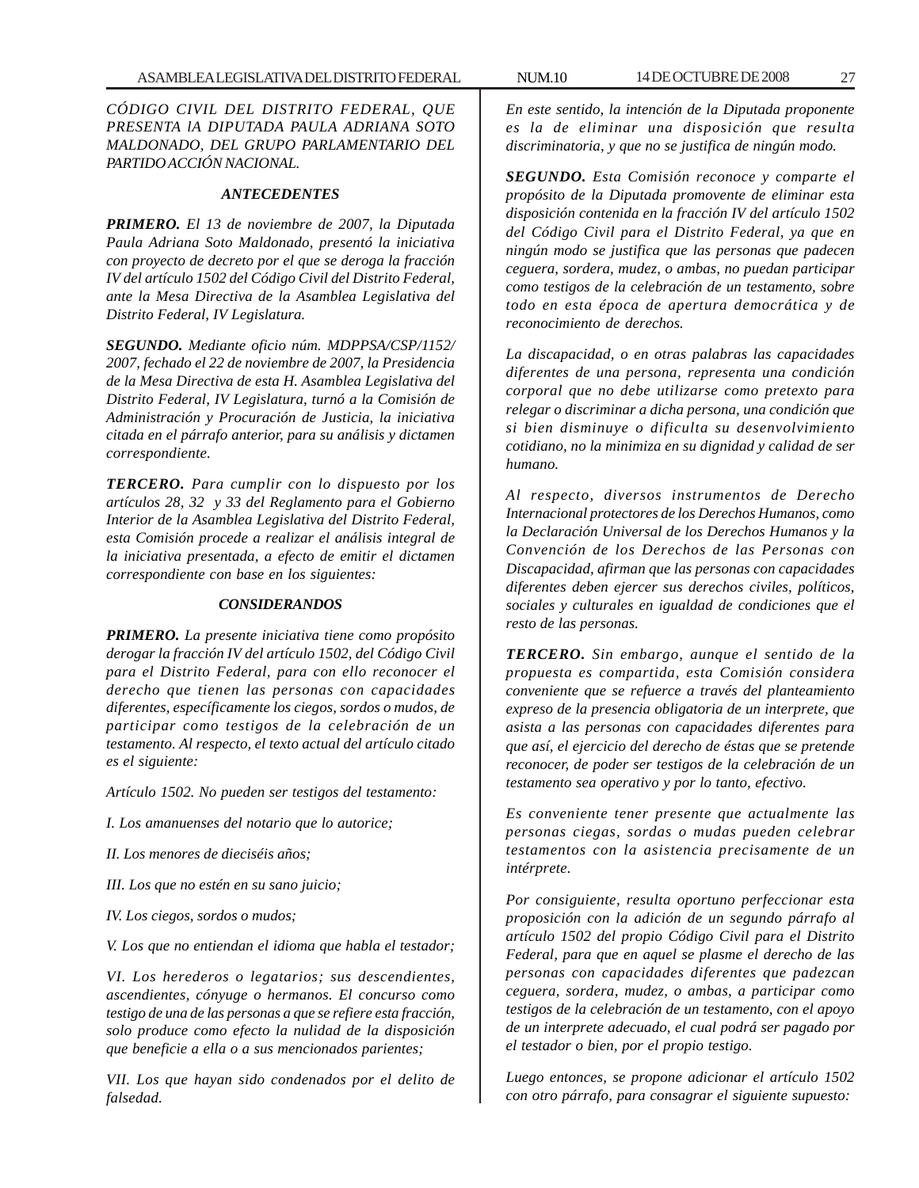*CÓDIGO CIVIL DEL DISTRITO FEDERAL, QUE PRESENTA lA DIPUTADA PAULA ADRIANA SOTO MALDONADO, DEL GRUPO PARLAMENTARIO DEL PARTIDO ACCIÓN NACIONAL.*

### *ANTECEDENTES*

***PRIMERO.*** *El 13 de noviembre de 2007, la Diputada Paula Adriana Soto Maldonado, presentó la iniciativa con proyecto de decreto por el que se deroga la fracción IV del artículo 1502 del Código Civil del Distrito Federal, ante la Mesa Directiva de la Asamblea Legislativa del Distrito Federal, IV Legislatura.*

***SEGUNDO.*** *Mediante oficio núm. MDPPSA/CSP/1152/2007, fechado el 22 de noviembre de 2007, la Presidencia de la Mesa Directiva de esta H. Asamblea Legislativa del Distrito Federal, IV Legislatura, turnó a la Comisión de Administración y Procuración de Justicia, la iniciativa citada en el párrafo anterior, para su análisis y dictamen correspondiente.*

***TERCERO.*** *Para cumplir con lo dispuesto por los artículos 28, 32 y 33 del Reglamento para el Gobierno Interior de la Asamblea Legislativa del Distrito Federal, esta Comisión procede a realizar el análisis integral de la iniciativa presentada, a efecto de emitir el dictamen correspondiente con base en los siguientes:*

### *CONSIDERANDOS*

***PRIMERO.*** *La presente iniciativa tiene como propósito derogar la fracción IV del artículo 1502, del Código Civil para el Distrito Federal, para con ello reconocer el derecho que tienen las personas con capacidades diferentes, específicamente los ciegos, sordos o mudos, de participar como testigos de la celebración de un testamento. Al respecto, el texto actual del artículo citado es el siguiente:*

*Artículo 1502. No pueden ser testigos del testamento:*

*I. Los amanuenses del notario que lo autorice;*

*II. Los menores de dieciséis años;*

*III. Los que no estén en su sano juicio;*

*IV. Los ciegos, sordos o mudos;*

*V. Los que no entiendan el idioma que habla el testador;*

*VI. Los herederos o legatarios; sus descendientes, ascendientes, cónyuge o hermanos. El concurso como testigo de una de las personas a que se refiere esta fracción, solo produce como efecto la nulidad de la disposición que beneficie a ella o a sus mencionados parientes;*

*VII. Los que hayan sido condenados por el delito de falsedad.*

*En este sentido, la intención de la Diputada proponente es la de eliminar una disposición que resulta discriminatoria, y que no se justifica de ningún modo.*

***SEGUNDO.*** *Esta Comisión reconoce y comparte el propósito de la Diputada promovente de eliminar esta disposición contenida en la fracción IV del artículo 1502 del Código Civil para el Distrito Federal, ya que en ningún modo se justifica que las personas que padecen ceguera, sordera, mudez, o ambas, no puedan participar como testigos de la celebración de un testamento, sobre todo en esta época de apertura democrática y de reconocimiento de derechos.*

*La discapacidad, o en otras palabras las capacidades diferentes de una persona, representa una condición corporal que no debe utilizarse como pretexto para relegar o discriminar a dicha persona, una condición que si bien disminuye o dificulta su desenvolvimiento cotidiano, no la minimiza en su dignidad y calidad de ser humano.*

*Al respecto, diversos instrumentos de Derecho Internacional protectores de los Derechos Humanos, como la Declaración Universal de los Derechos Humanos y la Convención de los Derechos de las Personas con Discapacidad, afirman que las personas con capacidades diferentes deben ejercer sus derechos civiles, políticos, sociales y culturales en igualdad de condiciones que el resto de las personas.*

***TERCERO.*** *Sin embargo, aunque el sentido de la propuesta es compartida, esta Comisión considera conveniente que se refuerce a través del planteamiento expreso de la presencia obligatoria de un interprete, que asista a las personas con capacidades diferentes para que así, el ejercicio del derecho de éstas que se pretende reconocer, de poder ser testigos de la celebración de un testamento sea operativo y por lo tanto, efectivo.*

*Es conveniente tener presente que actualmente las personas ciegas, sordas o mudas pueden celebrar testamentos con la asistencia precisamente de un intérprete.*

*Por consiguiente, resulta oportuno perfeccionar esta proposición con la adición de un segundo párrafo al artículo 1502 del propio Código Civil para el Distrito Federal, para que en aquel se plasme el derecho de las personas con capacidades diferentes que padezcan ceguera, sordera, mudez, o ambas, a participar como testigos de la celebración de un testamento, con el apoyo de un interprete adecuado, el cual podrá ser pagado por el testador o bien, por el propio testigo.*

*Luego entonces, se propone adicionar el artículo 1502 con otro párrafo, para consagrar el siguiente supuesto:*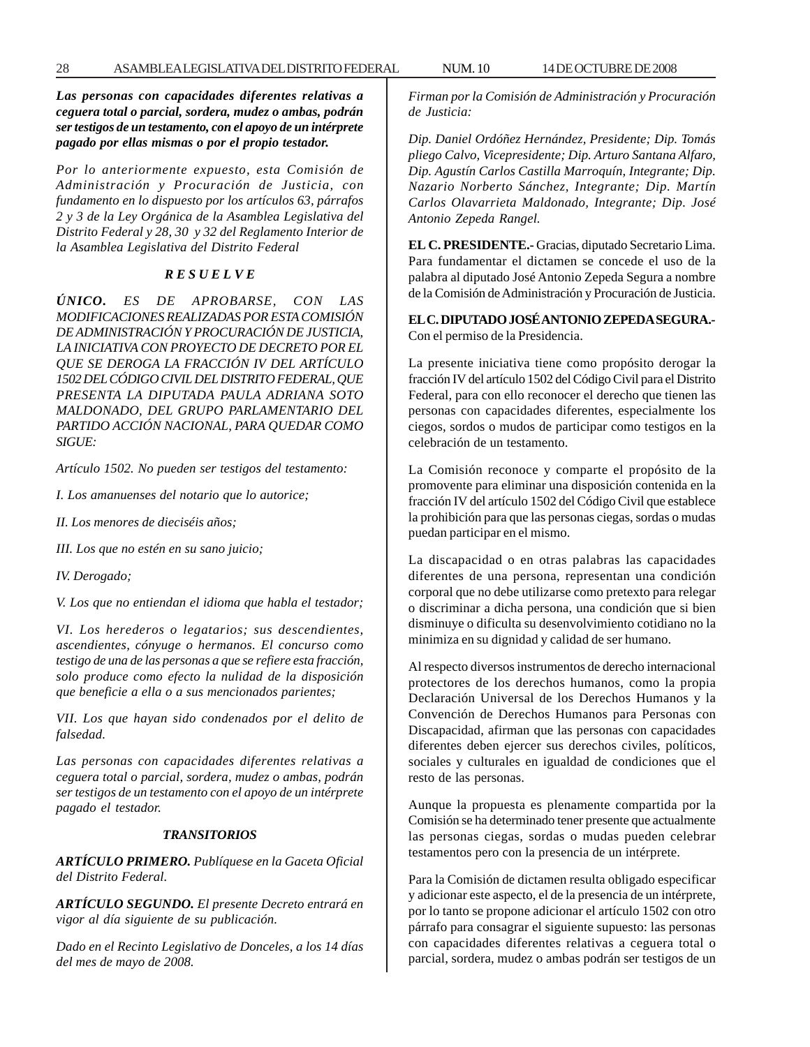***Las personas con capacidades diferentes relativas a ceguera total o parcial, sordera, mudez o ambas, podrán ser testigos de un testamento, con el apoyo de un intérprete pagado por ellas mismas o por el propio testador.***

*Por lo anteriormente expuesto, esta Comisión de Administración y Procuración de Justicia, con fundamento en lo dispuesto por los artículos 63, párrafos 2 y 3 de la Ley Orgánica de la Asamblea Legislativa del Distrito Federal y 28, 30 y 32 del Reglamento Interior de la Asamblea Legislativa del Distrito Federal*

***R E S U E L V E***

***ÚNICO.*** *ES DE APROBARSE, CON LAS MODIFICACIONES REALIZADAS POR ESTA COMISIÓN DE ADMINISTRACIÓN Y PROCURACIÓN DE JUSTICIA, LA INICIATIVA CON PROYECTO DE DECRETO POR EL QUE SE DEROGA LA FRACCIÓN IV DEL ARTÍCULO 1502 DEL CÓDIGO CIVIL DEL DISTRITO FEDERAL, QUE PRESENTA LA DIPUTADA PAULA ADRIANA SOTO MALDONADO, DEL GRUPO PARLAMENTARIO DEL PARTIDO ACCIÓN NACIONAL, PARA QUEDAR COMO SIGUE:*

*Artículo 1502. No pueden ser testigos del testamento:*

*I. Los amanuenses del notario que lo autorice;*

*II. Los menores de dieciséis años;*

*III. Los que no estén en su sano juicio;*

*IV. Derogado;*

*V. Los que no entiendan el idioma que habla el testador;*

*VI. Los herederos o legatarios; sus descendientes, ascendientes, cónyuge o hermanos. El concurso como testigo de una de las personas a que se refiere esta fracción, solo produce como efecto la nulidad de la disposición que beneficie a ella o a sus mencionados parientes;*

*VII. Los que hayan sido condenados por el delito de falsedad.*

*Las personas con capacidades diferentes relativas a ceguera total o parcial, sordera, mudez o ambas, podrán ser testigos de un testamento con el apoyo de un intérprete pagado el testador.*

***TRANSITORIOS***

***ARTÍCULO PRIMERO.*** *Publíquese en la Gaceta Oficial del Distrito Federal.*

***ARTÍCULO SEGUNDO.*** *El presente Decreto entrará en vigor al día siguiente de su publicación.*

*Dado en el Recinto Legislativo de Donceles, a los 14 días del mes de mayo de 2008.*

*Firman por la Comisión de Administración y Procuración de Justicia:*

*Dip. Daniel Ordóñez Hernández, Presidente; Dip. Tomás pliego Calvo, Vicepresidente; Dip. Arturo Santana Alfaro, Dip. Agustín Carlos Castilla Marroquín, Integrante; Dip. Nazario Norberto Sánchez, Integrante; Dip. Martín Carlos Olavarrieta Maldonado, Integrante; Dip. José Antonio Zepeda Rangel.*

**EL C. PRESIDENTE.-** Gracias, diputado Secretario Lima. Para fundamentar el dictamen se concede el uso de la palabra al diputado José Antonio Zepeda Segura a nombre de la Comisión de Administración y Procuración de Justicia.

**EL C. DIPUTADO JOSÉ ANTONIO ZEPEDA SEGURA.-** Con el permiso de la Presidencia.

La presente iniciativa tiene como propósito derogar la fracción IV del artículo 1502 del Código Civil para el Distrito Federal, para con ello reconocer el derecho que tienen las personas con capacidades diferentes, especialmente los ciegos, sordos o mudos de participar como testigos en la celebración de un testamento.

La Comisión reconoce y comparte el propósito de la promovente para eliminar una disposición contenida en la fracción IV del artículo 1502 del Código Civil que establece la prohibición para que las personas ciegas, sordas o mudas puedan participar en el mismo.

La discapacidad o en otras palabras las capacidades diferentes de una persona, representan una condición corporal que no debe utilizarse como pretexto para relegar o discriminar a dicha persona, una condición que si bien disminuye o dificulta su desenvolvimiento cotidiano no la minimiza en su dignidad y calidad de ser humano.

Al respecto diversos instrumentos de derecho internacional protectores de los derechos humanos, como la propia Declaración Universal de los Derechos Humanos y la Convención de Derechos Humanos para Personas con Discapacidad, afirman que las personas con capacidades diferentes deben ejercer sus derechos civiles, políticos, sociales y culturales en igualdad de condiciones que el resto de las personas.

Aunque la propuesta es plenamente compartida por la Comisión se ha determinado tener presente que actualmente las personas ciegas, sordas o mudas pueden celebrar testamentos pero con la presencia de un intérprete.

Para la Comisión de dictamen resulta obligado especificar y adicionar este aspecto, el de la presencia de un intérprete, por lo tanto se propone adicionar el artículo 1502 con otro párrafo para consagrar el siguiente supuesto: las personas con capacidades diferentes relativas a ceguera total o parcial, sordera, mudez o ambas podrán ser testigos de un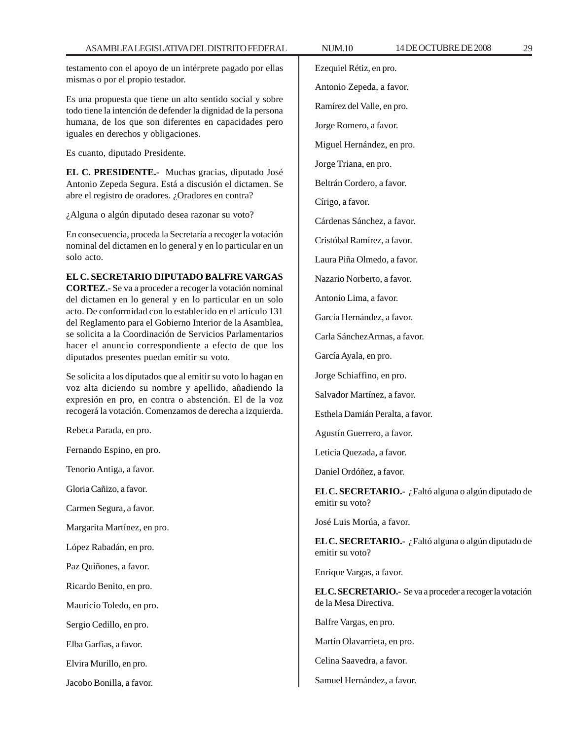testamento con el apoyo de un intérprete pagado por ellas mismas o por el propio testador.

Es una propuesta que tiene un alto sentido social y sobre todo tiene la intención de defender la dignidad de la persona humana, de los que son diferentes en capacidades pero iguales en derechos y obligaciones.

Es cuanto, diputado Presidente.

**EL C. PRESIDENTE.-** Muchas gracias, diputado José Antonio Zepeda Segura. Está a discusión el dictamen. Se abre el registro de oradores. ¿Oradores en contra?

¿Alguna o algún diputado desea razonar su voto?

En consecuencia, proceda la Secretaría a recoger la votación nominal del dictamen en lo general y en lo particular en un solo acto.

**EL C. SECRETARIO DIPUTADO BALFRE VARGAS CORTEZ.-** Se va a proceder a recoger la votación nominal del dictamen en lo general y en lo particular en un solo acto. De conformidad con lo establecido en el artículo 131 del Reglamento para el Gobierno Interior de la Asamblea, se solicita a la Coordinación de Servicios Parlamentarios hacer el anuncio correspondiente a efecto de que los diputados presentes puedan emitir su voto.

Se solicita a los diputados que al emitir su voto lo hagan en voz alta diciendo su nombre y apellido, añadiendo la expresión en pro, en contra o abstención. El de la voz recogerá la votación. Comenzamos de derecha a izquierda.

Rebeca Parada, en pro.

Fernando Espino, en pro.

Tenorio Antiga, a favor.

Gloria Cañizo, a favor.

Carmen Segura, a favor.

Margarita Martínez, en pro.

López Rabadán, en pro.

Paz Quiñones, a favor.

Ricardo Benito, en pro.

Mauricio Toledo, en pro.

Sergio Cedillo, en pro.

Elba Garfias, a favor.

Elvira Murillo, en pro.

Jacobo Bonilla, a favor.

Ezequiel Rétiz, en pro.

Antonio Zepeda, a favor.

Ramírez del Valle, en pro.

Jorge Romero, a favor.

Miguel Hernández, en pro.

Jorge Triana, en pro.

Beltrán Cordero, a favor.

Círigo, a favor.

Cárdenas Sánchez, a favor.

Cristóbal Ramírez, a favor.

Laura Piña Olmedo, a favor.

Nazario Norberto, a favor.

Antonio Lima, a favor.

García Hernández, a favor.

Carla SánchezArmas, a favor.

García Ayala, en pro.

Jorge Schiaffino, en pro.

Salvador Martínez, a favor.

Esthela Damián Peralta, a favor.

Agustín Guerrero, a favor.

Leticia Quezada, a favor.

Daniel Ordóñez, a favor.

**EL C. SECRETARIO.-** ¿Faltó alguna o algún diputado de emitir su voto?

José Luis Morúa, a favor.

**EL C. SECRETARIO.-** ¿Faltó alguna o algún diputado de emitir su voto?

Enrique Vargas, a favor.

**EL C. SECRETARIO.-** Se va a proceder a recoger la votación de la Mesa Directiva.

Balfre Vargas, en pro.

Martín Olavarrieta, en pro.

Celina Saavedra, a favor.

Samuel Hernández, a favor.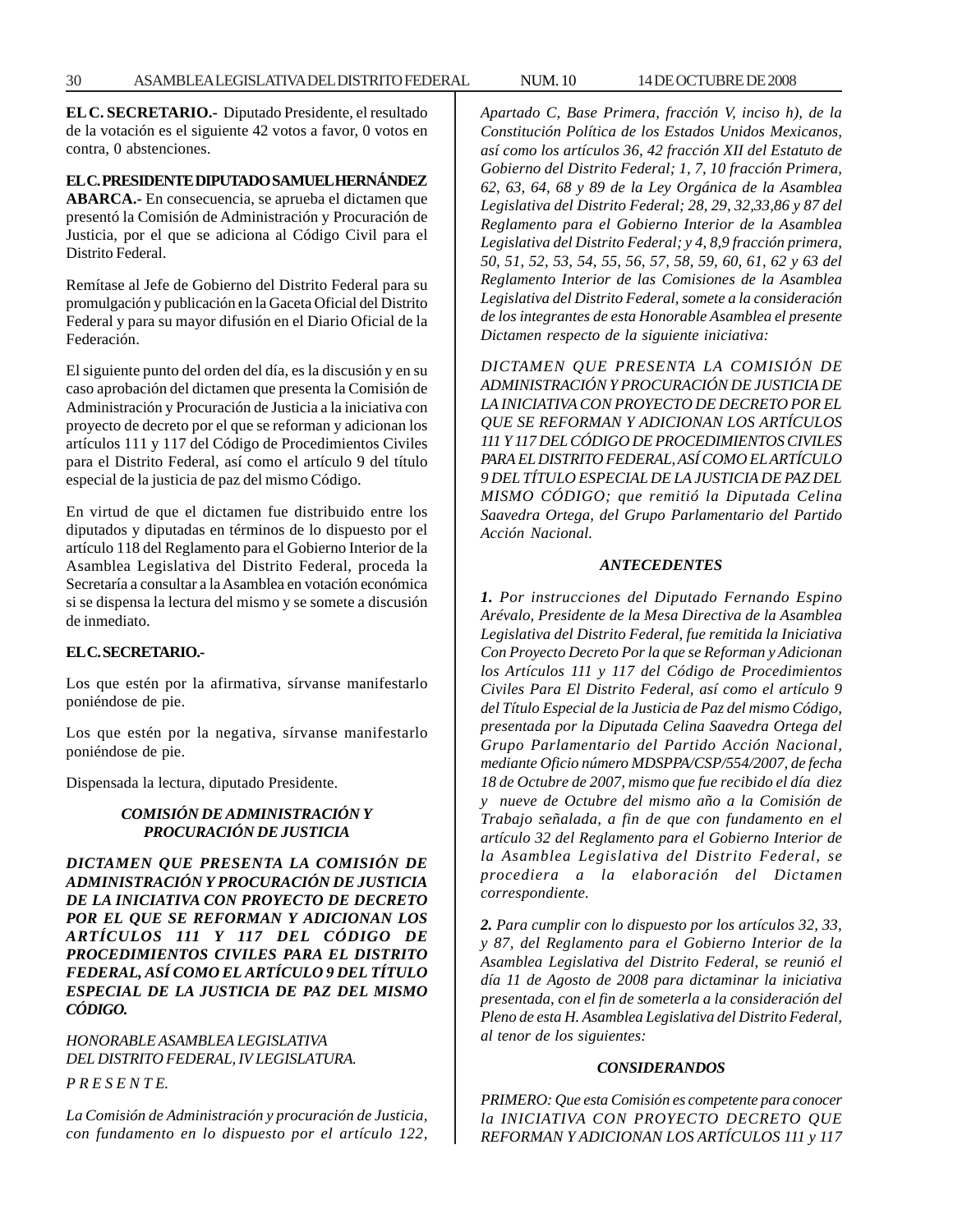**EL C. SECRETARIO.-** Diputado Presidente, el resultado de la votación es el siguiente 42 votos a favor, 0 votos en contra, 0 abstenciones.

**EL C. PRESIDENTE DIPUTADO SAMUEL HERNÁNDEZ ABARCA.-** En consecuencia, se aprueba el dictamen que presentó la Comisión de Administración y Procuración de Justicia, por el que se adiciona al Código Civil para el Distrito Federal.

Remítase al Jefe de Gobierno del Distrito Federal para su promulgación y publicación en la Gaceta Oficial del Distrito Federal y para su mayor difusión en el Diario Oficial de la Federación.

El siguiente punto del orden del día, es la discusión y en su caso aprobación del dictamen que presenta la Comisión de Administración y Procuración de Justicia a la iniciativa con proyecto de decreto por el que se reforman y adicionan los artículos 111 y 117 del Código de Procedimientos Civiles para el Distrito Federal, así como el artículo 9 del título especial de la justicia de paz del mismo Código.

En virtud de que el dictamen fue distribuido entre los diputados y diputadas en términos de lo dispuesto por el artículo 118 del Reglamento para el Gobierno Interior de la Asamblea Legislativa del Distrito Federal, proceda la Secretaría a consultar a la Asamblea en votación económica si se dispensa la lectura del mismo y se somete a discusión de inmediato.

**EL C. SECRETARIO.-**

Los que estén por la afirmativa, sírvanse manifestarlo poniéndose de pie.

Los que estén por la negativa, sírvanse manifestarlo poniéndose de pie.

Dispensada la lectura, diputado Presidente.

***COMISIÓN DE ADMINISTRACIÓN Y PROCURACIÓN DE JUSTICIA***

***DICTAMEN QUE PRESENTA LA COMISIÓN DE ADMINISTRACIÓN Y PROCURACIÓN DE JUSTICIA DE LA INICIATIVA CON PROYECTO DE DECRETO POR EL QUE SE REFORMAN Y ADICIONAN LOS ARTÍCULOS 111 Y 117 DEL CÓDIGO DE PROCEDIMIENTOS CIVILES PARA EL DISTRITO FEDERAL, ASÍ COMO EL ARTÍCULO 9 DEL TÍTULO ESPECIAL DE LA JUSTICIA DE PAZ DEL MISMO CÓDIGO.***

*HONORABLE ASAMBLEA LEGISLATIVA*
*DEL DISTRITO FEDERAL, IV LEGISLATURA.*

*P R E S E N T E.*

*La Comisión de Administración y procuración de Justicia, con fundamento en lo dispuesto por el artículo 122, Apartado C, Base Primera, fracción V, inciso h), de la Constitución Política de los Estados Unidos Mexicanos, así como los artículos 36, 42 fracción XII del Estatuto de Gobierno del Distrito Federal; 1, 7, 10 fracción Primera, 62, 63, 64, 68 y 89 de la Ley Orgánica de la Asamblea Legislativa del Distrito Federal; 28, 29, 32,33,86 y 87 del Reglamento para el Gobierno Interior de la Asamblea Legislativa del Distrito Federal; y 4, 8,9 fracción primera, 50, 51, 52, 53, 54, 55, 56, 57, 58, 59, 60, 61, 62 y 63 del Reglamento Interior de las Comisiones de la Asamblea Legislativa del Distrito Federal, somete a la consideración de los integrantes de esta Honorable Asamblea el presente Dictamen respecto de la siguiente iniciativa:*

*DICTAMEN QUE PRESENTA LA COMISIÓN DE ADMINISTRACIÓN Y PROCURACIÓN DE JUSTICIA DE LA INICIATIVA CON PROYECTO DE DECRETO POR EL QUE SE REFORMAN Y ADICIONAN LOS ARTÍCULOS 111 Y 117 DEL CÓDIGO DE PROCEDIMIENTOS CIVILES PARA EL DISTRITO FEDERAL, ASÍ COMO EL ARTÍCULO 9 DEL TÍTULO ESPECIAL DE LA JUSTICIA DE PAZ DEL MISMO CÓDIGO; que remitió la Diputada Celina Saavedra Ortega, del Grupo Parlamentario del Partido Acción Nacional.*

***ANTECEDENTES***

***1.*** *Por instrucciones del Diputado Fernando Espino Arévalo, Presidente de la Mesa Directiva de la Asamblea Legislativa del Distrito Federal, fue remitida la Iniciativa Con Proyecto Decreto Por la que se Reforman y Adicionan los Artículos 111 y 117 del Código de Procedimientos Civiles Para El Distrito Federal, así como el artículo 9 del Título Especial de la Justicia de Paz del mismo Código, presentada por la Diputada Celina Saavedra Ortega del Grupo Parlamentario del Partido Acción Nacional, mediante Oficio número MDSPPA/CSP/554/2007, de fecha 18 de Octubre de 2007, mismo que fue recibido el día diez y nueve de Octubre del mismo año a la Comisión de Trabajo señalada, a fin de que con fundamento en el artículo 32 del Reglamento para el Gobierno Interior de la Asamblea Legislativa del Distrito Federal, se procediera a la elaboración del Dictamen correspondiente.*

***2.*** *Para cumplir con lo dispuesto por los artículos 32, 33, y 87, del Reglamento para el Gobierno Interior de la Asamblea Legislativa del Distrito Federal, se reunió el día 11 de Agosto de 2008 para dictaminar la iniciativa presentada, con el fin de someterla a la consideración del Pleno de esta H. Asamblea Legislativa del Distrito Federal, al tenor de los siguientes:*

***CONSIDERANDOS***

*PRIMERO: Que esta Comisión es competente para conocer la INICIATIVA CON PROYECTO DECRETO QUE REFORMAN Y ADICIONAN LOS ARTÍCULOS 111 y 117*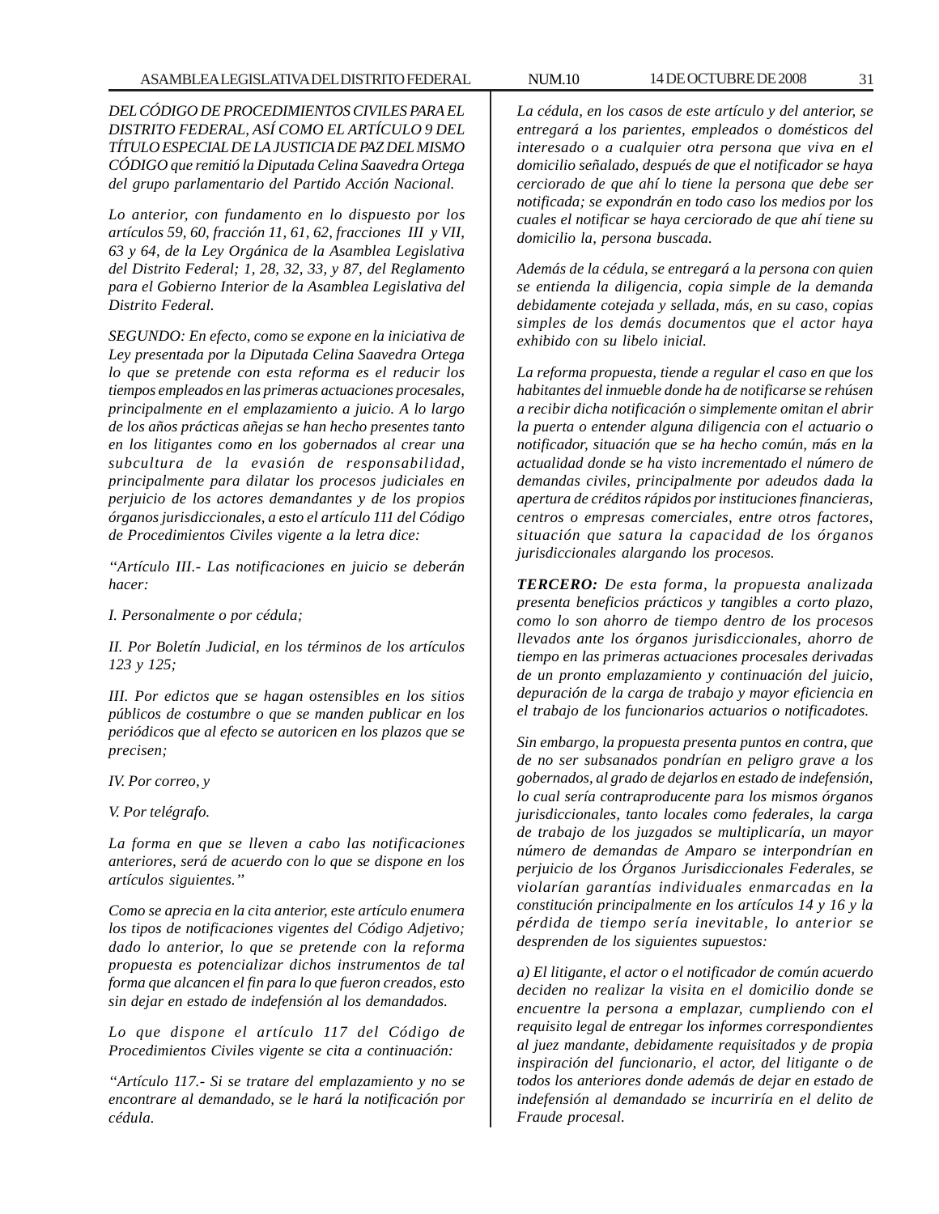*DEL CÓDIGO DE PROCEDIMIENTOS CIVILES PARA EL DISTRITO FEDERAL, ASÍ COMO EL ARTÍCULO 9 DEL TÍTULO ESPECIAL DE LA JUSTICIA DE PAZ DEL MISMO CÓDIGO que remitió la Diputada Celina Saavedra Ortega del grupo parlamentario del Partido Acción Nacional.*

*Lo anterior, con fundamento en lo dispuesto por los artículos 59, 60, fracción 11, 61, 62, fracciones III y VII, 63 y 64, de la Ley Orgánica de la Asamblea Legislativa del Distrito Federal; 1, 28, 32, 33, y 87, del Reglamento para el Gobierno Interior de la Asamblea Legislativa del Distrito Federal.*

*SEGUNDO: En efecto, como se expone en la iniciativa de Ley presentada por la Diputada Celina Saavedra Ortega lo que se pretende con esta reforma es el reducir los tiempos empleados en las primeras actuaciones procesales, principalmente en el emplazamiento a juicio. A lo largo de los años prácticas añejas se han hecho presentes tanto en los litigantes como en los gobernados al crear una subcultura de la evasión de responsabilidad, principalmente para dilatar los procesos judiciales en perjuicio de los actores demandantes y de los propios órganos jurisdiccionales, a esto el artículo 111 del Código de Procedimientos Civiles vigente a la letra dice:*

*"Artículo III.- Las notificaciones en juicio se deberán hacer:*

*I. Personalmente o por cédula;*

*II. Por Boletín Judicial, en los términos de los artículos 123 y 125;*

*III. Por edictos que se hagan ostensibles en los sitios públicos de costumbre o que se manden publicar en los periódicos que al efecto se autoricen en los plazos que se precisen;*

*IV. Por correo, y*

*V. Por telégrafo.*

*La forma en que se lleven a cabo las notificaciones anteriores, será de acuerdo con lo que se dispone en los artículos siguientes."*

*Como se aprecia en la cita anterior, este artículo enumera los tipos de notificaciones vigentes del Código Adjetivo; dado lo anterior, lo que se pretende con la reforma propuesta es potencializar dichos instrumentos de tal forma que alcancen el fin para lo que fueron creados, esto sin dejar en estado de indefensión al los demandados.*

*Lo que dispone el artículo 117 del Código de Procedimientos Civiles vigente se cita a continuación:*

*"Artículo 117.- Si se tratare del emplazamiento y no se encontrare al demandado, se le hará la notificación por cédula.*

*La cédula, en los casos de este artículo y del anterior, se entregará a los parientes, empleados o domésticos del interesado o a cualquier otra persona que viva en el domicilio señalado, después de que el notificador se haya cerciorado de que ahí lo tiene la persona que debe ser notificada; se expondrán en todo caso los medios por los cuales el notificar se haya cerciorado de que ahí tiene su domicilio la, persona buscada.*

*Además de la cédula, se entregará a la persona con quien se entienda la diligencia, copia simple de la demanda debidamente cotejada y sellada, más, en su caso, copias simples de los demás documentos que el actor haya exhibido con su libelo inicial.*

*La reforma propuesta, tiende a regular el caso en que los habitantes del inmueble donde ha de notificarse se rehúsen a recibir dicha notificación o simplemente omitan el abrir la puerta o entender alguna diligencia con el actuario o notificador, situación que se ha hecho común, más en la actualidad donde se ha visto incrementado el número de demandas civiles, principalmente por adeudos dada la apertura de créditos rápidos por instituciones financieras, centros o empresas comerciales, entre otros factores, situación que satura la capacidad de los órganos jurisdiccionales alargando los procesos.*

***TERCERO:** De esta forma, la propuesta analizada presenta beneficios prácticos y tangibles a corto plazo, como lo son ahorro de tiempo dentro de los procesos llevados ante los órganos jurisdiccionales, ahorro de tiempo en las primeras actuaciones procesales derivadas de un pronto emplazamiento y continuación del juicio, depuración de la carga de trabajo y mayor eficiencia en el trabajo de los funcionarios actuarios o notificadotes.*

*Sin embargo, la propuesta presenta puntos en contra, que de no ser subsanados pondrían en peligro grave a los gobernados, al grado de dejarlos en estado de indefensión, lo cual sería contraproducente para los mismos órganos jurisdiccionales, tanto locales como federales, la carga de trabajo de los juzgados se multiplicaría, un mayor número de demandas de Amparo se interpondrían en perjuicio de los Órganos Jurisdiccionales Federales, se violarían garantías individuales enmarcadas en la constitución principalmente en los artículos 14 y 16 y la pérdida de tiempo sería inevitable, lo anterior se desprenden de los siguientes supuestos:*

*a) El litigante, el actor o el notificador de común acuerdo deciden no realizar la visita en el domicilio donde se encuentre la persona a emplazar, cumpliendo con el requisito legal de entregar los informes correspondientes al juez mandante, debidamente requisitados y de propia inspiración del funcionario, el actor, del litigante o de todos los anteriores donde además de dejar en estado de indefensión al demandado se incurriría en el delito de Fraude procesal.*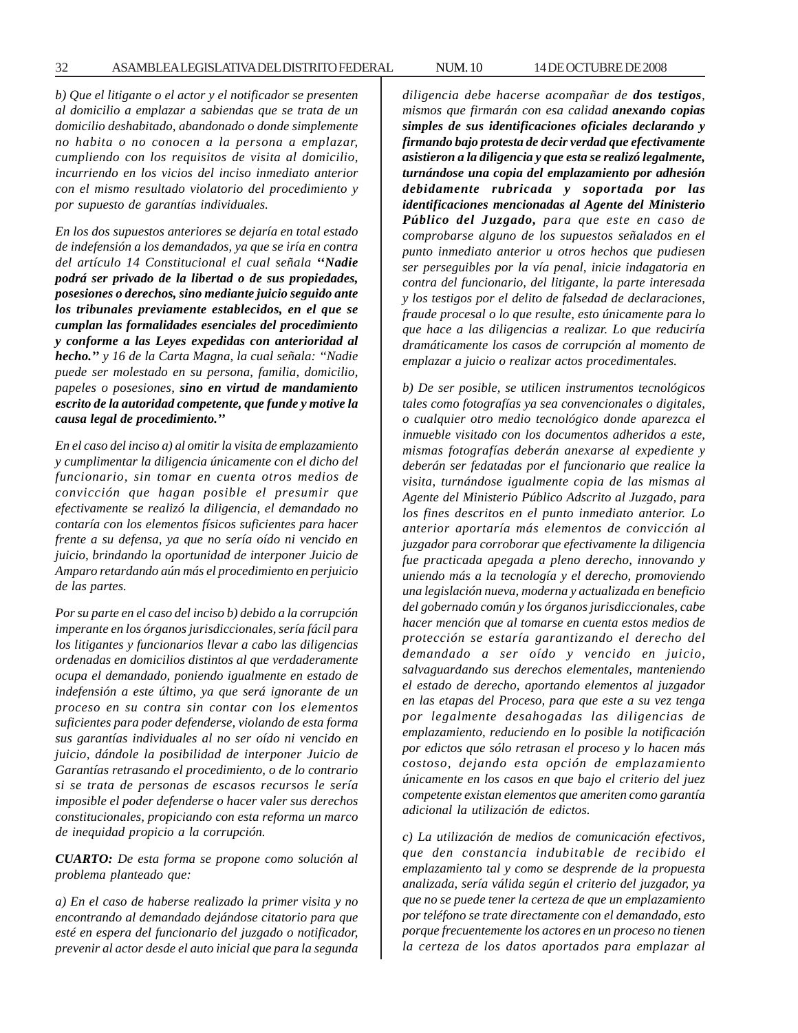*b) Que el litigante o el actor y el notificador se presenten al domicilio a emplazar a sabiendas que se trata de un domicilio deshabitado, abandonado o donde simplemente no habita o no conocen a la persona a emplazar, cumpliendo con los requisitos de visita al domicilio, incurriendo en los vicios del inciso inmediato anterior con el mismo resultado violatorio del procedimiento y por supuesto de garantías individuales.*

*En los dos supuestos anteriores se dejaría en total estado de indefensión a los demandados, ya que se iría en contra del artículo 14 Constitucional el cual señala* ***''Nadie podrá ser privado de la libertad o de sus propiedades, posesiones o derechos, sino mediante juicio seguido ante los tribunales previamente establecidos, en el que se cumplan las formalidades esenciales del procedimiento y conforme a las Leyes expedidas con anterioridad al hecho.''*** *y 16 de la Carta Magna, la cual señala: ''Nadie puede ser molestado en su persona, familia, domicilio, papeles o posesiones,* ***sino en virtud de mandamiento escrito de la autoridad competente, que funde y motive la causa legal de procedimiento.''***

*En el caso del inciso a) al omitir la visita de emplazamiento y cumplimentar la diligencia únicamente con el dicho del funcionario, sin tomar en cuenta otros medios de convicción que hagan posible el presumir que efectivamente se realizó la diligencia, el demandado no contaría con los elementos físicos suficientes para hacer frente a su defensa, ya que no sería oído ni vencido en juicio, brindando la oportunidad de interponer Juicio de Amparo retardando aún más el procedimiento en perjuicio de las partes.*

*Por su parte en el caso del inciso b) debido a la corrupción imperante en los órganos jurisdiccionales, sería fácil para los litigantes y funcionarios llevar a cabo las diligencias ordenadas en domicilios distintos al que verdaderamente ocupa el demandado, poniendo igualmente en estado de indefensión a este último, ya que será ignorante de un proceso en su contra sin contar con los elementos suficientes para poder defenderse, violando de esta forma sus garantías individuales al no ser oído ni vencido en juicio, dándole la posibilidad de interponer Juicio de Garantías retrasando el procedimiento, o de lo contrario si se trata de personas de escasos recursos le sería imposible el poder defenderse o hacer valer sus derechos constitucionales, propiciando con esta reforma un marco de inequidad propicio a la corrupción.*

***CUARTO:*** *De esta forma se propone como solución al problema planteado que:*

*a) En el caso de haberse realizado la primer visita y no encontrando al demandado dejándose citatorio para que esté en espera del funcionario del juzgado o notificador, prevenir al actor desde el auto inicial que para la segunda diligencia debe hacerse acompañar de* ***dos testigos****, mismos que firmarán con esa calidad* ***anexando copias simples de sus identificaciones oficiales declarando y firmando bajo protesta de decir verdad que efectivamente asistieron a la diligencia y que esta se realizó legalmente, turnándose una copia del emplazamiento por adhesión debidamente rubricada y soportada por las identificaciones mencionadas al Agente del Ministerio Público del Juzgado,*** *para que este en caso de comprobarse alguno de los supuestos señalados en el punto inmediato anterior u otros hechos que pudiesen ser perseguibles por la vía penal, inicie indagatoria en contra del funcionario, del litigante, la parte interesada y los testigos por el delito de falsedad de declaraciones, fraude procesal o lo que resulte, esto únicamente para lo que hace a las diligencias a realizar. Lo que reduciría dramáticamente los casos de corrupción al momento de emplazar a juicio o realizar actos procedimentales.*

*b) De ser posible, se utilicen instrumentos tecnológicos tales como fotografías ya sea convencionales o digitales, o cualquier otro medio tecnológico donde aparezca el inmueble visitado con los documentos adheridos a este, mismas fotografías deberán anexarse al expediente y deberán ser fedatadas por el funcionario que realice la visita, turnándose igualmente copia de las mismas al Agente del Ministerio Público Adscrito al Juzgado, para los fines descritos en el punto inmediato anterior. Lo anterior aportaría más elementos de convicción al juzgador para corroborar que efectivamente la diligencia fue practicada apegada a pleno derecho, innovando y uniendo más a la tecnología y el derecho, promoviendo una legislación nueva, moderna y actualizada en beneficio del gobernado común y los órganos jurisdiccionales, cabe hacer mención que al tomarse en cuenta estos medios de protección se estaría garantizando el derecho del demandado a ser oído y vencido en juicio, salvaguardando sus derechos elementales, manteniendo el estado de derecho, aportando elementos al juzgador en las etapas del Proceso, para que este a su vez tenga por legalmente desahogadas las diligencias de emplazamiento, reduciendo en lo posible la notificación por edictos que sólo retrasan el proceso y lo hacen más costoso, dejando esta opción de emplazamiento únicamente en los casos en que bajo el criterio del juez competente existan elementos que ameriten como garantía adicional la utilización de edictos.*

*c) La utilización de medios de comunicación efectivos, que den constancia indubitable de recibido el emplazamiento tal y como se desprende de la propuesta analizada, sería válida según el criterio del juzgador, ya que no se puede tener la certeza de que un emplazamiento por teléfono se trate directamente con el demandado, esto porque frecuentemente los actores en un proceso no tienen la certeza de los datos aportados para emplazar al*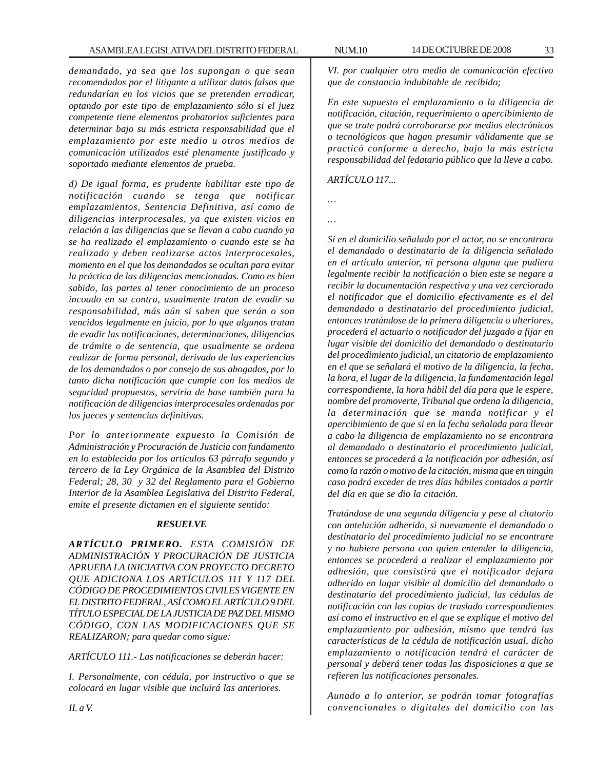*demandado, ya sea que los supongan o que sean recomendados por el litigante a utilizar datos falsos que redundarían en los vicios que se pretenden erradicar, optando por este tipo de emplazamiento sólo si el juez competente tiene elementos probatorios suficientes para determinar bajo su más estricta responsabilidad que el emplazamiento por este medio u otros medios de comunicación utilizados esté plenamente justificado y soportado mediante elementos de prueba.*

*d) De igual forma, es prudente habilitar este tipo de notificación cuando se tenga que notificar emplazamientos, Sentencia Definitiva, así como de diligencias interprocesales, ya que existen vicios en relación a las diligencias que se llevan a cabo cuando ya se ha realizado el emplazamiento o cuando este se ha realizado y deben realizarse actos interprocesales, momento en el que los demandados se ocultan para evitar la práctica de las diligencias mencionadas. Como es bien sabido, las partes al tener conocimiento de un proceso incoado en su contra, usualmente tratan de evadir su responsabilidad, más aún si saben que serán o son vencidos legalmente en juicio, por lo que algunos tratan de evadir las notificaciones, determinaciones, diligencias de trámite o de sentencia, que usualmente se ordena realizar de forma personal, derivado de las experiencias de los demandados o por consejo de sus abogados, por lo tanto dicha notificación que cumple con los medios de seguridad propuestos, serviría de base también para la notificación de diligencias interprocesales ordenadas por los jueces y sentencias definitivas.*

*Por lo anteriormente expuesto la Comisión de Administración y Procuración de Justicia con fundamento en lo establecido por los artículos 63 párrafo segundo y tercero de la Ley Orgánica de la Asamblea del Distrito Federal; 28, 30 y 32 del Reglamento para el Gobierno Interior de la Asamblea Legislativa del Distrito Federal, emite el presente dictamen en el siguiente sentido:*

***RESUELVE***

***ARTÍCULO PRIMERO.*** *ESTA COMISIÓN DE ADMINISTRACIÓN Y PROCURACIÓN DE JUSTICIA APRUEBA LA INICIATIVA CON PROYECTO DECRETO QUE ADICIONA LOS ARTÍCULOS 111 Y 117 DEL CÓDIGO DE PROCEDIMIENTOS CIVILES VIGENTE EN EL DISTRITO FEDERAL, ASÍ COMO EL ARTÍCULO 9 DEL TÍTULO ESPECIAL DE LA JUSTICIA DE PAZ DEL MISMO CÓDIGO, CON LAS MODIFICACIONES QUE SE REALIZARON; para quedar como sigue:*

*ARTÍCULO 111.- Las notificaciones se deberán hacer:*

*I. Personalmente, con cédula, por instructivo o que se colocará en lugar visible que incluirá las anteriores.*

*II. a V.*

*VI. por cualquier otro medio de comunicación efectivo que de constancia indubitable de recibido;*

*En este supuesto el emplazamiento o la diligencia de notificación, citación, requerimiento o apercibimiento de que se trate podrá corroborarse por medios electrónicos o tecnológicos que hagan presumir válidamente que se practicó conforme a derecho, bajo la más estricta responsabilidad del fedatario público que la lleve a cabo.*

*ARTÍCULO 117...*

*…*

*…*

*Si en el domicilio señalado por el actor, no se encontrara el demandado o destinatario de la diligencia señalado en el artículo anterior, ni persona alguna que pudiera legalmente recibir la notificación o bien este se negare a recibir la documentación respectiva y una vez cerciorado el notificador que el domicilio efectivamente es el del demandado o destinatario del procedimiento judicial, entonces tratándose de la primera diligencia o ulteriores, procederá el actuario o notificador del juzgado a fijar en lugar visible del domicilio del demandado o destinatario del procedimiento judicial, un citatorio de emplazamiento en el que se señalará el motivo de la diligencia, la fecha, la hora, el lugar de la diligencia, la fundamentación legal correspondiente, la hora hábil del día para que le espere, nombre del promoverte, Tribunal que ordena la diligencia, la determinación que se manda notificar y el apercibimiento de que si en la fecha señalada para llevar a cabo la diligencia de emplazamiento no se encontrara al demandado o destinatario el procedimiento judicial, entonces se procederá a la notificación por adhesión, así como la razón o motivo de la citación, misma que en ningún caso podrá exceder de tres días hábiles contados a partir del día en que se dio la citación.*

*Tratándose de una segunda diligencia y pese al citatorio con antelación adherido, si nuevamente el demandado o destinatario del procedimiento judicial no se encontrare y no hubiere persona con quien entender la diligencia, entonces se procederá a realizar el emplazamiento por adhesión, que consistirá que el notificador dejara adherido en lugar visible al domicilio del demandado o destinatario del procedimiento judicial, las cédulas de notificación con las copias de traslado correspondientes así como el instructivo en el que se explique el motivo del emplazamiento por adhesión, mismo que tendrá las características de la cédula de notificación usual, dicho emplazamiento o notificación tendrá el carácter de personal y deberá tener todas las disposiciones a que se refieren las notificaciones personales.*

*Aunado a lo anterior, se podrán tomar fotografías convencionales o digitales del domicilio con las*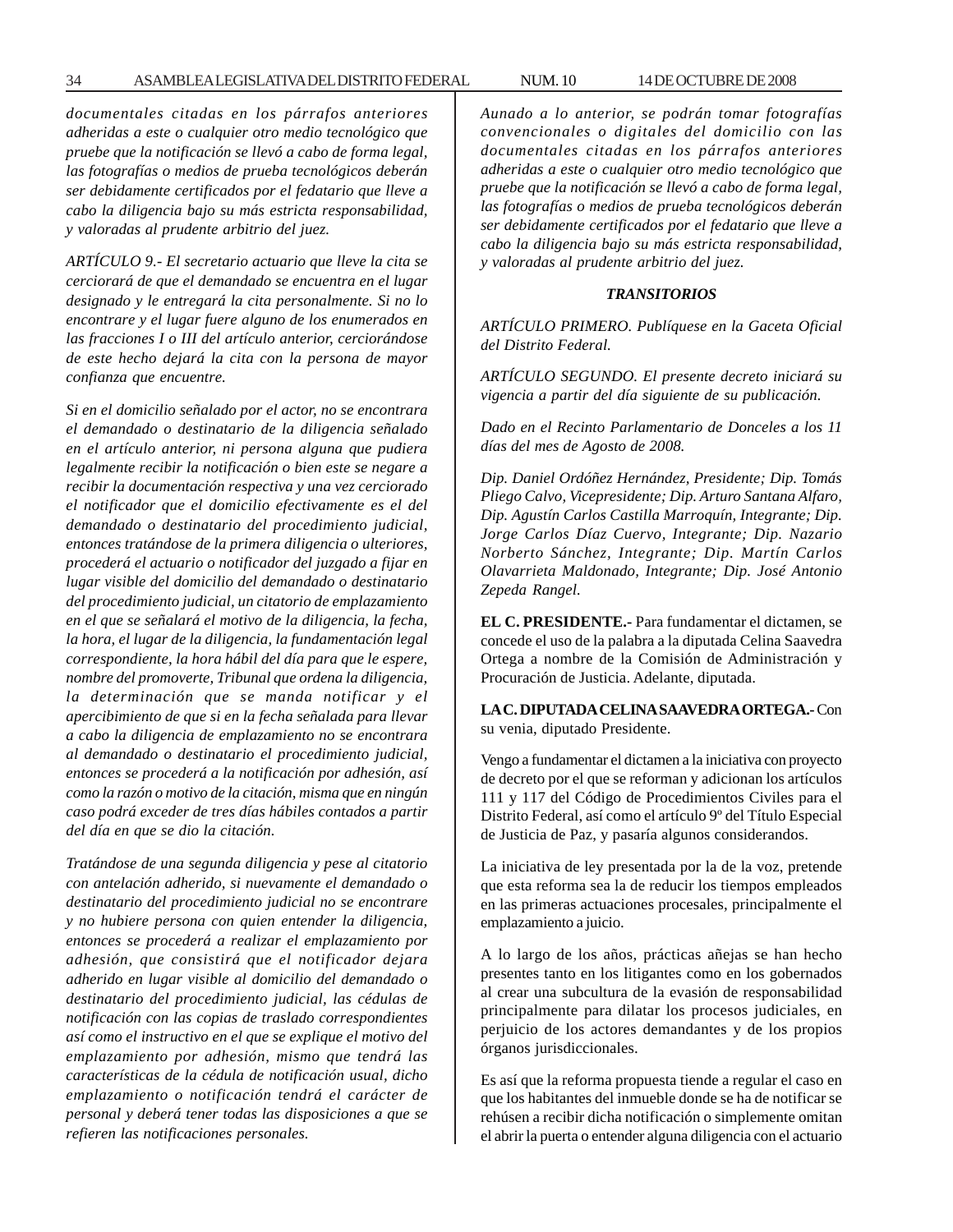*documentales citadas en los párrafos anteriores adheridas a este o cualquier otro medio tecnológico que pruebe que la notificación se llevó a cabo de forma legal, las fotografías o medios de prueba tecnológicos deberán ser debidamente certificados por el fedatario que lleve a cabo la diligencia bajo su más estricta responsabilidad, y valoradas al prudente arbitrio del juez.*

*ARTÍCULO 9.- El secretario actuario que lleve la cita se cerciorará de que el demandado se encuentra en el lugar designado y le entregará la cita personalmente. Si no lo encontrare y el lugar fuere alguno de los enumerados en las fracciones I o III del artículo anterior, cerciorándose de este hecho dejará la cita con la persona de mayor confianza que encuentre.*

*Si en el domicilio señalado por el actor, no se encontrara el demandado o destinatario de la diligencia señalado en el artículo anterior, ni persona alguna que pudiera legalmente recibir la notificación o bien este se negare a recibir la documentación respectiva y una vez cerciorado el notificador que el domicilio efectivamente es el del demandado o destinatario del procedimiento judicial, entonces tratándose de la primera diligencia o ulteriores, procederá el actuario o notificador del juzgado a fijar en lugar visible del domicilio del demandado o destinatario del procedimiento judicial, un citatorio de emplazamiento en el que se señalará el motivo de la diligencia, la fecha, la hora, el lugar de la diligencia, la fundamentación legal correspondiente, la hora hábil del día para que le espere, nombre del promoverte, Tribunal que ordena la diligencia, la determinación que se manda notificar y el apercibimiento de que si en la fecha señalada para llevar a cabo la diligencia de emplazamiento no se encontrara al demandado o destinatario el procedimiento judicial, entonces se procederá a la notificación por adhesión, así como la razón o motivo de la citación, misma que en ningún caso podrá exceder de tres días hábiles contados a partir del día en que se dio la citación.*

*Tratándose de una segunda diligencia y pese al citatorio con antelación adherido, si nuevamente el demandado o destinatario del procedimiento judicial no se encontrare y no hubiere persona con quien entender la diligencia, entonces se procederá a realizar el emplazamiento por adhesión, que consistirá que el notificador dejara adherido en lugar visible al domicilio del demandado o destinatario del procedimiento judicial, las cédulas de notificación con las copias de traslado correspondientes así como el instructivo en el que se explique el motivo del emplazamiento por adhesión, mismo que tendrá las características de la cédula de notificación usual, dicho emplazamiento o notificación tendrá el carácter de personal y deberá tener todas las disposiciones a que se refieren las notificaciones personales.*

*Aunado a lo anterior, se podrán tomar fotografías convencionales o digitales del domicilio con las documentales citadas en los párrafos anteriores adheridas a este o cualquier otro medio tecnológico que pruebe que la notificación se llevó a cabo de forma legal, las fotografías o medios de prueba tecnológicos deberán ser debidamente certificados por el fedatario que lleve a cabo la diligencia bajo su más estricta responsabilidad, y valoradas al prudente arbitrio del juez.*

***TRANSITORIOS***

*ARTÍCULO PRIMERO. Publíquese en la Gaceta Oficial del Distrito Federal.*

*ARTÍCULO SEGUNDO. El presente decreto iniciará su vigencia a partir del día siguiente de su publicación.*

*Dado en el Recinto Parlamentario de Donceles a los 11 días del mes de Agosto de 2008.*

*Dip. Daniel Ordóñez Hernández, Presidente; Dip. Tomás Pliego Calvo, Vicepresidente; Dip. Arturo Santana Alfaro, Dip. Agustín Carlos Castilla Marroquín, Integrante; Dip. Jorge Carlos Díaz Cuervo, Integrante; Dip. Nazario Norberto Sánchez, Integrante; Dip. Martín Carlos Olavarrieta Maldonado, Integrante; Dip. José Antonio Zepeda Rangel.*

**EL C. PRESIDENTE.-** Para fundamentar el dictamen, se concede el uso de la palabra a la diputada Celina Saavedra Ortega a nombre de la Comisión de Administración y Procuración de Justicia. Adelante, diputada.

**LA C. DIPUTADA CELINA SAAVEDRA ORTEGA.-** Con su venia, diputado Presidente.

Vengo a fundamentar el dictamen a la iniciativa con proyecto de decreto por el que se reforman y adicionan los artículos 111 y 117 del Código de Procedimientos Civiles para el Distrito Federal, así como el artículo 9º del Título Especial de Justicia de Paz, y pasaría algunos considerandos.

La iniciativa de ley presentada por la de la voz, pretende que esta reforma sea la de reducir los tiempos empleados en las primeras actuaciones procesales, principalmente el emplazamiento a juicio.

A lo largo de los años, prácticas añejas se han hecho presentes tanto en los litigantes como en los gobernados al crear una subcultura de la evasión de responsabilidad principalmente para dilatar los procesos judiciales, en perjuicio de los actores demandantes y de los propios órganos jurisdiccionales.

Es así que la reforma propuesta tiende a regular el caso en que los habitantes del inmueble donde se ha de notificar se rehúsen a recibir dicha notificación o simplemente omitan el abrir la puerta o entender alguna diligencia con el actuario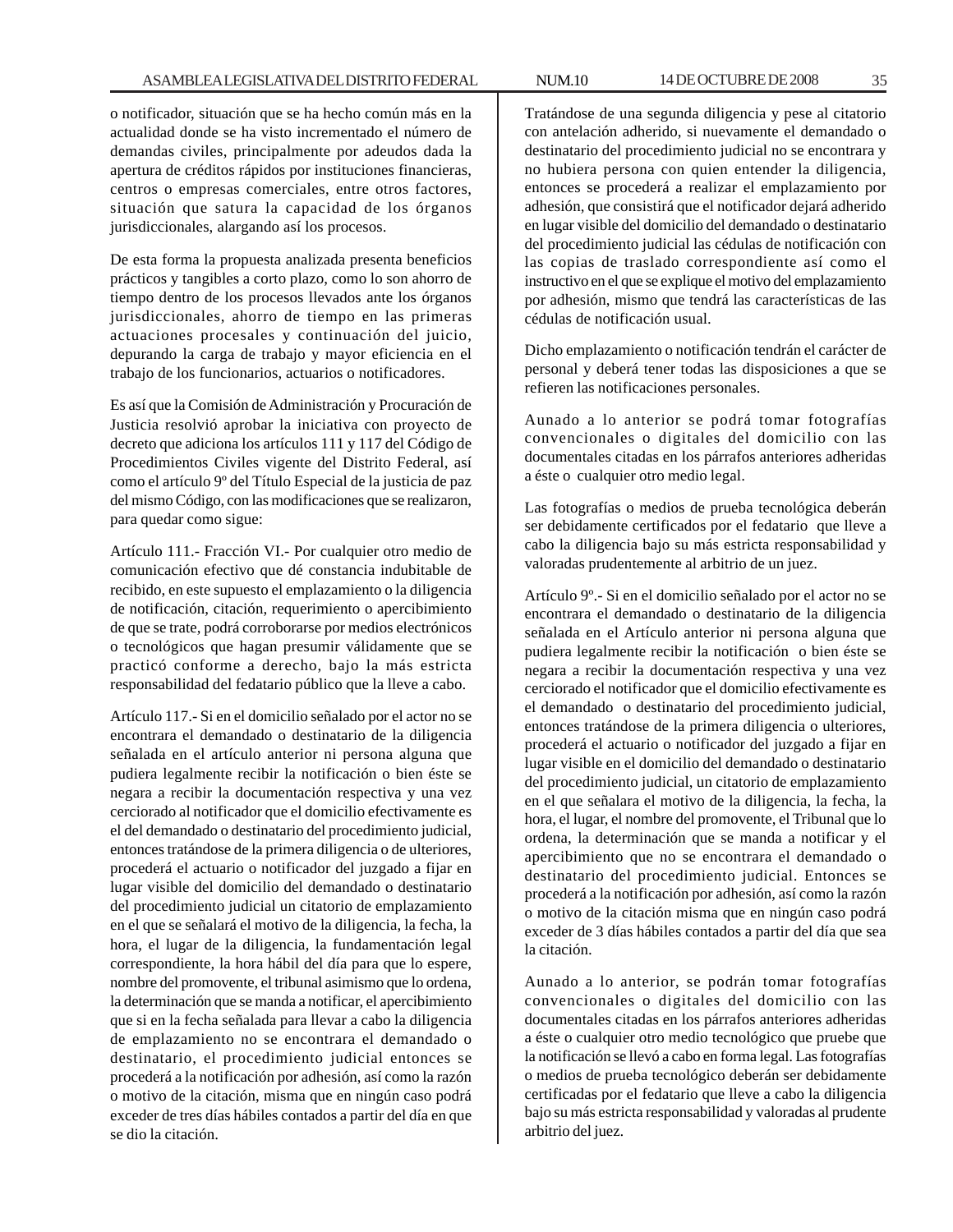o notificador, situación que se ha hecho común más en la actualidad donde se ha visto incrementado el número de demandas civiles, principalmente por adeudos dada la apertura de créditos rápidos por instituciones financieras, centros o empresas comerciales, entre otros factores, situación que satura la capacidad de los órganos jurisdiccionales, alargando así los procesos.

De esta forma la propuesta analizada presenta beneficios prácticos y tangibles a corto plazo, como lo son ahorro de tiempo dentro de los procesos llevados ante los órganos jurisdiccionales, ahorro de tiempo en las primeras actuaciones procesales y continuación del juicio, depurando la carga de trabajo y mayor eficiencia en el trabajo de los funcionarios, actuarios o notificadores.

Es así que la Comisión de Administración y Procuración de Justicia resolvió aprobar la iniciativa con proyecto de decreto que adiciona los artículos 111 y 117 del Código de Procedimientos Civiles vigente del Distrito Federal, así como el artículo 9º del Título Especial de la justicia de paz del mismo Código, con las modificaciones que se realizaron, para quedar como sigue:

Artículo 111.- Fracción VI.- Por cualquier otro medio de comunicación efectivo que dé constancia indubitable de recibido, en este supuesto el emplazamiento o la diligencia de notificación, citación, requerimiento o apercibimiento de que se trate, podrá corroborarse por medios electrónicos o tecnológicos que hagan presumir válidamente que se practicó conforme a derecho, bajo la más estricta responsabilidad del fedatario público que la lleve a cabo.

Artículo 117.- Si en el domicilio señalado por el actor no se encontrara el demandado o destinatario de la diligencia señalada en el artículo anterior ni persona alguna que pudiera legalmente recibir la notificación o bien éste se negara a recibir la documentación respectiva y una vez cerciorado al notificador que el domicilio efectivamente es el del demandado o destinatario del procedimiento judicial, entonces tratándose de la primera diligencia o de ulteriores, procederá el actuario o notificador del juzgado a fijar en lugar visible del domicilio del demandado o destinatario del procedimiento judicial un citatorio de emplazamiento en el que se señalará el motivo de la diligencia, la fecha, la hora, el lugar de la diligencia, la fundamentación legal correspondiente, la hora hábil del día para que lo espere, nombre del promovente, el tribunal asimismo que lo ordena, la determinación que se manda a notificar, el apercibimiento que si en la fecha señalada para llevar a cabo la diligencia de emplazamiento no se encontrara el demandado o destinatario, el procedimiento judicial entonces se procederá a la notificación por adhesión, así como la razón o motivo de la citación, misma que en ningún caso podrá exceder de tres días hábiles contados a partir del día en que se dio la citación.

Tratándose de una segunda diligencia y pese al citatorio con antelación adherido, si nuevamente el demandado o destinatario del procedimiento judicial no se encontrara y no hubiera persona con quien entender la diligencia, entonces se procederá a realizar el emplazamiento por adhesión, que consistirá que el notificador dejará adherido en lugar visible del domicilio del demandado o destinatario del procedimiento judicial las cédulas de notificación con las copias de traslado correspondiente así como el instructivo en el que se explique el motivo del emplazamiento por adhesión, mismo que tendrá las características de las cédulas de notificación usual.

Dicho emplazamiento o notificación tendrán el carácter de personal y deberá tener todas las disposiciones a que se refieren las notificaciones personales.

Aunado a lo anterior se podrá tomar fotografías convencionales o digitales del domicilio con las documentales citadas en los párrafos anteriores adheridas a éste o cualquier otro medio legal.

Las fotografías o medios de prueba tecnológica deberán ser debidamente certificados por el fedatario que lleve a cabo la diligencia bajo su más estricta responsabilidad y valoradas prudentemente al arbitrio de un juez.

Artículo 9º.- Si en el domicilio señalado por el actor no se encontrara el demandado o destinatario de la diligencia señalada en el Artículo anterior ni persona alguna que pudiera legalmente recibir la notificación o bien éste se negara a recibir la documentación respectiva y una vez cerciorado el notificador que el domicilio efectivamente es el demandado o destinatario del procedimiento judicial, entonces tratándose de la primera diligencia o ulteriores, procederá el actuario o notificador del juzgado a fijar en lugar visible en el domicilio del demandado o destinatario del procedimiento judicial, un citatorio de emplazamiento en el que señalara el motivo de la diligencia, la fecha, la hora, el lugar, el nombre del promovente, el Tribunal que lo ordena, la determinación que se manda a notificar y el apercibimiento que no se encontrara el demandado o destinatario del procedimiento judicial. Entonces se procederá a la notificación por adhesión, así como la razón o motivo de la citación misma que en ningún caso podrá exceder de 3 días hábiles contados a partir del día que sea la citación.

Aunado a lo anterior, se podrán tomar fotografías convencionales o digitales del domicilio con las documentales citadas en los párrafos anteriores adheridas a éste o cualquier otro medio tecnológico que pruebe que la notificación se llevó a cabo en forma legal. Las fotografías o medios de prueba tecnológico deberán ser debidamente certificadas por el fedatario que lleve a cabo la diligencia bajo su más estricta responsabilidad y valoradas al prudente arbitrio del juez.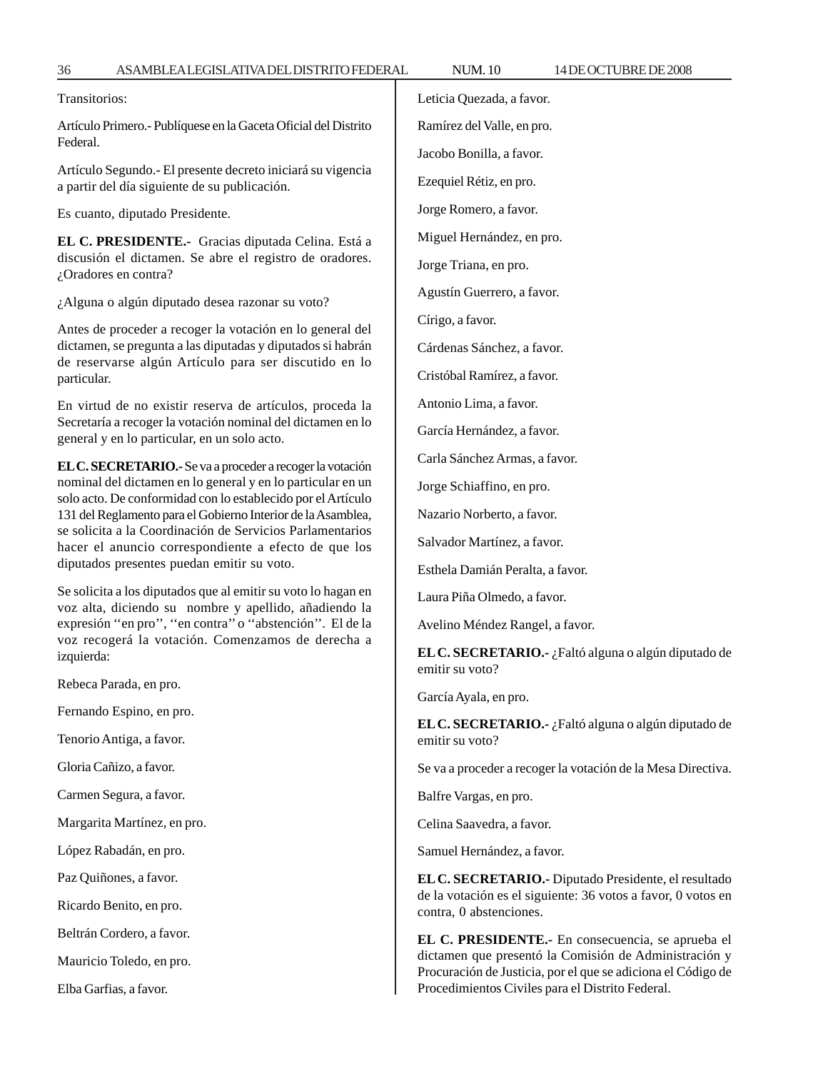Transitorios:

Artículo Primero.- Publíquese en la Gaceta Oficial del Distrito Federal.

Artículo Segundo.- El presente decreto iniciará su vigencia a partir del día siguiente de su publicación.

Es cuanto, diputado Presidente.

**EL C. PRESIDENTE.-** Gracias diputada Celina. Está a discusión el dictamen. Se abre el registro de oradores. ¿Oradores en contra?

¿Alguna o algún diputado desea razonar su voto?

Antes de proceder a recoger la votación en lo general del dictamen, se pregunta a las diputadas y diputados si habrán de reservarse algún Artículo para ser discutido en lo particular.

En virtud de no existir reserva de artículos, proceda la Secretaría a recoger la votación nominal del dictamen en lo general y en lo particular, en un solo acto.

**EL C. SECRETARIO.-** Se va a proceder a recoger la votación nominal del dictamen en lo general y en lo particular en un solo acto. De conformidad con lo establecido por el Artículo 131 del Reglamento para el Gobierno Interior de la Asamblea, se solicita a la Coordinación de Servicios Parlamentarios hacer el anuncio correspondiente a efecto de que los diputados presentes puedan emitir su voto.

Se solicita a los diputados que al emitir su voto lo hagan en voz alta, diciendo su nombre y apellido, añadiendo la expresión ''en pro'', ''en contra'' o ''abstención''. El de la voz recogerá la votación. Comenzamos de derecha a izquierda:

Rebeca Parada, en pro.

Fernando Espino, en pro.

Tenorio Antiga, a favor.

Gloria Cañizo, a favor.

Carmen Segura, a favor.

Margarita Martínez, en pro.

López Rabadán, en pro.

Paz Quiñones, a favor.

Ricardo Benito, en pro.

Beltrán Cordero, a favor.

Mauricio Toledo, en pro.

Elba Garfias, a favor.

Leticia Quezada, a favor.

Ramírez del Valle, en pro.

Jacobo Bonilla, a favor.

Ezequiel Rétiz, en pro.

Jorge Romero, a favor.

Miguel Hernández, en pro.

Jorge Triana, en pro.

Agustín Guerrero, a favor.

Círigo, a favor.

Cárdenas Sánchez, a favor.

Cristóbal Ramírez, a favor.

Antonio Lima, a favor.

García Hernández, a favor.

Carla Sánchez Armas, a favor.

Jorge Schiaffino, en pro.

Nazario Norberto, a favor.

Salvador Martínez, a favor.

Esthela Damián Peralta, a favor.

Laura Piña Olmedo, a favor.

Avelino Méndez Rangel, a favor.

**EL C. SECRETARIO.-** ¿Faltó alguna o algún diputado de emitir su voto?

García Ayala, en pro.

**EL C. SECRETARIO.-** ¿Faltó alguna o algún diputado de emitir su voto?

Se va a proceder a recoger la votación de la Mesa Directiva.

Balfre Vargas, en pro.

Celina Saavedra, a favor.

Samuel Hernández, a favor.

**EL C. SECRETARIO.-** Diputado Presidente, el resultado de la votación es el siguiente: 36 votos a favor, 0 votos en contra, 0 abstenciones.

**EL C. PRESIDENTE.-** En consecuencia, se aprueba el dictamen que presentó la Comisión de Administración y Procuración de Justicia, por el que se adiciona el Código de Procedimientos Civiles para el Distrito Federal.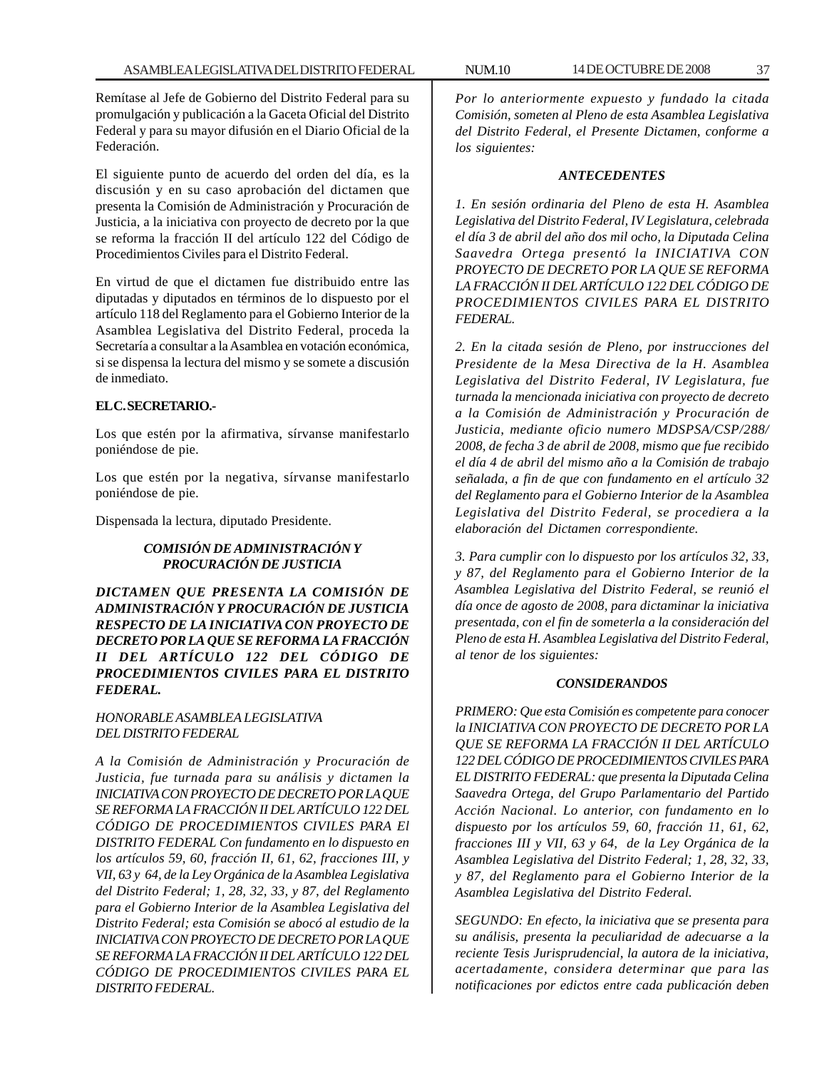Remítase al Jefe de Gobierno del Distrito Federal para su promulgación y publicación a la Gaceta Oficial del Distrito Federal y para su mayor difusión en el Diario Oficial de la Federación.

El siguiente punto de acuerdo del orden del día, es la discusión y en su caso aprobación del dictamen que presenta la Comisión de Administración y Procuración de Justicia, a la iniciativa con proyecto de decreto por la que se reforma la fracción II del artículo 122 del Código de Procedimientos Civiles para el Distrito Federal.

En virtud de que el dictamen fue distribuido entre las diputadas y diputados en términos de lo dispuesto por el artículo 118 del Reglamento para el Gobierno Interior de la Asamblea Legislativa del Distrito Federal, proceda la Secretaría a consultar a la Asamblea en votación económica, si se dispensa la lectura del mismo y se somete a discusión de inmediato.

**EL C. SECRETARIO.-**

Los que estén por la afirmativa, sírvanse manifestarlo poniéndose de pie.

Los que estén por la negativa, sírvanse manifestarlo poniéndose de pie.

Dispensada la lectura, diputado Presidente.

***COMISIÓN DE ADMINISTRACIÓN Y PROCURACIÓN DE JUSTICIA***

***DICTAMEN QUE PRESENTA LA COMISIÓN DE ADMINISTRACIÓN Y PROCURACIÓN DE JUSTICIA RESPECTO DE LA INICIATIVA CON PROYECTO DE DECRETO POR LA QUE SE REFORMA LA FRACCIÓN II DEL ARTÍCULO 122 DEL CÓDIGO DE PROCEDIMIENTOS CIVILES PARA EL DISTRITO FEDERAL.***

*HONORABLE ASAMBLEA LEGISLATIVA DEL DISTRITO FEDERAL*

*A la Comisión de Administración y Procuración de Justicia, fue turnada para su análisis y dictamen la INICIATIVA CON PROYECTO DE DECRETO POR LA QUE SE REFORMA LA FRACCIÓN II DEL ARTÍCULO 122 DEL CÓDIGO DE PROCEDIMIENTOS CIVILES PARA El DISTRITO FEDERAL Con fundamento en lo dispuesto en los artículos 59, 60, fracción II, 61, 62, fracciones III, y VII, 63 y 64, de la Ley Orgánica de la Asamblea Legislativa del Distrito Federal; 1, 28, 32, 33, y 87, del Reglamento para el Gobierno Interior de la Asamblea Legislativa del Distrito Federal; esta Comisión se abocó al estudio de la INICIATIVA CON PROYECTO DE DECRETO POR LA QUE SE REFORMA LA FRACCIÓN II DEL ARTÍCULO 122 DEL CÓDIGO DE PROCEDIMIENTOS CIVILES PARA EL DISTRITO FEDERAL.*

*Por lo anteriormente expuesto y fundado la citada Comisión, someten al Pleno de esta Asamblea Legislativa del Distrito Federal, el Presente Dictamen, conforme a los siguientes:*

***ANTECEDENTES***

*1. En sesión ordinaria del Pleno de esta H. Asamblea Legislativa del Distrito Federal, IV Legislatura, celebrada el día 3 de abril del año dos mil ocho, la Diputada Celina Saavedra Ortega presentó la INICIATIVA CON PROYECTO DE DECRETO POR LA QUE SE REFORMA LA FRACCIÓN II DEL ARTÍCULO 122 DEL CÓDIGO DE PROCEDIMIENTOS CIVILES PARA EL DISTRITO FEDERAL.*

*2. En la citada sesión de Pleno, por instrucciones del Presidente de la Mesa Directiva de la H. Asamblea Legislativa del Distrito Federal, IV Legislatura, fue turnada la mencionada iniciativa con proyecto de decreto a la Comisión de Administración y Procuración de Justicia, mediante oficio numero MDSPSA/CSP/288/2008, de fecha 3 de abril de 2008, mismo que fue recibido el día 4 de abril del mismo año a la Comisión de trabajo señalada, a fin de que con fundamento en el artículo 32 del Reglamento para el Gobierno Interior de la Asamblea Legislativa del Distrito Federal, se procediera a la elaboración del Dictamen correspondiente.*

*3. Para cumplir con lo dispuesto por los artículos 32, 33, y 87, del Reglamento para el Gobierno Interior de la Asamblea Legislativa del Distrito Federal, se reunió el día once de agosto de 2008, para dictaminar la iniciativa presentada, con el fin de someterla a la consideración del Pleno de esta H. Asamblea Legislativa del Distrito Federal, al tenor de los siguientes:*

***CONSIDERANDOS***

*PRIMERO: Que esta Comisión es competente para conocer la INICIATIVA CON PROYECTO DE DECRETO POR LA QUE SE REFORMA LA FRACCIÓN II DEL ARTÍCULO 122 DEL CÓDIGO DE PROCEDIMIENTOS CIVILES PARA EL DISTRITO FEDERAL: que presenta la Diputada Celina Saavedra Ortega, del Grupo Parlamentario del Partido Acción Nacional. Lo anterior, con fundamento en lo dispuesto por los artículos 59, 60, fracción 11, 61, 62, fracciones III y VII, 63 y 64, de la Ley Orgánica de la Asamblea Legislativa del Distrito Federal; 1, 28, 32, 33, y 87, del Reglamento para el Gobierno Interior de la Asamblea Legislativa del Distrito Federal.*

*SEGUNDO: En efecto, la iniciativa que se presenta para su análisis, presenta la peculiaridad de adecuarse a la reciente Tesis Jurisprudencial, la autora de la iniciativa, acertadamente, considera determinar que para las notificaciones por edictos entre cada publicación deben*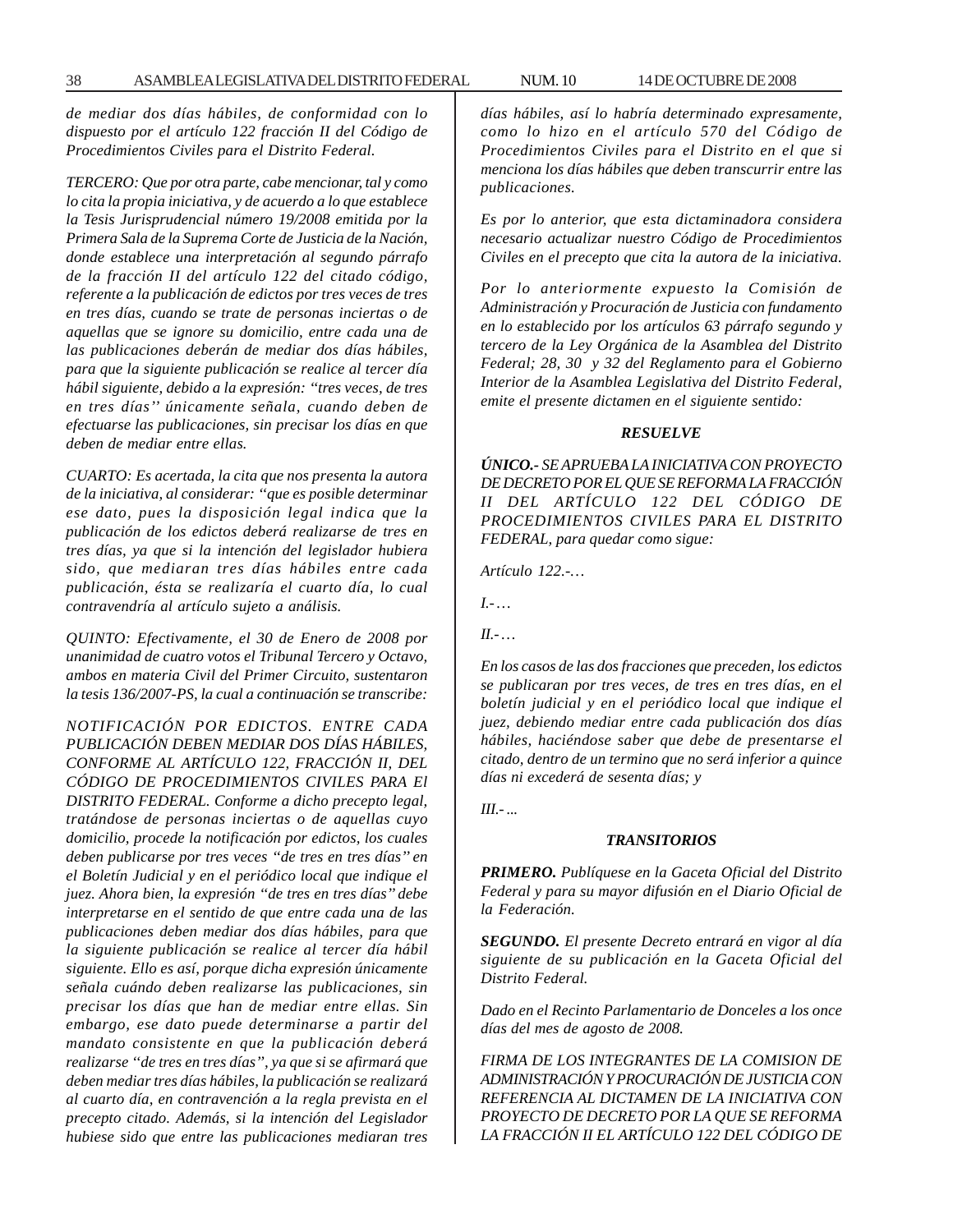*de mediar dos días hábiles, de conformidad con lo dispuesto por el artículo 122 fracción II del Código de Procedimientos Civiles para el Distrito Federal.*

*TERCERO: Que por otra parte, cabe mencionar, tal y como lo cita la propia iniciativa, y de acuerdo a lo que establece la Tesis Jurisprudencial número 19/2008 emitida por la Primera Sala de la Suprema Corte de Justicia de la Nación, donde establece una interpretación al segundo párrafo de la fracción II del artículo 122 del citado código, referente a la publicación de edictos por tres veces de tres en tres días, cuando se trate de personas inciertas o de aquellas que se ignore su domicilio, entre cada una de las publicaciones deberán de mediar dos días hábiles, para que la siguiente publicación se realice al tercer día hábil siguiente, debido a la expresión: "tres veces, de tres en tres días'' únicamente señala, cuando deben de efectuarse las publicaciones, sin precisar los días en que deben de mediar entre ellas.*

*CUARTO: Es acertada, la cita que nos presenta la autora de la iniciativa, al considerar: "que es posible determinar ese dato, pues la disposición legal indica que la publicación de los edictos deberá realizarse de tres en tres días, ya que si la intención del legislador hubiera sido, que mediaran tres días hábiles entre cada publicación, ésta se realizaría el cuarto día, lo cual contravendría al artículo sujeto a análisis.*

*QUINTO: Efectivamente, el 30 de Enero de 2008 por unanimidad de cuatro votos el Tribunal Tercero y Octavo, ambos en materia Civil del Primer Circuito, sustentaron la tesis 136/2007-PS, la cual a continuación se transcribe:*

*NOTIFICACIÓN POR EDICTOS. ENTRE CADA PUBLICACIÓN DEBEN MEDIAR DOS DÍAS HÁBILES, CONFORME AL ARTÍCULO 122, FRACCIÓN II, DEL CÓDIGO DE PROCEDIMIENTOS CIVILES PARA El DISTRITO FEDERAL. Conforme a dicho precepto legal, tratándose de personas inciertas o de aquellas cuyo domicilio, procede la notificación por edictos, los cuales deben publicarse por tres veces "de tres en tres días" en el Boletín Judicial y en el periódico local que indique el juez. Ahora bien, la expresión "de tres en tres días" debe interpretarse en el sentido de que entre cada una de las publicaciones deben mediar dos días hábiles, para que la siguiente publicación se realice al tercer día hábil siguiente. Ello es así, porque dicha expresión únicamente señala cuándo deben realizarse las publicaciones, sin precisar los días que han de mediar entre ellas. Sin embargo, ese dato puede determinarse a partir del mandato consistente en que la publicación deberá realizarse "de tres en tres días", ya que si se afirmará que deben mediar tres días hábiles, la publicación se realizará al cuarto día, en contravención a la regla prevista en el precepto citado. Además, si la intención del Legislador hubiese sido que entre las publicaciones mediaran tres días hábiles, así lo habría determinado expresamente, como lo hizo en el artículo 570 del Código de Procedimientos Civiles para el Distrito en el que si menciona los días hábiles que deben transcurrir entre las publicaciones.*

*Es por lo anterior, que esta dictaminadora considera necesario actualizar nuestro Código de Procedimientos Civiles en el precepto que cita la autora de la iniciativa.*

*Por lo anteriormente expuesto la Comisión de Administración y Procuración de Justicia con fundamento en lo establecido por los artículos 63 párrafo segundo y tercero de la Ley Orgánica de la Asamblea del Distrito Federal; 28, 30 y 32 del Reglamento para el Gobierno Interior de la Asamblea Legislativa del Distrito Federal, emite el presente dictamen en el siguiente sentido:*

***RESUELVE***

***ÚNICO.-*** *SE APRUEBA LA INICIATIVA CON PROYECTO DE DECRETO POR EL QUE SE REFORMA LA FRACCIÓN II DEL ARTÍCULO 122 DEL CÓDIGO DE PROCEDIMIENTOS CIVILES PARA EL DISTRITO FEDERAL, para quedar como sigue:*

*Artículo 122.-…*

*I.-…*

*II.-…*

*En los casos de las dos fracciones que preceden, los edictos se publicaran por tres veces, de tres en tres días, en el boletín judicial y en el periódico local que indique el juez, debiendo mediar entre cada publicación dos días hábiles, haciéndose saber que debe de presentarse el citado, dentro de un termino que no será inferior a quince días ni excederá de sesenta días; y*

*III.- ...*

***TRANSITORIOS***

***PRIMERO.*** *Publíquese en la Gaceta Oficial del Distrito Federal y para su mayor difusión en el Diario Oficial de la Federación.*

***SEGUNDO.*** *El presente Decreto entrará en vigor al día siguiente de su publicación en la Gaceta Oficial del Distrito Federal.*

*Dado en el Recinto Parlamentario de Donceles a los once días del mes de agosto de 2008.*

*FIRMA DE LOS INTEGRANTES DE LA COMISION DE ADMINISTRACIÓN Y PROCURACIÓN DE JUSTICIA CON REFERENCIA AL DICTAMEN DE LA INICIATIVA CON PROYECTO DE DECRETO POR LA QUE SE REFORMA LA FRACCIÓN II EL ARTÍCULO 122 DEL CÓDIGO DE*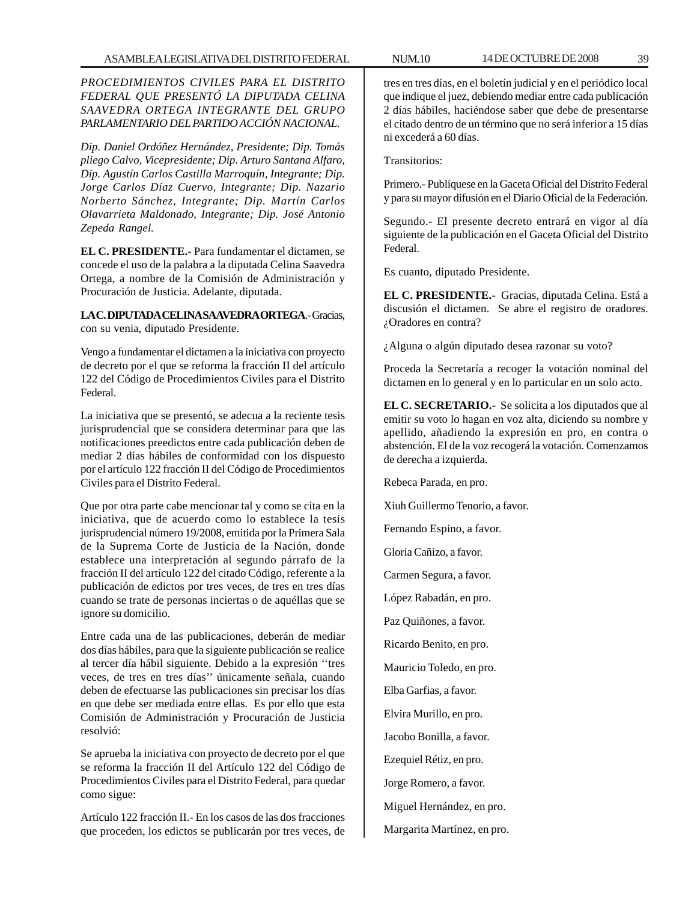*PROCEDIMIENTOS CIVILES PARA EL DISTRITO FEDERAL QUE PRESENTÓ LA DIPUTADA CELINA SAAVEDRA ORTEGA INTEGRANTE DEL GRUPO PARLAMENTARIO DEL PARTIDO ACCIÓN NACIONAL.*

*Dip. Daniel Ordóñez Hernández, Presidente; Dip. Tomás pliego Calvo, Vicepresidente; Dip. Arturo Santana Alfaro, Dip. Agustín Carlos Castilla Marroquín, Integrante; Dip. Jorge Carlos Díaz Cuervo, Integrante; Dip. Nazario Norberto Sánchez, Integrante; Dip. Martín Carlos Olavarrieta Maldonado, Integrante; Dip. José Antonio Zepeda Rangel.*

**EL C. PRESIDENTE.-** Para fundamentar el dictamen, se concede el uso de la palabra a la diputada Celina Saavedra Ortega, a nombre de la Comisión de Administración y Procuración de Justicia. Adelante, diputada.

**LA C. DIPUTADA CELINA SAAVEDRA ORTEGA**.- Gracias, con su venia, diputado Presidente.

Vengo a fundamentar el dictamen a la iniciativa con proyecto de decreto por el que se reforma la fracción II del artículo 122 del Código de Procedimientos Civiles para el Distrito Federal.

La iniciativa que se presentó, se adecua a la reciente tesis jurisprudencial que se considera determinar para que las notificaciones preedictos entre cada publicación deben de mediar 2 días hábiles de conformidad con los dispuesto por el artículo 122 fracción II del Código de Procedimientos Civiles para el Distrito Federal.

Que por otra parte cabe mencionar tal y como se cita en la iniciativa, que de acuerdo como lo establece la tesis jurisprudencial número 19/2008, emitida por la Primera Sala de la Suprema Corte de Justicia de la Nación, donde establece una interpretación al segundo párrafo de la fracción II del artículo 122 del citado Código, referente a la publicación de edictos por tres veces, de tres en tres días cuando se trate de personas inciertas o de aquéllas que se ignore su domicilio.

Entre cada una de las publicaciones, deberán de mediar dos días hábiles, para que la siguiente publicación se realice al tercer día hábil siguiente. Debido a la expresión ''tres veces, de tres en tres días'' únicamente señala, cuando deben de efectuarse las publicaciones sin precisar los días en que debe ser mediada entre ellas. Es por ello que esta Comisión de Administración y Procuración de Justicia resolvió:

Se aprueba la iniciativa con proyecto de decreto por el que se reforma la fracción II del Artículo 122 del Código de Procedimientos Civiles para el Distrito Federal, para quedar como sigue:

Artículo 122 fracción II.- En los casos de las dos fracciones que proceden, los edictos se publicarán por tres veces, de tres en tres días, en el boletín judicial y en el periódico local que indique el juez, debiendo mediar entre cada publicación 2 días hábiles, haciéndose saber que debe de presentarse el citado dentro de un término que no será inferior a 15 días ni excederá a 60 días.

Transitorios:

Primero.- Publíquese en la Gaceta Oficial del Distrito Federal y para su mayor difusión en el Diario Oficial de la Federación.

Segundo.- El presente decreto entrará en vigor al día siguiente de la publicación en el Gaceta Oficial del Distrito Federal.

Es cuanto, diputado Presidente.

**EL C. PRESIDENTE.-** Gracias, diputada Celina. Está a discusión el dictamen. Se abre el registro de oradores. ¿Oradores en contra?

¿Alguna o algún diputado desea razonar su voto?

Proceda la Secretaría a recoger la votación nominal del dictamen en lo general y en lo particular en un solo acto.

**EL C. SECRETARIO.-** Se solicita a los diputados que al emitir su voto lo hagan en voz alta, diciendo su nombre y apellido, añadiendo la expresión en pro, en contra o abstención. El de la voz recogerá la votación. Comenzamos de derecha a izquierda.

Rebeca Parada, en pro.

Xiuh Guillermo Tenorio, a favor.

Fernando Espino, a favor.

Gloria Cañizo, a favor.

Carmen Segura, a favor.

López Rabadán, en pro.

Paz Quiñones, a favor.

Ricardo Benito, en pro.

Mauricio Toledo, en pro.

Elba Garfias, a favor.

Elvira Murillo, en pro.

Jacobo Bonilla, a favor.

Ezequiel Rétiz, en pro.

Jorge Romero, a favor.

Miguel Hernández, en pro.

Margarita Martínez, en pro.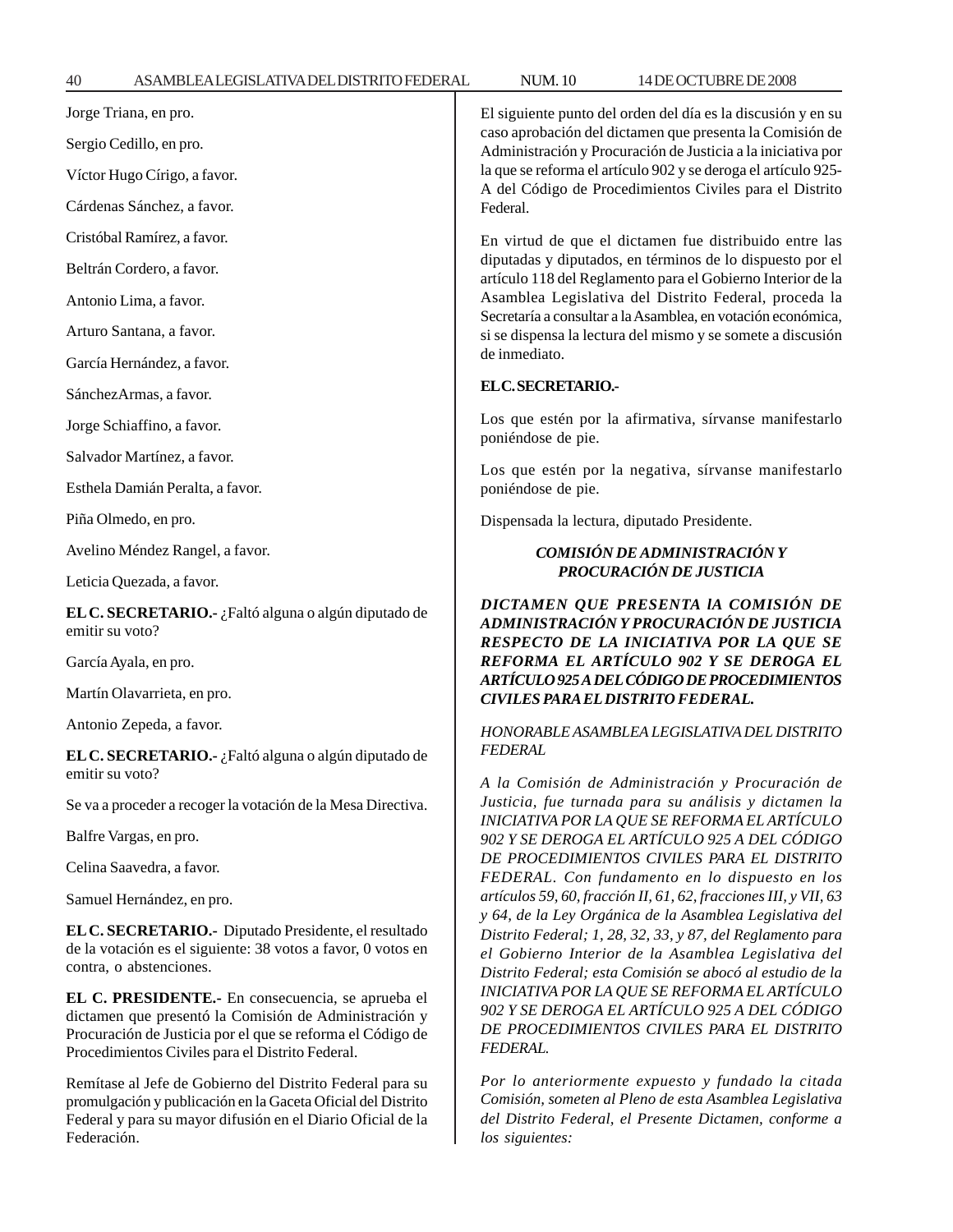Jorge Triana, en pro.

Sergio Cedillo, en pro.

Víctor Hugo Círigo, a favor.

Cárdenas Sánchez, a favor.

Cristóbal Ramírez, a favor.

Beltrán Cordero, a favor.

Antonio Lima, a favor.

Arturo Santana, a favor.

García Hernández, a favor.

SánchezArmas, a favor.

Jorge Schiaffino, a favor.

Salvador Martínez, a favor.

Esthela Damián Peralta, a favor.

Piña Olmedo, en pro.

Avelino Méndez Rangel, a favor.

Leticia Quezada, a favor.

**EL C. SECRETARIO.-** ¿Faltó alguna o algún diputado de emitir su voto?

García Ayala, en pro.

Martín Olavarrieta, en pro.

Antonio Zepeda, a favor.

**EL C. SECRETARIO.-** ¿Faltó alguna o algún diputado de emitir su voto?

Se va a proceder a recoger la votación de la Mesa Directiva.

Balfre Vargas, en pro.

Celina Saavedra, a favor.

Samuel Hernández, en pro.

**EL C. SECRETARIO.-** Diputado Presidente, el resultado de la votación es el siguiente: 38 votos a favor, 0 votos en contra, o abstenciones.

**EL C. PRESIDENTE.-** En consecuencia, se aprueba el dictamen que presentó la Comisión de Administración y Procuración de Justicia por el que se reforma el Código de Procedimientos Civiles para el Distrito Federal.

Remítase al Jefe de Gobierno del Distrito Federal para su promulgación y publicación en la Gaceta Oficial del Distrito Federal y para su mayor difusión en el Diario Oficial de la Federación.

El siguiente punto del orden del día es la discusión y en su caso aprobación del dictamen que presenta la Comisión de Administración y Procuración de Justicia a la iniciativa por la que se reforma el artículo 902 y se deroga el artículo 925-A del Código de Procedimientos Civiles para el Distrito Federal.

En virtud de que el dictamen fue distribuido entre las diputadas y diputados, en términos de lo dispuesto por el artículo 118 del Reglamento para el Gobierno Interior de la Asamblea Legislativa del Distrito Federal, proceda la Secretaría a consultar a la Asamblea, en votación económica, si se dispensa la lectura del mismo y se somete a discusión de inmediato.

**EL C. SECRETARIO.-**

Los que estén por la afirmativa, sírvanse manifestarlo poniéndose de pie.

Los que estén por la negativa, sírvanse manifestarlo poniéndose de pie.

Dispensada la lectura, diputado Presidente.

***COMISIÓN DE ADMINISTRACIÓN Y PROCURACIÓN DE JUSTICIA***

***DICTAMEN QUE PRESENTA lA COMISIÓN DE ADMINISTRACIÓN Y PROCURACIÓN DE JUSTICIA RESPECTO DE LA INICIATIVA POR LA QUE SE REFORMA EL ARTÍCULO 902 Y SE DEROGA EL ARTÍCULO 925 A DEL CÓDIGO DE PROCEDIMIENTOS CIVILES PARA EL DISTRITO FEDERAL.***

*HONORABLE ASAMBLEA LEGISLATIVA DEL DISTRITO FEDERAL*

*A la Comisión de Administración y Procuración de Justicia, fue turnada para su análisis y dictamen la INICIATIVA POR LA QUE SE REFORMA EL ARTÍCULO 902 Y SE DEROGA EL ARTÍCULO 925 A DEL CÓDIGO DE PROCEDIMIENTOS CIVILES PARA EL DISTRITO FEDERAL. Con fundamento en lo dispuesto en los artículos 59, 60, fracción II, 61, 62, fracciones III, y VII, 63 y 64, de la Ley Orgánica de la Asamblea Legislativa del Distrito Federal; 1, 28, 32, 33, y 87, del Reglamento para el Gobierno Interior de la Asamblea Legislativa del Distrito Federal; esta Comisión se abocó al estudio de la INICIATIVA POR LA QUE SE REFORMA EL ARTÍCULO 902 Y SE DEROGA EL ARTÍCULO 925 A DEL CÓDIGO DE PROCEDIMIENTOS CIVILES PARA EL DISTRITO FEDERAL.*

*Por lo anteriormente expuesto y fundado la citada Comisión, someten al Pleno de esta Asamblea Legislativa del Distrito Federal, el Presente Dictamen, conforme a los siguientes:*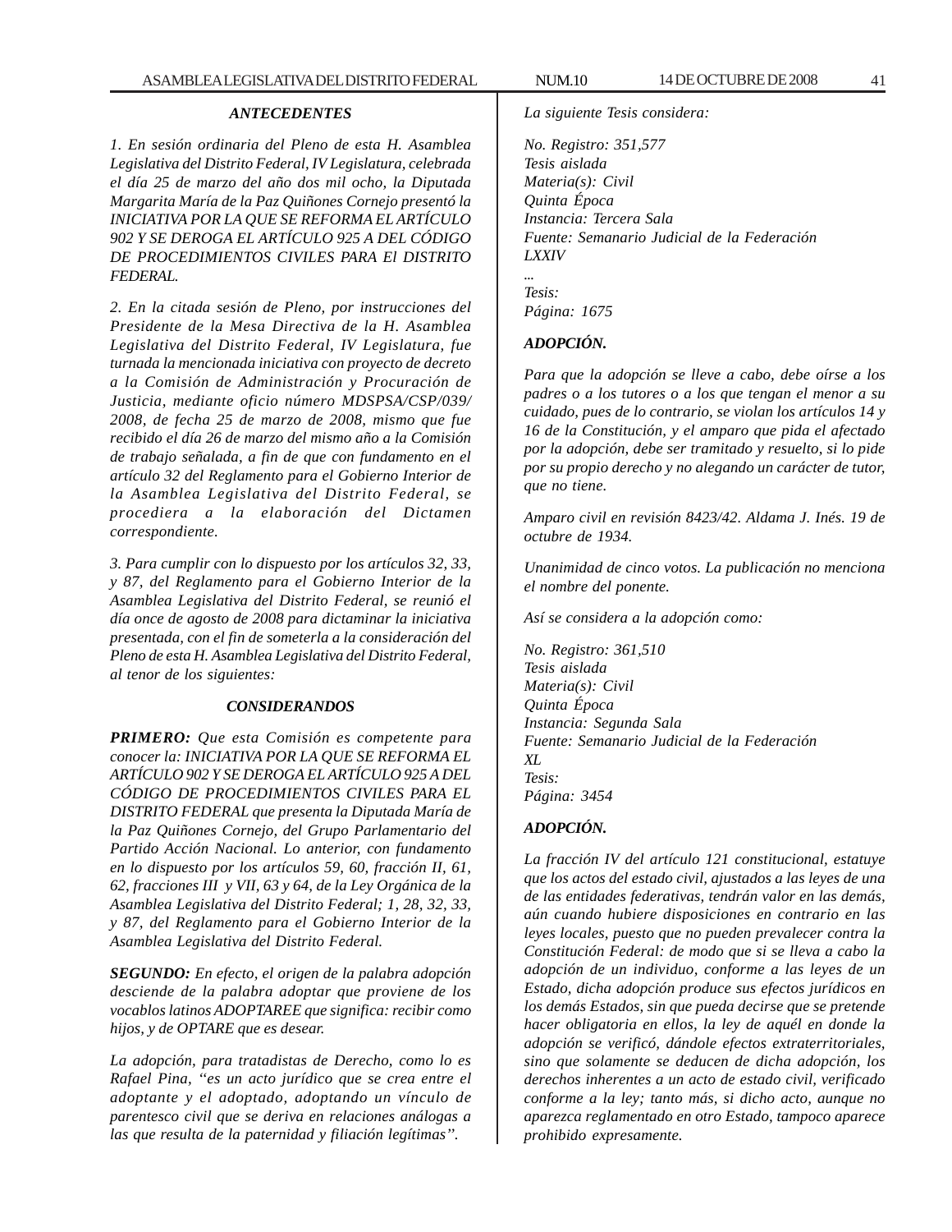### *ANTECEDENTES*

*1. En sesión ordinaria del Pleno de esta H. Asamblea Legislativa del Distrito Federal, IV Legislatura, celebrada el día 25 de marzo del año dos mil ocho, la Diputada Margarita María de la Paz Quiñones Cornejo presentó la INICIATIVA POR LA QUE SE REFORMA EL ARTÍCULO 902 Y SE DEROGA EL ARTÍCULO 925 A DEL CÓDIGO DE PROCEDIMIENTOS CIVILES PARA El DISTRITO FEDERAL.*

*2. En la citada sesión de Pleno, por instrucciones del Presidente de la Mesa Directiva de la H. Asamblea Legislativa del Distrito Federal, IV Legislatura, fue turnada la mencionada iniciativa con proyecto de decreto a la Comisión de Administración y Procuración de Justicia, mediante oficio número MDSPSA/CSP/039/2008, de fecha 25 de marzo de 2008, mismo que fue recibido el día 26 de marzo del mismo año a la Comisión de trabajo señalada, a fin de que con fundamento en el artículo 32 del Reglamento para el Gobierno Interior de la Asamblea Legislativa del Distrito Federal, se procediera a la elaboración del Dictamen correspondiente.*

*3. Para cumplir con lo dispuesto por los artículos 32, 33, y 87, del Reglamento para el Gobierno Interior de la Asamblea Legislativa del Distrito Federal, se reunió el día once de agosto de 2008 para dictaminar la iniciativa presentada, con el fin de someterla a la consideración del Pleno de esta H. Asamblea Legislativa del Distrito Federal, al tenor de los siguientes:*

### *CONSIDERANDOS*

***PRIMERO:*** *Que esta Comisión es competente para conocer la: INICIATIVA POR LA QUE SE REFORMA EL ARTÍCULO 902 Y SE DEROGA EL ARTÍCULO 925 A DEL CÓDIGO DE PROCEDIMIENTOS CIVILES PARA EL DISTRITO FEDERAL que presenta la Diputada María de la Paz Quiñones Cornejo, del Grupo Parlamentario del Partido Acción Nacional. Lo anterior, con fundamento en lo dispuesto por los artículos 59, 60, fracción II, 61, 62, fracciones III y VII, 63 y 64, de la Ley Orgánica de la Asamblea Legislativa del Distrito Federal; 1, 28, 32, 33, y 87, del Reglamento para el Gobierno Interior de la Asamblea Legislativa del Distrito Federal.*

***SEGUNDO:*** *En efecto, el origen de la palabra adopción desciende de la palabra adoptar que proviene de los vocablos latinos ADOPTAREE que significa: recibir como hijos, y de OPTARE que es desear.*

*La adopción, para tratadistas de Derecho, como lo es Rafael Pina, "es un acto jurídico que se crea entre el adoptante y el adoptado, adoptando un vínculo de parentesco civil que se deriva en relaciones análogas a las que resulta de la paternidad y filiación legítimas".*

*La siguiente Tesis considera:*

*No. Registro: 351,577*
*Tesis aislada*
*Materia(s): Civil*
*Quinta Época*
*Instancia: Tercera Sala*
*Fuente: Semanario Judicial de la Federación*
*LXXIV*
*...*
*Tesis:*
*Página: 1675*

***ADOPCIÓN.***

*Para que la adopción se lleve a cabo, debe oírse a los padres o a los tutores o a los que tengan el menor a su cuidado, pues de lo contrario, se violan los artículos 14 y 16 de la Constitución, y el amparo que pida el afectado por la adopción, debe ser tramitado y resuelto, si lo pide por su propio derecho y no alegando un carácter de tutor, que no tiene.*

*Amparo civil en revisión 8423/42. Aldama J. Inés. 19 de octubre de 1934.*

*Unanimidad de cinco votos. La publicación no menciona el nombre del ponente.*

*Así se considera a la adopción como:*

*No. Registro: 361,510*
*Tesis aislada*
*Materia(s): Civil*
*Quinta Época*
*Instancia: Segunda Sala*
*Fuente: Semanario Judicial de la Federación*
*XL*
*Tesis:*
*Página: 3454*

***ADOPCIÓN.***

*La fracción IV del artículo 121 constitucional, estatuye que los actos del estado civil, ajustados a las leyes de una de las entidades federativas, tendrán valor en las demás, aún cuando hubiere disposiciones en contrario en las leyes locales, puesto que no pueden prevalecer contra la Constitución Federal: de modo que si se lleva a cabo la adopción de un individuo, conforme a las leyes de un Estado, dicha adopción produce sus efectos jurídicos en los demás Estados, sin que pueda decirse que se pretende hacer obligatoria en ellos, la ley de aquél en donde la adopción se verificó, dándole efectos extraterritoriales, sino que solamente se deducen de dicha adopción, los derechos inherentes a un acto de estado civil, verificado conforme a la ley; tanto más, si dicho acto, aunque no aparezca reglamentado en otro Estado, tampoco aparece prohibido expresamente.*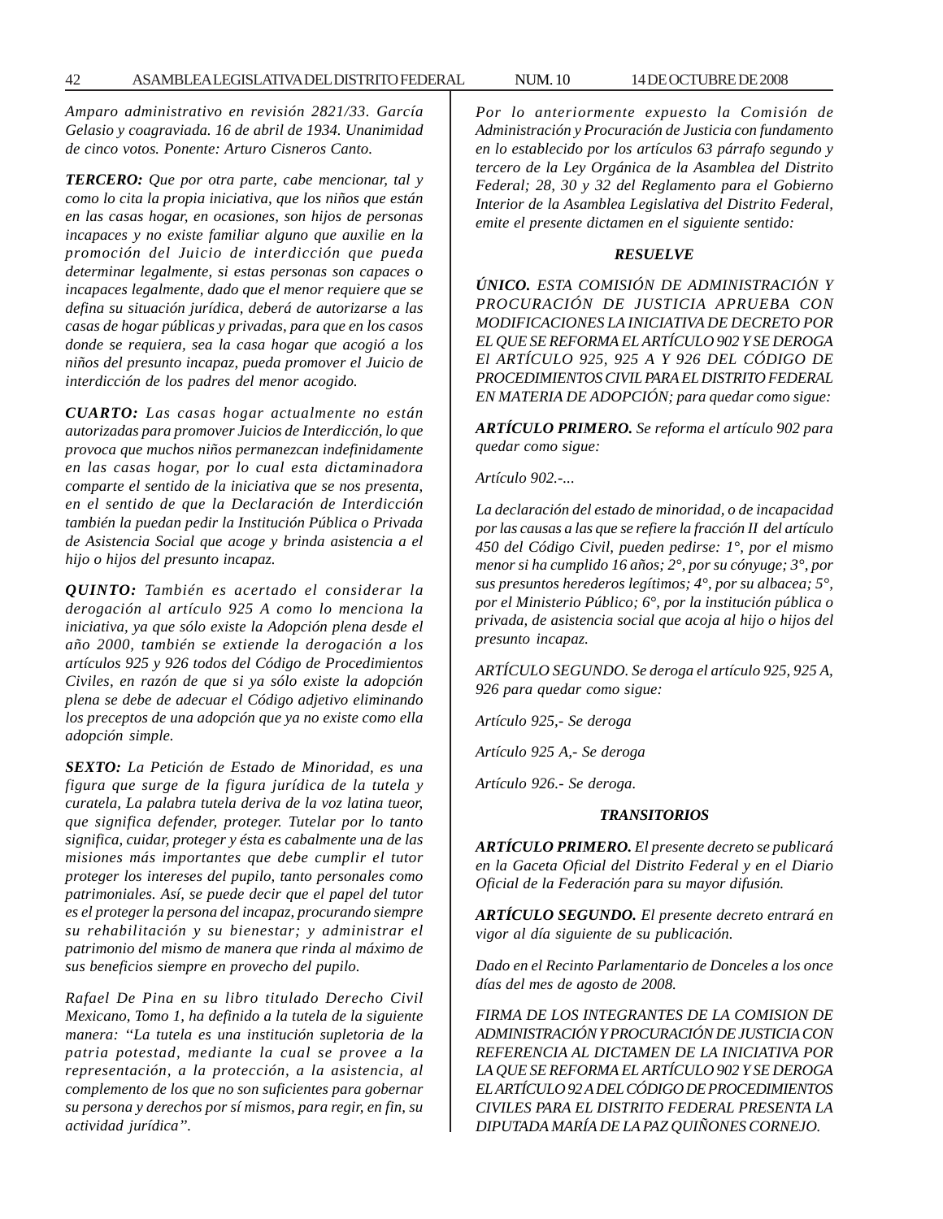*Amparo administrativo en revisión 2821/33. García Gelasio y coagraviada. 16 de abril de 1934. Unanimidad de cinco votos. Ponente: Arturo Cisneros Canto.*

***TERCERO:*** *Que por otra parte, cabe mencionar, tal y como lo cita la propia iniciativa, que los niños que están en las casas hogar, en ocasiones, son hijos de personas incapaces y no existe familiar alguno que auxilie en la promoción del Juicio de interdicción que pueda determinar legalmente, si estas personas son capaces o incapaces legalmente, dado que el menor requiere que se defina su situación jurídica, deberá de autorizarse a las casas de hogar públicas y privadas, para que en los casos donde se requiera, sea la casa hogar que acogió a los niños del presunto incapaz, pueda promover el Juicio de interdicción de los padres del menor acogido.*

***CUARTO:*** *Las casas hogar actualmente no están autorizadas para promover Juicios de Interdicción, lo que provoca que muchos niños permanezcan indefinidamente en las casas hogar, por lo cual esta dictaminadora comparte el sentido de la iniciativa que se nos presenta, en el sentido de que la Declaración de Interdicción también la puedan pedir la Institución Pública o Privada de Asistencia Social que acoge y brinda asistencia a el hijo o hijos del presunto incapaz.*

***QUINTO:*** *También es acertado el considerar la derogación al artículo 925 A como lo menciona la iniciativa, ya que sólo existe la Adopción plena desde el año 2000, también se extiende la derogación a los artículos 925 y 926 todos del Código de Procedimientos Civiles, en razón de que si ya sólo existe la adopción plena se debe de adecuar el Código adjetivo eliminando los preceptos de una adopción que ya no existe como ella adopción simple.*

***SEXTO:*** *La Petición de Estado de Minoridad, es una figura que surge de la figura jurídica de la tutela y curatela, La palabra tutela deriva de la voz latina tueor, que significa defender, proteger. Tutelar por lo tanto significa, cuidar, proteger y ésta es cabalmente una de las misiones más importantes que debe cumplir el tutor proteger los intereses del pupilo, tanto personales como patrimoniales. Así, se puede decir que el papel del tutor es el proteger la persona del incapaz, procurando siempre su rehabilitación y su bienestar; y administrar el patrimonio del mismo de manera que rinda al máximo de sus beneficios siempre en provecho del pupilo.*

*Rafael De Pina en su libro titulado Derecho Civil Mexicano, Tomo 1, ha definido a la tutela de la siguiente manera: "La tutela es una institución supletoria de la patria potestad, mediante la cual se provee a la representación, a la protección, a la asistencia, al complemento de los que no son suficientes para gobernar su persona y derechos por sí mismos, para regir, en fin, su actividad jurídica".*

*Por lo anteriormente expuesto la Comisión de Administración y Procuración de Justicia con fundamento en lo establecido por los artículos 63 párrafo segundo y tercero de la Ley Orgánica de la Asamblea del Distrito Federal; 28, 30 y 32 del Reglamento para el Gobierno Interior de la Asamblea Legislativa del Distrito Federal, emite el presente dictamen en el siguiente sentido:*

***RESUELVE***

***ÚNICO.*** *ESTA COMISIÓN DE ADMINISTRACIÓN Y PROCURACIÓN DE JUSTICIA APRUEBA CON MODIFICACIONES LA INICIATIVA DE DECRETO POR EL QUE SE REFORMA EL ARTÍCULO 902 Y SE DEROGA El ARTÍCULO 925, 925 A Y 926 DEL CÓDIGO DE PROCEDIMIENTOS CIVIL PARA EL DISTRITO FEDERAL EN MATERIA DE ADOPCIÓN; para quedar como sigue:*

***ARTÍCULO PRIMERO.*** *Se reforma el artículo 902 para quedar como sigue:*

*Artículo 902.-...*

*La declaración del estado de minoridad, o de incapacidad por las causas a las que se refiere la fracción II del artículo 450 del Código Civil, pueden pedirse: 1°, por el mismo menor si ha cumplido 16 años; 2°, por su cónyuge; 3°, por sus presuntos herederos legítimos; 4°, por su albacea; 5°, por el Ministerio Público; 6°, por la institución pública o privada, de asistencia social que acoja al hijo o hijos del presunto incapaz.*

*ARTÍCULO SEGUNDO. Se deroga el artículo 925, 925 A, 926 para quedar como sigue:*

*Artículo 925,- Se deroga*

*Artículo 925 A,- Se deroga*

*Artículo 926.- Se deroga.*

***TRANSITORIOS***

***ARTÍCULO PRIMERO.*** *El presente decreto se publicará en la Gaceta Oficial del Distrito Federal y en el Diario Oficial de la Federación para su mayor difusión.*

***ARTÍCULO SEGUNDO.*** *El presente decreto entrará en vigor al día siguiente de su publicación.*

*Dado en el Recinto Parlamentario de Donceles a los once días del mes de agosto de 2008.*

*FIRMA DE LOS INTEGRANTES DE LA COMISION DE ADMINISTRACIÓN Y PROCURACIÓN DE JUSTICIA CON REFERENCIA AL DICTAMEN DE LA INICIATIVA POR LA QUE SE REFORMA EL ARTÍCULO 902 Y SE DEROGA EL ARTÍCULO 92 A DEL CÓDIGO DE PROCEDIMIENTOS CIVILES PARA EL DISTRITO FEDERAL PRESENTA LA DIPUTADA MARÍA DE LA PAZ QUIÑONES CORNEJO.*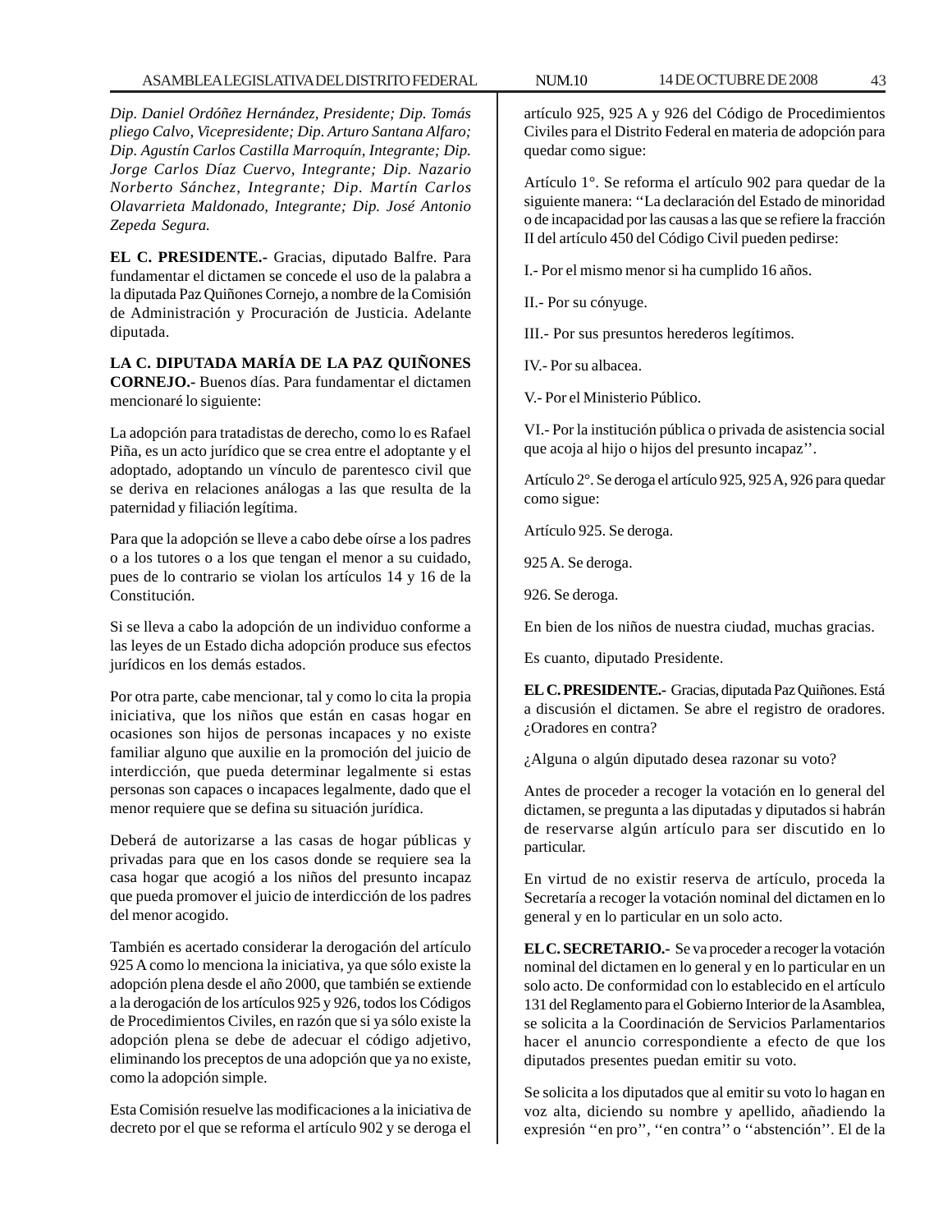*Dip. Daniel Ordóñez Hernández, Presidente; Dip. Tomás pliego Calvo, Vicepresidente; Dip. Arturo Santana Alfaro; Dip. Agustín Carlos Castilla Marroquín, Integrante; Dip. Jorge Carlos Díaz Cuervo, Integrante; Dip. Nazario Norberto Sánchez, Integrante; Dip. Martín Carlos Olavarrieta Maldonado, Integrante; Dip. José Antonio Zepeda Segura.*

**EL C. PRESIDENTE.-** Gracias, diputado Balfre. Para fundamentar el dictamen se concede el uso de la palabra a la diputada Paz Quiñones Cornejo, a nombre de la Comisión de Administración y Procuración de Justicia. Adelante diputada.

**LA C. DIPUTADA MARÍA DE LA PAZ QUIÑONES CORNEJO.-** Buenos días. Para fundamentar el dictamen mencionaré lo siguiente:

La adopción para tratadistas de derecho, como lo es Rafael Piña, es un acto jurídico que se crea entre el adoptante y el adoptado, adoptando un vínculo de parentesco civil que se deriva en relaciones análogas a las que resulta de la paternidad y filiación legítima.

Para que la adopción se lleve a cabo debe oírse a los padres o a los tutores o a los que tengan el menor a su cuidado, pues de lo contrario se violan los artículos 14 y 16 de la Constitución.

Si se lleva a cabo la adopción de un individuo conforme a las leyes de un Estado dicha adopción produce sus efectos jurídicos en los demás estados.

Por otra parte, cabe mencionar, tal y como lo cita la propia iniciativa, que los niños que están en casas hogar en ocasiones son hijos de personas incapaces y no existe familiar alguno que auxilie en la promoción del juicio de interdicción, que pueda determinar legalmente si estas personas son capaces o incapaces legalmente, dado que el menor requiere que se defina su situación jurídica.

Deberá de autorizarse a las casas de hogar públicas y privadas para que en los casos donde se requiere sea la casa hogar que acogió a los niños del presunto incapaz que pueda promover el juicio de interdicción de los padres del menor acogido.

También es acertado considerar la derogación del artículo 925 A como lo menciona la iniciativa, ya que sólo existe la adopción plena desde el año 2000, que también se extiende a la derogación de los artículos 925 y 926, todos los Códigos de Procedimientos Civiles, en razón que si ya sólo existe la adopción plena se debe de adecuar el código adjetivo, eliminando los preceptos de una adopción que ya no existe, como la adopción simple.

Esta Comisión resuelve las modificaciones a la iniciativa de decreto por el que se reforma el artículo 902 y se deroga el artículo 925, 925 A y 926 del Código de Procedimientos Civiles para el Distrito Federal en materia de adopción para quedar como sigue:

Artículo 1°. Se reforma el artículo 902 para quedar de la siguiente manera: ''La declaración del Estado de minoridad o de incapacidad por las causas a las que se refiere la fracción II del artículo 450 del Código Civil pueden pedirse:

I.- Por el mismo menor si ha cumplido 16 años.

II.- Por su cónyuge.

III.- Por sus presuntos herederos legítimos.

IV.- Por su albacea.

V.- Por el Ministerio Público.

VI.- Por la institución pública o privada de asistencia social que acoja al hijo o hijos del presunto incapaz''.

Artículo 2°. Se deroga el artículo 925, 925 A, 926 para quedar como sigue:

Artículo 925. Se deroga.

925 A. Se deroga.

926. Se deroga.

En bien de los niños de nuestra ciudad, muchas gracias.

Es cuanto, diputado Presidente.

**EL C. PRESIDENTE.-** Gracias, diputada Paz Quiñones. Está a discusión el dictamen. Se abre el registro de oradores. ¿Oradores en contra?

¿Alguna o algún diputado desea razonar su voto?

Antes de proceder a recoger la votación en lo general del dictamen, se pregunta a las diputadas y diputados si habrán de reservarse algún artículo para ser discutido en lo particular.

En virtud de no existir reserva de artículo, proceda la Secretaría a recoger la votación nominal del dictamen en lo general y en lo particular en un solo acto.

**EL C. SECRETARIO.-** Se va proceder a recoger la votación nominal del dictamen en lo general y en lo particular en un solo acto. De conformidad con lo establecido en el artículo 131 del Reglamento para el Gobierno Interior de la Asamblea, se solicita a la Coordinación de Servicios Parlamentarios hacer el anuncio correspondiente a efecto de que los diputados presentes puedan emitir su voto.

Se solicita a los diputados que al emitir su voto lo hagan en voz alta, diciendo su nombre y apellido, añadiendo la expresión ''en pro'', ''en contra'' o ''abstención''. El de la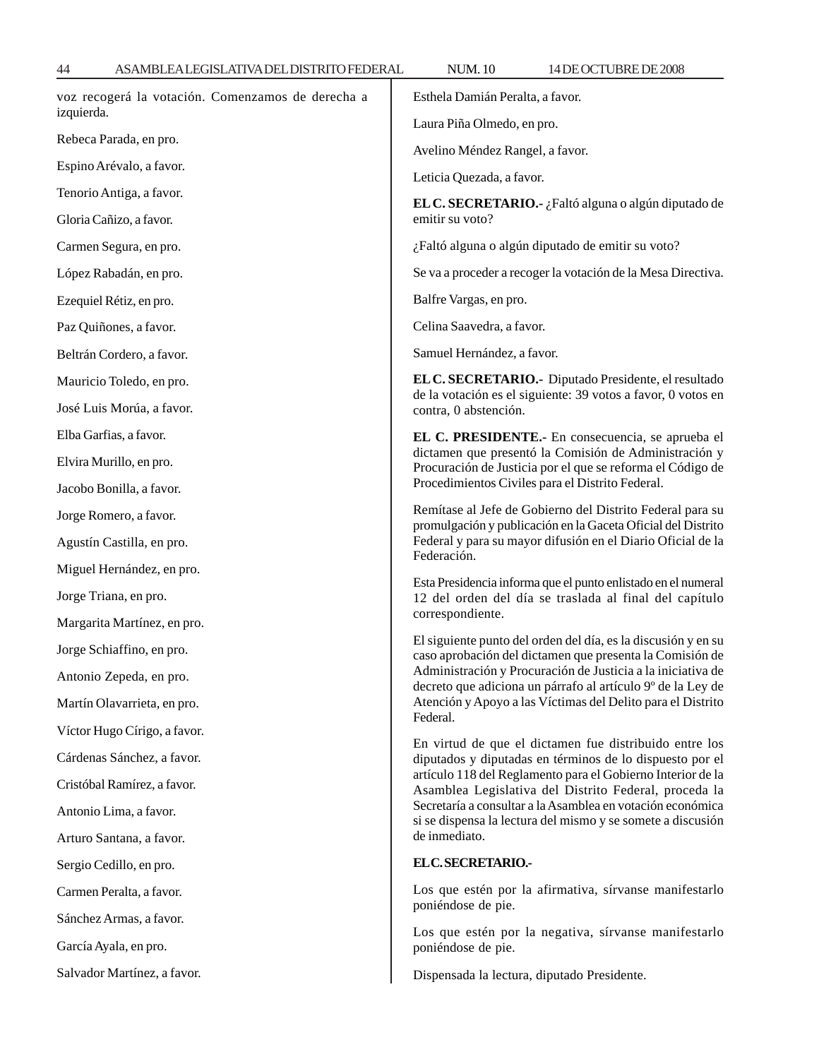voz recogerá la votación. Comenzamos de derecha a izquierda.

Rebeca Parada, en pro.

Espino Arévalo, a favor.

Tenorio Antiga, a favor.

Gloria Cañizo, a favor.

Carmen Segura, en pro.

López Rabadán, en pro.

Ezequiel Rétiz, en pro.

Paz Quiñones, a favor.

Beltrán Cordero, a favor.

Mauricio Toledo, en pro.

José Luis Morúa, a favor.

Elba Garfias, a favor.

Elvira Murillo, en pro.

Jacobo Bonilla, a favor.

Jorge Romero, a favor.

Agustín Castilla, en pro.

Miguel Hernández, en pro.

Jorge Triana, en pro.

Margarita Martínez, en pro.

Jorge Schiaffino, en pro.

Antonio Zepeda, en pro.

Martín Olavarrieta, en pro.

Víctor Hugo Círigo, a favor.

Cárdenas Sánchez, a favor.

Cristóbal Ramírez, a favor.

Antonio Lima, a favor.

Arturo Santana, a favor.

Sergio Cedillo, en pro.

Carmen Peralta, a favor.

Sánchez Armas, a favor.

García Ayala, en pro.

Salvador Martínez, a favor.

Esthela Damián Peralta, a favor.

Laura Piña Olmedo, en pro.

Avelino Méndez Rangel, a favor.

Leticia Quezada, a favor.

**EL C. SECRETARIO.-** ¿Faltó alguna o algún diputado de emitir su voto?

¿Faltó alguna o algún diputado de emitir su voto?

Se va a proceder a recoger la votación de la Mesa Directiva.

Balfre Vargas, en pro.

Celina Saavedra, a favor.

Samuel Hernández, a favor.

**EL C. SECRETARIO.-** Diputado Presidente, el resultado de la votación es el siguiente: 39 votos a favor, 0 votos en contra, 0 abstención.

**EL C. PRESIDENTE.-** En consecuencia, se aprueba el dictamen que presentó la Comisión de Administración y Procuración de Justicia por el que se reforma el Código de Procedimientos Civiles para el Distrito Federal.

Remítase al Jefe de Gobierno del Distrito Federal para su promulgación y publicación en la Gaceta Oficial del Distrito Federal y para su mayor difusión en el Diario Oficial de la Federación.

Esta Presidencia informa que el punto enlistado en el numeral 12 del orden del día se traslada al final del capítulo correspondiente.

El siguiente punto del orden del día, es la discusión y en su caso aprobación del dictamen que presenta la Comisión de Administración y Procuración de Justicia a la iniciativa de decreto que adiciona un párrafo al artículo 9º de la Ley de Atención y Apoyo a las Víctimas del Delito para el Distrito Federal.

En virtud de que el dictamen fue distribuido entre los diputados y diputadas en términos de lo dispuesto por el artículo 118 del Reglamento para el Gobierno Interior de la Asamblea Legislativa del Distrito Federal, proceda la Secretaría a consultar a la Asamblea en votación económica si se dispensa la lectura del mismo y se somete a discusión de inmediato.

**EL C. SECRETARIO.-**

Los que estén por la afirmativa, sírvanse manifestarlo poniéndose de pie.

Los que estén por la negativa, sírvanse manifestarlo poniéndose de pie.

Dispensada la lectura, diputado Presidente.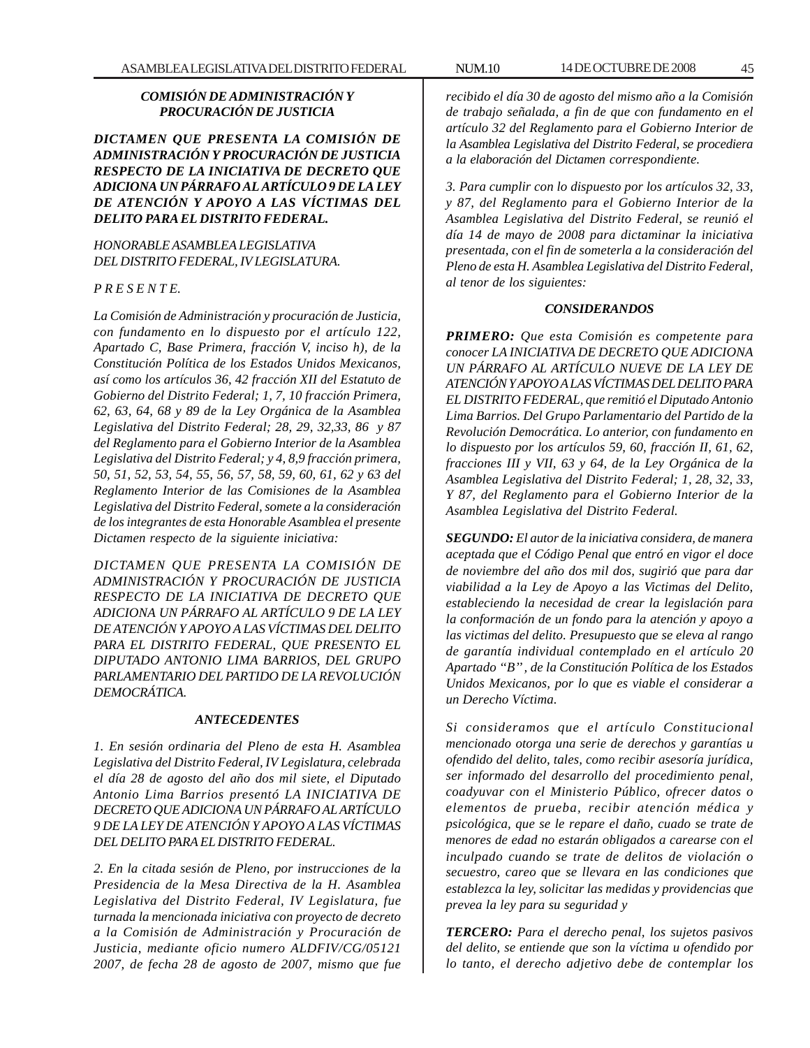### *COMISIÓN DE ADMINISTRACIÓN Y PROCURACIÓN DE JUSTICIA*

***DICTAMEN QUE PRESENTA LA COMISIÓN DE ADMINISTRACIÓN Y PROCURACIÓN DE JUSTICIA RESPECTO DE LA INICIATIVA DE DECRETO QUE ADICIONA UN PÁRRAFO AL ARTÍCULO 9 DE LA LEY DE ATENCIÓN Y APOYO A LAS VÍCTIMAS DEL DELITO PARA EL DISTRITO FEDERAL.***

*HONORABLE ASAMBLEA LEGISLATIVA DEL DISTRITO FEDERAL, IV LEGISLATURA.*

*P R E S E N T E.*

*La Comisión de Administración y procuración de Justicia, con fundamento en lo dispuesto por el artículo 122, Apartado C, Base Primera, fracción V, inciso h), de la Constitución Política de los Estados Unidos Mexicanos, así como los artículos 36, 42 fracción XII del Estatuto de Gobierno del Distrito Federal; 1, 7, 10 fracción Primera, 62, 63, 64, 68 y 89 de la Ley Orgánica de la Asamblea Legislativa del Distrito Federal; 28, 29, 32,33, 86 y 87 del Reglamento para el Gobierno Interior de la Asamblea Legislativa del Distrito Federal; y 4, 8,9 fracción primera, 50, 51, 52, 53, 54, 55, 56, 57, 58, 59, 60, 61, 62 y 63 del Reglamento Interior de las Comisiones de la Asamblea Legislativa del Distrito Federal, somete a la consideración de los integrantes de esta Honorable Asamblea el presente Dictamen respecto de la siguiente iniciativa:*

*DICTAMEN QUE PRESENTA LA COMISIÓN DE ADMINISTRACIÓN Y PROCURACIÓN DE JUSTICIA RESPECTO DE LA INICIATIVA DE DECRETO QUE ADICIONA UN PÁRRAFO AL ARTÍCULO 9 DE LA LEY DE ATENCIÓN Y APOYO A LAS VÍCTIMAS DEL DELITO PARA EL DISTRITO FEDERAL, QUE PRESENTO EL DIPUTADO ANTONIO LIMA BARRIOS, DEL GRUPO PARLAMENTARIO DEL PARTIDO DE LA REVOLUCIÓN DEMOCRÁTICA.*

#### *ANTECEDENTES*

*1. En sesión ordinaria del Pleno de esta H. Asamblea Legislativa del Distrito Federal, IV Legislatura, celebrada el día 28 de agosto del año dos mil siete, el Diputado Antonio Lima Barrios presentó LA INICIATIVA DE DECRETO QUE ADICIONA UN PÁRRAFO AL ARTÍCULO 9 DE LA LEY DE ATENCIÓN Y APOYO A LAS VÍCTIMAS DEL DELITO PARA EL DISTRITO FEDERAL.*

*2. En la citada sesión de Pleno, por instrucciones de la Presidencia de la Mesa Directiva de la H. Asamblea Legislativa del Distrito Federal, IV Legislatura, fue turnada la mencionada iniciativa con proyecto de decreto a la Comisión de Administración y Procuración de Justicia, mediante oficio numero ALDFIV/CG/05121 2007, de fecha 28 de agosto de 2007, mismo que fue recibido el día 30 de agosto del mismo año a la Comisión de trabajo señalada, a fin de que con fundamento en el artículo 32 del Reglamento para el Gobierno Interior de la Asamblea Legislativa del Distrito Federal, se procediera a la elaboración del Dictamen correspondiente.*

*3. Para cumplir con lo dispuesto por los artículos 32, 33, y 87, del Reglamento para el Gobierno Interior de la Asamblea Legislativa del Distrito Federal, se reunió el día 14 de mayo de 2008 para dictaminar la iniciativa presentada, con el fin de someterla a la consideración del Pleno de esta H. Asamblea Legislativa del Distrito Federal, al tenor de los siguientes:*

#### *CONSIDERANDOS*

***PRIMERO:*** *Que esta Comisión es competente para conocer LA INICIATIVA DE DECRETO QUE ADICIONA UN PÁRRAFO AL ARTÍCULO NUEVE DE LA LEY DE ATENCIÓN Y APOYO A LAS VÍCTIMAS DEL DELITO PARA EL DISTRITO FEDERAL, que remitió el Diputado Antonio Lima Barrios. Del Grupo Parlamentario del Partido de la Revolución Democrática. Lo anterior, con fundamento en lo dispuesto por los artículos 59, 60, fracción II, 61, 62, fracciones III y VII, 63 y 64, de la Ley Orgánica de la Asamblea Legislativa del Distrito Federal; 1, 28, 32, 33, Y 87, del Reglamento para el Gobierno Interior de la Asamblea Legislativa del Distrito Federal.*

***SEGUNDO:*** *El autor de la iniciativa considera, de manera aceptada que el Código Penal que entró en vigor el doce de noviembre del año dos mil dos, sugirió que para dar viabilidad a la Ley de Apoyo a las Victimas del Delito, estableciendo la necesidad de crear la legislación para la conformación de un fondo para la atención y apoyo a las victimas del delito. Presupuesto que se eleva al rango de garantía individual contemplado en el artículo 20 Apartado "B", de la Constitución Política de los Estados Unidos Mexicanos, por lo que es viable el considerar a un Derecho Víctima.*

*Si consideramos que el artículo Constitucional mencionado otorga una serie de derechos y garantías u ofendido del delito, tales, como recibir asesoría jurídica, ser informado del desarrollo del procedimiento penal, coadyuvar con el Ministerio Público, ofrecer datos o elementos de prueba, recibir atención médica y psicológica, que se le repare el daño, cuado se trate de menores de edad no estarán obligados a carearse con el inculpado cuando se trate de delitos de violación o secuestro, careo que se llevara en las condiciones que establezca la ley, solicitar las medidas y providencias que prevea la ley para su seguridad y*

***TERCERO:*** *Para el derecho penal, los sujetos pasivos del delito, se entiende que son la víctima u ofendido por lo tanto, el derecho adjetivo debe de contemplar los*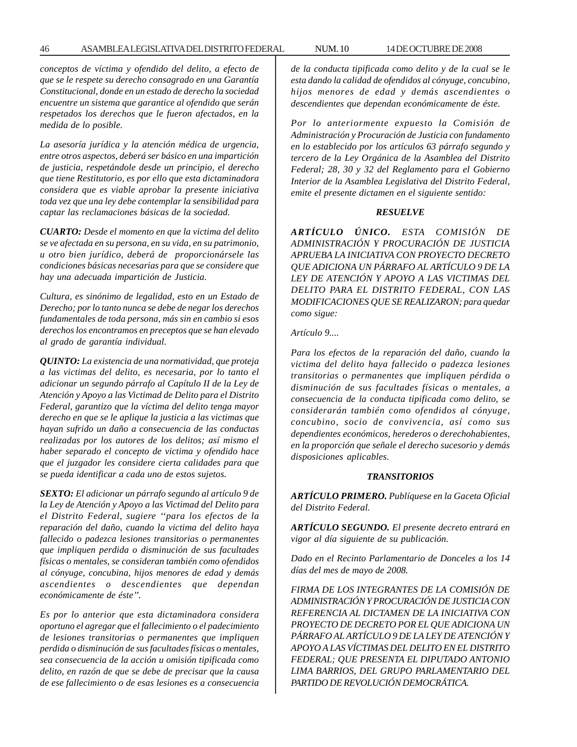*conceptos de víctima y ofendido del delito, a efecto de que se le respete su derecho consagrado en una Garantía Constitucional, donde en un estado de derecho la sociedad encuentre un sistema que garantice al ofendido que serán respetados los derechos que le fueron afectados, en la medida de lo posible.*

*La asesoría jurídica y la atención médica de urgencia, entre otros aspectos, deberá ser básico en una impartición de justicia, respetándole desde un principio, el derecho que tiene Restitutorio, es por ello que esta dictaminadora considera que es viable aprobar la presente iniciativa toda vez que una ley debe contemplar la sensibilidad para captar las reclamaciones básicas de la sociedad.*

***CUARTO:** Desde el momento en que la victima del delito se ve afectada en su persona, en su vida, en su patrimonio, u otro bien jurídico, deberá de proporcionársele las condiciones básicas necesarias para que se considere que hay una adecuada impartición de Justicia.*

*Cultura, es sinónimo de legalidad, esto en un Estado de Derecho; por lo tanto nunca se debe de negar los derechos fundamentales de toda persona, más sin en cambio si esos derechos los encontramos en preceptos que se han elevado al grado de garantía individual.*

***QUINTO:** La existencia de una normatividad, que proteja a las victimas del delito, es necesaria, por lo tanto el adicionar un segundo párrafo al Capítulo II de la Ley de Atención y Apoyo a las Victimad de Delito para el Distrito Federal, garantizo que la víctima del delito tenga mayor derecho en que se le aplique la justicia a las victimas que hayan sufrido un daño a consecuencia de las conductas realizadas por los autores de los delitos; así mismo el haber separado el concepto de victima y ofendido hace que el juzgador les considere cierta calidades para que se pueda identificar a cada uno de estos sujetos.*

***SEXTO:** El adicionar un párrafo segundo al artículo 9 de la Ley de Atención y Apoyo a las Victimad del Delito para el Distrito Federal, sugiere ''para los efectos de la reparación del daño, cuando la victima del delito haya fallecido o padezca lesiones transitorias o permanentes que impliquen perdida o disminución de sus facultades físicas o mentales, se consideran también como ofendidos al cónyuge, concubina, hijos menores de edad y demás ascendientes o descendientes que dependan económicamente de éste''.*

*Es por lo anterior que esta dictaminadora considera oportuno el agregar que el fallecimiento o el padecimiento de lesiones transitorias o permanentes que impliquen perdida o disminución de sus facultades físicas o mentales, sea consecuencia de la acción u omisión tipificada como delito, en razón de que se debe de precisar que la causa de ese fallecimiento o de esas lesiones es a consecuencia de la conducta tipificada como delito y de la cual se le esta dando la calidad de ofendidos al cónyuge, concubino, hijos menores de edad y demás ascendientes o descendientes que dependan económicamente de éste.*

*Por lo anteriormente expuesto la Comisión de Administración y Procuración de Justicia con fundamento en lo establecido por los artículos 63 párrafo segundo y tercero de la Ley Orgánica de la Asamblea del Distrito Federal; 28, 30 y 32 del Reglamento para el Gobierno Interior de la Asamblea Legislativa del Distrito Federal, emite el presente dictamen en el siguiente sentido:*

***RESUELVE***

***ARTÍCULO ÚNICO.** ESTA COMISIÓN DE ADMINISTRACIÓN Y PROCURACIÓN DE JUSTICIA APRUEBA LA INICIATIVA CON PROYECTO DECRETO QUE ADICIONA UN PÁRRAFO AL ARTÍCULO 9 DE LA LEY DE ATENCIÓN Y APOYO A LAS VICTIMAS DEL DELITO PARA EL DISTRITO FEDERAL, CON LAS MODIFICACIONES QUE SE REALIZARON; para quedar como sigue:*

*Artículo 9....*

*Para los efectos de la reparación del daño, cuando la victima del delito haya fallecido o padezca lesiones transitorias o permanentes que impliquen pérdida o disminución de sus facultades físicas o mentales, a consecuencia de la conducta tipificada como delito, se considerarán también como ofendidos al cónyuge, concubino, socio de convivencia, así como sus dependientes económicos, herederos o derechohabientes, en la proporción que señale el derecho sucesorio y demás disposiciones aplicables.*

***TRANSITORIOS***

***ARTÍCULO PRIMERO.** Publíquese en la Gaceta Oficial del Distrito Federal.*

***ARTÍCULO SEGUNDO.** El presente decreto entrará en vigor al día siguiente de su publicación.*

*Dado en el Recinto Parlamentario de Donceles a los 14 días del mes de mayo de 2008.*

*FIRMA DE LOS INTEGRANTES DE LA COMISIÓN DE ADMINISTRACIÓN Y PROCURACIÓN DE JUSTICIA CON REFERENCIA AL DICTAMEN DE LA INICIATIVA CON PROYECTO DE DECRETO POR EL QUE ADICIONA UN PÁRRAFO AL ARTÍCULO 9 DE LA LEY DE ATENCIÓN Y APOYO A LAS VÍCTIMAS DEL DELITO EN EL DISTRITO FEDERAL; QUE PRESENTA EL DIPUTADO ANTONIO LIMA BARRIOS, DEL GRUPO PARLAMENTARIO DEL PARTIDO DE REVOLUCIÓN DEMOCRÁTICA.*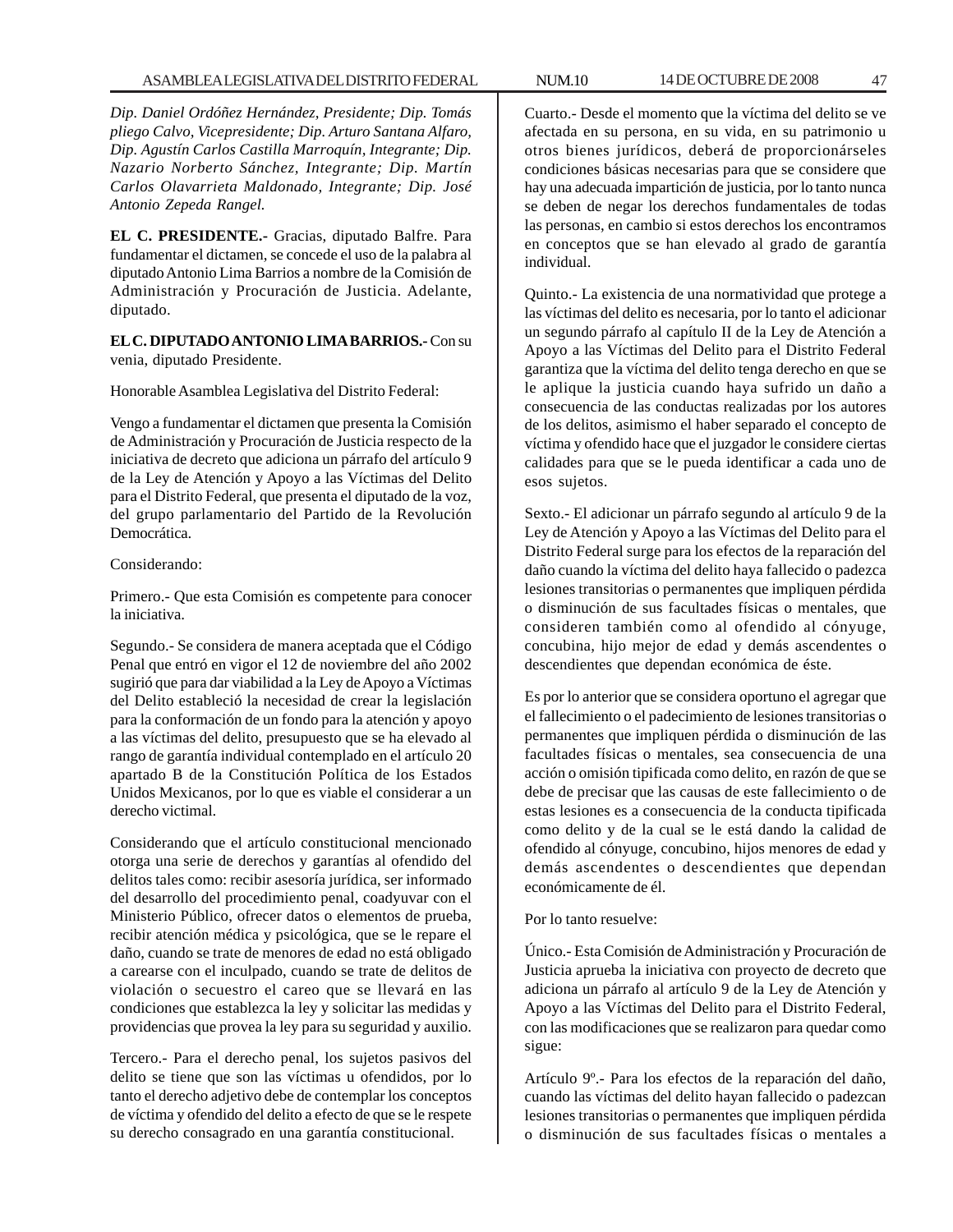*Dip. Daniel Ordóñez Hernández, Presidente; Dip. Tomás pliego Calvo, Vicepresidente; Dip. Arturo Santana Alfaro, Dip. Agustín Carlos Castilla Marroquín, Integrante; Dip. Nazario Norberto Sánchez, Integrante; Dip. Martín Carlos Olavarrieta Maldonado, Integrante; Dip. José Antonio Zepeda Rangel.*

**EL C. PRESIDENTE.-** Gracias, diputado Balfre. Para fundamentar el dictamen, se concede el uso de la palabra al diputado Antonio Lima Barrios a nombre de la Comisión de Administración y Procuración de Justicia. Adelante, diputado.

**EL C. DIPUTADO ANTONIO LIMA BARRIOS.-** Con su venia, diputado Presidente.

Honorable Asamblea Legislativa del Distrito Federal:

Vengo a fundamentar el dictamen que presenta la Comisión de Administración y Procuración de Justicia respecto de la iniciativa de decreto que adiciona un párrafo del artículo 9 de la Ley de Atención y Apoyo a las Víctimas del Delito para el Distrito Federal, que presenta el diputado de la voz, del grupo parlamentario del Partido de la Revolución Democrática.

Considerando:

Primero.- Que esta Comisión es competente para conocer la iniciativa.

Segundo.- Se considera de manera aceptada que el Código Penal que entró en vigor el 12 de noviembre del año 2002 sugirió que para dar viabilidad a la Ley de Apoyo a Víctimas del Delito estableció la necesidad de crear la legislación para la conformación de un fondo para la atención y apoyo a las víctimas del delito, presupuesto que se ha elevado al rango de garantía individual contemplado en el artículo 20 apartado B de la Constitución Política de los Estados Unidos Mexicanos, por lo que es viable el considerar a un derecho victimal.

Considerando que el artículo constitucional mencionado otorga una serie de derechos y garantías al ofendido del delitos tales como: recibir asesoría jurídica, ser informado del desarrollo del procedimiento penal, coadyuvar con el Ministerio Público, ofrecer datos o elementos de prueba, recibir atención médica y psicológica, que se le repare el daño, cuando se trate de menores de edad no está obligado a carearse con el inculpado, cuando se trate de delitos de violación o secuestro el careo que se llevará en las condiciones que establezca la ley y solicitar las medidas y providencias que provea la ley para su seguridad y auxilio.

Tercero.- Para el derecho penal, los sujetos pasivos del delito se tiene que son las víctimas u ofendidos, por lo tanto el derecho adjetivo debe de contemplar los conceptos de víctima y ofendido del delito a efecto de que se le respete su derecho consagrado en una garantía constitucional.

Cuarto.- Desde el momento que la víctima del delito se ve afectada en su persona, en su vida, en su patrimonio u otros bienes jurídicos, deberá de proporcionárseles condiciones básicas necesarias para que se considere que hay una adecuada impartición de justicia, por lo tanto nunca se deben de negar los derechos fundamentales de todas las personas, en cambio si estos derechos los encontramos en conceptos que se han elevado al grado de garantía individual.

Quinto.- La existencia de una normatividad que protege a las víctimas del delito es necesaria, por lo tanto el adicionar un segundo párrafo al capítulo II de la Ley de Atención a Apoyo a las Víctimas del Delito para el Distrito Federal garantiza que la víctima del delito tenga derecho en que se le aplique la justicia cuando haya sufrido un daño a consecuencia de las conductas realizadas por los autores de los delitos, asimismo el haber separado el concepto de víctima y ofendido hace que el juzgador le considere ciertas calidades para que se le pueda identificar a cada uno de esos sujetos.

Sexto.- El adicionar un párrafo segundo al artículo 9 de la Ley de Atención y Apoyo a las Víctimas del Delito para el Distrito Federal surge para los efectos de la reparación del daño cuando la víctima del delito haya fallecido o padezca lesiones transitorias o permanentes que impliquen pérdida o disminución de sus facultades físicas o mentales, que consideren también como al ofendido al cónyuge, concubina, hijo mejor de edad y demás ascendentes o descendientes que dependan económica de éste.

Es por lo anterior que se considera oportuno el agregar que el fallecimiento o el padecimiento de lesiones transitorias o permanentes que impliquen pérdida o disminución de las facultades físicas o mentales, sea consecuencia de una acción u omisión tipificada como delito, en razón de que se debe de precisar que las causas de este fallecimiento o de estas lesiones es a consecuencia de la conducta tipificada como delito y de la cual se le está dando la calidad de ofendido al cónyuge, concubino, hijos menores de edad y demás ascendentes o descendientes que dependan económicamente de él.

Por lo tanto resuelve:

Único.- Esta Comisión de Administración y Procuración de Justicia aprueba la iniciativa con proyecto de decreto que adiciona un párrafo al artículo 9 de la Ley de Atención y Apoyo a las Víctimas del Delito para el Distrito Federal, con las modificaciones que se realizaron para quedar como sigue:

Artículo 9º.- Para los efectos de la reparación del daño, cuando las víctimas del delito hayan fallecido o padezcan lesiones transitorias o permanentes que impliquen pérdida o disminución de sus facultades físicas o mentales a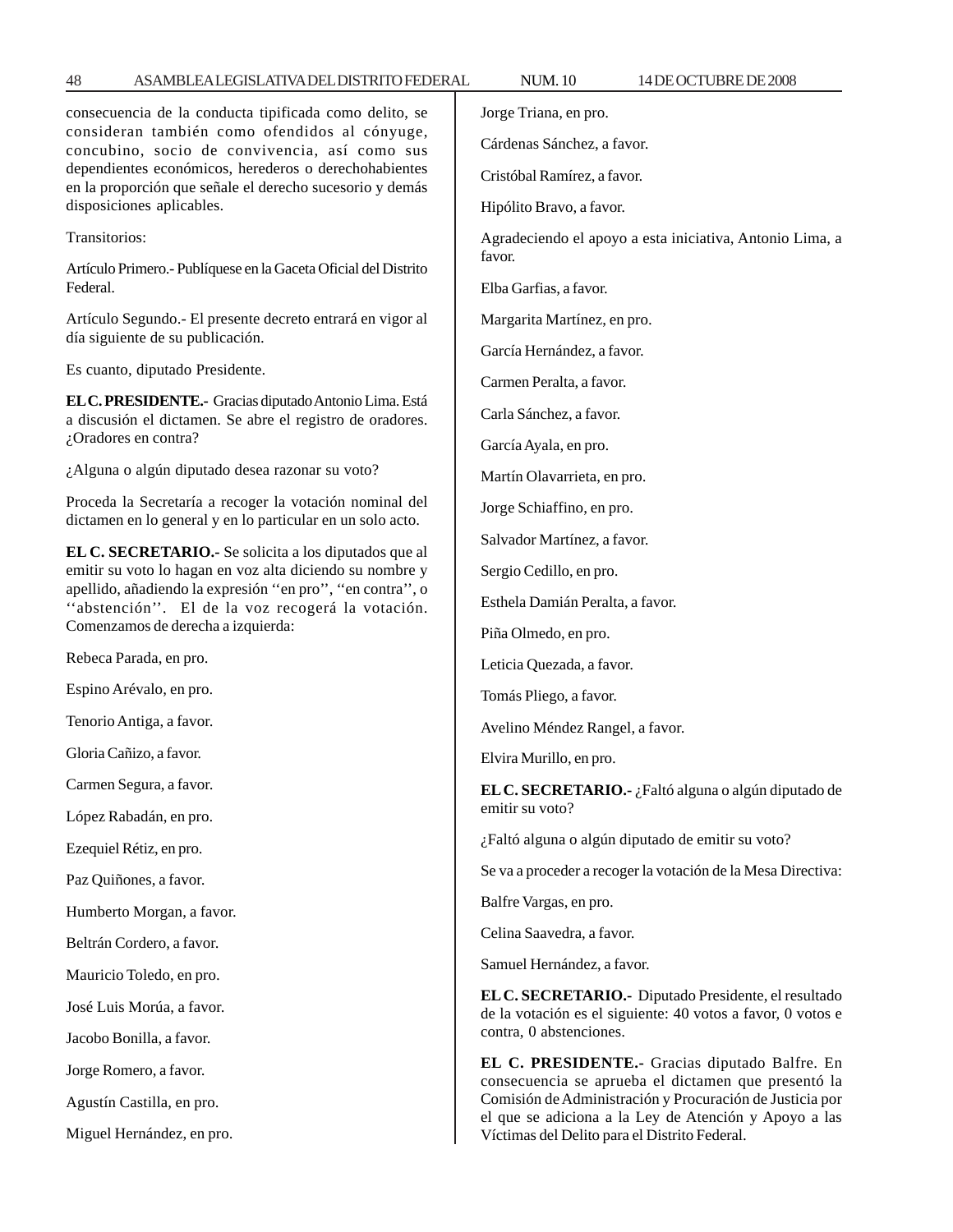consecuencia de la conducta tipificada como delito, se consideran también como ofendidos al cónyuge, concubino, socio de convivencia, así como sus dependientes económicos, herederos o derechohabientes en la proporción que señale el derecho sucesorio y demás disposiciones aplicables.

Transitorios:

Artículo Primero.- Publíquese en la Gaceta Oficial del Distrito Federal.

Artículo Segundo.- El presente decreto entrará en vigor al día siguiente de su publicación.

Es cuanto, diputado Presidente.

**EL C. PRESIDENTE.-** Gracias diputado Antonio Lima. Está a discusión el dictamen. Se abre el registro de oradores. ¿Oradores en contra?

¿Alguna o algún diputado desea razonar su voto?

Proceda la Secretaría a recoger la votación nominal del dictamen en lo general y en lo particular en un solo acto.

**EL C. SECRETARIO.-** Se solicita a los diputados que al emitir su voto lo hagan en voz alta diciendo su nombre y apellido, añadiendo la expresión ''en pro'', ''en contra'', o ''abstención''. El de la voz recogerá la votación. Comenzamos de derecha a izquierda:

Rebeca Parada, en pro.

Espino Arévalo, en pro.

Tenorio Antiga, a favor.

Gloria Cañizo, a favor.

Carmen Segura, a favor.

López Rabadán, en pro.

Ezequiel Rétiz, en pro.

Paz Quiñones, a favor.

Humberto Morgan, a favor.

Beltrán Cordero, a favor.

Mauricio Toledo, en pro.

José Luis Morúa, a favor.

Jacobo Bonilla, a favor.

Jorge Romero, a favor.

Agustín Castilla, en pro.

Miguel Hernández, en pro.

Jorge Triana, en pro.

Cárdenas Sánchez, a favor.

Cristóbal Ramírez, a favor.

Hipólito Bravo, a favor.

Agradeciendo el apoyo a esta iniciativa, Antonio Lima, a favor.

Elba Garfias, a favor.

Margarita Martínez, en pro.

García Hernández, a favor.

Carmen Peralta, a favor.

Carla Sánchez, a favor.

García Ayala, en pro.

Martín Olavarrieta, en pro.

Jorge Schiaffino, en pro.

Salvador Martínez, a favor.

Sergio Cedillo, en pro.

Esthela Damián Peralta, a favor.

Piña Olmedo, en pro.

Leticia Quezada, a favor.

Tomás Pliego, a favor.

Avelino Méndez Rangel, a favor.

Elvira Murillo, en pro.

**EL C. SECRETARIO.-** ¿Faltó alguna o algún diputado de emitir su voto?

¿Faltó alguna o algún diputado de emitir su voto?

Se va a proceder a recoger la votación de la Mesa Directiva:

Balfre Vargas, en pro.

Celina Saavedra, a favor.

Samuel Hernández, a favor.

**EL C. SECRETARIO.-** Diputado Presidente, el resultado de la votación es el siguiente: 40 votos a favor, 0 votos e contra, 0 abstenciones.

**EL C. PRESIDENTE.-** Gracias diputado Balfre. En consecuencia se aprueba el dictamen que presentó la Comisión de Administración y Procuración de Justicia por el que se adiciona a la Ley de Atención y Apoyo a las Víctimas del Delito para el Distrito Federal.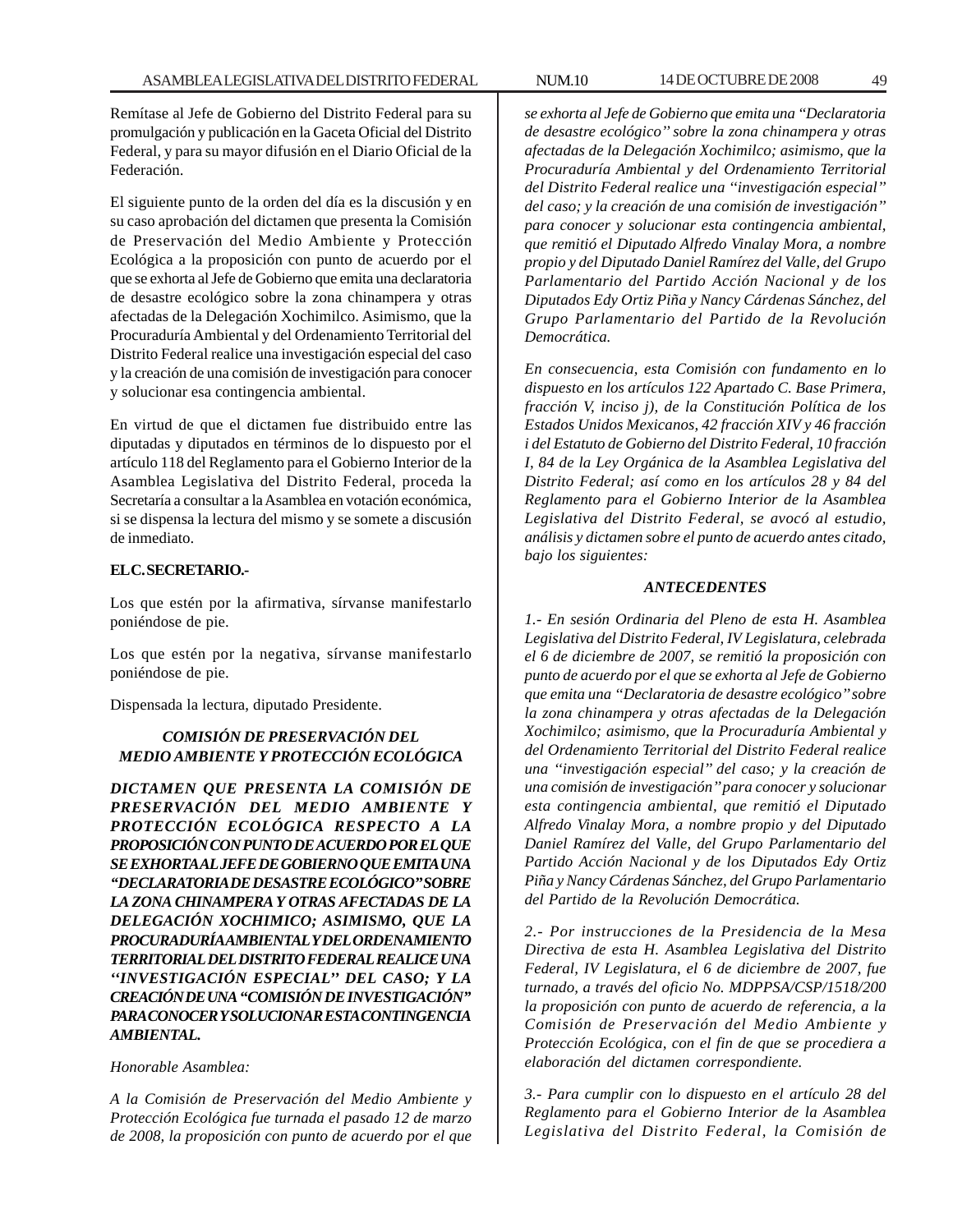Remítase al Jefe de Gobierno del Distrito Federal para su promulgación y publicación en la Gaceta Oficial del Distrito Federal, y para su mayor difusión en el Diario Oficial de la Federación.

El siguiente punto de la orden del día es la discusión y en su caso aprobación del dictamen que presenta la Comisión de Preservación del Medio Ambiente y Protección Ecológica a la proposición con punto de acuerdo por el que se exhorta al Jefe de Gobierno que emita una declaratoria de desastre ecológico sobre la zona chinampera y otras afectadas de la Delegación Xochimilco. Asimismo, que la Procuraduría Ambiental y del Ordenamiento Territorial del Distrito Federal realice una investigación especial del caso y la creación de una comisión de investigación para conocer y solucionar esa contingencia ambiental.

En virtud de que el dictamen fue distribuido entre las diputadas y diputados en términos de lo dispuesto por el artículo 118 del Reglamento para el Gobierno Interior de la Asamblea Legislativa del Distrito Federal, proceda la Secretaría a consultar a la Asamblea en votación económica, si se dispensa la lectura del mismo y se somete a discusión de inmediato.

**EL C. SECRETARIO.-**

Los que estén por la afirmativa, sírvanse manifestarlo poniéndose de pie.

Los que estén por la negativa, sírvanse manifestarlo poniéndose de pie.

Dispensada la lectura, diputado Presidente.

***COMISIÓN DE PRESERVACIÓN DEL MEDIO AMBIENTE Y PROTECCIÓN ECOLÓGICA***

***DICTAMEN QUE PRESENTA LA COMISIÓN DE PRESERVACIÓN DEL MEDIO AMBIENTE Y PROTECCIÓN ECOLÓGICA RESPECTO A LA PROPOSICIÓN CON PUNTO DE ACUERDO POR EL QUE SE EXHORTA AL JEFE DE GOBIERNO QUE EMITA UNA "DECLARATORIA DE DESASTRE ECOLÓGICO" SOBRE LA ZONA CHINAMPERA Y OTRAS AFECTADAS DE LA DELEGACIÓN XOCHIMICO; ASIMISMO, QUE LA PROCURADURÍA AMBIENTAL Y DEL ORDENAMIENTO TERRITORIAL DEL DISTRITO FEDERAL REALICE UNA "INVESTIGACIÓN ESPECIAL" DEL CASO; Y LA CREACIÓN DE UNA "COMISIÓN DE INVESTIGACIÓN" PARA CONOCER Y SOLUCIONAR ESTA CONTINGENCIA AMBIENTAL.***

*Honorable Asamblea:*

*A la Comisión de Preservación del Medio Ambiente y Protección Ecológica fue turnada el pasado 12 de marzo de 2008, la proposición con punto de acuerdo por el que se exhorta al Jefe de Gobierno que emita una "Declaratoria de desastre ecológico" sobre la zona chinampera y otras afectadas de la Delegación Xochimilco; asimismo, que la Procuraduría Ambiental y del Ordenamiento Territorial del Distrito Federal realice una "investigación especial" del caso; y la creación de una comisión de investigación" para conocer y solucionar esta contingencia ambiental, que remitió el Diputado Alfredo Vinalay Mora, a nombre propio y del Diputado Daniel Ramírez del Valle, del Grupo Parlamentario del Partido Acción Nacional y de los Diputados Edy Ortiz Piña y Nancy Cárdenas Sánchez, del Grupo Parlamentario del Partido de la Revolución Democrática.*

*En consecuencia, esta Comisión con fundamento en lo dispuesto en los artículos 122 Apartado C. Base Primera, fracción V, inciso j), de la Constitución Política de los Estados Unidos Mexicanos, 42 fracción XIV y 46 fracción i del Estatuto de Gobierno del Distrito Federal, 10 fracción I, 84 de la Ley Orgánica de la Asamblea Legislativa del Distrito Federal; así como en los artículos 28 y 84 del Reglamento para el Gobierno Interior de la Asamblea Legislativa del Distrito Federal, se avocó al estudio, análisis y dictamen sobre el punto de acuerdo antes citado, bajo los siguientes:*

***ANTECEDENTES***

*1.- En sesión Ordinaria del Pleno de esta H. Asamblea Legislativa del Distrito Federal, IV Legislatura, celebrada el 6 de diciembre de 2007, se remitió la proposición con punto de acuerdo por el que se exhorta al Jefe de Gobierno que emita una "Declaratoria de desastre ecológico" sobre la zona chinampera y otras afectadas de la Delegación Xochimilco; asimismo, que la Procuraduría Ambiental y del Ordenamiento Territorial del Distrito Federal realice una "investigación especial" del caso; y la creación de una comisión de investigación" para conocer y solucionar esta contingencia ambiental, que remitió el Diputado Alfredo Vinalay Mora, a nombre propio y del Diputado Daniel Ramírez del Valle, del Grupo Parlamentario del Partido Acción Nacional y de los Diputados Edy Ortiz Piña y Nancy Cárdenas Sánchez, del Grupo Parlamentario del Partido de la Revolución Democrática.*

*2.- Por instrucciones de la Presidencia de la Mesa Directiva de esta H. Asamblea Legislativa del Distrito Federal, IV Legislatura, el 6 de diciembre de 2007, fue turnado, a través del oficio No. MDPPSA/CSP/1518/200 la proposición con punto de acuerdo de referencia, a la Comisión de Preservación del Medio Ambiente y Protección Ecológica, con el fin de que se procediera a elaboración del dictamen correspondiente.*

*3.- Para cumplir con lo dispuesto en el artículo 28 del Reglamento para el Gobierno Interior de la Asamblea Legislativa del Distrito Federal, la Comisión de*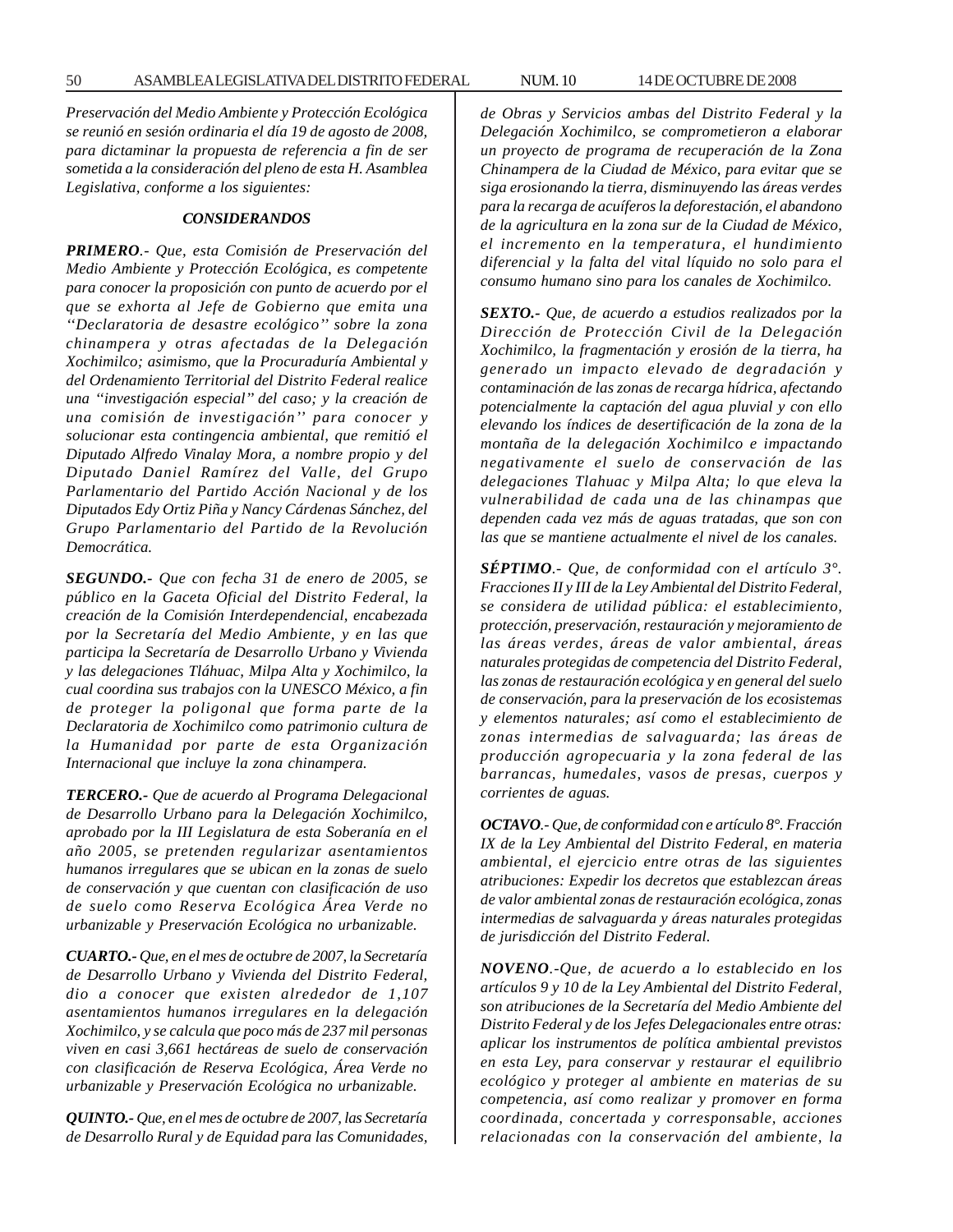*Preservación del Medio Ambiente y Protección Ecológica se reunió en sesión ordinaria el día 19 de agosto de 2008, para dictaminar la propuesta de referencia a fin de ser sometida a la consideración del pleno de esta H. Asamblea Legislativa, conforme a los siguientes:*

### *CONSIDERANDOS*

***PRIMERO**.- Que, esta Comisión de Preservación del Medio Ambiente y Protección Ecológica, es competente para conocer la proposición con punto de acuerdo por el que se exhorta al Jefe de Gobierno que emita una ''Declaratoria de desastre ecológico'' sobre la zona chinampera y otras afectadas de la Delegación Xochimilco; asimismo, que la Procuraduría Ambiental y del Ordenamiento Territorial del Distrito Federal realice una ''investigación especial'' del caso; y la creación de una comisión de investigación'' para conocer y solucionar esta contingencia ambiental, que remitió el Diputado Alfredo Vinalay Mora, a nombre propio y del Diputado Daniel Ramírez del Valle, del Grupo Parlamentario del Partido Acción Nacional y de los Diputados Edy Ortiz Piña y Nancy Cárdenas Sánchez, del Grupo Parlamentario del Partido de la Revolución Democrática.*

***SEGUNDO.-** Que con fecha 31 de enero de 2005, se público en la Gaceta Oficial del Distrito Federal, la creación de la Comisión Interdependencial, encabezada por la Secretaría del Medio Ambiente, y en las que participa la Secretaría de Desarrollo Urbano y Vivienda y las delegaciones Tláhuac, Milpa Alta y Xochimilco, la cual coordina sus trabajos con la UNESCO México, a fin de proteger la poligonal que forma parte de la Declaratoria de Xochimilco como patrimonio cultura de la Humanidad por parte de esta Organización Internacional que incluye la zona chinampera.*

***TERCERO.-** Que de acuerdo al Programa Delegacional de Desarrollo Urbano para la Delegación Xochimilco, aprobado por la III Legislatura de esta Soberanía en el año 2005, se pretenden regularizar asentamientos humanos irregulares que se ubican en la zonas de suelo de conservación y que cuentan con clasificación de uso de suelo como Reserva Ecológica Área Verde no urbanizable y Preservación Ecológica no urbanizable.*

***CUARTO.-** Que, en el mes de octubre de 2007, la Secretaría de Desarrollo Urbano y Vivienda del Distrito Federal, dio a conocer que existen alrededor de 1,107 asentamientos humanos irregulares en la delegación Xochimilco, y se calcula que poco más de 237 mil personas viven en casi 3,661 hectáreas de suelo de conservación con clasificación de Reserva Ecológica, Área Verde no urbanizable y Preservación Ecológica no urbanizable.*

***QUINTO.-** Que, en el mes de octubre de 2007, las Secretaría de Desarrollo Rural y de Equidad para las Comunidades, de Obras y Servicios ambas del Distrito Federal y la Delegación Xochimilco, se comprometieron a elaborar un proyecto de programa de recuperación de la Zona Chinampera de la Ciudad de México, para evitar que se siga erosionando la tierra, disminuyendo las áreas verdes para la recarga de acuíferos la deforestación, el abandono de la agricultura en la zona sur de la Ciudad de México, el incremento en la temperatura, el hundimiento diferencial y la falta del vital líquido no solo para el consumo humano sino para los canales de Xochimilco.*

***SEXTO.-** Que, de acuerdo a estudios realizados por la Dirección de Protección Civil de la Delegación Xochimilco, la fragmentación y erosión de la tierra, ha generado un impacto elevado de degradación y contaminación de las zonas de recarga hídrica, afectando potencialmente la captación del agua pluvial y con ello elevando los índices de desertificación de la zona de la montaña de la delegación Xochimilco e impactando negativamente el suelo de conservación de las delegaciones Tlahuac y Milpa Alta; lo que eleva la vulnerabilidad de cada una de las chinampas que dependen cada vez más de aguas tratadas, que son con las que se mantiene actualmente el nivel de los canales.*

***SÉPTIMO**.- Que, de conformidad con el artículo 3°. Fracciones II y III de la Ley Ambiental del Distrito Federal, se considera de utilidad pública: el establecimiento, protección, preservación, restauración y mejoramiento de las áreas verdes, áreas de valor ambiental, áreas naturales protegidas de competencia del Distrito Federal, las zonas de restauración ecológica y en general del suelo de conservación, para la preservación de los ecosistemas y elementos naturales; así como el establecimiento de zonas intermedias de salvaguarda; las áreas de producción agropecuaria y la zona federal de las barrancas, humedales, vasos de presas, cuerpos y corrientes de aguas.*

***OCTAVO**.- Que, de conformidad con e artículo 8°. Fracción IX de la Ley Ambiental del Distrito Federal, en materia ambiental, el ejercicio entre otras de las siguientes atribuciones: Expedir los decretos que establezcan áreas de valor ambiental zonas de restauración ecológica, zonas intermedias de salvaguarda y áreas naturales protegidas de jurisdicción del Distrito Federal.*

***NOVENO**.-Que, de acuerdo a lo establecido en los artículos 9 y 10 de la Ley Ambiental del Distrito Federal, son atribuciones de la Secretaría del Medio Ambiente del Distrito Federal y de los Jefes Delegacionales entre otras: aplicar los instrumentos de política ambiental previstos en esta Ley, para conservar y restaurar el equilibrio ecológico y proteger al ambiente en materias de su competencia, así como realizar y promover en forma coordinada, concertada y corresponsable, acciones relacionadas con la conservación del ambiente, la*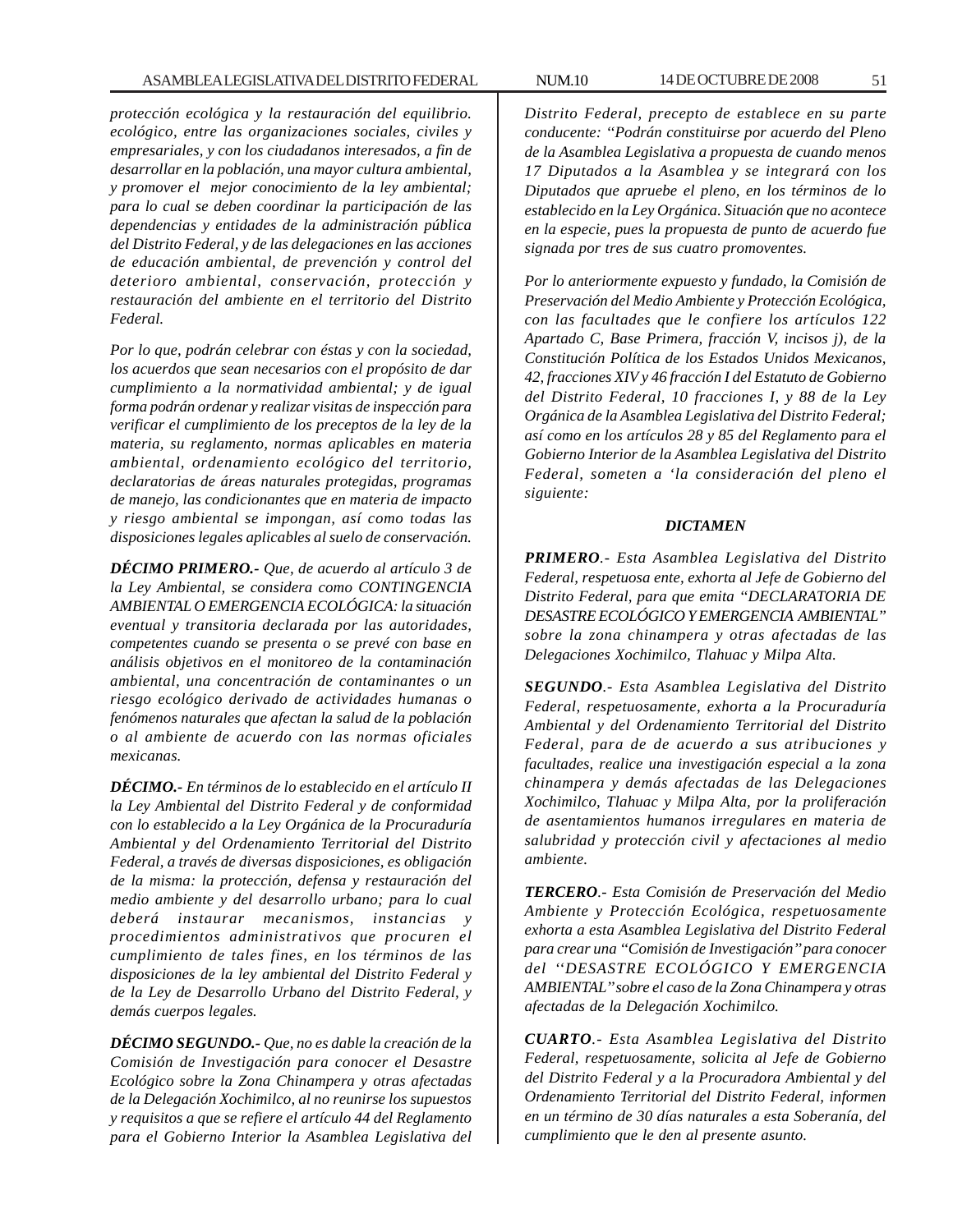*protección ecológica y la restauración del equilibrio. ecológico, entre las organizaciones sociales, civiles y empresariales, y con los ciudadanos interesados, a fin de desarrollar en la población, una mayor cultura ambiental, y promover el mejor conocimiento de la ley ambiental; para lo cual se deben coordinar la participación de las dependencias y entidades de la administración pública del Distrito Federal, y de las delegaciones en las acciones de educación ambiental, de prevención y control del deterioro ambiental, conservación, protección y restauración del ambiente en el territorio del Distrito Federal.*

*Por lo que, podrán celebrar con éstas y con la sociedad, los acuerdos que sean necesarios con el propósito de dar cumplimiento a la normatividad ambiental; y de igual forma podrán ordenar y realizar visitas de inspección para verificar el cumplimiento de los preceptos de la ley de la materia, su reglamento, normas aplicables en materia ambiental, ordenamiento ecológico del territorio, declaratorias de áreas naturales protegidas, programas de manejo, las condicionantes que en materia de impacto y riesgo ambiental se impongan, así como todas las disposiciones legales aplicables al suelo de conservación.*

***DÉCIMO PRIMERO.-** Que, de acuerdo al artículo 3 de la Ley Ambiental, se considera como CONTINGENCIA AMBIENTAL O EMERGENCIA ECOLÓGICA: la situación eventual y transitoria declarada por las autoridades, competentes cuando se presenta o se prevé con base en análisis objetivos en el monitoreo de la contaminación ambiental, una concentración de contaminantes o un riesgo ecológico derivado de actividades humanas o fenómenos naturales que afectan la salud de la población o al ambiente de acuerdo con las normas oficiales mexicanas.*

***DÉCIMO.-** En términos de lo establecido en el artículo II la Ley Ambiental del Distrito Federal y de conformidad con lo establecido a la Ley Orgánica de la Procuraduría Ambiental y del Ordenamiento Territorial del Distrito Federal, a través de diversas disposiciones, es obligación de la misma: la protección, defensa y restauración del medio ambiente y del desarrollo urbano; para lo cual deberá instaurar mecanismos, instancias y procedimientos administrativos que procuren el cumplimiento de tales fines, en los términos de las disposiciones de la ley ambiental del Distrito Federal y de la Ley de Desarrollo Urbano del Distrito Federal, y demás cuerpos legales.*

***DÉCIMO SEGUNDO.-** Que, no es dable la creación de la Comisión de Investigación para conocer el Desastre Ecológico sobre la Zona Chinampera y otras afectadas de la Delegación Xochimilco, al no reunirse los supuestos y requisitos a que se refiere el artículo 44 del Reglamento para el Gobierno Interior la Asamblea Legislativa del Distrito Federal, precepto de establece en su parte conducente: "Podrán constituirse por acuerdo del Pleno de la Asamblea Legislativa a propuesta de cuando menos 17 Diputados a la Asamblea y se integrará con los Diputados que apruebe el pleno, en los términos de lo establecido en la Ley Orgánica. Situación que no acontece en la especie, pues la propuesta de punto de acuerdo fue signada por tres de sus cuatro promoventes.*

*Por lo anteriormente expuesto y fundado, la Comisión de Preservación del Medio Ambiente y Protección Ecológica, con las facultades que le confiere los artículos 122 Apartado C, Base Primera, fracción V, incisos j), de la Constitución Política de los Estados Unidos Mexicanos, 42, fracciones XIV y 46 fracción I del Estatuto de Gobierno del Distrito Federal, 10 fracciones I, y 88 de la Ley Orgánica de la Asamblea Legislativa del Distrito Federal; así como en los artículos 28 y 85 del Reglamento para el Gobierno Interior de la Asamblea Legislativa del Distrito Federal, someten a 'la consideración del pleno el siguiente:*

***DICTAMEN***

***PRIMERO**.- Esta Asamblea Legislativa del Distrito Federal, respetuosa ente, exhorta al Jefe de Gobierno del Distrito Federal, para que emita "DECLARATORIA DE DESASTRE ECOLÓGICO Y EMERGENCIA AMBIENTAL" sobre la zona chinampera y otras afectadas de las Delegaciones Xochimilco, Tlahuac y Milpa Alta.*

***SEGUNDO**.- Esta Asamblea Legislativa del Distrito Federal, respetuosamente, exhorta a la Procuraduría Ambiental y del Ordenamiento Territorial del Distrito Federal, para de de acuerdo a sus atribuciones y facultades, realice una investigación especial a la zona chinampera y demás afectadas de las Delegaciones Xochimilco, Tlahuac y Milpa Alta, por la proliferación de asentamientos humanos irregulares en materia de salubridad y protección civil y afectaciones al medio ambiente.*

***TERCERO**.- Esta Comisión de Preservación del Medio Ambiente y Protección Ecológica, respetuosamente exhorta a esta Asamblea Legislativa del Distrito Federal para crear una "Comisión de Investigación" para conocer del "DESASTRE ECOLÓGICO Y EMERGENCIA AMBIENTAL" sobre el caso de la Zona Chinampera y otras afectadas de la Delegación Xochimilco.*

***CUARTO**.- Esta Asamblea Legislativa del Distrito Federal, respetuosamente, solicita al Jefe de Gobierno del Distrito Federal y a la Procuradora Ambiental y del Ordenamiento Territorial del Distrito Federal, informen en un término de 30 días naturales a esta Soberanía, del cumplimiento que le den al presente asunto.*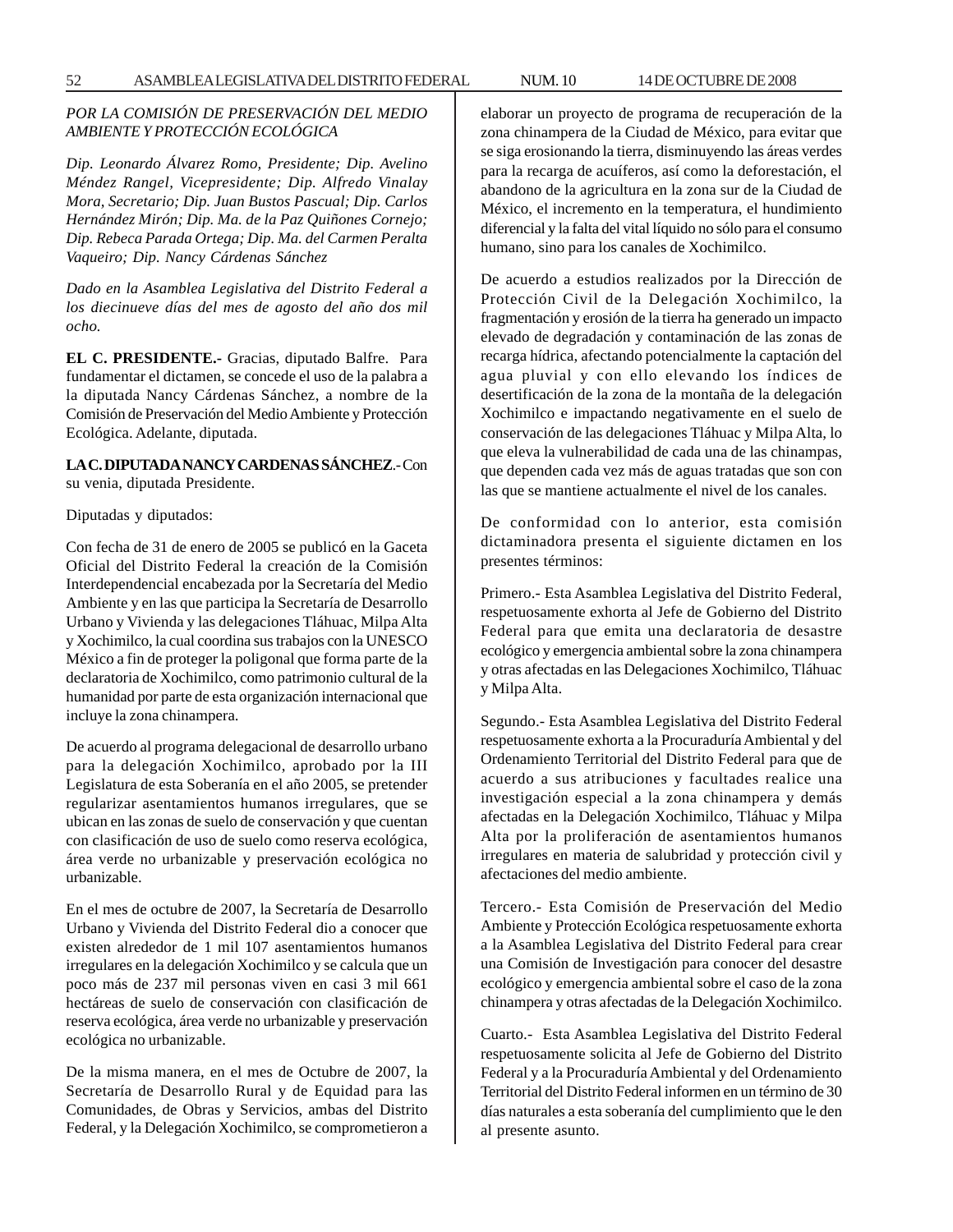*POR LA COMISIÓN DE PRESERVACIÓN DEL MEDIO AMBIENTE Y PROTECCIÓN ECOLÓGICA*

*Dip. Leonardo Álvarez Romo, Presidente; Dip. Avelino Méndez Rangel, Vicepresidente; Dip. Alfredo Vinalay Mora, Secretario; Dip. Juan Bustos Pascual; Dip. Carlos Hernández Mirón; Dip. Ma. de la Paz Quiñones Cornejo; Dip. Rebeca Parada Ortega; Dip. Ma. del Carmen Peralta Vaqueiro; Dip. Nancy Cárdenas Sánchez*

*Dado en la Asamblea Legislativa del Distrito Federal a los diecinueve días del mes de agosto del año dos mil ocho.*

**EL C. PRESIDENTE.-** Gracias, diputado Balfre. Para fundamentar el dictamen, se concede el uso de la palabra a la diputada Nancy Cárdenas Sánchez, a nombre de la Comisión de Preservación del Medio Ambiente y Protección Ecológica. Adelante, diputada.

**LA C. DIPUTADA NANCY CARDENAS SÁNCHEZ**.- Con su venia, diputada Presidente.

Diputadas y diputados:

Con fecha de 31 de enero de 2005 se publicó en la Gaceta Oficial del Distrito Federal la creación de la Comisión Interdependencial encabezada por la Secretaría del Medio Ambiente y en las que participa la Secretaría de Desarrollo Urbano y Vivienda y las delegaciones Tláhuac, Milpa Alta y Xochimilco, la cual coordina sus trabajos con la UNESCO México a fin de proteger la poligonal que forma parte de la declaratoria de Xochimilco, como patrimonio cultural de la humanidad por parte de esta organización internacional que incluye la zona chinampera.

De acuerdo al programa delegacional de desarrollo urbano para la delegación Xochimilco, aprobado por la III Legislatura de esta Soberanía en el año 2005, se pretender regularizar asentamientos humanos irregulares, que se ubican en las zonas de suelo de conservación y que cuentan con clasificación de uso de suelo como reserva ecológica, área verde no urbanizable y preservación ecológica no urbanizable.

En el mes de octubre de 2007, la Secretaría de Desarrollo Urbano y Vivienda del Distrito Federal dio a conocer que existen alrededor de 1 mil 107 asentamientos humanos irregulares en la delegación Xochimilco y se calcula que un poco más de 237 mil personas viven en casi 3 mil 661 hectáreas de suelo de conservación con clasificación de reserva ecológica, área verde no urbanizable y preservación ecológica no urbanizable.

De la misma manera, en el mes de Octubre de 2007, la Secretaría de Desarrollo Rural y de Equidad para las Comunidades, de Obras y Servicios, ambas del Distrito Federal, y la Delegación Xochimilco, se comprometieron a elaborar un proyecto de programa de recuperación de la zona chinampera de la Ciudad de México, para evitar que se siga erosionando la tierra, disminuyendo las áreas verdes para la recarga de acuíferos, así como la deforestación, el abandono de la agricultura en la zona sur de la Ciudad de México, el incremento en la temperatura, el hundimiento diferencial y la falta del vital líquido no sólo para el consumo humano, sino para los canales de Xochimilco.

De acuerdo a estudios realizados por la Dirección de Protección Civil de la Delegación Xochimilco, la fragmentación y erosión de la tierra ha generado un impacto elevado de degradación y contaminación de las zonas de recarga hídrica, afectando potencialmente la captación del agua pluvial y con ello elevando los índices de desertificación de la zona de la montaña de la delegación Xochimilco e impactando negativamente en el suelo de conservación de las delegaciones Tláhuac y Milpa Alta, lo que eleva la vulnerabilidad de cada una de las chinampas, que dependen cada vez más de aguas tratadas que son con las que se mantiene actualmente el nivel de los canales.

De conformidad con lo anterior, esta comisión dictaminadora presenta el siguiente dictamen en los presentes términos:

Primero.- Esta Asamblea Legislativa del Distrito Federal, respetuosamente exhorta al Jefe de Gobierno del Distrito Federal para que emita una declaratoria de desastre ecológico y emergencia ambiental sobre la zona chinampera y otras afectadas en las Delegaciones Xochimilco, Tláhuac y Milpa Alta.

Segundo.- Esta Asamblea Legislativa del Distrito Federal respetuosamente exhorta a la Procuraduría Ambiental y del Ordenamiento Territorial del Distrito Federal para que de acuerdo a sus atribuciones y facultades realice una investigación especial a la zona chinampera y demás afectadas en la Delegación Xochimilco, Tláhuac y Milpa Alta por la proliferación de asentamientos humanos irregulares en materia de salubridad y protección civil y afectaciones del medio ambiente.

Tercero.- Esta Comisión de Preservación del Medio Ambiente y Protección Ecológica respetuosamente exhorta a la Asamblea Legislativa del Distrito Federal para crear una Comisión de Investigación para conocer del desastre ecológico y emergencia ambiental sobre el caso de la zona chinampera y otras afectadas de la Delegación Xochimilco.

Cuarto.- Esta Asamblea Legislativa del Distrito Federal respetuosamente solicita al Jefe de Gobierno del Distrito Federal y a la Procuraduría Ambiental y del Ordenamiento Territorial del Distrito Federal informen en un término de 30 días naturales a esta soberanía del cumplimiento que le den al presente asunto.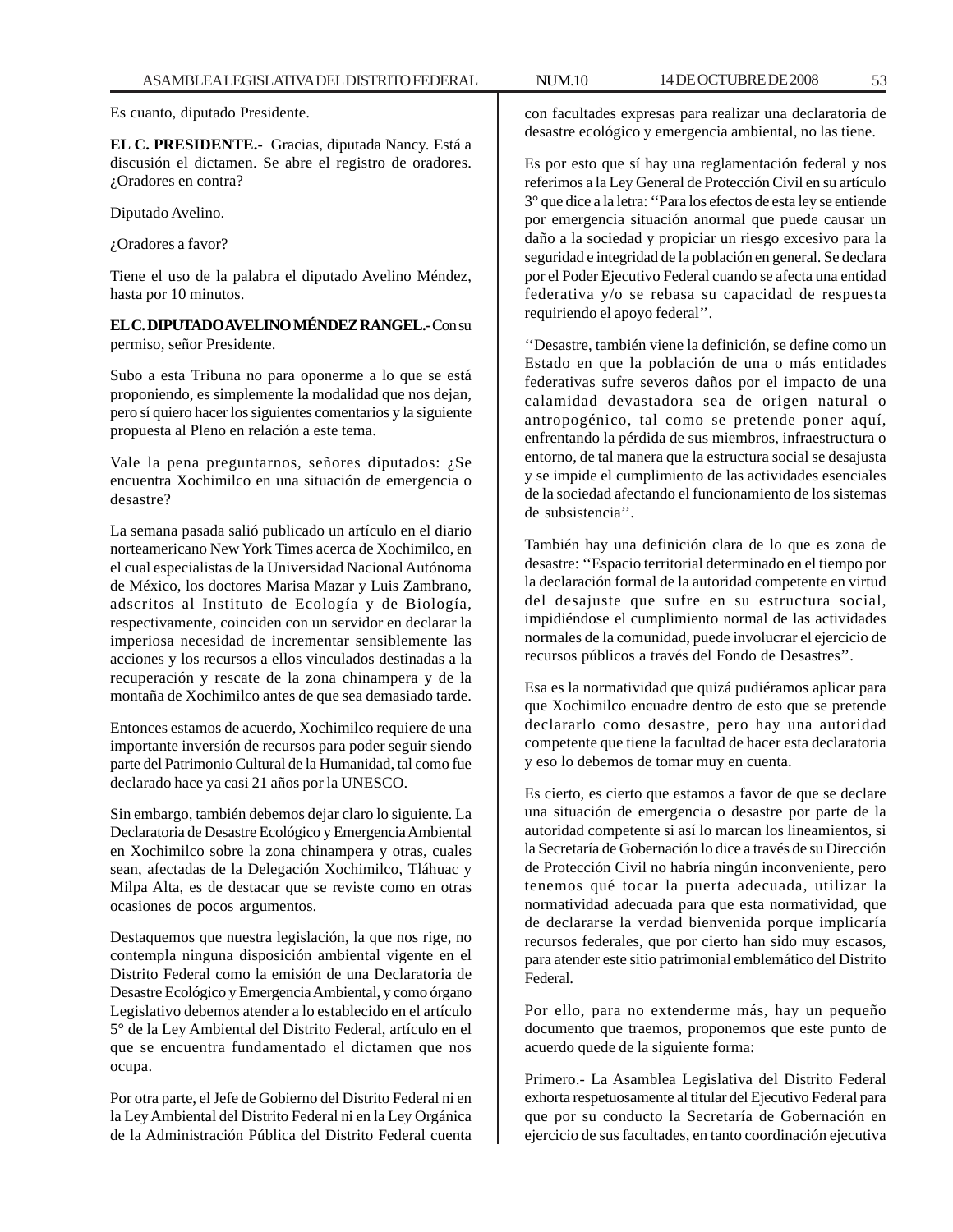Es cuanto, diputado Presidente.

**EL C. PRESIDENTE.-** Gracias, diputada Nancy. Está a discusión el dictamen. Se abre el registro de oradores. ¿Oradores en contra?

Diputado Avelino.

¿Oradores a favor?

Tiene el uso de la palabra el diputado Avelino Méndez, hasta por 10 minutos.

**EL C. DIPUTADO AVELINO MÉNDEZ RANGEL.-** Con su permiso, señor Presidente.

Subo a esta Tribuna no para oponerme a lo que se está proponiendo, es simplemente la modalidad que nos dejan, pero sí quiero hacer los siguientes comentarios y la siguiente propuesta al Pleno en relación a este tema.

Vale la pena preguntarnos, señores diputados: ¿Se encuentra Xochimilco en una situación de emergencia o desastre?

La semana pasada salió publicado un artículo en el diario norteamericano New York Times acerca de Xochimilco, en el cual especialistas de la Universidad Nacional Autónoma de México, los doctores Marisa Mazar y Luis Zambrano, adscritos al Instituto de Ecología y de Biología, respectivamente, coinciden con un servidor en declarar la imperiosa necesidad de incrementar sensiblemente las acciones y los recursos a ellos vinculados destinadas a la recuperación y rescate de la zona chinampera y de la montaña de Xochimilco antes de que sea demasiado tarde.

Entonces estamos de acuerdo, Xochimilco requiere de una importante inversión de recursos para poder seguir siendo parte del Patrimonio Cultural de la Humanidad, tal como fue declarado hace ya casi 21 años por la UNESCO.

Sin embargo, también debemos dejar claro lo siguiente. La Declaratoria de Desastre Ecológico y Emergencia Ambiental en Xochimilco sobre la zona chinampera y otras, cuales sean, afectadas de la Delegación Xochimilco, Tláhuac y Milpa Alta, es de destacar que se reviste como en otras ocasiones de pocos argumentos.

Destaquemos que nuestra legislación, la que nos rige, no contempla ninguna disposición ambiental vigente en el Distrito Federal como la emisión de una Declaratoria de Desastre Ecológico y Emergencia Ambiental, y como órgano Legislativo debemos atender a lo establecido en el artículo 5° de la Ley Ambiental del Distrito Federal, artículo en el que se encuentra fundamentado el dictamen que nos ocupa.

Por otra parte, el Jefe de Gobierno del Distrito Federal ni en la Ley Ambiental del Distrito Federal ni en la Ley Orgánica de la Administración Pública del Distrito Federal cuenta con facultades expresas para realizar una declaratoria de desastre ecológico y emergencia ambiental, no las tiene.

Es por esto que sí hay una reglamentación federal y nos referimos a la Ley General de Protección Civil en su artículo 3° que dice a la letra: ''Para los efectos de esta ley se entiende por emergencia situación anormal que puede causar un daño a la sociedad y propiciar un riesgo excesivo para la seguridad e integridad de la población en general. Se declara por el Poder Ejecutivo Federal cuando se afecta una entidad federativa y/o se rebasa su capacidad de respuesta requiriendo el apoyo federal''.

''Desastre, también viene la definición, se define como un Estado en que la población de una o más entidades federativas sufre severos daños por el impacto de una calamidad devastadora sea de origen natural o antropogénico, tal como se pretende poner aquí, enfrentando la pérdida de sus miembros, infraestructura o entorno, de tal manera que la estructura social se desajusta y se impide el cumplimiento de las actividades esenciales de la sociedad afectando el funcionamiento de los sistemas de subsistencia''.

También hay una definición clara de lo que es zona de desastre: ''Espacio territorial determinado en el tiempo por la declaración formal de la autoridad competente en virtud del desajuste que sufre en su estructura social, impidiéndose el cumplimiento normal de las actividades normales de la comunidad, puede involucrar el ejercicio de recursos públicos a través del Fondo de Desastres''.

Esa es la normatividad que quizá pudiéramos aplicar para que Xochimilco encuadre dentro de esto que se pretende declararlo como desastre, pero hay una autoridad competente que tiene la facultad de hacer esta declaratoria y eso lo debemos de tomar muy en cuenta.

Es cierto, es cierto que estamos a favor de que se declare una situación de emergencia o desastre por parte de la autoridad competente si así lo marcan los lineamientos, si la Secretaría de Gobernación lo dice a través de su Dirección de Protección Civil no habría ningún inconveniente, pero tenemos qué tocar la puerta adecuada, utilizar la normatividad adecuada para que esta normatividad, que de declararse la verdad bienvenida porque implicaría recursos federales, que por cierto han sido muy escasos, para atender este sitio patrimonial emblemático del Distrito Federal.

Por ello, para no extenderme más, hay un pequeño documento que traemos, proponemos que este punto de acuerdo quede de la siguiente forma:

Primero.- La Asamblea Legislativa del Distrito Federal exhorta respetuosamente al titular del Ejecutivo Federal para que por su conducto la Secretaría de Gobernación en ejercicio de sus facultades, en tanto coordinación ejecutiva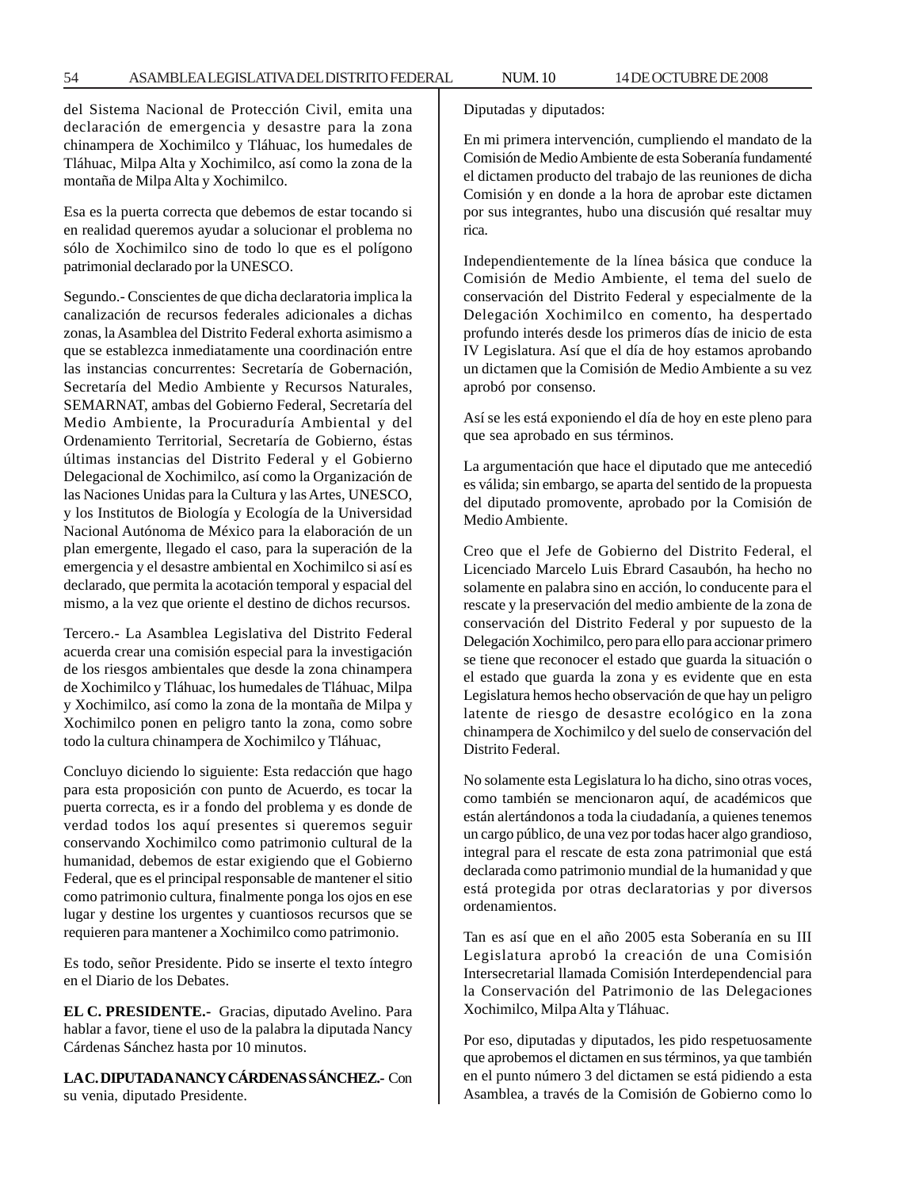del Sistema Nacional de Protección Civil, emita una declaración de emergencia y desastre para la zona chinampera de Xochimilco y Tláhuac, los humedales de Tláhuac, Milpa Alta y Xochimilco, así como la zona de la montaña de Milpa Alta y Xochimilco.

Esa es la puerta correcta que debemos de estar tocando si en realidad queremos ayudar a solucionar el problema no sólo de Xochimilco sino de todo lo que es el polígono patrimonial declarado por la UNESCO.

Segundo.- Conscientes de que dicha declaratoria implica la canalización de recursos federales adicionales a dichas zonas, la Asamblea del Distrito Federal exhorta asimismo a que se establezca inmediatamente una coordinación entre las instancias concurrentes: Secretaría de Gobernación, Secretaría del Medio Ambiente y Recursos Naturales, SEMARNAT, ambas del Gobierno Federal, Secretaría del Medio Ambiente, la Procuraduría Ambiental y del Ordenamiento Territorial, Secretaría de Gobierno, éstas últimas instancias del Distrito Federal y el Gobierno Delegacional de Xochimilco, así como la Organización de las Naciones Unidas para la Cultura y las Artes, UNESCO, y los Institutos de Biología y Ecología de la Universidad Nacional Autónoma de México para la elaboración de un plan emergente, llegado el caso, para la superación de la emergencia y el desastre ambiental en Xochimilco si así es declarado, que permita la acotación temporal y espacial del mismo, a la vez que oriente el destino de dichos recursos.

Tercero.- La Asamblea Legislativa del Distrito Federal acuerda crear una comisión especial para la investigación de los riesgos ambientales que desde la zona chinampera de Xochimilco y Tláhuac, los humedales de Tláhuac, Milpa y Xochimilco, así como la zona de la montaña de Milpa y Xochimilco ponen en peligro tanto la zona, como sobre todo la cultura chinampera de Xochimilco y Tláhuac,

Concluyo diciendo lo siguiente: Esta redacción que hago para esta proposición con punto de Acuerdo, es tocar la puerta correcta, es ir a fondo del problema y es donde de verdad todos los aquí presentes si queremos seguir conservando Xochimilco como patrimonio cultural de la humanidad, debemos de estar exigiendo que el Gobierno Federal, que es el principal responsable de mantener el sitio como patrimonio cultura, finalmente ponga los ojos en ese lugar y destine los urgentes y cuantiosos recursos que se requieren para mantener a Xochimilco como patrimonio.

Es todo, señor Presidente. Pido se inserte el texto íntegro en el Diario de los Debates.

**EL C. PRESIDENTE.-** Gracias, diputado Avelino. Para hablar a favor, tiene el uso de la palabra la diputada Nancy Cárdenas Sánchez hasta por 10 minutos.

**LA C. DIPUTADA NANCY CÁRDENAS SÁNCHEZ.-** Con su venia, diputado Presidente.

Diputadas y diputados:

En mi primera intervención, cumpliendo el mandato de la Comisión de Medio Ambiente de esta Soberanía fundamenté el dictamen producto del trabajo de las reuniones de dicha Comisión y en donde a la hora de aprobar este dictamen por sus integrantes, hubo una discusión qué resaltar muy rica.

Independientemente de la línea básica que conduce la Comisión de Medio Ambiente, el tema del suelo de conservación del Distrito Federal y especialmente de la Delegación Xochimilco en comento, ha despertado profundo interés desde los primeros días de inicio de esta IV Legislatura. Así que el día de hoy estamos aprobando un dictamen que la Comisión de Medio Ambiente a su vez aprobó por consenso.

Así se les está exponiendo el día de hoy en este pleno para que sea aprobado en sus términos.

La argumentación que hace el diputado que me antecedió es válida; sin embargo, se aparta del sentido de la propuesta del diputado promovente, aprobado por la Comisión de Medio Ambiente.

Creo que el Jefe de Gobierno del Distrito Federal, el Licenciado Marcelo Luis Ebrard Casaubón, ha hecho no solamente en palabra sino en acción, lo conducente para el rescate y la preservación del medio ambiente de la zona de conservación del Distrito Federal y por supuesto de la Delegación Xochimilco, pero para ello para accionar primero se tiene que reconocer el estado que guarda la situación o el estado que guarda la zona y es evidente que en esta Legislatura hemos hecho observación de que hay un peligro latente de riesgo de desastre ecológico en la zona chinampera de Xochimilco y del suelo de conservación del Distrito Federal.

No solamente esta Legislatura lo ha dicho, sino otras voces, como también se mencionaron aquí, de académicos que están alertándonos a toda la ciudadanía, a quienes tenemos un cargo público, de una vez por todas hacer algo grandioso, integral para el rescate de esta zona patrimonial que está declarada como patrimonio mundial de la humanidad y que está protegida por otras declaratorias y por diversos ordenamientos.

Tan es así que en el año 2005 esta Soberanía en su III Legislatura aprobó la creación de una Comisión Intersecretarial llamada Comisión Interdependencial para la Conservación del Patrimonio de las Delegaciones Xochimilco, Milpa Alta y Tláhuac.

Por eso, diputadas y diputados, les pido respetuosamente que aprobemos el dictamen en sus términos, ya que también en el punto número 3 del dictamen se está pidiendo a esta Asamblea, a través de la Comisión de Gobierno como lo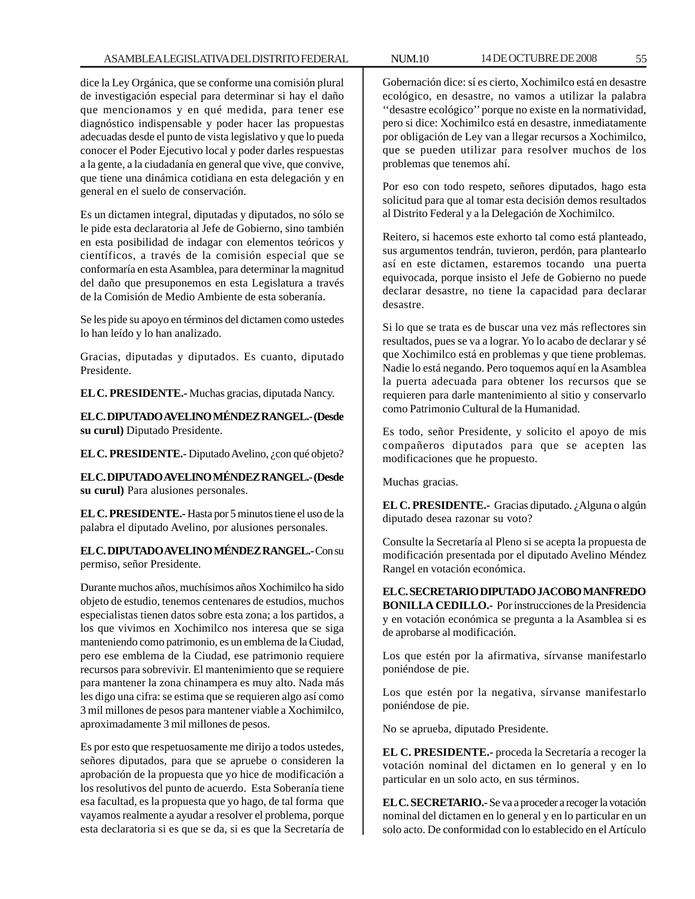dice la Ley Orgánica, que se conforme una comisión plural de investigación especial para determinar si hay el daño que mencionamos y en qué medida, para tener ese diagnóstico indispensable y poder hacer las propuestas adecuadas desde el punto de vista legislativo y que lo pueda conocer el Poder Ejecutivo local y poder darles respuestas a la gente, a la ciudadanía en general que vive, que convive, que tiene una dinámica cotidiana en esta delegación y en general en el suelo de conservación.

Es un dictamen integral, diputadas y diputados, no sólo se le pide esta declaratoria al Jefe de Gobierno, sino también en esta posibilidad de indagar con elementos teóricos y científicos, a través de la comisión especial que se conformaría en esta Asamblea, para determinar la magnitud del daño que presuponemos en esta Legislatura a través de la Comisión de Medio Ambiente de esta soberanía.

Se les pide su apoyo en términos del dictamen como ustedes lo han leído y lo han analizado.

Gracias, diputadas y diputados. Es cuanto, diputado Presidente.

**EL C. PRESIDENTE.-** Muchas gracias, diputada Nancy.

**EL C. DIPUTADO AVELINO MÉNDEZ RANGEL.- (Desde su curul)** Diputado Presidente.

**EL C. PRESIDENTE.-** Diputado Avelino, ¿con qué objeto?

**EL C. DIPUTADO AVELINO MÉNDEZ RANGEL.- (Desde su curul)** Para alusiones personales.

**EL C. PRESIDENTE.-** Hasta por 5 minutos tiene el uso de la palabra el diputado Avelino, por alusiones personales.

**EL C. DIPUTADO AVELINO MÉNDEZ RANGEL.-** Con su permiso, señor Presidente.

Durante muchos años, muchísimos años Xochimilco ha sido objeto de estudio, tenemos centenares de estudios, muchos especialistas tienen datos sobre esta zona; a los partidos, a los que vivimos en Xochimilco nos interesa que se siga manteniendo como patrimonio, es un emblema de la Ciudad, pero ese emblema de la Ciudad, ese patrimonio requiere recursos para sobrevivir. El mantenimiento que se requiere para mantener la zona chinampera es muy alto. Nada más les digo una cifra: se estima que se requieren algo así como 3 mil millones de pesos para mantener viable a Xochimilco, aproximadamente 3 mil millones de pesos.

Es por esto que respetuosamente me dirijo a todos ustedes, señores diputados, para que se apruebe o consideren la aprobación de la propuesta que yo hice de modificación a los resolutivos del punto de acuerdo. Esta Soberanía tiene esa facultad, es la propuesta que yo hago, de tal forma que vayamos realmente a ayudar a resolver el problema, porque esta declaratoria si es que se da, si es que la Secretaría de Gobernación dice: sí es cierto, Xochimilco está en desastre ecológico, en desastre, no vamos a utilizar la palabra ''desastre ecológico'' porque no existe en la normatividad, pero si dice: Xochimilco está en desastre, inmediatamente por obligación de Ley van a llegar recursos a Xochimilco, que se pueden utilizar para resolver muchos de los problemas que tenemos ahí.

Por eso con todo respeto, señores diputados, hago esta solicitud para que al tomar esta decisión demos resultados al Distrito Federal y a la Delegación de Xochimilco.

Reitero, si hacemos este exhorto tal como está planteado, sus argumentos tendrán, tuvieron, perdón, para plantearlo así en este dictamen, estaremos tocando una puerta equivocada, porque insisto el Jefe de Gobierno no puede declarar desastre, no tiene la capacidad para declarar desastre.

Si lo que se trata es de buscar una vez más reflectores sin resultados, pues se va a lograr. Yo lo acabo de declarar y sé que Xochimilco está en problemas y que tiene problemas. Nadie lo está negando. Pero toquemos aquí en la Asamblea la puerta adecuada para obtener los recursos que se requieren para darle mantenimiento al sitio y conservarlo como Patrimonio Cultural de la Humanidad.

Es todo, señor Presidente, y solicito el apoyo de mis compañeros diputados para que se acepten las modificaciones que he propuesto.

Muchas gracias.

**EL C. PRESIDENTE.-** Gracias diputado. ¿Alguna o algún diputado desea razonar su voto?

Consulte la Secretaría al Pleno si se acepta la propuesta de modificación presentada por el diputado Avelino Méndez Rangel en votación económica.

**EL C. SECRETARIO DIPUTADO JACOBO MANFREDO BONILLA CEDILLO.-** Por instrucciones de la Presidencia y en votación económica se pregunta a la Asamblea si es de aprobarse al modificación.

Los que estén por la afirmativa, sírvanse manifestarlo poniéndose de pie.

Los que estén por la negativa, sírvanse manifestarlo poniéndose de pie.

No se aprueba, diputado Presidente.

**EL C. PRESIDENTE.-** proceda la Secretaría a recoger la votación nominal del dictamen en lo general y en lo particular en un solo acto, en sus términos.

**EL C. SECRETARIO.-** Se va a proceder a recoger la votación nominal del dictamen en lo general y en lo particular en un solo acto. De conformidad con lo establecido en el Artículo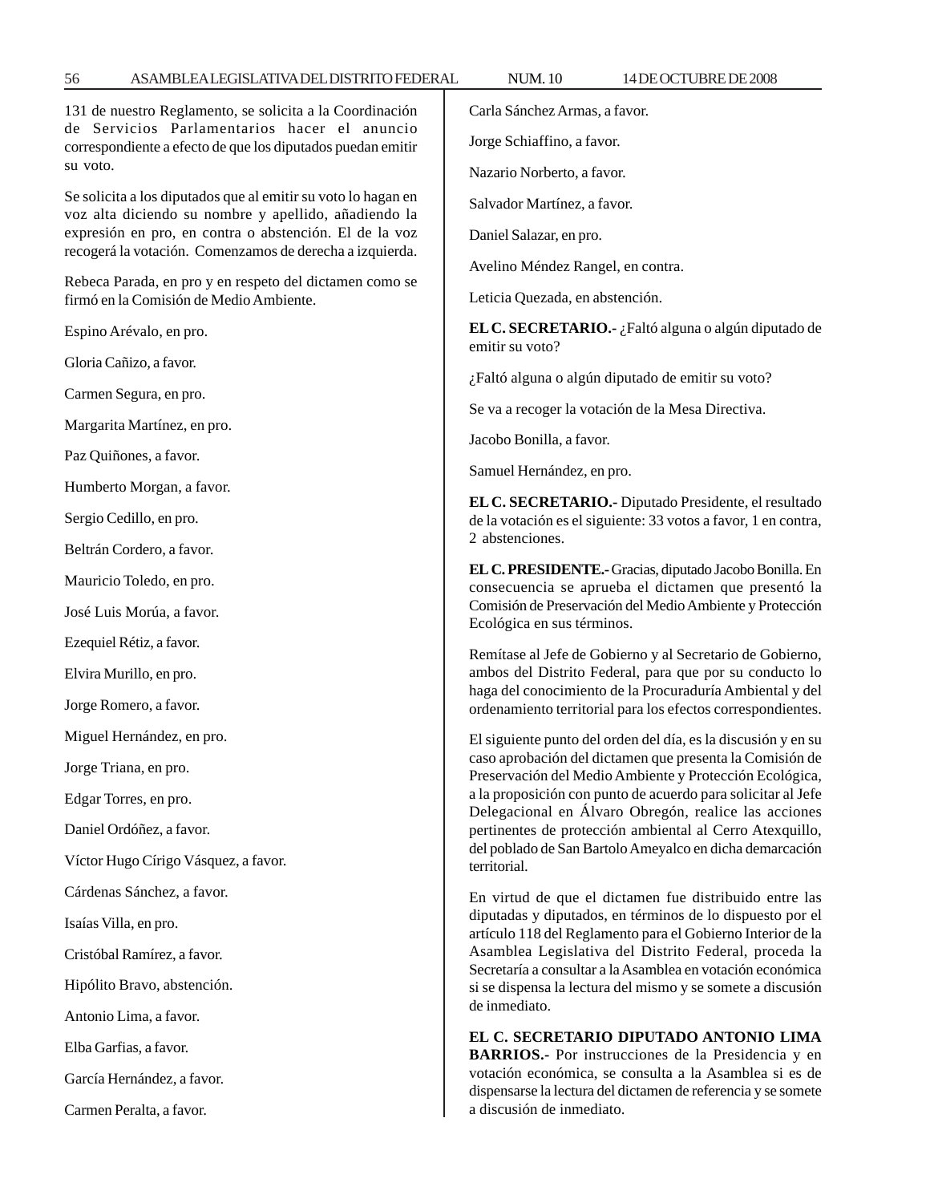131 de nuestro Reglamento, se solicita a la Coordinación de Servicios Parlamentarios hacer el anuncio correspondiente a efecto de que los diputados puedan emitir su voto.

Se solicita a los diputados que al emitir su voto lo hagan en voz alta diciendo su nombre y apellido, añadiendo la expresión en pro, en contra o abstención. El de la voz recogerá la votación. Comenzamos de derecha a izquierda.

Rebeca Parada, en pro y en respeto del dictamen como se firmó en la Comisión de Medio Ambiente.

Espino Arévalo, en pro.

Gloria Cañizo, a favor.

Carmen Segura, en pro.

Margarita Martínez, en pro.

Paz Quiñones, a favor.

Humberto Morgan, a favor.

Sergio Cedillo, en pro.

Beltrán Cordero, a favor.

Mauricio Toledo, en pro.

José Luis Morúa, a favor.

Ezequiel Rétiz, a favor.

Elvira Murillo, en pro.

Jorge Romero, a favor.

Miguel Hernández, en pro.

Jorge Triana, en pro.

Edgar Torres, en pro.

Daniel Ordóñez, a favor.

Víctor Hugo Círigo Vásquez, a favor.

Cárdenas Sánchez, a favor.

Isaías Villa, en pro.

Cristóbal Ramírez, a favor.

Hipólito Bravo, abstención.

Antonio Lima, a favor.

Elba Garfias, a favor.

García Hernández, a favor.

Carmen Peralta, a favor.

Carla Sánchez Armas, a favor.

Jorge Schiaffino, a favor.

Nazario Norberto, a favor.

Salvador Martínez, a favor.

Daniel Salazar, en pro.

Avelino Méndez Rangel, en contra.

Leticia Quezada, en abstención.

**EL C. SECRETARIO.-** ¿Faltó alguna o algún diputado de emitir su voto?

¿Faltó alguna o algún diputado de emitir su voto?

Se va a recoger la votación de la Mesa Directiva.

Jacobo Bonilla, a favor.

Samuel Hernández, en pro.

**EL C. SECRETARIO.-** Diputado Presidente, el resultado de la votación es el siguiente: 33 votos a favor, 1 en contra, 2 abstenciones.

**EL C. PRESIDENTE.-** Gracias, diputado Jacobo Bonilla. En consecuencia se aprueba el dictamen que presentó la Comisión de Preservación del Medio Ambiente y Protección Ecológica en sus términos.

Remítase al Jefe de Gobierno y al Secretario de Gobierno, ambos del Distrito Federal, para que por su conducto lo haga del conocimiento de la Procuraduría Ambiental y del ordenamiento territorial para los efectos correspondientes.

El siguiente punto del orden del día, es la discusión y en su caso aprobación del dictamen que presenta la Comisión de Preservación del Medio Ambiente y Protección Ecológica, a la proposición con punto de acuerdo para solicitar al Jefe Delegacional en Álvaro Obregón, realice las acciones pertinentes de protección ambiental al Cerro Atexquillo, del poblado de San Bartolo Ameyalco en dicha demarcación territorial.

En virtud de que el dictamen fue distribuido entre las diputadas y diputados, en términos de lo dispuesto por el artículo 118 del Reglamento para el Gobierno Interior de la Asamblea Legislativa del Distrito Federal, proceda la Secretaría a consultar a la Asamblea en votación económica si se dispensa la lectura del mismo y se somete a discusión de inmediato.

**EL C. SECRETARIO DIPUTADO ANTONIO LIMA BARRIOS.-** Por instrucciones de la Presidencia y en votación económica, se consulta a la Asamblea si es de dispensarse la lectura del dictamen de referencia y se somete a discusión de inmediato.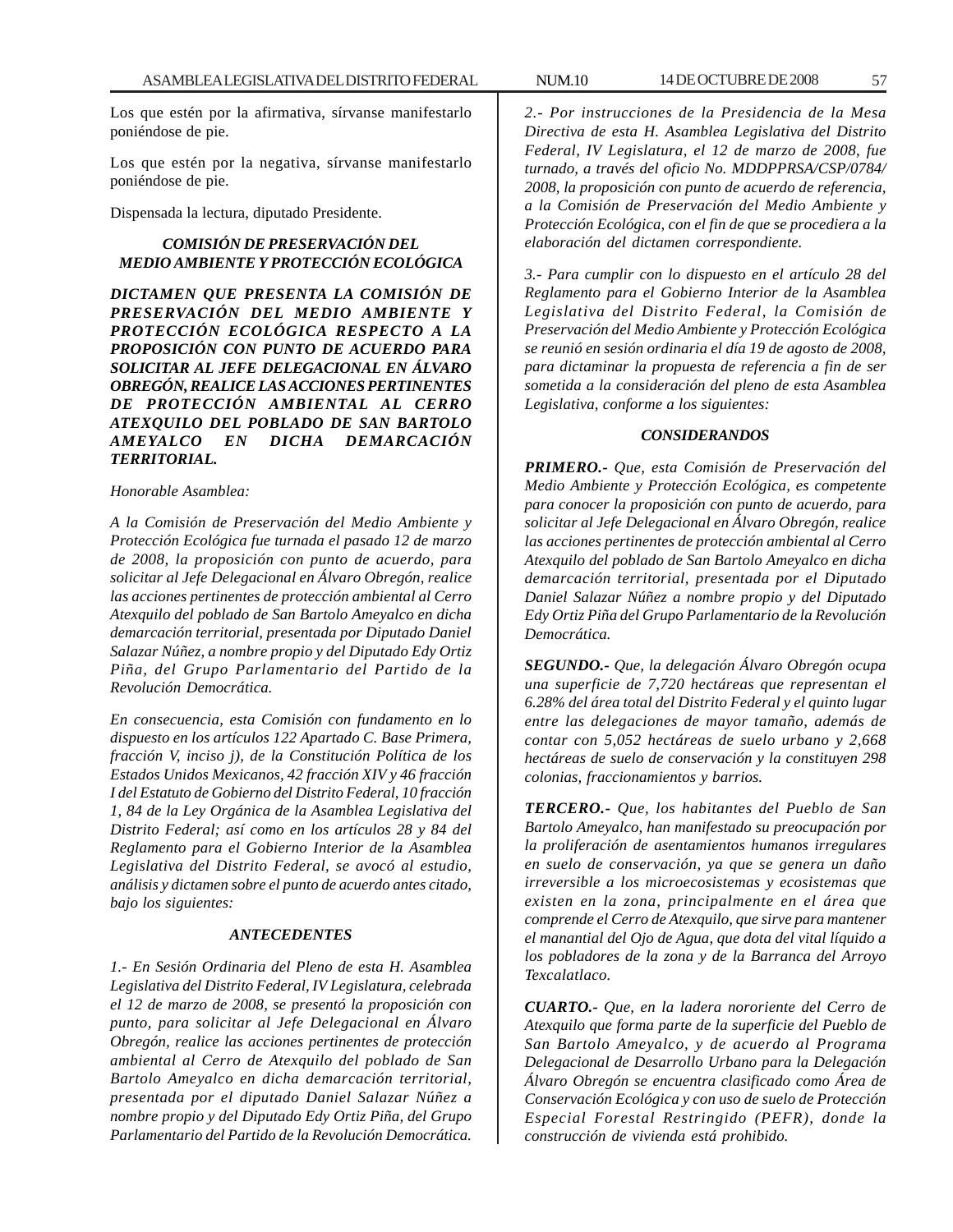Los que estén por la afirmativa, sírvanse manifestarlo poniéndose de pie.

Los que estén por la negativa, sírvanse manifestarlo poniéndose de pie.

Dispensada la lectura, diputado Presidente.

***COMISIÓN DE PRESERVACIÓN DEL MEDIO AMBIENTE Y PROTECCIÓN ECOLÓGICA***

***DICTAMEN QUE PRESENTA LA COMISIÓN DE PRESERVACIÓN DEL MEDIO AMBIENTE Y PROTECCIÓN ECOLÓGICA RESPECTO A LA PROPOSICIÓN CON PUNTO DE ACUERDO PARA SOLICITAR AL JEFE DELEGACIONAL EN ÁLVARO OBREGÓN, REALICE LAS ACCIONES PERTINENTES DE PROTECCIÓN AMBIENTAL AL CERRO ATEXQUILO DEL POBLADO DE SAN BARTOLO AMEYALCO EN DICHA DEMARCACIÓN TERRITORIAL.***

*Honorable Asamblea:*

*A la Comisión de Preservación del Medio Ambiente y Protección Ecológica fue turnada el pasado 12 de marzo de 2008, la proposición con punto de acuerdo, para solicitar al Jefe Delegacional en Álvaro Obregón, realice las acciones pertinentes de protección ambiental al Cerro Atexquilo del poblado de San Bartolo Ameyalco en dicha demarcación territorial, presentada por Diputado Daniel Salazar Núñez, a nombre propio y del Diputado Edy Ortiz Piña, del Grupo Parlamentario del Partido de la Revolución Democrática.*

*En consecuencia, esta Comisión con fundamento en lo dispuesto en los artículos 122 Apartado C. Base Primera, fracción V, inciso j), de la Constitución Política de los Estados Unidos Mexicanos, 42 fracción XIV y 46 fracción I del Estatuto de Gobierno del Distrito Federal, 10 fracción 1, 84 de la Ley Orgánica de la Asamblea Legislativa del Distrito Federal; así como en los artículos 28 y 84 del Reglamento para el Gobierno Interior de la Asamblea Legislativa del Distrito Federal, se avocó al estudio, análisis y dictamen sobre el punto de acuerdo antes citado, bajo los siguientes:*

***ANTECEDENTES***

*1.- En Sesión Ordinaria del Pleno de esta H. Asamblea Legislativa del Distrito Federal, IV Legislatura, celebrada el 12 de marzo de 2008, se presentó la proposición con punto, para solicitar al Jefe Delegacional en Álvaro Obregón, realice las acciones pertinentes de protección ambiental al Cerro de Atexquilo del poblado de San Bartolo Ameyalco en dicha demarcación territorial, presentada por el diputado Daniel Salazar Núñez a nombre propio y del Diputado Edy Ortiz Piña, del Grupo Parlamentario del Partido de la Revolución Democrática.*

*2.- Por instrucciones de la Presidencia de la Mesa Directiva de esta H. Asamblea Legislativa del Distrito Federal, IV Legislatura, el 12 de marzo de 2008, fue turnado, a través del oficio No. MDDPPRSA/CSP/0784/2008, la proposición con punto de acuerdo de referencia, a la Comisión de Preservación del Medio Ambiente y Protección Ecológica, con el fin de que se procediera a la elaboración del dictamen correspondiente.*

*3.- Para cumplir con lo dispuesto en el artículo 28 del Reglamento para el Gobierno Interior de la Asamblea Legislativa del Distrito Federal, la Comisión de Preservación del Medio Ambiente y Protección Ecológica se reunió en sesión ordinaria el día 19 de agosto de 2008, para dictaminar la propuesta de referencia a fin de ser sometida a la consideración del pleno de esta Asamblea Legislativa, conforme a los siguientes:*

***CONSIDERANDOS***

***PRIMERO.-*** *Que, esta Comisión de Preservación del Medio Ambiente y Protección Ecológica, es competente para conocer la proposición con punto de acuerdo, para solicitar al Jefe Delegacional en Álvaro Obregón, realice las acciones pertinentes de protección ambiental al Cerro Atexquilo del poblado de San Bartolo Ameyalco en dicha demarcación territorial, presentada por el Diputado Daniel Salazar Núñez a nombre propio y del Diputado Edy Ortiz Piña del Grupo Parlamentario de la Revolución Democrática.*

***SEGUNDO.-*** *Que, la delegación Álvaro Obregón ocupa una superficie de 7,720 hectáreas que representan el 6.28% del área total del Distrito Federal y el quinto lugar entre las delegaciones de mayor tamaño, además de contar con 5,052 hectáreas de suelo urbano y 2,668 hectáreas de suelo de conservación y la constituyen 298 colonias, fraccionamientos y barrios.*

***TERCERO.-*** *Que, los habitantes del Pueblo de San Bartolo Ameyalco, han manifestado su preocupación por la proliferación de asentamientos humanos irregulares en suelo de conservación, ya que se genera un daño irreversible a los microecosistemas y ecosistemas que existen en la zona, principalmente en el área que comprende el Cerro de Atexquilo, que sirve para mantener el manantial del Ojo de Agua, que dota del vital líquido a los pobladores de la zona y de la Barranca del Arroyo Texcalatlaco.*

***CUARTO.-*** *Que, en la ladera nororiente del Cerro de Atexquilo que forma parte de la superficie del Pueblo de San Bartolo Ameyalco, y de acuerdo al Programa Delegacional de Desarrollo Urbano para la Delegación Álvaro Obregón se encuentra clasificado como Área de Conservación Ecológica y con uso de suelo de Protección Especial Forestal Restringido (PEFR), donde la construcción de vivienda está prohibido.*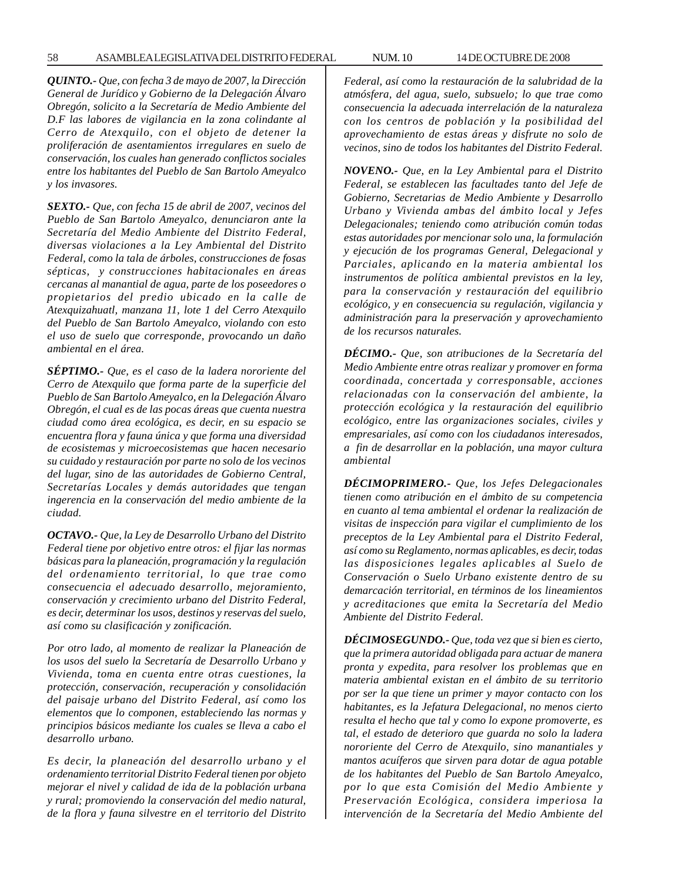***QUINTO.-*** *Que, con fecha 3 de mayo de 2007, la Dirección General de Jurídico y Gobierno de la Delegación Álvaro Obregón, solicito a la Secretaría de Medio Ambiente del D.F las labores de vigilancia en la zona colindante al Cerro de Atexquilo, con el objeto de detener la proliferación de asentamientos irregulares en suelo de conservación, los cuales han generado conflictos sociales entre los habitantes del Pueblo de San Bartolo Ameyalco y los invasores.*

***SEXTO.-*** *Que, con fecha 15 de abril de 2007, vecinos del Pueblo de San Bartolo Ameyalco, denunciaron ante la Secretaría del Medio Ambiente del Distrito Federal, diversas violaciones a la Ley Ambiental del Distrito Federal, como la tala de árboles, construcciones de fosas sépticas, y construcciones habitacionales en áreas cercanas al manantial de agua, parte de los poseedores o propietarios del predio ubicado en la calle de Atexquizahuatl, manzana 11, lote 1 del Cerro Atexquilo del Pueblo de San Bartolo Ameyalco, violando con esto el uso de suelo que corresponde, provocando un daño ambiental en el área.*

***SÉPTIMO.-*** *Que, es el caso de la ladera nororiente del Cerro de Atexquilo que forma parte de la superficie del Pueblo de San Bartolo Ameyalco, en la Delegación Álvaro Obregón, el cual es de las pocas áreas que cuenta nuestra ciudad como área ecológica, es decir, en su espacio se encuentra flora y fauna única y que forma una diversidad de ecosistemas y microecosistemas que hacen necesario su cuidado y restauración por parte no solo de los vecinos del lugar, sino de las autoridades de Gobierno Central, Secretarías Locales y demás autoridades que tengan ingerencia en la conservación del medio ambiente de la ciudad.*

***OCTAVO.-*** *Que, la Ley de Desarrollo Urbano del Distrito Federal tiene por objetivo entre otros: el fijar las normas básicas para la planeación, programación y la regulación del ordenamiento territorial, lo que trae como consecuencia el adecuado desarrollo, mejoramiento, conservación y crecimiento urbano del Distrito Federal, es decir, determinar los usos, destinos y reservas del suelo, así como su clasificación y zonificación.*

*Por otro lado, al momento de realizar la Planeación de los usos del suelo la Secretaría de Desarrollo Urbano y Vivienda, toma en cuenta entre otras cuestiones, la protección, conservación, recuperación y consolidación del paisaje urbano del Distrito Federal, así como los elementos que lo componen, estableciendo las normas y principios básicos mediante los cuales se lleva a cabo el desarrollo urbano.*

*Es decir, la planeación del desarrollo urbano y el ordenamiento territorial Distrito Federal tienen por objeto mejorar el nivel y calidad de ida de la población urbana y rural; promoviendo la conservación del medio natural, de la flora y fauna silvestre en el territorio del Distrito Federal, así como la restauración de la salubridad de la atmósfera, del agua, suelo, subsuelo; lo que trae como consecuencia la adecuada interrelación de la naturaleza con los centros de población y la posibilidad del aprovechamiento de estas áreas y disfrute no solo de vecinos, sino de todos los habitantes del Distrito Federal.*

***NOVENO.-*** *Que, en la Ley Ambiental para el Distrito Federal, se establecen las facultades tanto del Jefe de Gobierno, Secretarias de Medio Ambiente y Desarrollo Urbano y Vivienda ambas del ámbito local y Jefes Delegacionales; teniendo como atribución común todas estas autoridades por mencionar solo una, la formulación y ejecución de los programas General, Delegacional y Parciales, aplicando en la materia ambiental los instrumentos de política ambiental previstos en la ley, para la conservación y restauración del equilibrio ecológico, y en consecuencia su regulación, vigilancia y administración para la preservación y aprovechamiento de los recursos naturales.*

***DÉCIMO.-*** *Que, son atribuciones de la Secretaría del Medio Ambiente entre otras realizar y promover en forma coordinada, concertada y corresponsable, acciones relacionadas con la conservación del ambiente, la protección ecológica y la restauración del equilibrio ecológico, entre las organizaciones sociales, civiles y empresariales, así como con los ciudadanos interesados, a fin de desarrollar en la población, una mayor cultura ambiental*

***DÉCIMOPRIMERO.-*** *Que, los Jefes Delegacionales tienen como atribución en el ámbito de su competencia en cuanto al tema ambiental el ordenar la realización de visitas de inspección para vigilar el cumplimiento de los preceptos de la Ley Ambiental para el Distrito Federal, así como su Reglamento, normas aplicables, es decir, todas las disposiciones legales aplicables al Suelo de Conservación o Suelo Urbano existente dentro de su demarcación territorial, en términos de los lineamientos y acreditaciones que emita la Secretaría del Medio Ambiente del Distrito Federal.*

***DÉCIMOSEGUNDO.-*** *Que, toda vez que si bien es cierto, que la primera autoridad obligada para actuar de manera pronta y expedita, para resolver los problemas que en materia ambiental existan en el ámbito de su territorio por ser la que tiene un primer y mayor contacto con los habitantes, es la Jefatura Delegacional, no menos cierto resulta el hecho que tal y como lo expone promoverte, es tal, el estado de deterioro que guarda no solo la ladera nororiente del Cerro de Atexquilo, sino manantiales y mantos acuíferos que sirven para dotar de agua potable de los habitantes del Pueblo de San Bartolo Ameyalco, por lo que esta Comisión del Medio Ambiente y Preservación Ecológica, considera imperiosa la intervención de la Secretaría del Medio Ambiente del*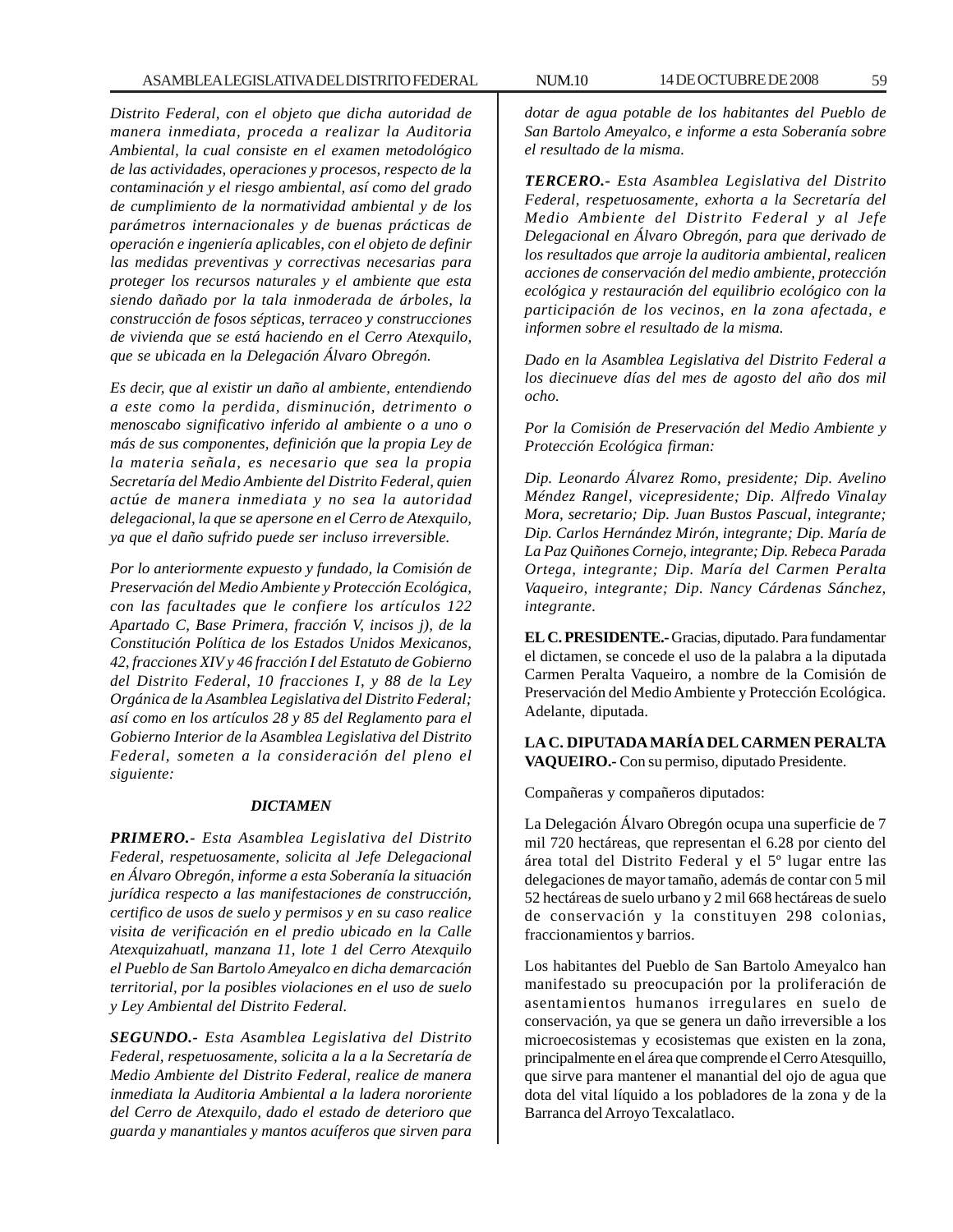*Distrito Federal, con el objeto que dicha autoridad de manera inmediata, proceda a realizar la Auditoria Ambiental, la cual consiste en el examen metodológico de las actividades, operaciones y procesos, respecto de la contaminación y el riesgo ambiental, así como del grado de cumplimiento de la normatividad ambiental y de los parámetros internacionales y de buenas prácticas de operación e ingeniería aplicables, con el objeto de definir las medidas preventivas y correctivas necesarias para proteger los recursos naturales y el ambiente que esta siendo dañado por la tala inmoderada de árboles, la construcción de fosos sépticas, terraceo y construcciones de vivienda que se está haciendo en el Cerro Atexquilo, que se ubicada en la Delegación Álvaro Obregón.*

*Es decir, que al existir un daño al ambiente, entendiendo a este como la perdida, disminución, detrimento o menoscabo significativo inferido al ambiente o a uno o más de sus componentes, definición que la propia Ley de la materia señala, es necesario que sea la propia Secretaría del Medio Ambiente del Distrito Federal, quien actúe de manera inmediata y no sea la autoridad delegacional, la que se apersone en el Cerro de Atexquilo, ya que el daño sufrido puede ser incluso irreversible.*

*Por lo anteriormente expuesto y fundado, la Comisión de Preservación del Medio Ambiente y Protección Ecológica, con las facultades que le confiere los artículos 122 Apartado C, Base Primera, fracción V, incisos j), de la Constitución Política de los Estados Unidos Mexicanos, 42, fracciones XIV y 46 fracción I del Estatuto de Gobierno del Distrito Federal, 10 fracciones I, y 88 de la Ley Orgánica de la Asamblea Legislativa del Distrito Federal; así como en los artículos 28 y 85 del Reglamento para el Gobierno Interior de la Asamblea Legislativa del Distrito Federal, someten a la consideración del pleno el siguiente:*

***DICTAMEN***

***PRIMERO.-*** *Esta Asamblea Legislativa del Distrito Federal, respetuosamente, solicita al Jefe Delegacional en Álvaro Obregón, informe a esta Soberanía la situación jurídica respecto a las manifestaciones de construcción, certifico de usos de suelo y permisos y en su caso realice visita de verificación en el predio ubicado en la Calle Atexquizahuatl, manzana 11, lote 1 del Cerro Atexquilo el Pueblo de San Bartolo Ameyalco en dicha demarcación territorial, por la posibles violaciones en el uso de suelo y Ley Ambiental del Distrito Federal.*

***SEGUNDO.-*** *Esta Asamblea Legislativa del Distrito Federal, respetuosamente, solicita a la a la Secretaría de Medio Ambiente del Distrito Federal, realice de manera inmediata la Auditoria Ambiental a la ladera nororiente del Cerro de Atexquilo, dado el estado de deterioro que guarda y manantiales y mantos acuíferos que sirven para dotar de agua potable de los habitantes del Pueblo de San Bartolo Ameyalco, e informe a esta Soberanía sobre el resultado de la misma.*

***TERCERO.-*** *Esta Asamblea Legislativa del Distrito Federal, respetuosamente, exhorta a la Secretaría del Medio Ambiente del Distrito Federal y al Jefe Delegacional en Álvaro Obregón, para que derivado de los resultados que arroje la auditoria ambiental, realicen acciones de conservación del medio ambiente, protección ecológica y restauración del equilibrio ecológico con la participación de los vecinos, en la zona afectada, e informen sobre el resultado de la misma.*

*Dado en la Asamblea Legislativa del Distrito Federal a los diecinueve días del mes de agosto del año dos mil ocho.*

*Por la Comisión de Preservación del Medio Ambiente y Protección Ecológica firman:*

*Dip. Leonardo Álvarez Romo, presidente; Dip. Avelino Méndez Rangel, vicepresidente; Dip. Alfredo Vinalay Mora, secretario; Dip. Juan Bustos Pascual, integrante; Dip. Carlos Hernández Mirón, integrante; Dip. María de La Paz Quiñones Cornejo, integrante; Dip. Rebeca Parada Ortega, integrante; Dip. María del Carmen Peralta Vaqueiro, integrante; Dip. Nancy Cárdenas Sánchez, integrante.*

**EL C. PRESIDENTE.-** Gracias, diputado. Para fundamentar el dictamen, se concede el uso de la palabra a la diputada Carmen Peralta Vaqueiro, a nombre de la Comisión de Preservación del Medio Ambiente y Protección Ecológica. Adelante, diputada.

**LA C. DIPUTADA MARÍA DEL CARMEN PERALTA VAQUEIRO.-** Con su permiso, diputado Presidente.

Compañeras y compañeros diputados:

La Delegación Álvaro Obregón ocupa una superficie de 7 mil 720 hectáreas, que representan el 6.28 por ciento del área total del Distrito Federal y el 5º lugar entre las delegaciones de mayor tamaño, además de contar con 5 mil 52 hectáreas de suelo urbano y 2 mil 668 hectáreas de suelo de conservación y la constituyen 298 colonias, fraccionamientos y barrios.

Los habitantes del Pueblo de San Bartolo Ameyalco han manifestado su preocupación por la proliferación de asentamientos humanos irregulares en suelo de conservación, ya que se genera un daño irreversible a los microecosistemas y ecosistemas que existen en la zona, principalmente en el área que comprende el Cerro Atesquillo, que sirve para mantener el manantial del ojo de agua que dota del vital líquido a los pobladores de la zona y de la Barranca del Arroyo Texcalatlaco.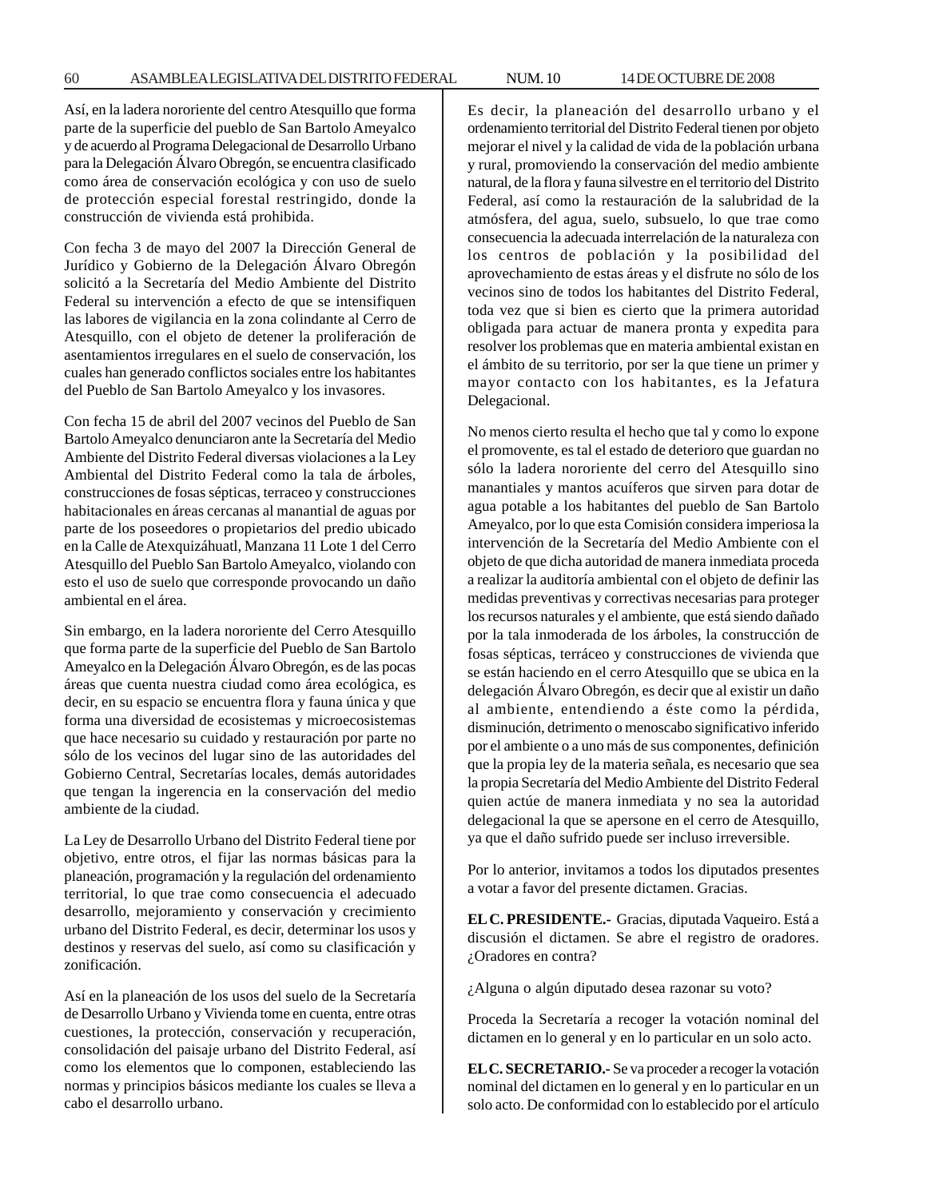Así, en la ladera nororiente del centro Atesquillo que forma parte de la superficie del pueblo de San Bartolo Ameyalco y de acuerdo al Programa Delegacional de Desarrollo Urbano para la Delegación Álvaro Obregón, se encuentra clasificado como área de conservación ecológica y con uso de suelo de protección especial forestal restringido, donde la construcción de vivienda está prohibida.

Con fecha 3 de mayo del 2007 la Dirección General de Jurídico y Gobierno de la Delegación Álvaro Obregón solicitó a la Secretaría del Medio Ambiente del Distrito Federal su intervención a efecto de que se intensifiquen las labores de vigilancia en la zona colindante al Cerro de Atesquillo, con el objeto de detener la proliferación de asentamientos irregulares en el suelo de conservación, los cuales han generado conflictos sociales entre los habitantes del Pueblo de San Bartolo Ameyalco y los invasores.

Con fecha 15 de abril del 2007 vecinos del Pueblo de San Bartolo Ameyalco denunciaron ante la Secretaría del Medio Ambiente del Distrito Federal diversas violaciones a la Ley Ambiental del Distrito Federal como la tala de árboles, construcciones de fosas sépticas, terraceo y construcciones habitacionales en áreas cercanas al manantial de aguas por parte de los poseedores o propietarios del predio ubicado en la Calle de Atexquizáhuatl, Manzana 11 Lote 1 del Cerro Atesquillo del Pueblo San Bartolo Ameyalco, violando con esto el uso de suelo que corresponde provocando un daño ambiental en el área.

Sin embargo, en la ladera nororiente del Cerro Atesquillo que forma parte de la superficie del Pueblo de San Bartolo Ameyalco en la Delegación Álvaro Obregón, es de las pocas áreas que cuenta nuestra ciudad como área ecológica, es decir, en su espacio se encuentra flora y fauna única y que forma una diversidad de ecosistemas y microecosistemas que hace necesario su cuidado y restauración por parte no sólo de los vecinos del lugar sino de las autoridades del Gobierno Central, Secretarías locales, demás autoridades que tengan la ingerencia en la conservación del medio ambiente de la ciudad.

La Ley de Desarrollo Urbano del Distrito Federal tiene por objetivo, entre otros, el fijar las normas básicas para la planeación, programación y la regulación del ordenamiento territorial, lo que trae como consecuencia el adecuado desarrollo, mejoramiento y conservación y crecimiento urbano del Distrito Federal, es decir, determinar los usos y destinos y reservas del suelo, así como su clasificación y zonificación.

Así en la planeación de los usos del suelo de la Secretaría de Desarrollo Urbano y Vivienda tome en cuenta, entre otras cuestiones, la protección, conservación y recuperación, consolidación del paisaje urbano del Distrito Federal, así como los elementos que lo componen, estableciendo las normas y principios básicos mediante los cuales se lleva a cabo el desarrollo urbano.

Es decir, la planeación del desarrollo urbano y el ordenamiento territorial del Distrito Federal tienen por objeto mejorar el nivel y la calidad de vida de la población urbana y rural, promoviendo la conservación del medio ambiente natural, de la flora y fauna silvestre en el territorio del Distrito Federal, así como la restauración de la salubridad de la atmósfera, del agua, suelo, subsuelo, lo que trae como consecuencia la adecuada interrelación de la naturaleza con los centros de población y la posibilidad del aprovechamiento de estas áreas y el disfrute no sólo de los vecinos sino de todos los habitantes del Distrito Federal, toda vez que si bien es cierto que la primera autoridad obligada para actuar de manera pronta y expedita para resolver los problemas que en materia ambiental existan en el ámbito de su territorio, por ser la que tiene un primer y mayor contacto con los habitantes, es la Jefatura Delegacional.

No menos cierto resulta el hecho que tal y como lo expone el promovente, es tal el estado de deterioro que guardan no sólo la ladera nororiente del cerro del Atesquillo sino manantiales y mantos acuíferos que sirven para dotar de agua potable a los habitantes del pueblo de San Bartolo Ameyalco, por lo que esta Comisión considera imperiosa la intervención de la Secretaría del Medio Ambiente con el objeto de que dicha autoridad de manera inmediata proceda a realizar la auditoría ambiental con el objeto de definir las medidas preventivas y correctivas necesarias para proteger los recursos naturales y el ambiente, que está siendo dañado por la tala inmoderada de los árboles, la construcción de fosas sépticas, terráceo y construcciones de vivienda que se están haciendo en el cerro Atesquillo que se ubica en la delegación Álvaro Obregón, es decir que al existir un daño al ambiente, entendiendo a éste como la pérdida, disminución, detrimento o menoscabo significativo inferido por el ambiente o a uno más de sus componentes, definición que la propia ley de la materia señala, es necesario que sea la propia Secretaría del Medio Ambiente del Distrito Federal quien actúe de manera inmediata y no sea la autoridad delegacional la que se apersone en el cerro de Atesquillo, ya que el daño sufrido puede ser incluso irreversible.

Por lo anterior, invitamos a todos los diputados presentes a votar a favor del presente dictamen. Gracias.

**EL C. PRESIDENTE.-** Gracias, diputada Vaqueiro. Está a discusión el dictamen. Se abre el registro de oradores. ¿Oradores en contra?

¿Alguna o algún diputado desea razonar su voto?

Proceda la Secretaría a recoger la votación nominal del dictamen en lo general y en lo particular en un solo acto.

**EL C. SECRETARIO.-** Se va proceder a recoger la votación nominal del dictamen en lo general y en lo particular en un solo acto. De conformidad con lo establecido por el artículo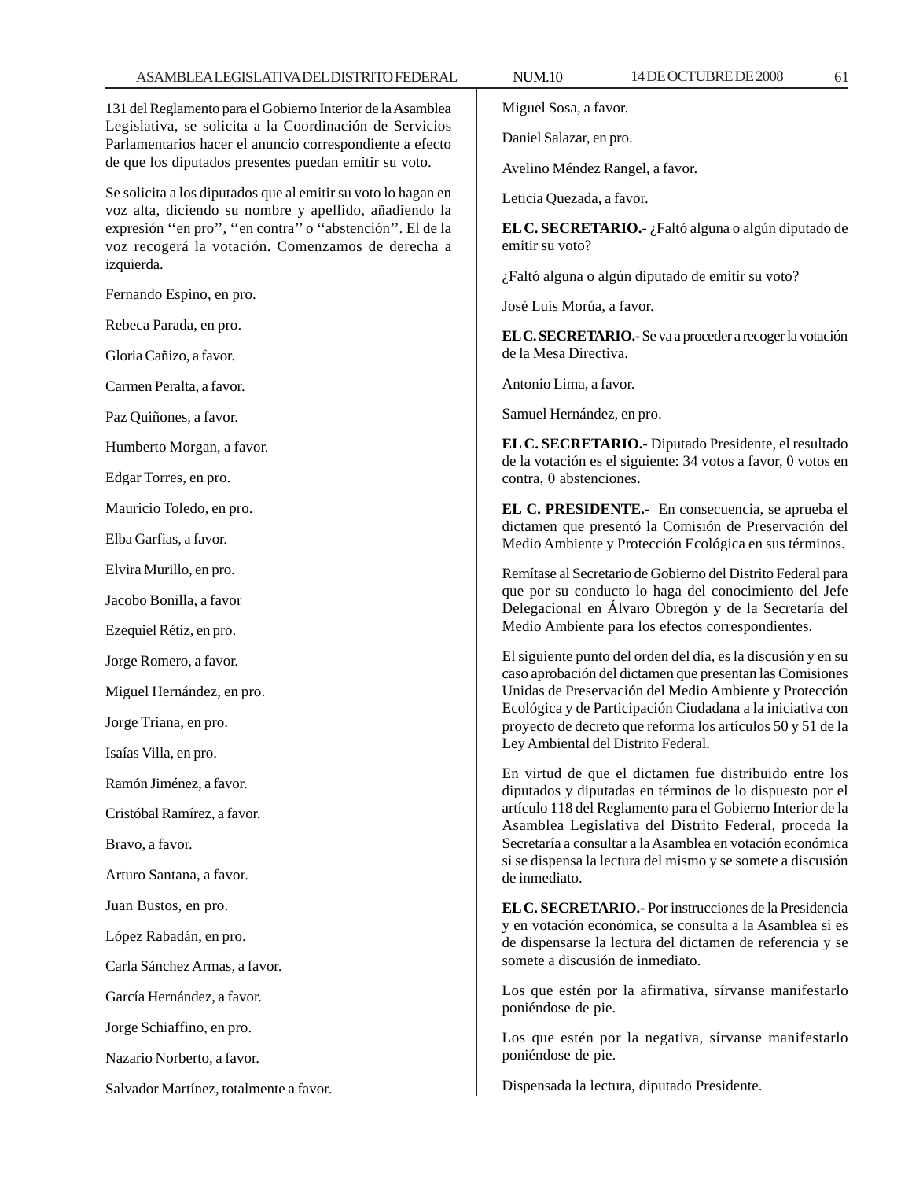131 del Reglamento para el Gobierno Interior de la Asamblea Legislativa, se solicita a la Coordinación de Servicios Parlamentarios hacer el anuncio correspondiente a efecto de que los diputados presentes puedan emitir su voto.

Se solicita a los diputados que al emitir su voto lo hagan en voz alta, diciendo su nombre y apellido, añadiendo la expresión ''en pro'', ''en contra'' o ''abstención''. El de la voz recogerá la votación. Comenzamos de derecha a izquierda.

Fernando Espino, en pro.

Rebeca Parada, en pro.

Gloria Cañizo, a favor.

Carmen Peralta, a favor.

Paz Quiñones, a favor.

Humberto Morgan, a favor.

Edgar Torres, en pro.

Mauricio Toledo, en pro.

Elba Garfias, a favor.

Elvira Murillo, en pro.

Jacobo Bonilla, a favor

Ezequiel Rétiz, en pro.

Jorge Romero, a favor.

Miguel Hernández, en pro.

Jorge Triana, en pro.

Isaías Villa, en pro.

Ramón Jiménez, a favor.

Cristóbal Ramírez, a favor.

Bravo, a favor.

Arturo Santana, a favor.

Juan Bustos, en pro.

López Rabadán, en pro.

Carla Sánchez Armas, a favor.

García Hernández, a favor.

Jorge Schiaffino, en pro.

Nazario Norberto, a favor.

Salvador Martínez, totalmente a favor.

Miguel Sosa, a favor.

Daniel Salazar, en pro.

Avelino Méndez Rangel, a favor.

Leticia Quezada, a favor.

**EL C. SECRETARIO.-** ¿Faltó alguna o algún diputado de emitir su voto?

¿Faltó alguna o algún diputado de emitir su voto?

José Luis Morúa, a favor.

**EL C. SECRETARIO.-** Se va a proceder a recoger la votación de la Mesa Directiva.

Antonio Lima, a favor.

Samuel Hernández, en pro.

**EL C. SECRETARIO.-** Diputado Presidente, el resultado de la votación es el siguiente: 34 votos a favor, 0 votos en contra, 0 abstenciones.

**EL C. PRESIDENTE.-** En consecuencia, se aprueba el dictamen que presentó la Comisión de Preservación del Medio Ambiente y Protección Ecológica en sus términos.

Remítase al Secretario de Gobierno del Distrito Federal para que por su conducto lo haga del conocimiento del Jefe Delegacional en Álvaro Obregón y de la Secretaría del Medio Ambiente para los efectos correspondientes.

El siguiente punto del orden del día, es la discusión y en su caso aprobación del dictamen que presentan las Comisiones Unidas de Preservación del Medio Ambiente y Protección Ecológica y de Participación Ciudadana a la iniciativa con proyecto de decreto que reforma los artículos 50 y 51 de la Ley Ambiental del Distrito Federal.

En virtud de que el dictamen fue distribuido entre los diputados y diputadas en términos de lo dispuesto por el artículo 118 del Reglamento para el Gobierno Interior de la Asamblea Legislativa del Distrito Federal, proceda la Secretaría a consultar a la Asamblea en votación económica si se dispensa la lectura del mismo y se somete a discusión de inmediato.

**EL C. SECRETARIO.-** Por instrucciones de la Presidencia y en votación económica, se consulta a la Asamblea si es de dispensarse la lectura del dictamen de referencia y se somete a discusión de inmediato.

Los que estén por la afirmativa, sírvanse manifestarlo poniéndose de pie.

Los que estén por la negativa, sírvanse manifestarlo poniéndose de pie.

Dispensada la lectura, diputado Presidente.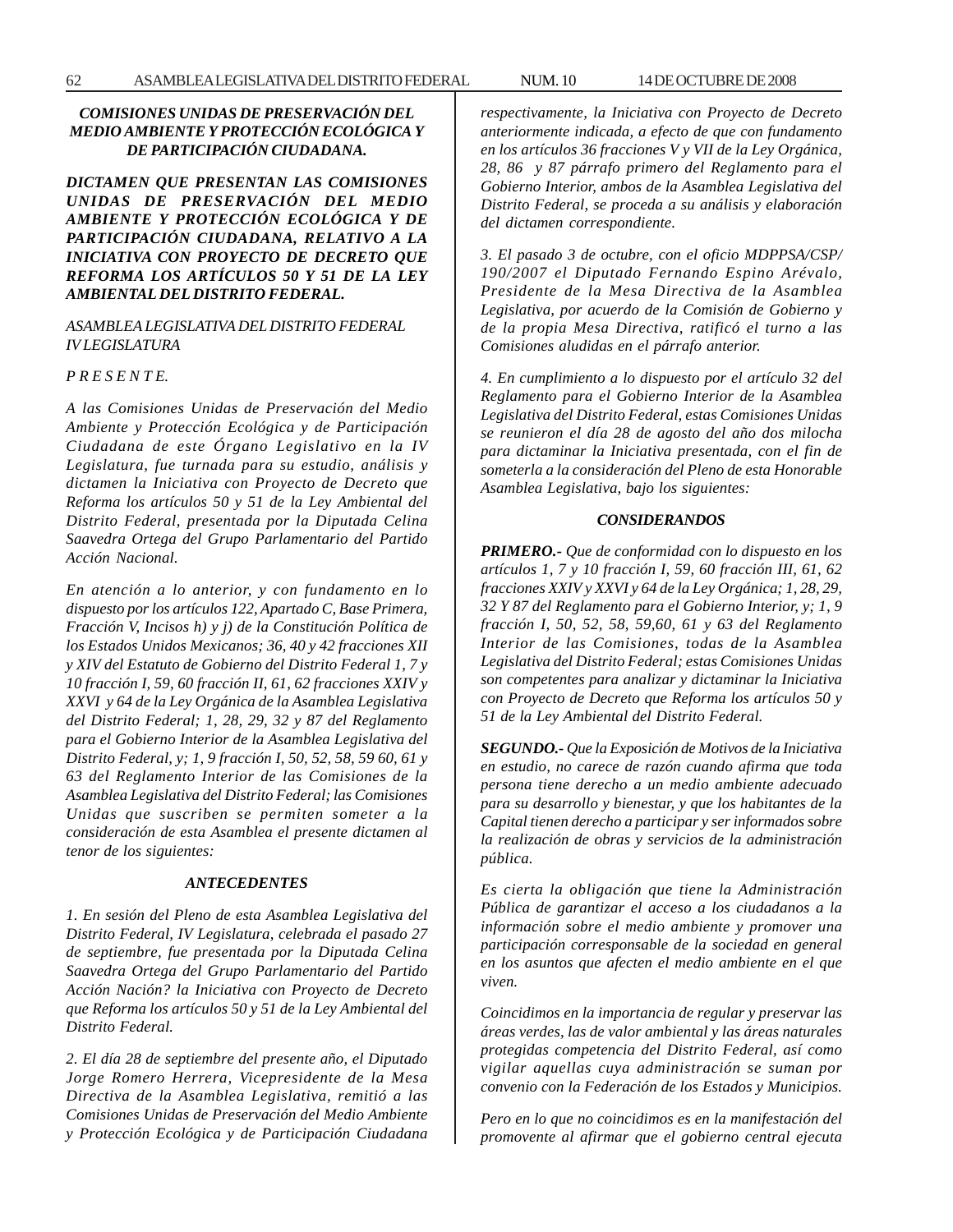***COMISIONES UNIDAS DE PRESERVACIÓN DEL MEDIO AMBIENTE Y PROTECCIÓN ECOLÓGICA Y DE PARTICIPACIÓN CIUDADANA.***

***DICTAMEN QUE PRESENTAN LAS COMISIONES UNIDAS DE PRESERVACIÓN DEL MEDIO AMBIENTE Y PROTECCIÓN ECOLÓGICA Y DE PARTICIPACIÓN CIUDADANA, RELATIVO A LA INICIATIVA CON PROYECTO DE DECRETO QUE REFORMA LOS ARTÍCULOS 50 Y 51 DE LA LEY AMBIENTAL DEL DISTRITO FEDERAL.***

*ASAMBLEA LEGISLATIVA DEL DISTRITO FEDERAL IV LEGISLATURA*

*P R E S E N T E.*

*A las Comisiones Unidas de Preservación del Medio Ambiente y Protección Ecológica y de Participación Ciudadana de este Órgano Legislativo en la IV Legislatura, fue turnada para su estudio, análisis y dictamen la Iniciativa con Proyecto de Decreto que Reforma los artículos 50 y 51 de la Ley Ambiental del Distrito Federal, presentada por la Diputada Celina Saavedra Ortega del Grupo Parlamentario del Partido Acción Nacional.*

*En atención a lo anterior, y con fundamento en lo dispuesto por los artículos 122, Apartado C, Base Primera, Fracción V, Incisos h) y j) de la Constitución Política de los Estados Unidos Mexicanos; 36, 40 y 42 fracciones XII y XIV del Estatuto de Gobierno del Distrito Federal 1, 7 y 10 fracción I, 59, 60 fracción II, 61, 62 fracciones XXIV y XXVI y 64 de la Ley Orgánica de la Asamblea Legislativa del Distrito Federal; 1, 28, 29, 32 y 87 del Reglamento para el Gobierno Interior de la Asamblea Legislativa del Distrito Federal, y; 1, 9 fracción I, 50, 52, 58, 59 60, 61 y 63 del Reglamento Interior de las Comisiones de la Asamblea Legislativa del Distrito Federal; las Comisiones Unidas que suscriben se permiten someter a la consideración de esta Asamblea el presente dictamen al tenor de los siguientes:*

***ANTECEDENTES***

*1. En sesión del Pleno de esta Asamblea Legislativa del Distrito Federal, IV Legislatura, celebrada el pasado 27 de septiembre, fue presentada por la Diputada Celina Saavedra Ortega del Grupo Parlamentario del Partido Acción Nación? la Iniciativa con Proyecto de Decreto que Reforma los artículos 50 y 51 de la Ley Ambiental del Distrito Federal.*

*2. El día 28 de septiembre del presente año, el Diputado Jorge Romero Herrera, Vicepresidente de la Mesa Directiva de la Asamblea Legislativa, remitió a las Comisiones Unidas de Preservación del Medio Ambiente y Protección Ecológica y de Participación Ciudadana respectivamente, la Iniciativa con Proyecto de Decreto anteriormente indicada, a efecto de que con fundamento en los artículos 36 fracciones V y VII de la Ley Orgánica, 28, 86 y 87 párrafo primero del Reglamento para el Gobierno Interior, ambos de la Asamblea Legislativa del Distrito Federal, se proceda a su análisis y elaboración del dictamen correspondiente.*

*3. El pasado 3 de octubre, con el oficio MDPPSA/CSP/190/2007 el Diputado Fernando Espino Arévalo, Presidente de la Mesa Directiva de la Asamblea Legislativa, por acuerdo de la Comisión de Gobierno y de la propia Mesa Directiva, ratificó el turno a las Comisiones aludidas en el párrafo anterior.*

*4. En cumplimiento a lo dispuesto por el artículo 32 del Reglamento para el Gobierno Interior de la Asamblea Legislativa del Distrito Federal, estas Comisiones Unidas se reunieron el día 28 de agosto del año dos milocha para dictaminar la Iniciativa presentada, con el fin de someterla a la consideración del Pleno de esta Honorable Asamblea Legislativa, bajo los siguientes:*

***CONSIDERANDOS***

***PRIMERO.-*** *Que de conformidad con lo dispuesto en los artículos 1, 7 y 10 fracción I, 59, 60 fracción III, 61, 62 fracciones XXIV y XXVI y 64 de la Ley Orgánica; 1, 28, 29, 32 Y 87 del Reglamento para el Gobierno Interior, y; 1, 9 fracción I, 50, 52, 58, 59,60, 61 y 63 del Reglamento Interior de las Comisiones, todas de la Asamblea Legislativa del Distrito Federal; estas Comisiones Unidas son competentes para analizar y dictaminar la Iniciativa con Proyecto de Decreto que Reforma los artículos 50 y 51 de la Ley Ambiental del Distrito Federal.*

***SEGUNDO.-*** *Que la Exposición de Motivos de la Iniciativa en estudio, no carece de razón cuando afirma que toda persona tiene derecho a un medio ambiente adecuado para su desarrollo y bienestar, y que los habitantes de la Capital tienen derecho a participar y ser informados sobre la realización de obras y servicios de la administración pública.*

*Es cierta la obligación que tiene la Administración Pública de garantizar el acceso a los ciudadanos a la información sobre el medio ambiente y promover una participación corresponsable de la sociedad en general en los asuntos que afecten el medio ambiente en el que viven.*

*Coincidimos en la importancia de regular y preservar las áreas verdes, las de valor ambiental y las áreas naturales protegidas competencia del Distrito Federal, así como vigilar aquellas cuya administración se suman por convenio con la Federación de los Estados y Municipios.*

*Pero en lo que no coincidimos es en la manifestación del promovente al afirmar que el gobierno central ejecuta*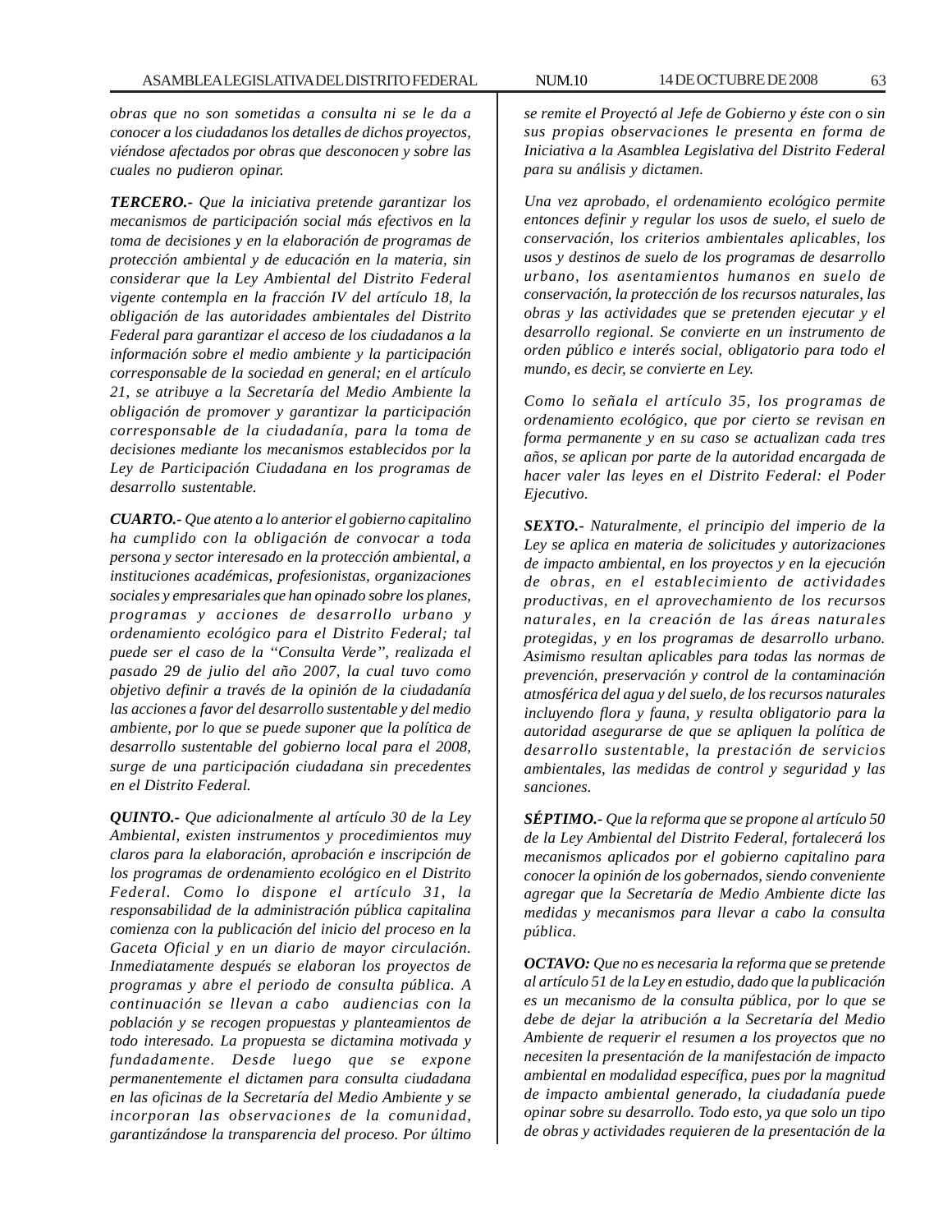*obras que no son sometidas a consulta ni se le da a conocer a los ciudadanos los detalles de dichos proyectos, viéndose afectados por obras que desconocen y sobre las cuales no pudieron opinar.*

***TERCERO.-*** *Que la iniciativa pretende garantizar los mecanismos de participación social más efectivos en la toma de decisiones y en la elaboración de programas de protección ambiental y de educación en la materia, sin considerar que la Ley Ambiental del Distrito Federal vigente contempla en la fracción IV del artículo 18, la obligación de las autoridades ambientales del Distrito Federal para garantizar el acceso de los ciudadanos a la información sobre el medio ambiente y la participación corresponsable de la sociedad en general; en el artículo 21, se atribuye a la Secretaría del Medio Ambiente la obligación de promover y garantizar la participación corresponsable de la ciudadanía, para la toma de decisiones mediante los mecanismos establecidos por la Ley de Participación Ciudadana en los programas de desarrollo sustentable.*

***CUARTO.-*** *Que atento a lo anterior el gobierno capitalino ha cumplido con la obligación de convocar a toda persona y sector interesado en la protección ambiental, a instituciones académicas, profesionistas, organizaciones sociales y empresariales que han opinado sobre los planes, programas y acciones de desarrollo urbano y ordenamiento ecológico para el Distrito Federal; tal puede ser el caso de la "Consulta Verde", realizada el pasado 29 de julio del año 2007, la cual tuvo como objetivo definir a través de la opinión de la ciudadanía las acciones a favor del desarrollo sustentable y del medio ambiente, por lo que se puede suponer que la política de desarrollo sustentable del gobierno local para el 2008, surge de una participación ciudadana sin precedentes en el Distrito Federal.*

***QUINTO.-*** *Que adicionalmente al artículo 30 de la Ley Ambiental, existen instrumentos y procedimientos muy claros para la elaboración, aprobación e inscripción de los programas de ordenamiento ecológico en el Distrito Federal. Como lo dispone el artículo 31, la responsabilidad de la administración pública capitalina comienza con la publicación del inicio del proceso en la Gaceta Oficial y en un diario de mayor circulación. Inmediatamente después se elaboran los proyectos de programas y abre el periodo de consulta pública. A continuación se llevan a cabo audiencias con la población y se recogen propuestas y planteamientos de todo interesado. La propuesta se dictamina motivada y fundadamente. Desde luego que se expone permanentemente el dictamen para consulta ciudadana en las oficinas de la Secretaría del Medio Ambiente y se incorporan las observaciones de la comunidad, garantizándose la transparencia del proceso. Por último se remite el Proyectó al Jefe de Gobierno y éste con o sin sus propias observaciones le presenta en forma de Iniciativa a la Asamblea Legislativa del Distrito Federal para su análisis y dictamen.*

*Una vez aprobado, el ordenamiento ecológico permite entonces definir y regular los usos de suelo, el suelo de conservación, los criterios ambientales aplicables, los usos y destinos de suelo de los programas de desarrollo urbano, los asentamientos humanos en suelo de conservación, la protección de los recursos naturales, las obras y las actividades que se pretenden ejecutar y el desarrollo regional. Se convierte en un instrumento de orden público e interés social, obligatorio para todo el mundo, es decir, se convierte en Ley.*

*Como lo señala el artículo 35, los programas de ordenamiento ecológico, que por cierto se revisan en forma permanente y en su caso se actualizan cada tres años, se aplican por parte de la autoridad encargada de hacer valer las leyes en el Distrito Federal: el Poder Ejecutivo.*

***SEXTO.-*** *Naturalmente, el principio del imperio de la Ley se aplica en materia de solicitudes y autorizaciones de impacto ambiental, en los proyectos y en la ejecución de obras, en el establecimiento de actividades productivas, en el aprovechamiento de los recursos naturales, en la creación de las áreas naturales protegidas, y en los programas de desarrollo urbano. Asimismo resultan aplicables para todas las normas de prevención, preservación y control de la contaminación atmosférica del agua y del suelo, de los recursos naturales incluyendo flora y fauna, y resulta obligatorio para la autoridad asegurarse de que se apliquen la política de desarrollo sustentable, la prestación de servicios ambientales, las medidas de control y seguridad y las sanciones.*

***SÉPTIMO.-*** *Que la reforma que se propone al artículo 50 de la Ley Ambiental del Distrito Federal, fortalecerá los mecanismos aplicados por el gobierno capitalino para conocer la opinión de los gobernados, siendo conveniente agregar que la Secretaría de Medio Ambiente dicte las medidas y mecanismos para llevar a cabo la consulta pública.*

***OCTAVO:*** *Que no es necesaria la reforma que se pretende al artículo 51 de la Ley en estudio, dado que la publicación es un mecanismo de la consulta pública, por lo que se debe de dejar la atribución a la Secretaría del Medio Ambiente de requerir el resumen a los proyectos que no necesiten la presentación de la manifestación de impacto ambiental en modalidad específica, pues por la magnitud de impacto ambiental generado, la ciudadanía puede opinar sobre su desarrollo. Todo esto, ya que solo un tipo de obras y actividades requieren de la presentación de la*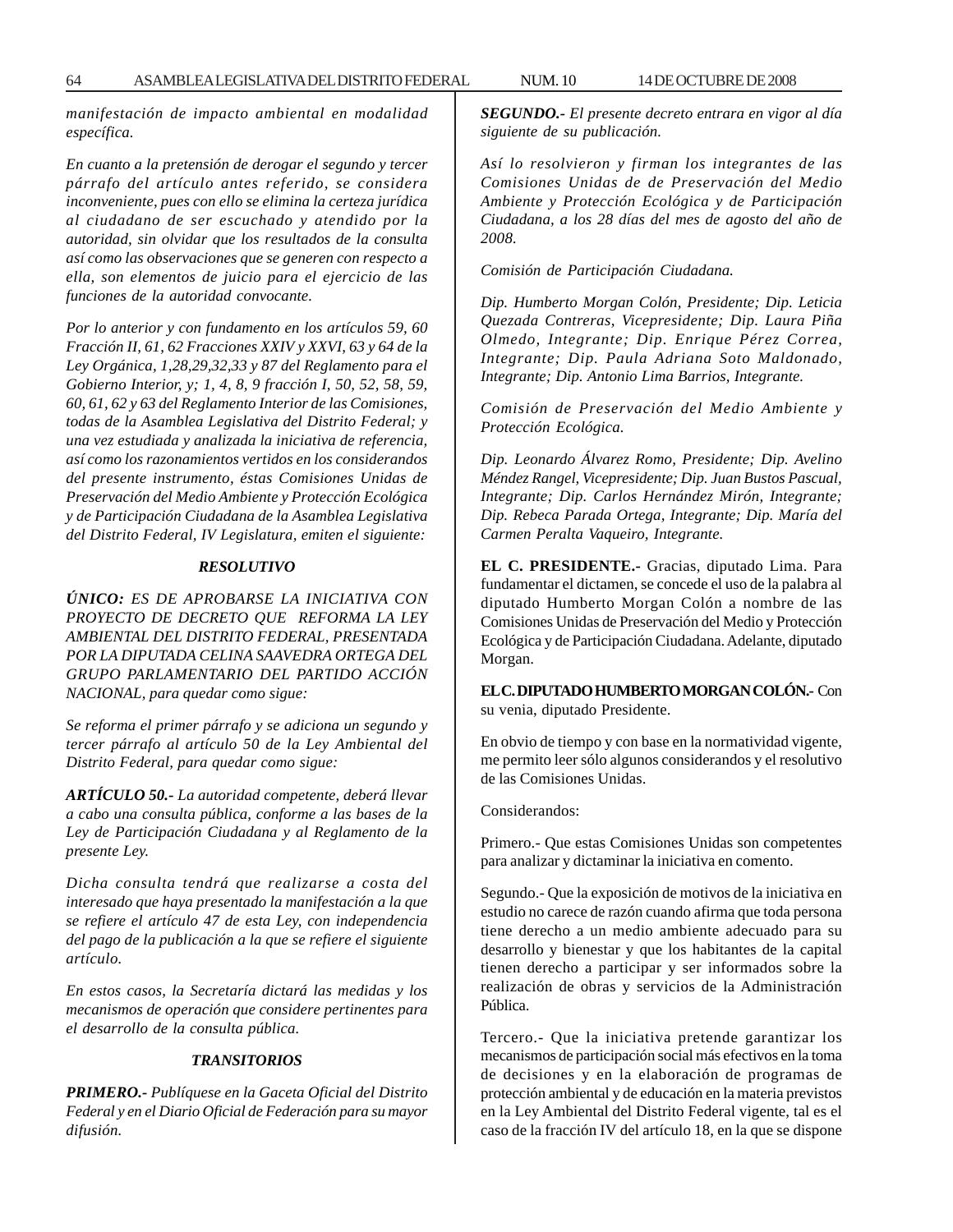*manifestación de impacto ambiental en modalidad específica.*

*En cuanto a la pretensión de derogar el segundo y tercer párrafo del artículo antes referido, se considera inconveniente, pues con ello se elimina la certeza jurídica al ciudadano de ser escuchado y atendido por la autoridad, sin olvidar que los resultados de la consulta así como las observaciones que se generen con respecto a ella, son elementos de juicio para el ejercicio de las funciones de la autoridad convocante.*

*Por lo anterior y con fundamento en los artículos 59, 60 Fracción II, 61, 62 Fracciones XXIV y XXVI, 63 y 64 de la Ley Orgánica, 1,28,29,32,33 y 87 del Reglamento para el Gobierno Interior, y; 1, 4, 8, 9 fracción I, 50, 52, 58, 59, 60, 61, 62 y 63 del Reglamento Interior de las Comisiones, todas de la Asamblea Legislativa del Distrito Federal; y una vez estudiada y analizada la iniciativa de referencia, así como los razonamientos vertidos en los considerandos del presente instrumento, éstas Comisiones Unidas de Preservación del Medio Ambiente y Protección Ecológica y de Participación Ciudadana de la Asamblea Legislativa del Distrito Federal, IV Legislatura, emiten el siguiente:*

***RESOLUTIVO***

***ÚNICO:*** *ES DE APROBARSE LA INICIATIVA CON PROYECTO DE DECRETO QUE REFORMA LA LEY AMBIENTAL DEL DISTRITO FEDERAL, PRESENTADA POR LA DIPUTADA CELINA SAAVEDRA ORTEGA DEL GRUPO PARLAMENTARIO DEL PARTIDO ACCIÓN NACIONAL, para quedar como sigue:*

*Se reforma el primer párrafo y se adiciona un segundo y tercer párrafo al artículo 50 de la Ley Ambiental del Distrito Federal, para quedar como sigue:*

***ARTÍCULO 50.-*** *La autoridad competente, deberá llevar a cabo una consulta pública, conforme a las bases de la Ley de Participación Ciudadana y al Reglamento de la presente Ley.*

*Dicha consulta tendrá que realizarse a costa del interesado que haya presentado la manifestación a la que se refiere el artículo 47 de esta Ley, con independencia del pago de la publicación a la que se refiere el siguiente artículo.*

*En estos casos, la Secretaría dictará las medidas y los mecanismos de operación que considere pertinentes para el desarrollo de la consulta pública.*

***TRANSITORIOS***

***PRIMERO.-*** *Publíquese en la Gaceta Oficial del Distrito Federal y en el Diario Oficial de Federación para su mayor difusión.*

***SEGUNDO.-*** *El presente decreto entrara en vigor al día siguiente de su publicación.*

*Así lo resolvieron y firman los integrantes de las Comisiones Unidas de de Preservación del Medio Ambiente y Protección Ecológica y de Participación Ciudadana, a los 28 días del mes de agosto del año de 2008.*

*Comisión de Participación Ciudadana.*

*Dip. Humberto Morgan Colón, Presidente; Dip. Leticia Quezada Contreras, Vicepresidente; Dip. Laura Piña Olmedo, Integrante; Dip. Enrique Pérez Correa, Integrante; Dip. Paula Adriana Soto Maldonado, Integrante; Dip. Antonio Lima Barrios, Integrante.*

*Comisión de Preservación del Medio Ambiente y Protección Ecológica.*

*Dip. Leonardo Álvarez Romo, Presidente; Dip. Avelino Méndez Rangel, Vicepresidente; Dip. Juan Bustos Pascual, Integrante; Dip. Carlos Hernández Mirón, Integrante; Dip. Rebeca Parada Ortega, Integrante; Dip. María del Carmen Peralta Vaqueiro, Integrante.*

**EL C. PRESIDENTE.-** Gracias, diputado Lima. Para fundamentar el dictamen, se concede el uso de la palabra al diputado Humberto Morgan Colón a nombre de las Comisiones Unidas de Preservación del Medio y Protección Ecológica y de Participación Ciudadana. Adelante, diputado Morgan.

**EL C. DIPUTADO HUMBERTO MORGAN COLÓN.-** Con su venia, diputado Presidente.

En obvio de tiempo y con base en la normatividad vigente, me permito leer sólo algunos considerandos y el resolutivo de las Comisiones Unidas.

Considerandos:

Primero.- Que estas Comisiones Unidas son competentes para analizar y dictaminar la iniciativa en comento.

Segundo.- Que la exposición de motivos de la iniciativa en estudio no carece de razón cuando afirma que toda persona tiene derecho a un medio ambiente adecuado para su desarrollo y bienestar y que los habitantes de la capital tienen derecho a participar y ser informados sobre la realización de obras y servicios de la Administración Pública.

Tercero.- Que la iniciativa pretende garantizar los mecanismos de participación social más efectivos en la toma de decisiones y en la elaboración de programas de protección ambiental y de educación en la materia previstos en la Ley Ambiental del Distrito Federal vigente, tal es el caso de la fracción IV del artículo 18, en la que se dispone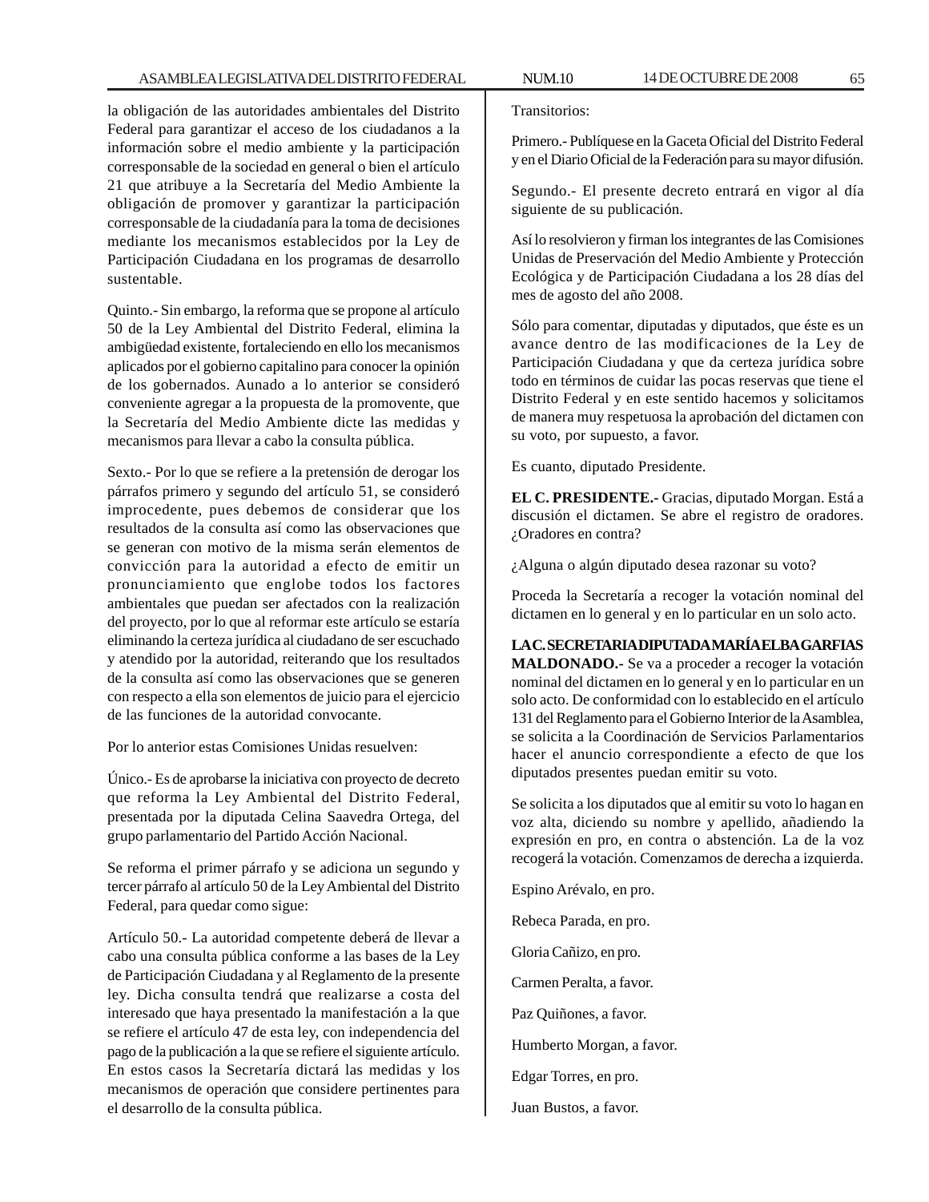la obligación de las autoridades ambientales del Distrito Federal para garantizar el acceso de los ciudadanos a la información sobre el medio ambiente y la participación corresponsable de la sociedad en general o bien el artículo 21 que atribuye a la Secretaría del Medio Ambiente la obligación de promover y garantizar la participación corresponsable de la ciudadanía para la toma de decisiones mediante los mecanismos establecidos por la Ley de Participación Ciudadana en los programas de desarrollo sustentable.

Quinto.- Sin embargo, la reforma que se propone al artículo 50 de la Ley Ambiental del Distrito Federal, elimina la ambigüedad existente, fortaleciendo en ello los mecanismos aplicados por el gobierno capitalino para conocer la opinión de los gobernados. Aunado a lo anterior se consideró conveniente agregar a la propuesta de la promovente, que la Secretaría del Medio Ambiente dicte las medidas y mecanismos para llevar a cabo la consulta pública.

Sexto.- Por lo que se refiere a la pretensión de derogar los párrafos primero y segundo del artículo 51, se consideró improcedente, pues debemos de considerar que los resultados de la consulta así como las observaciones que se generan con motivo de la misma serán elementos de convicción para la autoridad a efecto de emitir un pronunciamiento que englobe todos los factores ambientales que puedan ser afectados con la realización del proyecto, por lo que al reformar este artículo se estaría eliminando la certeza jurídica al ciudadano de ser escuchado y atendido por la autoridad, reiterando que los resultados de la consulta así como las observaciones que se generen con respecto a ella son elementos de juicio para el ejercicio de las funciones de la autoridad convocante.

Por lo anterior estas Comisiones Unidas resuelven:

Único.- Es de aprobarse la iniciativa con proyecto de decreto que reforma la Ley Ambiental del Distrito Federal, presentada por la diputada Celina Saavedra Ortega, del grupo parlamentario del Partido Acción Nacional.

Se reforma el primer párrafo y se adiciona un segundo y tercer párrafo al artículo 50 de la Ley Ambiental del Distrito Federal, para quedar como sigue:

Artículo 50.- La autoridad competente deberá de llevar a cabo una consulta pública conforme a las bases de la Ley de Participación Ciudadana y al Reglamento de la presente ley. Dicha consulta tendrá que realizarse a costa del interesado que haya presentado la manifestación a la que se refiere el artículo 47 de esta ley, con independencia del pago de la publicación a la que se refiere el siguiente artículo. En estos casos la Secretaría dictará las medidas y los mecanismos de operación que considere pertinentes para el desarrollo de la consulta pública.

Transitorios:

Primero.- Publíquese en la Gaceta Oficial del Distrito Federal y en el Diario Oficial de la Federación para su mayor difusión.

Segundo.- El presente decreto entrará en vigor al día siguiente de su publicación.

Así lo resolvieron y firman los integrantes de las Comisiones Unidas de Preservación del Medio Ambiente y Protección Ecológica y de Participación Ciudadana a los 28 días del mes de agosto del año 2008.

Sólo para comentar, diputadas y diputados, que éste es un avance dentro de las modificaciones de la Ley de Participación Ciudadana y que da certeza jurídica sobre todo en términos de cuidar las pocas reservas que tiene el Distrito Federal y en este sentido hacemos y solicitamos de manera muy respetuosa la aprobación del dictamen con su voto, por supuesto, a favor.

Es cuanto, diputado Presidente.

**EL C. PRESIDENTE.-** Gracias, diputado Morgan. Está a discusión el dictamen. Se abre el registro de oradores. ¿Oradores en contra?

¿Alguna o algún diputado desea razonar su voto?

Proceda la Secretaría a recoger la votación nominal del dictamen en lo general y en lo particular en un solo acto.

**LA C. SECRETARIA DIPUTADA MARÍA ELBA GARFIAS MALDONADO.-** Se va a proceder a recoger la votación nominal del dictamen en lo general y en lo particular en un solo acto. De conformidad con lo establecido en el artículo 131 del Reglamento para el Gobierno Interior de la Asamblea, se solicita a la Coordinación de Servicios Parlamentarios hacer el anuncio correspondiente a efecto de que los diputados presentes puedan emitir su voto.

Se solicita a los diputados que al emitir su voto lo hagan en voz alta, diciendo su nombre y apellido, añadiendo la expresión en pro, en contra o abstención. La de la voz recogerá la votación. Comenzamos de derecha a izquierda.

Espino Arévalo, en pro.

Rebeca Parada, en pro.

Gloria Cañizo, en pro.

Carmen Peralta, a favor.

Paz Quiñones, a favor.

Humberto Morgan, a favor.

Edgar Torres, en pro.

Juan Bustos, a favor.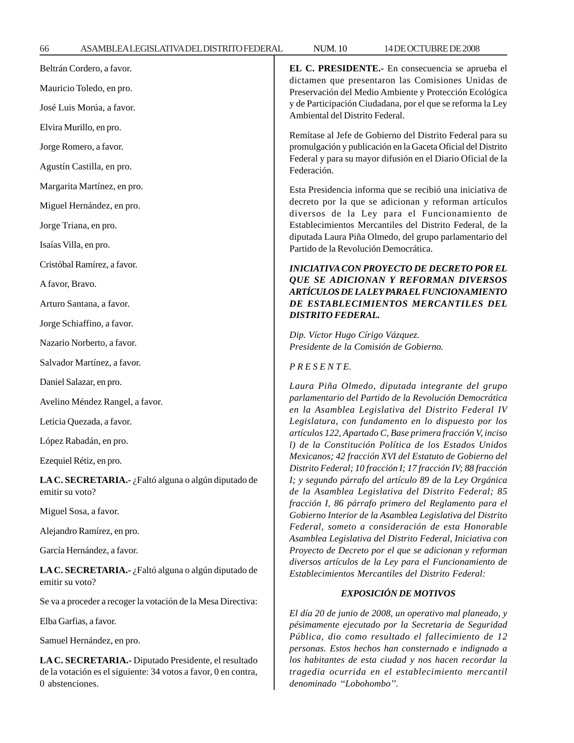Beltrán Cordero, a favor.

Mauricio Toledo, en pro.

José Luis Morúa, a favor.

Elvira Murillo, en pro.

Jorge Romero, a favor.

Agustín Castilla, en pro.

Margarita Martínez, en pro.

Miguel Hernández, en pro.

Jorge Triana, en pro.

Isaías Villa, en pro.

Cristóbal Ramírez, a favor.

A favor, Bravo.

Arturo Santana, a favor.

Jorge Schiaffino, a favor.

Nazario Norberto, a favor.

Salvador Martínez, a favor.

Daniel Salazar, en pro.

Avelino Méndez Rangel, a favor.

Leticia Quezada, a favor.

López Rabadán, en pro.

Ezequiel Rétiz, en pro.

**LA C. SECRETARIA.-** ¿Faltó alguna o algún diputado de emitir su voto?

Miguel Sosa, a favor.

Alejandro Ramírez, en pro.

García Hernández, a favor.

**LA C. SECRETARIA.-** ¿Faltó alguna o algún diputado de emitir su voto?

Se va a proceder a recoger la votación de la Mesa Directiva:

Elba Garfias, a favor.

Samuel Hernández, en pro.

**LA C. SECRETARIA.-** Diputado Presidente, el resultado de la votación es el siguiente: 34 votos a favor, 0 en contra, 0 abstenciones.

**EL C. PRESIDENTE.-** En consecuencia se aprueba el dictamen que presentaron las Comisiones Unidas de Preservación del Medio Ambiente y Protección Ecológica y de Participación Ciudadana, por el que se reforma la Ley Ambiental del Distrito Federal.

Remítase al Jefe de Gobierno del Distrito Federal para su promulgación y publicación en la Gaceta Oficial del Distrito Federal y para su mayor difusión en el Diario Oficial de la Federación.

Esta Presidencia informa que se recibió una iniciativa de decreto por la que se adicionan y reforman artículos diversos de la Ley para el Funcionamiento de Establecimientos Mercantiles del Distrito Federal, de la diputada Laura Piña Olmedo, del grupo parlamentario del Partido de la Revolución Democrática.

***INICIATIVA CON PROYECTO DE DECRETO POR EL QUE SE ADICIONAN Y REFORMAN DIVERSOS ARTÍCULOS DE LA LEY PARA EL FUNCIONAMIENTO DE ESTABLECIMIENTOS MERCANTILES DEL DISTRITO FEDERAL.***

*Dip. Víctor Hugo Círigo Vázquez.*
*Presidente de la Comisión de Gobierno.*

*P R E S E N T E.*

*Laura Piña Olmedo, diputada integrante del grupo parlamentario del Partido de la Revolución Democrática en la Asamblea Legislativa del Distrito Federal IV Legislatura, con fundamento en lo dispuesto por los artículos 122, Apartado C, Base primera fracción V, inciso l) de la Constitución Política de los Estados Unidos Mexicanos; 42 fracción XVI del Estatuto de Gobierno del Distrito Federal; 10 fracción I; 17 fracción IV; 88 fracción I; y segundo párrafo del artículo 89 de la Ley Orgánica de la Asamblea Legislativa del Distrito Federal; 85 fracción I, 86 párrafo primero del Reglamento para el Gobierno Interior de la Asamblea Legislativa del Distrito Federal, someto a consideración de esta Honorable Asamblea Legislativa del Distrito Federal, Iniciativa con Proyecto de Decreto por el que se adicionan y reforman diversos artículos de la Ley para el Funcionamiento de Establecimientos Mercantiles del Distrito Federal:*

***EXPOSICIÓN DE MOTIVOS***

*El día 20 de junio de 2008, un operativo mal planeado, y pésimamente ejecutado por la Secretaria de Seguridad Pública, dio como resultado el fallecimiento de 12 personas. Estos hechos han consternado e indignado a los habitantes de esta ciudad y nos hacen recordar la tragedia ocurrida en el establecimiento mercantil denominado "Lobohombo".*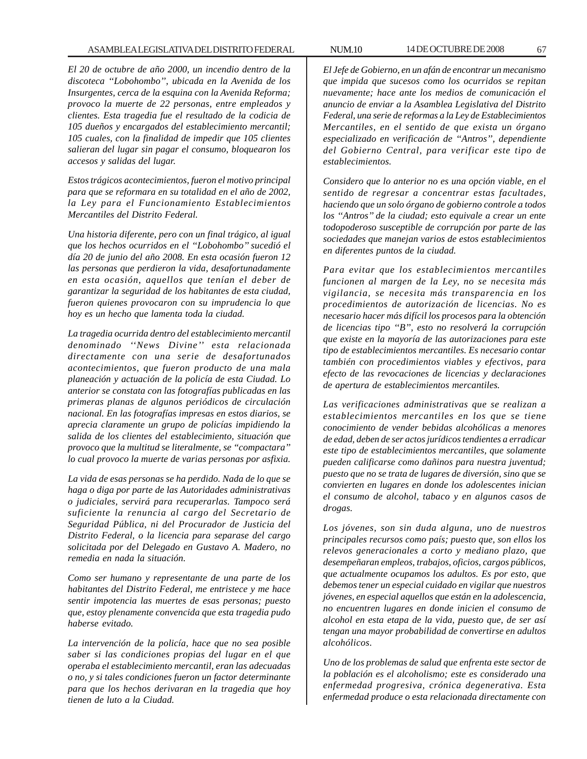*El 20 de octubre de año 2000, un incendio dentro de la discoteca "Lobohombo", ubicada en la Avenida de los Insurgentes, cerca de la esquina con la Avenida Reforma; provoco la muerte de 22 personas, entre empleados y clientes. Esta tragedia fue el resultado de la codicia de 105 dueños y encargados del establecimiento mercantil; 105 cuales, con la finalidad de impedir que 105 clientes salieran del lugar sin pagar el consumo, bloquearon los accesos y salidas del lugar.*

*Estos trágicos acontecimientos, fueron el motivo principal para que se reformara en su totalidad en el año de 2002, la Ley para el Funcionamiento Establecimientos Mercantiles del Distrito Federal.*

*Una historia diferente, pero con un final trágico, al igual que los hechos ocurridos en el "Lobohombo" sucedió el día 20 de junio del año 2008. En esta ocasión fueron 12 las personas que perdieron la vida, desafortunadamente en esta ocasión, aquellos que tenían el deber de garantizar la seguridad de los habitantes de esta ciudad, fueron quienes provocaron con su imprudencia lo que hoy es un hecho que lamenta toda la ciudad.*

*La tragedia ocurrida dentro del establecimiento mercantil denominado ''News Divine'' esta relacionada directamente con una serie de desafortunados acontecimientos, que fueron producto de una mala planeación y actuación de la policía de esta Ciudad. Lo anterior se constata con las fotografías publicadas en las primeras planas de algunos periódicos de circulación nacional. En las fotografías impresas en estos diarios, se aprecia claramente un grupo de policías impidiendo la salida de los clientes del establecimiento, situación que provoco que la multitud se literalmente, se "compactara" lo cual provoco la muerte de varias personas por asfixia.*

*La vida de esas personas se ha perdido. Nada de lo que se haga o diga por parte de las Autoridades administrativas o judiciales, servirá para recuperarlas. Tampoco será suficiente la renuncia al cargo del Secretario de Seguridad Pública, ni del Procurador de Justicia del Distrito Federal, o la licencia para separase del cargo solicitada por del Delegado en Gustavo A. Madero, no remedia en nada la situación.*

*Como ser humano y representante de una parte de los habitantes del Distrito Federal, me entristece y me hace sentir impotencia las muertes de esas personas; puesto que, estoy plenamente convencida que esta tragedia pudo haberse evitado.*

*La intervención de la policía, hace que no sea posible saber si las condiciones propias del lugar en el que operaba el establecimiento mercantil, eran las adecuadas o no, y si tales condiciones fueron un factor determinante para que los hechos derivaran en la tragedia que hoy tienen de luto a la Ciudad.*

*El Jefe de Gobierno, en un afán de encontrar un mecanismo que impida que sucesos como los ocurridos se repitan nuevamente; hace ante los medios de comunicación el anuncio de enviar a la Asamblea Legislativa del Distrito Federal, una serie de reformas a la Ley de Establecimientos Mercantiles, en el sentido de que exista un órgano especializado en verificación de "Antros", dependiente del Gobierno Central, para verificar este tipo de establecimientos.*

*Considero que lo anterior no es una opción viable, en el sentido de regresar a concentrar estas facultades, haciendo que un solo órgano de gobierno controle a todos los "Antros" de la ciudad; esto equivale a crear un ente todopoderoso susceptible de corrupción por parte de las sociedades que manejan varios de estos establecimientos en diferentes puntos de la ciudad.*

*Para evitar que los establecimientos mercantiles funcionen al margen de la Ley, no se necesita más vigilancia, se necesita más transparencia en los procedimientos de autorización de licencias. No es necesario hacer más difícil los procesos para la obtención de licencias tipo "B", esto no resolverá la corrupción que existe en la mayoría de las autorizaciones para este tipo de establecimientos mercantiles. Es necesario contar también con procedimientos viables y efectivos, para efecto de las revocaciones de licencias y declaraciones de apertura de establecimientos mercantiles.*

*Las verificaciones administrativas que se realizan a establecimientos mercantiles en los que se tiene conocimiento de vender bebidas alcohólicas a menores de edad, deben de ser actos jurídicos tendientes a erradicar este tipo de establecimientos mercantiles, que solamente pueden calificarse como dañinos para nuestra juventud; puesto que no se trata de lugares de diversión, sino que se convierten en lugares en donde los adolescentes inician el consumo de alcohol, tabaco y en algunos casos de drogas.*

*Los jóvenes, son sin duda alguna, uno de nuestros principales recursos como país; puesto que, son ellos los relevos generacionales a corto y mediano plazo, que desempeñaran empleos, trabajos, oficios, cargos públicos, que actualmente ocupamos los adultos. Es por esto, que debemos tener un especial cuidado en vigilar que nuestros jóvenes, en especial aquellos que están en la adolescencia, no encuentren lugares en donde inicien el consumo de alcohol en esta etapa de la vida, puesto que, de ser así tengan una mayor probabilidad de convertirse en adultos alcohólicos.*

*Uno de los problemas de salud que enfrenta este sector de la población es el alcoholismo; este es considerado una enfermedad progresiva, crónica degenerativa. Esta enfermedad produce o esta relacionada directamente con*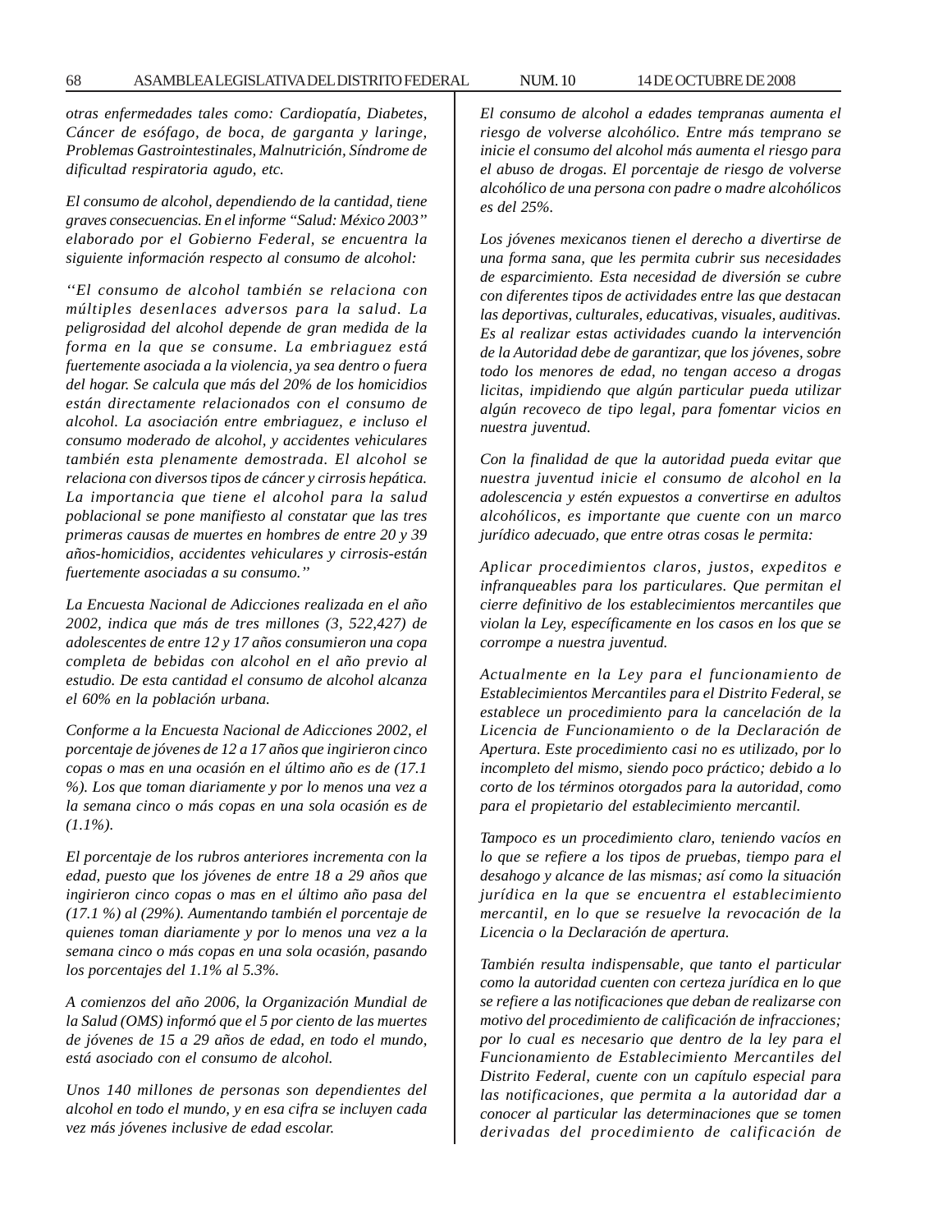*otras enfermedades tales como: Cardiopatía, Diabetes, Cáncer de esófago, de boca, de garganta y laringe, Problemas Gastrointestinales, Malnutrición, Síndrome de dificultad respiratoria agudo, etc.*

*El consumo de alcohol, dependiendo de la cantidad, tiene graves consecuencias. En el informe "Salud: México 2003" elaborado por el Gobierno Federal, se encuentra la siguiente información respecto al consumo de alcohol:*

*"El consumo de alcohol también se relaciona con múltiples desenlaces adversos para la salud. La peligrosidad del alcohol depende de gran medida de la forma en la que se consume. La embriaguez está fuertemente asociada a la violencia, ya sea dentro o fuera del hogar. Se calcula que más del 20% de los homicidios están directamente relacionados con el consumo de alcohol. La asociación entre embriaguez, e incluso el consumo moderado de alcohol, y accidentes vehiculares también esta plenamente demostrada. El alcohol se relaciona con diversos tipos de cáncer y cirrosis hepática. La importancia que tiene el alcohol para la salud poblacional se pone manifiesto al constatar que las tres primeras causas de muertes en hombres de entre 20 y 39 años-homicidios, accidentes vehiculares y cirrosis-están fuertemente asociadas a su consumo."*

*La Encuesta Nacional de Adicciones realizada en el año 2002, indica que más de tres millones (3, 522,427) de adolescentes de entre 12 y 17 años consumieron una copa completa de bebidas con alcohol en el año previo al estudio. De esta cantidad el consumo de alcohol alcanza el 60% en la población urbana.*

*Conforme a la Encuesta Nacional de Adicciones 2002, el porcentaje de jóvenes de 12 a 17 años que ingirieron cinco copas o mas en una ocasión en el último año es de (17.1 %). Los que toman diariamente y por lo menos una vez a la semana cinco o más copas en una sola ocasión es de (1.1%).*

*El porcentaje de los rubros anteriores incrementa con la edad, puesto que los jóvenes de entre 18 a 29 años que ingirieron cinco copas o mas en el último año pasa del (17.1 %) al (29%). Aumentando también el porcentaje de quienes toman diariamente y por lo menos una vez a la semana cinco o más copas en una sola ocasión, pasando los porcentajes del 1.1% al 5.3%.*

*A comienzos del año 2006, la Organización Mundial de la Salud (OMS) informó que el 5 por ciento de las muertes de jóvenes de 15 a 29 años de edad, en todo el mundo, está asociado con el consumo de alcohol.*

*Unos 140 millones de personas son dependientes del alcohol en todo el mundo, y en esa cifra se incluyen cada vez más jóvenes inclusive de edad escolar.*

*El consumo de alcohol a edades tempranas aumenta el riesgo de volverse alcohólico. Entre más temprano se inicie el consumo del alcohol más aumenta el riesgo para el abuso de drogas. El porcentaje de riesgo de volverse alcohólico de una persona con padre o madre alcohólicos es del 25%.*

*Los jóvenes mexicanos tienen el derecho a divertirse de una forma sana, que les permita cubrir sus necesidades de esparcimiento. Esta necesidad de diversión se cubre con diferentes tipos de actividades entre las que destacan las deportivas, culturales, educativas, visuales, auditivas. Es al realizar estas actividades cuando la intervención de la Autoridad debe de garantizar, que los jóvenes, sobre todo los menores de edad, no tengan acceso a drogas licitas, impidiendo que algún particular pueda utilizar algún recoveco de tipo legal, para fomentar vicios en nuestra juventud.*

*Con la finalidad de que la autoridad pueda evitar que nuestra juventud inicie el consumo de alcohol en la adolescencia y estén expuestos a convertirse en adultos alcohólicos, es importante que cuente con un marco jurídico adecuado, que entre otras cosas le permita:*

*Aplicar procedimientos claros, justos, expeditos e infranqueables para los particulares. Que permitan el cierre definitivo de los establecimientos mercantiles que violan la Ley, específicamente en los casos en los que se corrompe a nuestra juventud.*

*Actualmente en la Ley para el funcionamiento de Establecimientos Mercantiles para el Distrito Federal, se establece un procedimiento para la cancelación de la Licencia de Funcionamiento o de la Declaración de Apertura. Este procedimiento casi no es utilizado, por lo incompleto del mismo, siendo poco práctico; debido a lo corto de los términos otorgados para la autoridad, como para el propietario del establecimiento mercantil.*

*Tampoco es un procedimiento claro, teniendo vacíos en lo que se refiere a los tipos de pruebas, tiempo para el desahogo y alcance de las mismas; así como la situación jurídica en la que se encuentra el establecimiento mercantil, en lo que se resuelve la revocación de la Licencia o la Declaración de apertura.*

*También resulta indispensable, que tanto el particular como la autoridad cuenten con certeza jurídica en lo que se refiere a las notificaciones que deban de realizarse con motivo del procedimiento de calificación de infracciones; por lo cual es necesario que dentro de la ley para el Funcionamiento de Establecimiento Mercantiles del Distrito Federal, cuente con un capítulo especial para las notificaciones, que permita a la autoridad dar a conocer al particular las determinaciones que se tomen derivadas del procedimiento de calificación de*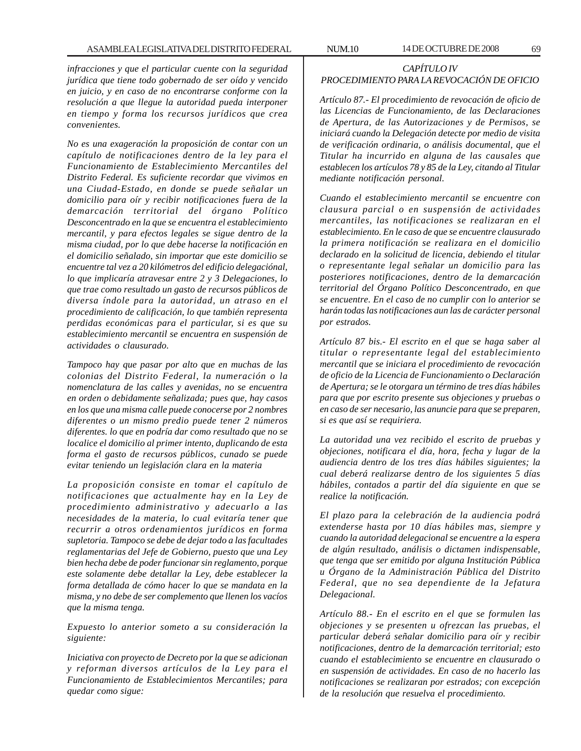*infracciones y que el particular cuente con la seguridad jurídica que tiene todo gobernado de ser oído y vencido en juicio, y en caso de no encontrarse conforme con la resolución a que llegue la autoridad pueda interponer en tiempo y forma los recursos jurídicos que crea convenientes.*

*No es una exageración la proposición de contar con un capítulo de notificaciones dentro de la ley para el Funcionamiento de Establecimiento Mercantiles del Distrito Federal. Es suficiente recordar que vivimos en una Ciudad-Estado, en donde se puede señalar un domicilio para oír y recibir notificaciones fuera de la demarcación territorial del órgano Político Desconcentrado en la que se encuentra el establecimiento mercantil, y para efectos legales se sigue dentro de la misma ciudad, por lo que debe hacerse la notificación en el domicilio señalado, sin importar que este domicilio se encuentre tal vez a 20 kilómetros del edificio delegaciónal, lo que implicaría atravesar entre 2 y 3 Delegaciones, lo que trae como resultado un gasto de recursos públicos de diversa índole para la autoridad, un atraso en el procedimiento de calificación, lo que también representa perdidas económicas para el particular, si es que su establecimiento mercantil se encuentra en suspensión de actividades o clausurado.*

*Tampoco hay que pasar por alto que en muchas de las colonias del Distrito Federal, la numeración o la nomenclatura de las calles y avenidas, no se encuentra en orden o debidamente señalizada; pues que, hay casos en los que una misma calle puede conocerse por 2 nombres diferentes o un mismo predio puede tener 2 números diferentes. lo que en podría dar como resultado que no se localice el domicilio al primer intento, duplicando de esta forma el gasto de recursos públicos, cunado se puede evitar teniendo un legislación clara en la materia*

*La proposición consiste en tomar el capítulo de notificaciones que actualmente hay en la Ley de procedimiento administrativo y adecuarlo a las necesidades de la materia, lo cual evitaría tener que recurrir a otros ordenamientos jurídicos en forma supletoria. Tampoco se debe de dejar todo a las facultades reglamentarias del Jefe de Gobierno, puesto que una Ley bien hecha debe de poder funcionar sin reglamento, porque este solamente debe detallar la Ley, debe establecer la forma detallada de cómo hacer lo que se mandata en la misma, y no debe de ser complemento que llenen los vacíos que la misma tenga.*

*Expuesto lo anterior someto a su consideración la siguiente:*

*Iniciativa con proyecto de Decreto por la que se adicionan y reforman diversos artículos de la Ley para el Funcionamiento de Establecimientos Mercantiles; para quedar como sigue:*

*CAPÍTULO IV*
*PROCEDIMIENTO PARA LA REVOCACIÓN DE OFICIO*

*Artículo 87.- El procedimiento de revocación de oficio de las Licencias de Funcionamiento, de las Declaraciones de Apertura, de las Autorizaciones y de Permisos, se iniciará cuando la Delegación detecte por medio de visita de verificación ordinaria, o análisis documental, que el Titular ha incurrido en alguna de las causales que establecen los artículos 78 y 85 de la Ley, citando al Titular mediante notificación personal.*

*Cuando el establecimiento mercantil se encuentre con clausura parcial o en suspensión de actividades mercantiles, las notificaciones se realizaran en el establecimiento. En le caso de que se encuentre clausurado la primera notificación se realizara en el domicilio declarado en la solicitud de licencia, debiendo el titular o representante legal señalar un domicilio para las posteriores notificaciones, dentro de la demarcación territorial del Órgano Político Desconcentrado, en que se encuentre. En el caso de no cumplir con lo anterior se harán todas las notificaciones aun las de carácter personal por estrados.*

*Artículo 87 bis.- El escrito en el que se haga saber al titular o representante legal del establecimiento mercantil que se iniciara el procedimiento de revocación de oficio de la Licencia de Funcionamiento o Declaración de Apertura; se le otorgara un término de tres días hábiles para que por escrito presente sus objeciones y pruebas o en caso de ser necesario, las anuncie para que se preparen, si es que así se requiriera.*

*La autoridad una vez recibido el escrito de pruebas y objeciones, notificara el día, hora, fecha y lugar de la audiencia dentro de los tres días hábiles siguientes; la cual deberá realizarse dentro de los siguientes 5 días hábiles, contados a partir del día siguiente en que se realice la notificación.*

*El plazo para la celebración de la audiencia podrá extenderse hasta por 10 días hábiles mas, siempre y cuando la autoridad delegacional se encuentre a la espera de algún resultado, análisis o dictamen indispensable, que tenga que ser emitido por alguna Institución Pública u Órgano de la Administración Pública del Distrito Federal, que no sea dependiente de la Jefatura Delegacional.*

*Artículo 88.- En el escrito en el que se formulen las objeciones y se presenten u ofrezcan las pruebas, el particular deberá señalar domicilio para oír y recibir notificaciones, dentro de la demarcación territorial; esto cuando el establecimiento se encuentre en clausurado o en suspensión de actividades. En caso de no hacerlo las notificaciones se realizaran por estrados; con excepción de la resolución que resuelva el procedimiento.*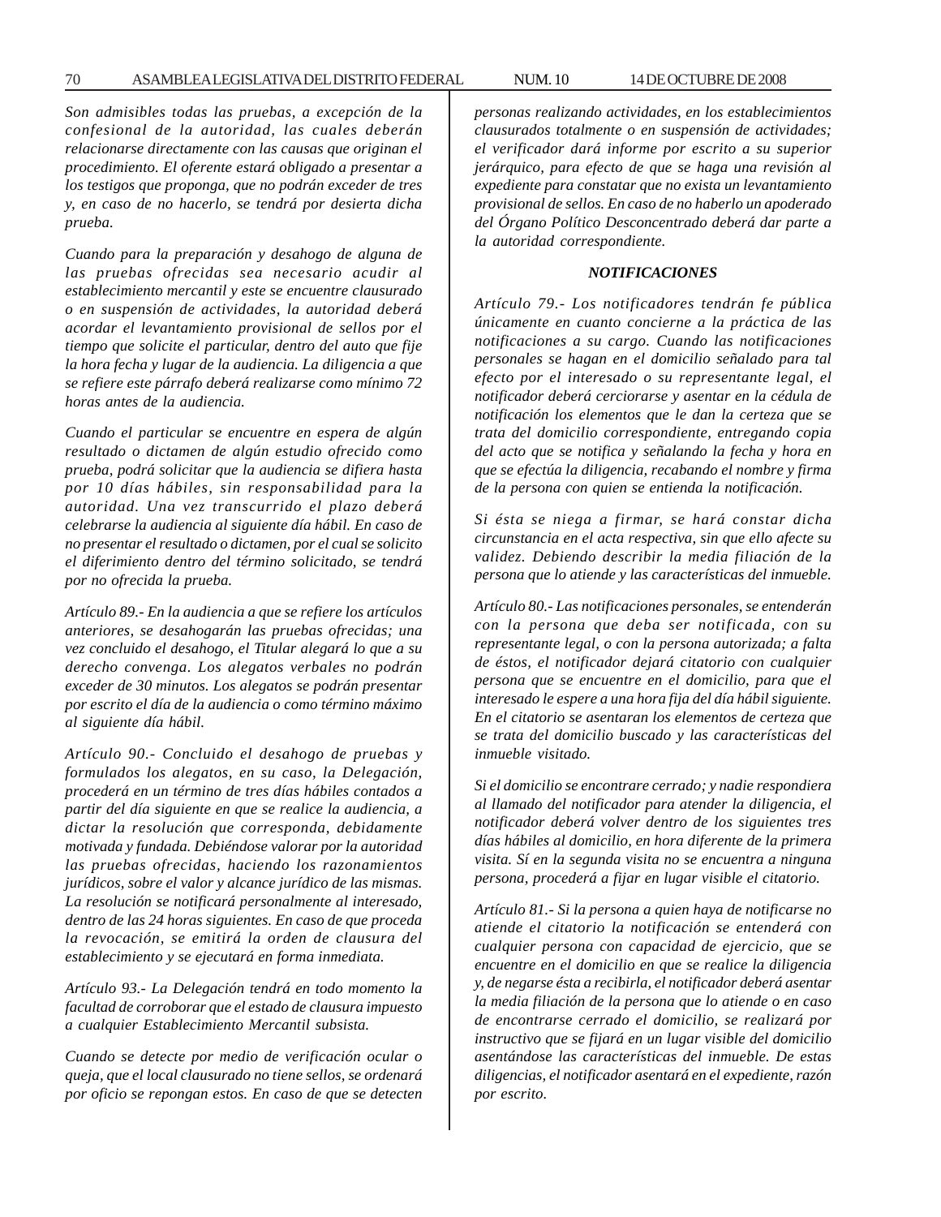*Son admisibles todas las pruebas, a excepción de la confesional de la autoridad, las cuales deberán relacionarse directamente con las causas que originan el procedimiento. El oferente estará obligado a presentar a los testigos que proponga, que no podrán exceder de tres y, en caso de no hacerlo, se tendrá por desierta dicha prueba.*

*Cuando para la preparación y desahogo de alguna de las pruebas ofrecidas sea necesario acudir al establecimiento mercantil y este se encuentre clausurado o en suspensión de actividades, la autoridad deberá acordar el levantamiento provisional de sellos por el tiempo que solicite el particular, dentro del auto que fije la hora fecha y lugar de la audiencia. La diligencia a que se refiere este párrafo deberá realizarse como mínimo 72 horas antes de la audiencia.*

*Cuando el particular se encuentre en espera de algún resultado o dictamen de algún estudio ofrecido como prueba, podrá solicitar que la audiencia se difiera hasta por 10 días hábiles, sin responsabilidad para la autoridad. Una vez transcurrido el plazo deberá celebrarse la audiencia al siguiente día hábil. En caso de no presentar el resultado o dictamen, por el cual se solicito el diferimiento dentro del término solicitado, se tendrá por no ofrecida la prueba.*

*Artículo 89.- En la audiencia a que se refiere los artículos anteriores, se desahogarán las pruebas ofrecidas; una vez concluido el desahogo, el Titular alegará lo que a su derecho convenga. Los alegatos verbales no podrán exceder de 30 minutos. Los alegatos se podrán presentar por escrito el día de la audiencia o como término máximo al siguiente día hábil.*

*Artículo 90.- Concluido el desahogo de pruebas y formulados los alegatos, en su caso, la Delegación, procederá en un término de tres días hábiles contados a partir del día siguiente en que se realice la audiencia, a dictar la resolución que corresponda, debidamente motivada y fundada. Debiéndose valorar por la autoridad las pruebas ofrecidas, haciendo los razonamientos jurídicos, sobre el valor y alcance jurídico de las mismas. La resolución se notificará personalmente al interesado, dentro de las 24 horas siguientes. En caso de que proceda la revocación, se emitirá la orden de clausura del establecimiento y se ejecutará en forma inmediata.*

*Artículo 93.- La Delegación tendrá en todo momento la facultad de corroborar que el estado de clausura impuesto a cualquier Establecimiento Mercantil subsista.*

*Cuando se detecte por medio de verificación ocular o queja, que el local clausurado no tiene sellos, se ordenará por oficio se repongan estos. En caso de que se detecten personas realizando actividades, en los establecimientos clausurados totalmente o en suspensión de actividades; el verificador dará informe por escrito a su superior jerárquico, para efecto de que se haga una revisión al expediente para constatar que no exista un levantamiento provisional de sellos. En caso de no haberlo un apoderado del Órgano Político Desconcentrado deberá dar parte a la autoridad correspondiente.*

***NOTIFICACIONES***

*Artículo 79.- Los notificadores tendrán fe pública únicamente en cuanto concierne a la práctica de las notificaciones a su cargo. Cuando las notificaciones personales se hagan en el domicilio señalado para tal efecto por el interesado o su representante legal, el notificador deberá cerciorarse y asentar en la cédula de notificación los elementos que le dan la certeza que se trata del domicilio correspondiente, entregando copia del acto que se notifica y señalando la fecha y hora en que se efectúa la diligencia, recabando el nombre y firma de la persona con quien se entienda la notificación.*

*Si ésta se niega a firmar, se hará constar dicha circunstancia en el acta respectiva, sin que ello afecte su validez. Debiendo describir la media filiación de la persona que lo atiende y las características del inmueble.*

*Artículo 80.- Las notificaciones personales, se entenderán con la persona que deba ser notificada, con su representante legal, o con la persona autorizada; a falta de éstos, el notificador dejará citatorio con cualquier persona que se encuentre en el domicilio, para que el interesado le espere a una hora fija del día hábil siguiente. En el citatorio se asentaran los elementos de certeza que se trata del domicilio buscado y las características del inmueble visitado.*

*Si el domicilio se encontrare cerrado; y nadie respondiera al llamado del notificador para atender la diligencia, el notificador deberá volver dentro de los siguientes tres días hábiles al domicilio, en hora diferente de la primera visita. Sí en la segunda visita no se encuentra a ninguna persona, procederá a fijar en lugar visible el citatorio.*

*Artículo 81.- Si la persona a quien haya de notificarse no atiende el citatorio la notificación se entenderá con cualquier persona con capacidad de ejercicio, que se encuentre en el domicilio en que se realice la diligencia y, de negarse ésta a recibirla, el notificador deberá asentar la media filiación de la persona que lo atiende o en caso de encontrarse cerrado el domicilio, se realizará por instructivo que se fijará en un lugar visible del domicilio asentándose las características del inmueble. De estas diligencias, el notificador asentará en el expediente, razón por escrito.*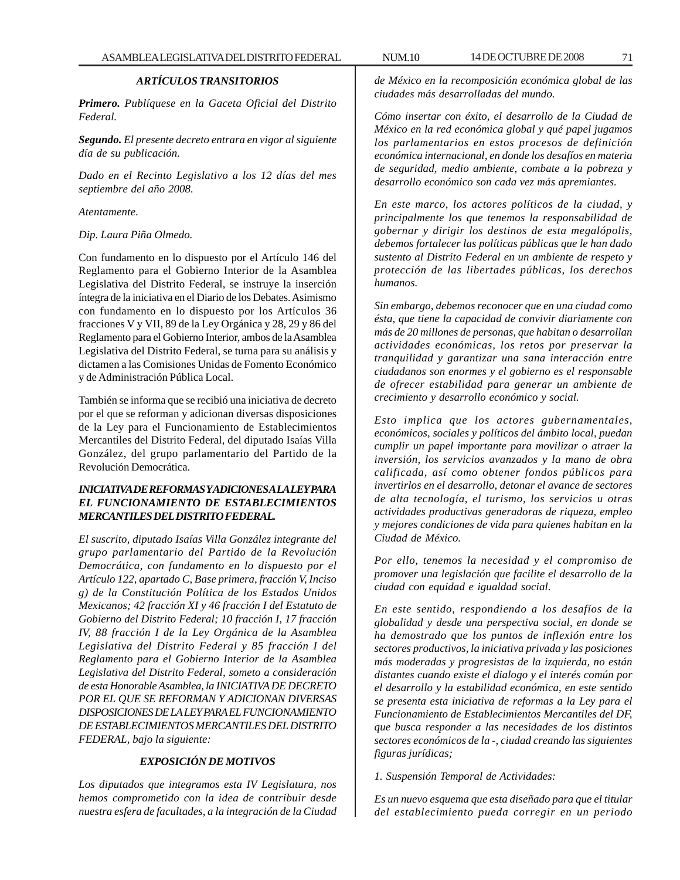### *ARTÍCULOS TRANSITORIOS*

***Primero.*** *Publíquese en la Gaceta Oficial del Distrito Federal.*

***Segundo.*** *El presente decreto entrara en vigor al siguiente día de su publicación.*

*Dado en el Recinto Legislativo a los 12 días del mes septiembre del año 2008.*

*Atentamente.*

*Dip. Laura Piña Olmedo.*

Con fundamento en lo dispuesto por el Artículo 146 del Reglamento para el Gobierno Interior de la Asamblea Legislativa del Distrito Federal, se instruye la inserción íntegra de la iniciativa en el Diario de los Debates. Asimismo con fundamento en lo dispuesto por los Artículos 36 fracciones V y VII, 89 de la Ley Orgánica y 28, 29 y 86 del Reglamento para el Gobierno Interior, ambos de la Asamblea Legislativa del Distrito Federal, se turna para su análisis y dictamen a las Comisiones Unidas de Fomento Económico y de Administración Pública Local.

También se informa que se recibió una iniciativa de decreto por el que se reforman y adicionan diversas disposiciones de la Ley para el Funcionamiento de Establecimientos Mercantiles del Distrito Federal, del diputado Isaías Villa González, del grupo parlamentario del Partido de la Revolución Democrática.

***INICIATIVA DE REFORMAS Y ADICIONES A LA LEY PARA EL FUNCIONAMIENTO DE ESTABLECIMIENTOS MERCANTILES DEL DISTRITO FEDERAL.***

*El suscrito, diputado Isaías Villa González integrante del grupo parlamentario del Partido de la Revolución Democrática, con fundamento en lo dispuesto por el Artículo 122, apartado C, Base primera, fracción V, Inciso g) de la Constitución Política de los Estados Unidos Mexicanos; 42 fracción XI y 46 fracción I del Estatuto de Gobierno del Distrito Federal; 10 fracción I, 17 fracción IV, 88 fracción I de la Ley Orgánica de la Asamblea Legislativa del Distrito Federal y 85 fracción I del Reglamento para el Gobierno Interior de la Asamblea Legislativa del Distrito Federal, someto a consideración de esta Honorable Asamblea, la INICIATIVA DE DECRETO POR EL QUE SE REFORMAN Y ADICIONAN DIVERSAS DISPOSICIONES DE LA LEY PARA EL FUNCIONAMIENTO DE ESTABLECIMIENTOS MERCANTILES DEL DISTRITO FEDERAL, bajo la siguiente:*

### *EXPOSICIÓN DE MOTIVOS*

*Los diputados que integramos esta IV Legislatura, nos hemos comprometido con la idea de contribuir desde nuestra esfera de facultades, a la integración de la Ciudad de México en la recomposición económica global de las ciudades más desarrolladas del mundo.*

*Cómo insertar con éxito, el desarrollo de la Ciudad de México en la red económica global y qué papel jugamos los parlamentarios en estos procesos de definición económica internacional, en donde los desafíos en materia de seguridad, medio ambiente, combate a la pobreza y desarrollo económico son cada vez más apremiantes.*

*En este marco, los actores políticos de la ciudad, y principalmente los que tenemos la responsabilidad de gobernar y dirigir los destinos de esta megalópolis, debemos fortalecer las políticas públicas que le han dado sustento al Distrito Federal en un ambiente de respeto y protección de las libertades públicas, los derechos humanos.*

*Sin embargo, debemos reconocer que en una ciudad como ésta, que tiene la capacidad de convivir diariamente con más de 20 millones de personas, que habitan o desarrollan actividades económicas, los retos por preservar la tranquilidad y garantizar una sana interacción entre ciudadanos son enormes y el gobierno es el responsable de ofrecer estabilidad para generar un ambiente de crecimiento y desarrollo económico y social.*

*Esto implica que los actores gubernamentales, económicos, sociales y políticos del ámbito local, puedan cumplir un papel importante para movilizar o atraer la inversión, los servicios avanzados y la mano de obra calificada, así como obtener fondos públicos para invertirlos en el desarrollo, detonar el avance de sectores de alta tecnología, el turismo, los servicios u otras actividades productivas generadoras de riqueza, empleo y mejores condiciones de vida para quienes habitan en la Ciudad de México.*

*Por ello, tenemos la necesidad y el compromiso de promover una legislación que facilite el desarrollo de la ciudad con equidad e igualdad social.*

*En este sentido, respondiendo a los desafíos de la globalidad y desde una perspectiva social, en donde se ha demostrado que los puntos de inflexión entre los sectores productivos, la iniciativa privada y las posiciones más moderadas y progresistas de la izquierda, no están distantes cuando existe el dialogo y el interés común por el desarrollo y la estabilidad económica, en este sentido se presenta esta iniciativa de reformas a la Ley para el Funcionamiento de Establecimientos Mercantiles del DF, que busca responder a las necesidades de los distintos sectores económicos de la -, ciudad creando las siguientes figuras jurídicas;*

*1. Suspensión Temporal de Actividades:*

*Es un nuevo esquema que esta diseñado para que el titular del establecimiento pueda corregir en un periodo*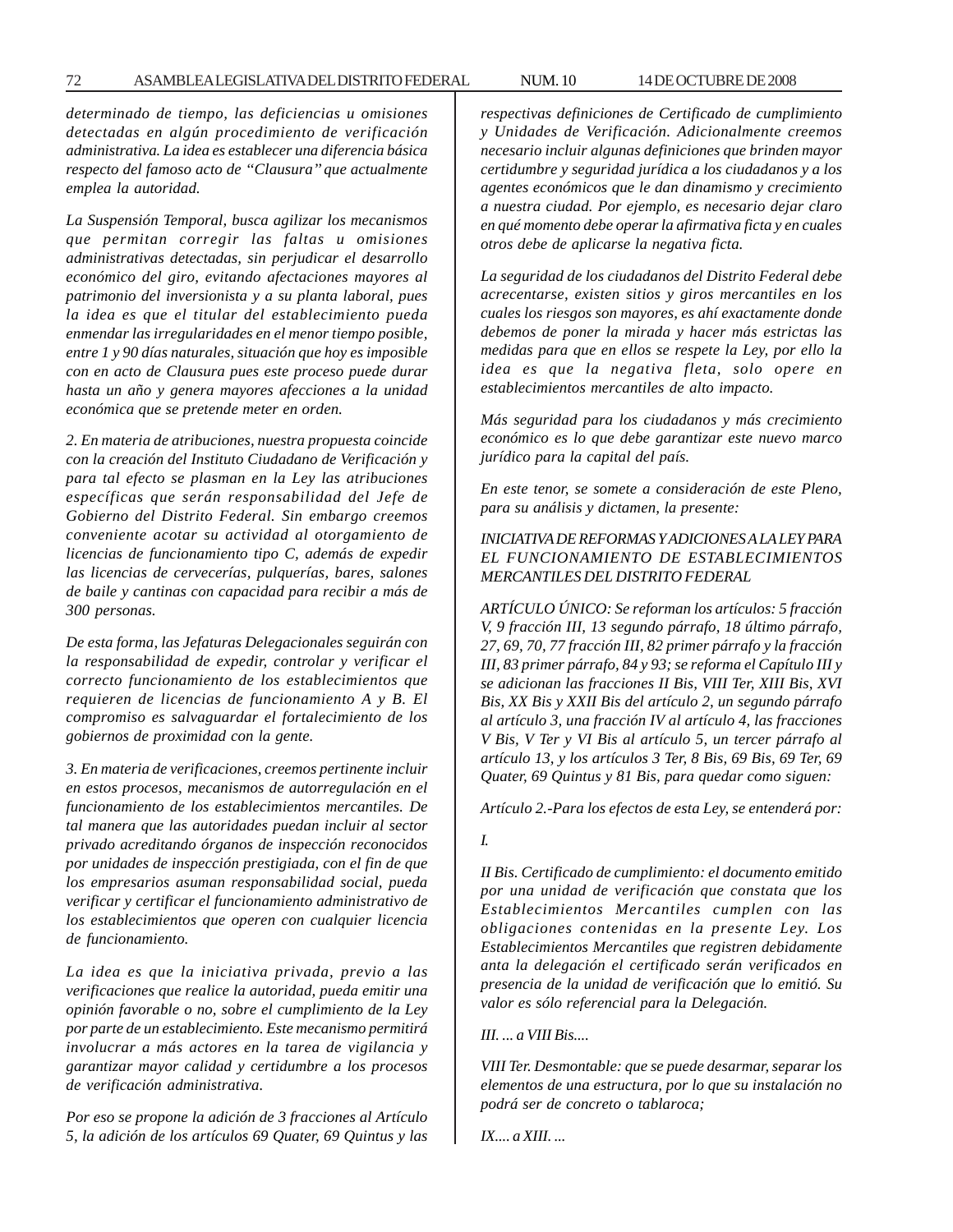*determinado de tiempo, las deficiencias u omisiones detectadas en algún procedimiento de verificación administrativa. La idea es establecer una diferencia básica respecto del famoso acto de "Clausura" que actualmente emplea la autoridad.*

*La Suspensión Temporal, busca agilizar los mecanismos que permitan corregir las faltas u omisiones administrativas detectadas, sin perjudicar el desarrollo económico del giro, evitando afectaciones mayores al patrimonio del inversionista y a su planta laboral, pues la idea es que el titular del establecimiento pueda enmendar las irregularidades en el menor tiempo posible, entre 1 y 90 días naturales, situación que hoy es imposible con en acto de Clausura pues este proceso puede durar hasta un año y genera mayores afecciones a la unidad económica que se pretende meter en orden.*

*2. En materia de atribuciones, nuestra propuesta coincide con la creación del Instituto Ciudadano de Verificación y para tal efecto se plasman en la Ley las atribuciones específicas que serán responsabilidad del Jefe de Gobierno del Distrito Federal. Sin embargo creemos conveniente acotar su actividad al otorgamiento de licencias de funcionamiento tipo C, además de expedir las licencias de cervecerías, pulquerías, bares, salones de baile y cantinas con capacidad para recibir a más de 300 personas.*

*De esta forma, las Jefaturas Delegacionales seguirán con la responsabilidad de expedir, controlar y verificar el correcto funcionamiento de los establecimientos que requieren de licencias de funcionamiento A y B. El compromiso es salvaguardar el fortalecimiento de los gobiernos de proximidad con la gente.*

*3. En materia de verificaciones, creemos pertinente incluir en estos procesos, mecanismos de autorregulación en el funcionamiento de los establecimientos mercantiles. De tal manera que las autoridades puedan incluir al sector privado acreditando órganos de inspección reconocidos por unidades de inspección prestigiada, con el fin de que los empresarios asuman responsabilidad social, pueda verificar y certificar el funcionamiento administrativo de los establecimientos que operen con cualquier licencia de funcionamiento.*

*La idea es que la iniciativa privada, previo a las verificaciones que realice la autoridad, pueda emitir una opinión favorable o no, sobre el cumplimiento de la Ley por parte de un establecimiento. Este mecanismo permitirá involucrar a más actores en la tarea de vigilancia y garantizar mayor calidad y certidumbre a los procesos de verificación administrativa.*

*Por eso se propone la adición de 3 fracciones al Artículo 5, la adición de los artículos 69 Quater, 69 Quintus y las respectivas definiciones de Certificado de cumplimiento y Unidades de Verificación. Adicionalmente creemos necesario incluir algunas definiciones que brinden mayor certidumbre y seguridad jurídica a los ciudadanos y a los agentes económicos que le dan dinamismo y crecimiento a nuestra ciudad. Por ejemplo, es necesario dejar claro en qué momento debe operar la afirmativa ficta y en cuales otros debe de aplicarse la negativa ficta.*

*La seguridad de los ciudadanos del Distrito Federal debe acrecentarse, existen sitios y giros mercantiles en los cuales los riesgos son mayores, es ahí exactamente donde debemos de poner la mirada y hacer más estrictas las medidas para que en ellos se respete la Ley, por ello la idea es que la negativa fleta, solo opere en establecimientos mercantiles de alto impacto.*

*Más seguridad para los ciudadanos y más crecimiento económico es lo que debe garantizar este nuevo marco jurídico para la capital del país.*

*En este tenor, se somete a consideración de este Pleno, para su análisis y dictamen, la presente:*

*INICIATIVA DE REFORMAS Y ADICIONES A LA LEY PARA EL FUNCIONAMIENTO DE ESTABLECIMIENTOS MERCANTILES DEL DISTRITO FEDERAL*

*ARTÍCULO ÚNICO: Se reforman los artículos: 5 fracción V, 9 fracción III, 13 segundo párrafo, 18 último párrafo, 27, 69, 70, 77 fracción III, 82 primer párrafo y la fracción III, 83 primer párrafo, 84 y 93; se reforma el Capítulo III y se adicionan las fracciones II Bis, VIII Ter, XIII Bis, XVI Bis, XX Bis y XXII Bis del artículo 2, un segundo párrafo al artículo 3, una fracción IV al artículo 4, las fracciones V Bis, V Ter y VI Bis al artículo 5, un tercer párrafo al artículo 13, y los artículos 3 Ter, 8 Bis, 69 Bis, 69 Ter, 69 Quater, 69 Quintus y 81 Bis, para quedar como siguen:*

*Artículo 2.-Para los efectos de esta Ley, se entenderá por:*

*I.*

*II Bis. Certificado de cumplimiento: el documento emitido por una unidad de verificación que constata que los Establecimientos Mercantiles cumplen con las obligaciones contenidas en la presente Ley. Los Establecimientos Mercantiles que registren debidamente anta la delegación el certificado serán verificados en presencia de la unidad de verificación que lo emitió. Su valor es sólo referencial para la Delegación.*

*III. ... a VIII Bis....*

*VIII Ter. Desmontable: que se puede desarmar, separar los elementos de una estructura, por lo que su instalación no podrá ser de concreto o tablaroca;*

*IX.... a XIII. ...*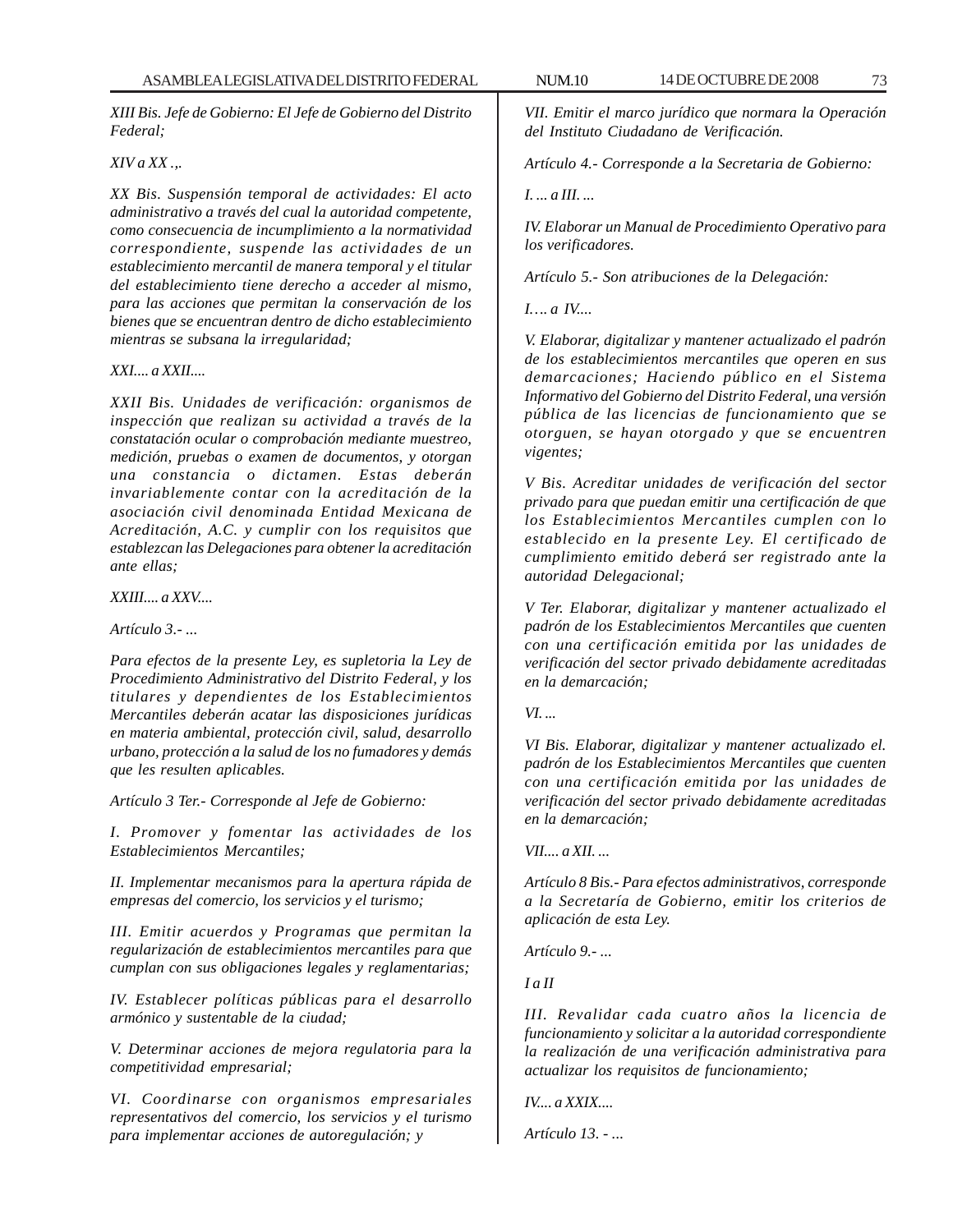*XIII Bis. Jefe de Gobierno: El Jefe de Gobierno del Distrito Federal;*

*XIV a XX .,.*

*XX Bis. Suspensión temporal de actividades: El acto administrativo a través del cual la autoridad competente, como consecuencia de incumplimiento a la normatividad correspondiente, suspende las actividades de un establecimiento mercantil de manera temporal y el titular del establecimiento tiene derecho a acceder al mismo, para las acciones que permitan la conservación de los bienes que se encuentran dentro de dicho establecimiento mientras se subsana la irregularidad;*

*XXI.... a XXII....*

*XXII Bis. Unidades de verificación: organismos de inspección que realizan su actividad a través de la constatación ocular o comprobación mediante muestreo, medición, pruebas o examen de documentos, y otorgan una constancia o dictamen. Estas deberán invariablemente contar con la acreditación de la asociación civil denominada Entidad Mexicana de Acreditación, A.C. y cumplir con los requisitos que establezcan las Delegaciones para obtener la acreditación ante ellas;*

*XXIII.... a XXV....*

*Artículo 3.- ...*

*Para efectos de la presente Ley, es supletoria la Ley de Procedimiento Administrativo del Distrito Federal, y los titulares y dependientes de los Establecimientos Mercantiles deberán acatar las disposiciones jurídicas en materia ambiental, protección civil, salud, desarrollo urbano, protección a la salud de los no fumadores y demás que les resulten aplicables.*

*Artículo 3 Ter.- Corresponde al Jefe de Gobierno:*

*I. Promover y fomentar las actividades de los Establecimientos Mercantiles;*

*II. Implementar mecanismos para la apertura rápida de empresas del comercio, los servicios y el turismo;*

*III. Emitir acuerdos y Programas que permitan la regularización de establecimientos mercantiles para que cumplan con sus obligaciones legales y reglamentarias;*

*IV. Establecer políticas públicas para el desarrollo armónico y sustentable de la ciudad;*

*V. Determinar acciones de mejora regulatoria para la competitividad empresarial;*

*VI. Coordinarse con organismos empresariales representativos del comercio, los servicios y el turismo para implementar acciones de autoregulación; y*

*VII. Emitir el marco jurídico que normara la Operación del Instituto Ciudadano de Verificación.*

*Artículo 4.- Corresponde a la Secretaria de Gobierno:*

*I. ... a III. ...*

*IV. Elaborar un Manual de Procedimiento Operativo para los verificadores.*

*Artículo 5.- Son atribuciones de la Delegación:*

*I…. a IV....*

*V. Elaborar, digitalizar y mantener actualizado el padrón de los establecimientos mercantiles que operen en sus demarcaciones; Haciendo público en el Sistema Informativo del Gobierno del Distrito Federal, una versión pública de las licencias de funcionamiento que se otorguen, se hayan otorgado y que se encuentren vigentes;*

*V Bis. Acreditar unidades de verificación del sector privado para que puedan emitir una certificación de que los Establecimientos Mercantiles cumplen con lo establecido en la presente Ley. El certificado de cumplimiento emitido deberá ser registrado ante la autoridad Delegacional;*

*V Ter. Elaborar, digitalizar y mantener actualizado el padrón de los Establecimientos Mercantiles que cuenten con una certificación emitida por las unidades de verificación del sector privado debidamente acreditadas en la demarcación;*

*VI. ...*

*VI Bis. Elaborar, digitalizar y mantener actualizado el. padrón de los Establecimientos Mercantiles que cuenten con una certificación emitida por las unidades de verificación del sector privado debidamente acreditadas en la demarcación;*

*VII.... a XII. ...*

*Artículo 8 Bis.- Para efectos administrativos, corresponde a la Secretaría de Gobierno, emitir los criterios de aplicación de esta Ley.*

*Artículo 9.- ...*

*I a II*

*III. Revalidar cada cuatro años la licencia de funcionamiento y solicitar a la autoridad correspondiente la realización de una verificación administrativa para actualizar los requisitos de funcionamiento;*

*IV.... a XXIX....*

*Artículo 13. - ...*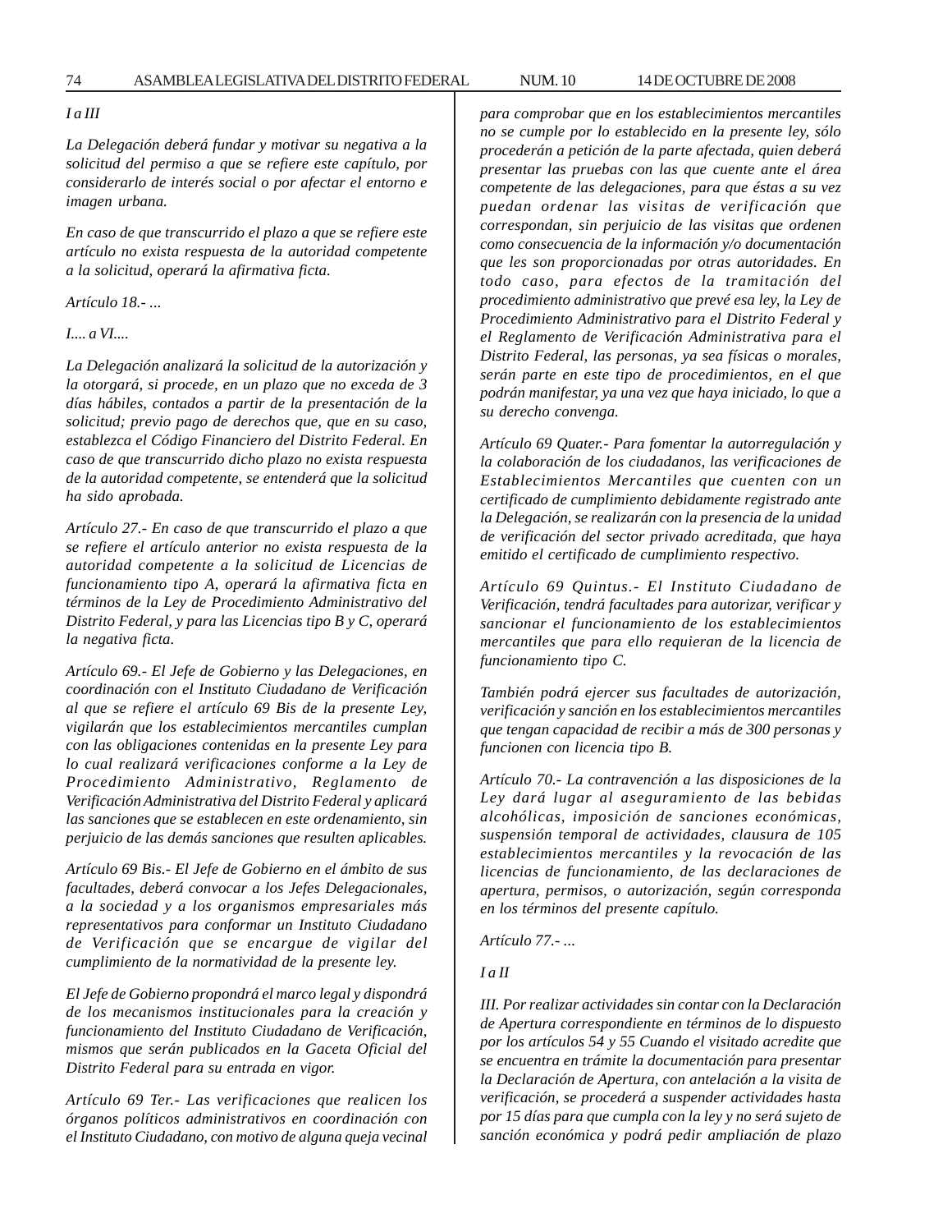*I a III*

*La Delegación deberá fundar y motivar su negativa a la solicitud del permiso a que se refiere este capítulo, por considerarlo de interés social o por afectar el entorno e imagen urbana.*

*En caso de que transcurrido el plazo a que se refiere este artículo no exista respuesta de la autoridad competente a la solicitud, operará la afirmativa ficta.*

*Artículo 18.- ...*

*I.... a VI....*

*La Delegación analizará la solicitud de la autorización y la otorgará, si procede, en un plazo que no exceda de 3 días hábiles, contados a partir de la presentación de la solicitud; previo pago de derechos que, que en su caso, establezca el Código Financiero del Distrito Federal. En caso de que transcurrido dicho plazo no exista respuesta de la autoridad competente, se entenderá que la solicitud ha sido aprobada.*

*Artículo 27.- En caso de que transcurrido el plazo a que se refiere el artículo anterior no exista respuesta de la autoridad competente a la solicitud de Licencias de funcionamiento tipo A, operará la afirmativa ficta en términos de la Ley de Procedimiento Administrativo del Distrito Federal, y para las Licencias tipo B y C, operará la negativa ficta.*

*Artículo 69.- El Jefe de Gobierno y las Delegaciones, en coordinación con el Instituto Ciudadano de Verificación al que se refiere el artículo 69 Bis de la presente Ley, vigilarán que los establecimientos mercantiles cumplan con las obligaciones contenidas en la presente Ley para lo cual realizará verificaciones conforme a la Ley de Procedimiento Administrativo, Reglamento de Verificación Administrativa del Distrito Federal y aplicará las sanciones que se establecen en este ordenamiento, sin perjuicio de las demás sanciones que resulten aplicables.*

*Artículo 69 Bis.- El Jefe de Gobierno en el ámbito de sus facultades, deberá convocar a los Jefes Delegacionales, a la sociedad y a los organismos empresariales más representativos para conformar un Instituto Ciudadano de Verificación que se encargue de vigilar del cumplimiento de la normatividad de la presente ley.*

*El Jefe de Gobierno propondrá el marco legal y dispondrá de los mecanismos institucionales para la creación y funcionamiento del Instituto Ciudadano de Verificación, mismos que serán publicados en la Gaceta Oficial del Distrito Federal para su entrada en vigor.*

*Artículo 69 Ter.- Las verificaciones que realicen los órganos políticos administrativos en coordinación con el Instituto Ciudadano, con motivo de alguna queja vecinal para comprobar que en los establecimientos mercantiles no se cumple por lo establecido en la presente ley, sólo procederán a petición de la parte afectada, quien deberá presentar las pruebas con las que cuente ante el área competente de las delegaciones, para que éstas a su vez puedan ordenar las visitas de verificación que correspondan, sin perjuicio de las visitas que ordenen como consecuencia de la información y/o documentación que les son proporcionadas por otras autoridades. En todo caso, para efectos de la tramitación del procedimiento administrativo que prevé esa ley, la Ley de Procedimiento Administrativo para el Distrito Federal y el Reglamento de Verificación Administrativa para el Distrito Federal, las personas, ya sea físicas o morales, serán parte en este tipo de procedimientos, en el que podrán manifestar, ya una vez que haya iniciado, lo que a su derecho convenga.*

*Artículo 69 Quater.- Para fomentar la autorregulación y la colaboración de los ciudadanos, las verificaciones de Establecimientos Mercantiles que cuenten con un certificado de cumplimiento debidamente registrado ante la Delegación, se realizarán con la presencia de la unidad de verificación del sector privado acreditada, que haya emitido el certificado de cumplimiento respectivo.*

*Artículo 69 Quintus.- El Instituto Ciudadano de Verificación, tendrá facultades para autorizar, verificar y sancionar el funcionamiento de los establecimientos mercantiles que para ello requieran de la licencia de funcionamiento tipo C.*

*También podrá ejercer sus facultades de autorización, verificación y sanción en los establecimientos mercantiles que tengan capacidad de recibir a más de 300 personas y funcionen con licencia tipo B.*

*Artículo 70.- La contravención a las disposiciones de la Ley dará lugar al aseguramiento de las bebidas alcohólicas, imposición de sanciones económicas, suspensión temporal de actividades, clausura de 105 establecimientos mercantiles y la revocación de las licencias de funcionamiento, de las declaraciones de apertura, permisos, o autorización, según corresponda en los términos del presente capítulo.*

*Artículo 77.- ...*

*I a II*

*III. Por realizar actividades sin contar con la Declaración de Apertura correspondiente en términos de lo dispuesto por los artículos 54 y 55 Cuando el visitado acredite que se encuentra en trámite la documentación para presentar la Declaración de Apertura, con antelación a la visita de verificación, se procederá a suspender actividades hasta por 15 días para que cumpla con la ley y no será sujeto de sanción económica y podrá pedir ampliación de plazo*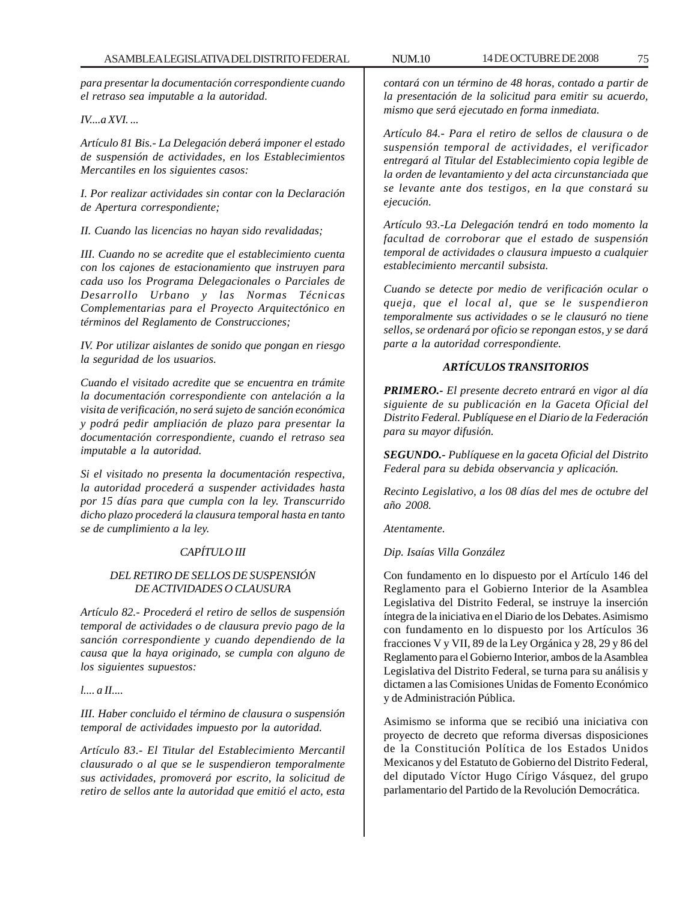*para presentar la documentación correspondiente cuando el retraso sea imputable a la autoridad.*

*IV....a XVI. ...*

*Artículo 81 Bis.- La Delegación deberá imponer el estado de suspensión de actividades, en los Establecimientos Mercantiles en los siguientes casos:*

*I. Por realizar actividades sin contar con la Declaración de Apertura correspondiente;*

*II. Cuando las licencias no hayan sido revalidadas;*

*III. Cuando no se acredite que el establecimiento cuenta con los cajones de estacionamiento que instruyen para cada uso los Programa Delegacionales o Parciales de Desarrollo Urbano y las Normas Técnicas Complementarias para el Proyecto Arquitectónico en términos del Reglamento de Construcciones;*

*IV. Por utilizar aislantes de sonido que pongan en riesgo la seguridad de los usuarios.*

*Cuando el visitado acredite que se encuentra en trámite la documentación correspondiente con antelación a la visita de verificación, no será sujeto de sanción económica y podrá pedir ampliación de plazo para presentar la documentación correspondiente, cuando el retraso sea imputable a la autoridad.*

*Si el visitado no presenta la documentación respectiva, la autoridad procederá a suspender actividades hasta por 15 días para que cumpla con la ley. Transcurrido dicho plazo procederá la clausura temporal hasta en tanto se de cumplimiento a la ley.*

*CAPÍTULO III*

*DEL RETIRO DE SELLOS DE SUSPENSIÓN DE ACTIVIDADES O CLAUSURA*

*Artículo 82.- Procederá el retiro de sellos de suspensión temporal de actividades o de clausura previo pago de la sanción correspondiente y cuando dependiendo de la causa que la haya originado, se cumpla con alguno de los siguientes supuestos:*

*I.... a II....*

*III. Haber concluido el término de clausura o suspensión temporal de actividades impuesto por la autoridad.*

*Artículo 83.- El Titular del Establecimiento Mercantil clausurado o al que se le suspendieron temporalmente sus actividades, promoverá por escrito, la solicitud de retiro de sellos ante la autoridad que emitió el acto, esta contará con un término de 48 horas, contado a partir de la presentación de la solicitud para emitir su acuerdo, mismo que será ejecutado en forma inmediata.*

*Artículo 84.- Para el retiro de sellos de clausura o de suspensión temporal de actividades, el verificador entregará al Titular del Establecimiento copia legible de la orden de levantamiento y del acta circunstanciada que se levante ante dos testigos, en la que constará su ejecución.*

*Artículo 93.-La Delegación tendrá en todo momento la facultad de corroborar que el estado de suspensión temporal de actividades o clausura impuesto a cualquier establecimiento mercantil subsista.*

*Cuando se detecte por medio de verificación ocular o queja, que el local al, que se le suspendieron temporalmente sus actividades o se le clausuró no tiene sellos, se ordenará por oficio se repongan estos, y se dará parte a la autoridad correspondiente.*

***ARTÍCULOS TRANSITORIOS***

***PRIMERO.-*** *El presente decreto entrará en vigor al día siguiente de su publicación en la Gaceta Oficial del Distrito Federal. Publíquese en el Diario de la Federación para su mayor difusión.*

***SEGUNDO.-*** *Publíquese en la gaceta Oficial del Distrito Federal para su debida observancia y aplicación.*

*Recinto Legislativo, a los 08 días del mes de octubre del año 2008.*

*Atentamente.*

*Dip. Isaías Villa González*

Con fundamento en lo dispuesto por el Artículo 146 del Reglamento para el Gobierno Interior de la Asamblea Legislativa del Distrito Federal, se instruye la inserción íntegra de la iniciativa en el Diario de los Debates. Asimismo con fundamento en lo dispuesto por los Artículos 36 fracciones V y VII, 89 de la Ley Orgánica y 28, 29 y 86 del Reglamento para el Gobierno Interior, ambos de la Asamblea Legislativa del Distrito Federal, se turna para su análisis y dictamen a las Comisiones Unidas de Fomento Económico y de Administración Pública.

Asimismo se informa que se recibió una iniciativa con proyecto de decreto que reforma diversas disposiciones de la Constitución Política de los Estados Unidos Mexicanos y del Estatuto de Gobierno del Distrito Federal, del diputado Víctor Hugo Círigo Vásquez, del grupo parlamentario del Partido de la Revolución Democrática.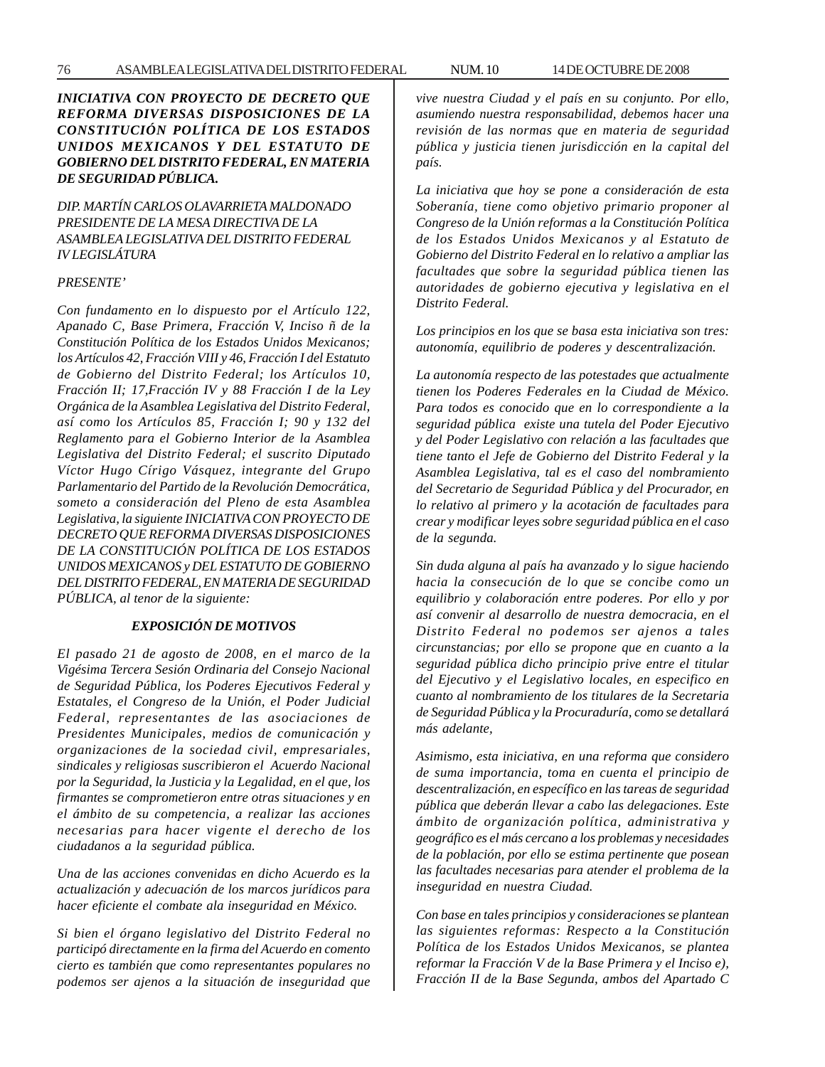***INICIATIVA CON PROYECTO DE DECRETO QUE REFORMA DIVERSAS DISPOSICIONES DE LA CONSTITUCIÓN POLÍTICA DE LOS ESTADOS UNIDOS MEXICANOS Y DEL ESTATUTO DE GOBIERNO DEL DISTRITO FEDERAL, EN MATERIA DE SEGURIDAD PÚBLICA.***

*DIP. MARTÍN CARLOS OLAVARRIETA MALDONADO*
*PRESIDENTE DE LA MESA DIRECTIVA DE LA ASAMBLEA LEGISLATIVA DEL DISTRITO FEDERAL*
*IV LEGISLÁTURA*

*PRESENTE'*

*Con fundamento en lo dispuesto por el Artículo 122, Apanado C, Base Primera, Fracción V, Inciso ñ de la Constitución Política de los Estados Unidos Mexicanos; los Artículos 42, Fracción VIII y 46, Fracción I del Estatuto de Gobierno del Distrito Federal; los Artículos 10, Fracción II; 17,Fracción IV y 88 Fracción I de la Ley Orgánica de la Asamblea Legislativa del Distrito Federal, así como los Artículos 85, Fracción I; 90 y 132 del Reglamento para el Gobierno Interior de la Asamblea Legislativa del Distrito Federal; el suscrito Diputado Víctor Hugo Círigo Vásquez, integrante del Grupo Parlamentario del Partido de la Revolución Democrática, someto a consideración del Pleno de esta Asamblea Legislativa, la siguiente INICIATIVA CON PROYECTO DE DECRETO QUE REFORMA DIVERSAS DISPOSICIONES DE LA CONSTITUCIÓN POLÍTICA DE LOS ESTADOS UNIDOS MEXICANOS y DEL ESTATUTO DE GOBIERNO DEL DISTRITO FEDERAL, EN MATERIA DE SEGURIDAD PÚBLICA, al tenor de la siguiente:*

***EXPOSICIÓN DE MOTIVOS***

*El pasado 21 de agosto de 2008, en el marco de la Vigésima Tercera Sesión Ordinaria del Consejo Nacional de Seguridad Pública, los Poderes Ejecutivos Federal y Estatales, el Congreso de la Unión, el Poder Judicial Federal, representantes de las asociaciones de Presidentes Municipales, medios de comunicación y organizaciones de la sociedad civil, empresariales, sindicales y religiosas suscribieron el Acuerdo Nacional por la Seguridad, la Justicia y la Legalidad, en el que, los firmantes se comprometieron entre otras situaciones y en el ámbito de su competencia, a realizar las acciones necesarias para hacer vigente el derecho de los ciudadanos a la seguridad pública.*

*Una de las acciones convenidas en dicho Acuerdo es la actualización y adecuación de los marcos jurídicos para hacer eficiente el combate ala inseguridad en México.*

*Si bien el órgano legislativo del Distrito Federal no participó directamente en la firma del Acuerdo en comento cierto es también que como representantes populares no podemos ser ajenos a la situación de inseguridad que vive nuestra Ciudad y el país en su conjunto. Por ello, asumiendo nuestra responsabilidad, debemos hacer una revisión de las normas que en materia de seguridad pública y justicia tienen jurisdicción en la capital del país.*

*La iniciativa que hoy se pone a consideración de esta Soberanía, tiene como objetivo primario proponer al Congreso de la Unión reformas a la Constitución Política de los Estados Unidos Mexicanos y al Estatuto de Gobierno del Distrito Federal en lo relativo a ampliar las facultades que sobre la seguridad pública tienen las autoridades de gobierno ejecutiva y legislativa en el Distrito Federal.*

*Los principios en los que se basa esta iniciativa son tres: autonomía, equilibrio de poderes y descentralización.*

*La autonomía respecto de las potestades que actualmente tienen los Poderes Federales en la Ciudad de México. Para todos es conocido que en lo correspondiente a la seguridad pública existe una tutela del Poder Ejecutivo y del Poder Legislativo con relación a las facultades que tiene tanto el Jefe de Gobierno del Distrito Federal y la Asamblea Legislativa, tal es el caso del nombramiento del Secretario de Seguridad Pública y del Procurador, en lo relativo al primero y la acotación de facultades para crear y modificar leyes sobre seguridad pública en el caso de la segunda.*

*Sin duda alguna al país ha avanzado y lo sigue haciendo hacia la consecución de lo que se concibe como un equilibrio y colaboración entre poderes. Por ello y por así convenir al desarrollo de nuestra democracia, en el Distrito Federal no podemos ser ajenos a tales circunstancias; por ello se propone que en cuanto a la seguridad pública dicho principio prive entre el titular del Ejecutivo y el Legislativo locales, en especifico en cuanto al nombramiento de los titulares de la Secretaria de Seguridad Pública y la Procuraduría, como se detallará más adelante,*

*Asimismo, esta iniciativa, en una reforma que considero de suma importancia, toma en cuenta el principio de descentralización, en específico en las tareas de seguridad pública que deberán llevar a cabo las delegaciones. Este ámbito de organización política, administrativa y geográfico es el más cercano a los problemas y necesidades de la población, por ello se estima pertinente que posean las facultades necesarias para atender el problema de la inseguridad en nuestra Ciudad.*

*Con base en tales principios y consideraciones se plantean las siguientes reformas: Respecto a la Constitución Política de los Estados Unidos Mexicanos, se plantea reformar la Fracción V de la Base Primera y el Inciso e), Fracción II de la Base Segunda, ambos del Apartado C*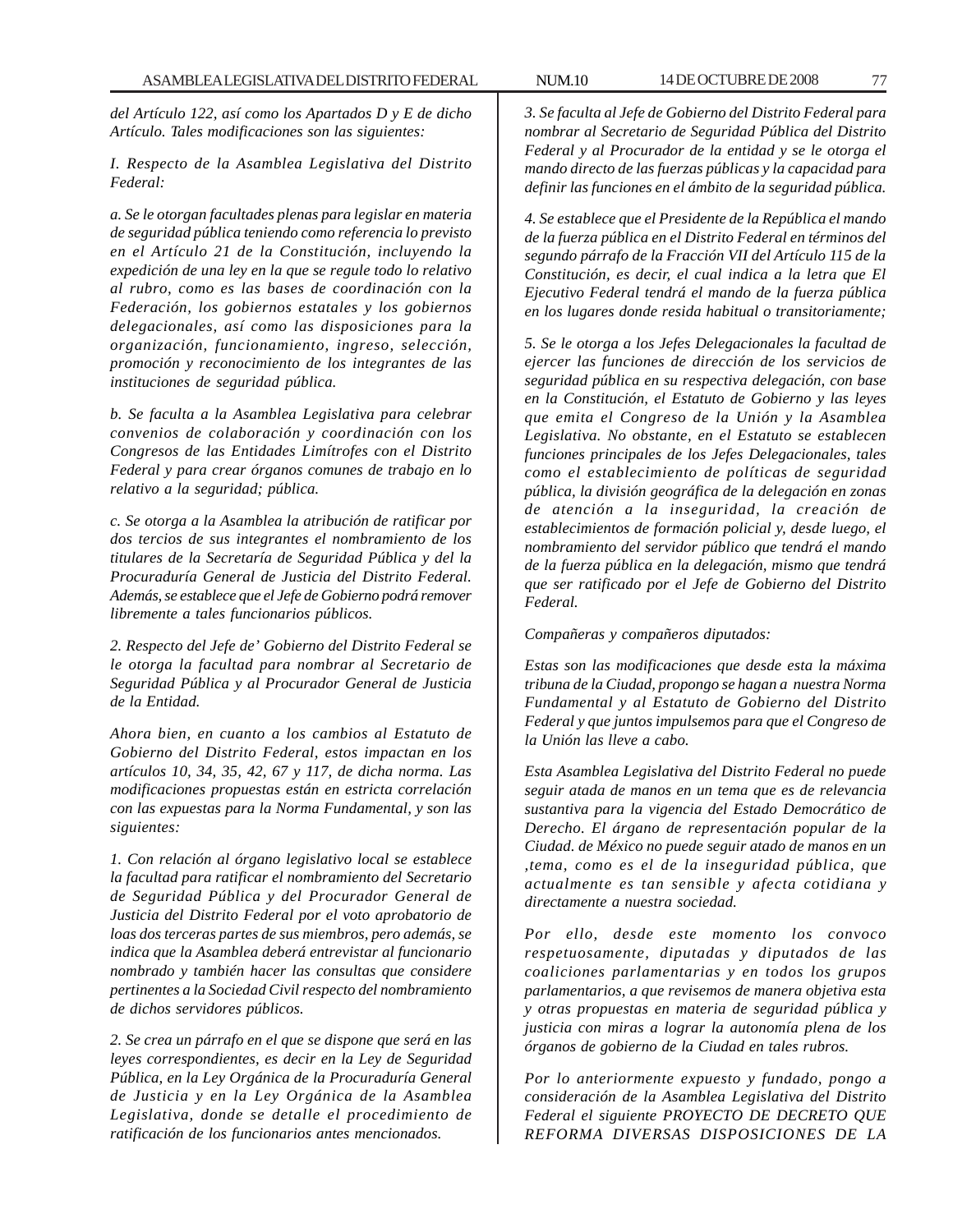*del Artículo 122, así como los Apartados D y E de dicho Artículo. Tales modificaciones son las siguientes:*

*I. Respecto de la Asamblea Legislativa del Distrito Federal:*

*a. Se le otorgan facultades plenas para legislar en materia de seguridad pública teniendo como referencia lo previsto en el Artículo 21 de la Constitución, incluyendo la expedición de una ley en la que se regule todo lo relativo al rubro, como es las bases de coordinación con la Federación, los gobiernos estatales y los gobiernos delegacionales, así como las disposiciones para la organización, funcionamiento, ingreso, selección, promoción y reconocimiento de los integrantes de las instituciones de seguridad pública.*

*b. Se faculta a la Asamblea Legislativa para celebrar convenios de colaboración y coordinación con los Congresos de las Entidades Limítrofes con el Distrito Federal y para crear órganos comunes de trabajo en lo relativo a la seguridad; pública.*

*c. Se otorga a la Asamblea la atribución de ratificar por dos tercios de sus integrantes el nombramiento de los titulares de la Secretaría de Seguridad Pública y del la Procuraduría General de Justicia del Distrito Federal. Además, se establece que el Jefe de Gobierno podrá remover libremente a tales funcionarios públicos.*

*2. Respecto del Jefe de' Gobierno del Distrito Federal se le otorga la facultad para nombrar al Secretario de Seguridad Pública y al Procurador General de Justicia de la Entidad.*

*Ahora bien, en cuanto a los cambios al Estatuto de Gobierno del Distrito Federal, estos impactan en los artículos 10, 34, 35, 42, 67 y 117, de dicha norma. Las modificaciones propuestas están en estricta correlación con las expuestas para la Norma Fundamental, y son las siguientes:*

*1. Con relación al órgano legislativo local se establece la facultad para ratificar el nombramiento del Secretario de Seguridad Pública y del Procurador General de Justicia del Distrito Federal por el voto aprobatorio de loas dos terceras partes de sus miembros, pero además, se indica que la Asamblea deberá entrevistar al funcionario nombrado y también hacer las consultas que considere pertinentes a la Sociedad Civil respecto del nombramiento de dichos servidores públicos.*

*2. Se crea un párrafo en el que se dispone que será en las leyes correspondientes, es decir en la Ley de Seguridad Pública, en la Ley Orgánica de la Procuraduría General de Justicia y en la Ley Orgánica de la Asamblea Legislativa, donde se detalle el procedimiento de ratificación de los funcionarios antes mencionados.*

*3. Se faculta al Jefe de Gobierno del Distrito Federal para nombrar al Secretario de Seguridad Pública del Distrito Federal y al Procurador de la entidad y se le otorga el mando directo de las fuerzas públicas y la capacidad para definir las funciones en el ámbito de la seguridad pública.*

*4. Se establece que el Presidente de la República el mando de la fuerza pública en el Distrito Federal en términos del segundo párrafo de la Fracción VII del Artículo 115 de la Constitución, es decir, el cual indica a la letra que El Ejecutivo Federal tendrá el mando de la fuerza pública en los lugares donde resida habitual o transitoriamente;*

*5. Se le otorga a los Jefes Delegacionales la facultad de ejercer las funciones de dirección de los servicios de seguridad pública en su respectiva delegación, con base en la Constitución, el Estatuto de Gobierno y las leyes que emita el Congreso de la Unión y la Asamblea Legislativa. No obstante, en el Estatuto se establecen funciones principales de los Jefes Delegacionales, tales como el establecimiento de políticas de seguridad pública, la división geográfica de la delegación en zonas de atención a la inseguridad, la creación de establecimientos de formación policial y, desde luego, el nombramiento del servidor público que tendrá el mando de la fuerza pública en la delegación, mismo que tendrá que ser ratificado por el Jefe de Gobierno del Distrito Federal.*

*Compañeras y compañeros diputados:*

*Estas son las modificaciones que desde esta la máxima tribuna de la Ciudad, propongo se hagan a nuestra Norma Fundamental y al Estatuto de Gobierno del Distrito Federal y que juntos impulsemos para que el Congreso de la Unión las lleve a cabo.*

*Esta Asamblea Legislativa del Distrito Federal no puede seguir atada de manos en un tema que es de relevancia sustantiva para la vigencia del Estado Democrático de Derecho. El órgano de representación popular de la Ciudad. de México no puede seguir atado de manos en un ,tema, como es el de la inseguridad pública, que actualmente es tan sensible y afecta cotidiana y directamente a nuestra sociedad.*

*Por ello, desde este momento los convoco respetuosamente, diputadas y diputados de las coaliciones parlamentarias y en todos los grupos parlamentarios, a que revisemos de manera objetiva esta y otras propuestas en materia de seguridad pública y justicia con miras a lograr la autonomía plena de los órganos de gobierno de la Ciudad en tales rubros.*

*Por lo anteriormente expuesto y fundado, pongo a consideración de la Asamblea Legislativa del Distrito Federal el siguiente PROYECTO DE DECRETO QUE REFORMA DIVERSAS DISPOSICIONES DE LA*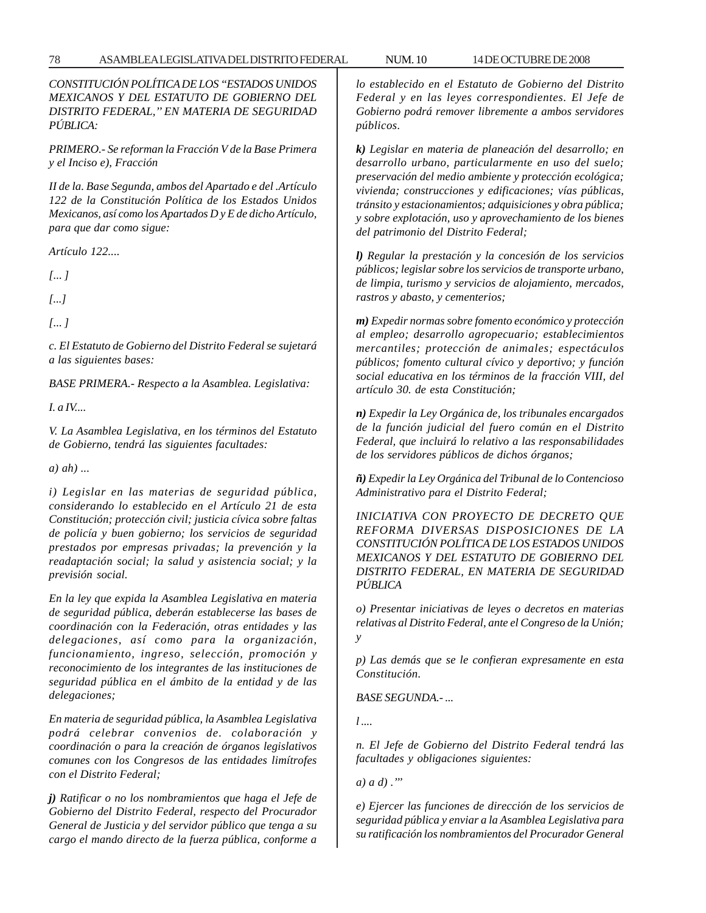*CONSTITUCIÓN POLÍTICA DE LOS "ESTADOS UNIDOS MEXICANOS Y DEL ESTATUTO DE GOBIERNO DEL DISTRITO FEDERAL," EN MATERIA DE SEGURIDAD PÚBLICA:*

*PRIMERO.- Se reforman la Fracción V de la Base Primera y el Inciso e), Fracción*

*II de la. Base Segunda, ambos del Apartado e del .Artículo 122 de la Constitución Política de los Estados Unidos Mexicanos, así como los Apartados D y E de dicho Artículo, para que dar como sigue:*

*Artículo 122....*

*[... ]*

*[...]*

*[... ]*

*c. El Estatuto de Gobierno del Distrito Federal se sujetará a las siguientes bases:*

*BASE PRIMERA.- Respecto a la Asamblea. Legislativa:*

*I. a IV....*

*V. La Asamblea Legislativa, en los términos del Estatuto de Gobierno, tendrá las siguientes facultades:*

*a) ah) ...*

*i) Legislar en las materias de seguridad pública, considerando lo establecido en el Artículo 21 de esta Constitución; protección civil; justicia cívica sobre faltas de policía y buen gobierno; los servicios de seguridad prestados por empresas privadas; la prevención y la readaptación social; la salud y asistencia social; y la previsión social.*

*En la ley que expida la Asamblea Legislativa en materia de seguridad pública, deberán establecerse las bases de coordinación con la Federación, otras entidades y las delegaciones, así como para la organización, funcionamiento, ingreso, selección, promoción y reconocimiento de los integrantes de las instituciones de seguridad pública en el ámbito de la entidad y de las delegaciones;*

*En materia de seguridad pública, la Asamblea Legislativa podrá celebrar convenios de. colaboración y coordinación o para la creación de órganos legislativos comunes con los Congresos de las entidades limítrofes con el Distrito Federal;*

***j)** Ratificar o no los nombramientos que haga el Jefe de Gobierno del Distrito Federal, respecto del Procurador General de Justicia y del servidor público que tenga a su cargo el mando directo de la fuerza pública, conforme a lo establecido en el Estatuto de Gobierno del Distrito Federal y en las leyes correspondientes. El Jefe de Gobierno podrá remover libremente a ambos servidores públicos.*

***k)** Legislar en materia de planeación del desarrollo; en desarrollo urbano, particularmente en uso del suelo; preservación del medio ambiente y protección ecológica; vivienda; construcciones y edificaciones; vías públicas, tránsito y estacionamientos; adquisiciones y obra pública; y sobre explotación, uso y aprovechamiento de los bienes del patrimonio del Distrito Federal;*

***l)** Regular la prestación y la concesión de los servicios públicos; legislar sobre los servicios de transporte urbano, de limpia, turismo y servicios de alojamiento, mercados, rastros y abasto, y cementerios;*

***m)** Expedir normas sobre fomento económico y protección al empleo; desarrollo agropecuario; establecimientos mercantiles; protección de animales; espectáculos públicos; fomento cultural cívico y deportivo; y función social educativa en los términos de la fracción VIII, del artículo 30. de esta Constitución;*

***n)** Expedir la Ley Orgánica de, los tribunales encargados de la función judicial del fuero común en el Distrito Federal, que incluirá lo relativo a las responsabilidades de los servidores públicos de dichos órganos;*

***ñ)** Expedir la Ley Orgánica del Tribunal de lo Contencioso Administrativo para el Distrito Federal;*

*INICIATIVA CON PROYECTO DE DECRETO QUE REFORMA DIVERSAS DISPOSICIONES DE LA CONSTITUCIÓN POLÍTICA DE LOS ESTADOS UNIDOS MEXICANOS Y DEL ESTATUTO DE GOBIERNO DEL DISTRITO FEDERAL, EN MATERIA DE SEGURIDAD PÚBLICA*

*o) Presentar iniciativas de leyes o decretos en materias relativas al Distrito Federal, ante el Congreso de la Unión; y*

*p) Las demás que se le confieran expresamente en esta Constitución.*

*BASE SEGUNDA.- ...*

*l ....*

*n. El Jefe de Gobierno del Distrito Federal tendrá las facultades y obligaciones siguientes:*

*a) a d) .'"*

*e) Ejercer las funciones de dirección de los servicios de seguridad pública y enviar a la Asamblea Legislativa para su ratificación los nombramientos del Procurador General*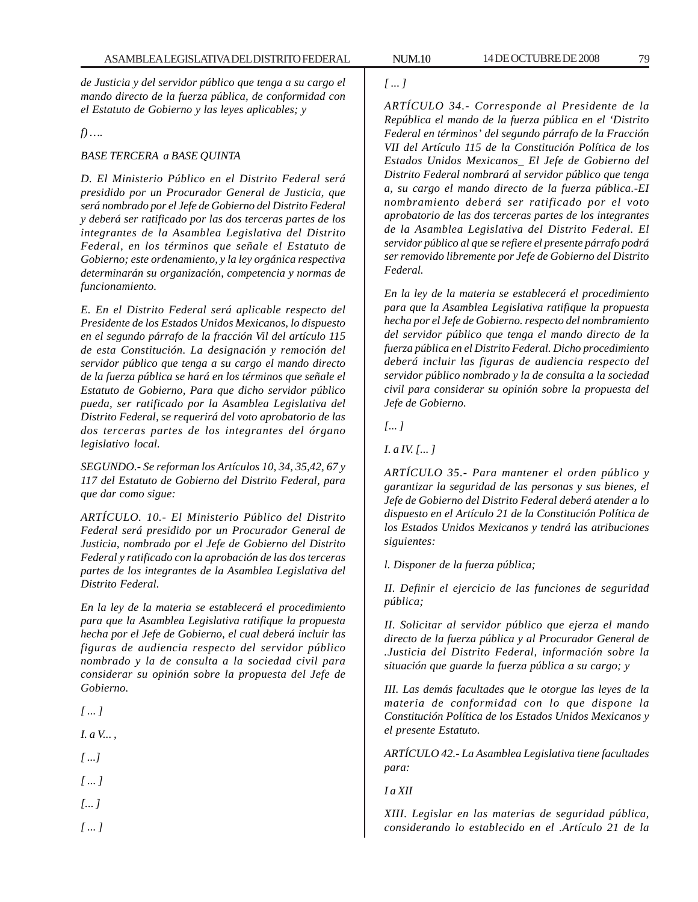*de Justicia y del servidor público que tenga a su cargo el mando directo de la fuerza pública, de conformidad con el Estatuto de Gobierno y las leyes aplicables; y*

*f) ….*

*BASE TERCERA a BASE QUINTA*

*D. El Ministerio Público en el Distrito Federal será presidido por un Procurador General de Justicia, que será nombrado por el Jefe de Gobierno del Distrito Federal y deberá ser ratificado por las dos terceras partes de los integrantes de la Asamblea Legislativa del Distrito Federal, en los términos que señale el Estatuto de Gobierno; este ordenamiento, y la ley orgánica respectiva determinarán su organización, competencia y normas de funcionamiento.*

*E. En el Distrito Federal será aplicable respecto del Presidente de los Estados Unidos Mexicanos, lo dispuesto en el segundo párrafo de la fracción Vil del artículo 115 de esta Constitución. La designación y remoción del servidor público que tenga a su cargo el mando directo de la fuerza pública se hará en los términos que señale el Estatuto de Gobierno, Para que dicho servidor público pueda, ser ratificado por la Asamblea Legislativa del Distrito Federal, se requerirá del voto aprobatorio de las dos terceras partes de los integrantes del órgano legislativo local.*

*SEGUNDO.- Se reforman los Artículos 10, 34, 35,42, 67 y 117 del Estatuto de Gobierno del Distrito Federal, para que dar como sigue:*

*ARTÍCULO. 10.- El Ministerio Público del Distrito Federal será presidido por un Procurador General de Justicia, nombrado por el Jefe de Gobierno del Distrito Federal y ratificado con la aprobación de las dos terceras partes de los integrantes de la Asamblea Legislativa del Distrito Federal.*

*En la ley de la materia se establecerá el procedimiento para que la Asamblea Legislativa ratifique la propuesta hecha por el Jefe de Gobierno, el cual deberá incluir las figuras de audiencia respecto del servidor público nombrado y la de consulta a la sociedad civil para considerar su opinión sobre la propuesta del Jefe de Gobierno.*

*[ ... ]*

*I. a V... ,*

*[ ...]*

*[ ... ]*

*[... ]*

*[ ... ]*

*[ ... ]*

*ARTÍCULO 34.- Corresponde al Presidente de la República el mando de la fuerza pública en el 'Distrito Federal en términos' del segundo párrafo de la Fracción VII del Artículo 115 de la Constitución Política de los Estados Unidos Mexicanos_ El Jefe de Gobierno del Distrito Federal nombrará al servidor público que tenga a, su cargo el mando directo de la fuerza pública.-EI nombramiento deberá ser ratificado por el voto aprobatorio de las dos terceras partes de los integrantes de la Asamblea Legislativa del Distrito Federal. El servidor público al que se refiere el presente párrafo podrá ser removido libremente por Jefe de Gobierno del Distrito Federal.*

*En la ley de la materia se establecerá el procedimiento para que la Asamblea Legislativa ratifique la propuesta hecha por el Jefe de Gobierno. respecto del nombramiento del servidor público que tenga el mando directo de la fuerza pública en el Distrito Federal. Dicho procedimiento deberá incluir las figuras de audiencia respecto del servidor público nombrado y la de consulta a la sociedad civil para considerar su opinión sobre la propuesta del Jefe de Gobierno.*

*[... ]*

*I. a IV. [... ]*

*ARTÍCULO 35.- Para mantener el orden público y garantizar la seguridad de las personas y sus bienes, el Jefe de Gobierno del Distrito Federal deberá atender a lo dispuesto en el Artículo 21 de la Constitución Política de los Estados Unidos Mexicanos y tendrá las atribuciones siguientes:*

*l. Disponer de la fuerza pública;*

*II. Definir el ejercicio de las funciones de seguridad pública;*

*II. Solicitar al servidor público que ejerza el mando directo de la fuerza pública y al Procurador General de .Justicia del Distrito Federal, información sobre la situación que guarde la fuerza pública a su cargo; y*

*III. Las demás facultades que le otorgue las leyes de la materia de conformidad con lo que dispone la Constitución Política de los Estados Unidos Mexicanos y el presente Estatuto.*

*ARTÍCULO 42.- La Asamblea Legislativa tiene facultades para:*

*I a XII*

*XIII. Legislar en las materias de seguridad pública, considerando lo establecido en el .Artículo 21 de la*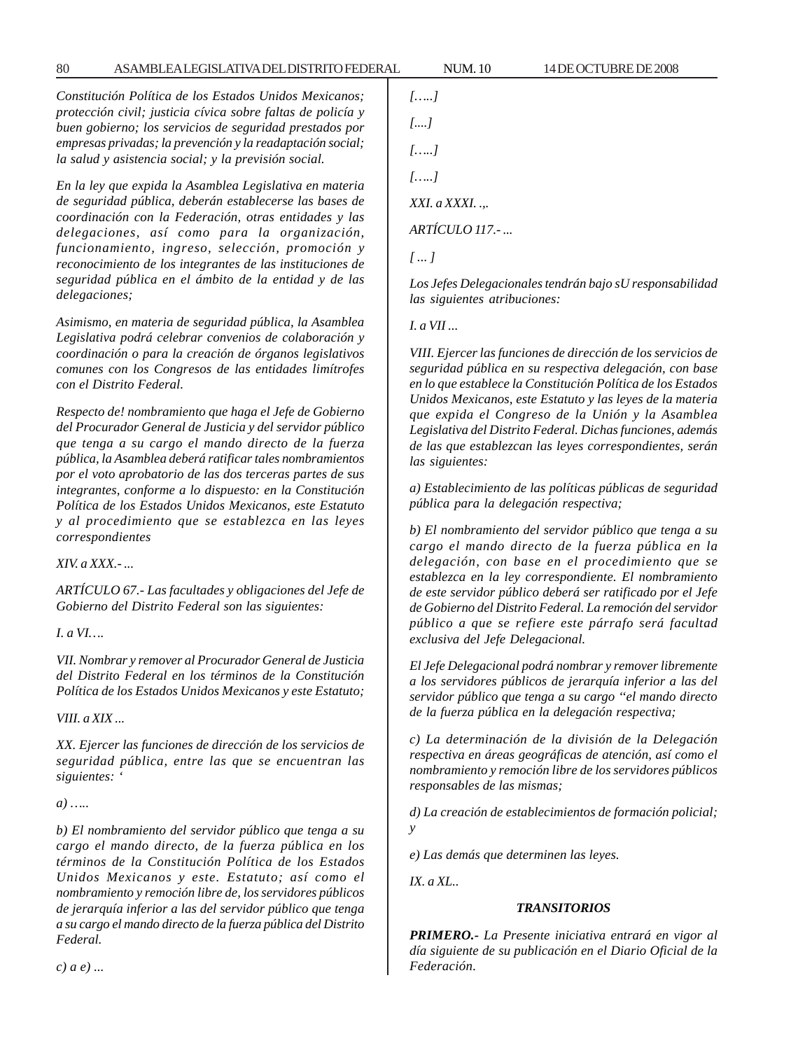*Constitución Política de los Estados Unidos Mexicanos; protección civil; justicia cívica sobre faltas de policía y buen gobierno; los servicios de seguridad prestados por empresas privadas; la prevención y la readaptación social; la salud y asistencia social; y la previsión social.*

*En la ley que expida la Asamblea Legislativa en materia de seguridad pública, deberán establecerse las bases de coordinación con la Federación, otras entidades y las delegaciones, así como para la organización, funcionamiento, ingreso, selección, promoción y reconocimiento de los integrantes de las instituciones de seguridad pública en el ámbito de la entidad y de las delegaciones;*

*Asimismo, en materia de seguridad pública, la Asamblea Legislativa podrá celebrar convenios de colaboración y coordinación o para la creación de órganos legislativos comunes con los Congresos de las entidades limítrofes con el Distrito Federal.*

*Respecto de! nombramiento que haga el Jefe de Gobierno del Procurador General de Justicia y del servidor público que tenga a su cargo el mando directo de la fuerza pública, la Asamblea deberá ratificar tales nombramientos por el voto aprobatorio de las dos terceras partes de sus integrantes, conforme a lo dispuesto: en la Constitución Política de los Estados Unidos Mexicanos, este Estatuto y al procedimiento que se establezca en las leyes correspondientes*

*XIV. a XXX.- ...*

*ARTÍCULO 67.- Las facultades y obligaciones del Jefe de Gobierno del Distrito Federal son las siguientes:*

*I. a VI….*

*VII. Nombrar y remover al Procurador General de Justicia del Distrito Federal en los términos de la Constitución Política de los Estados Unidos Mexicanos y este Estatuto;*

*VIII. a XIX ...*

*XX. Ejercer las funciones de dirección de los servicios de seguridad pública, entre las que se encuentran las siguientes: '*

*a) …..*

*b) El nombramiento del servidor público que tenga a su cargo el mando directo, de la fuerza pública en los términos de la Constitución Política de los Estados Unidos Mexicanos y este. Estatuto; así como el nombramiento y remoción libre de, los servidores públicos de jerarquía inferior a las del servidor público que tenga a su cargo el mando directo de la fuerza pública del Distrito Federal.*

*c) a e) ...*

*[…..]*

*[....]*

*[…..]*

*[…..]*

*XXI. a XXXI. .,.*

*ARTÍCULO 117.- ...*

*[ ... ]*

*Los Jefes Delegacionales tendrán bajo sU responsabilidad las siguientes atribuciones:*

*I. a VII ...*

*VIII. Ejercer las funciones de dirección de los servicios de seguridad pública en su respectiva delegación, con base en lo que establece la Constitución Política de los Estados Unidos Mexicanos, este Estatuto y las leyes de la materia que expida el Congreso de la Unión y la Asamblea Legislativa del Distrito Federal. Dichas funciones, además de las que establezcan las leyes correspondientes, serán las siguientes:*

*a) Establecimiento de las políticas públicas de seguridad pública para la delegación respectiva;*

*b) El nombramiento del servidor público que tenga a su cargo el mando directo de la fuerza pública en la delegación, con base en el procedimiento que se establezca en la ley correspondiente. El nombramiento de este servidor público deberá ser ratificado por el Jefe de Gobierno del Distrito Federal. La remoción del servidor público a que se refiere este párrafo será facultad exclusiva del Jefe Delegacional.*

*El Jefe Delegacional podrá nombrar y remover libremente a los servidores públicos de jerarquía inferior a las del servidor público que tenga a su cargo "el mando directo de la fuerza pública en la delegación respectiva;*

*c) La determinación de la división de la Delegación respectiva en áreas geográficas de atención, así como el nombramiento y remoción libre de los servidores públicos responsables de las mismas;*

*d) La creación de establecimientos de formación policial; y*

*e) Las demás que determinen las leyes.*

*IX. a XL..*

***TRANSITORIOS***

***PRIMERO.-*** *La Presente iniciativa entrará en vigor al día siguiente de su publicación en el Diario Oficial de la Federación.*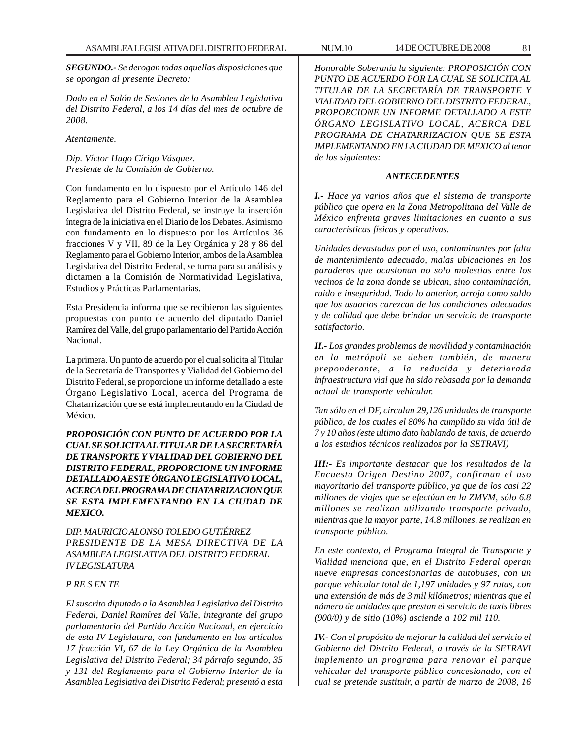***SEGUNDO.-** Se derogan todas aquellas disposiciones que se opongan al presente Decreto:*

*Dado en el Salón de Sesiones de la Asamblea Legislativa del Distrito Federal, a los 14 días del mes de octubre de 2008.*

*Atentamente.*

*Dip. Víctor Hugo Círigo Vásquez.*
*Presiente de la Comisión de Gobierno.*

Con fundamento en lo dispuesto por el Artículo 146 del Reglamento para el Gobierno Interior de la Asamblea Legislativa del Distrito Federal, se instruye la inserción íntegra de la iniciativa en el Diario de los Debates. Asimismo con fundamento en lo dispuesto por los Artículos 36 fracciones V y VII, 89 de la Ley Orgánica y 28 y 86 del Reglamento para el Gobierno Interior, ambos de la Asamblea Legislativa del Distrito Federal, se turna para su análisis y dictamen a la Comisión de Normatividad Legislativa, Estudios y Prácticas Parlamentarias.

Esta Presidencia informa que se recibieron las siguientes propuestas con punto de acuerdo del diputado Daniel Ramírez del Valle, del grupo parlamentario del Partido Acción Nacional.

La primera. Un punto de acuerdo por el cual solicita al Titular de la Secretaría de Transportes y Vialidad del Gobierno del Distrito Federal, se proporcione un informe detallado a este Órgano Legislativo Local, acerca del Programa de Chatarrización que se está implementando en la Ciudad de México.

***PROPOSICIÓN CON PUNTO DE ACUERDO POR LA CUAL SE SOLICITA AL TITULAR DE LA SECRETARÍA DE TRANSPORTE Y VIALIDAD DEL GOBIERNO DEL DISTRITO FEDERAL, PROPORCIONE UN INFORME DETALLADO A ESTE ÓRGANO LEGISLATIVO LOCAL, ACERCA DEL PROGRAMA DE CHATARRIZACION QUE SE ESTA IMPLEMENTANDO EN LA CIUDAD DE MEXICO.***

*DIP. MAURICIO ALONSO TOLEDO GUTIÉRREZ*
*PRESIDENTE DE LA MESA DIRECTIVA DE LA ASAMBLEA LEGISLATIVA DEL DISTRITO FEDERAL*
*IV LEGISLATURA*

*P RE S EN TE*

*El suscrito diputado a la Asamblea Legislativa del Distrito Federal, Daniel Ramírez del Valle, integrante del grupo parlamentario del Partido Acción Nacional, en ejercicio de esta IV Legislatura, con fundamento en los artículos 17 fracción VI, 67 de la Ley Orgánica de la Asamblea Legislativa del Distrito Federal; 34 párrafo segundo, 35 y 131 del Reglamento para el Gobierno Interior de la Asamblea Legislativa del Distrito Federal; presentó a esta Honorable Soberanía la siguiente: PROPOSICIÓN CON PUNTO DE ACUERDO POR LA CUAL SE SOLICITA AL TITULAR DE LA SECRETARÍA DE TRANSPORTE Y VIALIDAD DEL GOBIERNO DEL DISTRITO FEDERAL, PROPORCIONE UN INFORME DETALLADO A ESTE ÓRGANO LEGISLATIVO LOCAL, ACERCA DEL PROGRAMA DE CHATARRIZACION QUE SE ESTA IMPLEMENTANDO EN LA CIUDAD DE MEXICO al tenor de los siguientes:*

***ANTECEDENTES***

***I.-** Hace ya varios años que el sistema de transporte público que opera en la Zona Metropolitana del Valle de México enfrenta graves limitaciones en cuanto a sus características físicas y operativas.*

*Unidades devastadas por el uso, contaminantes por falta de mantenimiento adecuado, malas ubicaciones en los paraderos que ocasionan no solo molestias entre los vecinos de la zona donde se ubican, sino contaminación, ruido e inseguridad. Todo lo anterior, arroja como saldo que los usuarios carezcan de las condiciones adecuadas y de calidad que debe brindar un servicio de transporte satisfactorio.*

***II.-** Los grandes problemas de movilidad y contaminación en la metrópoli se deben también, de manera preponderante, a la reducida y deteriorada infraestructura vial que ha sido rebasada por la demanda actual de transporte vehicular.*

*Tan sólo en el DF, circulan 29,126 unidades de transporte público, de los cuales el 80% ha cumplido su vida útil de 7 y 10 años (este ultimo dato hablando de taxis, de acuerdo a los estudios técnicos realizados por la SETRAVI)*

***III:-** Es importante destacar que los resultados de la Encuesta Origen Destino 2007, confirman el uso mayoritario del transporte público, ya que de los casi 22 millones de viajes que se efectúan en la ZMVM, sólo 6.8 millones se realizan utilizando transporte privado, mientras que la mayor parte, 14.8 millones, se realizan en transporte público.*

*En este contexto, el Programa Integral de Transporte y Vialidad menciona que, en el Distrito Federal operan nueve empresas concesionarias de autobuses, con un parque vehicular total de 1,197 unidades y 97 rutas, con una extensión de más de 3 mil kilómetros; mientras que el número de unidades que prestan el servicio de taxis libres (900/0) y de sitio (10%) asciende a 102 mil 110.*

***IV.-** Con el propósito de mejorar la calidad del servicio el Gobierno del Distrito Federal, a través de la SETRAVI implemento un programa para renovar el parque vehicular del transporte público concesionado, con el cual se pretende sustituir, a partir de marzo de 2008, 16*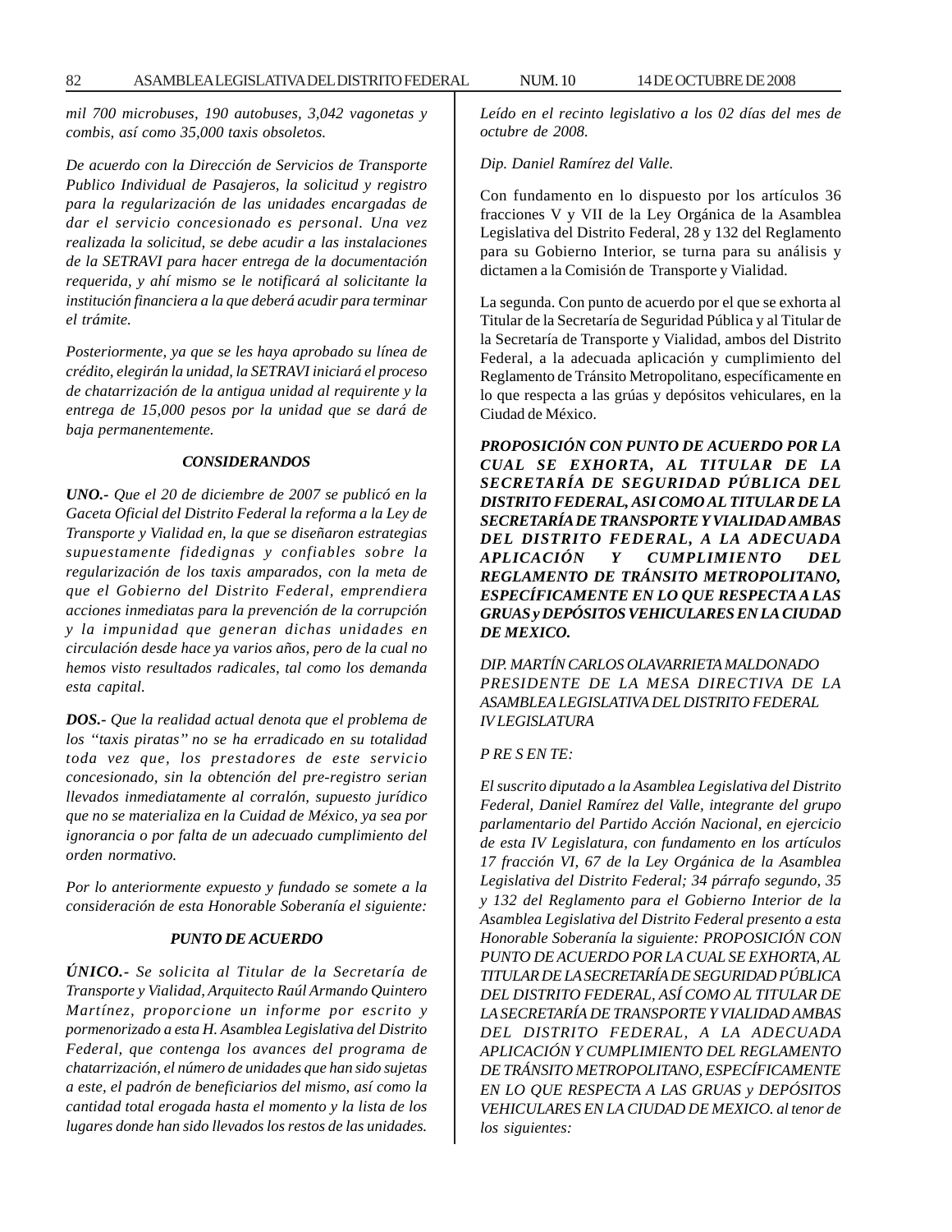*mil 700 microbuses, 190 autobuses, 3,042 vagonetas y combis, así como 35,000 taxis obsoletos.*

*De acuerdo con la Dirección de Servicios de Transporte Publico Individual de Pasajeros, la solicitud y registro para la regularización de las unidades encargadas de dar el servicio concesionado es personal. Una vez realizada la solicitud, se debe acudir a las instalaciones de la SETRAVI para hacer entrega de la documentación requerida, y ahí mismo se le notificará al solicitante la institución financiera a la que deberá acudir para terminar el trámite.*

*Posteriormente, ya que se les haya aprobado su línea de crédito, elegirán la unidad, la SETRAVI iniciará el proceso de chatarrización de la antigua unidad al requirente y la entrega de 15,000 pesos por la unidad que se dará de baja permanentemente.*

***CONSIDERANDOS***

***UNO.-*** *Que el 20 de diciembre de 2007 se publicó en la Gaceta Oficial del Distrito Federal la reforma a la Ley de Transporte y Vialidad en, la que se diseñaron estrategias supuestamente fidedignas y confiables sobre la regularización de los taxis amparados, con la meta de que el Gobierno del Distrito Federal, emprendiera acciones inmediatas para la prevención de la corrupción y la impunidad que generan dichas unidades en circulación desde hace ya varios años, pero de la cual no hemos visto resultados radicales, tal como los demanda esta capital.*

***DOS.-*** *Que la realidad actual denota que el problema de los "taxis piratas" no se ha erradicado en su totalidad toda vez que, los prestadores de este servicio concesionado, sin la obtención del pre-registro serian llevados inmediatamente al corralón, supuesto jurídico que no se materializa en la Cuidad de México, ya sea por ignorancia o por falta de un adecuado cumplimiento del orden normativo.*

*Por lo anteriormente expuesto y fundado se somete a la consideración de esta Honorable Soberanía el siguiente:*

***PUNTO DE ACUERDO***

***ÚNICO.-*** *Se solicita al Titular de la Secretaría de Transporte y Vialidad, Arquitecto Raúl Armando Quintero Martínez, proporcione un informe por escrito y pormenorizado a esta H. Asamblea Legislativa del Distrito Federal, que contenga los avances del programa de chatarrización, el número de unidades que han sido sujetas a este, el padrón de beneficiarios del mismo, así como la cantidad total erogada hasta el momento y la lista de los lugares donde han sido llevados los restos de las unidades.*

*Leído en el recinto legislativo a los 02 días del mes de octubre de 2008.*

*Dip. Daniel Ramírez del Valle.*

Con fundamento en lo dispuesto por los artículos 36 fracciones V y VII de la Ley Orgánica de la Asamblea Legislativa del Distrito Federal, 28 y 132 del Reglamento para su Gobierno Interior, se turna para su análisis y dictamen a la Comisión de Transporte y Vialidad.

La segunda. Con punto de acuerdo por el que se exhorta al Titular de la Secretaría de Seguridad Pública y al Titular de la Secretaría de Transporte y Vialidad, ambos del Distrito Federal, a la adecuada aplicación y cumplimiento del Reglamento de Tránsito Metropolitano, específicamente en lo que respecta a las grúas y depósitos vehiculares, en la Ciudad de México.

***PROPOSICIÓN CON PUNTO DE ACUERDO POR LA CUAL SE EXHORTA, AL TITULAR DE LA SECRETARÍA DE SEGURIDAD PÚBLICA DEL DISTRITO FEDERAL, ASI COMO AL TITULAR DE LA SECRETARÍA DE TRANSPORTE Y VIALIDAD AMBAS DEL DISTRITO FEDERAL, A LA ADECUADA APLICACIÓN Y CUMPLIMIENTO DEL REGLAMENTO DE TRÁNSITO METROPOLITANO, ESPECÍFICAMENTE EN LO QUE RESPECTA A LAS GRUAS y DEPÓSITOS VEHICULARES EN LA CIUDAD DE MEXICO.***

*DIP. MARTÍN CARLOS OLAVARRIETA MALDONADO*
*PRESIDENTE DE LA MESA DIRECTIVA DE LA ASAMBLEA LEGISLATIVA DEL DISTRITO FEDERAL*
*IV LEGISLATURA*

*P RE S EN TE:*

*El suscrito diputado a la Asamblea Legislativa del Distrito Federal, Daniel Ramírez del Valle, integrante del grupo parlamentario del Partido Acción Nacional, en ejercicio de esta IV Legislatura, con fundamento en los artículos 17 fracción VI, 67 de la Ley Orgánica de la Asamblea Legislativa del Distrito Federal; 34 párrafo segundo, 35 y 132 del Reglamento para el Gobierno Interior de la Asamblea Legislativa del Distrito Federal presento a esta Honorable Soberanía la siguiente: PROPOSICIÓN CON PUNTO DE ACUERDO POR LA CUAL SE EXHORTA, AL TITULAR DE LA SECRETARÍA DE SEGURIDAD PÚBLICA DEL DISTRITO FEDERAL, ASÍ COMO AL TITULAR DE LA SECRETARÍA DE TRANSPORTE Y VIALIDAD AMBAS DEL DISTRITO FEDERAL, A LA ADECUADA APLICACIÓN Y CUMPLIMIENTO DEL REGLAMENTO DE TRÁNSITO METROPOLITANO, ESPECÍFICAMENTE EN LO QUE RESPECTA A LAS GRUAS y DEPÓSITOS VEHICULARES EN LA CIUDAD DE MEXICO. al tenor de los siguientes:*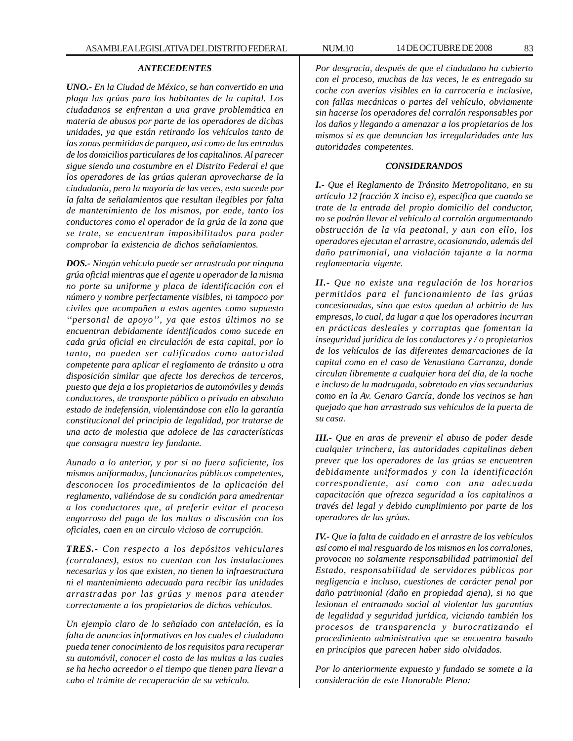### *ANTECEDENTES*

***UNO.-*** *En la Ciudad de México, se han convertido en una plaga las grúas para los habitantes de la capital. Los ciudadanos se enfrentan a una grave problemática en materia de abusos por parte de los operadores de dichas unidades, ya que están retirando los vehículos tanto de las zonas permitidas de parqueo, así como de las entradas de los domicilios particulares de los capitalinos. Al parecer sigue siendo una costumbre en el Distrito Federal el que los operadores de las grúas quieran aprovecharse de la ciudadanía, pero la mayoría de las veces, esto sucede por la falta de señalamientos que resultan ilegibles por falta de mantenimiento de los mismos, por ende, tanto los conductores como el operador de la grúa de la zona que se trate, se encuentran imposibilitados para poder comprobar la existencia de dichos señalamientos.*

***DOS.-*** *Ningún vehículo puede ser arrastrado por ninguna grúa oficial mientras que el agente u operador de la misma no porte su uniforme y placa de identificación con el número y nombre perfectamente visibles, ni tampoco por civiles que acompañen a estos agentes como supuesto ''personal de apoyo'', ya que estos últimos no se encuentran debidamente identificados como sucede en cada grúa oficial en circulación de esta capital, por lo tanto, no pueden ser calificados como autoridad competente para aplicar el reglamento de tránsito u otra disposición similar que afecte los derechos de terceros, puesto que deja a los propietarios de automóviles y demás conductores, de transporte público o privado en absoluto estado de indefensión, violentándose con ello la garantía constitucional del principio de legalidad, por tratarse de una acto de molestia que adolece de las características que consagra nuestra ley fundante.*

*Aunado a lo anterior, y por si no fuera suficiente, los mismos uniformados, funcionarios públicos competentes, desconocen los procedimientos de la aplicación del reglamento, valiéndose de su condición para amedrentar a los conductores que, al preferir evitar el proceso engorroso del pago de las multas o discusión con los oficiales, caen en un circulo vicioso de corrupción.*

***TRES.-*** *Con respecto a los depósitos vehiculares (corralones), estos no cuentan con las instalaciones necesarias y los que existen, no tienen la infraestructura ni el mantenimiento adecuado para recibir las unidades arrastradas por las grúas y menos para atender correctamente a los propietarios de dichos vehículos.*

*Un ejemplo claro de lo señalado con antelación, es la falta de anuncios informativos en los cuales el ciudadano pueda tener conocimiento de los requisitos para recuperar su automóvil, conocer el costo de las multas a las cuales se ha hecho acreedor o el tiempo que tienen para llevar a cabo el trámite de recuperación de su vehículo.*

*Por desgracia, después de que el ciudadano ha cubierto con el proceso, muchas de las veces, le es entregado su coche con averías visibles en la carrocería e inclusive, con fallas mecánicas o partes del vehículo, obviamente sin hacerse los operadores del corralón responsables por los daños y llegando a amenazar a los propietarios de los mismos si es que denuncian las irregularidades ante las autoridades competentes.*

### *CONSIDERANDOS*

***I.-*** *Que el Reglamento de Tránsito Metropolitano, en su artículo 12 fracción X inciso e), especifica que cuando se trate de la entrada del propio domicilio del conductor, no se podrán llevar el vehículo al corralón argumentando obstrucción de la vía peatonal, y aun con ello, los operadores ejecutan el arrastre, ocasionando, además del daño patrimonial, una violación tajante a la norma reglamentaria vigente.*

***II.-*** *Que no existe una regulación de los horarios permitidos para el funcionamiento de las grúas concesionadas, sino que estos quedan al arbitrio de las empresas, lo cual, da lugar a que los operadores incurran en prácticas desleales y corruptas que fomentan la inseguridad jurídica de los conductores y / o propietarios de los vehículos de las diferentes demarcaciones de la capital como en el caso de Venustiano Carranza, donde circulan libremente a cualquier hora del día, de la noche e incluso de la madrugada, sobretodo en vías secundarias como en la Av. Genaro García, donde los vecinos se han quejado que han arrastrado sus vehículos de la puerta de su casa.*

***III.-*** *Que en aras de prevenir el abuso de poder desde cualquier trinchera, las autoridades capitalinas deben prever que los operadores de las grúas se encuentren debidamente uniformados y con la identificación correspondiente, así como con una adecuada capacitación que ofrezca seguridad a los capitalinos a través del legal y debido cumplimiento por parte de los operadores de las grúas.*

***IV.-*** *Que la falta de cuidado en el arrastre de los vehículos así como el mal resguardo de los mismos en los corralones, provocan no solamente responsabilidad patrimonial del Estado, responsabilidad de servidores públicos por negligencia e incluso, cuestiones de carácter penal por daño patrimonial (daño en propiedad ajena), si no que lesionan el entramado social al violentar las garantías de legalidad y seguridad jurídica, viciando también los procesos de transparencia y burocratizando el procedimiento administrativo que se encuentra basado en principios que parecen haber sido olvidados.*

*Por lo anteriormente expuesto y fundado se somete a la consideración de este Honorable Pleno:*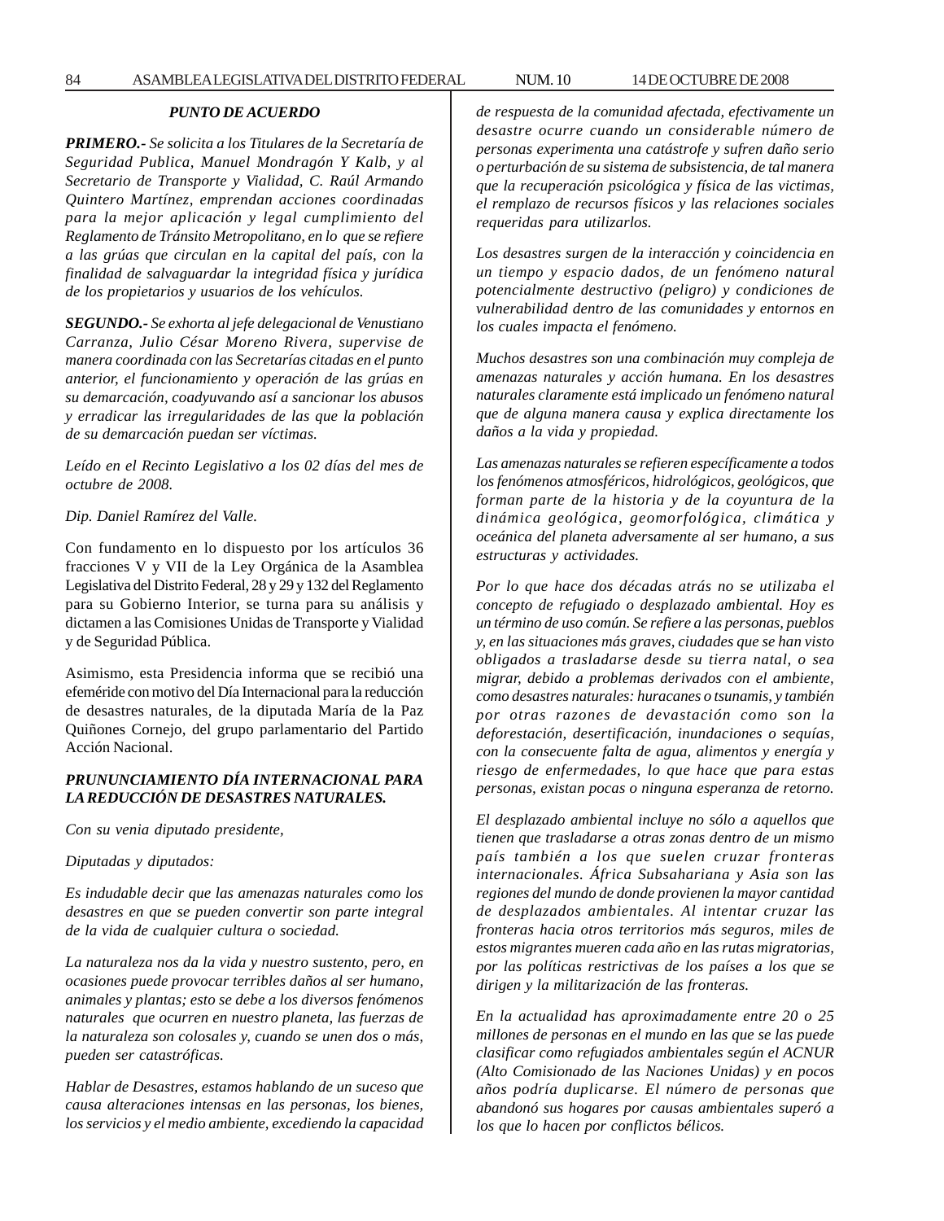***PUNTO DE ACUERDO***

***PRIMERO.-*** *Se solicita a los Titulares de la Secretaría de Seguridad Publica, Manuel Mondragón Y Kalb, y al Secretario de Transporte y Vialidad, C. Raúl Armando Quintero Martínez, emprendan acciones coordinadas para la mejor aplicación y legal cumplimiento del Reglamento de Tránsito Metropolitano, en lo que se refiere a las grúas que circulan en la capital del país, con la finalidad de salvaguardar la integridad física y jurídica de los propietarios y usuarios de los vehículos.*

***SEGUNDO.-*** *Se exhorta al jefe delegacional de Venustiano Carranza, Julio César Moreno Rivera, supervise de manera coordinada con las Secretarías citadas en el punto anterior, el funcionamiento y operación de las grúas en su demarcación, coadyuvando así a sancionar los abusos y erradicar las irregularidades de las que la población de su demarcación puedan ser víctimas.*

*Leído en el Recinto Legislativo a los 02 días del mes de octubre de 2008.*

*Dip. Daniel Ramírez del Valle.*

Con fundamento en lo dispuesto por los artículos 36 fracciones V y VII de la Ley Orgánica de la Asamblea Legislativa del Distrito Federal, 28 y 29 y 132 del Reglamento para su Gobierno Interior, se turna para su análisis y dictamen a las Comisiones Unidas de Transporte y Vialidad y de Seguridad Pública.

Asimismo, esta Presidencia informa que se recibió una efeméride con motivo del Día Internacional para la reducción de desastres naturales, de la diputada María de la Paz Quiñones Cornejo, del grupo parlamentario del Partido Acción Nacional.

***PRUNUNCIAMIENTO DÍA INTERNACIONAL PARA LA REDUCCIÓN DE DESASTRES NATURALES.***

*Con su venia diputado presidente,*

*Diputadas y diputados:*

*Es indudable decir que las amenazas naturales como los desastres en que se pueden convertir son parte integral de la vida de cualquier cultura o sociedad.*

*La naturaleza nos da la vida y nuestro sustento, pero, en ocasiones puede provocar terribles daños al ser humano, animales y plantas; esto se debe a los diversos fenómenos naturales que ocurren en nuestro planeta, las fuerzas de la naturaleza son colosales y, cuando se unen dos o más, pueden ser catastróficas.*

*Hablar de Desastres, estamos hablando de un suceso que causa alteraciones intensas en las personas, los bienes, los servicios y el medio ambiente, excediendo la capacidad de respuesta de la comunidad afectada, efectivamente un desastre ocurre cuando un considerable número de personas experimenta una catástrofe y sufren daño serio o perturbación de su sistema de subsistencia, de tal manera que la recuperación psicológica y física de las victimas, el remplazo de recursos físicos y las relaciones sociales requeridas para utilizarlos.*

*Los desastres surgen de la interacción y coincidencia en un tiempo y espacio dados, de un fenómeno natural potencialmente destructivo (peligro) y condiciones de vulnerabilidad dentro de las comunidades y entornos en los cuales impacta el fenómeno.*

*Muchos desastres son una combinación muy compleja de amenazas naturales y acción humana. En los desastres naturales claramente está implicado un fenómeno natural que de alguna manera causa y explica directamente los daños a la vida y propiedad.*

*Las amenazas naturales se refieren específicamente a todos los fenómenos atmosféricos, hidrológicos, geológicos, que forman parte de la historia y de la coyuntura de la dinámica geológica, geomorfológica, climática y oceánica del planeta adversamente al ser humano, a sus estructuras y actividades.*

*Por lo que hace dos décadas atrás no se utilizaba el concepto de refugiado o desplazado ambiental. Hoy es un término de uso común. Se refiere a las personas, pueblos y, en las situaciones más graves, ciudades que se han visto obligados a trasladarse desde su tierra natal, o sea migrar, debido a problemas derivados con el ambiente, como desastres naturales: huracanes o tsunamis, y también por otras razones de devastación como son la deforestación, desertificación, inundaciones o sequías, con la consecuente falta de agua, alimentos y energía y riesgo de enfermedades, lo que hace que para estas personas, existan pocas o ninguna esperanza de retorno.*

*El desplazado ambiental incluye no sólo a aquellos que tienen que trasladarse a otras zonas dentro de un mismo país también a los que suelen cruzar fronteras internacionales. África Subsahariana y Asia son las regiones del mundo de donde provienen la mayor cantidad de desplazados ambientales. Al intentar cruzar las fronteras hacia otros territorios más seguros, miles de estos migrantes mueren cada año en las rutas migratorias, por las políticas restrictivas de los países a los que se dirigen y la militarización de las fronteras.*

*En la actualidad has aproximadamente entre 20 o 25 millones de personas en el mundo en las que se las puede clasificar como refugiados ambientales según el ACNUR (Alto Comisionado de las Naciones Unidas) y en pocos años podría duplicarse. El número de personas que abandonó sus hogares por causas ambientales superó a los que lo hacen por conflictos bélicos.*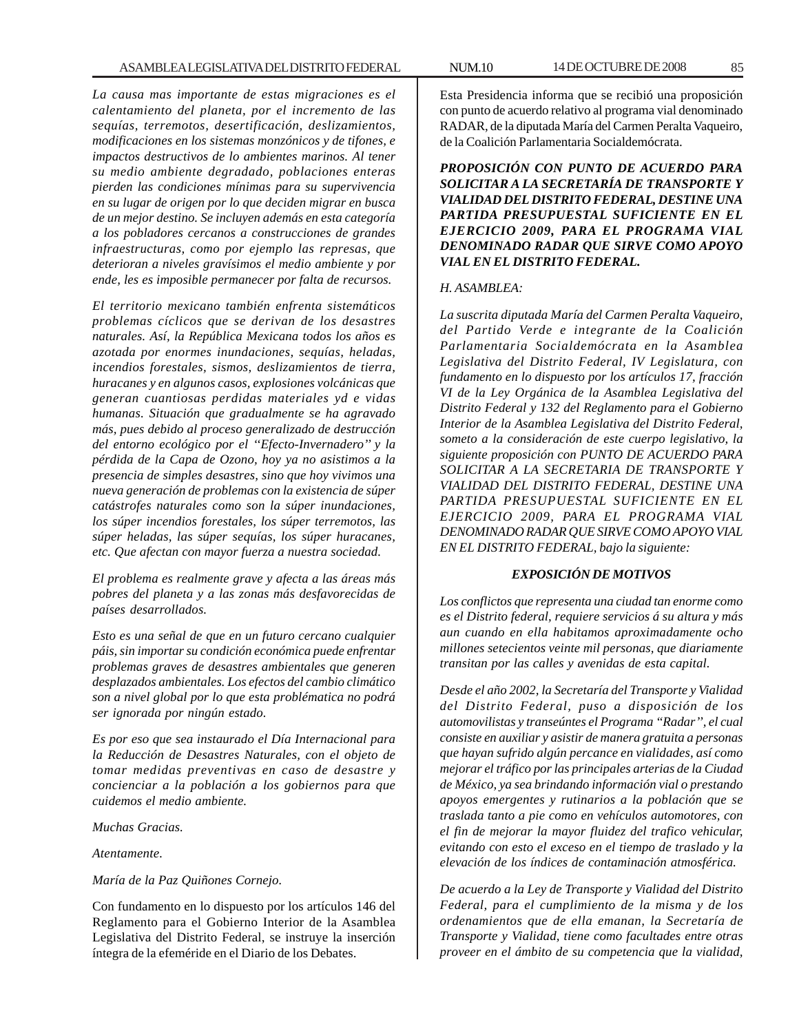*La causa mas importante de estas migraciones es el calentamiento del planeta, por el incremento de las sequías, terremotos, desertificación, deslizamientos, modificaciones en los sistemas monzónicos y de tifones, e impactos destructivos de lo ambientes marinos. Al tener su medio ambiente degradado, poblaciones enteras pierden las condiciones mínimas para su supervivencia en su lugar de origen por lo que deciden migrar en busca de un mejor destino. Se incluyen además en esta categoría a los pobladores cercanos a construcciones de grandes infraestructuras, como por ejemplo las represas, que deterioran a niveles gravísimos el medio ambiente y por ende, les es imposible permanecer por falta de recursos.*

*El territorio mexicano también enfrenta sistemáticos problemas cíclicos que se derivan de los desastres naturales. Así, la República Mexicana todos los años es azotada por enormes inundaciones, sequías, heladas, incendios forestales, sismos, deslizamientos de tierra, huracanes y en algunos casos, explosiones volcánicas que generan cuantiosas perdidas materiales yd e vidas humanas. Situación que gradualmente se ha agravado más, pues debido al proceso generalizado de destrucción del entorno ecológico por el ''Efecto-Invernadero'' y la pérdida de la Capa de Ozono, hoy ya no asistimos a la presencia de simples desastres, sino que hoy vivimos una nueva generación de problemas con la existencia de súper catástrofes naturales como son la súper inundaciones, los súper incendios forestales, los súper terremotos, las súper heladas, las súper sequías, los súper huracanes, etc. Que afectan con mayor fuerza a nuestra sociedad.*

*El problema es realmente grave y afecta a las áreas más pobres del planeta y a las zonas más desfavorecidas de países desarrollados.*

*Esto es una señal de que en un futuro cercano cualquier páis, sin importar su condición económica puede enfrentar problemas graves de desastres ambientales que generen desplazados ambientales. Los efectos del cambio climático son a nivel global por lo que esta problématica no podrá ser ignorada por ningún estado.*

*Es por eso que sea instaurado el Día Internacional para la Reducción de Desastres Naturales, con el objeto de tomar medidas preventivas en caso de desastre y concienciar a la población a los gobiernos para que cuidemos el medio ambiente.*

*Muchas Gracias.*

*Atentamente.*

*María de la Paz Quiñones Cornejo.*

Con fundamento en lo dispuesto por los artículos 146 del Reglamento para el Gobierno Interior de la Asamblea Legislativa del Distrito Federal, se instruye la inserción íntegra de la efeméride en el Diario de los Debates.

Esta Presidencia informa que se recibió una proposición con punto de acuerdo relativo al programa vial denominado RADAR, de la diputada María del Carmen Peralta Vaqueiro, de la Coalición Parlamentaria Socialdemócrata.

***PROPOSICIÓN CON PUNTO DE ACUERDO PARA SOLICITAR A LA SECRETARÍA DE TRANSPORTE Y VIALIDAD DEL DISTRITO FEDERAL, DESTINE UNA PARTIDA PRESUPUESTAL SUFICIENTE EN EL EJERCICIO 2009, PARA EL PROGRAMA VIAL DENOMINADO RADAR QUE SIRVE COMO APOYO VIAL EN EL DISTRITO FEDERAL.***

*H. ASAMBLEA:*

*La suscrita diputada María del Carmen Peralta Vaqueiro, del Partido Verde e integrante de la Coalición Parlamentaria Socialdemócrata en la Asamblea Legislativa del Distrito Federal, IV Legislatura, con fundamento en lo dispuesto por los artículos 17, fracción VI de la Ley Orgánica de la Asamblea Legislativa del Distrito Federal y 132 del Reglamento para el Gobierno Interior de la Asamblea Legislativa del Distrito Federal, someto a la consideración de este cuerpo legislativo, la siguiente proposición con PUNTO DE ACUERDO PARA SOLICITAR A LA SECRETARIA DE TRANSPORTE Y VIALIDAD DEL DISTRITO FEDERAL, DESTINE UNA PARTIDA PRESUPUESTAL SUFICIENTE EN EL EJERCICIO 2009, PARA EL PROGRAMA VIAL DENOMINADO RADAR QUE SIRVE COMO APOYO VIAL EN EL DISTRITO FEDERAL, bajo la siguiente:*

***EXPOSICIÓN DE MOTIVOS***

*Los conflictos que representa una ciudad tan enorme como es el Distrito federal, requiere servicios á su altura y más aun cuando en ella habitamos aproximadamente ocho millones setecientos veinte mil personas, que diariamente transitan por las calles y avenidas de esta capital.*

*Desde el año 2002, la Secretaría del Transporte y Vialidad del Distrito Federal, puso a disposición de los automovilistas y transeúntes el Programa ''Radar'', el cual consiste en auxiliar y asistir de manera gratuita a personas que hayan sufrido algún percance en vialidades, así como mejorar el tráfico por las principales arterias de la Ciudad de México, ya sea brindando información vial o prestando apoyos emergentes y rutinarios a la población que se traslada tanto a pie como en vehículos automotores, con el fin de mejorar la mayor fluidez del trafico vehicular, evitando con esto el exceso en el tiempo de traslado y la elevación de los índices de contaminación atmosférica.*

*De acuerdo a la Ley de Transporte y Vialidad del Distrito Federal, para el cumplimiento de la misma y de los ordenamientos que de ella emanan, la Secretaría de Transporte y Vialidad, tiene como facultades entre otras proveer en el ámbito de su competencia que la vialidad,*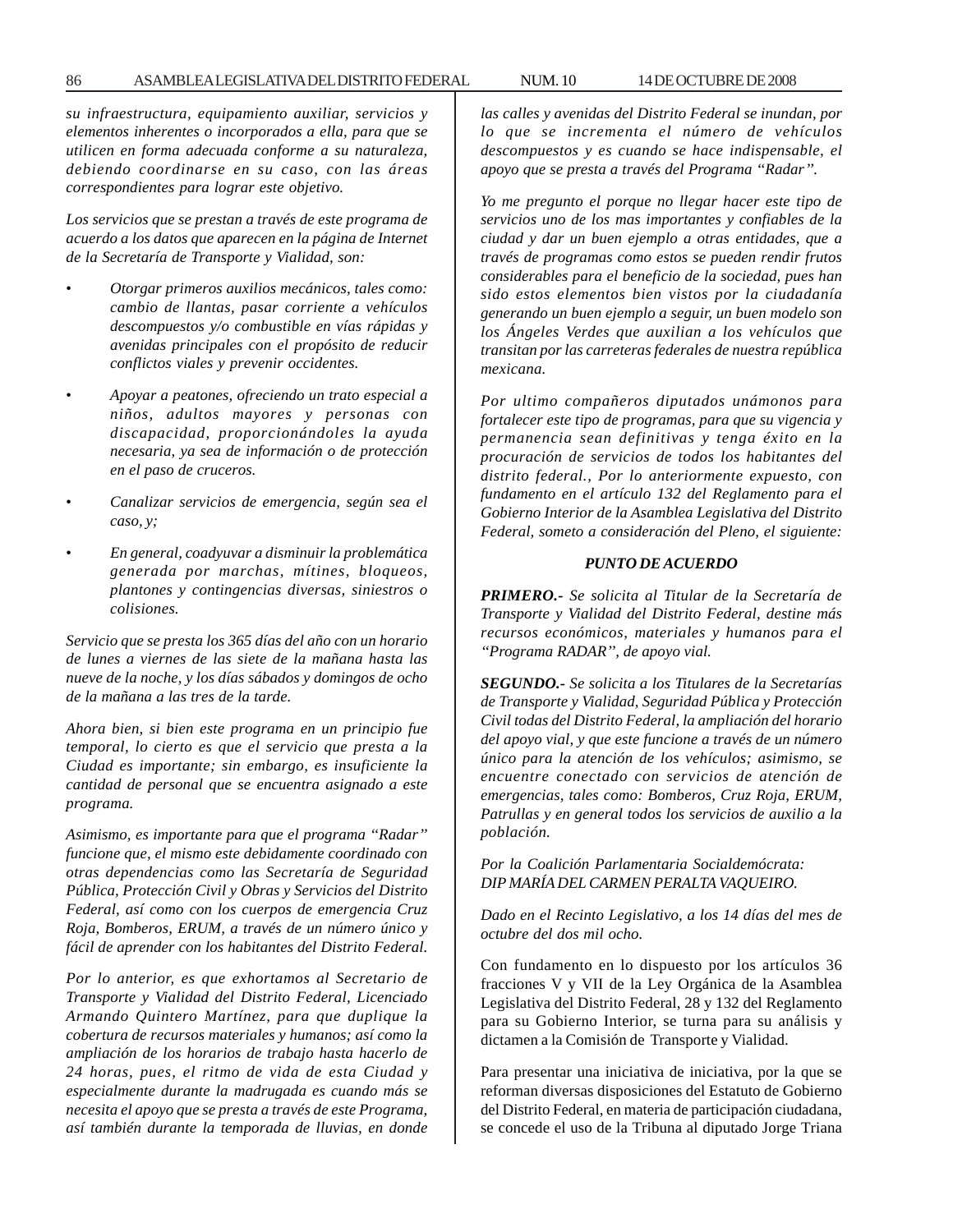*su infraestructura, equipamiento auxiliar, servicios y elementos inherentes o incorporados a ella, para que se utilicen en forma adecuada conforme a su naturaleza, debiendo coordinarse en su caso, con las áreas correspondientes para lograr este objetivo.*

*Los servicios que se prestan a través de este programa de acuerdo a los datos que aparecen en la página de Internet de la Secretaría de Transporte y Vialidad, son:*

- *Otorgar primeros auxilios mecánicos, tales como: cambio de llantas, pasar corriente a vehículos descompuestos y/o combustible en vías rápidas y avenidas principales con el propósito de reducir conflictos viales y prevenir occidentes.*
- *Apoyar a peatones, ofreciendo un trato especial a niños, adultos mayores y personas con discapacidad, proporcionándoles la ayuda necesaria, ya sea de información o de protección en el paso de cruceros.*
- *Canalizar servicios de emergencia, según sea el caso, y;*
- *En general, coadyuvar a disminuir la problemática generada por marchas, mítines, bloqueos, plantones y contingencias diversas, siniestros o colisiones.*

*Servicio que se presta los 365 días del año con un horario de lunes a viernes de las siete de la mañana hasta las nueve de la noche, y los días sábados y domingos de ocho de la mañana a las tres de la tarde.*

*Ahora bien, si bien este programa en un principio fue temporal, lo cierto es que el servicio que presta a la Ciudad es importante; sin embargo, es insuficiente la cantidad de personal que se encuentra asignado a este programa.*

*Asimismo, es importante para que el programa "Radar" funcione que, el mismo este debidamente coordinado con otras dependencias como las Secretaría de Seguridad Pública, Protección Civil y Obras y Servicios del Distrito Federal, así como con los cuerpos de emergencia Cruz Roja, Bomberos, ERUM, a través de un número único y fácil de aprender con los habitantes del Distrito Federal.*

*Por lo anterior, es que exhortamos al Secretario de Transporte y Vialidad del Distrito Federal, Licenciado Armando Quintero Martínez, para que duplique la cobertura de recursos materiales y humanos; así como la ampliación de los horarios de trabajo hasta hacerlo de 24 horas, pues, el ritmo de vida de esta Ciudad y especialmente durante la madrugada es cuando más se necesita el apoyo que se presta a través de este Programa, así también durante la temporada de lluvias, en donde las calles y avenidas del Distrito Federal se inundan, por lo que se incrementa el número de vehículos descompuestos y es cuando se hace indispensable, el apoyo que se presta a través del Programa "Radar".*

*Yo me pregunto el porque no llegar hacer este tipo de servicios uno de los mas importantes y confiables de la ciudad y dar un buen ejemplo a otras entidades, que a través de programas como estos se pueden rendir frutos considerables para el beneficio de la sociedad, pues han sido estos elementos bien vistos por la ciudadanía generando un buen ejemplo a seguir, un buen modelo son los Ángeles Verdes que auxilian a los vehículos que transitan por las carreteras federales de nuestra república mexicana.*

*Por ultimo compañeros diputados unámonos para fortalecer este tipo de programas, para que su vigencia y permanencia sean definitivas y tenga éxito en la procuración de servicios de todos los habitantes del distrito federal., Por lo anteriormente expuesto, con fundamento en el artículo 132 del Reglamento para el Gobierno Interior de la Asamblea Legislativa del Distrito Federal, someto a consideración del Pleno, el siguiente:*

***PUNTO DE ACUERDO***

***PRIMERO.-*** *Se solicita al Titular de la Secretaría de Transporte y Vialidad del Distrito Federal, destine más recursos económicos, materiales y humanos para el "Programa RADAR", de apoyo vial.*

***SEGUNDO.-*** *Se solicita a los Titulares de la Secretarías de Transporte y Vialidad, Seguridad Pública y Protección Civil todas del Distrito Federal, la ampliación del horario del apoyo vial, y que este funcione a través de un número único para la atención de los vehículos; asimismo, se encuentre conectado con servicios de atención de emergencias, tales como: Bomberos, Cruz Roja, ERUM, Patrullas y en general todos los servicios de auxilio a la población.*

*Por la Coalición Parlamentaria Socialdemócrata:*
*DIP MARÍA DEL CARMEN PERALTA VAQUEIRO.*

*Dado en el Recinto Legislativo, a los 14 días del mes de octubre del dos mil ocho.*

Con fundamento en lo dispuesto por los artículos 36 fracciones V y VII de la Ley Orgánica de la Asamblea Legislativa del Distrito Federal, 28 y 132 del Reglamento para su Gobierno Interior, se turna para su análisis y dictamen a la Comisión de Transporte y Vialidad.

Para presentar una iniciativa de iniciativa, por la que se reforman diversas disposiciones del Estatuto de Gobierno del Distrito Federal, en materia de participación ciudadana, se concede el uso de la Tribuna al diputado Jorge Triana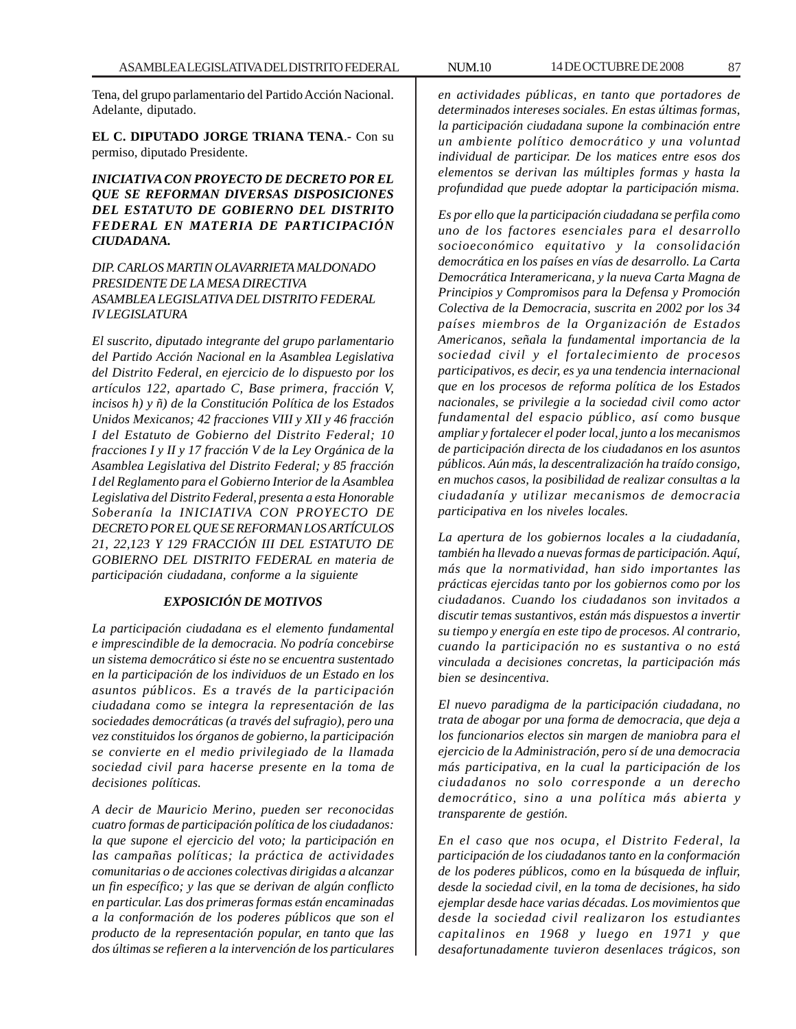Tena, del grupo parlamentario del Partido Acción Nacional. Adelante, diputado.

**EL C. DIPUTADO JORGE TRIANA TENA**.- Con su permiso, diputado Presidente.

***INICIATIVA CON PROYECTO DE DECRETO POR EL QUE SE REFORMAN DIVERSAS DISPOSICIONES DEL ESTATUTO DE GOBIERNO DEL DISTRITO FEDERAL EN MATERIA DE PARTICIPACIÓN CIUDADANA.***

*DIP. CARLOS MARTIN OLAVARRIETA MALDONADO*
*PRESIDENTE DE LA MESA DIRECTIVA*
*ASAMBLEA LEGISLATIVA DEL DISTRITO FEDERAL*
*IV LEGISLATURA*

*El suscrito, diputado integrante del grupo parlamentario del Partido Acción Nacional en la Asamblea Legislativa del Distrito Federal, en ejercicio de lo dispuesto por los artículos 122, apartado C, Base primera, fracción V, incisos h) y ñ) de la Constitución Política de los Estados Unidos Mexicanos; 42 fracciones VIII y XII y 46 fracción I del Estatuto de Gobierno del Distrito Federal; 10 fracciones I y II y 17 fracción V de la Ley Orgánica de la Asamblea Legislativa del Distrito Federal; y 85 fracción I del Reglamento para el Gobierno Interior de la Asamblea Legislativa del Distrito Federal, presenta a esta Honorable Soberanía la INICIATIVA CON PROYECTO DE DECRETO POR EL QUE SE REFORMAN LOS ARTÍCULOS 21, 22,123 Y 129 FRACCIÓN III DEL ESTATUTO DE GOBIERNO DEL DISTRITO FEDERAL en materia de participación ciudadana, conforme a la siguiente*

***EXPOSICIÓN DE MOTIVOS***

*La participación ciudadana es el elemento fundamental e imprescindible de la democracia. No podría concebirse un sistema democrático si éste no se encuentra sustentado en la participación de los individuos de un Estado en los asuntos públicos. Es a través de la participación ciudadana como se integra la representación de las sociedades democráticas (a través del sufragio), pero una vez constituidos los órganos de gobierno, la participación se convierte en el medio privilegiado de la llamada sociedad civil para hacerse presente en la toma de decisiones políticas.*

*A decir de Mauricio Merino, pueden ser reconocidas cuatro formas de participación política de los ciudadanos: la que supone el ejercicio del voto; la participación en las campañas políticas; la práctica de actividades comunitarias o de acciones colectivas dirigidas a alcanzar un fin específico; y las que se derivan de algún conflicto en particular. Las dos primeras formas están encaminadas a la conformación de los poderes públicos que son el producto de la representación popular, en tanto que las dos últimas se refieren a la intervención de los particulares en actividades públicas, en tanto que portadores de determinados intereses sociales. En estas últimas formas, la participación ciudadana supone la combinación entre un ambiente político democrático y una voluntad individual de participar. De los matices entre esos dos elementos se derivan las múltiples formas y hasta la profundidad que puede adoptar la participación misma.*

*Es por ello que la participación ciudadana se perfila como uno de los factores esenciales para el desarrollo socioeconómico equitativo y la consolidación democrática en los países en vías de desarrollo. La Carta Democrática Interamericana, y la nueva Carta Magna de Principios y Compromisos para la Defensa y Promoción Colectiva de la Democracia, suscrita en 2002 por los 34 países miembros de la Organización de Estados Americanos, señala la fundamental importancia de la sociedad civil y el fortalecimiento de procesos participativos, es decir, es ya una tendencia internacional que en los procesos de reforma política de los Estados nacionales, se privilegie a la sociedad civil como actor fundamental del espacio público, así como busque ampliar y fortalecer el poder local, junto a los mecanismos de participación directa de los ciudadanos en los asuntos públicos. Aún más, la descentralización ha traído consigo, en muchos casos, la posibilidad de realizar consultas a la ciudadanía y utilizar mecanismos de democracia participativa en los niveles locales.*

*La apertura de los gobiernos locales a la ciudadanía, también ha llevado a nuevas formas de participación. Aquí, más que la normatividad, han sido importantes las prácticas ejercidas tanto por los gobiernos como por los ciudadanos. Cuando los ciudadanos son invitados a discutir temas sustantivos, están más dispuestos a invertir su tiempo y energía en este tipo de procesos. Al contrario, cuando la participación no es sustantiva o no está vinculada a decisiones concretas, la participación más bien se desincentiva.*

*El nuevo paradigma de la participación ciudadana, no trata de abogar por una forma de democracia, que deja a los funcionarios electos sin margen de maniobra para el ejercicio de la Administración, pero sí de una democracia más participativa, en la cual la participación de los ciudadanos no solo corresponde a un derecho democrático, sino a una política más abierta y transparente de gestión.*

*En el caso que nos ocupa, el Distrito Federal, la participación de los ciudadanos tanto en la conformación de los poderes públicos, como en la búsqueda de influir, desde la sociedad civil, en la toma de decisiones, ha sido ejemplar desde hace varias décadas. Los movimientos que desde la sociedad civil realizaron los estudiantes capitalinos en 1968 y luego en 1971 y que desafortunadamente tuvieron desenlaces trágicos, son*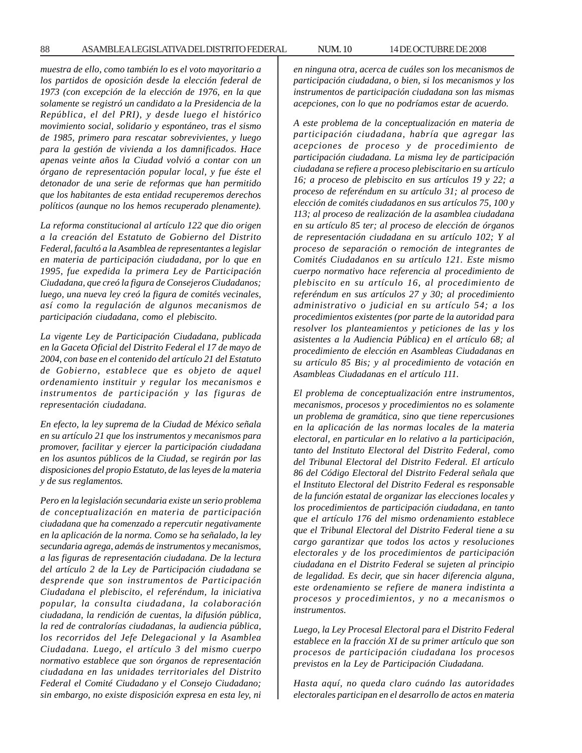*muestra de ello, como también lo es el voto mayoritario a los partidos de oposición desde la elección federal de 1973 (con excepción de la elección de 1976, en la que solamente se registró un candidato a la Presidencia de la República, el del PRI), y desde luego el histórico movimiento social, solidario y espontáneo, tras el sismo de 1985, primero para rescatar sobrevivientes, y luego para la gestión de vivienda a los damnificados. Hace apenas veinte años la Ciudad volvió a contar con un órgano de representación popular local, y fue éste el detonador de una serie de reformas que han permitido que los habitantes de esta entidad recuperemos derechos políticos (aunque no los hemos recuperado plenamente).*

*La reforma constitucional al artículo 122 que dio origen a la creación del Estatuto de Gobierno del Distrito Federal, facultó a la Asamblea de representantes a legislar en materia de participación ciudadana, por lo que en 1995, fue expedida la primera Ley de Participación Ciudadana, que creó la figura de Consejeros Ciudadanos; luego, una nueva ley creó la figura de comités vecinales, así como la regulación de algunos mecanismos de participación ciudadana, como el plebiscito.*

*La vigente Ley de Participación Ciudadana, publicada en la Gaceta Oficial del Distrito Federal el 17 de mayo de 2004, con base en el contenido del artículo 21 del Estatuto de Gobierno, establece que es objeto de aquel ordenamiento instituir y regular los mecanismos e instrumentos de participación y las figuras de representación ciudadana.*

*En efecto, la ley suprema de la Ciudad de México señala en su artículo 21 que los instrumentos y mecanismos para promover, facilitar y ejercer la participación ciudadana en los asuntos públicos de la Ciudad, se regirán por las disposiciones del propio Estatuto, de las leyes de la materia y de sus reglamentos.*

*Pero en la legislación secundaria existe un serio problema de conceptualización en materia de participación ciudadana que ha comenzado a repercutir negativamente en la aplicación de la norma. Como se ha señalado, la ley secundaria agrega, además de instrumentos y mecanismos, a las figuras de representación ciudadana. De la lectura del artículo 2 de la Ley de Participación ciudadana se desprende que son instrumentos de Participación Ciudadana el plebiscito, el referéndum, la iniciativa popular, la consulta ciudadana, la colaboración ciudadana, la rendición de cuentas, la difusión pública, la red de contralorías ciudadanas, la audiencia pública, los recorridos del Jefe Delegacional y la Asamblea Ciudadana. Luego, el artículo 3 del mismo cuerpo normativo establece que son órganos de representación ciudadana en las unidades territoriales del Distrito Federal el Comité Ciudadano y el Consejo Ciudadano; sin embargo, no existe disposición expresa en esta ley, ni en ninguna otra, acerca de cuáles son los mecanismos de participación ciudadana, o bien, si los mecanismos y los instrumentos de participación ciudadana son las mismas acepciones, con lo que no podríamos estar de acuerdo.*

*A este problema de la conceptualización en materia de participación ciudadana, habría que agregar las acepciones de proceso y de procedimiento de participación ciudadana. La misma ley de participación ciudadana se refiere a proceso plebiscitario en su artículo 16; a proceso de plebiscito en sus artículos 19 y 22; a proceso de referéndum en su artículo 31; al proceso de elección de comités ciudadanos en sus artículos 75, 100 y 113; al proceso de realización de la asamblea ciudadana en su artículo 85 ter; al proceso de elección de órganos de representación ciudadana en su artículo 102; Y al proceso de separación o remoción de integrantes de Comités Ciudadanos en su artículo 121. Este mismo cuerpo normativo hace referencia al procedimiento de plebiscito en su artículo 16, al procedimiento de referéndum en sus artículos 27 y 30; al procedimiento administrativo o judicial en su artículo 54; a los procedimientos existentes (por parte de la autoridad para resolver los planteamientos y peticiones de las y los asistentes a la Audiencia Pública) en el artículo 68; al procedimiento de elección en Asambleas Ciudadanas en su artículo 85 Bis; y al procedimiento de votación en Asambleas Ciudadanas en el artículo 111.*

*El problema de conceptualización entre instrumentos, mecanismos, procesos y procedimientos no es solamente un problema de gramática, sino que tiene repercusiones en la aplicación de las normas locales de la materia electoral, en particular en lo relativo a la participación, tanto del Instituto Electoral del Distrito Federal, como del Tribunal Electoral del Distrito Federal. El artículo 86 del Código Electoral del Distrito Federal señala que el Instituto Electoral del Distrito Federal es responsable de la función estatal de organizar las elecciones locales y los procedimientos de participación ciudadana, en tanto que el artículo 176 del mismo ordenamiento establece que el Tribunal Electoral del Distrito Federal tiene a su cargo garantizar que todos los actos y resoluciones electorales y de los procedimientos de participación ciudadana en el Distrito Federal se sujeten al principio de legalidad. Es decir, que sin hacer diferencia alguna, este ordenamiento se refiere de manera indistinta a procesos y procedimientos, y no a mecanismos o instrumentos.*

*Luego, la Ley Procesal Electoral para el Distrito Federal establece en la fracción XI de su primer artículo que son procesos de participación ciudadana los procesos previstos en la Ley de Participación Ciudadana.*

*Hasta aquí, no queda claro cuándo las autoridades electorales participan en el desarrollo de actos en materia*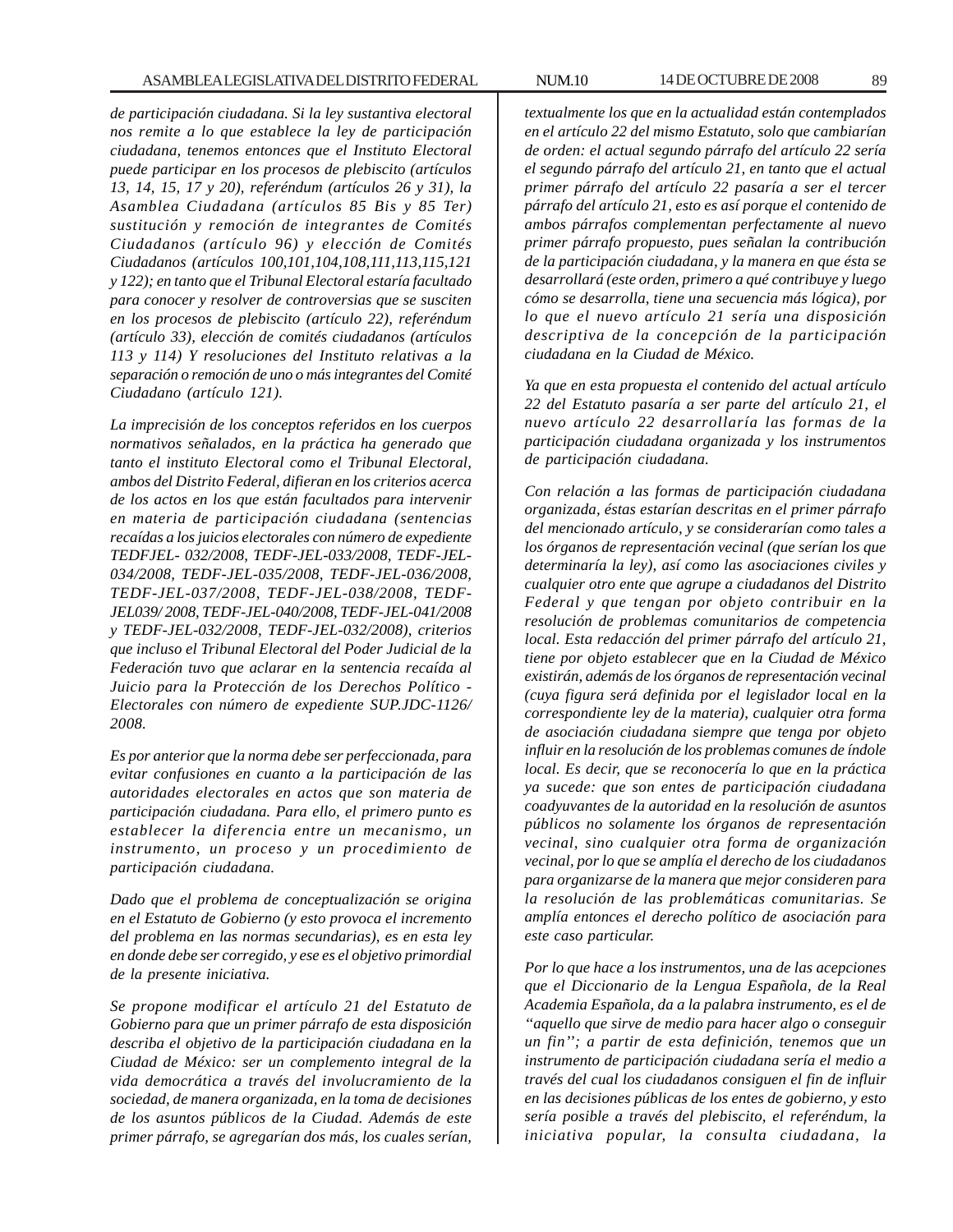*de participación ciudadana. Si la ley sustantiva electoral nos remite a lo que establece la ley de participación ciudadana, tenemos entonces que el Instituto Electoral puede participar en los procesos de plebiscito (artículos 13, 14, 15, 17 y 20), referéndum (artículos 26 y 31), la Asamblea Ciudadana (artículos 85 Bis y 85 Ter) sustitución y remoción de integrantes de Comités Ciudadanos (artículo 96) y elección de Comités Ciudadanos (artículos 100,101,104,108,111,113,115,121 y 122); en tanto que el Tribunal Electoral estaría facultado para conocer y resolver de controversias que se susciten en los procesos de plebiscito (artículo 22), referéndum (artículo 33), elección de comités ciudadanos (artículos 113 y 114) Y resoluciones del Instituto relativas a la separación o remoción de uno o más integrantes del Comité Ciudadano (artículo 121).*

*La imprecisión de los conceptos referidos en los cuerpos normativos señalados, en la práctica ha generado que tanto el instituto Electoral como el Tribunal Electoral, ambos del Distrito Federal, difieran en los criterios acerca de los actos en los que están facultados para intervenir en materia de participación ciudadana (sentencias recaídas a los juicios electorales con número de expediente TEDFJEL- 032/2008, TEDF-JEL-033/2008, TEDF-JEL-034/2008, TEDF-JEL-035/2008, TEDF-JEL-036/2008, TEDF-JEL-037/2008, TEDF-JEL-038/2008, TEDF-JEL039/ 2008, TEDF-JEL-040/2008, TEDF-JEL-041/2008 y TEDF-JEL-032/2008, TEDF-JEL-032/2008), criterios que incluso el Tribunal Electoral del Poder Judicial de la Federación tuvo que aclarar en la sentencia recaída al Juicio para la Protección de los Derechos Político - Electorales con número de expediente SUP.JDC-1126/ 2008.*

*Es por anterior que la norma debe ser perfeccionada, para evitar confusiones en cuanto a la participación de las autoridades electorales en actos que son materia de participación ciudadana. Para ello, el primero punto es establecer la diferencia entre un mecanismo, un instrumento, un proceso y un procedimiento de participación ciudadana.*

*Dado que el problema de conceptualización se origina en el Estatuto de Gobierno (y esto provoca el incremento del problema en las normas secundarias), es en esta ley en donde debe ser corregido, y ese es el objetivo primordial de la presente iniciativa.*

*Se propone modificar el artículo 21 del Estatuto de Gobierno para que un primer párrafo de esta disposición describa el objetivo de la participación ciudadana en la Ciudad de México: ser un complemento integral de la vida democrática a través del involucramiento de la sociedad, de manera organizada, en la toma de decisiones de los asuntos públicos de la Ciudad. Además de este primer párrafo, se agregarían dos más, los cuales serían, textualmente los que en la actualidad están contemplados en el artículo 22 del mismo Estatuto, solo que cambiarían de orden: el actual segundo párrafo del artículo 22 sería el segundo párrafo del artículo 21, en tanto que el actual primer párrafo del artículo 22 pasaría a ser el tercer párrafo del artículo 21, esto es así porque el contenido de ambos párrafos complementan perfectamente al nuevo primer párrafo propuesto, pues señalan la contribución de la participación ciudadana, y la manera en que ésta se desarrollará (este orden, primero a qué contribuye y luego cómo se desarrolla, tiene una secuencia más lógica), por lo que el nuevo artículo 21 sería una disposición descriptiva de la concepción de la participación ciudadana en la Ciudad de México.*

*Ya que en esta propuesta el contenido del actual artículo 22 del Estatuto pasaría a ser parte del artículo 21, el nuevo artículo 22 desarrollaría las formas de la participación ciudadana organizada y los instrumentos de participación ciudadana.*

*Con relación a las formas de participación ciudadana organizada, éstas estarían descritas en el primer párrafo del mencionado artículo, y se considerarían como tales a los órganos de representación vecinal (que serían los que determinaría la ley), así como las asociaciones civiles y cualquier otro ente que agrupe a ciudadanos del Distrito Federal y que tengan por objeto contribuir en la resolución de problemas comunitarios de competencia local. Esta redacción del primer párrafo del artículo 21, tiene por objeto establecer que en la Ciudad de México existirán, además de los órganos de representación vecinal (cuya figura será definida por el legislador local en la correspondiente ley de la materia), cualquier otra forma de asociación ciudadana siempre que tenga por objeto influir en la resolución de los problemas comunes de índole local. Es decir, que se reconocería lo que en la práctica ya sucede: que son entes de participación ciudadana coadyuvantes de la autoridad en la resolución de asuntos públicos no solamente los órganos de representación vecinal, sino cualquier otra forma de organización vecinal, por lo que se amplía el derecho de los ciudadanos para organizarse de la manera que mejor consideren para la resolución de las problemáticas comunitarias. Se amplía entonces el derecho político de asociación para este caso particular.*

*Por lo que hace a los instrumentos, una de las acepciones que el Diccionario de la Lengua Española, de la Real Academia Española, da a la palabra instrumento, es el de "aquello que sirve de medio para hacer algo o conseguir un fin"; a partir de esta definición, tenemos que un instrumento de participación ciudadana sería el medio a través del cual los ciudadanos consiguen el fin de influir en las decisiones públicas de los entes de gobierno, y esto sería posible a través del plebiscito, el referéndum, la iniciativa popular, la consulta ciudadana, la*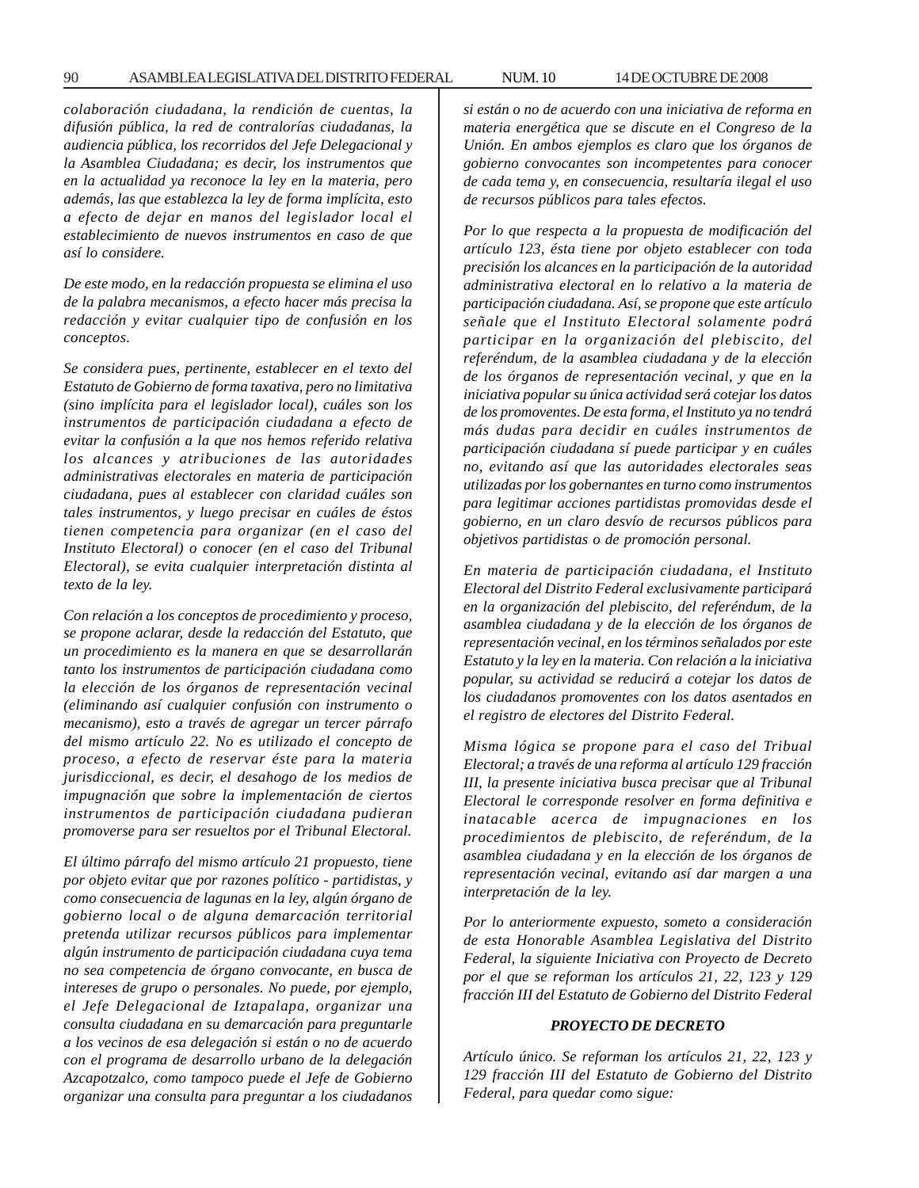*colaboración ciudadana, la rendición de cuentas, la difusión pública, la red de contralorías ciudadanas, la audiencia pública, los recorridos del Jefe Delegacional y la Asamblea Ciudadana; es decir, los instrumentos que en la actualidad ya reconoce la ley en la materia, pero además, las que establezca la ley de forma implícita, esto a efecto de dejar en manos del legislador local el establecimiento de nuevos instrumentos en caso de que así lo considere.*

*De este modo, en la redacción propuesta se elimina el uso de la palabra mecanismos, a efecto hacer más precisa la redacción y evitar cualquier tipo de confusión en los conceptos.*

*Se considera pues, pertinente, establecer en el texto del Estatuto de Gobierno de forma taxativa, pero no limitativa (sino implícita para el legislador local), cuáles son los instrumentos de participación ciudadana a efecto de evitar la confusión a la que nos hemos referido relativa los alcances y atribuciones de las autoridades administrativas electorales en materia de participación ciudadana, pues al establecer con claridad cuáles son tales instrumentos, y luego precisar en cuáles de éstos tienen competencia para organizar (en el caso del Instituto Electoral) o conocer (en el caso del Tribunal Electoral), se evita cualquier interpretación distinta al texto de la ley.*

*Con relación a los conceptos de procedimiento y proceso, se propone aclarar, desde la redacción del Estatuto, que un procedimiento es la manera en que se desarrollarán tanto los instrumentos de participación ciudadana como la elección de los órganos de representación vecinal (eliminando así cualquier confusión con instrumento o mecanismo), esto a través de agregar un tercer párrafo del mismo artículo 22. No es utilizado el concepto de proceso, a efecto de reservar éste para la materia jurisdiccional, es decir, el desahogo de los medios de impugnación que sobre la implementación de ciertos instrumentos de participación ciudadana pudieran promoverse para ser resueltos por el Tribunal Electoral.*

*El último párrafo del mismo artículo 21 propuesto, tiene por objeto evitar que por razones político - partidistas, y como consecuencia de lagunas en la ley, algún órgano de gobierno local o de alguna demarcación territorial pretenda utilizar recursos públicos para implementar algún instrumento de participación ciudadana cuya tema no sea competencia de órgano convocante, en busca de intereses de grupo o personales. No puede, por ejemplo, el Jefe Delegacional de Iztapalapa, organizar una consulta ciudadana en su demarcación para preguntarle a los vecinos de esa delegación si están o no de acuerdo con el programa de desarrollo urbano de la delegación Azcapotzalco, como tampoco puede el Jefe de Gobierno organizar una consulta para preguntar a los ciudadanos si están o no de acuerdo con una iniciativa de reforma en materia energética que se discute en el Congreso de la Unión. En ambos ejemplos es claro que los órganos de gobierno convocantes son incompetentes para conocer de cada tema y, en consecuencia, resultaría ilegal el uso de recursos públicos para tales efectos.*

*Por lo que respecta a la propuesta de modificación del artículo 123, ésta tiene por objeto establecer con toda precisión los alcances en la participación de la autoridad administrativa electoral en lo relativo a la materia de participación ciudadana. Así, se propone que este artículo señale que el Instituto Electoral solamente podrá participar en la organización del plebiscito, del referéndum, de la asamblea ciudadana y de la elección de los órganos de representación vecinal, y que en la iniciativa popular su única actividad será cotejar los datos de los promoventes. De esta forma, el Instituto ya no tendrá más dudas para decidir en cuáles instrumentos de participación ciudadana sí puede participar y en cuáles no, evitando así que las autoridades electorales seas utilizadas por los gobernantes en turno como instrumentos para legitimar acciones partidistas promovidas desde el gobierno, en un claro desvío de recursos públicos para objetivos partidistas o de promoción personal.*

*En materia de participación ciudadana, el Instituto Electoral del Distrito Federal exclusivamente participará en la organización del plebiscito, del referéndum, de la asamblea ciudadana y de la elección de los órganos de representación vecinal, en los términos señalados por este Estatuto y la ley en la materia. Con relación a la iniciativa popular, su actividad se reducirá a cotejar los datos de los ciudadanos promoventes con los datos asentados en el registro de electores del Distrito Federal.*

*Misma lógica se propone para el caso del Tribual Electoral; a través de una reforma al artículo 129 fracción III, la presente iniciativa busca precisar que al Tribunal Electoral le corresponde resolver en forma definitiva e inatacable acerca de impugnaciones en los procedimientos de plebiscito, de referéndum, de la asamblea ciudadana y en la elección de los órganos de representación vecinal, evitando así dar margen a una interpretación de la ley.*

*Por lo anteriormente expuesto, someto a consideración de esta Honorable Asamblea Legislativa del Distrito Federal, la siguiente Iniciativa con Proyecto de Decreto por el que se reforman los artículos 21, 22, 123 y 129 fracción III del Estatuto de Gobierno del Distrito Federal*

***PROYECTO DE DECRETO***

*Artículo único. Se reforman los artículos 21, 22, 123 y 129 fracción III del Estatuto de Gobierno del Distrito Federal, para quedar como sigue:*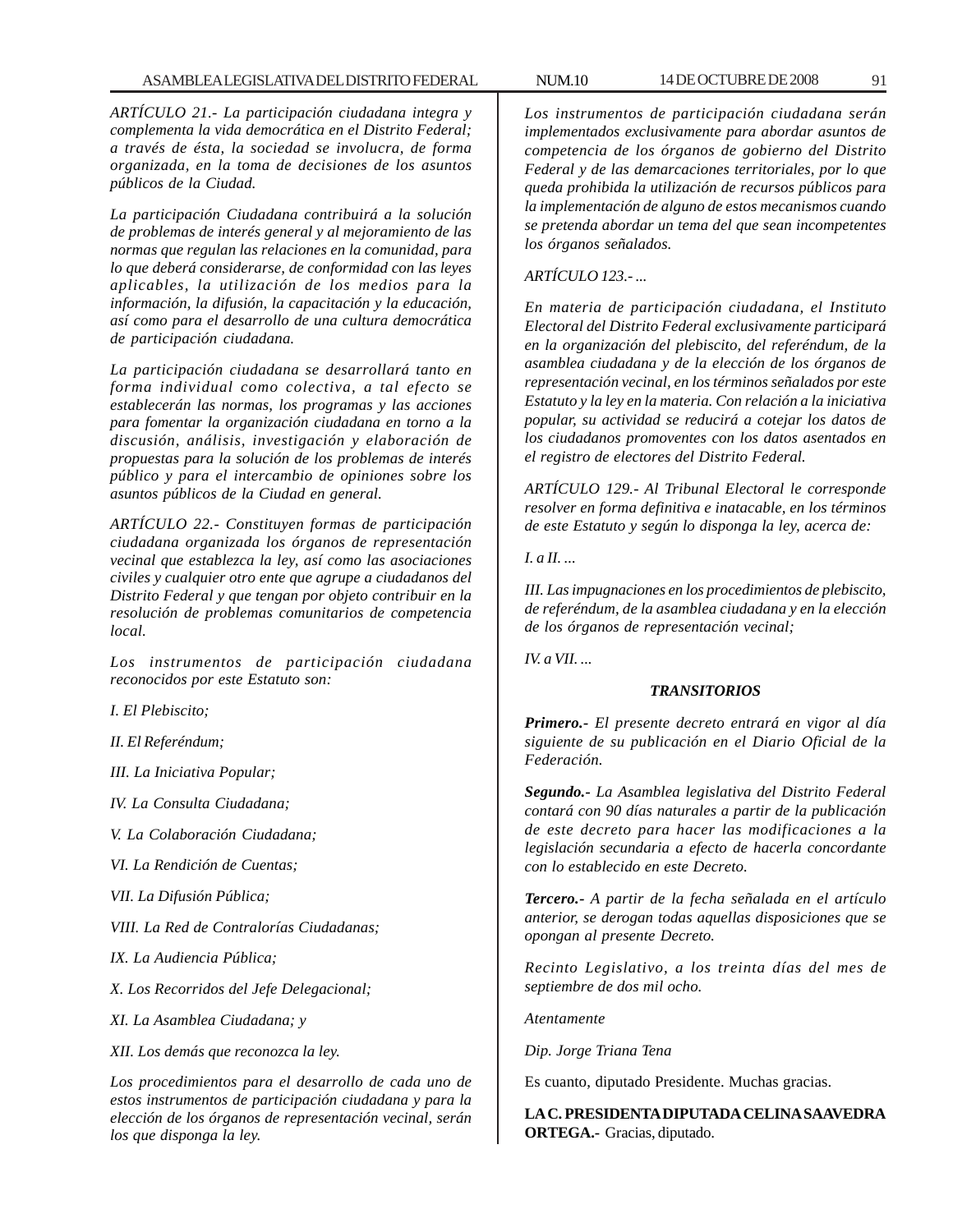*ARTÍCULO 21.- La participación ciudadana integra y complementa la vida democrática en el Distrito Federal; a través de ésta, la sociedad se involucra, de forma organizada, en la toma de decisiones de los asuntos públicos de la Ciudad.*

*La participación Ciudadana contribuirá a la solución de problemas de interés general y al mejoramiento de las normas que regulan las relaciones en la comunidad, para lo que deberá considerarse, de conformidad con las leyes aplicables, la utilización de los medios para la información, la difusión, la capacitación y la educación, así como para el desarrollo de una cultura democrática de participación ciudadana.*

*La participación ciudadana se desarrollará tanto en forma individual como colectiva, a tal efecto se establecerán las normas, los programas y las acciones para fomentar la organización ciudadana en torno a la discusión, análisis, investigación y elaboración de propuestas para la solución de los problemas de interés público y para el intercambio de opiniones sobre los asuntos públicos de la Ciudad en general.*

*ARTÍCULO 22.- Constituyen formas de participación ciudadana organizada los órganos de representación vecinal que establezca la ley, así como las asociaciones civiles y cualquier otro ente que agrupe a ciudadanos del Distrito Federal y que tengan por objeto contribuir en la resolución de problemas comunitarios de competencia local.*

*Los instrumentos de participación ciudadana reconocidos por este Estatuto son:*

*I. El Plebiscito;*

*II. El Referéndum;*

*III. La Iniciativa Popular;*

*IV. La Consulta Ciudadana;*

*V. La Colaboración Ciudadana;*

*VI. La Rendición de Cuentas;*

*VII. La Difusión Pública;*

*VIII. La Red de Contralorías Ciudadanas;*

*IX. La Audiencia Pública;*

*X. Los Recorridos del Jefe Delegacional;*

*XI. La Asamblea Ciudadana; y*

*XII. Los demás que reconozca la ley.*

*Los procedimientos para el desarrollo de cada uno de estos instrumentos de participación ciudadana y para la elección de los órganos de representación vecinal, serán los que disponga la ley.*

*Los instrumentos de participación ciudadana serán implementados exclusivamente para abordar asuntos de competencia de los órganos de gobierno del Distrito Federal y de las demarcaciones territoriales, por lo que queda prohibida la utilización de recursos públicos para la implementación de alguno de estos mecanismos cuando se pretenda abordar un tema del que sean incompetentes los órganos señalados.*

*ARTÍCULO 123.- ...*

*En materia de participación ciudadana, el Instituto Electoral del Distrito Federal exclusivamente participará en la organización del plebiscito, del referéndum, de la asamblea ciudadana y de la elección de los órganos de representación vecinal, en los términos señalados por este Estatuto y la ley en la materia. Con relación a la iniciativa popular, su actividad se reducirá a cotejar los datos de los ciudadanos promoventes con los datos asentados en el registro de electores del Distrito Federal.*

*ARTÍCULO 129.- Al Tribunal Electoral le corresponde resolver en forma definitiva e inatacable, en los términos de este Estatuto y según lo disponga la ley, acerca de:*

*I. a II. ...*

*III. Las impugnaciones en los procedimientos de plebiscito, de referéndum, de la asamblea ciudadana y en la elección de los órganos de representación vecinal;*

*IV. a VII. ...*

***TRANSITORIOS***

***Primero.-** El presente decreto entrará en vigor al día siguiente de su publicación en el Diario Oficial de la Federación.*

***Segundo.-** La Asamblea legislativa del Distrito Federal contará con 90 días naturales a partir de la publicación de este decreto para hacer las modificaciones a la legislación secundaria a efecto de hacerla concordante con lo establecido en este Decreto.*

***Tercero.-** A partir de la fecha señalada en el artículo anterior, se derogan todas aquellas disposiciones que se opongan al presente Decreto.*

*Recinto Legislativo, a los treinta días del mes de septiembre de dos mil ocho.*

*Atentamente*

*Dip. Jorge Triana Tena*

Es cuanto, diputado Presidente. Muchas gracias.

**LA C. PRESIDENTA DIPUTADA CELINA SAAVEDRA ORTEGA.-** Gracias, diputado.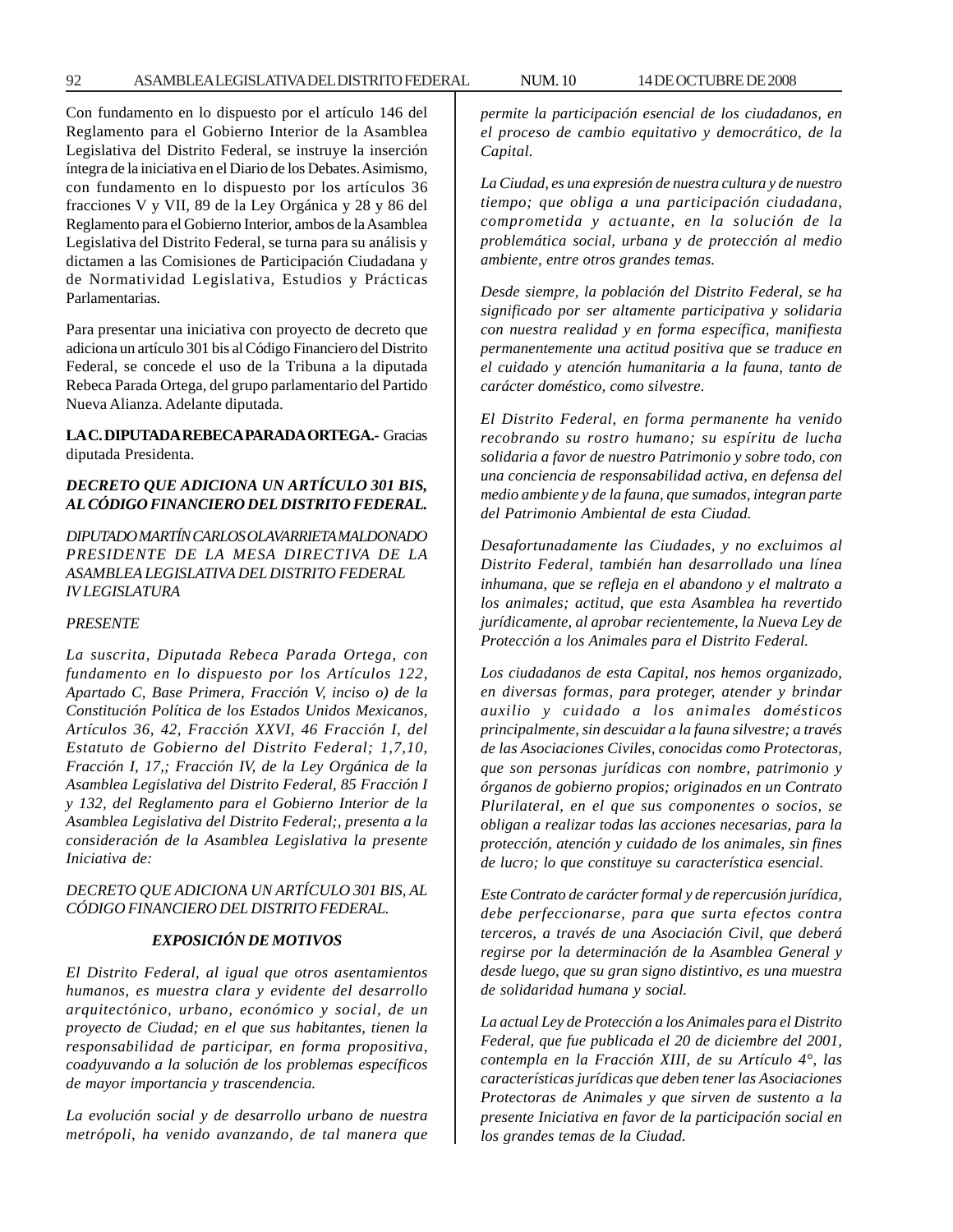Con fundamento en lo dispuesto por el artículo 146 del Reglamento para el Gobierno Interior de la Asamblea Legislativa del Distrito Federal, se instruye la inserción íntegra de la iniciativa en el Diario de los Debates. Asimismo, con fundamento en lo dispuesto por los artículos 36 fracciones V y VII, 89 de la Ley Orgánica y 28 y 86 del Reglamento para el Gobierno Interior, ambos de la Asamblea Legislativa del Distrito Federal, se turna para su análisis y dictamen a las Comisiones de Participación Ciudadana y de Normatividad Legislativa, Estudios y Prácticas Parlamentarias.

Para presentar una iniciativa con proyecto de decreto que adiciona un artículo 301 bis al Código Financiero del Distrito Federal, se concede el uso de la Tribuna a la diputada Rebeca Parada Ortega, del grupo parlamentario del Partido Nueva Alianza. Adelante diputada.

**LA C. DIPUTADA REBECA PARADA ORTEGA.-** Gracias diputada Presidenta.

***DECRETO QUE ADICIONA UN ARTÍCULO 301 BIS, AL CÓDIGO FINANCIERO DEL DISTRITO FEDERAL.***

*DIPUTADO MARTÍN CARLOS OLAVARRIETA MALDONADO PRESIDENTE DE LA MESA DIRECTIVA DE LA ASAMBLEA LEGISLATIVA DEL DISTRITO FEDERAL IV LEGISLATURA*

*PRESENTE*

*La suscrita, Diputada Rebeca Parada Ortega, con fundamento en lo dispuesto por los Artículos 122, Apartado C, Base Primera, Fracción V, inciso o) de la Constitución Política de los Estados Unidos Mexicanos, Artículos 36, 42, Fracción XXVI, 46 Fracción I, del Estatuto de Gobierno del Distrito Federal; 1,7,10, Fracción I, 17,; Fracción IV, de la Ley Orgánica de la Asamblea Legislativa del Distrito Federal, 85 Fracción I y 132, del Reglamento para el Gobierno Interior de la Asamblea Legislativa del Distrito Federal;, presenta a la consideración de la Asamblea Legislativa la presente Iniciativa de:*

*DECRETO QUE ADICIONA UN ARTÍCULO 301 BIS, AL CÓDIGO FINANCIERO DEL DISTRITO FEDERAL.*

***EXPOSICIÓN DE MOTIVOS***

*El Distrito Federal, al igual que otros asentamientos humanos, es muestra clara y evidente del desarrollo arquitectónico, urbano, económico y social, de un proyecto de Ciudad; en el que sus habitantes, tienen la responsabilidad de participar, en forma propositiva, coadyuvando a la solución de los problemas específicos de mayor importancia y trascendencia.*

*La evolución social y de desarrollo urbano de nuestra metrópoli, ha venido avanzando, de tal manera que permite la participación esencial de los ciudadanos, en el proceso de cambio equitativo y democrático, de la Capital.*

*La Ciudad, es una expresión de nuestra cultura y de nuestro tiempo; que obliga a una participación ciudadana, comprometida y actuante, en la solución de la problemática social, urbana y de protección al medio ambiente, entre otros grandes temas.*

*Desde siempre, la población del Distrito Federal, se ha significado por ser altamente participativa y solidaria con nuestra realidad y en forma específica, manifiesta permanentemente una actitud positiva que se traduce en el cuidado y atención humanitaria a la fauna, tanto de carácter doméstico, como silvestre.*

*El Distrito Federal, en forma permanente ha venido recobrando su rostro humano; su espíritu de lucha solidaria a favor de nuestro Patrimonio y sobre todo, con una conciencia de responsabilidad activa, en defensa del medio ambiente y de la fauna, que sumados, integran parte del Patrimonio Ambiental de esta Ciudad.*

*Desafortunadamente las Ciudades, y no excluimos al Distrito Federal, también han desarrollado una línea inhumana, que se refleja en el abandono y el maltrato a los animales; actitud, que esta Asamblea ha revertido jurídicamente, al aprobar recientemente, la Nueva Ley de Protección a los Animales para el Distrito Federal.*

*Los ciudadanos de esta Capital, nos hemos organizado, en diversas formas, para proteger, atender y brindar auxilio y cuidado a los animales domésticos principalmente, sin descuidar a la fauna silvestre; a través de las Asociaciones Civiles, conocidas como Protectoras, que son personas jurídicas con nombre, patrimonio y órganos de gobierno propios; originados en un Contrato Plurilateral, en el que sus componentes o socios, se obligan a realizar todas las acciones necesarias, para la protección, atención y cuidado de los animales, sin fines de lucro; lo que constituye su característica esencial.*

*Este Contrato de carácter formal y de repercusión jurídica, debe perfeccionarse, para que surta efectos contra terceros, a través de una Asociación Civil, que deberá regirse por la determinación de la Asamblea General y desde luego, que su gran signo distintivo, es una muestra de solidaridad humana y social.*

*La actual Ley de Protección a los Animales para el Distrito Federal, que fue publicada el 20 de diciembre del 2001, contempla en la Fracción XIII, de su Artículo 4°, las características jurídicas que deben tener las Asociaciones Protectoras de Animales y que sirven de sustento a la presente Iniciativa en favor de la participación social en los grandes temas de la Ciudad.*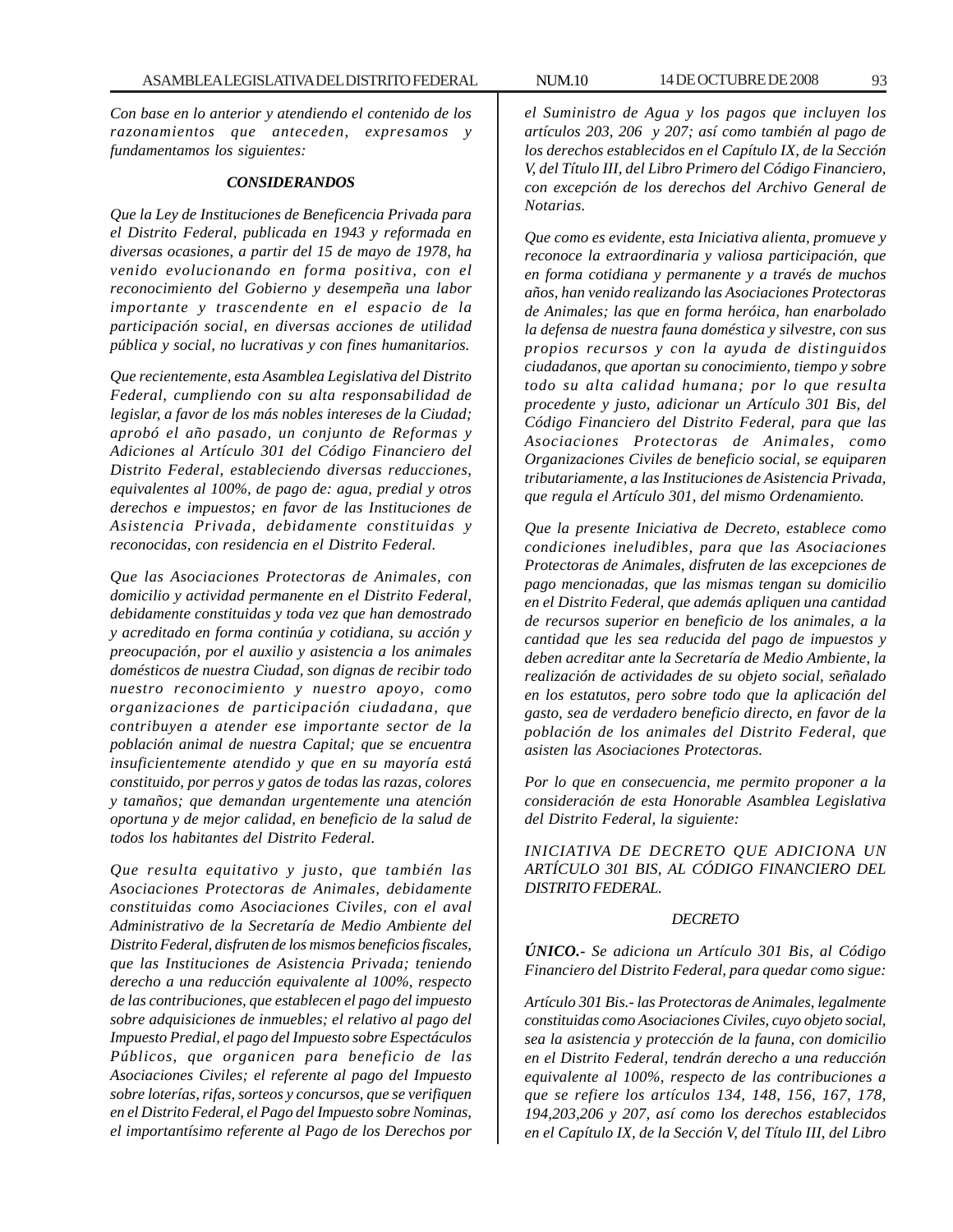*Con base en lo anterior y atendiendo el contenido de los razonamientos que anteceden, expresamos y fundamentamos los siguientes:*

***CONSIDERANDOS***

*Que la Ley de Instituciones de Beneficencia Privada para el Distrito Federal, publicada en 1943 y reformada en diversas ocasiones, a partir del 15 de mayo de 1978, ha venido evolucionando en forma positiva, con el reconocimiento del Gobierno y desempeña una labor importante y trascendente en el espacio de la participación social, en diversas acciones de utilidad pública y social, no lucrativas y con fines humanitarios.*

*Que recientemente, esta Asamblea Legislativa del Distrito Federal, cumpliendo con su alta responsabilidad de legislar, a favor de los más nobles intereses de la Ciudad; aprobó el año pasado, un conjunto de Reformas y Adiciones al Artículo 301 del Código Financiero del Distrito Federal, estableciendo diversas reducciones, equivalentes al 100%, de pago de: agua, predial y otros derechos e impuestos; en favor de las Instituciones de Asistencia Privada, debidamente constituidas y reconocidas, con residencia en el Distrito Federal.*

*Que las Asociaciones Protectoras de Animales, con domicilio y actividad permanente en el Distrito Federal, debidamente constituidas y toda vez que han demostrado y acreditado en forma continúa y cotidiana, su acción y preocupación, por el auxilio y asistencia a los animales domésticos de nuestra Ciudad, son dignas de recibir todo nuestro reconocimiento y nuestro apoyo, como organizaciones de participación ciudadana, que contribuyen a atender ese importante sector de la población animal de nuestra Capital; que se encuentra insuficientemente atendido y que en su mayoría está constituido, por perros y gatos de todas las razas, colores y tamaños; que demandan urgentemente una atención oportuna y de mejor calidad, en beneficio de la salud de todos los habitantes del Distrito Federal.*

*Que resulta equitativo y justo, que también las Asociaciones Protectoras de Animales, debidamente constituidas como Asociaciones Civiles, con el aval Administrativo de la Secretaría de Medio Ambiente del Distrito Federal, disfruten de los mismos beneficios fiscales, que las Instituciones de Asistencia Privada; teniendo derecho a una reducción equivalente al 100%, respecto de las contribuciones, que establecen el pago del impuesto sobre adquisiciones de inmuebles; el relativo al pago del Impuesto Predial, el pago del Impuesto sobre Espectáculos Públicos, que organicen para beneficio de las Asociaciones Civiles; el referente al pago del Impuesto sobre loterías, rifas, sorteos y concursos, que se verifiquen en el Distrito Federal, el Pago del Impuesto sobre Nominas, el importantísimo referente al Pago de los Derechos por el Suministro de Agua y los pagos que incluyen los artículos 203, 206 y 207; así como también al pago de los derechos establecidos en el Capítulo IX, de la Sección V, del Título III, del Libro Primero del Código Financiero, con excepción de los derechos del Archivo General de Notarias.*

*Que como es evidente, esta Iniciativa alienta, promueve y reconoce la extraordinaria y valiosa participación, que en forma cotidiana y permanente y a través de muchos años, han venido realizando las Asociaciones Protectoras de Animales; las que en forma heróica, han enarbolado la defensa de nuestra fauna doméstica y silvestre, con sus propios recursos y con la ayuda de distinguidos ciudadanos, que aportan su conocimiento, tiempo y sobre todo su alta calidad humana; por lo que resulta procedente y justo, adicionar un Artículo 301 Bis, del Código Financiero del Distrito Federal, para que las Asociaciones Protectoras de Animales, como Organizaciones Civiles de beneficio social, se equiparen tributariamente, a las Instituciones de Asistencia Privada, que regula el Artículo 301, del mismo Ordenamiento.*

*Que la presente Iniciativa de Decreto, establece como condiciones ineludibles, para que las Asociaciones Protectoras de Animales, disfruten de las excepciones de pago mencionadas, que las mismas tengan su domicilio en el Distrito Federal, que además apliquen una cantidad de recursos superior en beneficio de los animales, a la cantidad que les sea reducida del pago de impuestos y deben acreditar ante la Secretaría de Medio Ambiente, la realización de actividades de su objeto social, señalado en los estatutos, pero sobre todo que la aplicación del gasto, sea de verdadero beneficio directo, en favor de la población de los animales del Distrito Federal, que asisten las Asociaciones Protectoras.*

*Por lo que en consecuencia, me permito proponer a la consideración de esta Honorable Asamblea Legislativa del Distrito Federal, la siguiente:*

*INICIATIVA DE DECRETO QUE ADICIONA UN ARTÍCULO 301 BIS, AL CÓDIGO FINANCIERO DEL DISTRITO FEDERAL.*

*DECRETO*

***ÚNICO.-** Se adiciona un Artículo 301 Bis, al Código Financiero del Distrito Federal, para quedar como sigue:*

*Artículo 301 Bis.- las Protectoras de Animales, legalmente constituidas como Asociaciones Civiles, cuyo objeto social, sea la asistencia y protección de la fauna, con domicilio en el Distrito Federal, tendrán derecho a una reducción equivalente al 100%, respecto de las contribuciones a que se refiere los artículos 134, 148, 156, 167, 178, 194,203,206 y 207, así como los derechos establecidos en el Capítulo IX, de la Sección V, del Título III, del Libro*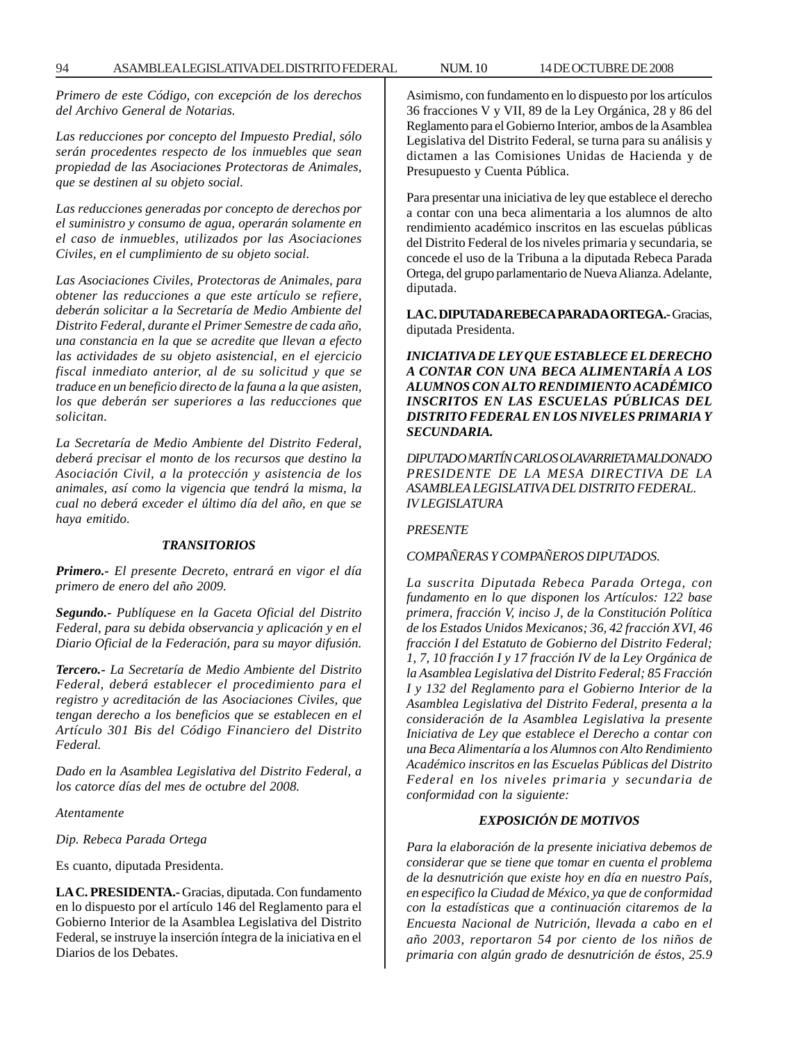*Primero de este Código, con excepción de los derechos del Archivo General de Notarias.*

*Las reducciones por concepto del Impuesto Predial, sólo serán procedentes respecto de los inmuebles que sean propiedad de las Asociaciones Protectoras de Animales, que se destinen al su objeto social.*

*Las reducciones generadas por concepto de derechos por el suministro y consumo de agua, operarán solamente en el caso de inmuebles, utilizados por las Asociaciones Civiles, en el cumplimiento de su objeto social.*

*Las Asociaciones Civiles, Protectoras de Animales, para obtener las reducciones a que este artículo se refiere, deberán solicitar a la Secretaría de Medio Ambiente del Distrito Federal, durante el Primer Semestre de cada año, una constancia en la que se acredite que llevan a efecto las actividades de su objeto asistencial, en el ejercicio fiscal inmediato anterior, al de su solicitud y que se traduce en un beneficio directo de la fauna a la que asisten, los que deberán ser superiores a las reducciones que solicitan.*

*La Secretaría de Medio Ambiente del Distrito Federal, deberá precisar el monto de los recursos que destino la Asociación Civil, a la protección y asistencia de los animales, así como la vigencia que tendrá la misma, la cual no deberá exceder el último día del año, en que se haya emitido.*

***TRANSITORIOS***

***Primero.-*** *El presente Decreto, entrará en vigor el día primero de enero del año 2009.*

***Segundo.-*** *Publíquese en la Gaceta Oficial del Distrito Federal, para su debida observancia y aplicación y en el Diario Oficial de la Federación, para su mayor difusión.*

***Tercero.-*** *La Secretaría de Medio Ambiente del Distrito Federal, deberá establecer el procedimiento para el registro y acreditación de las Asociaciones Civiles, que tengan derecho a los beneficios que se establecen en el Artículo 301 Bis del Código Financiero del Distrito Federal.*

*Dado en la Asamblea Legislativa del Distrito Federal, a los catorce días del mes de octubre del 2008.*

*Atentamente*

*Dip. Rebeca Parada Ortega*

Es cuanto, diputada Presidenta.

**LA C. PRESIDENTA.-** Gracias, diputada. Con fundamento en lo dispuesto por el artículo 146 del Reglamento para el Gobierno Interior de la Asamblea Legislativa del Distrito Federal, se instruye la inserción íntegra de la iniciativa en el Diarios de los Debates.

Asimismo, con fundamento en lo dispuesto por los artículos 36 fracciones V y VII, 89 de la Ley Orgánica, 28 y 86 del Reglamento para el Gobierno Interior, ambos de la Asamblea Legislativa del Distrito Federal, se turna para su análisis y dictamen a las Comisiones Unidas de Hacienda y de Presupuesto y Cuenta Pública.

Para presentar una iniciativa de ley que establece el derecho a contar con una beca alimentaria a los alumnos de alto rendimiento académico inscritos en las escuelas públicas del Distrito Federal de los niveles primaria y secundaria, se concede el uso de la Tribuna a la diputada Rebeca Parada Ortega, del grupo parlamentario de Nueva Alianza. Adelante, diputada.

**LA C. DIPUTADA REBECA PARADA ORTEGA.-** Gracias, diputada Presidenta.

***INICIATIVA DE LEY QUE ESTABLECE EL DERECHO A CONTAR CON UNA BECA ALIMENTARÍA A LOS ALUMNOS CON ALTO RENDIMIENTO ACADÉMICO INSCRITOS EN LAS ESCUELAS PÚBLICAS DEL DISTRITO FEDERAL EN LOS NIVELES PRIMARIA Y SECUNDARIA.***

*DIPUTADO MARTÍN CARLOS OLAVARRIETA MALDONADO PRESIDENTE DE LA MESA DIRECTIVA DE LA ASAMBLEA LEGISLATIVA DEL DISTRITO FEDERAL. IV LEGISLATURA*

*PRESENTE*

*COMPAÑERAS Y COMPAÑEROS DIPUTADOS.*

*La suscrita Diputada Rebeca Parada Ortega, con fundamento en lo que disponen los Artículos: 122 base primera, fracción V, inciso J, de la Constitución Política de los Estados Unidos Mexicanos; 36, 42 fracción XVI, 46 fracción I del Estatuto de Gobierno del Distrito Federal; 1, 7, 10 fracción I y 17 fracción IV de la Ley Orgánica de la Asamblea Legislativa del Distrito Federal; 85 Fracción I y 132 del Reglamento para el Gobierno Interior de la Asamblea Legislativa del Distrito Federal, presenta a la consideración de la Asamblea Legislativa la presente Iniciativa de Ley que establece el Derecho a contar con una Beca Alimentaría a los Alumnos con Alto Rendimiento Académico inscritos en las Escuelas Públicas del Distrito Federal en los niveles primaria y secundaria de conformidad con la siguiente:*

***EXPOSICIÓN DE MOTIVOS***

*Para la elaboración de la presente iniciativa debemos de considerar que se tiene que tomar en cuenta el problema de la desnutrición que existe hoy en día en nuestro País, en especifico la Ciudad de México, ya que de conformidad con la estadísticas que a continuación citaremos de la Encuesta Nacional de Nutrición, llevada a cabo en el año 2003, reportaron 54 por ciento de los niños de primaria con algún grado de desnutrición de éstos, 25.9*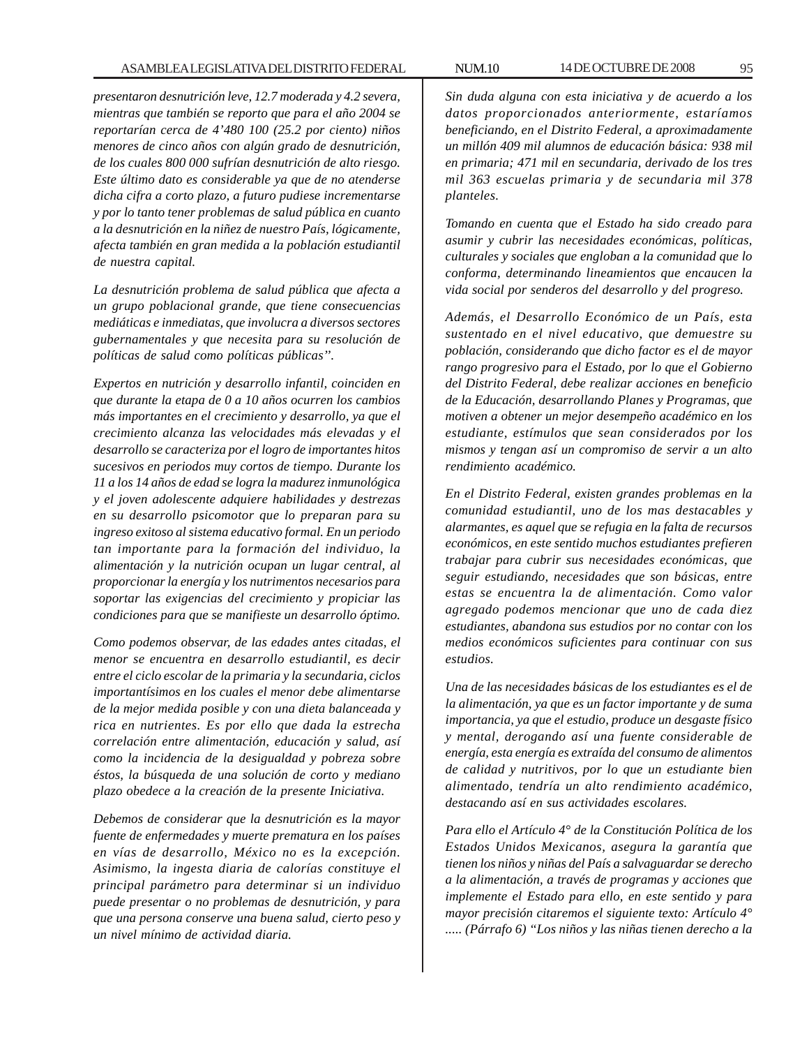*presentaron desnutrición leve, 12.7 moderada y 4.2 severa, mientras que también se reporto que para el año 2004 se reportarían cerca de 4'480 100 (25.2 por ciento) niños menores de cinco años con algún grado de desnutrición, de los cuales 800 000 sufrían desnutrición de alto riesgo. Este último dato es considerable ya que de no atenderse dicha cifra a corto plazo, a futuro pudiese incrementarse y por lo tanto tener problemas de salud pública en cuanto a la desnutrición en la niñez de nuestro País, lógicamente, afecta también en gran medida a la población estudiantil de nuestra capital.*

*La desnutrición problema de salud pública que afecta a un grupo poblacional grande, que tiene consecuencias mediáticas e inmediatas, que involucra a diversos sectores gubernamentales y que necesita para su resolución de políticas de salud como políticas públicas".*

*Expertos en nutrición y desarrollo infantil, coinciden en que durante la etapa de 0 a 10 años ocurren los cambios más importantes en el crecimiento y desarrollo, ya que el crecimiento alcanza las velocidades más elevadas y el desarrollo se caracteriza por el logro de importantes hitos sucesivos en periodos muy cortos de tiempo. Durante los 11 a los 14 años de edad se logra la madurez inmunológica y el joven adolescente adquiere habilidades y destrezas en su desarrollo psicomotor que lo preparan para su ingreso exitoso al sistema educativo formal. En un periodo tan importante para la formación del individuo, la alimentación y la nutrición ocupan un lugar central, al proporcionar la energía y los nutrimentos necesarios para soportar las exigencias del crecimiento y propiciar las condiciones para que se manifieste un desarrollo óptimo.*

*Como podemos observar, de las edades antes citadas, el menor se encuentra en desarrollo estudiantil, es decir entre el ciclo escolar de la primaria y la secundaria, ciclos importantísimos en los cuales el menor debe alimentarse de la mejor medida posible y con una dieta balanceada y rica en nutrientes. Es por ello que dada la estrecha correlación entre alimentación, educación y salud, así como la incidencia de la desigualdad y pobreza sobre éstos, la búsqueda de una solución de corto y mediano plazo obedece a la creación de la presente Iniciativa.*

*Debemos de considerar que la desnutrición es la mayor fuente de enfermedades y muerte prematura en los países en vías de desarrollo, México no es la excepción. Asimismo, la ingesta diaria de calorías constituye el principal parámetro para determinar si un individuo puede presentar o no problemas de desnutrición, y para que una persona conserve una buena salud, cierto peso y un nivel mínimo de actividad diaria.*

*Sin duda alguna con esta iniciativa y de acuerdo a los datos proporcionados anteriormente, estaríamos beneficiando, en el Distrito Federal, a aproximadamente un millón 409 mil alumnos de educación básica: 938 mil en primaria; 471 mil en secundaria, derivado de los tres mil 363 escuelas primaria y de secundaria mil 378 planteles.*

*Tomando en cuenta que el Estado ha sido creado para asumir y cubrir las necesidades económicas, políticas, culturales y sociales que engloban a la comunidad que lo conforma, determinando lineamientos que encaucen la vida social por senderos del desarrollo y del progreso.*

*Además, el Desarrollo Económico de un País, esta sustentado en el nivel educativo, que demuestre su población, considerando que dicho factor es el de mayor rango progresivo para el Estado, por lo que el Gobierno del Distrito Federal, debe realizar acciones en beneficio de la Educación, desarrollando Planes y Programas, que motiven a obtener un mejor desempeño académico en los estudiante, estímulos que sean considerados por los mismos y tengan así un compromiso de servir a un alto rendimiento académico.*

*En el Distrito Federal, existen grandes problemas en la comunidad estudiantil, uno de los mas destacables y alarmantes, es aquel que se refugia en la falta de recursos económicos, en este sentido muchos estudiantes prefieren trabajar para cubrir sus necesidades económicas, que seguir estudiando, necesidades que son básicas, entre estas se encuentra la de alimentación. Como valor agregado podemos mencionar que uno de cada diez estudiantes, abandona sus estudios por no contar con los medios económicos suficientes para continuar con sus estudios.*

*Una de las necesidades básicas de los estudiantes es el de la alimentación, ya que es un factor importante y de suma importancia, ya que el estudio, produce un desgaste físico y mental, derogando así una fuente considerable de energía, esta energía es extraída del consumo de alimentos de calidad y nutritivos, por lo que un estudiante bien alimentado, tendría un alto rendimiento académico, destacando así en sus actividades escolares.*

*Para ello el Artículo 4° de la Constitución Política de los Estados Unidos Mexicanos, asegura la garantía que tienen los niños y niñas del País a salvaguardar se derecho a la alimentación, a través de programas y acciones que implemente el Estado para ello, en este sentido y para mayor precisión citaremos el siguiente texto: Artículo 4° ..... (Párrafo 6) "Los niños y las niñas tienen derecho a la*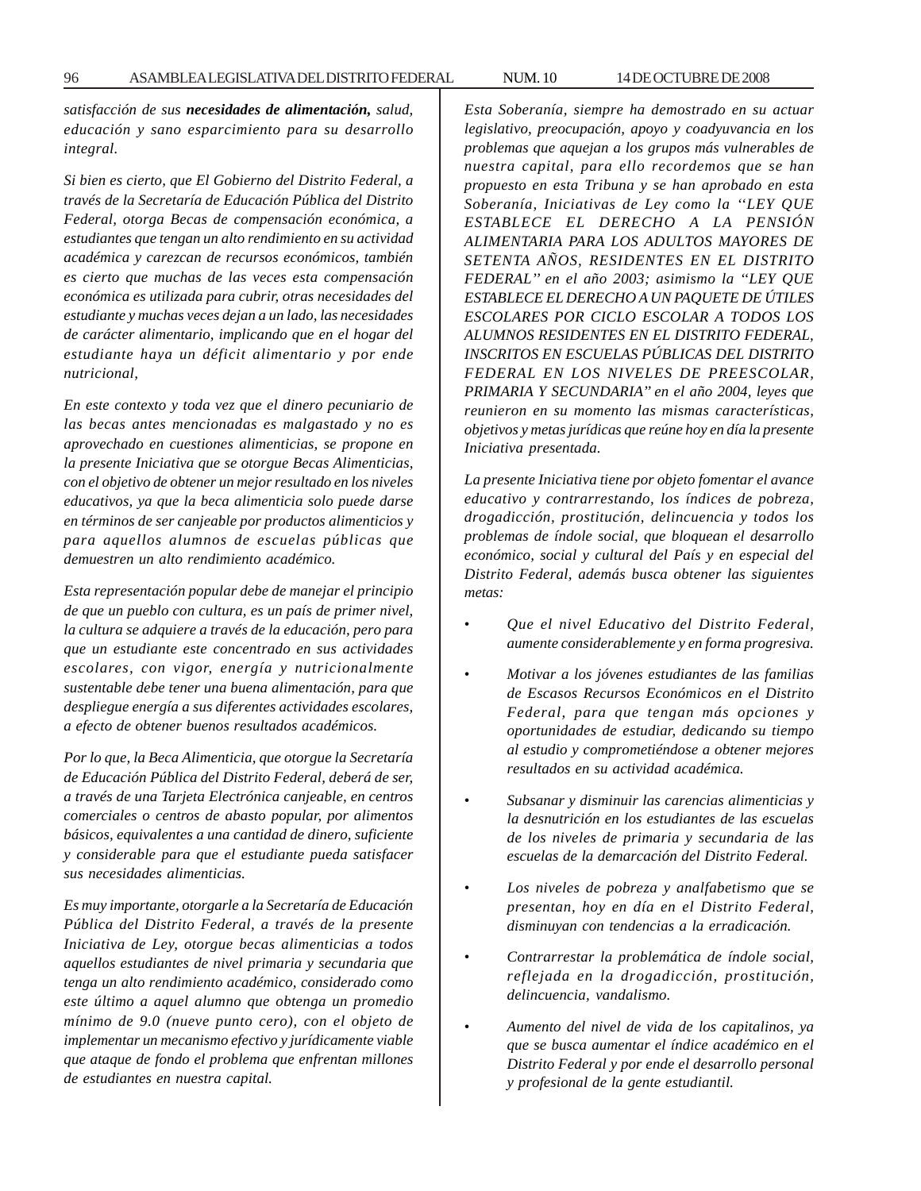*satisfacción de sus **necesidades de alimentación,** salud, educación y sano esparcimiento para su desarrollo integral.*

*Si bien es cierto, que El Gobierno del Distrito Federal, a través de la Secretaría de Educación Pública del Distrito Federal, otorga Becas de compensación económica, a estudiantes que tengan un alto rendimiento en su actividad académica y carezcan de recursos económicos, también es cierto que muchas de las veces esta compensación económica es utilizada para cubrir, otras necesidades del estudiante y muchas veces dejan a un lado, las necesidades de carácter alimentario, implicando que en el hogar del estudiante haya un déficit alimentario y por ende nutricional,*

*En este contexto y toda vez que el dinero pecuniario de las becas antes mencionadas es malgastado y no es aprovechado en cuestiones alimenticias, se propone en la presente Iniciativa que se otorgue Becas Alimenticias, con el objetivo de obtener un mejor resultado en los niveles educativos, ya que la beca alimenticia solo puede darse en términos de ser canjeable por productos alimenticios y para aquellos alumnos de escuelas públicas que demuestren un alto rendimiento académico.*

*Esta representación popular debe de manejar el principio de que un pueblo con cultura, es un país de primer nivel, la cultura se adquiere a través de la educación, pero para que un estudiante este concentrado en sus actividades escolares, con vigor, energía y nutricionalmente sustentable debe tener una buena alimentación, para que despliegue energía a sus diferentes actividades escolares, a efecto de obtener buenos resultados académicos.*

*Por lo que, la Beca Alimenticia, que otorgue la Secretaría de Educación Pública del Distrito Federal, deberá de ser, a través de una Tarjeta Electrónica canjeable, en centros comerciales o centros de abasto popular, por alimentos básicos, equivalentes a una cantidad de dinero, suficiente y considerable para que el estudiante pueda satisfacer sus necesidades alimenticias.*

*Es muy importante, otorgarle a la Secretaría de Educación Pública del Distrito Federal, a través de la presente Iniciativa de Ley, otorgue becas alimenticias a todos aquellos estudiantes de nivel primaria y secundaria que tenga un alto rendimiento académico, considerado como este último a aquel alumno que obtenga un promedio mínimo de 9.0 (nueve punto cero), con el objeto de implementar un mecanismo efectivo y jurídicamente viable que ataque de fondo el problema que enfrentan millones de estudiantes en nuestra capital.*

*Esta Soberanía, siempre ha demostrado en su actuar legislativo, preocupación, apoyo y coadyuvancia en los problemas que aquejan a los grupos más vulnerables de nuestra capital, para ello recordemos que se han propuesto en esta Tribuna y se han aprobado en esta Soberanía, Iniciativas de Ley como la ''LEY QUE ESTABLECE EL DERECHO A LA PENSIÓN ALIMENTARIA PARA LOS ADULTOS MAYORES DE SETENTA AÑOS, RESIDENTES EN EL DISTRITO FEDERAL'' en el año 2003; asimismo la ''LEY QUE ESTABLECE EL DERECHO A UN PAQUETE DE ÚTILES ESCOLARES POR CICLO ESCOLAR A TODOS LOS ALUMNOS RESIDENTES EN EL DISTRITO FEDERAL, INSCRITOS EN ESCUELAS PÚBLICAS DEL DISTRITO FEDERAL EN LOS NIVELES DE PREESCOLAR, PRIMARIA Y SECUNDARIA'' en el año 2004, leyes que reunieron en su momento las mismas características, objetivos y metas jurídicas que reúne hoy en día la presente Iniciativa presentada.*

*La presente Iniciativa tiene por objeto fomentar el avance educativo y contrarrestando, los índices de pobreza, drogadicción, prostitución, delincuencia y todos los problemas de índole social, que bloquean el desarrollo económico, social y cultural del País y en especial del Distrito Federal, además busca obtener las siguientes metas:*

- *Que el nivel Educativo del Distrito Federal, aumente considerablemente y en forma progresiva.*
- *Motivar a los jóvenes estudiantes de las familias de Escasos Recursos Económicos en el Distrito Federal, para que tengan más opciones y oportunidades de estudiar, dedicando su tiempo al estudio y comprometiéndose a obtener mejores resultados en su actividad académica.*
- *Subsanar y disminuir las carencias alimenticias y la desnutrición en los estudiantes de las escuelas de los niveles de primaria y secundaria de las escuelas de la demarcación del Distrito Federal.*
- *Los niveles de pobreza y analfabetismo que se presentan, hoy en día en el Distrito Federal, disminuyan con tendencias a la erradicación.*
- *Contrarrestar la problemática de índole social, reflejada en la drogadicción, prostitución, delincuencia, vandalismo.*
- *Aumento del nivel de vida de los capitalinos, ya que se busca aumentar el índice académico en el Distrito Federal y por ende el desarrollo personal y profesional de la gente estudiantil.*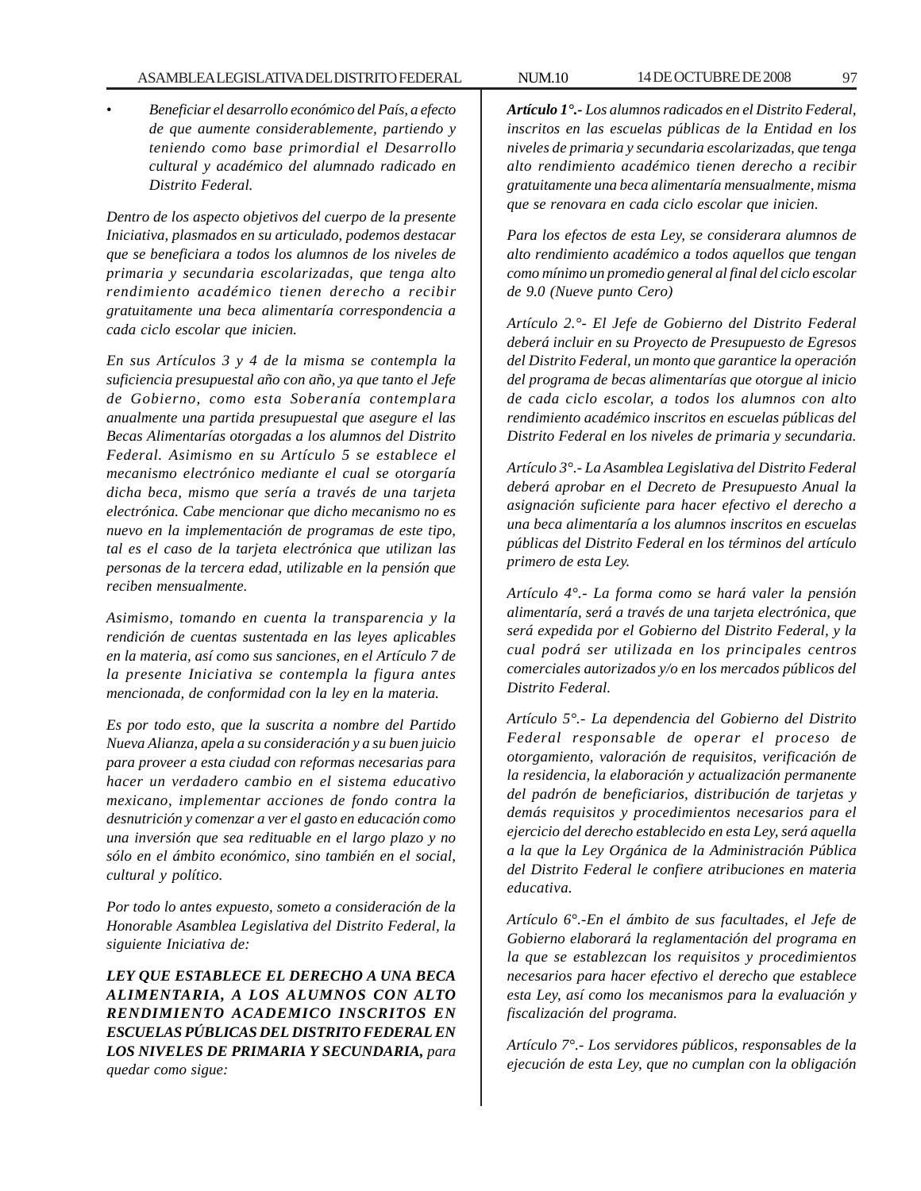- *Beneficiar el desarrollo económico del País, a efecto de que aumente considerablemente, partiendo y teniendo como base primordial el Desarrollo cultural y académico del alumnado radicado en Distrito Federal.*

*Dentro de los aspecto objetivos del cuerpo de la presente Iniciativa, plasmados en su articulado, podemos destacar que se beneficiara a todos los alumnos de los niveles de primaria y secundaria escolarizadas, que tenga alto rendimiento académico tienen derecho a recibir gratuitamente una beca alimentaría correspondencia a cada ciclo escolar que inicien.*

*En sus Artículos 3 y 4 de la misma se contempla la suficiencia presupuestal año con año, ya que tanto el Jefe de Gobierno, como esta Soberanía contemplara anualmente una partida presupuestal que asegure el las Becas Alimentarías otorgadas a los alumnos del Distrito Federal. Asimismo en su Artículo 5 se establece el mecanismo electrónico mediante el cual se otorgaría dicha beca, mismo que sería a través de una tarjeta electrónica. Cabe mencionar que dicho mecanismo no es nuevo en la implementación de programas de este tipo, tal es el caso de la tarjeta electrónica que utilizan las personas de la tercera edad, utilizable en la pensión que reciben mensualmente.*

*Asimismo, tomando en cuenta la transparencia y la rendición de cuentas sustentada en las leyes aplicables en la materia, así como sus sanciones, en el Artículo 7 de la presente Iniciativa se contempla la figura antes mencionada, de conformidad con la ley en la materia.*

*Es por todo esto, que la suscrita a nombre del Partido Nueva Alianza, apela a su consideración y a su buen juicio para proveer a esta ciudad con reformas necesarias para hacer un verdadero cambio en el sistema educativo mexicano, implementar acciones de fondo contra la desnutrición y comenzar a ver el gasto en educación como una inversión que sea redituable en el largo plazo y no sólo en el ámbito económico, sino también en el social, cultural y político.*

*Por todo lo antes expuesto, someto a consideración de la Honorable Asamblea Legislativa del Distrito Federal, la siguiente Iniciativa de:*

***LEY QUE ESTABLECE EL DERECHO A UNA BECA ALIMENTARIA, A LOS ALUMNOS CON ALTO RENDIMIENTO ACADEMICO INSCRITOS EN ESCUELAS PÚBLICAS DEL DISTRITO FEDERAL EN LOS NIVELES DE PRIMARIA Y SECUNDARIA,** para quedar como sigue:*

***Artículo 1°.-** Los alumnos radicados en el Distrito Federal, inscritos en las escuelas públicas de la Entidad en los niveles de primaria y secundaria escolarizadas, que tenga alto rendimiento académico tienen derecho a recibir gratuitamente una beca alimentaría mensualmente, misma que se renovara en cada ciclo escolar que inicien.*

*Para los efectos de esta Ley, se considerara alumnos de alto rendimiento académico a todos aquellos que tengan como mínimo un promedio general al final del ciclo escolar de 9.0 (Nueve punto Cero)*

*Artículo 2.°- El Jefe de Gobierno del Distrito Federal deberá incluir en su Proyecto de Presupuesto de Egresos del Distrito Federal, un monto que garantice la operación del programa de becas alimentarías que otorgue al inicio de cada ciclo escolar, a todos los alumnos con alto rendimiento académico inscritos en escuelas públicas del Distrito Federal en los niveles de primaria y secundaria.*

*Artículo 3°.- La Asamblea Legislativa del Distrito Federal deberá aprobar en el Decreto de Presupuesto Anual la asignación suficiente para hacer efectivo el derecho a una beca alimentaría a los alumnos inscritos en escuelas públicas del Distrito Federal en los términos del artículo primero de esta Ley.*

*Artículo 4°.- La forma como se hará valer la pensión alimentaría, será a través de una tarjeta electrónica, que será expedida por el Gobierno del Distrito Federal, y la cual podrá ser utilizada en los principales centros comerciales autorizados y/o en los mercados públicos del Distrito Federal.*

*Artículo 5°.- La dependencia del Gobierno del Distrito Federal responsable de operar el proceso de otorgamiento, valoración de requisitos, verificación de la residencia, la elaboración y actualización permanente del padrón de beneficiarios, distribución de tarjetas y demás requisitos y procedimientos necesarios para el ejercicio del derecho establecido en esta Ley, será aquella a la que la Ley Orgánica de la Administración Pública del Distrito Federal le confiere atribuciones en materia educativa.*

*Artículo 6°.-En el ámbito de sus facultades, el Jefe de Gobierno elaborará la reglamentación del programa en la que se establezcan los requisitos y procedimientos necesarios para hacer efectivo el derecho que establece esta Ley, así como los mecanismos para la evaluación y fiscalización del programa.*

*Artículo 7°.- Los servidores públicos, responsables de la ejecución de esta Ley, que no cumplan con la obligación*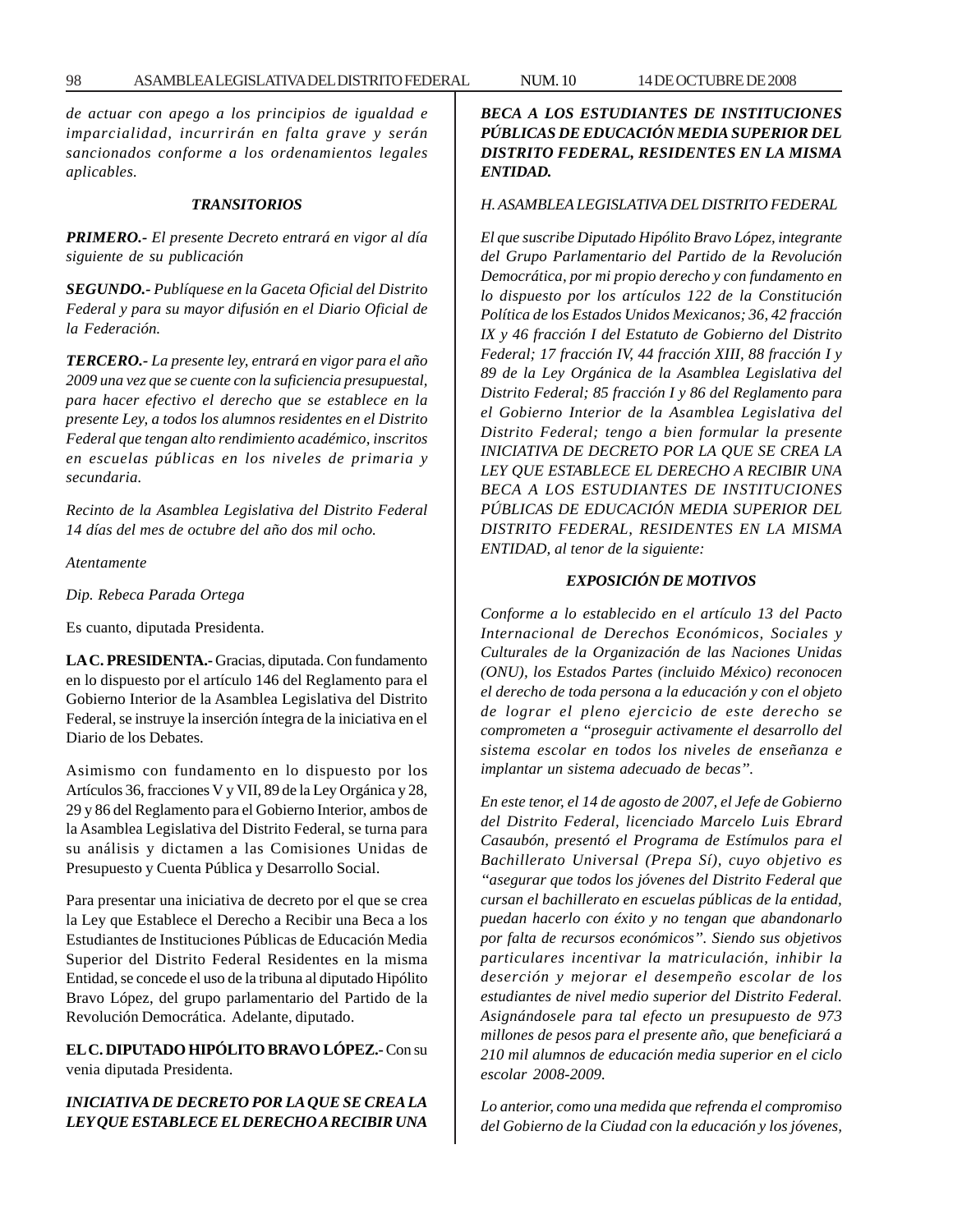*de actuar con apego a los principios de igualdad e imparcialidad, incurrirán en falta grave y serán sancionados conforme a los ordenamientos legales aplicables.*

***TRANSITORIOS***

***PRIMERO.-*** *El presente Decreto entrará en vigor al día siguiente de su publicación*

***SEGUNDO.-*** *Publíquese en la Gaceta Oficial del Distrito Federal y para su mayor difusión en el Diario Oficial de la Federación.*

***TERCERO.-*** *La presente ley, entrará en vigor para el año 2009 una vez que se cuente con la suficiencia presupuestal, para hacer efectivo el derecho que se establece en la presente Ley, a todos los alumnos residentes en el Distrito Federal que tengan alto rendimiento académico, inscritos en escuelas públicas en los niveles de primaria y secundaria.*

*Recinto de la Asamblea Legislativa del Distrito Federal 14 días del mes de octubre del año dos mil ocho.*

*Atentamente*

*Dip. Rebeca Parada Ortega*

Es cuanto, diputada Presidenta.

**LA C. PRESIDENTA.-** Gracias, diputada. Con fundamento en lo dispuesto por el artículo 146 del Reglamento para el Gobierno Interior de la Asamblea Legislativa del Distrito Federal, se instruye la inserción íntegra de la iniciativa en el Diario de los Debates.

Asimismo con fundamento en lo dispuesto por los Artículos 36, fracciones V y VII, 89 de la Ley Orgánica y 28, 29 y 86 del Reglamento para el Gobierno Interior, ambos de la Asamblea Legislativa del Distrito Federal, se turna para su análisis y dictamen a las Comisiones Unidas de Presupuesto y Cuenta Pública y Desarrollo Social.

Para presentar una iniciativa de decreto por el que se crea la Ley que Establece el Derecho a Recibir una Beca a los Estudiantes de Instituciones Públicas de Educación Media Superior del Distrito Federal Residentes en la misma Entidad, se concede el uso de la tribuna al diputado Hipólito Bravo López, del grupo parlamentario del Partido de la Revolución Democrática. Adelante, diputado.

**EL C. DIPUTADO HIPÓLITO BRAVO LÓPEZ.-** Con su venia diputada Presidenta.

***INICIATIVA DE DECRETO POR LA QUE SE CREA LA LEY QUE ESTABLECE EL DERECHO A RECIBIR UNA BECA A LOS ESTUDIANTES DE INSTITUCIONES PÚBLICAS DE EDUCACIÓN MEDIA SUPERIOR DEL DISTRITO FEDERAL, RESIDENTES EN LA MISMA ENTIDAD.***

*H. ASAMBLEA LEGISLATIVA DEL DISTRITO FEDERAL*

*El que suscribe Diputado Hipólito Bravo López, integrante del Grupo Parlamentario del Partido de la Revolución Democrática, por mi propio derecho y con fundamento en lo dispuesto por los artículos 122 de la Constitución Política de los Estados Unidos Mexicanos; 36, 42 fracción IX y 46 fracción I del Estatuto de Gobierno del Distrito Federal; 17 fracción IV, 44 fracción XIII, 88 fracción I y 89 de la Ley Orgánica de la Asamblea Legislativa del Distrito Federal; 85 fracción I y 86 del Reglamento para el Gobierno Interior de la Asamblea Legislativa del Distrito Federal; tengo a bien formular la presente INICIATIVA DE DECRETO POR LA QUE SE CREA LA LEY QUE ESTABLECE EL DERECHO A RECIBIR UNA BECA A LOS ESTUDIANTES DE INSTITUCIONES PÚBLICAS DE EDUCACIÓN MEDIA SUPERIOR DEL DISTRITO FEDERAL, RESIDENTES EN LA MISMA ENTIDAD, al tenor de la siguiente:*

***EXPOSICIÓN DE MOTIVOS***

*Conforme a lo establecido en el artículo 13 del Pacto Internacional de Derechos Económicos, Sociales y Culturales de la Organización de las Naciones Unidas (ONU), los Estados Partes (incluido México) reconocen el derecho de toda persona a la educación y con el objeto de lograr el pleno ejercicio de este derecho se comprometen a "proseguir activamente el desarrollo del sistema escolar en todos los niveles de enseñanza e implantar un sistema adecuado de becas".*

*En este tenor, el 14 de agosto de 2007, el Jefe de Gobierno del Distrito Federal, licenciado Marcelo Luis Ebrard Casaubón, presentó el Programa de Estímulos para el Bachillerato Universal (Prepa Sí), cuyo objetivo es "asegurar que todos los jóvenes del Distrito Federal que cursan el bachillerato en escuelas públicas de la entidad, puedan hacerlo con éxito y no tengan que abandonarlo por falta de recursos económicos". Siendo sus objetivos particulares incentivar la matriculación, inhibir la deserción y mejorar el desempeño escolar de los estudiantes de nivel medio superior del Distrito Federal. Asignándosele para tal efecto un presupuesto de 973 millones de pesos para el presente año, que beneficiará a 210 mil alumnos de educación media superior en el ciclo escolar 2008-2009.*

*Lo anterior, como una medida que refrenda el compromiso del Gobierno de la Ciudad con la educación y los jóvenes,*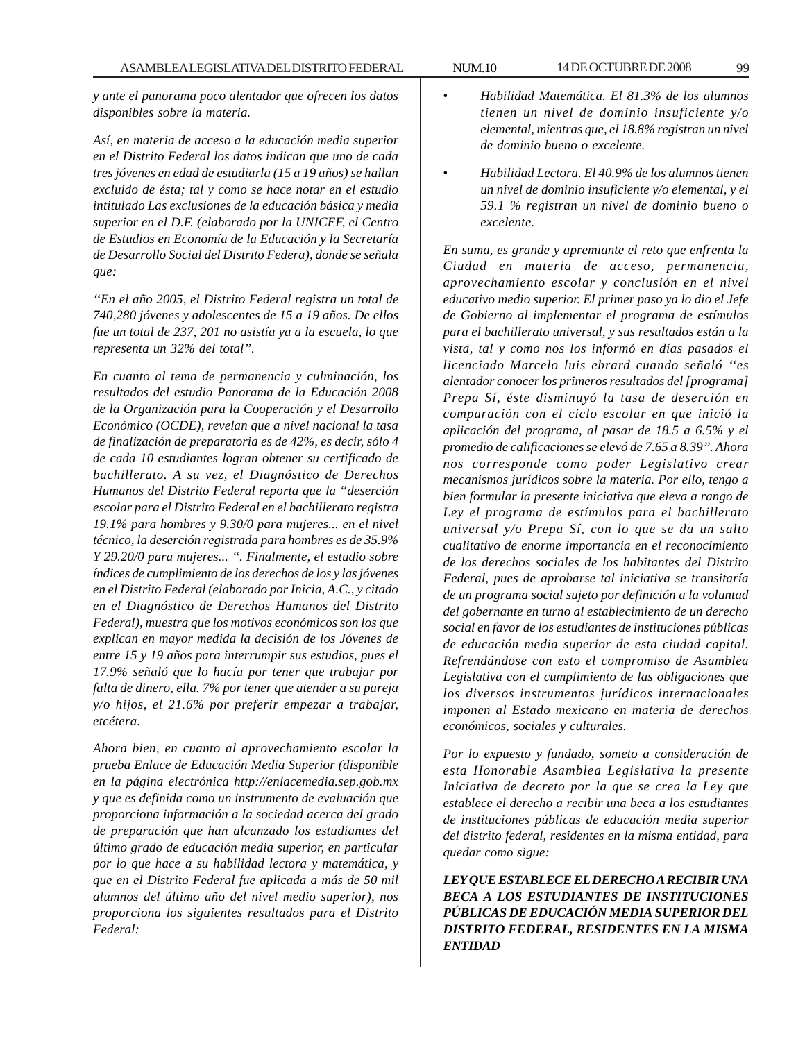*y ante el panorama poco alentador que ofrecen los datos disponibles sobre la materia.*

*Así, en materia de acceso a la educación media superior en el Distrito Federal los datos indican que uno de cada tres jóvenes en edad de estudiarla (15 a 19 años) se hallan excluido de ésta; tal y como se hace notar en el estudio intitulado Las exclusiones de la educación básica y media superior en el D.F. (elaborado por la UNICEF, el Centro de Estudios en Economía de la Educación y la Secretaría de Desarrollo Social del Distrito Federa), donde se señala que:*

*"En el año 2005, el Distrito Federal registra un total de 740,280 jóvenes y adolescentes de 15 a 19 años. De ellos fue un total de 237, 201 no asistía ya a la escuela, lo que representa un 32% del total".*

*En cuanto al tema de permanencia y culminación, los resultados del estudio Panorama de la Educación 2008 de la Organización para la Cooperación y el Desarrollo Económico (OCDE), revelan que a nivel nacional la tasa de finalización de preparatoria es de 42%, es decir, sólo 4 de cada 10 estudiantes logran obtener su certificado de bachillerato. A su vez, el Diagnóstico de Derechos Humanos del Distrito Federal reporta que la "deserción escolar para el Distrito Federal en el bachillerato registra 19.1% para hombres y 9.30/0 para mujeres... en el nivel técnico, la deserción registrada para hombres es de 35.9% Y 29.20/0 para mujeres... ". Finalmente, el estudio sobre índices de cumplimiento de los derechos de los y las jóvenes en el Distrito Federal (elaborado por Inicia, A.C., y citado en el Diagnóstico de Derechos Humanos del Distrito Federal), muestra que los motivos económicos son los que explican en mayor medida la decisión de los Jóvenes de entre 15 y 19 años para interrumpir sus estudios, pues el 17.9% señaló que lo hacía por tener que trabajar por falta de dinero, ella. 7% por tener que atender a su pareja y/o hijos, el 21.6% por preferir empezar a trabajar, etcétera.*

*Ahora bien, en cuanto al aprovechamiento escolar la prueba Enlace de Educación Media Superior (disponible en la página electrónica http://enlacemedia.sep.gob.mx y que es definida como un instrumento de evaluación que proporciona información a la sociedad acerca del grado de preparación que han alcanzado los estudiantes del último grado de educación media superior, en particular por lo que hace a su habilidad lectora y matemática, y que en el Distrito Federal fue aplicada a más de 50 mil alumnos del último año del nivel medio superior), nos proporciona los siguientes resultados para el Distrito Federal:*

- *Habilidad Matemática. El 81.3% de los alumnos tienen un nivel de dominio insuficiente y/o elemental, mientras que, el 18.8% registran un nivel de dominio bueno o excelente.*
- *Habilidad Lectora. El 40.9% de los alumnos tienen un nivel de dominio insuficiente y/o elemental, y el 59.1 % registran un nivel de dominio bueno o excelente.*

*En suma, es grande y apremiante el reto que enfrenta la Ciudad en materia de acceso, permanencia, aprovechamiento escolar y conclusión en el nivel educativo medio superior. El primer paso ya lo dio el Jefe de Gobierno al implementar el programa de estímulos para el bachillerato universal, y sus resultados están a la vista, tal y como nos los informó en días pasados el licenciado Marcelo luis ebrard cuando señaló "es alentador conocer los primeros resultados del [programa] Prepa Sí, éste disminuyó la tasa de deserción en comparación con el ciclo escolar en que inició la aplicación del programa, al pasar de 18.5 a 6.5% y el promedio de calificaciones se elevó de 7.65 a 8.39". Ahora nos corresponde como poder Legislativo crear mecanismos jurídicos sobre la materia. Por ello, tengo a bien formular la presente iniciativa que eleva a rango de Ley el programa de estímulos para el bachillerato universal y/o Prepa Sí, con lo que se da un salto cualitativo de enorme importancia en el reconocimiento de los derechos sociales de los habitantes del Distrito Federal, pues de aprobarse tal iniciativa se transitaría de un programa social sujeto por definición a la voluntad del gobernante en turno al establecimiento de un derecho social en favor de los estudiantes de instituciones públicas de educación media superior de esta ciudad capital. Refrendándose con esto el compromiso de Asamblea Legislativa con el cumplimiento de las obligaciones que los diversos instrumentos jurídicos internacionales imponen al Estado mexicano en materia de derechos económicos, sociales y culturales.*

*Por lo expuesto y fundado, someto a consideración de esta Honorable Asamblea Legislativa la presente Iniciativa de decreto por la que se crea la Ley que establece el derecho a recibir una beca a los estudiantes de instituciones públicas de educación media superior del distrito federal, residentes en la misma entidad, para quedar como sigue:*

***LEY QUE ESTABLECE EL DERECHO A RECIBIR UNA BECA A LOS ESTUDIANTES DE INSTITUCIONES PÚBLICAS DE EDUCACIÓN MEDIA SUPERIOR DEL DISTRITO FEDERAL, RESIDENTES EN LA MISMA ENTIDAD***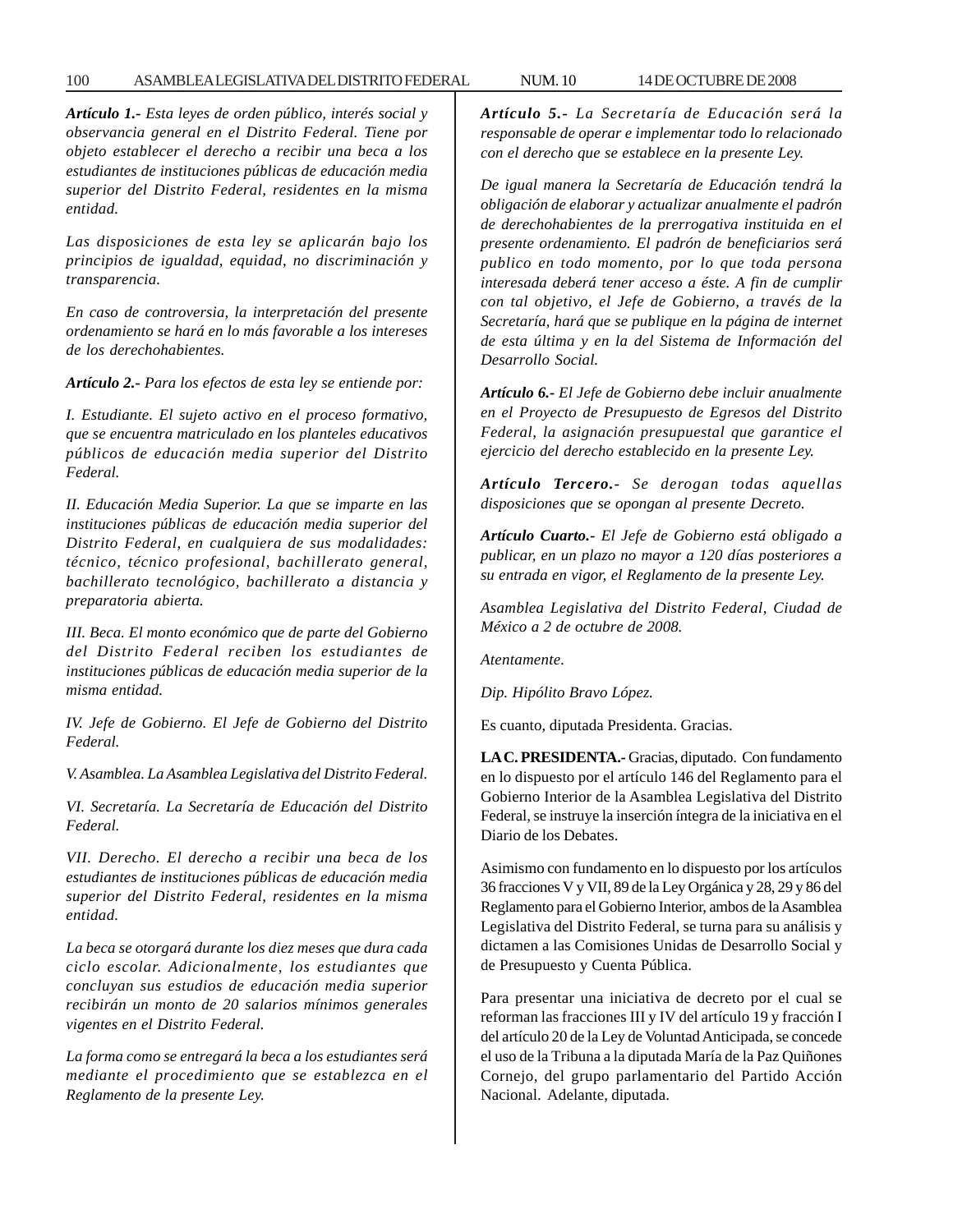***Artículo 1.-*** *Esta leyes de orden público, interés social y observancia general en el Distrito Federal. Tiene por objeto establecer el derecho a recibir una beca a los estudiantes de instituciones públicas de educación media superior del Distrito Federal, residentes en la misma entidad.*

*Las disposiciones de esta ley se aplicarán bajo los principios de igualdad, equidad, no discriminación y transparencia.*

*En caso de controversia, la interpretación del presente ordenamiento se hará en lo más favorable a los intereses de los derechohabientes.*

***Artículo 2.-*** *Para los efectos de esta ley se entiende por:*

*I. Estudiante. El sujeto activo en el proceso formativo, que se encuentra matriculado en los planteles educativos públicos de educación media superior del Distrito Federal.*

*II. Educación Media Superior. La que se imparte en las instituciones públicas de educación media superior del Distrito Federal, en cualquiera de sus modalidades: técnico, técnico profesional, bachillerato general, bachillerato tecnológico, bachillerato a distancia y preparatoria abierta.*

*III. Beca. El monto económico que de parte del Gobierno del Distrito Federal reciben los estudiantes de instituciones públicas de educación media superior de la misma entidad.*

*IV. Jefe de Gobierno. El Jefe de Gobierno del Distrito Federal.*

*V. Asamblea. La Asamblea Legislativa del Distrito Federal.*

*VI. Secretaría. La Secretaría de Educación del Distrito Federal.*

*VII. Derecho. El derecho a recibir una beca de los estudiantes de instituciones públicas de educación media superior del Distrito Federal, residentes en la misma entidad.*

*La beca se otorgará durante los diez meses que dura cada ciclo escolar. Adicionalmente, los estudiantes que concluyan sus estudios de educación media superior recibirán un monto de 20 salarios mínimos generales vigentes en el Distrito Federal.*

*La forma como se entregará la beca a los estudiantes será mediante el procedimiento que se establezca en el Reglamento de la presente Ley.*

***Artículo 5.-*** *La Secretaría de Educación será la responsable de operar e implementar todo lo relacionado con el derecho que se establece en la presente Ley.*

*De igual manera la Secretaría de Educación tendrá la obligación de elaborar y actualizar anualmente el padrón de derechohabientes de la prerrogativa instituida en el presente ordenamiento. El padrón de beneficiarios será publico en todo momento, por lo que toda persona interesada deberá tener acceso a éste. A fin de cumplir con tal objetivo, el Jefe de Gobierno, a través de la Secretaría, hará que se publique en la página de internet de esta última y en la del Sistema de Información del Desarrollo Social.*

***Artículo 6.-*** *El Jefe de Gobierno debe incluir anualmente en el Proyecto de Presupuesto de Egresos del Distrito Federal, la asignación presupuestal que garantice el ejercicio del derecho establecido en la presente Ley.*

***Artículo Tercero.-*** *Se derogan todas aquellas disposiciones que se opongan al presente Decreto.*

***Artículo Cuarto.-*** *El Jefe de Gobierno está obligado a publicar, en un plazo no mayor a 120 días posteriores a su entrada en vigor, el Reglamento de la presente Ley.*

*Asamblea Legislativa del Distrito Federal, Ciudad de México a 2 de octubre de 2008.*

*Atentamente.*

*Dip. Hipólito Bravo López.*

Es cuanto, diputada Presidenta. Gracias.

**LA C. PRESIDENTA.-** Gracias, diputado. Con fundamento en lo dispuesto por el artículo 146 del Reglamento para el Gobierno Interior de la Asamblea Legislativa del Distrito Federal, se instruye la inserción íntegra de la iniciativa en el Diario de los Debates.

Asimismo con fundamento en lo dispuesto por los artículos 36 fracciones V y VII, 89 de la Ley Orgánica y 28, 29 y 86 del Reglamento para el Gobierno Interior, ambos de la Asamblea Legislativa del Distrito Federal, se turna para su análisis y dictamen a las Comisiones Unidas de Desarrollo Social y de Presupuesto y Cuenta Pública.

Para presentar una iniciativa de decreto por el cual se reforman las fracciones III y IV del artículo 19 y fracción I del artículo 20 de la Ley de Voluntad Anticipada, se concede el uso de la Tribuna a la diputada María de la Paz Quiñones Cornejo, del grupo parlamentario del Partido Acción Nacional. Adelante, diputada.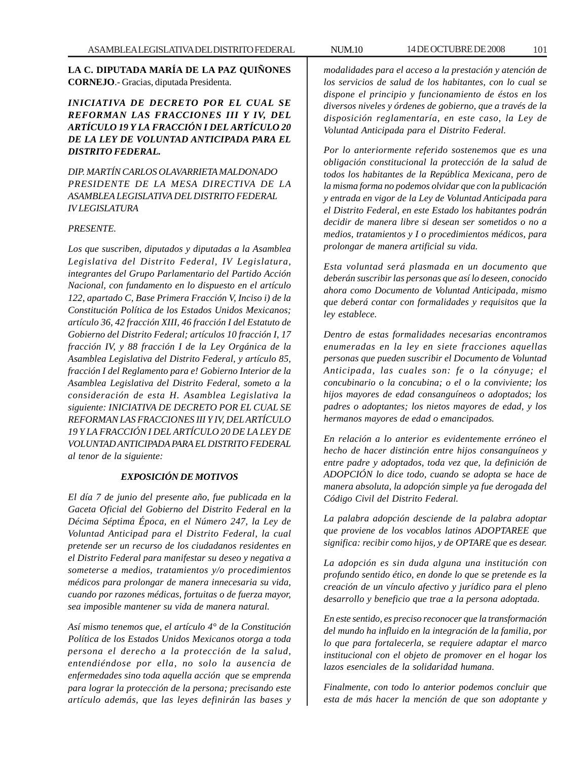**LA C. DIPUTADA MARÍA DE LA PAZ QUIÑONES CORNEJO**.- Gracias, diputada Presidenta.

***INICIATIVA DE DECRETO POR EL CUAL SE REFORMAN LAS FRACCIONES III Y IV, DEL ARTÍCULO 19 Y LA FRACCIÓN I DEL ARTÍCULO 20 DE LA LEY DE VOLUNTAD ANTICIPADA PARA EL DISTRITO FEDERAL.***

*DIP. MARTÍN CARLOS OLAVARRIETA MALDONADO*
*PRESIDENTE DE LA MESA DIRECTIVA DE LA ASAMBLEA LEGISLATIVA DEL DISTRITO FEDERAL*
*IV LEGISLATURA*

*PRESENTE.*

*Los que suscriben, diputados y diputadas a la Asamblea Legislativa del Distrito Federal, IV Legislatura, integrantes del Grupo Parlamentario del Partido Acción Nacional, con fundamento en lo dispuesto en el artículo 122, apartado C, Base Primera Fracción V, Inciso i) de la Constitución Política de los Estados Unidos Mexicanos; artículo 36, 42 fracción XIII, 46 fracción I del Estatuto de Gobierno del Distrito Federal; artículos 10 fracción I, 17 fracción IV, y 88 fracción I de la Ley Orgánica de la Asamblea Legislativa del Distrito Federal, y artículo 85, fracción I del Reglamento para e! Gobierno Interior de la Asamblea Legislativa del Distrito Federal, someto a la consideración de esta H. Asamblea Legislativa la siguiente: INICIATIVA DE DECRETO POR EL CUAL SE REFORMAN LAS FRACCIONES III Y IV, DEL ARTÍCULO 19 Y LA FRACCIÓN I DEL ARTÍCULO 20 DE LA LEY DE VOLUNTAD ANTICIPADA PARA EL DISTRITO FEDERAL al tenor de la siguiente:*

***EXPOSICIÓN DE MOTIVOS***

*El día 7 de junio del presente año, fue publicada en la Gaceta Oficial del Gobierno del Distrito Federal en la Décima Séptima Época, en el Número 247, la Ley de Voluntad Anticipad para el Distrito Federal, la cual pretende ser un recurso de los ciudadanos residentes en el Distrito Federal para manifestar su deseo y negativa a someterse a medios, tratamientos y/o procedimientos médicos para prolongar de manera innecesaria su vida, cuando por razones médicas, fortuitas o de fuerza mayor, sea imposible mantener su vida de manera natural.*

*Así mismo tenemos que, el artículo 4° de la Constitución Política de los Estados Unidos Mexicanos otorga a toda persona el derecho a la protección de la salud, entendiéndose por ella, no solo la ausencia de enfermedades sino toda aquella acción que se emprenda para lograr la protección de la persona; precisando este artículo además, que las leyes definirán las bases y modalidades para el acceso a la prestación y atención de los servicios de salud de los habitantes, con lo cual se dispone el principio y funcionamiento de éstos en los diversos niveles y órdenes de gobierno, que a través de la disposición reglamentaría, en este caso, la Ley de Voluntad Anticipada para el Distrito Federal.*

*Por lo anteriormente referido sostenemos que es una obligación constitucional la protección de la salud de todos los habitantes de la República Mexicana, pero de la misma forma no podemos olvidar que con la publicación y entrada en vigor de la Ley de Voluntad Anticipada para el Distrito Federal, en este Estado los habitantes podrán decidir de manera libre si desean ser sometidos o no a medios, tratamientos y I o procedimientos médicos, para prolongar de manera artificial su vida.*

*Esta voluntad será plasmada en un documento que deberán suscribir las personas que así lo deseen, conocido ahora como Documento de Voluntad Anticipada, mismo que deberá contar con formalidades y requisitos que la ley establece.*

*Dentro de estas formalidades necesarias encontramos enumeradas en la ley en siete fracciones aquellas personas que pueden suscribir el Documento de Voluntad Anticipada, las cuales son: fe o la cónyuge; el concubinario o la concubina; o el o la conviviente; los hijos mayores de edad consanguíneos o adoptados; los padres o adoptantes; los nietos mayores de edad, y los hermanos mayores de edad o emancipados.*

*En relación a lo anterior es evidentemente erróneo el hecho de hacer distinción entre hijos consanguíneos y entre padre y adoptados, toda vez que, la definición de ADOPCIÓN lo dice todo, cuando se adopta se hace de manera absoluta, la adopción simple ya fue derogada del Código Civil del Distrito Federal.*

*La palabra adopción desciende de la palabra adoptar que proviene de los vocablos latinos ADOPTAREE que significa: recibir como hijos, y de OPTARE que es desear.*

*La adopción es sin duda alguna una institución con profundo sentido ético, en donde lo que se pretende es la creación de un vínculo afectivo y jurídico para el pleno desarrollo y beneficio que trae a la persona adoptada.*

*En este sentido, es preciso reconocer que la transformación del mundo ha influido en la integración de la familia, por lo que para fortalecerla, se requiere adaptar el marco institucional con el objeto de promover en el hogar los lazos esenciales de la solidaridad humana.*

*Finalmente, con todo lo anterior podemos concluir que esta de más hacer la mención de que son adoptante y*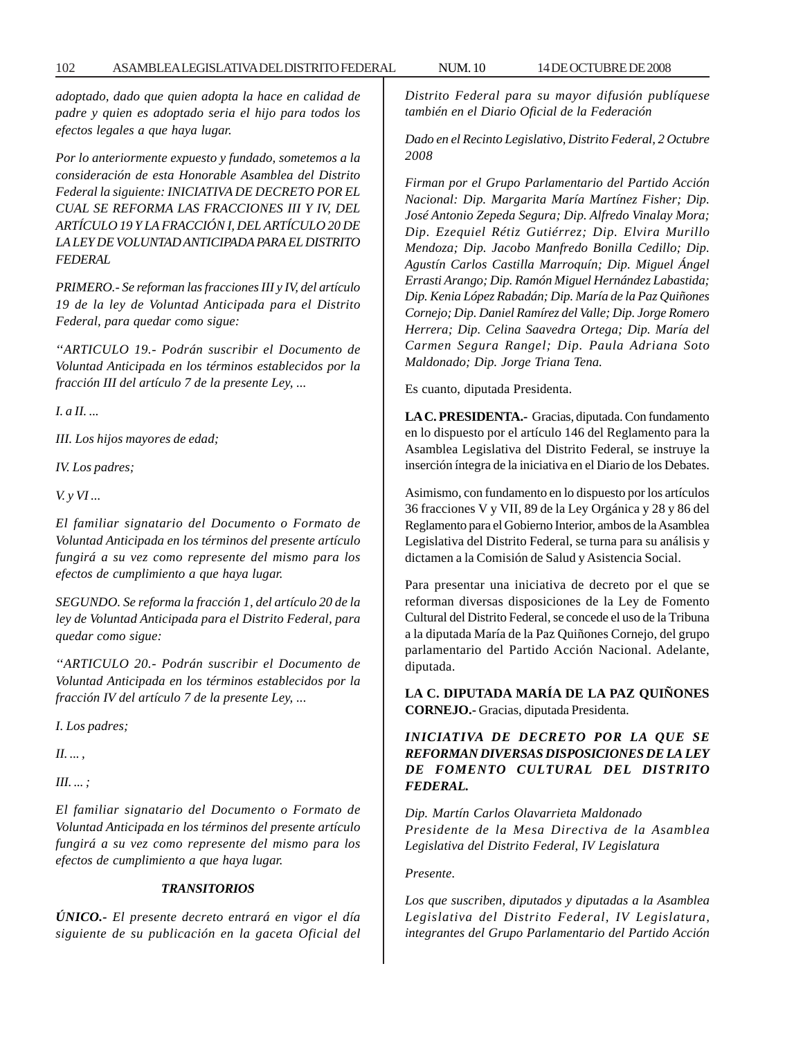*adoptado, dado que quien adopta la hace en calidad de padre y quien es adoptado seria el hijo para todos los efectos legales a que haya lugar.*

*Por lo anteriormente expuesto y fundado, sometemos a la consideración de esta Honorable Asamblea del Distrito Federal la siguiente: INICIATIVA DE DECRETO POR EL CUAL SE REFORMA LAS FRACCIONES III Y IV, DEL ARTÍCULO 19 Y LA FRACCIÓN I, DEL ARTÍCULO 20 DE LA LEY DE VOLUNTAD ANTICIPADA PARA EL DISTRITO FEDERAL*

*PRIMERO.- Se reforman las fracciones III y IV, del artículo 19 de la ley de Voluntad Anticipada para el Distrito Federal, para quedar como sigue:*

*''ARTICULO 19.- Podrán suscribir el Documento de Voluntad Anticipada en los términos establecidos por la fracción III del artículo 7 de la presente Ley, ...*

*I. a II. ...*

*III. Los hijos mayores de edad;*

*IV. Los padres;*

*V. y VI ...*

*El familiar signatario del Documento o Formato de Voluntad Anticipada en los términos del presente artículo fungirá a su vez como represente del mismo para los efectos de cumplimiento a que haya lugar.*

*SEGUNDO. Se reforma la fracción 1, del artículo 20 de la ley de Voluntad Anticipada para el Distrito Federal, para quedar como sigue:*

*''ARTICULO 20.- Podrán suscribir el Documento de Voluntad Anticipada en los términos establecidos por la fracción IV del artículo 7 de la presente Ley, ...*

*I. Los padres;*

*II. ... ,*

*III. ... ;*

*El familiar signatario del Documento o Formato de Voluntad Anticipada en los términos del presente artículo fungirá a su vez como represente del mismo para los efectos de cumplimiento a que haya lugar.*

***TRANSITORIOS***

***ÚNICO.-*** *El presente decreto entrará en vigor el día siguiente de su publicación en la gaceta Oficial del Distrito Federal para su mayor difusión publíquese también en el Diario Oficial de la Federación*

*Dado en el Recinto Legislativo, Distrito Federal, 2 Octubre 2008*

*Firman por el Grupo Parlamentario del Partido Acción Nacional: Dip. Margarita María Martínez Fisher; Dip. José Antonio Zepeda Segura; Dip. Alfredo Vinalay Mora; Dip. Ezequiel Rétiz Gutiérrez; Dip. Elvira Murillo Mendoza; Dip. Jacobo Manfredo Bonilla Cedillo; Dip. Agustín Carlos Castilla Marroquín; Dip. Miguel Ángel Errasti Arango; Dip. Ramón Miguel Hernández Labastida; Dip. Kenia López Rabadán; Dip. María de la Paz Quiñones Cornejo; Dip. Daniel Ramírez del Valle; Dip. Jorge Romero Herrera; Dip. Celina Saavedra Ortega; Dip. María del Carmen Segura Rangel; Dip. Paula Adriana Soto Maldonado; Dip. Jorge Triana Tena.*

Es cuanto, diputada Presidenta.

**LA C. PRESIDENTA.-** Gracias, diputada. Con fundamento en lo dispuesto por el artículo 146 del Reglamento para la Asamblea Legislativa del Distrito Federal, se instruye la inserción íntegra de la iniciativa en el Diario de los Debates.

Asimismo, con fundamento en lo dispuesto por los artículos 36 fracciones V y VII, 89 de la Ley Orgánica y 28 y 86 del Reglamento para el Gobierno Interior, ambos de la Asamblea Legislativa del Distrito Federal, se turna para su análisis y dictamen a la Comisión de Salud y Asistencia Social.

Para presentar una iniciativa de decreto por el que se reforman diversas disposiciones de la Ley de Fomento Cultural del Distrito Federal, se concede el uso de la Tribuna a la diputada María de la Paz Quiñones Cornejo, del grupo parlamentario del Partido Acción Nacional. Adelante, diputada.

**LA C. DIPUTADA MARÍA DE LA PAZ QUIÑONES CORNEJO.-** Gracias, diputada Presidenta.

***INICIATIVA DE DECRETO POR LA QUE SE REFORMAN DIVERSAS DISPOSICIONES DE LA LEY DE FOMENTO CULTURAL DEL DISTRITO FEDERAL.***

*Dip. Martín Carlos Olavarrieta Maldonado*
*Presidente de la Mesa Directiva de la Asamblea Legislativa del Distrito Federal, IV Legislatura*

*Presente.*

*Los que suscriben, diputados y diputadas a la Asamblea Legislativa del Distrito Federal, IV Legislatura, integrantes del Grupo Parlamentario del Partido Acción*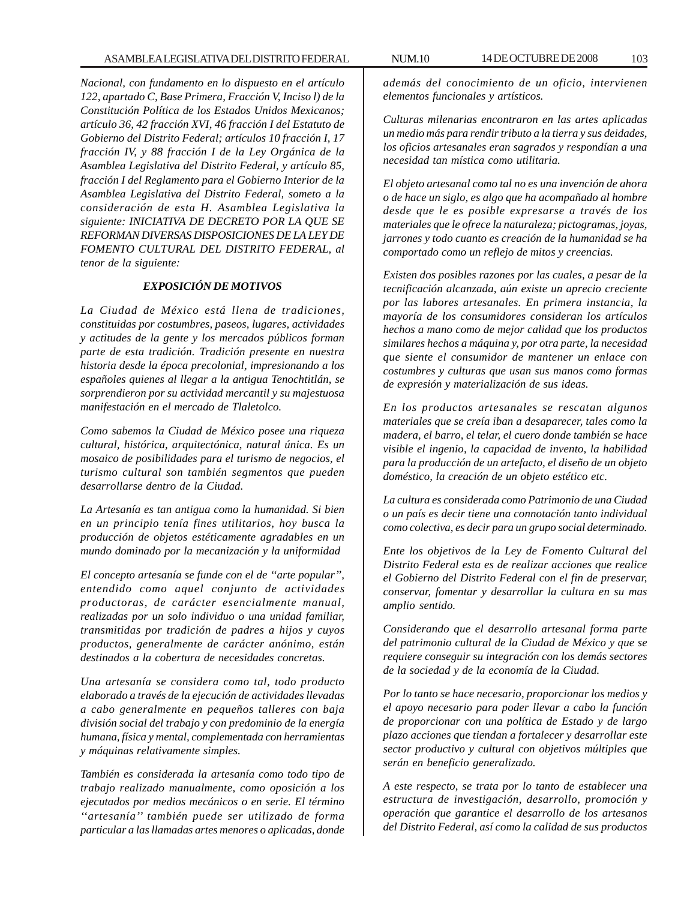*Nacional, con fundamento en lo dispuesto en el artículo 122, apartado C, Base Primera, Fracción V, Inciso l) de la Constitución Política de los Estados Unidos Mexicanos; artículo 36, 42 fracción XVI, 46 fracción I del Estatuto de Gobierno del Distrito Federal; artículos 10 fracción I, 17 fracción IV, y 88 fracción I de la Ley Orgánica de la Asamblea Legislativa del Distrito Federal, y artículo 85, fracción I del Reglamento para el Gobierno Interior de la Asamblea Legislativa del Distrito Federal, someto a la consideración de esta H. Asamblea Legislativa la siguiente: INICIATIVA DE DECRETO POR LA QUE SE REFORMAN DIVERSAS DISPOSICIONES DE LA LEY DE FOMENTO CULTURAL DEL DISTRITO FEDERAL, al tenor de la siguiente:*

***EXPOSICIÓN DE MOTIVOS***

*La Ciudad de México está llena de tradiciones, constituidas por costumbres, paseos, lugares, actividades y actitudes de la gente y los mercados públicos forman parte de esta tradición. Tradición presente en nuestra historia desde la época precolonial, impresionando a los españoles quienes al llegar a la antigua Tenochtitlán, se sorprendieron por su actividad mercantil y su majestuosa manifestación en el mercado de Tlaletolco.*

*Como sabemos la Ciudad de México posee una riqueza cultural, histórica, arquitectónica, natural única. Es un mosaico de posibilidades para el turismo de negocios, el turismo cultural son también segmentos que pueden desarrollarse dentro de la Ciudad.*

*La Artesanía es tan antigua como la humanidad. Si bien en un principio tenía fines utilitarios, hoy busca la producción de objetos estéticamente agradables en un mundo dominado por la mecanización y la uniformidad*

*El concepto artesanía se funde con el de ''arte popular'', entendido como aquel conjunto de actividades productoras, de carácter esencialmente manual, realizadas por un solo individuo o una unidad familiar, transmitidas por tradición de padres a hijos y cuyos productos, generalmente de carácter anónimo, están destinados a la cobertura de necesidades concretas.*

*Una artesanía se considera como tal, todo producto elaborado a través de la ejecución de actividades llevadas a cabo generalmente en pequeños talleres con baja división social del trabajo y con predominio de la energía humana, física y mental, complementada con herramientas y máquinas relativamente simples.*

*También es considerada la artesanía como todo tipo de trabajo realizado manualmente, como oposición a los ejecutados por medios mecánicos o en serie. El término ''artesanía'' también puede ser utilizado de forma particular a las llamadas artes menores o aplicadas, donde además del conocimiento de un oficio, intervienen elementos funcionales y artísticos.*

*Culturas milenarias encontraron en las artes aplicadas un medio más para rendir tributo a la tierra y sus deidades, los oficios artesanales eran sagrados y respondían a una necesidad tan mística como utilitaria.*

*El objeto artesanal como tal no es una invención de ahora o de hace un siglo, es algo que ha acompañado al hombre desde que le es posible expresarse a través de los materiales que le ofrece la naturaleza; pictogramas, joyas, jarrones y todo cuanto es creación de la humanidad se ha comportado como un reflejo de mitos y creencias.*

*Existen dos posibles razones por las cuales, a pesar de la tecnificación alcanzada, aún existe un aprecio creciente por las labores artesanales. En primera instancia, la mayoría de los consumidores consideran los artículos hechos a mano como de mejor calidad que los productos similares hechos a máquina y, por otra parte, la necesidad que siente el consumidor de mantener un enlace con costumbres y culturas que usan sus manos como formas de expresión y materialización de sus ideas.*

*En los productos artesanales se rescatan algunos materiales que se creía iban a desaparecer, tales como la madera, el barro, el telar, el cuero donde también se hace visible el ingenio, la capacidad de invento, la habilidad para la producción de un artefacto, el diseño de un objeto doméstico, la creación de un objeto estético etc.*

*La cultura es considerada como Patrimonio de una Ciudad o un país es decir tiene una connotación tanto individual como colectiva, es decir para un grupo social determinado.*

*Ente los objetivos de la Ley de Fomento Cultural del Distrito Federal esta es de realizar acciones que realice el Gobierno del Distrito Federal con el fin de preservar, conservar, fomentar y desarrollar la cultura en su mas amplio sentido.*

*Considerando que el desarrollo artesanal forma parte del patrimonio cultural de la Ciudad de México y que se requiere conseguir su integración con los demás sectores de la sociedad y de la economía de la Ciudad.*

*Por lo tanto se hace necesario, proporcionar los medios y el apoyo necesario para poder llevar a cabo la función de proporcionar con una política de Estado y de largo plazo acciones que tiendan a fortalecer y desarrollar este sector productivo y cultural con objetivos múltiples que serán en beneficio generalizado.*

*A este respecto, se trata por lo tanto de establecer una estructura de investigación, desarrollo, promoción y operación que garantice el desarrollo de los artesanos del Distrito Federal, así como la calidad de sus productos*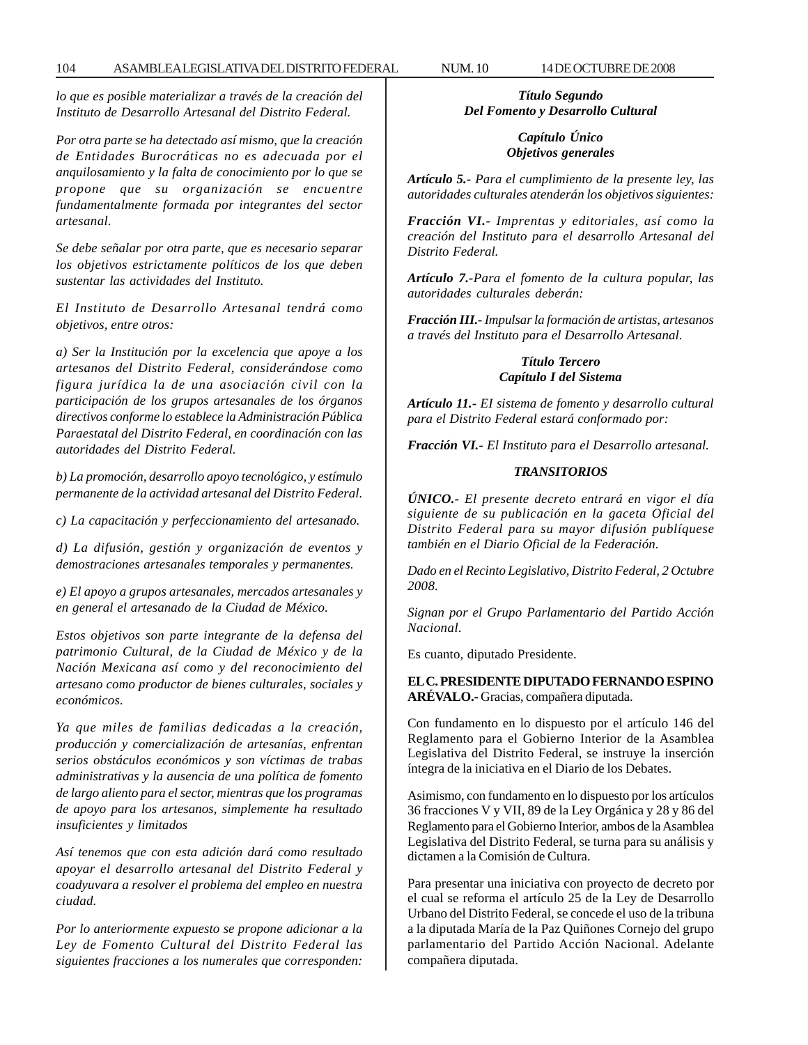*lo que es posible materializar a través de la creación del Instituto de Desarrollo Artesanal del Distrito Federal.*

*Por otra parte se ha detectado así mismo, que la creación de Entidades Burocráticas no es adecuada por el anquilosamiento y la falta de conocimiento por lo que se propone que su organización se encuentre fundamentalmente formada por integrantes del sector artesanal.*

*Se debe señalar por otra parte, que es necesario separar los objetivos estrictamente políticos de los que deben sustentar las actividades del Instituto.*

*El Instituto de Desarrollo Artesanal tendrá como objetivos, entre otros:*

*a) Ser la Institución por la excelencia que apoye a los artesanos del Distrito Federal, considerándose como figura jurídica la de una asociación civil con la participación de los grupos artesanales de los órganos directivos conforme lo establece la Administración Pública Paraestatal del Distrito Federal, en coordinación con las autoridades del Distrito Federal.*

*b) La promoción, desarrollo apoyo tecnológico, y estímulo permanente de la actividad artesanal del Distrito Federal.*

*c) La capacitación y perfeccionamiento del artesanado.*

*d) La difusión, gestión y organización de eventos y demostraciones artesanales temporales y permanentes.*

*e) El apoyo a grupos artesanales, mercados artesanales y en general el artesanado de la Ciudad de México.*

*Estos objetivos son parte integrante de la defensa del patrimonio Cultural, de la Ciudad de México y de la Nación Mexicana así como y del reconocimiento del artesano como productor de bienes culturales, sociales y económicos.*

*Ya que miles de familias dedicadas a la creación, producción y comercialización de artesanías, enfrentan serios obstáculos económicos y son víctimas de trabas administrativas y la ausencia de una política de fomento de largo aliento para el sector, mientras que los programas de apoyo para los artesanos, simplemente ha resultado insuficientes y limitados*

*Así tenemos que con esta adición dará como resultado apoyar el desarrollo artesanal del Distrito Federal y coadyuvara a resolver el problema del empleo en nuestra ciudad.*

*Por lo anteriormente expuesto se propone adicionar a la Ley de Fomento Cultural del Distrito Federal las siguientes fracciones a los numerales que corresponden:*

***Título Segundo***
***Del Fomento y Desarrollo Cultural***

***Capítulo Único***
***Objetivos generales***

***Artículo 5.-*** *Para el cumplimiento de la presente ley, las autoridades culturales atenderán los objetivos siguientes:*

***Fracción VI.-*** *Imprentas y editoriales, así como la creación del Instituto para el desarrollo Artesanal del Distrito Federal.*

***Artículo 7.-****Para el fomento de la cultura popular, las autoridades culturales deberán:*

***Fracción III.-*** *Impulsar la formación de artistas, artesanos a través del Instituto para el Desarrollo Artesanal.*

***Título Tercero***
***Capítulo I del Sistema***

***Artículo 11.-*** *EI sistema de fomento y desarrollo cultural para el Distrito Federal estará conformado por:*

***Fracción VI.-*** *El Instituto para el Desarrollo artesanal.*

***TRANSITORIOS***

***ÚNICO.-*** *El presente decreto entrará en vigor el día siguiente de su publicación en la gaceta Oficial del Distrito Federal para su mayor difusión publíquese también en el Diario Oficial de la Federación.*

*Dado en el Recinto Legislativo, Distrito Federal, 2 Octubre 2008.*

*Signan por el Grupo Parlamentario del Partido Acción Nacional.*

Es cuanto, diputado Presidente.

**EL C. PRESIDENTE DIPUTADO FERNANDO ESPINO ARÉVALO.-** Gracias, compañera diputada.

Con fundamento en lo dispuesto por el artículo 146 del Reglamento para el Gobierno Interior de la Asamblea Legislativa del Distrito Federal, se instruye la inserción íntegra de la iniciativa en el Diario de los Debates.

Asimismo, con fundamento en lo dispuesto por los artículos 36 fracciones V y VII, 89 de la Ley Orgánica y 28 y 86 del Reglamento para el Gobierno Interior, ambos de la Asamblea Legislativa del Distrito Federal, se turna para su análisis y dictamen a la Comisión de Cultura.

Para presentar una iniciativa con proyecto de decreto por el cual se reforma el artículo 25 de la Ley de Desarrollo Urbano del Distrito Federal, se concede el uso de la tribuna a la diputada María de la Paz Quiñones Cornejo del grupo parlamentario del Partido Acción Nacional. Adelante compañera diputada.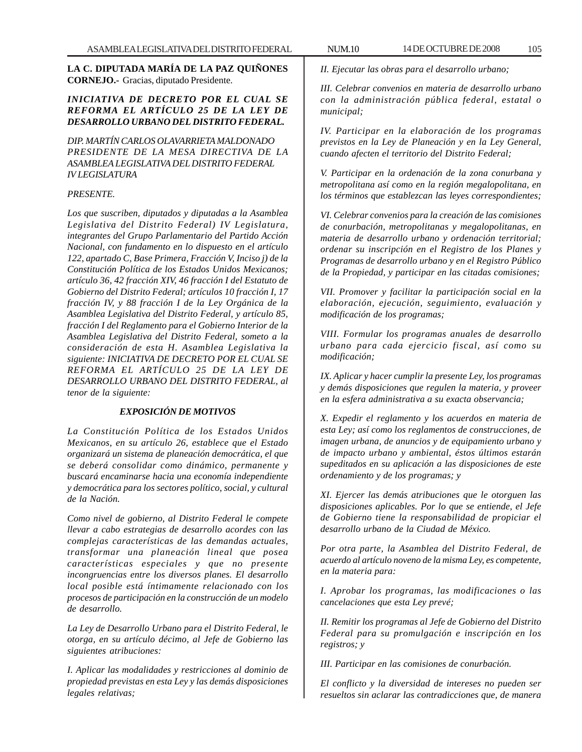**LA C. DIPUTADA MARÍA DE LA PAZ QUIÑONES CORNEJO.-** Gracias, diputado Presidente.

***INICIATIVA DE DECRETO POR EL CUAL SE REFORMA EL ARTÍCULO 25 DE LA LEY DE DESARROLLO URBANO DEL DISTRITO FEDERAL.***

*DIP. MARTÍN CARLOS OLAVARRIETA MALDONADO*
*PRESIDENTE DE LA MESA DIRECTIVA DE LA ASAMBLEA LEGISLATIVA DEL DISTRITO FEDERAL*
*IV LEGISLATURA*

*PRESENTE.*

*Los que suscriben, diputados y diputadas a la Asamblea Legislativa del Distrito Federal) IV Legislatura, integrantes del Grupo Parlamentario del Partido Acción Nacional, con fundamento en lo dispuesto en el artículo 122, apartado C, Base Primera, Fracción V, Inciso j) de la Constitución Política de los Estados Unidos Mexicanos; artículo 36, 42 fracción XIV, 46 fracción I del Estatuto de Gobierno del Distrito Federal; artículos 10 fracción I, 17 fracción IV, y 88 fracción I de la Ley Orgánica de la Asamblea Legislativa del Distrito Federal, y artículo 85, fracción I del Reglamento para el Gobierno Interior de la Asamblea Legislativa del Distrito Federal, someto a la consideración de esta H. Asamblea Legislativa la siguiente: INICIATIVA DE DECRETO POR EL CUAL SE REFORMA EL ARTÍCULO 25 DE LA LEY DE DESARROLLO URBANO DEL DISTRITO FEDERAL, al tenor de la siguiente:*

***EXPOSICIÓN DE MOTIVOS***

*La Constitución Política de los Estados Unidos Mexicanos, en su artículo 26, establece que el Estado organizará un sistema de planeación democrática, el que se deberá consolidar como dinámico, permanente y buscará encaminarse hacia una economía independiente y democrática para los sectores político, social, y cultural de la Nación.*

*Como nivel de gobierno, al Distrito Federal le compete llevar a cabo estrategias de desarrollo acordes con las complejas características de las demandas actuales, transformar una planeación lineal que posea características especiales y que no presente incongruencias entre los diversos planes. El desarrollo local posible está íntimamente relacionado con los procesos de participación en la construcción de un modelo de desarrollo.*

*La Ley de Desarrollo Urbano para el Distrito Federal, le otorga, en su artículo décimo, al Jefe de Gobierno las siguientes atribuciones:*

*I. Aplicar las modalidades y restricciones al dominio de propiedad previstas en esta Ley y las demás disposiciones legales relativas;*

*II. Ejecutar las obras para el desarrollo urbano;*

*III. Celebrar convenios en materia de desarrollo urbano con la administración pública federal, estatal o municipal;*

*IV. Participar en la elaboración de los programas previstos en la Ley de Planeación y en la Ley General, cuando afecten el territorio del Distrito Federal;*

*V. Participar en la ordenación de la zona conurbana y metropolitana así como en la región megalopolitana, en los términos que establezcan las leyes correspondientes;*

*VI. Celebrar convenios para la creación de las comisiones de conurbación, metropolitanas y megalopolitanas, en materia de desarrollo urbano y ordenación territorial; ordenar su inscripción en el Registro de los Planes y Programas de desarrollo urbano y en el Registro Público de la Propiedad, y participar en las citadas comisiones;*

*VII. Promover y facilitar la participación social en la elaboración, ejecución, seguimiento, evaluación y modificación de los programas;*

*VIII. Formular los programas anuales de desarrollo urbano para cada ejercicio fiscal, así como su modificación;*

*IX. Aplicar y hacer cumplir la presente Ley, los programas y demás disposiciones que regulen la materia, y proveer en la esfera administrativa a su exacta observancia;*

*X. Expedir el reglamento y los acuerdos en materia de esta Ley; así como los reglamentos de construcciones, de imagen urbana, de anuncios y de equipamiento urbano y de impacto urbano y ambiental, éstos últimos estarán supeditados en su aplicación a las disposiciones de este ordenamiento y de los programas; y*

*XI. Ejercer las demás atribuciones que le otorguen las disposiciones aplicables. Por lo que se entiende, el Jefe de Gobierno tiene la responsabilidad de propiciar el desarrollo urbano de la Ciudad de México.*

*Por otra parte, la Asamblea del Distrito Federal, de acuerdo al artículo noveno de la misma Ley, es competente, en la materia para:*

*I. Aprobar los programas, las modificaciones o las cancelaciones que esta Ley prevé;*

*II. Remitir los programas al Jefe de Gobierno del Distrito Federal para su promulgación e inscripción en los registros; y*

*III. Participar en las comisiones de conurbación.*

*El conflicto y la diversidad de intereses no pueden ser resueltos sin aclarar las contradicciones que, de manera*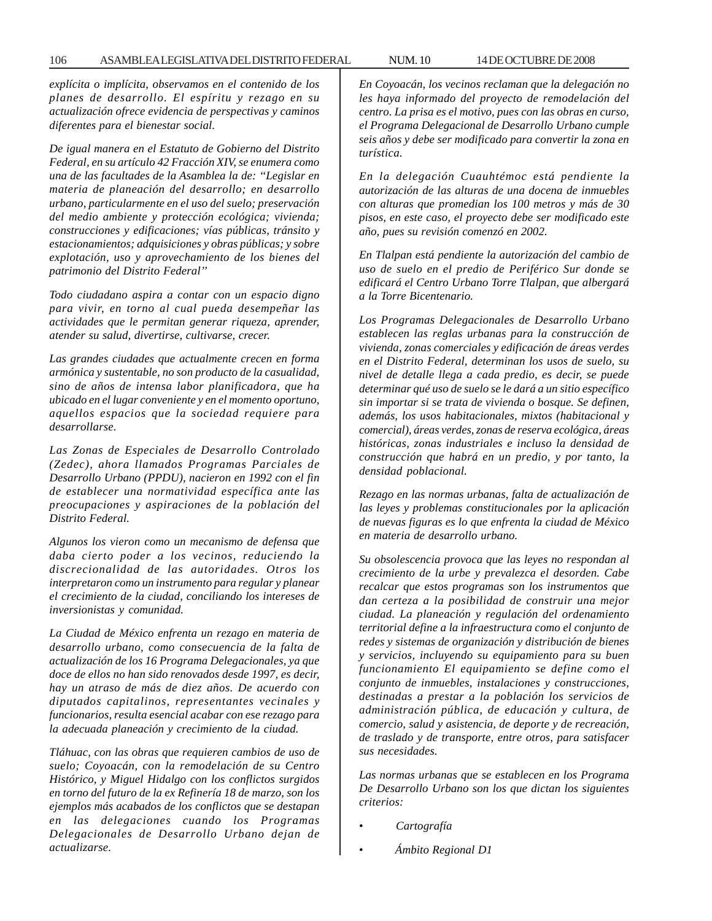*explícita o implícita, observamos en el contenido de los planes de desarrollo. El espíritu y rezago en su actualización ofrece evidencia de perspectivas y caminos diferentes para el bienestar social.*

*De igual manera en el Estatuto de Gobierno del Distrito Federal, en su artículo 42 Fracción XIV, se enumera como una de las facultades de la Asamblea la de: "Legislar en materia de planeación del desarrollo; en desarrollo urbano, particularmente en el uso del suelo; preservación del medio ambiente y protección ecológica; vivienda; construcciones y edificaciones; vías públicas, tránsito y estacionamientos; adquisiciones y obras públicas; y sobre explotación, uso y aprovechamiento de los bienes del patrimonio del Distrito Federal"*

*Todo ciudadano aspira a contar con un espacio digno para vivir, en torno al cual pueda desempeñar las actividades que le permitan generar riqueza, aprender, atender su salud, divertirse, cultivarse, crecer.*

*Las grandes ciudades que actualmente crecen en forma armónica y sustentable, no son producto de la casualidad, sino de años de intensa labor planificadora, que ha ubicado en el lugar conveniente y en el momento oportuno, aquellos espacios que la sociedad requiere para desarrollarse.*

*Las Zonas de Especiales de Desarrollo Controlado (Zedec), ahora llamados Programas Parciales de Desarrollo Urbano (PPDU), nacieron en 1992 con el fin de establecer una normatividad específica ante las preocupaciones y aspiraciones de la población del Distrito Federal.*

*Algunos los vieron como un mecanismo de defensa que daba cierto poder a los vecinos, reduciendo la discrecionalidad de las autoridades. Otros los interpretaron como un instrumento para regular y planear el crecimiento de la ciudad, conciliando los intereses de inversionistas y comunidad.*

*La Ciudad de México enfrenta un rezago en materia de desarrollo urbano, como consecuencia de la falta de actualización de los 16 Programa Delegacionales, ya que doce de ellos no han sido renovados desde 1997, es decir, hay un atraso de más de diez años. De acuerdo con diputados capitalinos, representantes vecinales y funcionarios, resulta esencial acabar con ese rezago para la adecuada planeación y crecimiento de la ciudad.*

*Tláhuac, con las obras que requieren cambios de uso de suelo; Coyoacán, con la remodelación de su Centro Histórico, y Miguel Hidalgo con los conflictos surgidos en torno del futuro de la ex Refinería 18 de marzo, son los ejemplos más acabados de los conflictos que se destapan en las delegaciones cuando los Programas Delegacionales de Desarrollo Urbano dejan de actualizarse.*

*En Coyoacán, los vecinos reclaman que la delegación no les haya informado del proyecto de remodelación del centro. La prisa es el motivo, pues con las obras en curso, el Programa Delegacional de Desarrollo Urbano cumple seis años y debe ser modificado para convertir la zona en turística.*

*En la delegación Cuauhtémoc está pendiente la autorización de las alturas de una docena de inmuebles con alturas que promedian los 100 metros y más de 30 pisos, en este caso, el proyecto debe ser modificado este año, pues su revisión comenzó en 2002.*

*En Tlalpan está pendiente la autorización del cambio de uso de suelo en el predio de Periférico Sur donde se edificará el Centro Urbano Torre Tlalpan, que albergará a la Torre Bicentenario.*

*Los Programas Delegacionales de Desarrollo Urbano establecen las reglas urbanas para la construcción de vivienda, zonas comerciales y edificación de áreas verdes en el Distrito Federal, determinan los usos de suelo, su nivel de detalle llega a cada predio, es decir, se puede determinar qué uso de suelo se le dará a un sitio específico sin importar si se trata de vivienda o bosque. Se definen, además, los usos habitacionales, mixtos (habitacional y comercial), áreas verdes, zonas de reserva ecológica, áreas históricas, zonas industriales e incluso la densidad de construcción que habrá en un predio, y por tanto, la densidad poblacional.*

*Rezago en las normas urbanas, falta de actualización de las leyes y problemas constitucionales por la aplicación de nuevas figuras es lo que enfrenta la ciudad de México en materia de desarrollo urbano.*

*Su obsolescencia provoca que las leyes no respondan al crecimiento de la urbe y prevalezca el desorden. Cabe recalcar que estos programas son los instrumentos que dan certeza a la posibilidad de construir una mejor ciudad. La planeación y regulación del ordenamiento territorial define a la infraestructura como el conjunto de redes y sistemas de organización y distribución de bienes y servicios, incluyendo su equipamiento para su buen funcionamiento El equipamiento se define como el conjunto de inmuebles, instalaciones y construcciones, destinadas a prestar a la población los servicios de administración pública, de educación y cultura, de comercio, salud y asistencia, de deporte y de recreación, de traslado y de transporte, entre otros, para satisfacer sus necesidades.*

*Las normas urbanas que se establecen en los Programa De Desarrollo Urbano son los que dictan los siguientes criterios:*

- *Cartografía*
- *Ámbito Regional D1*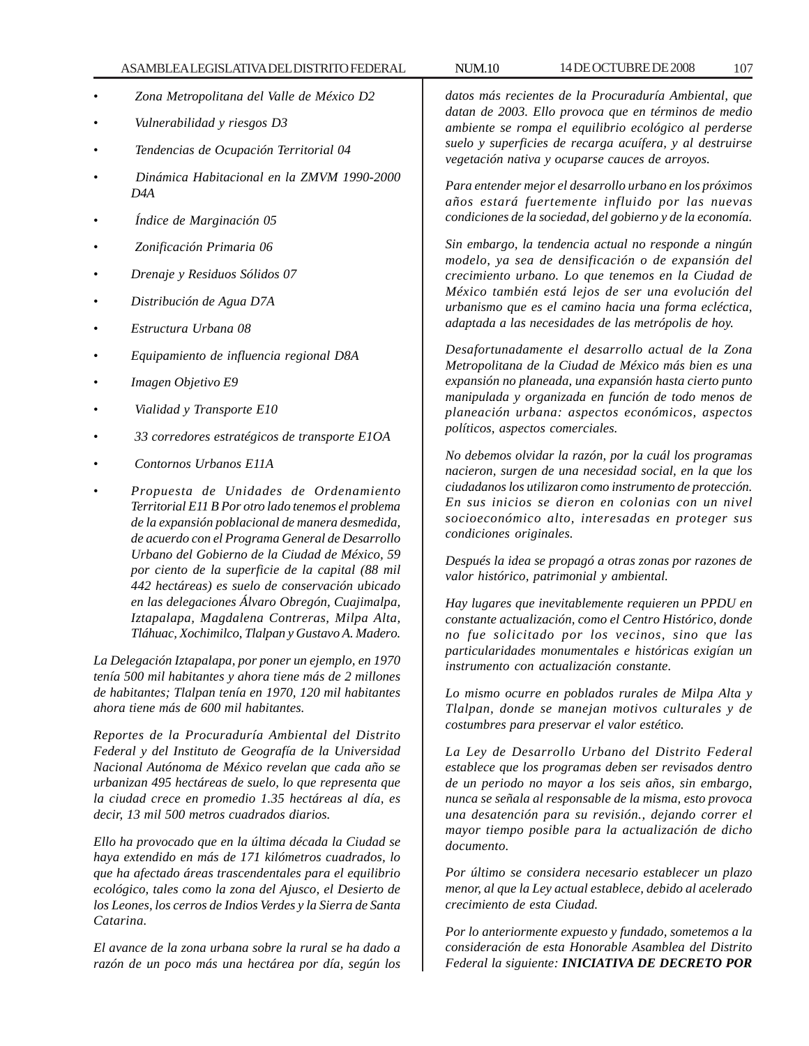- *Zona Metropolitana del Valle de México D2*
- *Vulnerabilidad y riesgos D3*
- *Tendencias de Ocupación Territorial 04*
- *Dinámica Habitacional en la ZMVM 1990-2000 D4A*
- *Índice de Marginación 05*
- *Zonificación Primaria 06*
- *Drenaje y Residuos Sólidos 07*
- *Distribución de Agua D7A*
- *Estructura Urbana 08*
- *Equipamiento de influencia regional D8A*
- *Imagen Objetivo E9*
- *Vialidad y Transporte E10*
- *33 corredores estratégicos de transporte E1OA*
- *Contornos Urbanos E11A*
- *Propuesta de Unidades de Ordenamiento Territorial E11 B Por otro lado tenemos el problema de la expansión poblacional de manera desmedida, de acuerdo con el Programa General de Desarrollo Urbano del Gobierno de la Ciudad de México, 59 por ciento de la superficie de la capital (88 mil 442 hectáreas) es suelo de conservación ubicado en las delegaciones Álvaro Obregón, Cuajimalpa, Iztapalapa, Magdalena Contreras, Milpa Alta, Tláhuac, Xochimilco, Tlalpan y Gustavo A. Madero.*

*La Delegación Iztapalapa, por poner un ejemplo, en 1970 tenía 500 mil habitantes y ahora tiene más de 2 millones de habitantes; Tlalpan tenía en 1970, 120 mil habitantes ahora tiene más de 600 mil habitantes.*

*Reportes de la Procuraduría Ambiental del Distrito Federal y del Instituto de Geografía de la Universidad Nacional Autónoma de México revelan que cada año se urbanizan 495 hectáreas de suelo, lo que representa que la ciudad crece en promedio 1.35 hectáreas al día, es decir, 13 mil 500 metros cuadrados diarios.*

*Ello ha provocado que en la última década la Ciudad se haya extendido en más de 171 kilómetros cuadrados, lo que ha afectado áreas trascendentales para el equilibrio ecológico, tales como la zona del Ajusco, el Desierto de los Leones, los cerros de Indios Verdes y la Sierra de Santa Catarina.*

*El avance de la zona urbana sobre la rural se ha dado a razón de un poco más una hectárea por día, según los datos más recientes de la Procuraduría Ambiental, que datan de 2003. Ello provoca que en términos de medio ambiente se rompa el equilibrio ecológico al perderse suelo y superficies de recarga acuífera, y al destruirse vegetación nativa y ocuparse cauces de arroyos.*

*Para entender mejor el desarrollo urbano en los próximos años estará fuertemente influido por las nuevas condiciones de la sociedad, del gobierno y de la economía.*

*Sin embargo, la tendencia actual no responde a ningún modelo, ya sea de densificación o de expansión del crecimiento urbano. Lo que tenemos en la Ciudad de México también está lejos de ser una evolución del urbanismo que es el camino hacia una forma ecléctica, adaptada a las necesidades de las metrópolis de hoy.*

*Desafortunadamente el desarrollo actual de la Zona Metropolitana de la Ciudad de México más bien es una expansión no planeada, una expansión hasta cierto punto manipulada y organizada en función de todo menos de planeación urbana: aspectos económicos, aspectos políticos, aspectos comerciales.*

*No debemos olvidar la razón, por la cuál los programas nacieron, surgen de una necesidad social, en la que los ciudadanos los utilizaron como instrumento de protección. En sus inicios se dieron en colonias con un nivel socioeconómico alto, interesadas en proteger sus condiciones originales.*

*Después la idea se propagó a otras zonas por razones de valor histórico, patrimonial y ambiental.*

*Hay lugares que inevitablemente requieren un PPDU en constante actualización, como el Centro Histórico, donde no fue solicitado por los vecinos, sino que las particularidades monumentales e históricas exigían un instrumento con actualización constante.*

*Lo mismo ocurre en poblados rurales de Milpa Alta y Tlalpan, donde se manejan motivos culturales y de costumbres para preservar el valor estético.*

*La Ley de Desarrollo Urbano del Distrito Federal establece que los programas deben ser revisados dentro de un periodo no mayor a los seis años, sin embargo, nunca se señala al responsable de la misma, esto provoca una desatención para su revisión., dejando correr el mayor tiempo posible para la actualización de dicho documento.*

*Por último se considera necesario establecer un plazo menor, al que la Ley actual establece, debido al acelerado crecimiento de esta Ciudad.*

*Por lo anteriormente expuesto y fundado, sometemos a la consideración de esta Honorable Asamblea del Distrito Federal la siguiente: **INICIATIVA DE DECRETO POR***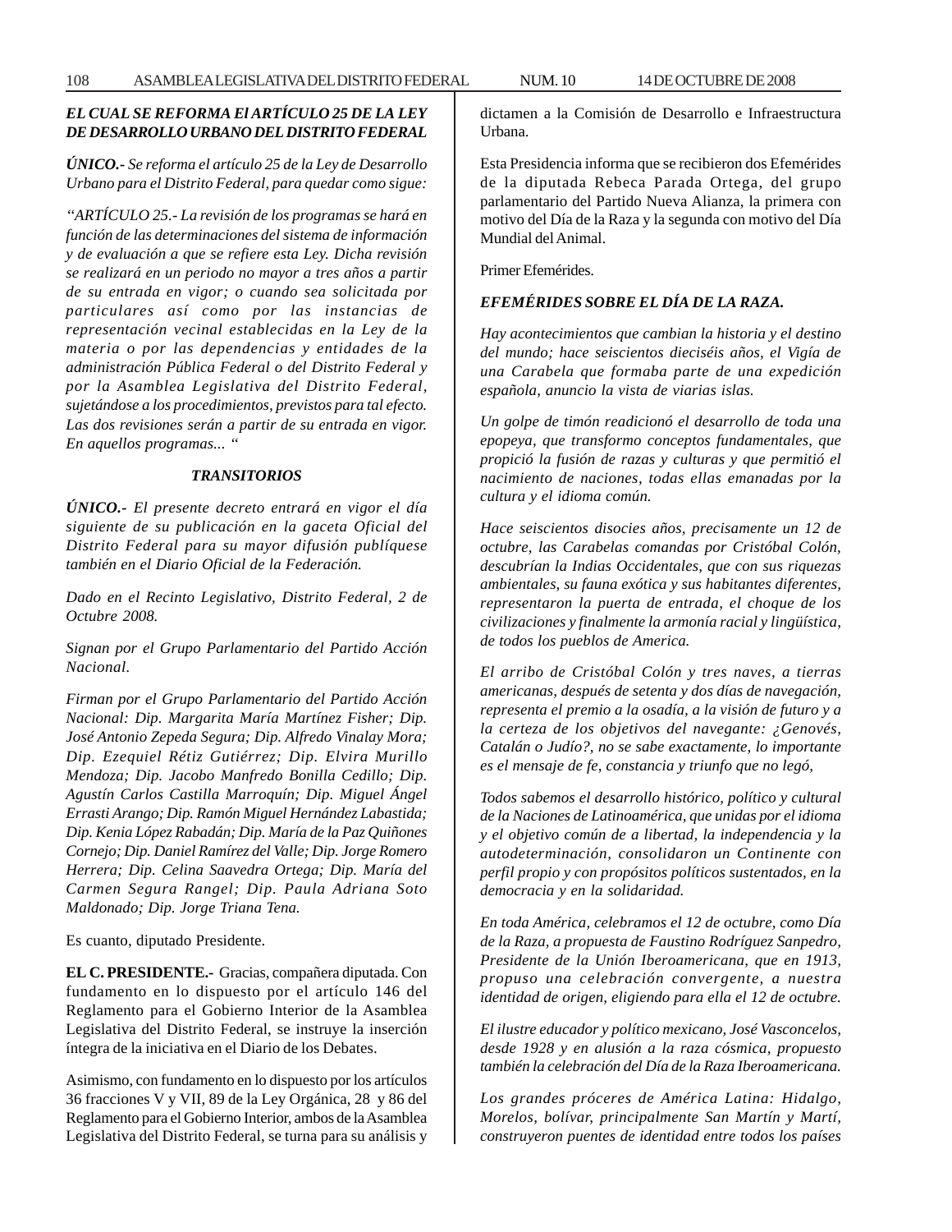***EL CUAL SE REFORMA El ARTÍCULO 25 DE LA LEY DE DESARROLLO URBANO DEL DISTRITO FEDERAL***

***ÚNICO.-*** *Se reforma el artículo 25 de la Ley de Desarrollo Urbano para el Distrito Federal, para quedar como sigue:*

*"ARTÍCULO 25.- La revisión de los programas se hará en función de las determinaciones del sistema de información y de evaluación a que se refiere esta Ley. Dicha revisión se realizará en un periodo no mayor a tres años a partir de su entrada en vigor; o cuando sea solicitada por particulares así como por las instancias de representación vecinal establecidas en la Ley de la materia o por las dependencias y entidades de la administración Pública Federal o del Distrito Federal y por la Asamblea Legislativa del Distrito Federal, sujetándose a los procedimientos, previstos para tal efecto. Las dos revisiones serán a partir de su entrada en vigor. En aquellos programas... "*

***TRANSITORIOS***

***ÚNICO.-*** *El presente decreto entrará en vigor el día siguiente de su publicación en la gaceta Oficial del Distrito Federal para su mayor difusión publíquese también en el Diario Oficial de la Federación.*

*Dado en el Recinto Legislativo, Distrito Federal, 2 de Octubre 2008.*

*Signan por el Grupo Parlamentario del Partido Acción Nacional.*

*Firman por el Grupo Parlamentario del Partido Acción Nacional: Dip. Margarita María Martínez Fisher; Dip. José Antonio Zepeda Segura; Dip. Alfredo Vinalay Mora; Dip. Ezequiel Rétiz Gutiérrez; Dip. Elvira Murillo Mendoza; Dip. Jacobo Manfredo Bonilla Cedillo; Dip. Agustín Carlos Castilla Marroquín; Dip. Miguel Ángel Errasti Arango; Dip. Ramón Miguel Hernández Labastida; Dip. Kenia López Rabadán; Dip. María de la Paz Quiñones Cornejo; Dip. Daniel Ramírez del Valle; Dip. Jorge Romero Herrera; Dip. Celina Saavedra Ortega; Dip. María del Carmen Segura Rangel; Dip. Paula Adriana Soto Maldonado; Dip. Jorge Triana Tena.*

Es cuanto, diputado Presidente.

**EL C. PRESIDENTE.-** Gracias, compañera diputada. Con fundamento en lo dispuesto por el artículo 146 del Reglamento para el Gobierno Interior de la Asamblea Legislativa del Distrito Federal, se instruye la inserción íntegra de la iniciativa en el Diario de los Debates.

Asimismo, con fundamento en lo dispuesto por los artículos 36 fracciones V y VII, 89 de la Ley Orgánica, 28 y 86 del Reglamento para el Gobierno Interior, ambos de la Asamblea Legislativa del Distrito Federal, se turna para su análisis y dictamen a la Comisión de Desarrollo e Infraestructura Urbana.

Esta Presidencia informa que se recibieron dos Efemérides de la diputada Rebeca Parada Ortega, del grupo parlamentario del Partido Nueva Alianza, la primera con motivo del Día de la Raza y la segunda con motivo del Día Mundial del Animal.

Primer Efemérides.

***EFEMÉRIDES SOBRE EL DÍA DE LA RAZA.***

*Hay acontecimientos que cambian la historia y el destino del mundo; hace seiscientos dieciséis años, el Vigía de una Carabela que formaba parte de una expedición española, anuncio la vista de viarias islas.*

*Un golpe de timón readicionó el desarrollo de toda una epopeya, que transformo conceptos fundamentales, que propició la fusión de razas y culturas y que permitió el nacimiento de naciones, todas ellas emanadas por la cultura y el idioma común.*

*Hace seiscientos disocies años, precisamente un 12 de octubre, las Carabelas comandas por Cristóbal Colón, descubrían la Indias Occidentales, que con sus riquezas ambientales, su fauna exótica y sus habitantes diferentes, representaron la puerta de entrada, el choque de los civilizaciones y finalmente la armonía racial y lingüística, de todos los pueblos de America.*

*El arribo de Cristóbal Colón y tres naves, a tierras americanas, después de setenta y dos días de navegación, representa el premio a la osadía, a la visión de futuro y a la certeza de los objetivos del navegante: ¿Genovés, Catalán o Judío?, no se sabe exactamente, lo importante es el mensaje de fe, constancia y triunfo que no legó,*

*Todos sabemos el desarrollo histórico, político y cultural de la Naciones de Latinoamérica, que unidas por el idioma y el objetivo común de a libertad, la independencia y la autodeterminación, consolidaron un Continente con perfil propio y con propósitos políticos sustentados, en la democracia y en la solidaridad.*

*En toda América, celebramos el 12 de octubre, como Día de la Raza, a propuesta de Faustino Rodríguez Sanpedro, Presidente de la Unión Iberoamericana, que en 1913, propuso una celebración convergente, a nuestra identidad de origen, eligiendo para ella el 12 de octubre.*

*El ilustre educador y político mexicano, José Vasconcelos, desde 1928 y en alusión a la raza cósmica, propuesto también la celebración del Día de la Raza Iberoamericana.*

*Los grandes próceres de América Latina: Hidalgo, Morelos, bolívar, principalmente San Martín y Martí, construyeron puentes de identidad entre todos los países*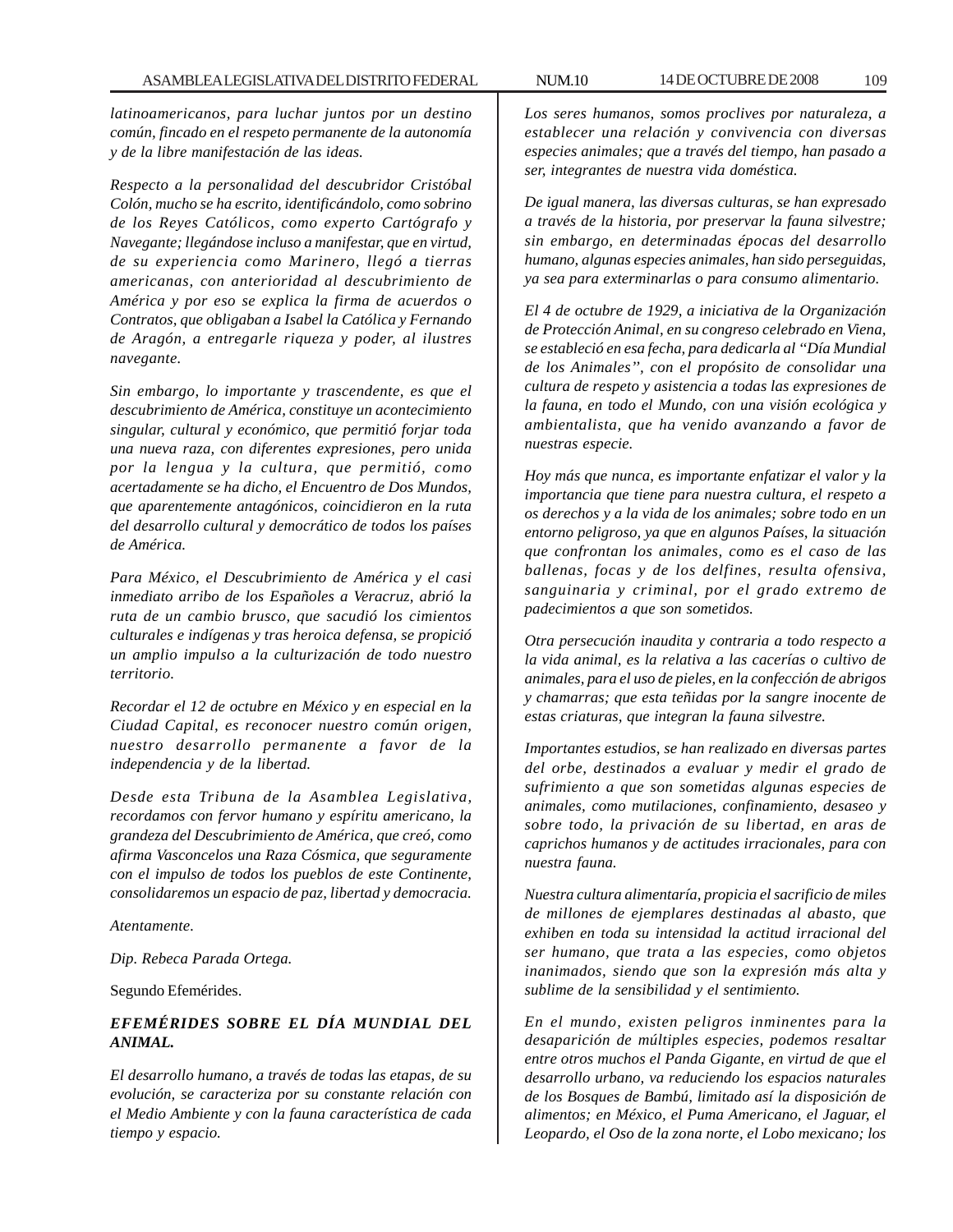*latinoamericanos, para luchar juntos por un destino común, fincado en el respeto permanente de la autonomía y de la libre manifestación de las ideas.*

*Respecto a la personalidad del descubridor Cristóbal Colón, mucho se ha escrito, identificándolo, como sobrino de los Reyes Católicos, como experto Cartógrafo y Navegante; llegándose incluso a manifestar, que en virtud, de su experiencia como Marinero, llegó a tierras americanas, con anterioridad al descubrimiento de América y por eso se explica la firma de acuerdos o Contratos, que obligaban a Isabel la Católica y Fernando de Aragón, a entregarle riqueza y poder, al ilustres navegante.*

*Sin embargo, lo importante y trascendente, es que el descubrimiento de América, constituye un acontecimiento singular, cultural y económico, que permitió forjar toda una nueva raza, con diferentes expresiones, pero unida por la lengua y la cultura, que permitió, como acertadamente se ha dicho, el Encuentro de Dos Mundos, que aparentemente antagónicos, coincidieron en la ruta del desarrollo cultural y democrático de todos los países de América.*

*Para México, el Descubrimiento de América y el casi inmediato arribo de los Españoles a Veracruz, abrió la ruta de un cambio brusco, que sacudió los cimientos culturales e indígenas y tras heroica defensa, se propició un amplio impulso a la culturización de todo nuestro territorio.*

*Recordar el 12 de octubre en México y en especial en la Ciudad Capital, es reconocer nuestro común origen, nuestro desarrollo permanente a favor de la independencia y de la libertad.*

*Desde esta Tribuna de la Asamblea Legislativa, recordamos con fervor humano y espíritu americano, la grandeza del Descubrimiento de América, que creó, como afirma Vasconcelos una Raza Cósmica, que seguramente con el impulso de todos los pueblos de este Continente, consolidaremos un espacio de paz, libertad y democracia.*

*Atentamente.*

*Dip. Rebeca Parada Ortega.*

Segundo Efemérides.

***EFEMÉRIDES SOBRE EL DÍA MUNDIAL DEL ANIMAL.***

*El desarrollo humano, a través de todas las etapas, de su evolución, se caracteriza por su constante relación con el Medio Ambiente y con la fauna característica de cada tiempo y espacio.*

*Los seres humanos, somos proclives por naturaleza, a establecer una relación y convivencia con diversas especies animales; que a través del tiempo, han pasado a ser, integrantes de nuestra vida doméstica.*

*De igual manera, las diversas culturas, se han expresado a través de la historia, por preservar la fauna silvestre; sin embargo, en determinadas épocas del desarrollo humano, algunas especies animales, han sido perseguidas, ya sea para exterminarlas o para consumo alimentario.*

*El 4 de octubre de 1929, a iniciativa de la Organización de Protección Animal, en su congreso celebrado en Viena, se estableció en esa fecha, para dedicarla al "Día Mundial de los Animales", con el propósito de consolidar una cultura de respeto y asistencia a todas las expresiones de la fauna, en todo el Mundo, con una visión ecológica y ambientalista, que ha venido avanzando a favor de nuestras especie.*

*Hoy más que nunca, es importante enfatizar el valor y la importancia que tiene para nuestra cultura, el respeto a os derechos y a la vida de los animales; sobre todo en un entorno peligroso, ya que en algunos Países, la situación que confrontan los animales, como es el caso de las ballenas, focas y de los delfines, resulta ofensiva, sanguinaria y criminal, por el grado extremo de padecimientos a que son sometidos.*

*Otra persecución inaudita y contraria a todo respecto a la vida animal, es la relativa a las cacerías o cultivo de animales, para el uso de pieles, en la confección de abrigos y chamarras; que esta teñidas por la sangre inocente de estas criaturas, que integran la fauna silvestre.*

*Importantes estudios, se han realizado en diversas partes del orbe, destinados a evaluar y medir el grado de sufrimiento a que son sometidas algunas especies de animales, como mutilaciones, confinamiento, desaseo y sobre todo, la privación de su libertad, en aras de caprichos humanos y de actitudes irracionales, para con nuestra fauna.*

*Nuestra cultura alimentaría, propicia el sacrificio de miles de millones de ejemplares destinadas al abasto, que exhiben en toda su intensidad la actitud irracional del ser humano, que trata a las especies, como objetos inanimados, siendo que son la expresión más alta y sublime de la sensibilidad y el sentimiento.*

*En el mundo, existen peligros inminentes para la desaparición de múltiples especies, podemos resaltar entre otros muchos el Panda Gigante, en virtud de que el desarrollo urbano, va reduciendo los espacios naturales de los Bosques de Bambú, limitado así la disposición de alimentos; en México, el Puma Americano, el Jaguar, el Leopardo, el Oso de la zona norte, el Lobo mexicano; los*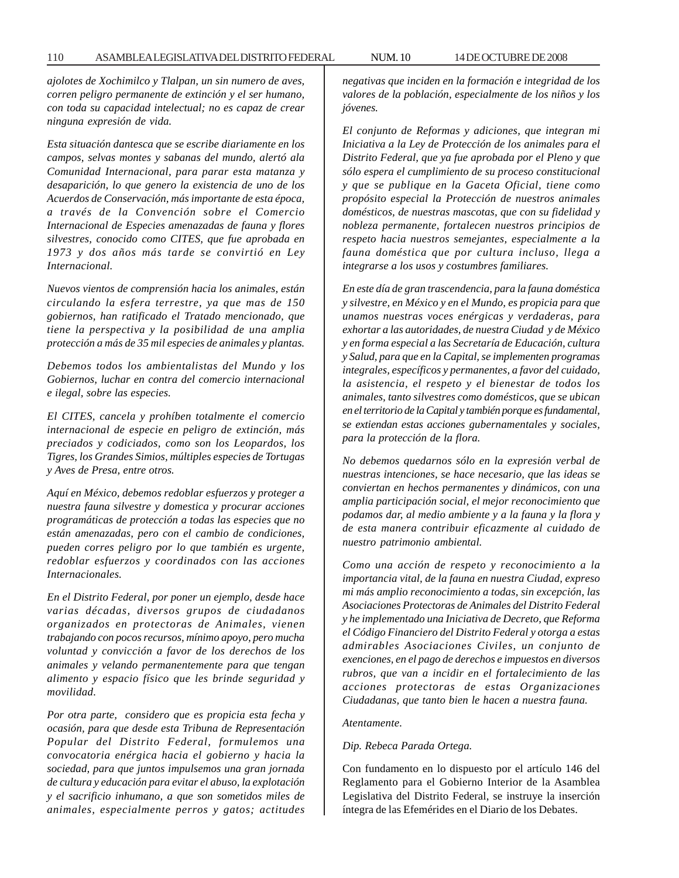*ajolotes de Xochimilco y Tlalpan, un sin numero de aves, corren peligro permanente de extinción y el ser humano, con toda su capacidad intelectual; no es capaz de crear ninguna expresión de vida.*

*Esta situación dantesca que se escribe diariamente en los campos, selvas montes y sabanas del mundo, alertó ala Comunidad Internacional, para parar esta matanza y desaparición, lo que genero la existencia de uno de los Acuerdos de Conservación, más importante de esta época, a través de la Convención sobre el Comercio Internacional de Especies amenazadas de fauna y flores silvestres, conocido como CITES, que fue aprobada en 1973 y dos años más tarde se convirtió en Ley Internacional.*

*Nuevos vientos de comprensión hacia los animales, están circulando la esfera terrestre, ya que mas de 150 gobiernos, han ratificado el Tratado mencionado, que tiene la perspectiva y la posibilidad de una amplia protección a más de 35 mil especies de animales y plantas.*

*Debemos todos los ambientalistas del Mundo y los Gobiernos, luchar en contra del comercio internacional e ilegal, sobre las especies.*

*El CITES, cancela y prohíben totalmente el comercio internacional de especie en peligro de extinción, más preciados y codiciados, como son los Leopardos, los Tigres, los Grandes Simios, múltiples especies de Tortugas y Aves de Presa, entre otros.*

*Aquí en México, debemos redoblar esfuerzos y proteger a nuestra fauna silvestre y domestica y procurar acciones programáticas de protección a todas las especies que no están amenazadas, pero con el cambio de condiciones, pueden corres peligro por lo que también es urgente, redoblar esfuerzos y coordinados con las acciones Internacionales.*

*En el Distrito Federal, por poner un ejemplo, desde hace varias décadas, diversos grupos de ciudadanos organizados en protectoras de Animales, vienen trabajando con pocos recursos, mínimo apoyo, pero mucha voluntad y convicción a favor de los derechos de los animales y velando permanentemente para que tengan alimento y espacio físico que les brinde seguridad y movilidad.*

*Por otra parte, considero que es propicia esta fecha y ocasión, para que desde esta Tribuna de Representación Popular del Distrito Federal, formulemos una convocatoria enérgica hacia el gobierno y hacia la sociedad, para que juntos impulsemos una gran jornada de cultura y educación para evitar el abuso, la explotación y el sacrificio inhumano, a que son sometidos miles de animales, especialmente perros y gatos; actitudes negativas que inciden en la formación e integridad de los valores de la población, especialmente de los niños y los jóvenes.*

*El conjunto de Reformas y adiciones, que integran mi Iniciativa a la Ley de Protección de los animales para el Distrito Federal, que ya fue aprobada por el Pleno y que sólo espera el cumplimiento de su proceso constitucional y que se publique en la Gaceta Oficial, tiene como propósito especial la Protección de nuestros animales domésticos, de nuestras mascotas, que con su fidelidad y nobleza permanente, fortalecen nuestros principios de respeto hacia nuestros semejantes, especialmente a la fauna doméstica que por cultura incluso, llega a integrarse a los usos y costumbres familiares.*

*En este día de gran trascendencia, para la fauna doméstica y silvestre, en México y en el Mundo, es propicia para que unamos nuestras voces enérgicas y verdaderas, para exhortar a las autoridades, de nuestra Ciudad y de México y en forma especial a las Secretaría de Educación, cultura y Salud, para que en la Capital, se implementen programas integrales, específicos y permanentes, a favor del cuidado, la asistencia, el respeto y el bienestar de todos los animales, tanto silvestres como domésticos, que se ubican en el territorio de la Capital y también porque es fundamental, se extiendan estas acciones gubernamentales y sociales, para la protección de la flora.*

*No debemos quedarnos sólo en la expresión verbal de nuestras intenciones, se hace necesario, que las ideas se conviertan en hechos permanentes y dinámicos, con una amplia participación social, el mejor reconocimiento que podamos dar, al medio ambiente y a la fauna y la flora y de esta manera contribuir eficazmente al cuidado de nuestro patrimonio ambiental.*

*Como una acción de respeto y reconocimiento a la importancia vital, de la fauna en nuestra Ciudad, expreso mi más amplio reconocimiento a todas, sin excepción, las Asociaciones Protectoras de Animales del Distrito Federal y he implementado una Iniciativa de Decreto, que Reforma el Código Financiero del Distrito Federal y otorga a estas admirables Asociaciones Civiles, un conjunto de exenciones, en el pago de derechos e impuestos en diversos rubros, que van a incidir en el fortalecimiento de las acciones protectoras de estas Organizaciones Ciudadanas, que tanto bien le hacen a nuestra fauna.*

*Atentamente.*

*Dip. Rebeca Parada Ortega.*

Con fundamento en lo dispuesto por el artículo 146 del Reglamento para el Gobierno Interior de la Asamblea Legislativa del Distrito Federal, se instruye la inserción íntegra de las Efemérides en el Diario de los Debates.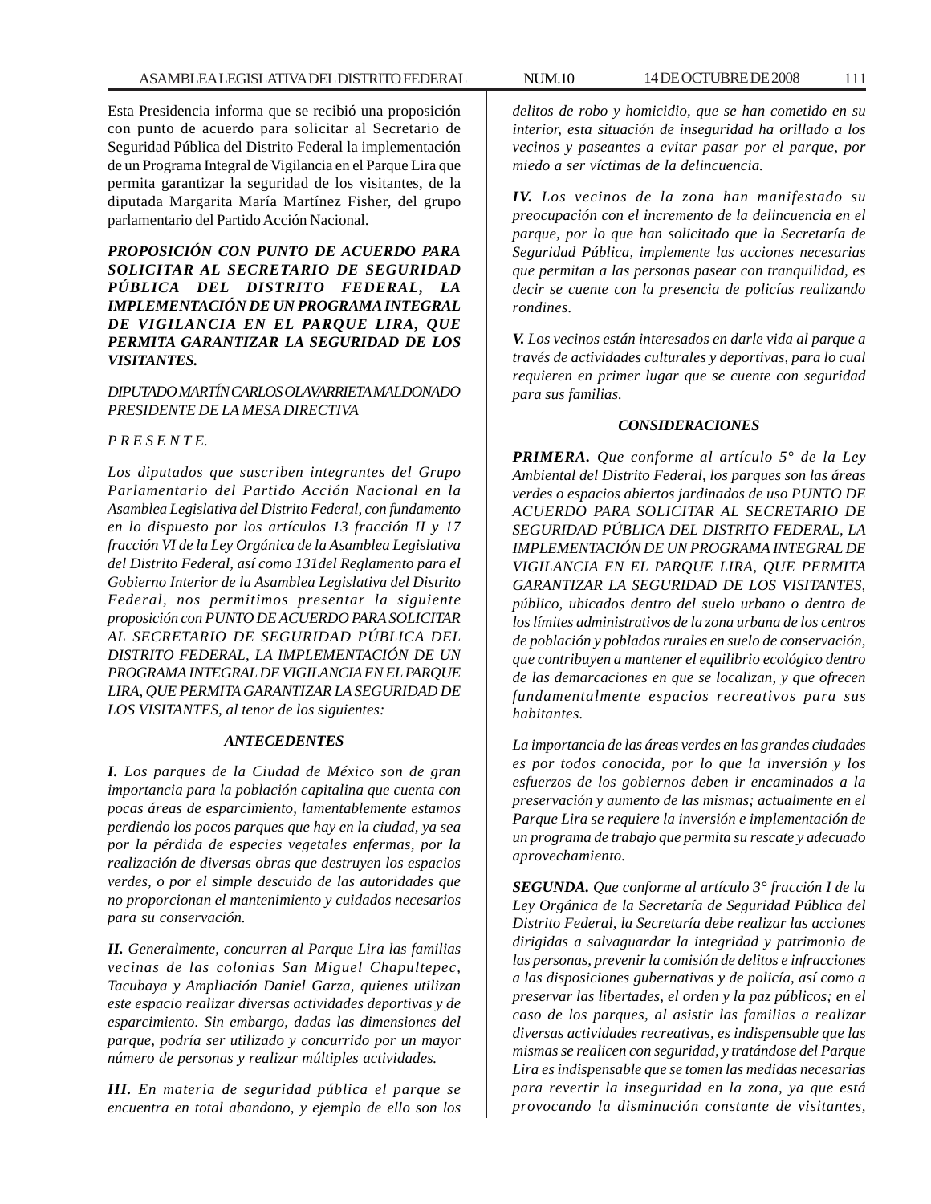Esta Presidencia informa que se recibió una proposición con punto de acuerdo para solicitar al Secretario de Seguridad Pública del Distrito Federal la implementación de un Programa Integral de Vigilancia en el Parque Lira que permita garantizar la seguridad de los visitantes, de la diputada Margarita María Martínez Fisher, del grupo parlamentario del Partido Acción Nacional.

***PROPOSICIÓN CON PUNTO DE ACUERDO PARA SOLICITAR AL SECRETARIO DE SEGURIDAD PÚBLICA DEL DISTRITO FEDERAL, LA IMPLEMENTACIÓN DE UN PROGRAMA INTEGRAL DE VIGILANCIA EN EL PARQUE LIRA, QUE PERMITA GARANTIZAR LA SEGURIDAD DE LOS VISITANTES.***

*DIPUTADO MARTÍN CARLOS OLAVARRIETA MALDONADO*
*PRESIDENTE DE LA MESA DIRECTIVA*

*P R E S E N T E.*

*Los diputados que suscriben integrantes del Grupo Parlamentario del Partido Acción Nacional en la Asamblea Legislativa del Distrito Federal, con fundamento en lo dispuesto por los artículos 13 fracción II y 17 fracción VI de la Ley Orgánica de la Asamblea Legislativa del Distrito Federal, así como 131del Reglamento para el Gobierno Interior de la Asamblea Legislativa del Distrito Federal, nos permitimos presentar la siguiente proposición con PUNTO DE ACUERDO PARA SOLICITAR AL SECRETARIO DE SEGURIDAD PÚBLICA DEL DISTRITO FEDERAL, LA IMPLEMENTACIÓN DE UN PROGRAMA INTEGRAL DE VIGILANCIA EN EL PARQUE LIRA, QUE PERMITA GARANTIZAR LA SEGURIDAD DE LOS VISITANTES, al tenor de los siguientes:*

***ANTECEDENTES***

***I.*** *Los parques de la Ciudad de México son de gran importancia para la población capitalina que cuenta con pocas áreas de esparcimiento, lamentablemente estamos perdiendo los pocos parques que hay en la ciudad, ya sea por la pérdida de especies vegetales enfermas, por la realización de diversas obras que destruyen los espacios verdes, o por el simple descuido de las autoridades que no proporcionan el mantenimiento y cuidados necesarios para su conservación.*

***II.*** *Generalmente, concurren al Parque Lira las familias vecinas de las colonias San Miguel Chapultepec, Tacubaya y Ampliación Daniel Garza, quienes utilizan este espacio realizar diversas actividades deportivas y de esparcimiento. Sin embargo, dadas las dimensiones del parque, podría ser utilizado y concurrido por un mayor número de personas y realizar múltiples actividades.*

***III.*** *En materia de seguridad pública el parque se encuentra en total abandono, y ejemplo de ello son los delitos de robo y homicidio, que se han cometido en su interior, esta situación de inseguridad ha orillado a los vecinos y paseantes a evitar pasar por el parque, por miedo a ser víctimas de la delincuencia.*

***IV.*** *Los vecinos de la zona han manifestado su preocupación con el incremento de la delincuencia en el parque, por lo que han solicitado que la Secretaría de Seguridad Pública, implemente las acciones necesarias que permitan a las personas pasear con tranquilidad, es decir se cuente con la presencia de policías realizando rondines.*

***V.*** *Los vecinos están interesados en darle vida al parque a través de actividades culturales y deportivas, para lo cual requieren en primer lugar que se cuente con seguridad para sus familias.*

***CONSIDERACIONES***

***PRIMERA.*** *Que conforme al artículo 5° de la Ley Ambiental del Distrito Federal, los parques son las áreas verdes o espacios abiertos jardinados de uso PUNTO DE ACUERDO PARA SOLICITAR AL SECRETARIO DE SEGURIDAD PÚBLICA DEL DISTRITO FEDERAL, LA IMPLEMENTACIÓN DE UN PROGRAMA INTEGRAL DE VIGILANCIA EN EL PARQUE LIRA, QUE PERMITA GARANTIZAR LA SEGURIDAD DE LOS VISITANTES, público, ubicados dentro del suelo urbano o dentro de los límites administrativos de la zona urbana de los centros de población y poblados rurales en suelo de conservación, que contribuyen a mantener el equilibrio ecológico dentro de las demarcaciones en que se localizan, y que ofrecen fundamentalmente espacios recreativos para sus habitantes.*

*La importancia de las áreas verdes en las grandes ciudades es por todos conocida, por lo que la inversión y los esfuerzos de los gobiernos deben ir encaminados a la preservación y aumento de las mismas; actualmente en el Parque Lira se requiere la inversión e implementación de un programa de trabajo que permita su rescate y adecuado aprovechamiento.*

***SEGUNDA.*** *Que conforme al artículo 3° fracción I de la Ley Orgánica de la Secretaría de Seguridad Pública del Distrito Federal, la Secretaría debe realizar las acciones dirigidas a salvaguardar la integridad y patrimonio de las personas, prevenir la comisión de delitos e infracciones a las disposiciones gubernativas y de policía, así como a preservar las libertades, el orden y la paz públicos; en el caso de los parques, al asistir las familias a realizar diversas actividades recreativas, es indispensable que las mismas se realicen con seguridad, y tratándose del Parque Lira es indispensable que se tomen las medidas necesarias para revertir la inseguridad en la zona, ya que está provocando la disminución constante de visitantes,*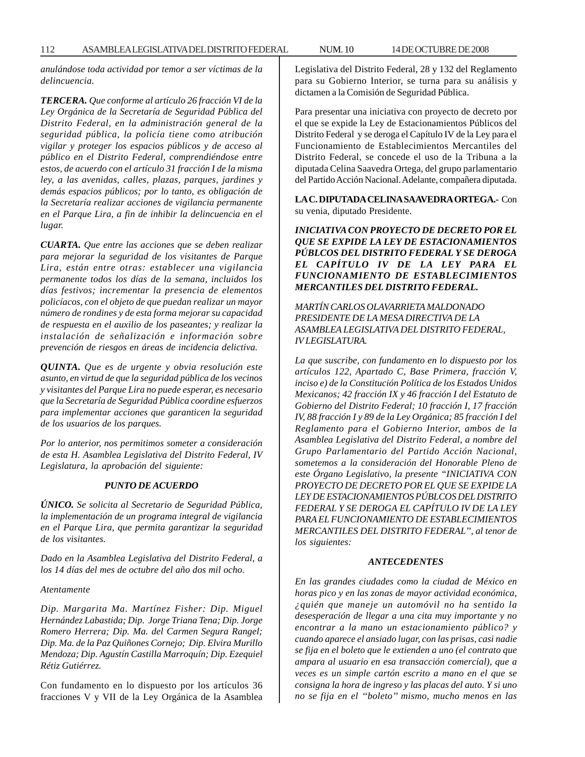*anulándose toda actividad por temor a ser víctimas de la delincuencia.*

***TERCERA.*** *Que conforme al artículo 26 fracción VI de la Ley Orgánica de la Secretaría de Seguridad Pública del Distrito Federal, en la administración general de la seguridad pública, la policía tiene como atribución vigilar y proteger los espacios públicos y de acceso al público en el Distrito Federal, comprendiéndose entre estos, de acuerdo con el artículo 31 fracción I de la misma ley, a las avenidas, calles, plazas, parques, jardines y demás espacios públicos; por lo tanto, es obligación de la Secretaría realizar acciones de vigilancia permanente en el Parque Lira, a fin de inhibir la delincuencia en el lugar.*

***CUARTA.*** *Que entre las acciones que se deben realizar para mejorar la seguridad de los visitantes de Parque Lira, están entre otras: establecer una vigilancia permanente todos los días de la semana, incluidos los días festivos; incrementar la presencia de elementos policíacos, con el objeto de que puedan realizar un mayor número de rondines y de esta forma mejorar su capacidad de respuesta en el auxilio de los paseantes; y realizar la instalación de señalización e información sobre prevención de riesgos en áreas de incidencia delictiva.*

***QUINTA.*** *Que es de urgente y obvia resolución este asunto, en virtud de que la seguridad pública de los vecinos y visitantes del Parque Lira no puede esperar, es necesario que la Secretaría de Seguridad Pública coordine esfuerzos para implementar acciones que garanticen la seguridad de los usuarios de los parques.*

*Por lo anterior, nos permitimos someter a consideración de esta H. Asamblea Legislativa del Distrito Federal, IV Legislatura, la aprobación del siguiente:*

***PUNTO DE ACUERDO***

***ÚNICO.*** *Se solicita al Secretario de Seguridad Pública, la implementación de un programa integral de vigilancia en el Parque Lira, que permita garantizar la seguridad de los visitantes.*

*Dado en la Asamblea Legislativa del Distrito Federal, a los 14 días del mes de octubre del año dos mil ocho.*

*Atentamente*

*Dip. Margarita Ma. Martínez Fisher: Dip. Miguel Hernández Labastida; Dip. Jorge Triana Tena; Dip. Jorge Romero Herrera; Dip. Ma. del Carmen Segura Rangel; Dip. Ma. de la Paz Quiñones Cornejo; Dip. Elvira Murillo Mendoza; Dip. Agustín Castilla Marroquín; Dip. Ezequiel Rétiz Gutiérrez.*

Con fundamento en lo dispuesto por los artículos 36 fracciones V y VII de la Ley Orgánica de la Asamblea Legislativa del Distrito Federal, 28 y 132 del Reglamento para su Gobierno Interior, se turna para su análisis y dictamen a la Comisión de Seguridad Pública.

Para presentar una iniciativa con proyecto de decreto por el que se expide la Ley de Estacionamientos Públicos del Distrito Federal y se deroga el Capítulo IV de la Ley para el Funcionamiento de Establecimientos Mercantiles del Distrito Federal, se concede el uso de la Tribuna a la diputada Celina Saavedra Ortega, del grupo parlamentario del Partido Acción Nacional. Adelante, compañera diputada.

**LA C. DIPUTADA CELINA SAAVEDRA ORTEGA.-** Con su venia, diputado Presidente.

***INICIATIVA CON PROYECTO DE DECRETO POR EL QUE SE EXPIDE LA LEY DE ESTACIONAMIENTOS PÚBLCOS DEL DISTRITO FEDERAL Y SE DEROGA EL CAPÍTULO IV DE LA LEY PARA EL FUNCIONAMIENTO DE ESTABLECIMIENTOS MERCANTILES DEL DISTRITO FEDERAL.***

*MARTÍN CARLOS OLAVARRIETA MALDONADO*
*PRESIDENTE DE LA MESA DIRECTIVA DE LA ASAMBLEA LEGISLATIVA DEL DISTRITO FEDERAL, IV LEGISLATURA.*

*La que suscribe, con fundamento en lo dispuesto por los artículos 122, Apartado C, Base Primera, fracción V, inciso e) de la Constitución Política de los Estados Unidos Mexicanos; 42 fracción IX y 46 fracción I del Estatuto de Gobierno del Distrito Federal; 10 fracción I, 17 fracción IV, 88 fracción I y 89 de la Ley Orgánica; 85 fracción I del Reglamento para el Gobierno Interior, ambos de la Asamblea Legislativa del Distrito Federal, a nombre del Grupo Parlamentario del Partido Acción Nacional, sometemos a la consideración del Honorable Pleno de este Órgano Legislativo, la presente "INICIATIVA CON PROYECTO DE DECRETO POR EL QUE SE EXPIDE LA LEY DE ESTACIONAMIENTOS PÚBLCOS DEL DISTRITO FEDERAL Y SE DEROGA EL CAPÍTULO IV DE LA LEY PARA EL FUNCIONAMIENTO DE ESTABLECIMIENTOS MERCANTILES DEL DISTRITO FEDERAL", al tenor de los siguientes:*

***ANTECEDENTES***

*En las grandes ciudades como la ciudad de México en horas pico y en las zonas de mayor actividad económica, ¿quién que maneje un automóvil no ha sentido la desesperación de llegar a una cita muy importante y no encontrar a la mano un estacionamiento público? y cuando aparece el ansiado lugar, con las prisas, casi nadie se fija en el boleto que le extienden a uno (el contrato que ampara al usuario en esa transacción comercial), que a veces es un simple cartón escrito a mano en el que se consigna la hora de ingreso y las placas del auto. Y si uno no se fija en el "boleto" mismo, mucho menos en las*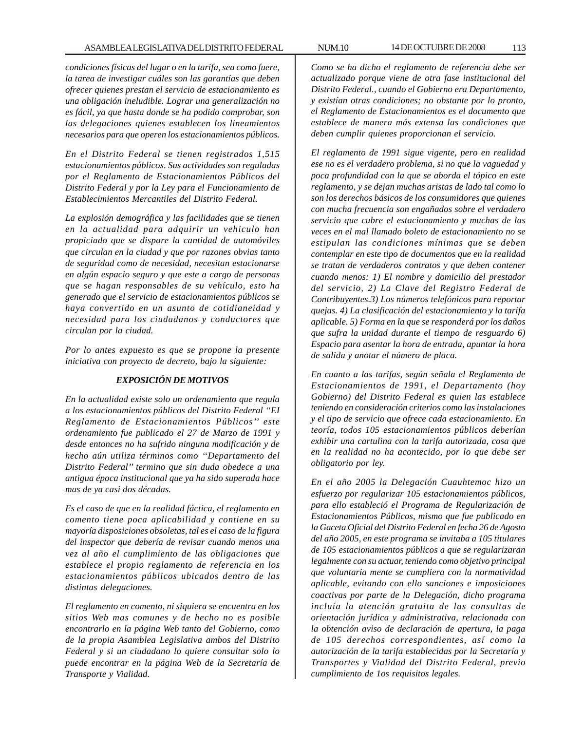*condiciones físicas del lugar o en la tarifa, sea como fuere, la tarea de investigar cuáles son las garantías que deben ofrecer quienes prestan el servicio de estacionamiento es una obligación ineludible. Lograr una generalización no es fácil, ya que hasta donde se ha podido comprobar, son las delegaciones quienes establecen los lineamientos necesarios para que operen los estacionamientos públicos.*

*En el Distrito Federal se tienen registrados 1,515 estacionamientos públicos. Sus actividades son reguladas por el Reglamento de Estacionamientos Públicos del Distrito Federal y por la Ley para el Funcionamiento de Establecimientos Mercantiles del Distrito Federal.*

*La explosión demográfica y las facilidades que se tienen en la actualidad para adquirir un vehiculo han propiciado que se dispare la cantidad de automóviles que circulan en la ciudad y que por razones obvias tanto de seguridad como de necesidad, necesitan estacionarse en algún espacio seguro y que este a cargo de personas que se hagan responsables de su vehículo, esto ha generado que el servicio de estacionamientos públicos se haya convertido en un asunto de cotidianeidad y necesidad para los ciudadanos y conductores que circulan por la ciudad.*

*Por lo antes expuesto es que se propone la presente iniciativa con proyecto de decreto, bajo la siguiente:*

***EXPOSICIÓN DE MOTIVOS***

*En la actualidad existe solo un ordenamiento que regula a los estacionamientos públicos del Distrito Federal ''El Reglamento de Estacionamientos Públicos'' este ordenamiento fue publicado el 27 de Marzo de 1991 y desde entonces no ha sufrido ninguna modificación y de hecho aún utiliza términos como ''Departamento del Distrito Federal'' termino que sin duda obedece a una antigua época institucional que ya ha sido superada hace mas de ya casi dos décadas.*

*Es el caso de que en la realidad fáctica, el reglamento en comento tiene poca aplicabilidad y contiene en su mayoría disposiciones obsoletas, tal es el caso de la figura del inspector que debería de revisar cuando menos una vez al año el cumplimiento de las obligaciones que establece el propio reglamento de referencia en los estacionamientos públicos ubicados dentro de las distintas delegaciones.*

*El reglamento en comento, ni siquiera se encuentra en los sitios Web mas comunes y de hecho no es posible encontrarlo en la página Web tanto del Gobierno, como de la propia Asamblea Legislativa ambos del Distrito Federal y si un ciudadano lo quiere consultar solo lo puede encontrar en la página Web de la Secretaría de Transporte y Vialidad.*

*Como se ha dicho el reglamento de referencia debe ser actualizado porque viene de otra fase institucional del Distrito Federal., cuando el Gobierno era Departamento, y existían otras condiciones; no obstante por lo pronto, el Reglamento de Estacionamientos es el documento que establece de manera más extensa las condiciones que deben cumplir quienes proporcionan el servicio.*

*El reglamento de 1991 sigue vigente, pero en realidad ese no es el verdadero problema, si no que la vaguedad y poca profundidad con la que se aborda el tópico en este reglamento, y se dejan muchas aristas de lado tal como lo son los derechos básicos de los consumidores que quienes con mucha frecuencia son engañados sobre el verdadero servicio que cubre el estacionamiento y muchas de las veces en el mal llamado boleto de estacionamiento no se estipulan las condiciones mínimas que se deben contemplar en este tipo de documentos que en la realidad se tratan de verdaderos contratos y que deben contener cuando menos: 1) El nombre y domicilio del prestador del servicio, 2) La Clave del Registro Federal de Contribuyentes.3) Los números telefónicos para reportar quejas. 4) La clasificación del estacionamiento y la tarifa aplicable. 5) Forma en la que se responderá por los daños que sufra la unidad durante el tiempo de resguardo 6) Espacio para asentar la hora de entrada, apuntar la hora de salida y anotar el número de placa.*

*En cuanto a las tarifas, según señala el Reglamento de Estacionamientos de 1991, el Departamento (hoy Gobierno) del Distrito Federal es quien las establece teniendo en consideración criterios como las instalaciones y el tipo de servicio que ofrece cada estacionamiento. En teoría, todos 105 estacionamientos públicos deberían exhibir una cartulina con la tarifa autorizada, cosa que en la realidad no ha acontecido, por lo que debe ser obligatorio por ley.*

*En el año 2005 la Delegación Cuauhtemoc hizo un esfuerzo por regularizar 105 estacionamientos públicos, para ello estableció el Programa de Regularización de Estacionamientos Públicos, mismo que fue publicado en la Gaceta Oficial del Distrito Federal en fecha 26 de Agosto del año 2005, en este programa se invitaba a 105 titulares de 105 estacionamientos públicos a que se regularizaran legalmente con su actuar, teniendo como objetivo principal que voluntaria mente se cumpliera con la normatividad aplicable, evitando con ello sanciones e imposiciones coactivas por parte de la Delegación, dicho programa incluía la atención gratuita de las consultas de orientación jurídica y administrativa, relacionada con la obtención aviso de declaración de apertura, la paga de 105 derechos correspondientes, así como la autorización de la tarifa establecidas por la Secretaría y Transportes y Vialidad del Distrito Federal, previo cumplimiento de 1os requisitos legales.*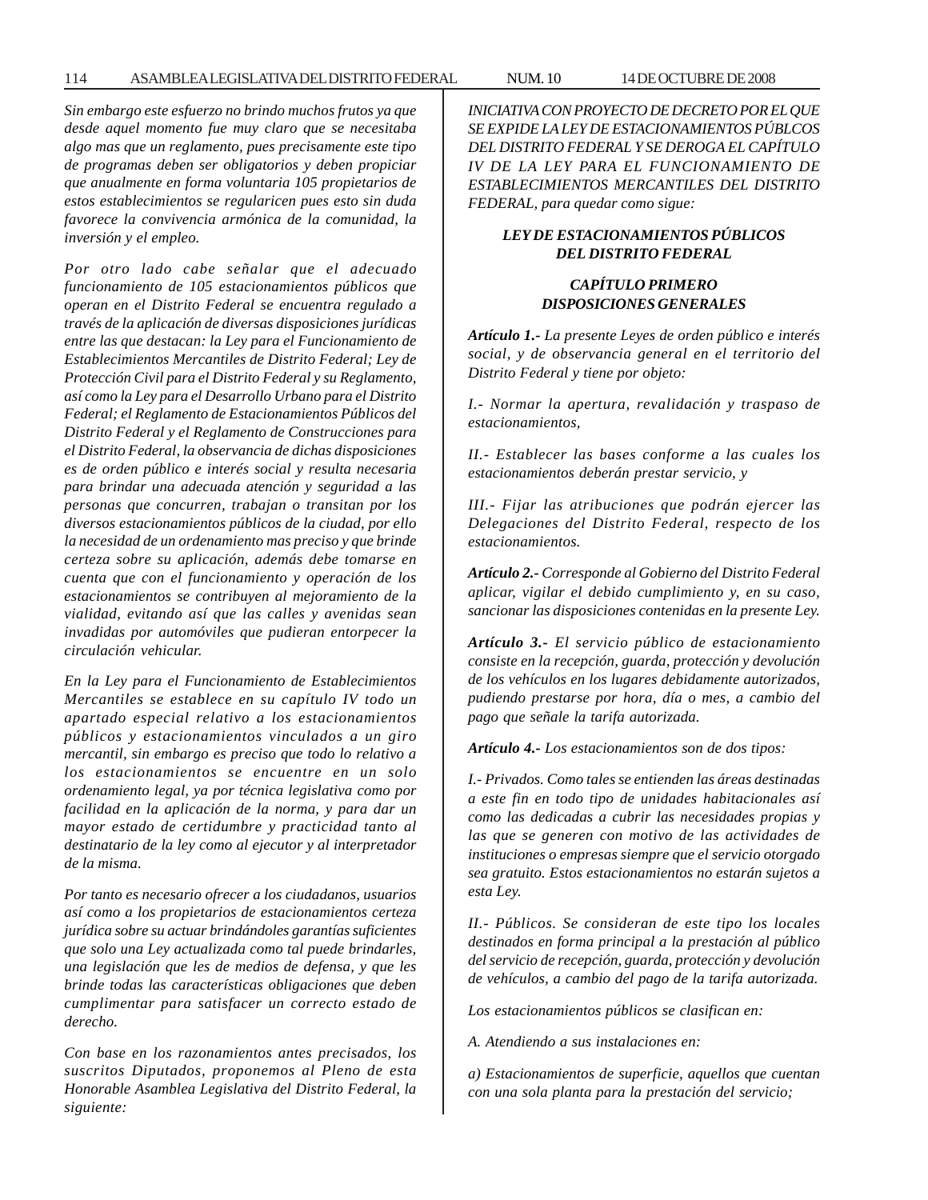*Sin embargo este esfuerzo no brindo muchos frutos ya que desde aquel momento fue muy claro que se necesitaba algo mas que un reglamento, pues precisamente este tipo de programas deben ser obligatorios y deben propiciar que anualmente en forma voluntaria 105 propietarios de estos establecimientos se regularicen pues esto sin duda favorece la convivencia armónica de la comunidad, la inversión y el empleo.*

*Por otro lado cabe señalar que el adecuado funcionamiento de 105 estacionamientos públicos que operan en el Distrito Federal se encuentra regulado a través de la aplicación de diversas disposiciones jurídicas entre las que destacan: la Ley para el Funcionamiento de Establecimientos Mercantiles de Distrito Federal; Ley de Protección Civil para el Distrito Federal y su Reglamento, así como la Ley para el Desarrollo Urbano para el Distrito Federal; el Reglamento de Estacionamientos Públicos del Distrito Federal y el Reglamento de Construcciones para el Distrito Federal, la observancia de dichas disposiciones es de orden público e interés social y resulta necesaria para brindar una adecuada atención y seguridad a las personas que concurren, trabajan o transitan por los diversos estacionamientos públicos de la ciudad, por ello la necesidad de un ordenamiento mas preciso y que brinde certeza sobre su aplicación, además debe tomarse en cuenta que con el funcionamiento y operación de los estacionamientos se contribuyen al mejoramiento de la vialidad, evitando así que las calles y avenidas sean invadidas por automóviles que pudieran entorpecer la circulación vehicular.*

*En la Ley para el Funcionamiento de Establecimientos Mercantiles se establece en su capítulo IV todo un apartado especial relativo a los estacionamientos públicos y estacionamientos vinculados a un giro mercantil, sin embargo es preciso que todo lo relativo a los estacionamientos se encuentre en un solo ordenamiento legal, ya por técnica legislativa como por facilidad en la aplicación de la norma, y para dar un mayor estado de certidumbre y practicidad tanto al destinatario de la ley como al ejecutor y al interpretador de la misma.*

*Por tanto es necesario ofrecer a los ciudadanos, usuarios así como a los propietarios de estacionamientos certeza jurídica sobre su actuar brindándoles garantías suficientes que solo una Ley actualizada como tal puede brindarles, una legislación que les de medios de defensa, y que les brinde todas las características obligaciones que deben cumplimentar para satisfacer un correcto estado de derecho.*

*Con base en los razonamientos antes precisados, los suscritos Diputados, proponemos al Pleno de esta Honorable Asamblea Legislativa del Distrito Federal, la siguiente:*

*INICIATIVA CON PROYECTO DE DECRETO POR EL QUE SE EXPIDE LA LEY DE ESTACIONAMIENTOS PÚBLCOS DEL DISTRITO FEDERAL Y SE DEROGA EL CAPÍTULO IV DE LA LEY PARA EL FUNCIONAMIENTO DE ESTABLECIMIENTOS MERCANTILES DEL DISTRITO FEDERAL, para quedar como sigue:*

## *LEY DE ESTACIONAMIENTOS PÚBLICOS DEL DISTRITO FEDERAL*

### *CAPÍTULO PRIMERO DISPOSICIONES GENERALES*

***Artículo 1.-*** *La presente Leyes de orden público e interés social, y de observancia general en el territorio del Distrito Federal y tiene por objeto:*

*I.- Normar la apertura, revalidación y traspaso de estacionamientos,*

*II.- Establecer las bases conforme a las cuales los estacionamientos deberán prestar servicio, y*

*III.- Fijar las atribuciones que podrán ejercer las Delegaciones del Distrito Federal, respecto de los estacionamientos.*

***Artículo 2.-*** *Corresponde al Gobierno del Distrito Federal aplicar, vigilar el debido cumplimiento y, en su caso, sancionar las disposiciones contenidas en la presente Ley.*

***Artículo 3.-*** *El servicio público de estacionamiento consiste en la recepción, guarda, protección y devolución de los vehículos en los lugares debidamente autorizados, pudiendo prestarse por hora, día o mes, a cambio del pago que señale la tarifa autorizada.*

***Artículo 4.-*** *Los estacionamientos son de dos tipos:*

*I.- Privados. Como tales se entienden las áreas destinadas a este fin en todo tipo de unidades habitacionales así como las dedicadas a cubrir las necesidades propias y las que se generen con motivo de las actividades de instituciones o empresas siempre que el servicio otorgado sea gratuito. Estos estacionamientos no estarán sujetos a esta Ley.*

*II.- Públicos. Se consideran de este tipo los locales destinados en forma principal a la prestación al público del servicio de recepción, guarda, protección y devolución de vehículos, a cambio del pago de la tarifa autorizada.*

*Los estacionamientos públicos se clasifican en:*

*A. Atendiendo a sus instalaciones en:*

*a) Estacionamientos de superficie, aquellos que cuentan con una sola planta para la prestación del servicio;*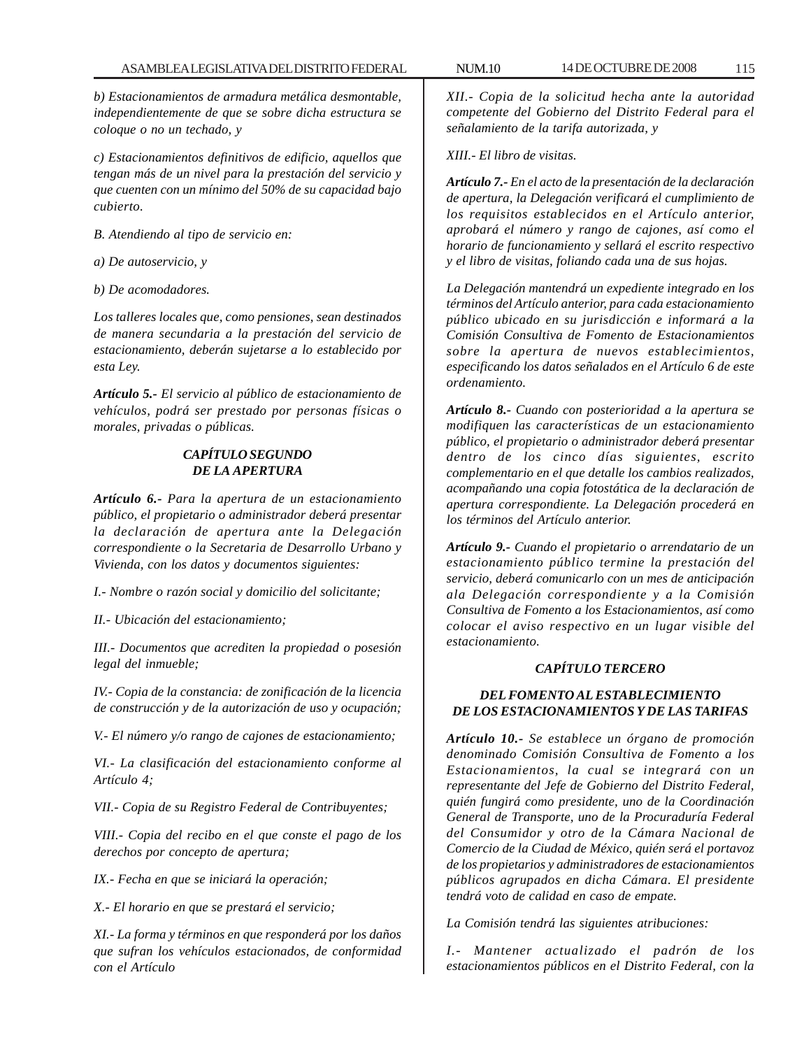*b) Estacionamientos de armadura metálica desmontable, independientemente de que se sobre dicha estructura se coloque o no un techado, y*

*c) Estacionamientos definitivos de edificio, aquellos que tengan más de un nivel para la prestación del servicio y que cuenten con un mínimo del 50% de su capacidad bajo cubierto.*

*B. Atendiendo al tipo de servicio en:*

*a) De autoservicio, y*

*b) De acomodadores.*

*Los talleres locales que, como pensiones, sean destinados de manera secundaria a la prestación del servicio de estacionamiento, deberán sujetarse a lo establecido por esta Ley.*

***Artículo 5.-** El servicio al público de estacionamiento de vehículos, podrá ser prestado por personas físicas o morales, privadas o públicas.*

## *CAPÍTULO SEGUNDO*
## *DE LA APERTURA*

***Artículo 6.-** Para la apertura de un estacionamiento público, el propietario o administrador deberá presentar la declaración de apertura ante la Delegación correspondiente o la Secretaria de Desarrollo Urbano y Vivienda, con los datos y documentos siguientes:*

*I.- Nombre o razón social y domicilio del solicitante;*

*II.- Ubicación del estacionamiento;*

*III.- Documentos que acrediten la propiedad o posesión legal del inmueble;*

*IV.- Copia de la constancia: de zonificación de la licencia de construcción y de la autorización de uso y ocupación;*

*V.- El número y/o rango de cajones de estacionamiento;*

*VI.- La clasificación del estacionamiento conforme al Artículo 4;*

*VII.- Copia de su Registro Federal de Contribuyentes;*

*VIII.- Copia del recibo en el que conste el pago de los derechos por concepto de apertura;*

*IX.- Fecha en que se iniciará la operación;*

*X.- El horario en que se prestará el servicio;*

*XI.- La forma y términos en que responderá por los daños que sufran los vehículos estacionados, de conformidad con el Artículo*

*XII.- Copia de la solicitud hecha ante la autoridad competente del Gobierno del Distrito Federal para el señalamiento de la tarifa autorizada, y*

*XIII.- El libro de visitas.*

***Artículo 7.-** En el acto de la presentación de la declaración de apertura, la Delegación verificará el cumplimiento de los requisitos establecidos en el Artículo anterior, aprobará el número y rango de cajones, así como el horario de funcionamiento y sellará el escrito respectivo y el libro de visitas, foliando cada una de sus hojas.*

*La Delegación mantendrá un expediente integrado en los términos del Artículo anterior, para cada estacionamiento público ubicado en su jurisdicción e informará a la Comisión Consultiva de Fomento de Estacionamientos sobre la apertura de nuevos establecimientos, especificando los datos señalados en el Artículo 6 de este ordenamiento.*

***Artículo 8.-** Cuando con posterioridad a la apertura se modifiquen las características de un estacionamiento público, el propietario o administrador deberá presentar dentro de los cinco días siguientes, escrito complementario en el que detalle los cambios realizados, acompañando una copia fotostática de la declaración de apertura correspondiente. La Delegación procederá en los términos del Artículo anterior.*

***Artículo 9.-** Cuando el propietario o arrendatario de un estacionamiento público termine la prestación del servicio, deberá comunicarlo con un mes de anticipación ala Delegación correspondiente y a la Comisión Consultiva de Fomento a los Estacionamientos, así como colocar el aviso respectivo en un lugar visible del estacionamiento.*

## *CAPÍTULO TERCERO*

## *DEL FOMENTO AL ESTABLECIMIENTO DE LOS ESTACIONAMIENTOS Y DE LAS TARIFAS*

***Artículo 10.-** Se establece un órgano de promoción denominado Comisión Consultiva de Fomento a los Estacionamientos, la cual se integrará con un representante del Jefe de Gobierno del Distrito Federal, quién fungirá como presidente, uno de la Coordinación General de Transporte, uno de la Procuraduría Federal del Consumidor y otro de la Cámara Nacional de Comercio de la Ciudad de México, quién será el portavoz de los propietarios y administradores de estacionamientos públicos agrupados en dicha Cámara. El presidente tendrá voto de calidad en caso de empate.*

*La Comisión tendrá las siguientes atribuciones:*

*I.- Mantener actualizado el padrón de los estacionamientos públicos en el Distrito Federal, con la*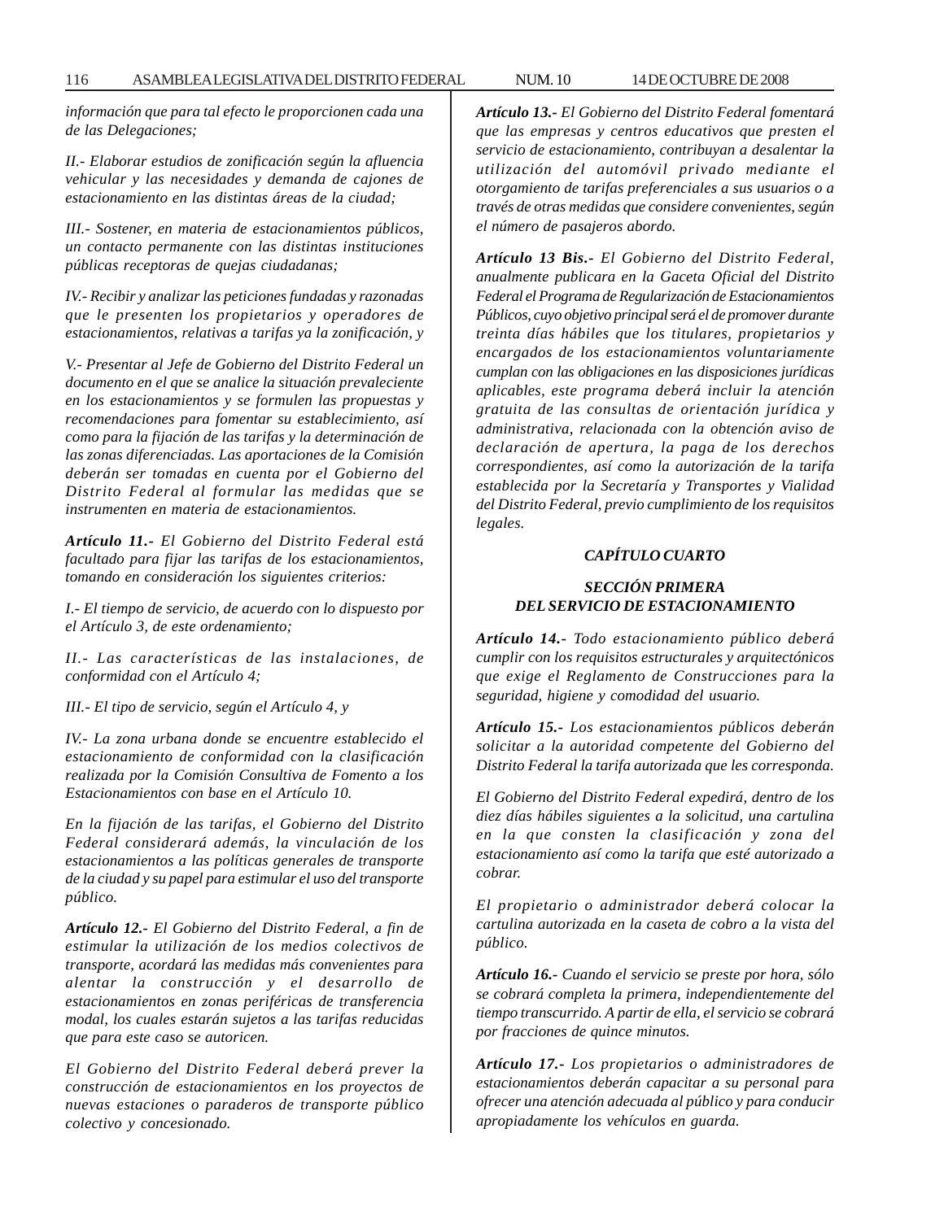*información que para tal efecto le proporcionen cada una de las Delegaciones;*

*II.- Elaborar estudios de zonificación según la afluencia vehicular y las necesidades y demanda de cajones de estacionamiento en las distintas áreas de la ciudad;*

*III.- Sostener, en materia de estacionamientos públicos, un contacto permanente con las distintas instituciones públicas receptoras de quejas ciudadanas;*

*IV.- Recibir y analizar las peticiones fundadas y razonadas que le presenten los propietarios y operadores de estacionamientos, relativas a tarifas ya la zonificación, y*

*V.- Presentar al Jefe de Gobierno del Distrito Federal un documento en el que se analice la situación prevaleciente en los estacionamientos y se formulen las propuestas y recomendaciones para fomentar su establecimiento, así como para la fijación de las tarifas y la determinación de las zonas diferenciadas. Las aportaciones de la Comisión deberán ser tomadas en cuenta por el Gobierno del Distrito Federal al formular las medidas que se instrumenten en materia de estacionamientos.*

***Artículo 11.-** El Gobierno del Distrito Federal está facultado para fijar las tarifas de los estacionamientos, tomando en consideración los siguientes criterios:*

*I.- El tiempo de servicio, de acuerdo con lo dispuesto por el Artículo 3, de este ordenamiento;*

*II.- Las características de las instalaciones, de conformidad con el Artículo 4;*

*III.- El tipo de servicio, según el Artículo 4, y*

*IV.- La zona urbana donde se encuentre establecido el estacionamiento de conformidad con la clasificación realizada por la Comisión Consultiva de Fomento a los Estacionamientos con base en el Artículo 10.*

*En la fijación de las tarifas, el Gobierno del Distrito Federal considerará además, la vinculación de los estacionamientos a las políticas generales de transporte de la ciudad y su papel para estimular el uso del transporte público.*

***Artículo 12.-** El Gobierno del Distrito Federal, a fin de estimular la utilización de los medios colectivos de transporte, acordará las medidas más convenientes para alentar la construcción y el desarrollo de estacionamientos en zonas periféricas de transferencia modal, los cuales estarán sujetos a las tarifas reducidas que para este caso se autoricen.*

*El Gobierno del Distrito Federal deberá prever la construcción de estacionamientos en los proyectos de nuevas estaciones o paraderos de transporte público colectivo y concesionado.*

***Artículo 13.-** El Gobierno del Distrito Federal fomentará que las empresas y centros educativos que presten el servicio de estacionamiento, contribuyan a desalentar la utilización del automóvil privado mediante el otorgamiento de tarifas preferenciales a sus usuarios o a través de otras medidas que considere convenientes, según el número de pasajeros abordo.*

***Artículo 13 Bis.-** El Gobierno del Distrito Federal, anualmente publicara en la Gaceta Oficial del Distrito Federal el Programa de Regularización de Estacionamientos Públicos, cuyo objetivo principal será el de promover durante treinta días hábiles que los titulares, propietarios y encargados de los estacionamientos voluntariamente cumplan con las obligaciones en las disposiciones jurídicas aplicables, este programa deberá incluir la atención gratuita de las consultas de orientación jurídica y administrativa, relacionada con la obtención aviso de declaración de apertura, la paga de los derechos correspondientes, así como la autorización de la tarifa establecida por la Secretaría y Transportes y Vialidad del Distrito Federal, previo cumplimiento de los requisitos legales.*

### *CAPÍTULO CUARTO*

### *SECCIÓN PRIMERA*
### *DEL SERVICIO DE ESTACIONAMIENTO*

***Artículo 14.-** Todo estacionamiento público deberá cumplir con los requisitos estructurales y arquitectónicos que exige el Reglamento de Construcciones para la seguridad, higiene y comodidad del usuario.*

***Artículo 15.-** Los estacionamientos públicos deberán solicitar a la autoridad competente del Gobierno del Distrito Federal la tarifa autorizada que les corresponda.*

*El Gobierno del Distrito Federal expedirá, dentro de los diez días hábiles siguientes a la solicitud, una cartulina en la que consten la clasificación y zona del estacionamiento así como la tarifa que esté autorizado a cobrar.*

*El propietario o administrador deberá colocar la cartulina autorizada en la caseta de cobro a la vista del público.*

***Artículo 16.-** Cuando el servicio se preste por hora, sólo se cobrará completa la primera, independientemente del tiempo transcurrido. A partir de ella, el servicio se cobrará por fracciones de quince minutos.*

***Artículo 17.-** Los propietarios o administradores de estacionamientos deberán capacitar a su personal para ofrecer una atención adecuada al público y para conducir apropiadamente los vehículos en guarda.*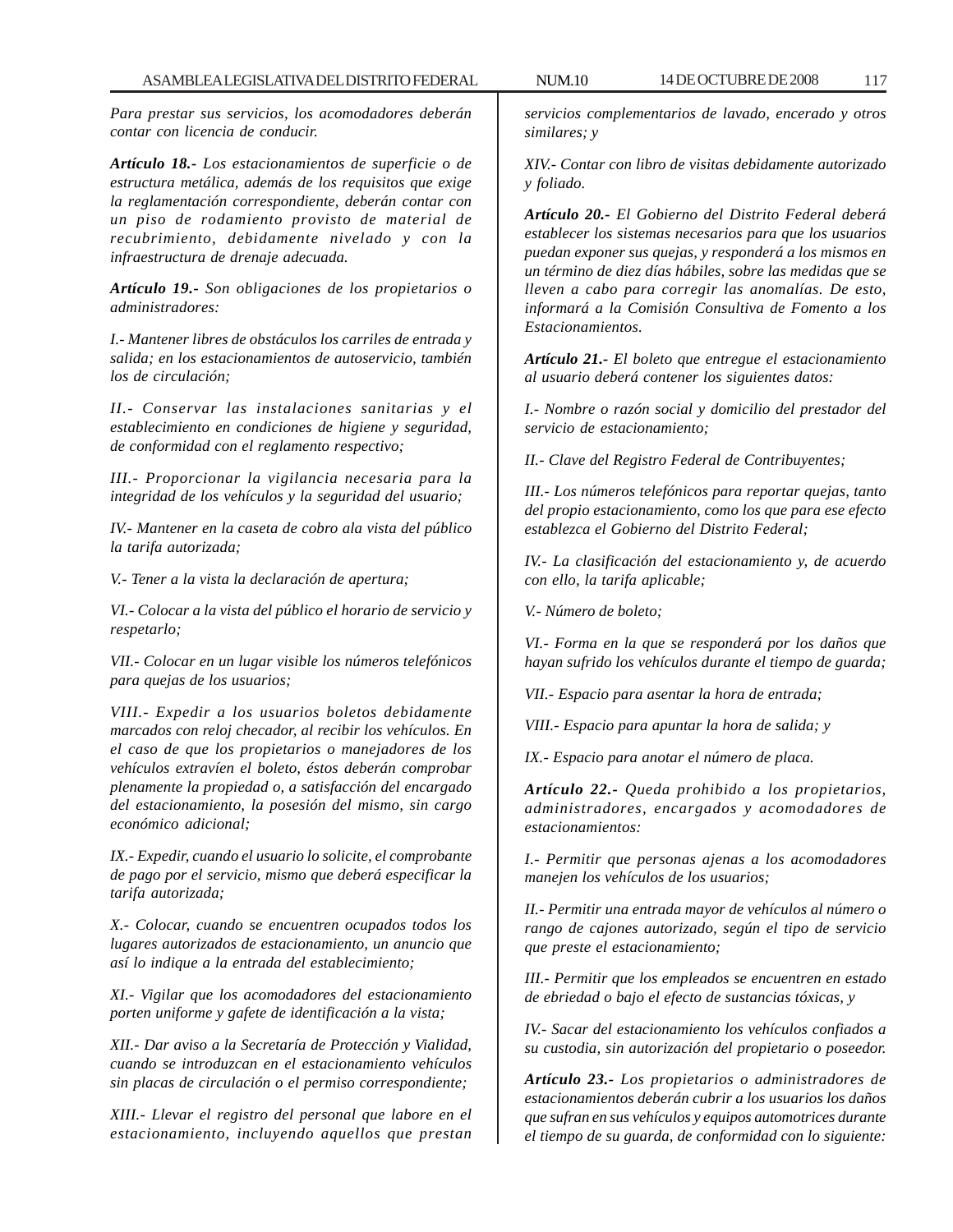*Para prestar sus servicios, los acomodadores deberán contar con licencia de conducir.*

***Artículo 18.-*** *Los estacionamientos de superficie o de estructura metálica, además de los requisitos que exige la reglamentación correspondiente, deberán contar con un piso de rodamiento provisto de material de recubrimiento, debidamente nivelado y con la infraestructura de drenaje adecuada.*

***Artículo 19.-*** *Son obligaciones de los propietarios o administradores:*

*I.- Mantener libres de obstáculos los carriles de entrada y salida; en los estacionamientos de autoservicio, también los de circulación;*

*II.- Conservar las instalaciones sanitarias y el establecimiento en condiciones de higiene y seguridad, de conformidad con el reglamento respectivo;*

*III.- Proporcionar la vigilancia necesaria para la integridad de los vehículos y la seguridad del usuario;*

*IV.- Mantener en la caseta de cobro ala vista del público la tarifa autorizada;*

*V.- Tener a la vista la declaración de apertura;*

*VI.- Colocar a la vista del público el horario de servicio y respetarlo;*

*VII.- Colocar en un lugar visible los números telefónicos para quejas de los usuarios;*

*VIII.- Expedir a los usuarios boletos debidamente marcados con reloj checador, al recibir los vehículos. En el caso de que los propietarios o manejadores de los vehículos extravíen el boleto, éstos deberán comprobar plenamente la propiedad o, a satisfacción del encargado del estacionamiento, la posesión del mismo, sin cargo económico adicional;*

*IX.- Expedir, cuando el usuario lo solicite, el comprobante de pago por el servicio, mismo que deberá especificar la tarifa autorizada;*

*X.- Colocar, cuando se encuentren ocupados todos los lugares autorizados de estacionamiento, un anuncio que así lo indique a la entrada del establecimiento;*

*XI.- Vigilar que los acomodadores del estacionamiento porten uniforme y gafete de identificación a la vista;*

*XII.- Dar aviso a la Secretaría de Protección y Vialidad, cuando se introduzcan en el estacionamiento vehículos sin placas de circulación o el permiso correspondiente;*

*XIII.- Llevar el registro del personal que labore en el estacionamiento, incluyendo aquellos que prestan servicios complementarios de lavado, encerado y otros similares; y*

*XIV.- Contar con libro de visitas debidamente autorizado y foliado.*

***Artículo 20.-*** *El Gobierno del Distrito Federal deberá establecer los sistemas necesarios para que los usuarios puedan exponer sus quejas, y responderá a los mismos en un término de diez días hábiles, sobre las medidas que se lleven a cabo para corregir las anomalías. De esto, informará a la Comisión Consultiva de Fomento a los Estacionamientos.*

***Artículo 21.-*** *El boleto que entregue el estacionamiento al usuario deberá contener los siguientes datos:*

*I.- Nombre o razón social y domicilio del prestador del servicio de estacionamiento;*

*II.- Clave del Registro Federal de Contribuyentes;*

*III.- Los números telefónicos para reportar quejas, tanto del propio estacionamiento, como los que para ese efecto establezca el Gobierno del Distrito Federal;*

*IV.- La clasificación del estacionamiento y, de acuerdo con ello, la tarifa aplicable;*

*V.- Número de boleto;*

*VI.- Forma en la que se responderá por los daños que hayan sufrido los vehículos durante el tiempo de guarda;*

*VII.- Espacio para asentar la hora de entrada;*

*VIII.- Espacio para apuntar la hora de salida; y*

*IX.- Espacio para anotar el número de placa.*

***Artículo 22.-*** *Queda prohibido a los propietarios, administradores, encargados y acomodadores de estacionamientos:*

*I.- Permitir que personas ajenas a los acomodadores manejen los vehículos de los usuarios;*

*II.- Permitir una entrada mayor de vehículos al número o rango de cajones autorizado, según el tipo de servicio que preste el estacionamiento;*

*III.- Permitir que los empleados se encuentren en estado de ebriedad o bajo el efecto de sustancias tóxicas, y*

*IV.- Sacar del estacionamiento los vehículos confiados a su custodia, sin autorización del propietario o poseedor.*

***Artículo 23.-*** *Los propietarios o administradores de estacionamientos deberán cubrir a los usuarios los daños que sufran en sus vehículos y equipos automotrices durante el tiempo de su guarda, de conformidad con lo siguiente:*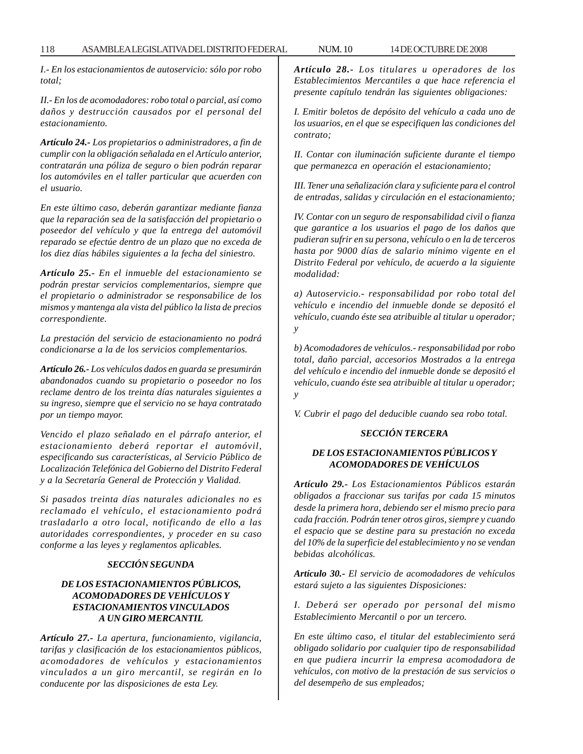*I.- En los estacionamientos de autoservicio: sólo por robo total;*

*II.- En los de acomodadores: robo total o parcial, así como daños y destrucción causados por el personal del estacionamiento.*

***Artículo 24.-*** *Los propietarios o administradores, a fin de cumplir con la obligación señalada en el Artículo anterior, contratarán una póliza de seguro o bien podrán reparar los automóviles en el taller particular que acuerden con el usuario.*

*En este último caso, deberán garantizar mediante fianza que la reparación sea de la satisfacción del propietario o poseedor del vehículo y que la entrega del automóvil reparado se efectúe dentro de un plazo que no exceda de los diez días hábiles siguientes a la fecha del siniestro.*

***Artículo 25.-*** *En el inmueble del estacionamiento se podrán prestar servicios complementarios, siempre que el propietario o administrador se responsabilice de los mismos y mantenga ala vista del público la lista de precios correspondiente.*

*La prestación del servicio de estacionamiento no podrá condicionarse a la de los servicios complementarios.*

***Artículo 26.-*** *Los vehículos dados en guarda se presumirán abandonados cuando su propietario o poseedor no los reclame dentro de los treinta días naturales siguientes a su ingreso, siempre que el servicio no se haya contratado por un tiempo mayor.*

*Vencido el plazo señalado en el párrafo anterior, el estacionamiento deberá reportar el automóvil, especificando sus características, al Servicio Público de Localización Telefónica del Gobierno del Distrito Federal y a la Secretaría General de Protección y Vialidad.*

*Si pasados treinta días naturales adicionales no es reclamado el vehículo, el estacionamiento podrá trasladarlo a otro local, notificando de ello a las autoridades correspondientes, y proceder en su caso conforme a las leyes y reglamentos aplicables.*

### *SECCIÓN SEGUNDA*

### *DE LOS ESTACIONAMIENTOS PÚBLICOS, ACOMODADORES DE VEHÍCULOS Y ESTACIONAMIENTOS VINCULADOS A UN GIRO MERCANTIL*

***Artículo 27.-*** *La apertura, funcionamiento, vigilancia, tarifas y clasificación de los estacionamientos públicos, acomodadores de vehículos y estacionamientos vinculados a un giro mercantil, se regirán en lo conducente por las disposiciones de esta Ley.*

***Artículo 28.-*** *Los titulares u operadores de los Establecimientos Mercantiles a que hace referencia el presente capítulo tendrán las siguientes obligaciones:*

*I. Emitir boletos de depósito del vehículo a cada uno de los usuarios, en el que se especifiquen las condiciones del contrato;*

*II. Contar con iluminación suficiente durante el tiempo que permanezca en operación el estacionamiento;*

*III. Tener una señalización clara y suficiente para el control de entradas, salidas y circulación en el estacionamiento;*

*IV. Contar con un seguro de responsabilidad civil o fianza que garantice a los usuarios el pago de los daños que pudieran sufrir en su persona, vehículo o en la de terceros hasta por 9000 días de salario mínimo vigente en el Distrito Federal por vehículo, de acuerdo a la siguiente modalidad:*

*a) Autoservicio.- responsabilidad por robo total del vehículo e incendio del inmueble donde se depositó el vehículo, cuando éste sea atribuible al titular u operador; y*

*b) Acomodadores de vehículos.- responsabilidad por robo total, daño parcial, accesorios Mostrados a la entrega del vehículo e incendio del inmueble donde se depositó el vehículo, cuando éste sea atribuible al titular u operador; y*

*V. Cubrir el pago del deducible cuando sea robo total.*

### *SECCIÓN TERCERA*

### *DE LOS ESTACIONAMIENTOS PÚBLICOS Y ACOMODADORES DE VEHÍCULOS*

***Artículo 29.-*** *Los Estacionamientos Públicos estarán obligados a fraccionar sus tarifas por cada 15 minutos desde la primera hora, debiendo ser el mismo precio para cada fracción. Podrán tener otros giros, siempre y cuando el espacio que se destine para su prestación no exceda del 10% de la superficie del establecimiento y no se vendan bebidas alcohólicas.*

***Artículo 30.-*** *El servicio de acomodadores de vehículos estará sujeto a las siguientes Disposiciones:*

*I. Deberá ser operado por personal del mismo Establecimiento Mercantil o por un tercero.*

*En este último caso, el titular del establecimiento será obligado solidario por cualquier tipo de responsabilidad en que pudiera incurrir la empresa acomodadora de vehículos, con motivo de la prestación de sus servicios o del desempeño de sus empleados;*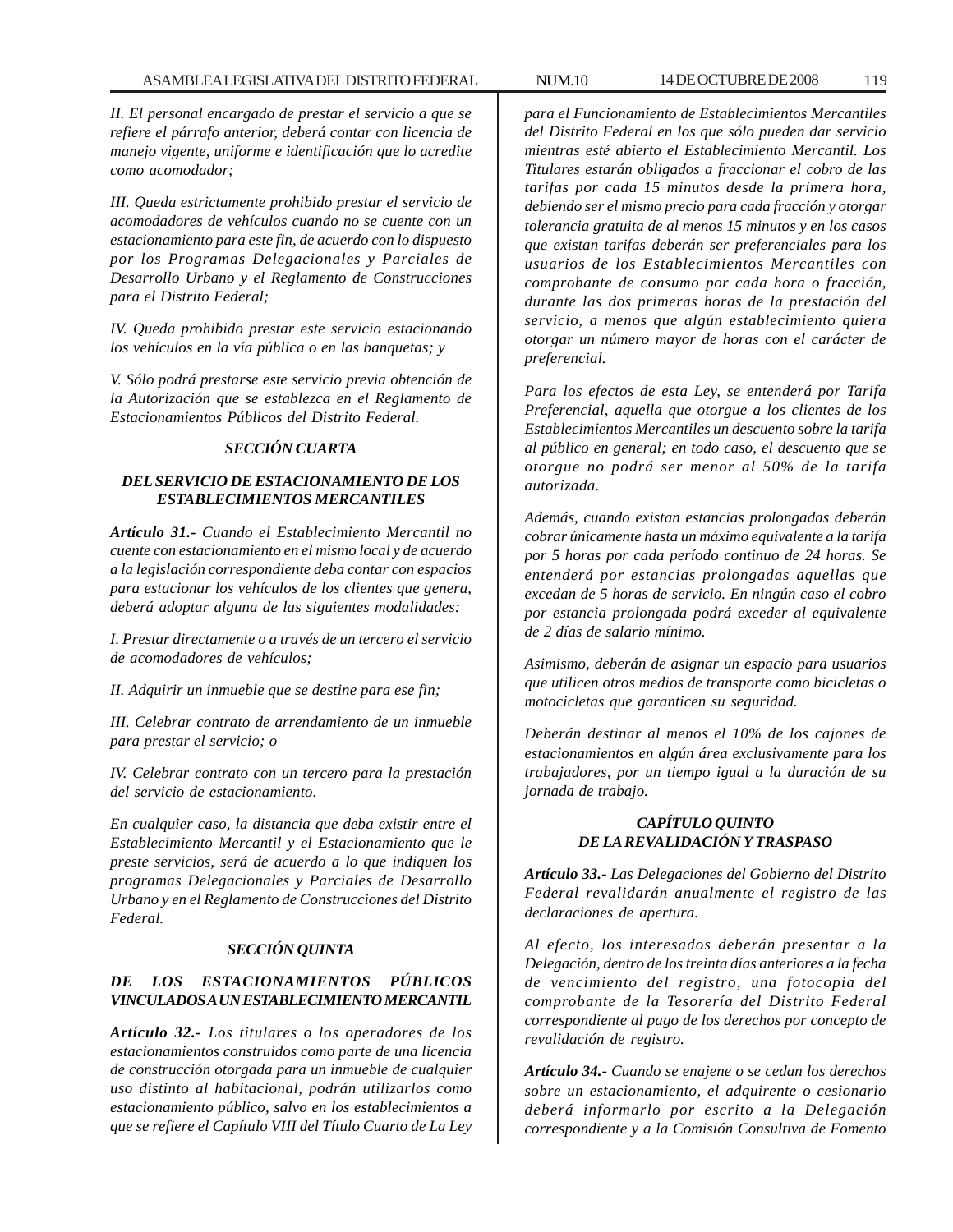*II. El personal encargado de prestar el servicio a que se refiere el párrafo anterior, deberá contar con licencia de manejo vigente, uniforme e identificación que lo acredite como acomodador;*

*III. Queda estrictamente prohibido prestar el servicio de acomodadores de vehículos cuando no se cuente con un estacionamiento para este fin, de acuerdo con lo dispuesto por los Programas Delegacionales y Parciales de Desarrollo Urbano y el Reglamento de Construcciones para el Distrito Federal;*

*IV. Queda prohibido prestar este servicio estacionando los vehículos en la vía pública o en las banquetas; y*

*V. Sólo podrá prestarse este servicio previa obtención de la Autorización que se establezca en el Reglamento de Estacionamientos Públicos del Distrito Federal.*

### *SECCIÓN CUARTA*

### *DEL SERVICIO DE ESTACIONAMIENTO DE LOS ESTABLECIMIENTOS MERCANTILES*

***Artículo 31.-*** *Cuando el Establecimiento Mercantil no cuente con estacionamiento en el mismo local y de acuerdo a la legislación correspondiente deba contar con espacios para estacionar los vehículos de los clientes que genera, deberá adoptar alguna de las siguientes modalidades:*

*I. Prestar directamente o a través de un tercero el servicio de acomodadores de vehículos;*

*II. Adquirir un inmueble que se destine para ese fin;*

*III. Celebrar contrato de arrendamiento de un inmueble para prestar el servicio; o*

*IV. Celebrar contrato con un tercero para la prestación del servicio de estacionamiento.*

*En cualquier caso, la distancia que deba existir entre el Establecimiento Mercantil y el Estacionamiento que le preste servicios, será de acuerdo a lo que indiquen los programas Delegacionales y Parciales de Desarrollo Urbano y en el Reglamento de Construcciones del Distrito Federal.*

### *SECCIÓN QUINTA*

### *DE LOS ESTACIONAMIENTOS PÚBLICOS VINCULADOS A UN ESTABLECIMIENTO MERCANTIL*

***Artículo 32.-*** *Los titulares o los operadores de los estacionamientos construidos como parte de una licencia de construcción otorgada para un inmueble de cualquier uso distinto al habitacional, podrán utilizarlos como estacionamiento público, salvo en los establecimientos a que se refiere el Capítulo VIII del Título Cuarto de La Ley para el Funcionamiento de Establecimientos Mercantiles del Distrito Federal en los que sólo pueden dar servicio mientras esté abierto el Establecimiento Mercantil. Los Titulares estarán obligados a fraccionar el cobro de las tarifas por cada 15 minutos desde la primera hora, debiendo ser el mismo precio para cada fracción y otorgar tolerancia gratuita de al menos 15 minutos y en los casos que existan tarifas deberán ser preferenciales para los usuarios de los Establecimientos Mercantiles con comprobante de consumo por cada hora o fracción, durante las dos primeras horas de la prestación del servicio, a menos que algún establecimiento quiera otorgar un número mayor de horas con el carácter de preferencial.*

*Para los efectos de esta Ley, se entenderá por Tarifa Preferencial, aquella que otorgue a los clientes de los Establecimientos Mercantiles un descuento sobre la tarifa al público en general; en todo caso, el descuento que se otorgue no podrá ser menor al 50% de la tarifa autorizada.*

*Además, cuando existan estancias prolongadas deberán cobrar únicamente hasta un máximo equivalente a la tarifa por 5 horas por cada período continuo de 24 horas. Se entenderá por estancias prolongadas aquellas que excedan de 5 horas de servicio. En ningún caso el cobro por estancia prolongada podrá exceder al equivalente de 2 días de salario mínimo.*

*Asimismo, deberán de asignar un espacio para usuarios que utilicen otros medios de transporte como bicicletas o motocicletas que garanticen su seguridad.*

*Deberán destinar al menos el 10% de los cajones de estacionamientos en algún área exclusivamente para los trabajadores, por un tiempo igual a la duración de su jornada de trabajo.*

### *CAPÍTULO QUINTO*
### *DE LA REVALIDACIÓN Y TRASPASO*

***Artículo 33.-*** *Las Delegaciones del Gobierno del Distrito Federal revalidarán anualmente el registro de las declaraciones de apertura.*

*Al efecto, los interesados deberán presentar a la Delegación, dentro de los treinta días anteriores a la fecha de vencimiento del registro, una fotocopia del comprobante de la Tesorería del Distrito Federal correspondiente al pago de los derechos por concepto de revalidación de registro.*

***Artículo 34.-*** *Cuando se enajene o se cedan los derechos sobre un estacionamiento, el adquirente o cesionario deberá informarlo por escrito a la Delegación correspondiente y a la Comisión Consultiva de Fomento*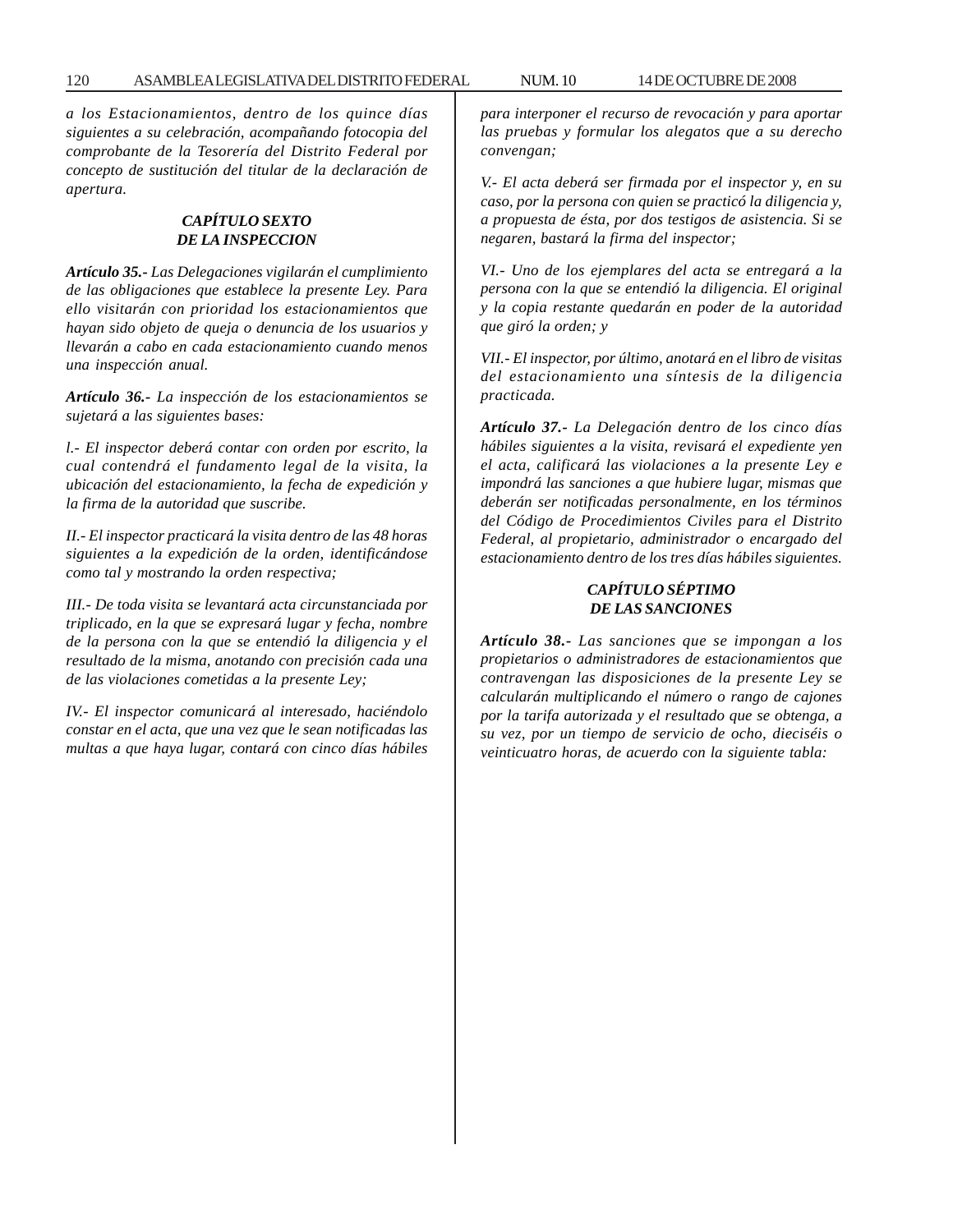*a los Estacionamientos, dentro de los quince días siguientes a su celebración, acompañando fotocopia del comprobante de la Tesorería del Distrito Federal por concepto de sustitución del titular de la declaración de apertura.*

### *CAPÍTULO SEXTO DE LA INSPECCION*

***Artículo 35.-*** *Las Delegaciones vigilarán el cumplimiento de las obligaciones que establece la presente Ley. Para ello visitarán con prioridad los estacionamientos que hayan sido objeto de queja o denuncia de los usuarios y llevarán a cabo en cada estacionamiento cuando menos una inspección anual.*

***Artículo 36.-*** *La inspección de los estacionamientos se sujetará a las siguientes bases:*

*l.- El inspector deberá contar con orden por escrito, la cual contendrá el fundamento legal de la visita, la ubicación del estacionamiento, la fecha de expedición y la firma de la autoridad que suscribe.*

*II.- El inspector practicará la visita dentro de las 48 horas siguientes a la expedición de la orden, identificándose como tal y mostrando la orden respectiva;*

*III.- De toda visita se levantará acta circunstanciada por triplicado, en la que se expresará lugar y fecha, nombre de la persona con la que se entendió la diligencia y el resultado de la misma, anotando con precisión cada una de las violaciones cometidas a la presente Ley;*

*IV.- El inspector comunicará al interesado, haciéndolo constar en el acta, que una vez que le sean notificadas las multas a que haya lugar, contará con cinco días hábiles para interponer el recurso de revocación y para aportar las pruebas y formular los alegatos que a su derecho convengan;*

*V.- El acta deberá ser firmada por el inspector y, en su caso, por la persona con quien se practicó la diligencia y, a propuesta de ésta, por dos testigos de asistencia. Si se negaren, bastará la firma del inspector;*

*VI.- Uno de los ejemplares del acta se entregará a la persona con la que se entendió la diligencia. El original y la copia restante quedarán en poder de la autoridad que giró la orden; y*

*VII.- El inspector, por último, anotará en el libro de visitas del estacionamiento una síntesis de la diligencia practicada.*

***Artículo 37.-*** *La Delegación dentro de los cinco días hábiles siguientes a la visita, revisará el expediente yen el acta, calificará las violaciones a la presente Ley e impondrá las sanciones a que hubiere lugar, mismas que deberán ser notificadas personalmente, en los términos del Código de Procedimientos Civiles para el Distrito Federal, al propietario, administrador o encargado del estacionamiento dentro de los tres días hábiles siguientes.*

### *CAPÍTULO SÉPTIMO DE LAS SANCIONES*

***Artículo 38.-*** *Las sanciones que se impongan a los propietarios o administradores de estacionamientos que contravengan las disposiciones de la presente Ley se calcularán multiplicando el número o rango de cajones por la tarifa autorizada y el resultado que se obtenga, a su vez, por un tiempo de servicio de ocho, dieciséis o veinticuatro horas, de acuerdo con la siguiente tabla:*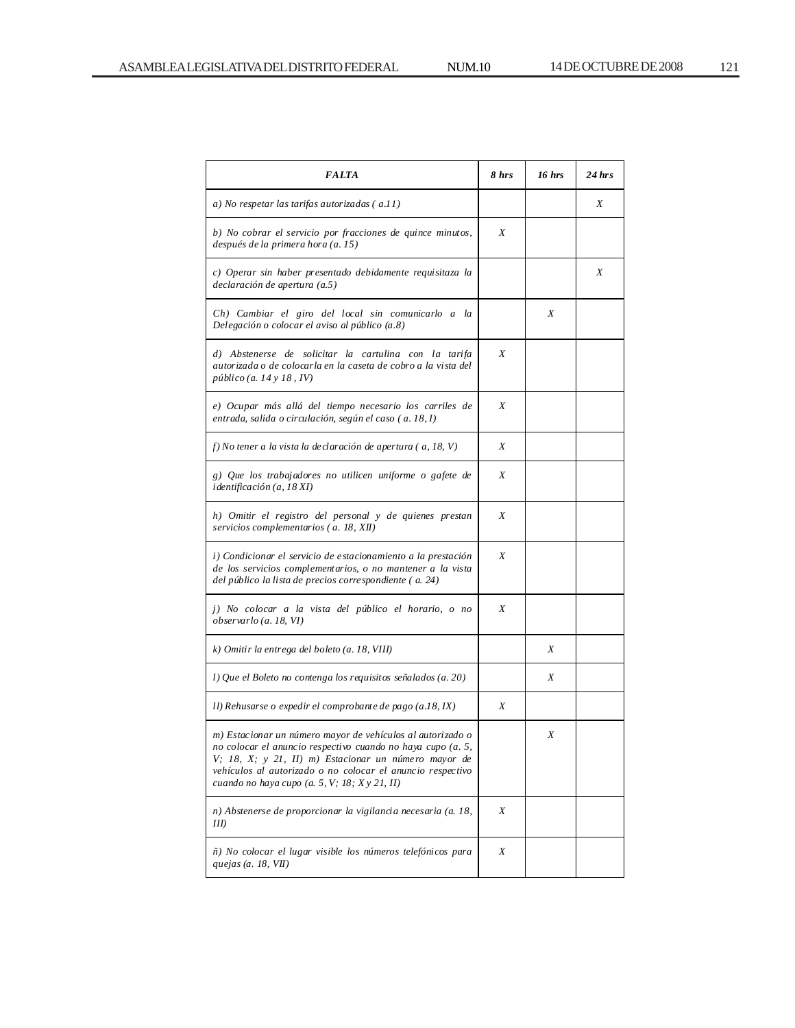| *FALTA* | *8 hrs* | *16 hrs* | *24 hrs* |
|---|---|---|---|
| *a) No respetar las tarifas autorizadas ( a.11)* | | | *X* |
| *b) No cobrar el servicio por fracciones de quince minutos, después de la primera hora (a. 15)* | *X* | | |
| *c) Operar sin haber presentado debidamente requisitaza la declaración de apertura (a.5)* | | | *X* |
| *Ch) Cambiar el giro del local sin comunicarlo a la Delegación o colocar el aviso al público (a.8)* | | *X* | |
| *d) Abstenerse de solicitar la cartulina con la tarifa autorizada o de colocarla en la caseta de cobro a la vista del público (a. 14 y 18 , IV)* | *X* | | |
| *e) Ocupar más allá del tiempo necesario los carriles de entrada, salida o circulación, según el caso ( a. 18, I)* | *X* | | |
| *f) No tener a la vista la declaración de apertura ( a, 18, V)* | *X* | | |
| *g) Que los trabajadores no utilicen uniforme o gafete de identificación (a, 18 XI)* | *X* | | |
| *h) Omitir el registro del personal y de quienes prestan servicios complementarios ( a. 18, XII)* | *X* | | |
| *i) Condicionar el servicio de estacionamiento a la prestación de los servicios complementarios, o no mantener a la vista del público la lista de precios correspondiente ( a. 24)* | *X* | | |
| *j) No colocar a la vista del público el horario, o no observarlo (a. 18, VI)* | *X* | | |
| *k) Omitir la entrega del boleto (a. 18, VIII)* | | *X* | |
| *l) Que el Boleto no contenga los requisitos señalados (a. 20)* | | *X* | |
| *ll) Rehusarse o expedir el comprobante de pago (a.18, IX)* | *X* | | |
| *m) Estacionar un número mayor de vehículos al autorizado o no colocar el anuncio respectivo cuando no haya cupo (a. 5, V; 18, X; y 21, II) m) Estacionar un número mayor de vehículos al autorizado o no colocar el anuncio respectivo cuando no haya cupo (a. 5, V; 18; X y 21, II)* | | *X* | |
| *n) Abstenerse de proporcionar la vigilancia necesaria (a. 18, III)* | *X* | | |
| *ñ) No colocar el lugar visible los números telefónicos para quejas (a. 18, VII)* | *X* | | |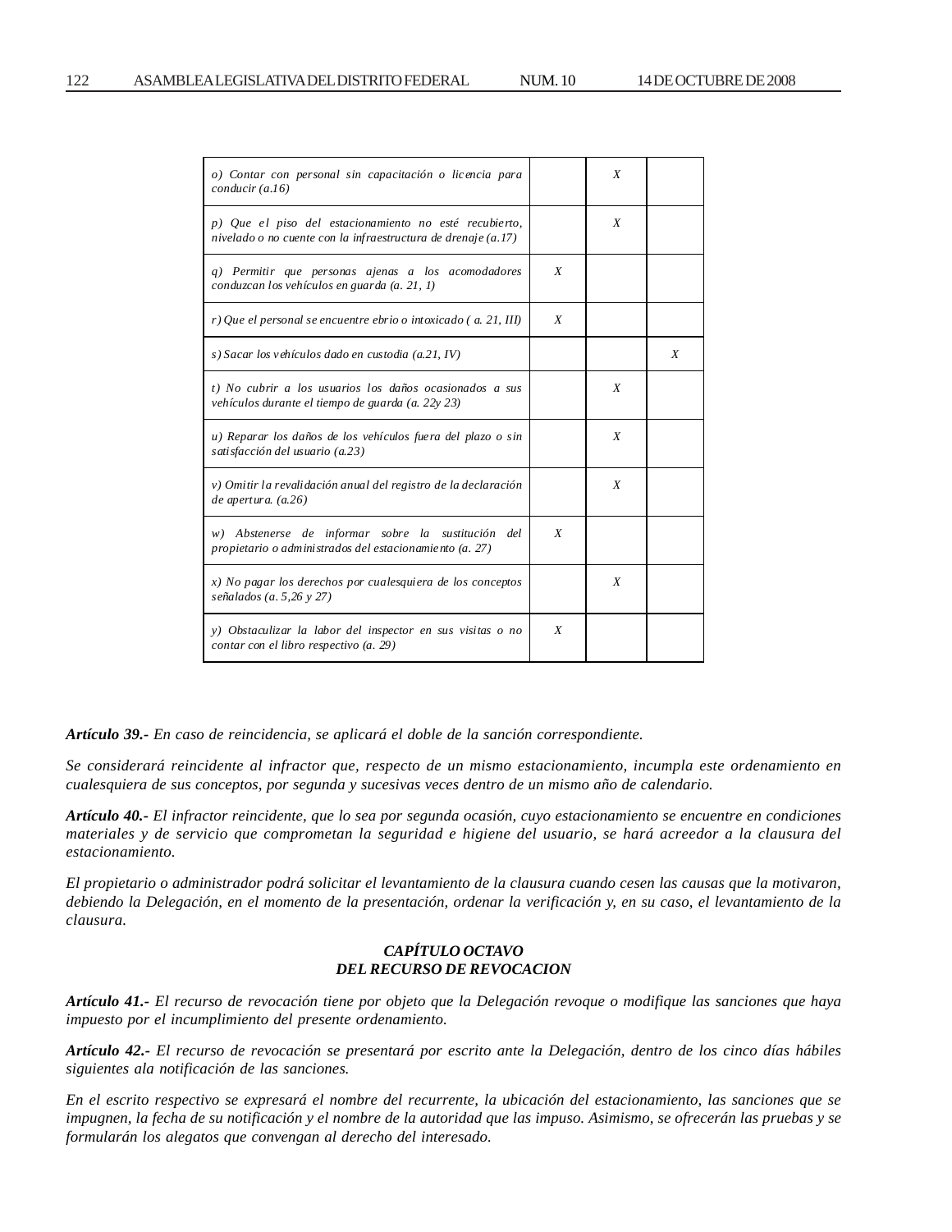| | | | |
|---|---|---|---|
| *o) Contar con personal sin capacitación o licencia para conducir (a.16)* | | *X* | |
| *p) Que el piso del estacionamiento no esté recubierto, nivelado o no cuente con la infraestructura de drenaje (a.17)* | | *X* | |
| *q) Permitir que personas ajenas a los acomodadores conduzcan los vehículos en guarda (a. 21, 1)* | *X* | | |
| *r) Que el personal se encuentre ebrio o intoxicado ( a. 21, III)* | *X* | | |
| *s) Sacar los vehículos dado en custodia (a.21, IV)* | | | *X* |
| *t) No cubrir a los usuarios los daños ocasionados a sus vehículos durante el tiempo de guarda (a. 22y 23)* | | *X* | |
| *u) Reparar los daños de los vehículos fuera del plazo o sin satisfacción del usuario (a.23)* | | *X* | |
| *v) Omitir la revalidación anual del registro de la declaración de apertura. (a.26)* | | *X* | |
| *w) Abstenerse de informar sobre la sustitución del propietario o administrados del estacionamiento (a. 27)* | *X* | | |
| *x) No pagar los derechos por cualesquiera de los conceptos señalados (a. 5,26 y 27)* | | *X* | |
| *y) Obstaculizar la labor del inspector en sus visitas o no contar con el libro respectivo (a. 29)* | *X* | | |

***Artículo 39.-*** *En caso de reincidencia, se aplicará el doble de la sanción correspondiente.*

*Se considerará reincidente al infractor que, respecto de un mismo estacionamiento, incumpla este ordenamiento en cualesquiera de sus conceptos, por segunda y sucesivas veces dentro de un mismo año de calendario.*

***Artículo 40.-*** *El infractor reincidente, que lo sea por segunda ocasión, cuyo estacionamiento se encuentre en condiciones materiales y de servicio que comprometan la seguridad e higiene del usuario, se hará acreedor a la clausura del estacionamiento.*

*El propietario o administrador podrá solicitar el levantamiento de la clausura cuando cesen las causas que la motivaron, debiendo la Delegación, en el momento de la presentación, ordenar la verificación y, en su caso, el levantamiento de la clausura.*

## *CAPÍTULO OCTAVO*
## *DEL RECURSO DE REVOCACION*

***Artículo 41.-*** *El recurso de revocación tiene por objeto que la Delegación revoque o modifique las sanciones que haya impuesto por el incumplimiento del presente ordenamiento.*

***Artículo 42.-*** *El recurso de revocación se presentará por escrito ante la Delegación, dentro de los cinco días hábiles siguientes ala notificación de las sanciones.*

*En el escrito respectivo se expresará el nombre del recurrente, la ubicación del estacionamiento, las sanciones que se impugnen, la fecha de su notificación y el nombre de la autoridad que las impuso. Asimismo, se ofrecerán las pruebas y se formularán los alegatos que convengan al derecho del interesado.*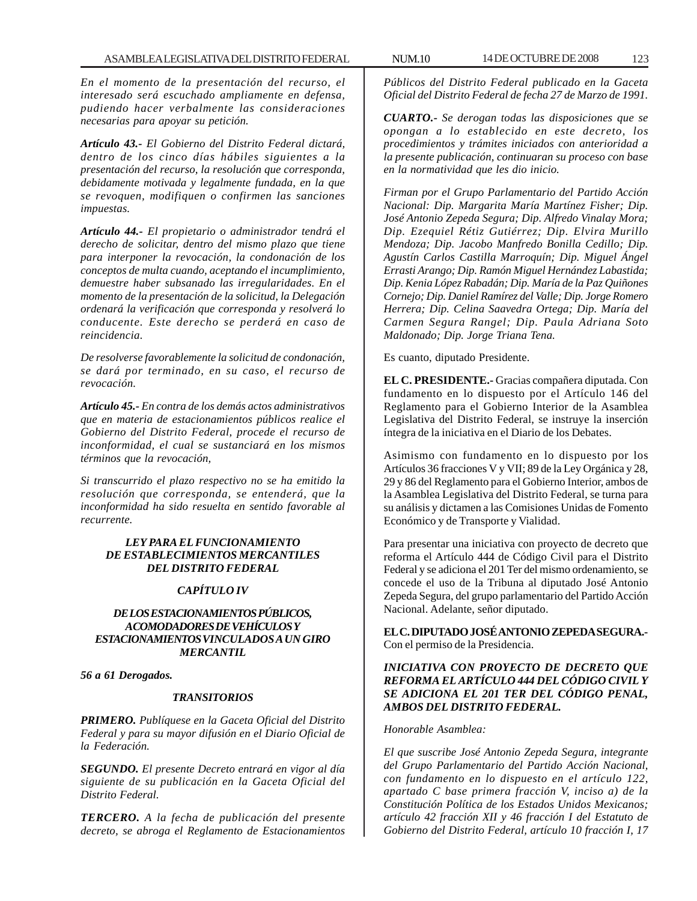*En el momento de la presentación del recurso, el interesado será escuchado ampliamente en defensa, pudiendo hacer verbalmente las consideraciones necesarias para apoyar su petición.*

***Artículo 43.-*** *El Gobierno del Distrito Federal dictará, dentro de los cinco días hábiles siguientes a la presentación del recurso, la resolución que corresponda, debidamente motivada y legalmente fundada, en la que se revoquen, modifiquen o confirmen las sanciones impuestas.*

***Artículo 44.-*** *El propietario o administrador tendrá el derecho de solicitar, dentro del mismo plazo que tiene para interponer la revocación, la condonación de los conceptos de multa cuando, aceptando el incumplimiento, demuestre haber subsanado las irregularidades. En el momento de la presentación de la solicitud, la Delegación ordenará la verificación que corresponda y resolverá lo conducente. Este derecho se perderá en caso de reincidencia.*

*De resolverse favorablemente la solicitud de condonación, se dará por terminado, en su caso, el recurso de revocación.*

***Artículo 45.-*** *En contra de los demás actos administrativos que en materia de estacionamientos públicos realice el Gobierno del Distrito Federal, procede el recurso de inconformidad, el cual se sustanciará en los mismos términos que la revocación,*

*Si transcurrido el plazo respectivo no se ha emitido la resolución que corresponda, se entenderá, que la inconformidad ha sido resuelta en sentido favorable al recurrente.*

***LEY PARA EL FUNCIONAMIENTO DE ESTABLECIMIENTOS MERCANTILES DEL DISTRITO FEDERAL***

***CAPÍTULO IV***

***DE LOS ESTACIONAMIENTOS PÚBLICOS, ACOMODADORES DE VEHÍCULOS Y ESTACIONAMIENTOS VINCULADOS A UN GIRO MERCANTIL***

***56 a 61 Derogados.***

***TRANSITORIOS***

***PRIMERO.*** *Publíquese en la Gaceta Oficial del Distrito Federal y para su mayor difusión en el Diario Oficial de la Federación.*

***SEGUNDO.*** *El presente Decreto entrará en vigor al día siguiente de su publicación en la Gaceta Oficial del Distrito Federal.*

***TERCERO.*** *A la fecha de publicación del presente decreto, se abroga el Reglamento de Estacionamientos Públicos del Distrito Federal publicado en la Gaceta Oficial del Distrito Federal de fecha 27 de Marzo de 1991.*

***CUARTO.-*** *Se derogan todas las disposiciones que se opongan a lo establecido en este decreto, los procedimientos y trámites iniciados con anterioridad a la presente publicación, continuaran su proceso con base en la normatividad que les dio inicio.*

*Firman por el Grupo Parlamentario del Partido Acción Nacional: Dip. Margarita María Martínez Fisher; Dip. José Antonio Zepeda Segura; Dip. Alfredo Vinalay Mora; Dip. Ezequiel Rétiz Gutiérrez; Dip. Elvira Murillo Mendoza; Dip. Jacobo Manfredo Bonilla Cedillo; Dip. Agustín Carlos Castilla Marroquín; Dip. Miguel Ángel Errasti Arango; Dip. Ramón Miguel Hernández Labastida; Dip. Kenia López Rabadán; Dip. María de la Paz Quiñones Cornejo; Dip. Daniel Ramírez del Valle; Dip. Jorge Romero Herrera; Dip. Celina Saavedra Ortega; Dip. María del Carmen Segura Rangel; Dip. Paula Adriana Soto Maldonado; Dip. Jorge Triana Tena.*

Es cuanto, diputado Presidente.

**EL C. PRESIDENTE.-** Gracias compañera diputada. Con fundamento en lo dispuesto por el Artículo 146 del Reglamento para el Gobierno Interior de la Asamblea Legislativa del Distrito Federal, se instruye la inserción íntegra de la iniciativa en el Diario de los Debates.

Asimismo con fundamento en lo dispuesto por los Artículos 36 fracciones V y VII; 89 de la Ley Orgánica y 28, 29 y 86 del Reglamento para el Gobierno Interior, ambos de la Asamblea Legislativa del Distrito Federal, se turna para su análisis y dictamen a las Comisiones Unidas de Fomento Económico y de Transporte y Vialidad.

Para presentar una iniciativa con proyecto de decreto que reforma el Artículo 444 de Código Civil para el Distrito Federal y se adiciona el 201 Ter del mismo ordenamiento, se concede el uso de la Tribuna al diputado José Antonio Zepeda Segura, del grupo parlamentario del Partido Acción Nacional. Adelante, señor diputado.

**EL C. DIPUTADO JOSÉ ANTONIO ZEPEDA SEGURA.-** Con el permiso de la Presidencia.

***INICIATIVA CON PROYECTO DE DECRETO QUE REFORMA EL ARTÍCULO 444 DEL CÓDIGO CIVIL Y SE ADICIONA EL 201 TER DEL CÓDIGO PENAL, AMBOS DEL DISTRITO FEDERAL.***

*Honorable Asamblea:*

*El que suscribe José Antonio Zepeda Segura, integrante del Grupo Parlamentario del Partido Acción Nacional, con fundamento en lo dispuesto en el artículo 122, apartado C base primera fracción V, inciso a) de la Constitución Política de los Estados Unidos Mexicanos; artículo 42 fracción XII y 46 fracción I del Estatuto de Gobierno del Distrito Federal, artículo 10 fracción I, 17*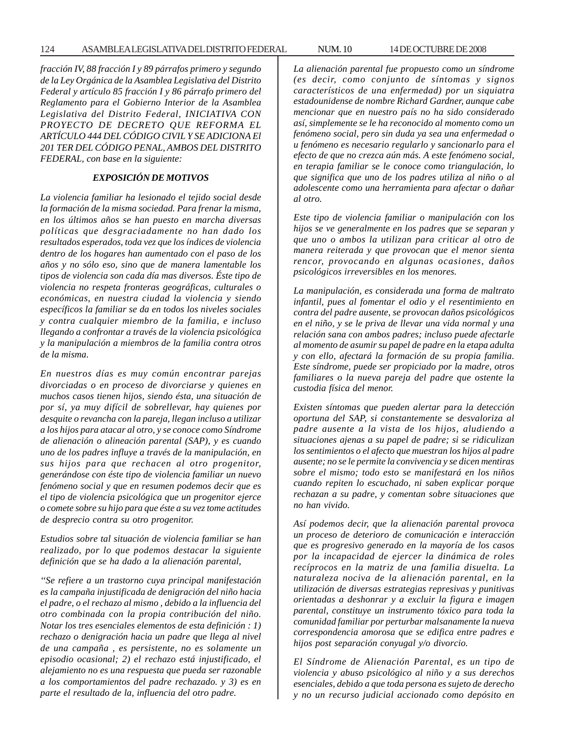*fracción IV, 88 fracción I y 89 párrafos primero y segundo de la Ley Orgánica de la Asamblea Legislativa del Distrito Federal y artículo 85 fracción I y 86 párrafo primero del Reglamento para el Gobierno Interior de la Asamblea Legislativa del Distrito Federal, INICIATIVA CON PROYECTO DE DECRETO QUE REFORMA EL ARTÍCULO 444 DEL CÓDIGO CIVIL Y SE ADICIONA El 201 TER DEL CÓDIGO PENAL, AMBOS DEL DISTRITO FEDERAL, con base en la siguiente:*

***EXPOSICIÓN DE MOTIVOS***

*La violencia familiar ha lesionado el tejido social desde la formación de la misma sociedad. Para frenar la misma, en los últimos años se han puesto en marcha diversas políticas que desgraciadamente no han dado los resultados esperados, toda vez que los índices de violencia dentro de los hogares han aumentado con el paso de los años y no sólo eso, sino que de manera lamentable los tipos de violencia son cada día mas diversos. Éste tipo de violencia no respeta fronteras geográficas, culturales o económicas, en nuestra ciudad la violencia y siendo específicos la familiar se da en todos los niveles sociales y contra cualquier miembro de la familia, e incluso llegando a confrontar a través de la violencia psicológica y la manipulación a miembros de la familia contra otros de la misma.*

*En nuestros días es muy común encontrar parejas divorciadas o en proceso de divorciarse y quienes en muchos casos tienen hijos, siendo ésta, una situación de por sí, ya muy difícil de sobrellevar, hay quienes por desquite o revancha con la pareja, llegan incluso a utilizar a los hijos para atacar al otro, y se conoce como Síndrome de alienación o alineación parental (SAP), y es cuando uno de los padres influye a través de la manipulación, en sus hijos para que rechacen al otro progenitor, generándose con éste tipo de violencia familiar un nuevo fenómeno social y que en resumen podemos decir que es el tipo de violencia psicológica que un progenitor ejerce o comete sobre su hijo para que éste a su vez tome actitudes de desprecio contra su otro progenitor.*

*Estudios sobre tal situación de violencia familiar se han realizado, por lo que podemos destacar la siguiente definición que se ha dado a la alienación parental,*

*"Se refiere a un trastorno cuya principal manifestación es la campaña injustificada de denigración del niño hacia el padre, o el rechazo al mismo , debido a la influencia del otro combinada con la propia contribución del niño. Notar los tres esenciales elementos de esta definición : 1) rechazo o denigración hacia un padre que llega al nivel de una campaña , es persistente, no es solamente un episodio ocasional; 2) el rechazo está injustificado, el alejamiento no es una respuesta que pueda ser razonable a los comportamientos del padre rechazado. y 3) es en parte el resultado de la, influencia del otro padre.*

*La alienación parental fue propuesto como un síndrome (es decir, como conjunto de síntomas y signos característicos de una enfermedad) por un siquiatra estadounidense de nombre Richard Gardner, aunque cabe mencionar que en nuestro país no ha sido considerado así, simplemente se le ha reconocido al momento como un fenómeno social, pero sin duda ya sea una enfermedad o u fenómeno es necesario regularlo y sancionarlo para el efecto de que no crezca aún más. A este fenómeno social, en terapia familiar se le conoce como triangulación, lo que significa que uno de los padres utiliza al niño o al adolescente como una herramienta para afectar o dañar al otro.*

*Este tipo de violencia familiar o manipulación con los hijos se ve generalmente en los padres que se separan y que uno o ambos la utilizan para criticar al otro de manera reiterada y que provocan que el menor sienta rencor, provocando en algunas ocasiones, daños psicológicos irreversibles en los menores.*

*La manipulación, es considerada una forma de maltrato infantil, pues al fomentar el odio y el resentimiento en contra del padre ausente, se provocan daños psicológicos en el niño, y se le priva de llevar una vida normal y una relación sana con ambos padres; incluso puede afectarle al momento de asumir su papel de padre en la etapa adulta y con ello, afectará la formación de su propia familia. Este síndrome, puede ser propiciado por la madre, otros familiares o la nueva pareja del padre que ostente la custodia física del menor.*

*Existen síntomas que pueden alertar para la detección oportuna del SAP, si constantemente se desvaloriza al padre ausente a la vista de los hijos, aludiendo a situaciones ajenas a su papel de padre; si se ridiculizan los sentimientos o el afecto que muestran los hijos al padre ausente; no se le permite la convivencia y se dicen mentiras sobre el mismo; todo esto se manifestará en los niños cuando repiten lo escuchado, ni saben explicar porque rechazan a su padre, y comentan sobre situaciones que no han vivido.*

*Así podemos decir, que la alienación parental provoca un proceso de deterioro de comunicación e interacción que es progresivo generado en la mayoría de los casos por la incapacidad de ejercer la dinámica de roles recíprocos en la matriz de una familia disuelta. La naturaleza nociva de la alienación parental, en la utilización de diversas estrategias represivas y punitivas orientadas a deshonrar y a excluir la figura e imagen parental, constituye un instrumento tóxico para toda la comunidad familiar por perturbar malsanamente la nueva correspondencia amorosa que se edifica entre padres e hijos post separación conyugal y/o divorcio.*

*El Síndrome de Alienación Parental, es un tipo de violencia y abuso psicológico al niño y a sus derechos esenciales, debido a que toda persona es sujeto de derecho y no un recurso judicial accionado como depósito en*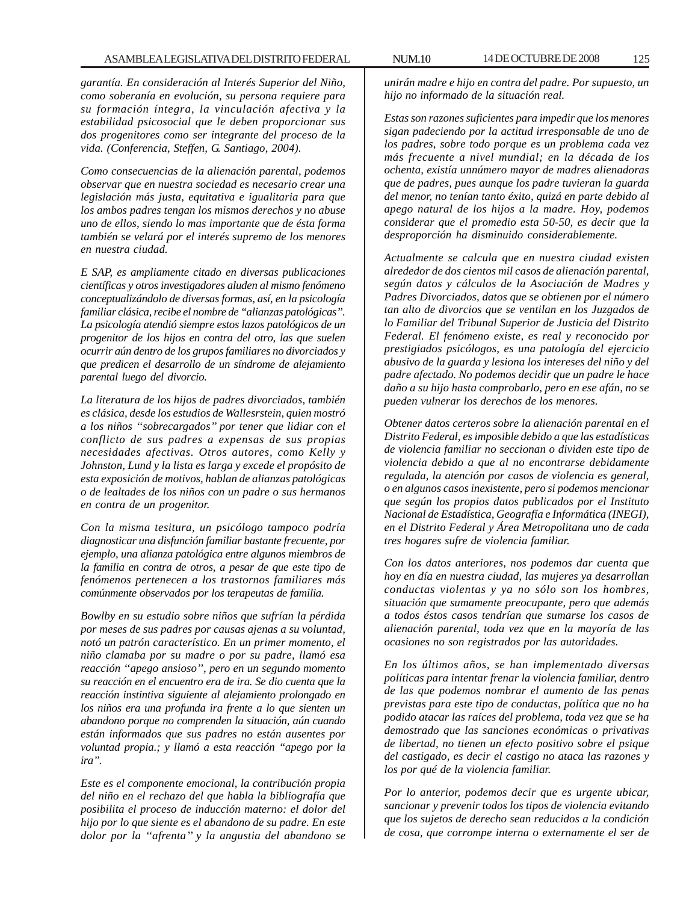*garantía. En consideración al Interés Superior del Niño, como soberanía en evolución, su persona requiere para su formación íntegra, la vinculación afectiva y la estabilidad psicosocial que le deben proporcionar sus dos progenitores como ser integrante del proceso de la vida. (Conferencia, Steffen, G. Santiago, 2004).*

*Como consecuencias de la alienación parental, podemos observar que en nuestra sociedad es necesario crear una legislación más justa, equitativa e igualitaria para que los ambos padres tengan los mismos derechos y no abuse uno de ellos, siendo lo mas importante que de ésta forma también se velará por el interés supremo de los menores en nuestra ciudad.*

*E SAP, es ampliamente citado en diversas publicaciones científicas y otros investigadores aluden al mismo fenómeno conceptualizándolo de diversas formas, así, en la psicología familiar clásica, recibe el nombre de "alianzas patológicas". La psicología atendió siempre estos lazos patológicos de un progenitor de los hijos en contra del otro, las que suelen ocurrir aún dentro de los grupos familiares no divorciados y que predicen el desarrollo de un síndrome de alejamiento parental luego del divorcio.*

*La literatura de los hijos de padres divorciados, también es clásica, desde los estudios de Wallesrstein, quien mostró a los niños "sobrecargados" por tener que lidiar con el conflicto de sus padres a expensas de sus propias necesidades afectivas. Otros autores, como Kelly y Johnston, Lund y la lista es larga y excede el propósito de esta exposición de motivos, hablan de alianzas patológicas o de lealtades de los niños con un padre o sus hermanos en contra de un progenitor.*

*Con la misma tesitura, un psicólogo tampoco podría diagnosticar una disfunción familiar bastante frecuente, por ejemplo, una alianza patológica entre algunos miembros de la familia en contra de otros, a pesar de que este tipo de fenómenos pertenecen a los trastornos familiares más comúnmente observados por los terapeutas de familia.*

*Bowlby en su estudio sobre niños que sufrían la pérdida por meses de sus padres por causas ajenas a su voluntad, notó un patrón característico. En un primer momento, el niño clamaba por su madre o por su padre, llamó esa reacción "apego ansioso", pero en un segundo momento su reacción en el encuentro era de ira. Se dio cuenta que la reacción instintiva siguiente al alejamiento prolongado en los niños era una profunda ira frente a lo que sienten un abandono porque no comprenden la situación, aún cuando están informados que sus padres no están ausentes por voluntad propia.; y llamó a esta reacción "apego por la ira".*

*Este es el componente emocional, la contribución propia del niño en el rechazo del que habla la bibliografía que posibilita el proceso de inducción materno: el dolor del hijo por lo que siente es el abandono de su padre. En este dolor por la "afrenta" y la angustia del abandono se unirán madre e hijo en contra del padre. Por supuesto, un hijo no informado de la situación real.*

*Estas son razones suficientes para impedir que los menores sigan padeciendo por la actitud irresponsable de uno de los padres, sobre todo porque es un problema cada vez más frecuente a nivel mundial; en la década de los ochenta, existía unnúmero mayor de madres alienadoras que de padres, pues aunque los padre tuvieran la guarda del menor, no tenían tanto éxito, quizá en parte debido al apego natural de los hijos a la madre. Hoy, podemos considerar que el promedio esta 50-50, es decir que la desproporción ha disminuido considerablemente.*

*Actualmente se calcula que en nuestra ciudad existen alrededor de dos cientos mil casos de alienación parental, según datos y cálculos de la Asociación de Madres y Padres Divorciados, datos que se obtienen por el número tan alto de divorcios que se ventilan en los Juzgados de lo Familiar del Tribunal Superior de Justicia del Distrito Federal. El fenómeno existe, es real y reconocido por prestigiados psicólogos, es una patología del ejercicio abusivo de la guarda y lesiona los intereses del niño y del padre afectado. No podemos decidir que un padre le hace daño a su hijo hasta comprobarlo, pero en ese afán, no se pueden vulnerar los derechos de los menores.*

*Obtener datos certeros sobre la alienación parental en el Distrito Federal, es imposible debido a que las estadísticas de violencia familiar no seccionan o dividen este tipo de violencia debido a que al no encontrarse debidamente regulada, la atención por casos de violencia es general, o en algunos casos inexistente, pero si podemos mencionar que según los propios datos publicados por el Instituto Nacional de Estadística, Geografía e Informática (INEGI), en el Distrito Federal y Área Metropolitana uno de cada tres hogares sufre de violencia familiar.*

*Con los datos anteriores, nos podemos dar cuenta que hoy en día en nuestra ciudad, las mujeres ya desarrollan conductas violentas y ya no sólo son los hombres, situación que sumamente preocupante, pero que además a todos éstos casos tendrían que sumarse los casos de alienación parental, toda vez que en la mayoría de las ocasiones no son registrados por las autoridades.*

*En los últimos años, se han implementado diversas políticas para intentar frenar la violencia familiar, dentro de las que podemos nombrar el aumento de las penas previstas para este tipo de conductas, política que no ha podido atacar las raíces del problema, toda vez que se ha demostrado que las sanciones económicas o privativas de libertad, no tienen un efecto positivo sobre el psique del castigado, es decir el castigo no ataca las razones y los por qué de la violencia familiar.*

*Por lo anterior, podemos decir que es urgente ubicar, sancionar y prevenir todos los tipos de violencia evitando que los sujetos de derecho sean reducidos a la condición de cosa, que corrompe interna o externamente el ser de*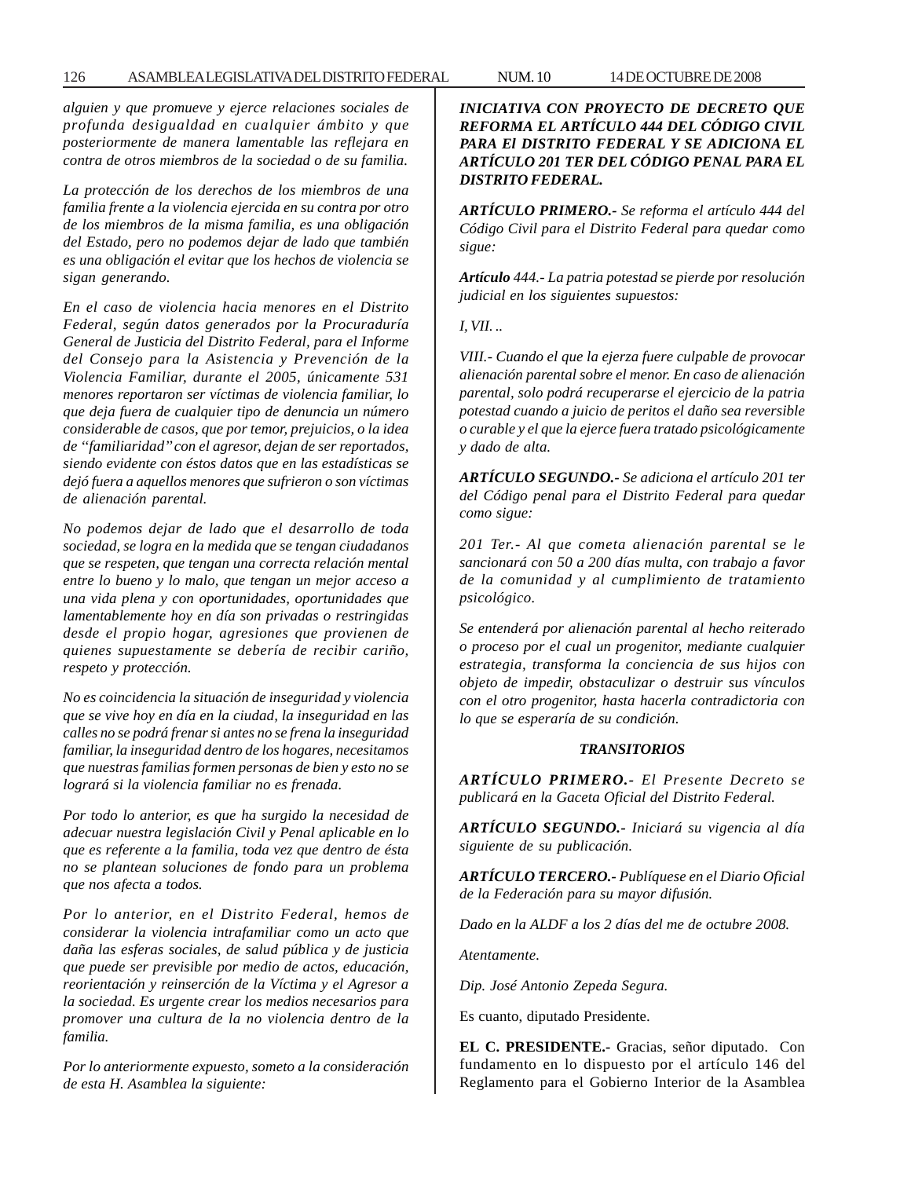*alguien y que promueve y ejerce relaciones sociales de profunda desigualdad en cualquier ámbito y que posteriormente de manera lamentable las reflejara en contra de otros miembros de la sociedad o de su familia.*

*La protección de los derechos de los miembros de una familia frente a la violencia ejercida en su contra por otro de los miembros de la misma familia, es una obligación del Estado, pero no podemos dejar de lado que también es una obligación el evitar que los hechos de violencia se sigan generando.*

*En el caso de violencia hacia menores en el Distrito Federal, según datos generados por la Procuraduría General de Justicia del Distrito Federal, para el Informe del Consejo para la Asistencia y Prevención de la Violencia Familiar, durante el 2005, únicamente 531 menores reportaron ser víctimas de violencia familiar, lo que deja fuera de cualquier tipo de denuncia un número considerable de casos, que por temor, prejuicios, o la idea de "familiaridad" con el agresor, dejan de ser reportados, siendo evidente con éstos datos que en las estadísticas se dejó fuera a aquellos menores que sufrieron o son víctimas de alienación parental.*

*No podemos dejar de lado que el desarrollo de toda sociedad, se logra en la medida que se tengan ciudadanos que se respeten, que tengan una correcta relación mental entre lo bueno y lo malo, que tengan un mejor acceso a una vida plena y con oportunidades, oportunidades que lamentablemente hoy en día son privadas o restringidas desde el propio hogar, agresiones que provienen de quienes supuestamente se debería de recibir cariño, respeto y protección.*

*No es coincidencia la situación de inseguridad y violencia que se vive hoy en día en la ciudad, la inseguridad en las calles no se podrá frenar si antes no se frena la inseguridad familiar, la inseguridad dentro de los hogares, necesitamos que nuestras familias formen personas de bien y esto no se logrará si la violencia familiar no es frenada.*

*Por todo lo anterior, es que ha surgido la necesidad de adecuar nuestra legislación Civil y Penal aplicable en lo que es referente a la familia, toda vez que dentro de ésta no se plantean soluciones de fondo para un problema que nos afecta a todos.*

*Por lo anterior, en el Distrito Federal, hemos de considerar la violencia intrafamiliar como un acto que daña las esferas sociales, de salud pública y de justicia que puede ser previsible por medio de actos, educación, reorientación y reinserción de la Víctima y el Agresor a la sociedad. Es urgente crear los medios necesarios para promover una cultura de la no violencia dentro de la familia.*

*Por lo anteriormente expuesto, someto a la consideración de esta H. Asamblea la siguiente:*

***INICIATIVA CON PROYECTO DE DECRETO QUE REFORMA EL ARTÍCULO 444 DEL CÓDIGO CIVIL PARA El DISTRITO FEDERAL Y SE ADICIONA EL ARTÍCULO 201 TER DEL CÓDIGO PENAL PARA EL DISTRITO FEDERAL.***

***ARTÍCULO PRIMERO.-** Se reforma el artículo 444 del Código Civil para el Distrito Federal para quedar como sigue:*

***Artículo** 444.- La patria potestad se pierde por resolución judicial en los siguientes supuestos:*

*I, VII. ..*

*VIII.- Cuando el que la ejerza fuere culpable de provocar alienación parental sobre el menor. En caso de alienación parental, solo podrá recuperarse el ejercicio de la patria potestad cuando a juicio de peritos el daño sea reversible o curable y el que la ejerce fuera tratado psicológicamente y dado de alta.*

***ARTÍCULO SEGUNDO.-** Se adiciona el artículo 201 ter del Código penal para el Distrito Federal para quedar como sigue:*

*201 Ter.- Al que cometa alienación parental se le sancionará con 50 a 200 días multa, con trabajo a favor de la comunidad y al cumplimiento de tratamiento psicológico.*

*Se entenderá por alienación parental al hecho reiterado o proceso por el cual un progenitor, mediante cualquier estrategia, transforma la conciencia de sus hijos con objeto de impedir, obstaculizar o destruir sus vínculos con el otro progenitor, hasta hacerla contradictoria con lo que se esperaría de su condición.*

***TRANSITORIOS***

***ARTÍCULO PRIMERO.-** El Presente Decreto se publicará en la Gaceta Oficial del Distrito Federal.*

***ARTÍCULO SEGUNDO.-** Iniciará su vigencia al día siguiente de su publicación.*

***ARTÍCULO TERCERO.-** Publíquese en el Diario Oficial de la Federación para su mayor difusión.*

*Dado en la ALDF a los 2 días del me de octubre 2008.*

*Atentamente.*

*Dip. José Antonio Zepeda Segura.*

Es cuanto, diputado Presidente.

**EL C. PRESIDENTE.-** Gracias, señor diputado. Con fundamento en lo dispuesto por el artículo 146 del Reglamento para el Gobierno Interior de la Asamblea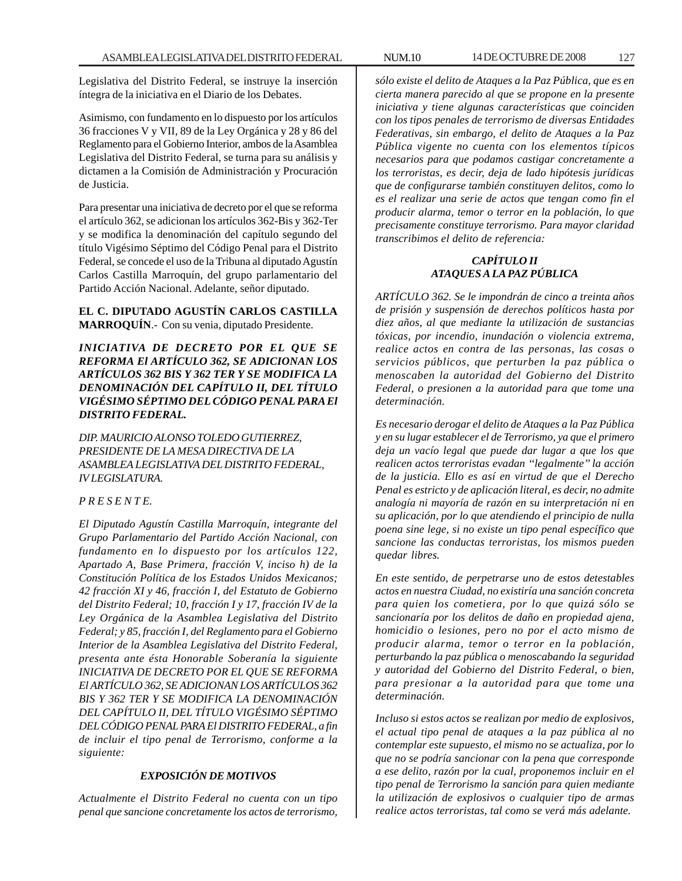Legislativa del Distrito Federal, se instruye la inserción íntegra de la iniciativa en el Diario de los Debates.

Asimismo, con fundamento en lo dispuesto por los artículos 36 fracciones V y VII, 89 de la Ley Orgánica y 28 y 86 del Reglamento para el Gobierno Interior, ambos de la Asamblea Legislativa del Distrito Federal, se turna para su análisis y dictamen a la Comisión de Administración y Procuración de Justicia.

Para presentar una iniciativa de decreto por el que se reforma el artículo 362, se adicionan los artículos 362-Bis y 362-Ter y se modifica la denominación del capítulo segundo del título Vigésimo Séptimo del Código Penal para el Distrito Federal, se concede el uso de la Tribuna al diputado Agustín Carlos Castilla Marroquín, del grupo parlamentario del Partido Acción Nacional. Adelante, señor diputado.

**EL C. DIPUTADO AGUSTÍN CARLOS CASTILLA MARROQUÍN**.- Con su venia, diputado Presidente.

***INICIATIVA DE DECRETO POR EL QUE SE REFORMA El ARTÍCULO 362, SE ADICIONAN LOS ARTÍCULOS 362 BIS Y 362 TER Y SE MODIFICA LA DENOMINACIÓN DEL CAPÍTULO II, DEL TÍTULO VIGÉSIMO SÉPTIMO DEL CÓDIGO PENAL PARA El DISTRITO FEDERAL.***

*DIP. MAURICIO ALONSO TOLEDO GUTIERREZ,*
*PRESIDENTE DE LA MESA DIRECTIVA DE LA ASAMBLEA LEGISLATIVA DEL DISTRITO FEDERAL, IV LEGISLATURA.*

*P R E S E N T E.*

*El Diputado Agustín Castilla Marroquín, integrante del Grupo Parlamentario del Partido Acción Nacional, con fundamento en lo dispuesto por los artículos 122, Apartado A, Base Primera, fracción V, inciso h) de la Constitución Política de los Estados Unidos Mexicanos; 42 fracción XI y 46, fracción I, del Estatuto de Gobierno del Distrito Federal; 10, fracción I y 17, fracción IV de la Ley Orgánica de la Asamblea Legislativa del Distrito Federal; y 85, fracción I, del Reglamento para el Gobierno Interior de la Asamblea Legislativa del Distrito Federal, presenta ante ésta Honorable Soberanía la siguiente INICIATIVA DE DECRETO POR EL QUE SE REFORMA El ARTÍCULO 362, SE ADICIONAN LOS ARTÍCULOS 362 BIS Y 362 TER Y SE MODIFICA LA DENOMINACIÓN DEL CAPÍTULO II, DEL TÍTULO VIGÉSIMO SÉPTIMO DEL CÓDIGO PENAL PARA El DISTRITO FEDERAL, a fin de incluir el tipo penal de Terrorismo, conforme a la siguiente:*

***EXPOSICIÓN DE MOTIVOS***

*Actualmente el Distrito Federal no cuenta con un tipo penal que sancione concretamente los actos de terrorismo, sólo existe el delito de Ataques a la Paz Pública, que es en cierta manera parecido al que se propone en la presente iniciativa y tiene algunas características que coinciden con los tipos penales de terrorismo de diversas Entidades Federativas, sin embargo, el delito de Ataques a la Paz Pública vigente no cuenta con los elementos típicos necesarios para que podamos castigar concretamente a los terroristas, es decir, deja de lado hipótesis jurídicas que de configurarse también constituyen delitos, como lo es el realizar una serie de actos que tengan como fin el producir alarma, temor o terror en la población, lo que precisamente constituye terrorismo. Para mayor claridad transcribimos el delito de referencia:*

***CAPÍTULO II***
***ATAQUES A LA PAZ PÚBLICA***

*ARTÍCULO 362. Se le impondrán de cinco a treinta años de prisión y suspensión de derechos políticos hasta por diez años, al que mediante la utilización de sustancias tóxicas, por incendio, inundación o violencia extrema, realice actos en contra de las personas, las cosas o servicios públicos, que perturben la paz pública o menoscaben la autoridad del Gobierno del Distrito Federal, o presionen a la autoridad para que tome una determinación.*

*Es necesario derogar el delito de Ataques a la Paz Pública y en su lugar establecer el de Terrorismo, ya que el primero deja un vacío legal que puede dar lugar a que los que realicen actos terroristas evadan "legalmente" la acción de la justicia. Ello es así en virtud de que el Derecho Penal es estricto y de aplicación literal, es decir, no admite analogía ni mayoría de razón en su interpretación ni en su aplicación, por lo que atendiendo el principio de nulla poena sine lege, si no existe un tipo penal específico que sancione las conductas terroristas, los mismos pueden quedar libres.*

*En este sentido, de perpetrarse uno de estos detestables actos en nuestra Ciudad, no existiría una sanción concreta para quien los cometiera, por lo que quizá sólo se sancionaría por los delitos de daño en propiedad ajena, homicidio o lesiones, pero no por el acto mismo de producir alarma, temor o terror en la población, perturbando la paz pública o menoscabando la seguridad y autoridad del Gobierno del Distrito Federal, o bien, para presionar a la autoridad para que tome una determinación.*

*Incluso si estos actos se realizan por medio de explosivos, el actual tipo penal de ataques a la paz pública al no contemplar este supuesto, el mismo no se actualiza, por lo que no se podría sancionar con la pena que corresponde a ese delito, razón por la cual, proponemos incluir en el tipo penal de Terrorismo la sanción para quien mediante la utilización de explosivos o cualquier tipo de armas realice actos terroristas, tal como se verá más adelante.*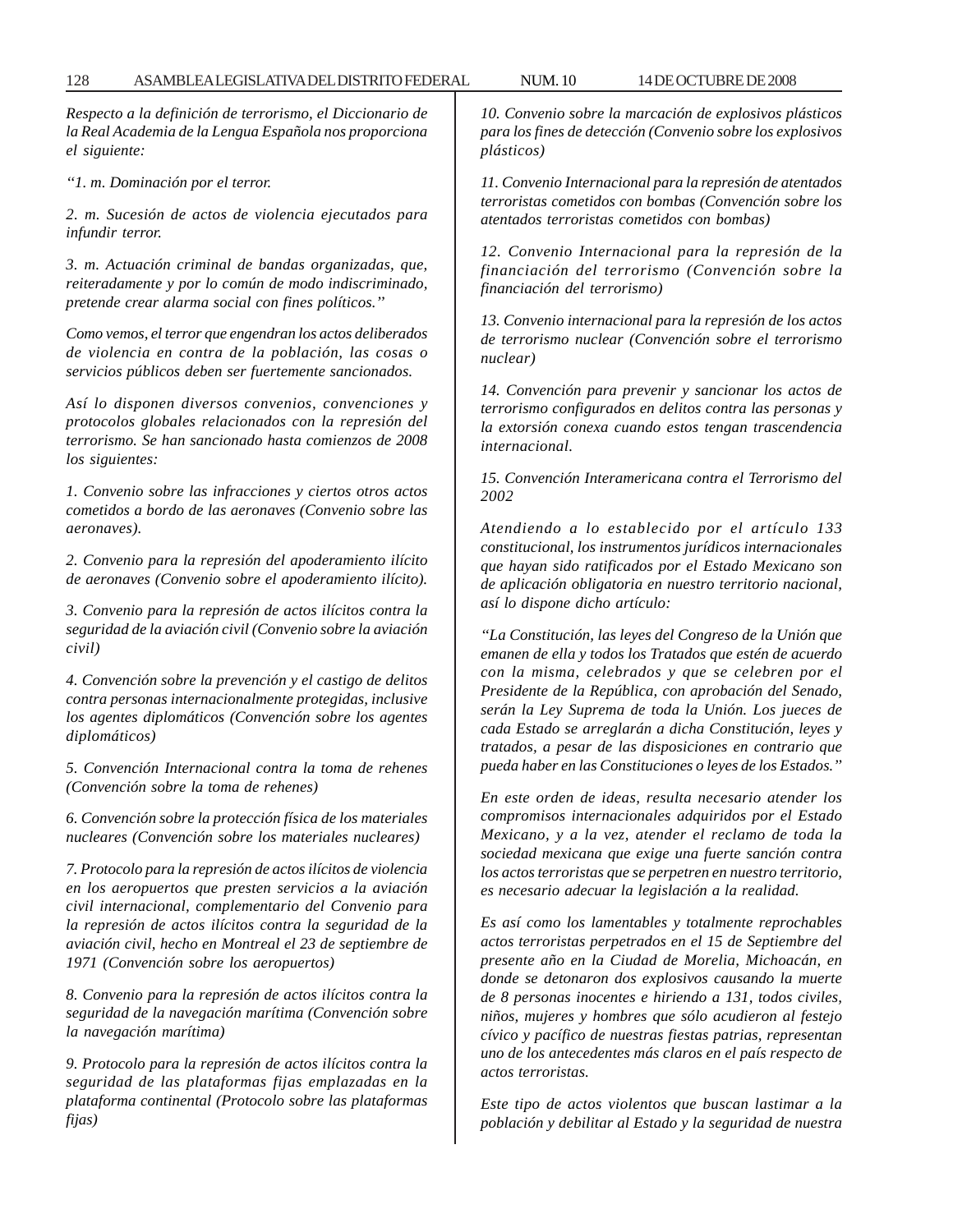*Respecto a la definición de terrorismo, el Diccionario de la Real Academia de la Lengua Española nos proporciona el siguiente:*

*"1. m. Dominación por el terror.*

*2. m. Sucesión de actos de violencia ejecutados para infundir terror.*

*3. m. Actuación criminal de bandas organizadas, que, reiteradamente y por lo común de modo indiscriminado, pretende crear alarma social con fines políticos."*

*Como vemos, el terror que engendran los actos deliberados de violencia en contra de la población, las cosas o servicios públicos deben ser fuertemente sancionados.*

*Así lo disponen diversos convenios, convenciones y protocolos globales relacionados con la represión del terrorismo. Se han sancionado hasta comienzos de 2008 los siguientes:*

*1. Convenio sobre las infracciones y ciertos otros actos cometidos a bordo de las aeronaves (Convenio sobre las aeronaves).*

*2. Convenio para la represión del apoderamiento ilícito de aeronaves (Convenio sobre el apoderamiento ilícito).*

*3. Convenio para la represión de actos ilícitos contra la seguridad de la aviación civil (Convenio sobre la aviación civil)*

*4. Convención sobre la prevención y el castigo de delitos contra personas internacionalmente protegidas, inclusive los agentes diplomáticos (Convención sobre los agentes diplomáticos)*

*5. Convención Internacional contra la toma de rehenes (Convención sobre la toma de rehenes)*

*6. Convención sobre la protección física de los materiales nucleares (Convención sobre los materiales nucleares)*

*7. Protocolo para la represión de actos ilícitos de violencia en los aeropuertos que presten servicios a la aviación civil internacional, complementario del Convenio para la represión de actos ilícitos contra la seguridad de la aviación civil, hecho en Montreal el 23 de septiembre de 1971 (Convención sobre los aeropuertos)*

*8. Convenio para la represión de actos ilícitos contra la seguridad de la navegación marítima (Convención sobre la navegación marítima)*

*9. Protocolo para la represión de actos ilícitos contra la seguridad de las plataformas fijas emplazadas en la plataforma continental (Protocolo sobre las plataformas fijas)*

*10. Convenio sobre la marcación de explosivos plásticos para los fines de detección (Convenio sobre los explosivos plásticos)*

*11. Convenio Internacional para la represión de atentados terroristas cometidos con bombas (Convención sobre los atentados terroristas cometidos con bombas)*

*12. Convenio Internacional para la represión de la financiación del terrorismo (Convención sobre la financiación del terrorismo)*

*13. Convenio internacional para la represión de los actos de terrorismo nuclear (Convención sobre el terrorismo nuclear)*

*14. Convención para prevenir y sancionar los actos de terrorismo configurados en delitos contra las personas y la extorsión conexa cuando estos tengan trascendencia internacional.*

*15. Convención Interamericana contra el Terrorismo del 2002*

*Atendiendo a lo establecido por el artículo 133 constitucional, los instrumentos jurídicos internacionales que hayan sido ratificados por el Estado Mexicano son de aplicación obligatoria en nuestro territorio nacional, así lo dispone dicho artículo:*

*"La Constitución, las leyes del Congreso de la Unión que emanen de ella y todos los Tratados que estén de acuerdo con la misma, celebrados y que se celebren por el Presidente de la República, con aprobación del Senado, serán la Ley Suprema de toda la Unión. Los jueces de cada Estado se arreglarán a dicha Constitución, leyes y tratados, a pesar de las disposiciones en contrario que pueda haber en las Constituciones o leyes de los Estados."*

*En este orden de ideas, resulta necesario atender los compromisos internacionales adquiridos por el Estado Mexicano, y a la vez, atender el reclamo de toda la sociedad mexicana que exige una fuerte sanción contra los actos terroristas que se perpetren en nuestro territorio, es necesario adecuar la legislación a la realidad.*

*Es así como los lamentables y totalmente reprochables actos terroristas perpetrados en el 15 de Septiembre del presente año en la Ciudad de Morelia, Michoacán, en donde se detonaron dos explosivos causando la muerte de 8 personas inocentes e hiriendo a 131, todos civiles, niños, mujeres y hombres que sólo acudieron al festejo cívico y pacífico de nuestras fiestas patrias, representan uno de los antecedentes más claros en el país respecto de actos terroristas.*

*Este tipo de actos violentos que buscan lastimar a la población y debilitar al Estado y la seguridad de nuestra*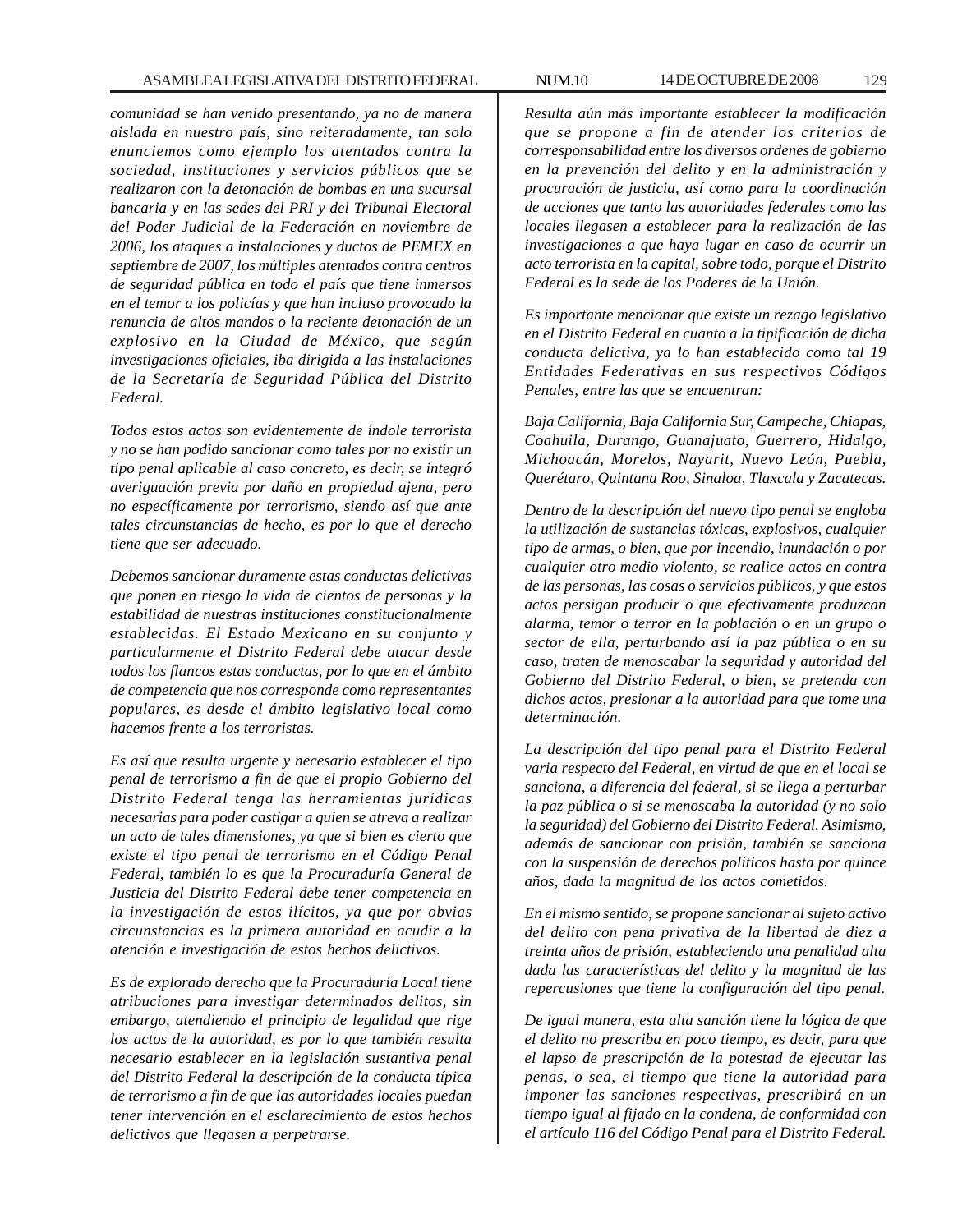*comunidad se han venido presentando, ya no de manera aislada en nuestro país, sino reiteradamente, tan solo enunciemos como ejemplo los atentados contra la sociedad, instituciones y servicios públicos que se realizaron con la detonación de bombas en una sucursal bancaria y en las sedes del PRI y del Tribunal Electoral del Poder Judicial de la Federación en noviembre de 2006, los ataques a instalaciones y ductos de PEMEX en septiembre de 2007, los múltiples atentados contra centros de seguridad pública en todo el país que tiene inmersos en el temor a los policías y que han incluso provocado la renuncia de altos mandos o la reciente detonación de un explosivo en la Ciudad de México, que según investigaciones oficiales, iba dirigida a las instalaciones de la Secretaría de Seguridad Pública del Distrito Federal.*

*Todos estos actos son evidentemente de índole terrorista y no se han podido sancionar como tales por no existir un tipo penal aplicable al caso concreto, es decir, se integró averiguación previa por daño en propiedad ajena, pero no específicamente por terrorismo, siendo así que ante tales circunstancias de hecho, es por lo que el derecho tiene que ser adecuado.*

*Debemos sancionar duramente estas conductas delictivas que ponen en riesgo la vida de cientos de personas y la estabilidad de nuestras instituciones constitucionalmente establecidas. El Estado Mexicano en su conjunto y particularmente el Distrito Federal debe atacar desde todos los flancos estas conductas, por lo que en el ámbito de competencia que nos corresponde como representantes populares, es desde el ámbito legislativo local como hacemos frente a los terroristas.*

*Es así que resulta urgente y necesario establecer el tipo penal de terrorismo a fin de que el propio Gobierno del Distrito Federal tenga las herramientas jurídicas necesarias para poder castigar a quien se atreva a realizar un acto de tales dimensiones, ya que si bien es cierto que existe el tipo penal de terrorismo en el Código Penal Federal, también lo es que la Procuraduría General de Justicia del Distrito Federal debe tener competencia en la investigación de estos ilícitos, ya que por obvias circunstancias es la primera autoridad en acudir a la atención e investigación de estos hechos delictivos.*

*Es de explorado derecho que la Procuraduría Local tiene atribuciones para investigar determinados delitos, sin embargo, atendiendo el principio de legalidad que rige los actos de la autoridad, es por lo que también resulta necesario establecer en la legislación sustantiva penal del Distrito Federal la descripción de la conducta típica de terrorismo a fin de que las autoridades locales puedan tener intervención en el esclarecimiento de estos hechos delictivos que llegasen a perpetrarse.*

*Resulta aún más importante establecer la modificación que se propone a fin de atender los criterios de corresponsabilidad entre los diversos ordenes de gobierno en la prevención del delito y en la administración y procuración de justicia, así como para la coordinación de acciones que tanto las autoridades federales como las locales llegasen a establecer para la realización de las investigaciones a que haya lugar en caso de ocurrir un acto terrorista en la capital, sobre todo, porque el Distrito Federal es la sede de los Poderes de la Unión.*

*Es importante mencionar que existe un rezago legislativo en el Distrito Federal en cuanto a la tipificación de dicha conducta delictiva, ya lo han establecido como tal 19 Entidades Federativas en sus respectivos Códigos Penales, entre las que se encuentran:*

*Baja California, Baja California Sur, Campeche, Chiapas, Coahuila, Durango, Guanajuato, Guerrero, Hidalgo, Michoacán, Morelos, Nayarit, Nuevo León, Puebla, Querétaro, Quintana Roo, Sinaloa, Tlaxcala y Zacatecas.*

*Dentro de la descripción del nuevo tipo penal se engloba la utilización de sustancias tóxicas, explosivos, cualquier tipo de armas, o bien, que por incendio, inundación o por cualquier otro medio violento, se realice actos en contra de las personas, las cosas o servicios públicos, y que estos actos persigan producir o que efectivamente produzcan alarma, temor o terror en la población o en un grupo o sector de ella, perturbando así la paz pública o en su caso, traten de menoscabar la seguridad y autoridad del Gobierno del Distrito Federal, o bien, se pretenda con dichos actos, presionar a la autoridad para que tome una determinación.*

*La descripción del tipo penal para el Distrito Federal varia respecto del Federal, en virtud de que en el local se sanciona, a diferencia del federal, si se llega a perturbar la paz pública o si se menoscaba la autoridad (y no solo la seguridad) del Gobierno del Distrito Federal. Asimismo, además de sancionar con prisión, también se sanciona con la suspensión de derechos políticos hasta por quince años, dada la magnitud de los actos cometidos.*

*En el mismo sentido, se propone sancionar al sujeto activo del delito con pena privativa de la libertad de diez a treinta años de prisión, estableciendo una penalidad alta dadas las características del delito y la magnitud de las repercusiones que tiene la configuración del tipo penal.*

*De igual manera, esta alta sanción tiene la lógica de que el delito no prescriba en poco tiempo, es decir, para que el lapso de prescripción de la potestad de ejecutar las penas, o sea, el tiempo que tiene la autoridad para imponer las sanciones respectivas, prescribirá en un tiempo igual al fijado en la condena, de conformidad con el artículo 116 del Código Penal para el Distrito Federal.*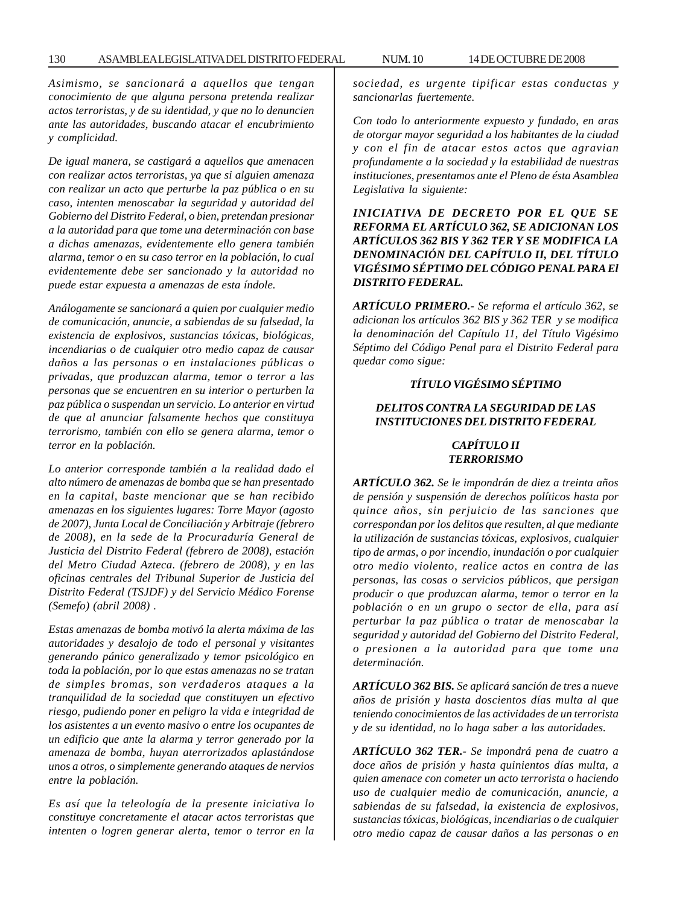*Asimismo, se sancionará a aquellos que tengan conocimiento de que alguna persona pretenda realizar actos terroristas, y de su identidad, y que no lo denuncien ante las autoridades, buscando atacar el encubrimiento y complicidad.*

*De igual manera, se castigará a aquellos que amenacen con realizar actos terroristas, ya que si alguien amenaza con realizar un acto que perturbe la paz pública o en su caso, intenten menoscabar la seguridad y autoridad del Gobierno del Distrito Federal, o bien, pretendan presionar a la autoridad para que tome una determinación con base a dichas amenazas, evidentemente ello genera también alarma, temor o en su caso terror en la población, lo cual evidentemente debe ser sancionado y la autoridad no puede estar expuesta a amenazas de esta índole.*

*Análogamente se sancionará a quien por cualquier medio de comunicación, anuncie, a sabiendas de su falsedad, la existencia de explosivos, sustancias tóxicas, biológicas, incendiarias o de cualquier otro medio capaz de causar daños a las personas o en instalaciones públicas o privadas, que produzcan alarma, temor o terror a las personas que se encuentren en su interior o perturben la paz pública o suspendan un servicio. Lo anterior en virtud de que al anunciar falsamente hechos que constituya terrorismo, también con ello se genera alarma, temor o terror en la población.*

*Lo anterior corresponde también a la realidad dado el alto número de amenazas de bomba que se han presentado en la capital, baste mencionar que se han recibido amenazas en los siguientes lugares: Torre Mayor (agosto de 2007), Junta Local de Conciliación y Arbitraje (febrero de 2008), en la sede de la Procuraduría General de Justicia del Distrito Federal (febrero de 2008), estación del Metro Ciudad Azteca. (febrero de 2008), y en las oficinas centrales del Tribunal Superior de Justicia del Distrito Federal (TSJDF) y del Servicio Médico Forense (Semefo) (abril 2008) .*

*Estas amenazas de bomba motivó la alerta máxima de las autoridades y desalojo de todo el personal y visitantes generando pánico generalizado y temor psicológico en toda la población, por lo que estas amenazas no se tratan de simples bromas, son verdaderos ataques a la tranquilidad de la sociedad que constituyen un efectivo riesgo, pudiendo poner en peligro la vida e integridad de los asistentes a un evento masivo o entre los ocupantes de un edificio que ante la alarma y terror generado por la amenaza de bomba, huyan aterrorizados aplastándose unos a otros, o simplemente generando ataques de nervios entre la población.*

*Es así que la teleología de la presente iniciativa lo constituye concretamente el atacar actos terroristas que intenten o logren generar alerta, temor o terror en la sociedad, es urgente tipificar estas conductas y sancionarlas fuertemente.*

*Con todo lo anteriormente expuesto y fundado, en aras de otorgar mayor seguridad a los habitantes de la ciudad y con el fin de atacar estos actos que agravian profundamente a la sociedad y la estabilidad de nuestras instituciones, presentamos ante el Pleno de ésta Asamblea Legislativa la siguiente:*

***INICIATIVA DE DECRETO POR EL QUE SE REFORMA EL ARTÍCULO 362, SE ADICIONAN LOS ARTÍCULOS 362 BIS Y 362 TER Y SE MODIFICA LA DENOMINACIÓN DEL CAPÍTULO II, DEL TÍTULO VIGÉSIMO SÉPTIMO DEL CÓDIGO PENAL PARA El DISTRITO FEDERAL.***

***ARTÍCULO PRIMERO.-** Se reforma el artículo 362, se adicionan los artículos 362 BIS y 362 TER y se modifica la denominación del Capítulo 11, del Título Vigésimo Séptimo del Código Penal para el Distrito Federal para quedar como sigue:*

***TÍTULO VIGÉSIMO SÉPTIMO***

***DELITOS CONTRA LA SEGURIDAD DE LAS INSTITUCIONES DEL DISTRITO FEDERAL***

***CAPÍTULO II***
***TERRORISMO***

***ARTÍCULO 362.** Se le impondrán de diez a treinta años de pensión y suspensión de derechos políticos hasta por quince años, sin perjuicio de las sanciones que correspondan por los delitos que resulten, al que mediante la utilización de sustancias tóxicas, explosivos, cualquier tipo de armas, o por incendio, inundación o por cualquier otro medio violento, realice actos en contra de las personas, las cosas o servicios públicos, que persigan producir o que produzcan alarma, temor o terror en la población o en un grupo o sector de ella, para así perturbar la paz pública o tratar de menoscabar la seguridad y autoridad del Gobierno del Distrito Federal, o presionen a la autoridad para que tome una determinación.*

***ARTÍCULO 362 BIS.** Se aplicará sanción de tres a nueve años de prisión y hasta doscientos días multa al que teniendo conocimientos de las actividades de un terrorista y de su identidad, no lo haga saber a las autoridades.*

***ARTÍCULO 362 TER.-** Se impondrá pena de cuatro a doce años de prisión y hasta quinientos días multa, a quien amenace con cometer un acto terrorista o haciendo uso de cualquier medio de comunicación, anuncie, a sabiendas de su falsedad, la existencia de explosivos, sustancias tóxicas, biológicas, incendiarias o de cualquier otro medio capaz de causar daños a las personas o en*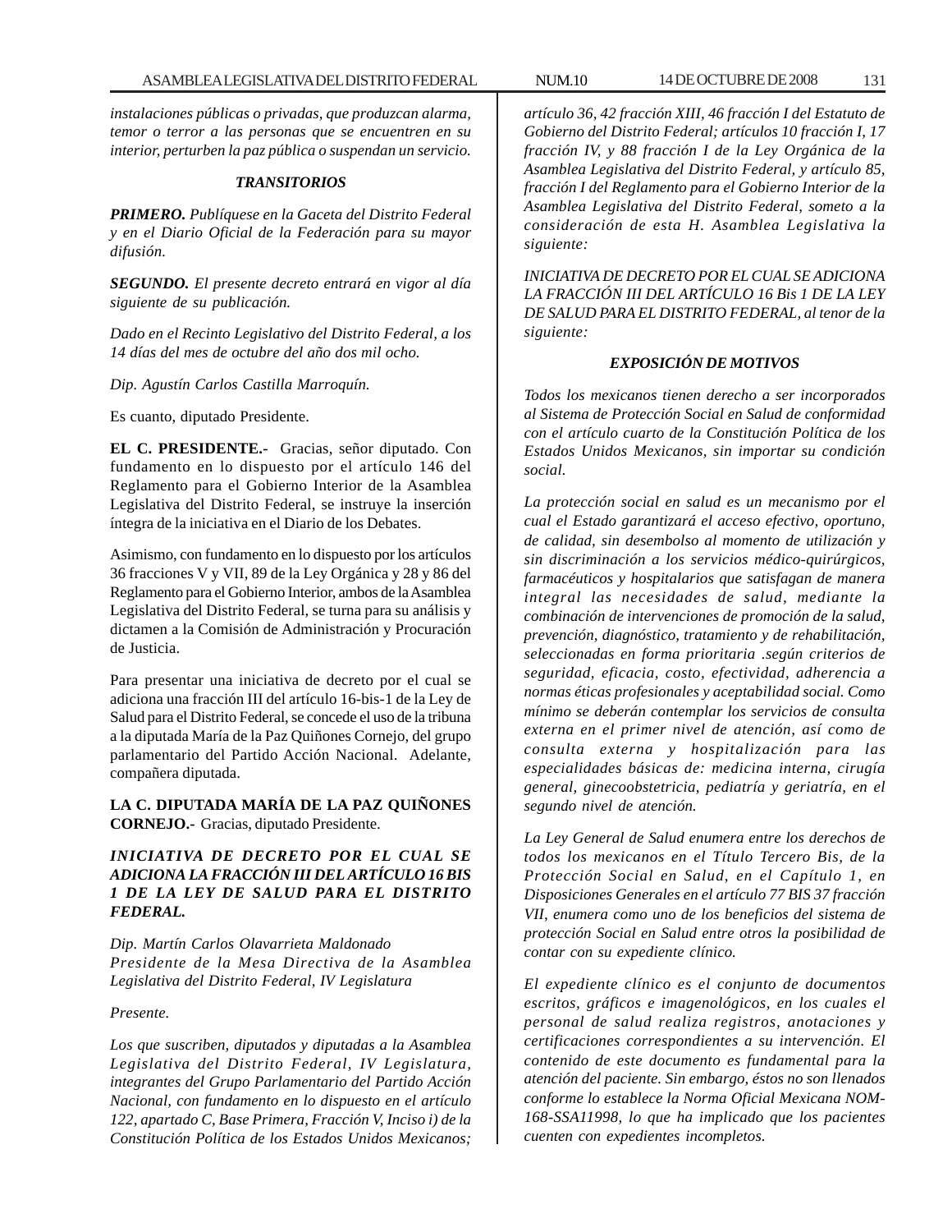*instalaciones públicas o privadas, que produzcan alarma, temor o terror a las personas que se encuentren en su interior, perturben la paz pública o suspendan un servicio.*

***TRANSITORIOS***

***PRIMERO.*** *Publíquese en la Gaceta del Distrito Federal y en el Diario Oficial de la Federación para su mayor difusión.*

***SEGUNDO.*** *El presente decreto entrará en vigor al día siguiente de su publicación.*

*Dado en el Recinto Legislativo del Distrito Federal, a los 14 días del mes de octubre del año dos mil ocho.*

*Dip. Agustín Carlos Castilla Marroquín.*

Es cuanto, diputado Presidente.

**EL C. PRESIDENTE.-** Gracias, señor diputado. Con fundamento en lo dispuesto por el artículo 146 del Reglamento para el Gobierno Interior de la Asamblea Legislativa del Distrito Federal, se instruye la inserción íntegra de la iniciativa en el Diario de los Debates.

Asimismo, con fundamento en lo dispuesto por los artículos 36 fracciones V y VII, 89 de la Ley Orgánica y 28 y 86 del Reglamento para el Gobierno Interior, ambos de la Asamblea Legislativa del Distrito Federal, se turna para su análisis y dictamen a la Comisión de Administración y Procuración de Justicia.

Para presentar una iniciativa de decreto por el cual se adiciona una fracción III del artículo 16-bis-1 de la Ley de Salud para el Distrito Federal, se concede el uso de la tribuna a la diputada María de la Paz Quiñones Cornejo, del grupo parlamentario del Partido Acción Nacional. Adelante, compañera diputada.

**LA C. DIPUTADA MARÍA DE LA PAZ QUIÑONES CORNEJO.-** Gracias, diputado Presidente.

***INICIATIVA DE DECRETO POR EL CUAL SE ADICIONA LA FRACCIÓN III DEL ARTÍCULO 16 BIS 1 DE LA LEY DE SALUD PARA EL DISTRITO FEDERAL.***

*Dip. Martín Carlos Olavarrieta Maldonado*
*Presidente de la Mesa Directiva de la Asamblea Legislativa del Distrito Federal, IV Legislatura*

*Presente.*

*Los que suscriben, diputados y diputadas a la Asamblea Legislativa del Distrito Federal, IV Legislatura, integrantes del Grupo Parlamentario del Partido Acción Nacional, con fundamento en lo dispuesto en el artículo 122, apartado C, Base Primera, Fracción V, Inciso i) de la Constitución Política de los Estados Unidos Mexicanos; artículo 36, 42 fracción XIII, 46 fracción I del Estatuto de Gobierno del Distrito Federal; artículos 10 fracción I, 17 fracción IV, y 88 fracción I de la Ley Orgánica de la Asamblea Legislativa del Distrito Federal, y artículo 85, fracción I del Reglamento para el Gobierno Interior de la Asamblea Legislativa del Distrito Federal, someto a la consideración de esta H. Asamblea Legislativa la siguiente:*

*INICIATIVA DE DECRETO POR EL CUAL SE ADICIONA LA FRACCIÓN III DEL ARTÍCULO 16 Bis 1 DE LA LEY DE SALUD PARA EL DISTRITO FEDERAL, al tenor de la siguiente:*

***EXPOSICIÓN DE MOTIVOS***

*Todos los mexicanos tienen derecho a ser incorporados al Sistema de Protección Social en Salud de conformidad con el artículo cuarto de la Constitución Política de los Estados Unidos Mexicanos, sin importar su condición social.*

*La protección social en salud es un mecanismo por el cual el Estado garantizará el acceso efectivo, oportuno, de calidad, sin desembolso al momento de utilización y sin discriminación a los servicios médico-quirúrgicos, farmacéuticos y hospitalarios que satisfagan de manera integral las necesidades de salud, mediante la combinación de intervenciones de promoción de la salud, prevención, diagnóstico, tratamiento y de rehabilitación, seleccionadas en forma prioritaria .según criterios de seguridad, eficacia, costo, efectividad, adherencia a normas éticas profesionales y aceptabilidad social. Como mínimo se deberán contemplar los servicios de consulta externa en el primer nivel de atención, así como de consulta externa y hospitalización para las especialidades básicas de: medicina interna, cirugía general, ginecoobstetricia, pediatría y geriatría, en el segundo nivel de atención.*

*La Ley General de Salud enumera entre los derechos de todos los mexicanos en el Título Tercero Bis, de la Protección Social en Salud, en el Capítulo 1, en Disposiciones Generales en el artículo 77 BIS 37 fracción VII, enumera como uno de los beneficios del sistema de protección Social en Salud entre otros la posibilidad de contar con su expediente clínico.*

*El expediente clínico es el conjunto de documentos escritos, gráficos e imagenológicos, en los cuales el personal de salud realiza registros, anotaciones y certificaciones correspondientes a su intervención. El contenido de este documento es fundamental para la atención del paciente. Sin embargo, éstos no son llenados conforme lo establece la Norma Oficial Mexicana NOM-168-SSA11998, lo que ha implicado que los pacientes cuenten con expedientes incompletos.*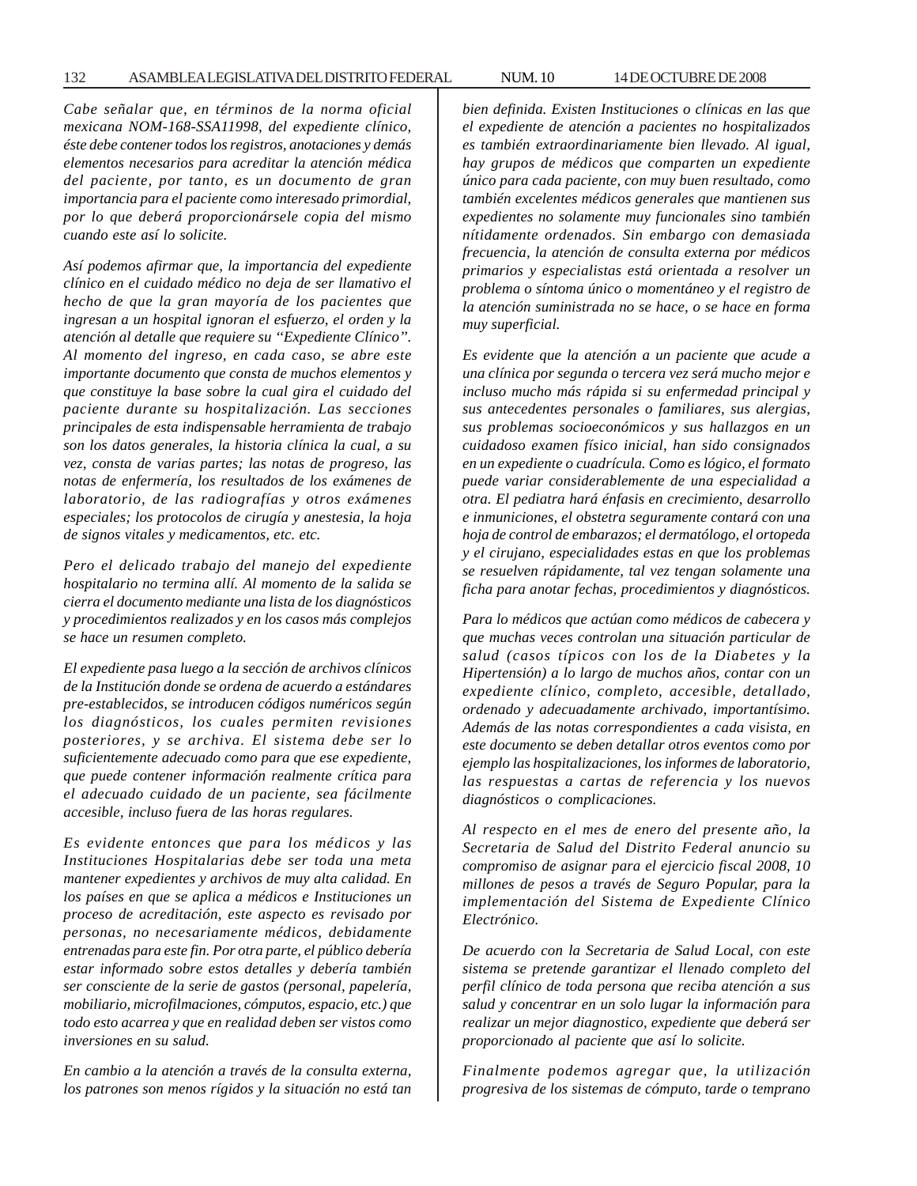*Cabe señalar que, en términos de la norma oficial mexicana NOM-168-SSA11998, del expediente clínico, éste debe contener todos los registros, anotaciones y demás elementos necesarios para acreditar la atención médica del paciente, por tanto, es un documento de gran importancia para el paciente como interesado primordial, por lo que deberá proporcionársele copia del mismo cuando este así lo solicite.*

*Así podemos afirmar que, la importancia del expediente clínico en el cuidado médico no deja de ser llamativo el hecho de que la gran mayoría de los pacientes que ingresan a un hospital ignoran el esfuerzo, el orden y la atención al detalle que requiere su "Expediente Clínico". Al momento del ingreso, en cada caso, se abre este importante documento que consta de muchos elementos y que constituye la base sobre la cual gira el cuidado del paciente durante su hospitalización. Las secciones principales de esta indispensable herramienta de trabajo son los datos generales, la historia clínica la cual, a su vez, consta de varias partes; las notas de progreso, las notas de enfermería, los resultados de los exámenes de laboratorio, de las radiografías y otros exámenes especiales; los protocolos de cirugía y anestesia, la hoja de signos vitales y medicamentos, etc. etc.*

*Pero el delicado trabajo del manejo del expediente hospitalario no termina allí. Al momento de la salida se cierra el documento mediante una lista de los diagnósticos y procedimientos realizados y en los casos más complejos se hace un resumen completo.*

*El expediente pasa luego a la sección de archivos clínicos de la Institución donde se ordena de acuerdo a estándares pre-establecidos, se introducen códigos numéricos según los diagnósticos, los cuales permiten revisiones posteriores, y se archiva. El sistema debe ser lo suficientemente adecuado como para que ese expediente, que puede contener información realmente crítica para el adecuado cuidado de un paciente, sea fácilmente accesible, incluso fuera de las horas regulares.*

*Es evidente entonces que para los médicos y las Instituciones Hospitalarias debe ser toda una meta mantener expedientes y archivos de muy alta calidad. En los países en que se aplica a médicos e Instituciones un proceso de acreditación, este aspecto es revisado por personas, no necesariamente médicos, debidamente entrenadas para este fin. Por otra parte, el público debería estar informado sobre estos detalles y debería también ser consciente de la serie de gastos (personal, papelería, mobiliario, microfilmaciones, cómputos, espacio, etc.) que todo esto acarrea y que en realidad deben ser vistos como inversiones en su salud.*

*En cambio a la atención a través de la consulta externa, los patrones son menos rígidos y la situación no está tan bien definida. Existen Instituciones o clínicas en las que el expediente de atención a pacientes no hospitalizados es también extraordinariamente bien llevado. Al igual, hay grupos de médicos que comparten un expediente único para cada paciente, con muy buen resultado, como también excelentes médicos generales que mantienen sus expedientes no solamente muy funcionales sino también nítidamente ordenados. Sin embargo con demasiada frecuencia, la atención de consulta externa por médicos primarios y especialistas está orientada a resolver un problema o síntoma único o momentáneo y el registro de la atención suministrada no se hace, o se hace en forma muy superficial.*

*Es evidente que la atención a un paciente que acude a una clínica por segunda o tercera vez será mucho mejor e incluso mucho más rápida si su enfermedad principal y sus antecedentes personales o familiares, sus alergias, sus problemas socioeconómicos y sus hallazgos en un cuidadoso examen físico inicial, han sido consignados en un expediente o cuadrícula. Como es lógico, el formato puede variar considerablemente de una especialidad a otra. El pediatra hará énfasis en crecimiento, desarrollo e inmuniciones, el obstetra seguramente contará con una hoja de control de embarazos; el dermatólogo, el ortopeda y el cirujano, especialidades estas en que los problemas se resuelven rápidamente, tal vez tengan solamente una ficha para anotar fechas, procedimientos y diagnósticos.*

*Para lo médicos que actúan como médicos de cabecera y que muchas veces controlan una situación particular de salud (casos típicos con los de la Diabetes y la Hipertensión) a lo largo de muchos años, contar con un expediente clínico, completo, accesible, detallado, ordenado y adecuadamente archivado, importantísimo. Además de las notas correspondientes a cada visista, en este documento se deben detallar otros eventos como por ejemplo las hospitalizaciones, los informes de laboratorio, las respuestas a cartas de referencia y los nuevos diagnósticos o complicaciones.*

*Al respecto en el mes de enero del presente año, la Secretaria de Salud del Distrito Federal anuncio su compromiso de asignar para el ejercicio fiscal 2008, 10 millones de pesos a través de Seguro Popular, para la implementación del Sistema de Expediente Clínico Electrónico.*

*De acuerdo con la Secretaria de Salud Local, con este sistema se pretende garantizar el llenado completo del perfil clínico de toda persona que reciba atención a sus salud y concentrar en un solo lugar la información para realizar un mejor diagnostico, expediente que deberá ser proporcionado al paciente que así lo solicite.*

*Finalmente podemos agregar que, la utilización progresiva de los sistemas de cómputo, tarde o temprano*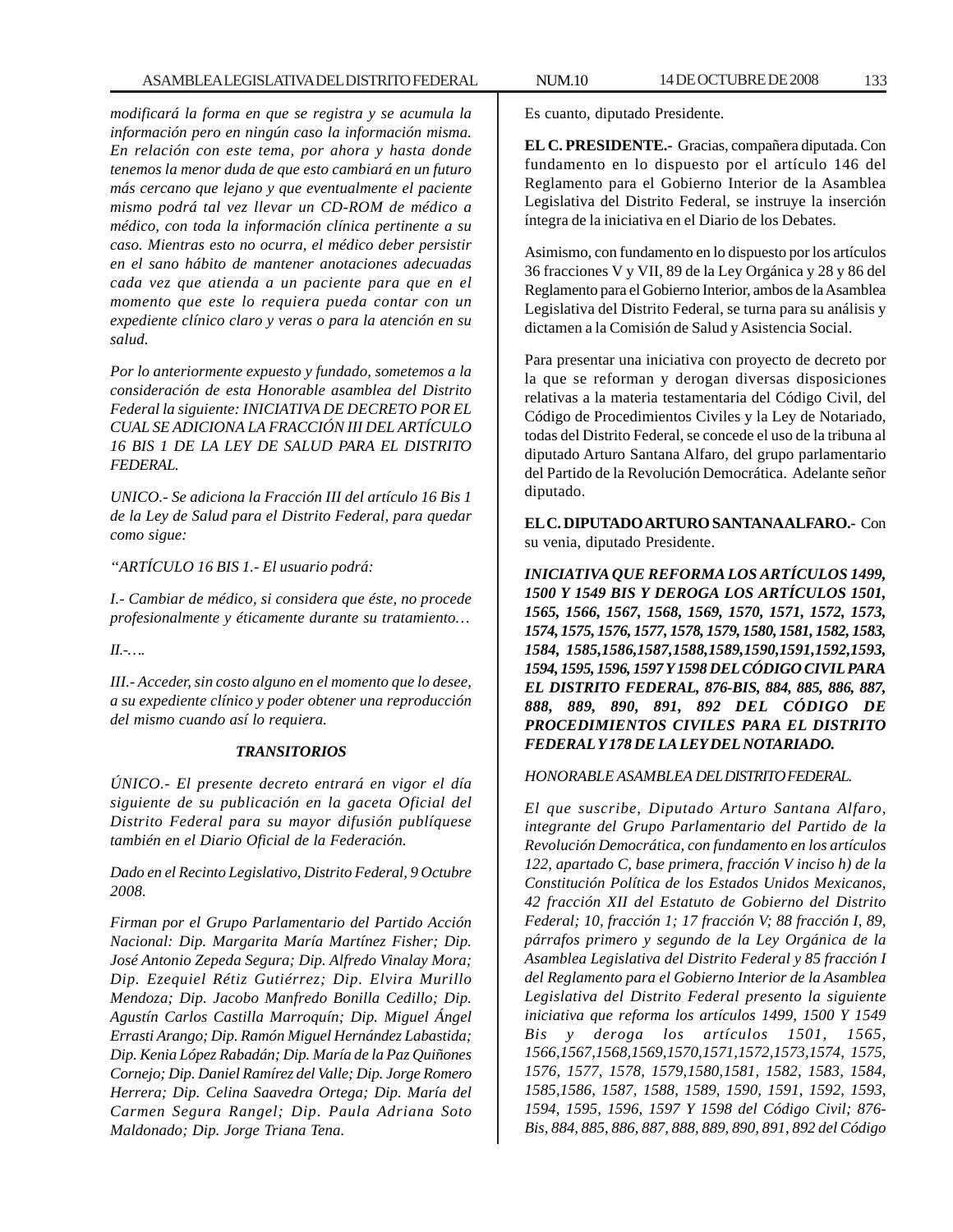*modificará la forma en que se registra y se acumula la información pero en ningún caso la información misma. En relación con este tema, por ahora y hasta donde tenemos la menor duda de que esto cambiará en un futuro más cercano que lejano y que eventualmente el paciente mismo podrá tal vez llevar un CD-ROM de médico a médico, con toda la información clínica pertinente a su caso. Mientras esto no ocurra, el médico deber persistir en el sano hábito de mantener anotaciones adecuadas cada vez que atienda a un paciente para que en el momento que este lo requiera pueda contar con un expediente clínico claro y veras o para la atención en su salud.*

*Por lo anteriormente expuesto y fundado, sometemos a la consideración de esta Honorable asamblea del Distrito Federal la siguiente: INICIATIVA DE DECRETO POR EL CUAL SE ADICIONA LA FRACCIÓN III DEL ARTÍCULO 16 BIS 1 DE LA LEY DE SALUD PARA EL DISTRITO FEDERAL.*

*UNICO.- Se adiciona la Fracción III del artículo 16 Bis 1 de la Ley de Salud para el Distrito Federal, para quedar como sigue:*

*"ARTÍCULO 16 BIS 1.- El usuario podrá:*

*I.- Cambiar de médico, si considera que éste, no procede profesionalmente y éticamente durante su tratamiento…*

*II.-….*

*III.- Acceder, sin costo alguno en el momento que lo desee, a su expediente clínico y poder obtener una reproducción del mismo cuando así lo requiera.*

***TRANSITORIOS***

*ÚNICO.- El presente decreto entrará en vigor el día siguiente de su publicación en la gaceta Oficial del Distrito Federal para su mayor difusión publíquese también en el Diario Oficial de la Federación.*

*Dado en el Recinto Legislativo, Distrito Federal, 9 Octubre 2008.*

*Firman por el Grupo Parlamentario del Partido Acción Nacional: Dip. Margarita María Martínez Fisher; Dip. José Antonio Zepeda Segura; Dip. Alfredo Vinalay Mora; Dip. Ezequiel Rétiz Gutiérrez; Dip. Elvira Murillo Mendoza; Dip. Jacobo Manfredo Bonilla Cedillo; Dip. Agustín Carlos Castilla Marroquín; Dip. Miguel Ángel Errasti Arango; Dip. Ramón Miguel Hernández Labastida; Dip. Kenia López Rabadán; Dip. María de la Paz Quiñones Cornejo; Dip. Daniel Ramírez del Valle; Dip. Jorge Romero Herrera; Dip. Celina Saavedra Ortega; Dip. María del Carmen Segura Rangel; Dip. Paula Adriana Soto Maldonado; Dip. Jorge Triana Tena.*

Es cuanto, diputado Presidente.

**EL C. PRESIDENTE.-** Gracias, compañera diputada. Con fundamento en lo dispuesto por el artículo 146 del Reglamento para el Gobierno Interior de la Asamblea Legislativa del Distrito Federal, se instruye la inserción íntegra de la iniciativa en el Diario de los Debates.

Asimismo, con fundamento en lo dispuesto por los artículos 36 fracciones V y VII, 89 de la Ley Orgánica y 28 y 86 del Reglamento para el Gobierno Interior, ambos de la Asamblea Legislativa del Distrito Federal, se turna para su análisis y dictamen a la Comisión de Salud y Asistencia Social.

Para presentar una iniciativa con proyecto de decreto por la que se reforman y derogan diversas disposiciones relativas a la materia testamentaria del Código Civil, del Código de Procedimientos Civiles y la Ley de Notariado, todas del Distrito Federal, se concede el uso de la tribuna al diputado Arturo Santana Alfaro, del grupo parlamentario del Partido de la Revolución Democrática. Adelante señor diputado.

**EL C. DIPUTADO ARTURO SANTANA ALFARO.-** Con su venia, diputado Presidente.

***INICIATIVA QUE REFORMA LOS ARTÍCULOS 1499, 1500 Y 1549 BIS Y DEROGA LOS ARTÍCULOS 1501, 1565, 1566, 1567, 1568, 1569, 1570, 1571, 1572, 1573, 1574, 1575, 1576, 1577, 1578, 1579, 1580, 1581, 1582, 1583, 1584, 1585,1586,1587,1588,1589,1590,1591,1592,1593, 1594, 1595, 1596, 1597 Y 1598 DEL CÓDIGO CIVIL PARA EL DISTRITO FEDERAL, 876-BIS, 884, 885, 886, 887, 888, 889, 890, 891, 892 DEL CÓDIGO DE PROCEDIMIENTOS CIVILES PARA EL DISTRITO FEDERAL Y 178 DE LA LEY DEL NOTARIADO.***

*HONORABLE ASAMBLEA DEL DISTRITO FEDERAL.*

*El que suscribe, Diputado Arturo Santana Alfaro, integrante del Grupo Parlamentario del Partido de la Revolución Democrática, con fundamento en los artículos 122, apartado C, base primera, fracción V inciso h) de la Constitución Política de los Estados Unidos Mexicanos, 42 fracción XII del Estatuto de Gobierno del Distrito Federal; 10, fracción 1; 17 fracción V; 88 fracción I, 89, párrafos primero y segundo de la Ley Orgánica de la Asamblea Legislativa del Distrito Federal y 85 fracción I del Reglamento para el Gobierno Interior de la Asamblea Legislativa del Distrito Federal presento la siguiente iniciativa que reforma los artículos 1499, 1500 Y 1549 Bis y deroga los artículos 1501, 1565, 1566,1567,1568,1569,1570,1571,1572,1573,1574, 1575, 1576, 1577, 1578, 1579,1580,1581, 1582, 1583, 1584, 1585,1586, 1587, 1588, 1589, 1590, 1591, 1592, 1593, 1594, 1595, 1596, 1597 Y 1598 del Código Civil; 876-Bis, 884, 885, 886, 887, 888, 889, 890, 891, 892 del Código*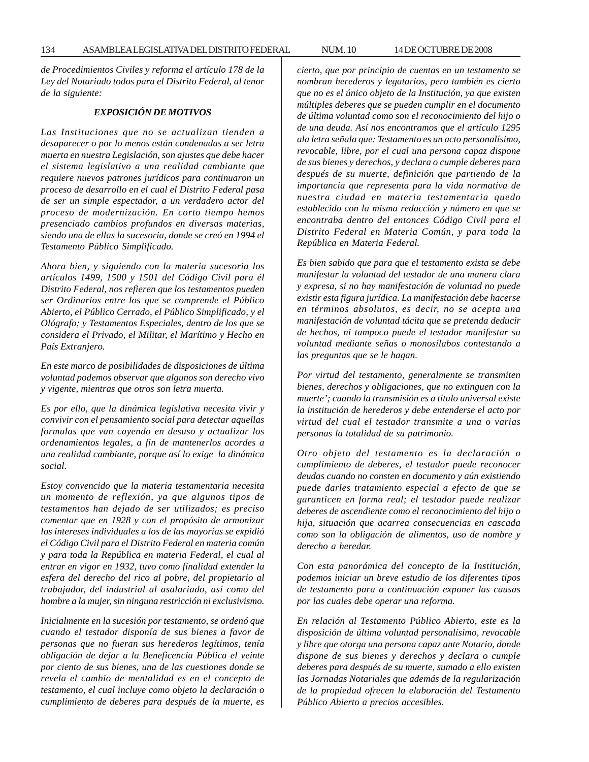*de Procedimientos Civiles y reforma el artículo 178 de la Ley del Notariado todos para el Distrito Federal, al tenor de la siguiente:*

### *EXPOSICIÓN DE MOTIVOS*

*Las Instituciones que no se actualizan tienden a desaparecer o por lo menos están condenadas a ser letra muerta en nuestra Legislación, son ajustes que debe hacer el sistema legislativo a una realidad cambiante que requiere nuevos patrones jurídicos para continuaron un proceso de desarrollo en el cual el Distrito Federal pasa de ser un simple espectador, a un verdadero actor del proceso de modernización. En corto tiempo hemos presenciado cambios profundos en diversas materias, siendo una de ellas la sucesoria, donde se creó en 1994 el Testamento Público Simplificado.*

*Ahora bien, y siguiendo con la materia sucesoria los artículos 1499, 1500 y 1501 del Código Civil para él Distrito Federal, nos refieren que los testamentos pueden ser Ordinarios entre los que se comprende el Público Abierto, el Público Cerrado, el Público Simplificado, y el Ológrafo; y Testamentos Especiales, dentro de los que se considera el Privado, el Militar, el Marítimo y Hecho en País Extranjero.*

*En este marco de posibilidades de disposiciones de última voluntad podemos observar que algunos son derecho vivo y vigente, mientras que otros son letra muerta.*

*Es por ello, que la dinámica legislativa necesita vivir y convivir con el pensamiento social para detectar aquellas formulas que van cayendo en desuso y actualizar los ordenamientos legales, a fin de mantenerlos acordes a una realidad cambiante, porque así lo exige la dinámica social.*

*Estoy convencido que la materia testamentaria necesita un momento de reflexión, ya que algunos tipos de testamentos han dejado de ser utilizados; es preciso comentar que en 1928 y con el propósito de armonizar los intereses individuales a los de las mayorías se expidió el Código Civil para el Distrito Federal en materia común y para toda la República en materia Federal, el cual al entrar en vigor en 1932, tuvo como finalidad extender la esfera del derecho del rico al pobre, del propietario al trabajador, del industrial al asalariado, así como del hombre a la mujer, sin ninguna restricción ni exclusivismo.*

*Inicialmente en la sucesión por testamento, se ordenó que cuando el testador disponía de sus bienes a favor de personas que no fueran sus herederos legítimos, tenía obligación de dejar a la Beneficencia Pública el veinte por ciento de sus bienes, una de las cuestiones donde se revela el cambio de mentalidad es en el concepto de testamento, el cual incluye como objeto la declaración o cumplimiento de deberes para después de la muerte, es cierto, que por principio de cuentas en un testamento se nombran herederos y legatarios, pero también es cierto que no es el único objeto de la Institución, ya que existen múltiples deberes que se pueden cumplir en el documento de última voluntad como son el reconocimiento del hijo o de una deuda. Así nos encontramos que el artículo 1295 ala letra señala que: Testamento es un acto personalísimo, revocable, libre, por el cual una persona capaz dispone de sus bienes y derechos, y declara o cumple deberes para después de su muerte, definición que partiendo de la importancia que representa para la vida normativa de nuestra ciudad en materia testamentaria quedo establecido con la misma redacción y número en que se encontraba dentro del entonces Código Civil para el Distrito Federal en Materia Común, y para toda la República en Materia Federal.*

*Es bien sabido que para que el testamento exista se debe manifestar la voluntad del testador de una manera clara y expresa, si no hay manifestación de voluntad no puede existir esta figura jurídica. La manifestación debe hacerse en términos absolutos, es decir, no se acepta una manifestación de voluntad tácita que se pretenda deducir de hechos, ni tampoco puede el testador manifestar su voluntad mediante señas o monosílabos contestando a las preguntas que se le hagan.*

*Por virtud del testamento, generalmente se transmiten bienes, derechos y obligaciones, que no extinguen con la muerte'; cuando la transmisión es a título universal existe la institución de herederos y debe entenderse el acto por virtud del cual el testador transmite a una o varias personas la totalidad de su patrimonio.*

*Otro objeto del testamento es la declaración o cumplimiento de deberes, el testador puede reconocer deudas cuando no consten en documento y aún existiendo puede darles tratamiento especial a efecto de que se garanticen en forma real; el testador puede realizar deberes de ascendiente como el reconocimiento del hijo o hija, situación que acarrea consecuencias en cascada como son la obligación de alimentos, uso de nombre y derecho a heredar.*

*Con esta panorámica del concepto de la Institución, podemos iniciar un breve estudio de los diferentes tipos de testamento para a continuación exponer las causas por las cuales debe operar una reforma.*

*En relación al Testamento Público Abierto, este es la disposición de última voluntad personalísimo, revocable y libre que otorga una persona capaz ante Notario, donde dispone de sus bienes y derechos y declara o cumple deberes para después de su muerte, sumado a ello existen las Jornadas Notariales que además de la regularización de la propiedad ofrecen la elaboración del Testamento Público Abierto a precios accesibles.*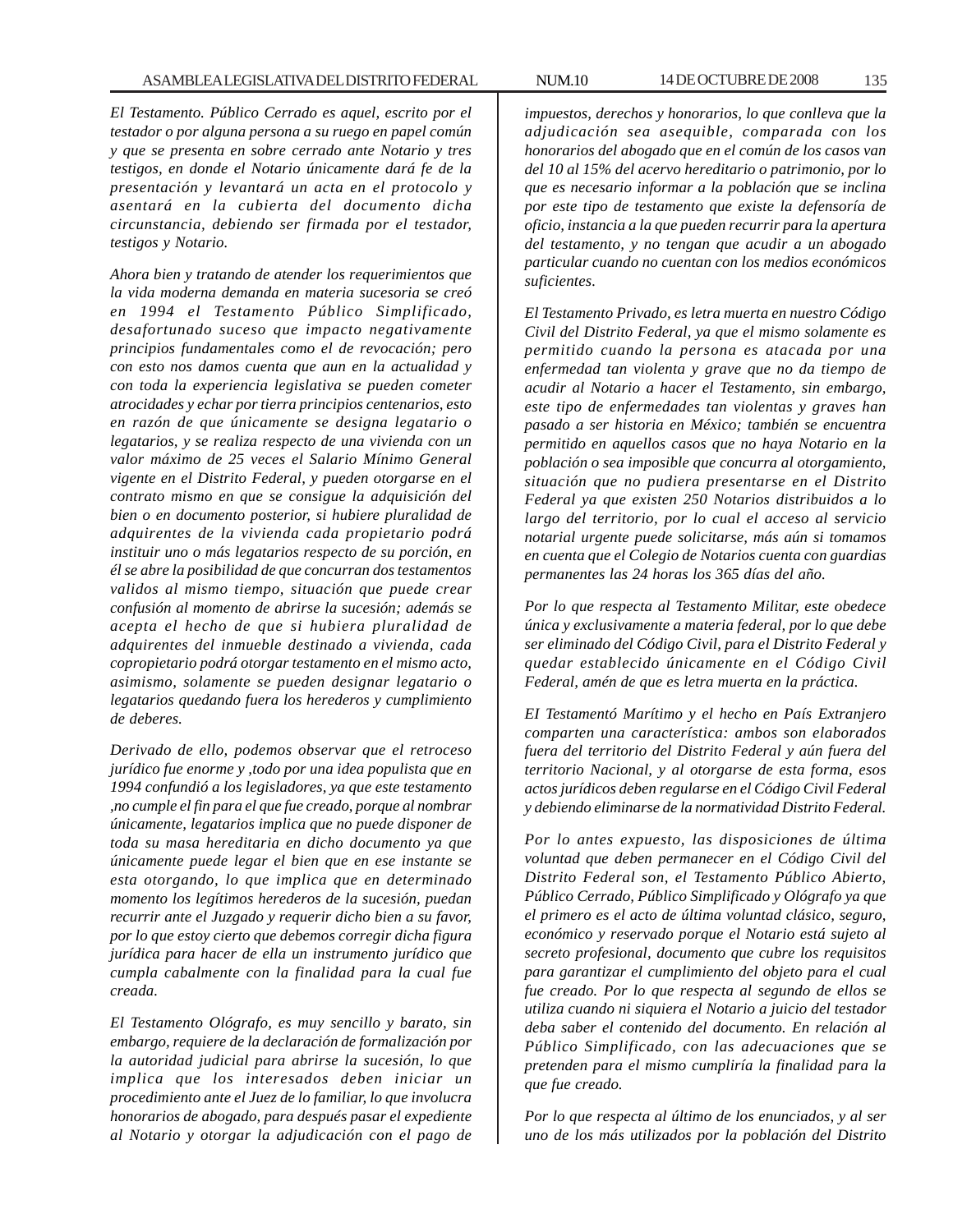*El Testamento. Público Cerrado es aquel, escrito por el testador o por alguna persona a su ruego en papel común y que se presenta en sobre cerrado ante Notario y tres testigos, en donde el Notario únicamente dará fe de la presentación y levantará un acta en el protocolo y asentará en la cubierta del documento dicha circunstancia, debiendo ser firmada por el testador, testigos y Notario.*

*Ahora bien y tratando de atender los requerimientos que la vida moderna demanda en materia sucesoria se creó en 1994 el Testamento Público Simplificado, desafortunado suceso que impacto negativamente principios fundamentales como el de revocación; pero con esto nos damos cuenta que aun en la actualidad y con toda la experiencia legislativa se pueden cometer atrocidades y echar por tierra principios centenarios, esto en razón de que únicamente se designa legatario o legatarios, y se realiza respecto de una vivienda con un valor máximo de 25 veces el Salario Mínimo General vigente en el Distrito Federal, y pueden otorgarse en el contrato mismo en que se consigue la adquisición del bien o en documento posterior, si hubiere pluralidad de adquirentes de la vivienda cada propietario podrá instituir uno o más legatarios respecto de su porción, en él se abre la posibilidad de que concurran dos testamentos validos al mismo tiempo, situación que puede crear confusión al momento de abrirse la sucesión; además se acepta el hecho de que si hubiera pluralidad de adquirentes del inmueble destinado a vivienda, cada copropietario podrá otorgar testamento en el mismo acto, asimismo, solamente se pueden designar legatario o legatarios quedando fuera los herederos y cumplimiento de deberes.*

*Derivado de ello, podemos observar que el retroceso jurídico fue enorme y ,todo por una idea populista que en 1994 confundió a los legisladores, ya que este testamento ,no cumple el fin para el que fue creado, porque al nombrar únicamente, legatarios implica que no puede disponer de toda su masa hereditaria en dicho documento ya que únicamente puede legar el bien que en ese instante se esta otorgando, lo que implica que en determinado momento los legítimos herederos de la sucesión, puedan recurrir ante el Juzgado y requerir dicho bien a su favor, por lo que estoy cierto que debemos corregir dicha figura jurídica para hacer de ella un instrumento jurídico que cumpla cabalmente con la finalidad para la cual fue creada.*

*El Testamento Ológrafo, es muy sencillo y barato, sin embargo, requiere de la declaración de formalización por la autoridad judicial para abrirse la sucesión, lo que implica que los interesados deben iniciar un procedimiento ante el Juez de lo familiar, lo que involucra honorarios de abogado, para después pasar el expediente al Notario y otorgar la adjudicación con el pago de impuestos, derechos y honorarios, lo que conlleva que la adjudicación sea asequible, comparada con los honorarios del abogado que en el común de los casos van del 10 al 15% del acervo hereditario o patrimonio, por lo que es necesario informar a la población que se inclina por este tipo de testamento que existe la defensoría de oficio, instancia a la que pueden recurrir para la apertura del testamento, y no tengan que acudir a un abogado particular cuando no cuentan con los medios económicos suficientes.*

*El Testamento Privado, es letra muerta en nuestro Código Civil del Distrito Federal, ya que el mismo solamente es permitido cuando la persona es atacada por una enfermedad tan violenta y grave que no da tiempo de acudir al Notario a hacer el Testamento, sin embargo, este tipo de enfermedades tan violentas y graves han pasado a ser historia en México; también se encuentra permitido en aquellos casos que no haya Notario en la población o sea imposible que concurra al otorgamiento, situación que no pudiera presentarse en el Distrito Federal ya que existen 250 Notarios distribuidos a lo largo del territorio, por lo cual el acceso al servicio notarial urgente puede solicitarse, más aún si tomamos en cuenta que el Colegio de Notarios cuenta con guardias permanentes las 24 horas los 365 días del año.*

*Por lo que respecta al Testamento Militar, este obedece única y exclusivamente a materia federal, por lo que debe ser eliminado del Código Civil, para el Distrito Federal y quedar establecido únicamente en el Código Civil Federal, amén de que es letra muerta en la práctica.*

*EI Testamentó Marítimo y el hecho en País Extranjero comparten una característica: ambos son elaborados fuera del territorio del Distrito Federal y aún fuera del territorio Nacional, y al otorgarse de esta forma, esos actos jurídicos deben regularse en el Código Civil Federal y debiendo eliminarse de la normatividad Distrito Federal.*

*Por lo antes expuesto, las disposiciones de última voluntad que deben permanecer en el Código Civil del Distrito Federal son, el Testamento Público Abierto, Público Cerrado, Público Simplificado y Ológrafo ya que el primero es el acto de última voluntad clásico, seguro, económico y reservado porque el Notario está sujeto al secreto profesional, documento que cubre los requisitos para garantizar el cumplimiento del objeto para el cual fue creado. Por lo que respecta al segundo de ellos se utiliza cuando ni siquiera el Notario a juicio del testador deba saber el contenido del documento. En relación al Público Simplificado, con las adecuaciones que se pretenden para el mismo cumpliría la finalidad para la que fue creado.*

*Por lo que respecta al último de los enunciados, y al ser uno de los más utilizados por la población del Distrito*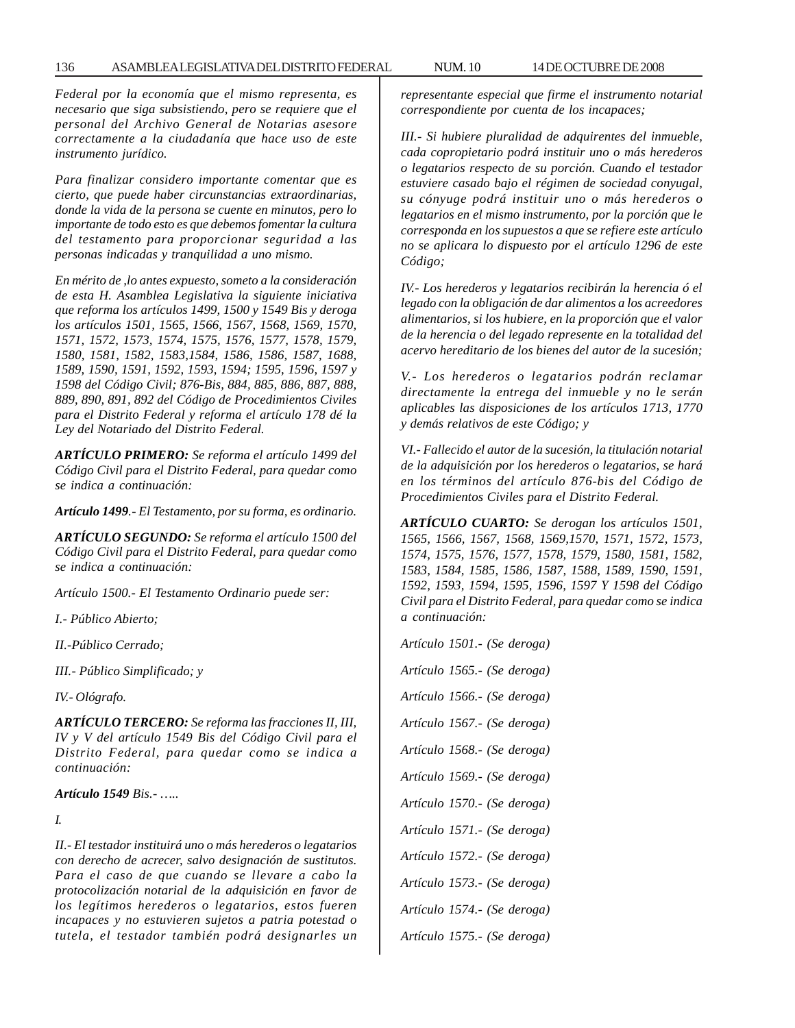*Federal por la economía que el mismo representa, es necesario que siga subsistiendo, pero se requiere que el personal del Archivo General de Notarias asesore correctamente a la ciudadanía que hace uso de este instrumento jurídico.*

*Para finalizar considero importante comentar que es cierto, que puede haber circunstancias extraordinarias, donde la vida de la persona se cuente en minutos, pero lo importante de todo esto es que debemos fomentar la cultura del testamento para proporcionar seguridad a las personas indicadas y tranquilidad a uno mismo.*

*En mérito de ,lo antes expuesto, someto a la consideración de esta H. Asamblea Legislativa la siguiente iniciativa que reforma los artículos 1499, 1500 y 1549 Bis y deroga los artículos 1501, 1565, 1566, 1567, 1568, 1569, 1570, 1571, 1572, 1573, 1574, 1575, 1576, 1577, 1578, 1579, 1580, 1581, 1582, 1583,1584, 1586, 1586, 1587, 1688, 1589, 1590, 1591, 1592, 1593, 1594; 1595, 1596, 1597 y 1598 del Código Civil; 876-Bis, 884, 885, 886, 887, 888, 889, 890, 891, 892 del Código de Procedimientos Civiles para el Distrito Federal y reforma el artículo 178 dé la Ley del Notariado del Distrito Federal.*

***ARTÍCULO PRIMERO:** Se reforma el artículo 1499 del Código Civil para el Distrito Federal, para quedar como se indica a continuación:*

***Artículo 1499**.- El Testamento, por su forma, es ordinario.*

***ARTÍCULO SEGUNDO:** Se reforma el artículo 1500 del Código Civil para el Distrito Federal, para quedar como se indica a continuación:*

*Artículo 1500.- El Testamento Ordinario puede ser:*

*I.- Público Abierto;*

*II.-Público Cerrado;*

*III.- Público Simplificado; y*

*IV.- Ológrafo.*

***ARTÍCULO TERCERO:** Se reforma las fracciones II, III, IV y V del artículo 1549 Bis del Código Civil para el Distrito Federal, para quedar como se indica a continuación:*

***Artículo 1549** Bis.- …..*

*I.*

*II.- El testador instituirá uno o más herederos o legatarios con derecho de acrecer, salvo designación de sustitutos. Para el caso de que cuando se llevare a cabo la protocolización notarial de la adquisición en favor de los legítimos herederos o legatarios, estos fueren incapaces y no estuvieren sujetos a patria potestad o tutela, el testador también podrá designarles un representante especial que firme el instrumento notarial correspondiente por cuenta de los incapaces;*

*III.- Si hubiere pluralidad de adquirentes del inmueble, cada copropietario podrá instituir uno o más herederos o legatarios respecto de su porción. Cuando el testador estuviere casado bajo el régimen de sociedad conyugal, su cónyuge podrá instituir uno o más herederos o legatarios en el mismo instrumento, por la porción que le corresponda en los supuestos a que se refiere este artículo no se aplicara lo dispuesto por el artículo 1296 de este Código;*

*IV.- Los herederos y legatarios recibirán la herencia ó el legado con la obligación de dar alimentos a los acreedores alimentarios, si los hubiere, en la proporción que el valor de la herencia o del legado represente en la totalidad del acervo hereditario de los bienes del autor de la sucesión;*

*V.- Los herederos o legatarios podrán reclamar directamente la entrega del inmueble y no le serán aplicables las disposiciones de los artículos 1713, 1770 y demás relativos de este Código; y*

*VI.- Fallecido el autor de la sucesión, la titulación notarial de la adquisición por los herederos o legatarios, se hará en los términos del artículo 876-bis del Código de Procedimientos Civiles para el Distrito Federal.*

***ARTÍCULO CUARTO:** Se derogan los artículos 1501, 1565, 1566, 1567, 1568, 1569,1570, 1571, 1572, 1573, 1574, 1575, 1576, 1577, 1578, 1579, 1580, 1581, 1582, 1583, 1584, 1585, 1586, 1587, 1588, 1589, 1590, 1591, 1592, 1593, 1594, 1595, 1596, 1597 Y 1598 del Código Civil para el Distrito Federal, para quedar como se indica a continuación:*

*Artículo 1501.- (Se deroga)*

*Artículo 1565.- (Se deroga)*

*Artículo 1566.- (Se deroga)*

*Artículo 1567.- (Se deroga)*

*Artículo 1568.- (Se deroga)*

*Artículo 1569.- (Se deroga)*

*Artículo 1570.- (Se deroga)*

*Artículo 1571.- (Se deroga)*

*Artículo 1572.- (Se deroga)*

*Artículo 1573.- (Se deroga)*

*Artículo 1574.- (Se deroga)*

*Artículo 1575.- (Se deroga)*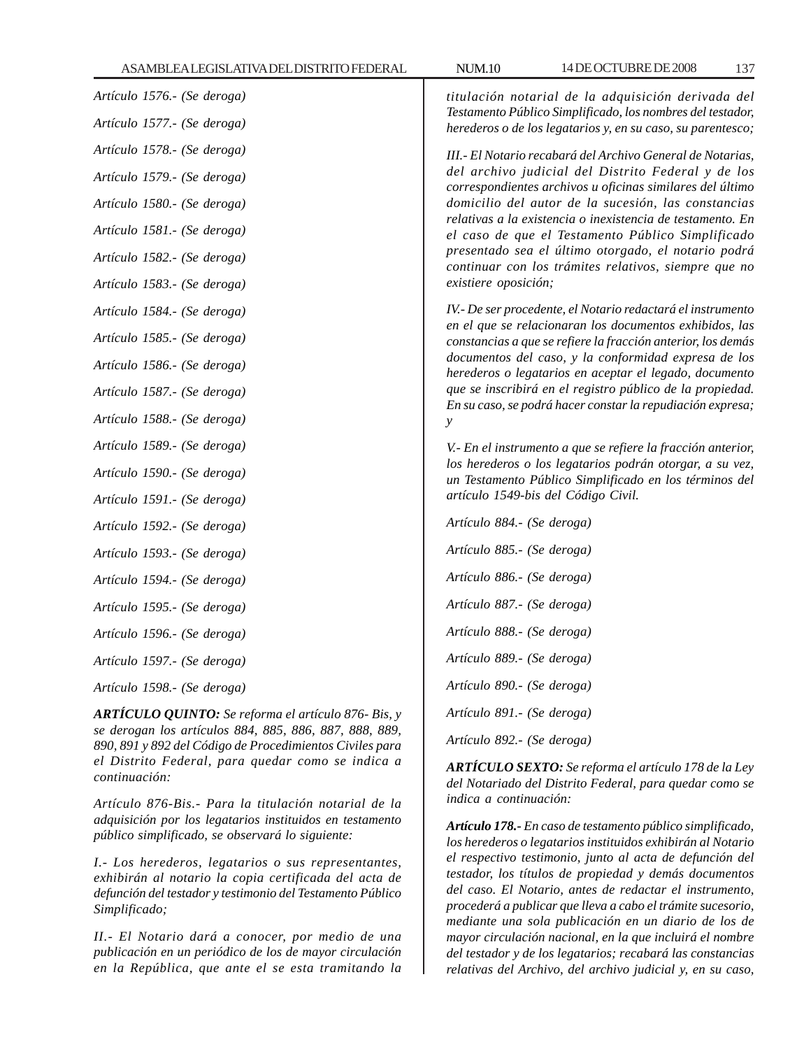*Artículo 1576.- (Se deroga)*

*Artículo 1577.- (Se deroga)*

*Artículo 1578.- (Se deroga)*

*Artículo 1579.- (Se deroga)*

*Artículo 1580.- (Se deroga)*

*Artículo 1581.- (Se deroga)*

*Artículo 1582.- (Se deroga)*

*Artículo 1583.- (Se deroga)*

*Artículo 1584.- (Se deroga)*

*Artículo 1585.- (Se deroga)*

*Artículo 1586.- (Se deroga)*

*Artículo 1587.- (Se deroga)*

*Artículo 1588.- (Se deroga)*

*Artículo 1589.- (Se deroga)*

*Artículo 1590.- (Se deroga)*

*Artículo 1591.- (Se deroga)*

*Artículo 1592.- (Se deroga)*

*Artículo 1593.- (Se deroga)*

*Artículo 1594.- (Se deroga)*

*Artículo 1595.- (Se deroga)*

*Artículo 1596.- (Se deroga)*

*Artículo 1597.- (Se deroga)*

*Artículo 1598.- (Se deroga)*

***ARTÍCULO QUINTO:** Se reforma el artículo 876- Bis, y se derogan los artículos 884, 885, 886, 887, 888, 889, 890, 891 y 892 del Código de Procedimientos Civiles para el Distrito Federal, para quedar como se indica a continuación:*

*Artículo 876-Bis.- Para la titulación notarial de la adquisición por los legatarios instituidos en testamento público simplificado, se observará lo siguiente:*

*I.- Los herederos, legatarios o sus representantes, exhibirán al notario la copia certificada del acta de defunción del testador y testimonio del Testamento Público Simplificado;*

*II.- El Notario dará a conocer, por medio de una publicación en un periódico de los de mayor circulación en la República, que ante el se esta tramitando la titulación notarial de la adquisición derivada del Testamento Público Simplificado, los nombres del testador, herederos o de los legatarios y, en su caso, su parentesco;*

*III.- El Notario recabará del Archivo General de Notarías, del archivo judicial del Distrito Federal y de los correspondientes archivos u oficinas similares del último domicilio del autor de la sucesión, las constancias relativas a la existencia o inexistencia de testamento. En el caso de que el Testamento Público Simplificado presentado sea el último otorgado, el notario podrá continuar con los trámites relativos, siempre que no existiere oposición;*

*IV.- De ser procedente, el Notario redactará el instrumento en el que se relacionaran los documentos exhibidos, las constancias a que se refiere la fracción anterior, los demás documentos del caso, y la conformidad expresa de los herederos o legatarios en aceptar el legado, documento que se inscribirá en el registro público de la propiedad. En su caso, se podrá hacer constar la repudiación expresa; y*

*V.- En el instrumento a que se refiere la fracción anterior, los herederos o los legatarios podrán otorgar, a su vez, un Testamento Público Simplificado en los términos del artículo 1549-bis del Código Civil.*

*Artículo 884.- (Se deroga)*

*Artículo 885.- (Se deroga)*

*Artículo 886.- (Se deroga)*

*Artículo 887.- (Se deroga)*

*Artículo 888.- (Se deroga)*

*Artículo 889.- (Se deroga)*

*Artículo 890.- (Se deroga)*

*Artículo 891.- (Se deroga)*

*Artículo 892.- (Se deroga)*

***ARTÍCULO SEXTO:** Se reforma el artículo 178 de la Ley del Notariado del Distrito Federal, para quedar como se indica a continuación:*

***Artículo 178.-** En caso de testamento público simplificado, los herederos o legatarios instituidos exhibirán al Notario el respectivo testimonio, junto al acta de defunción del testador, los títulos de propiedad y demás documentos del caso. El Notario, antes de redactar el instrumento, procederá a publicar que lleva a cabo el trámite sucesorio, mediante una sola publicación en un diario de los de mayor circulación nacional, en la que incluirá el nombre del testador y de los legatarios; recabará las constancias relativas del Archivo, del archivo judicial y, en su caso,*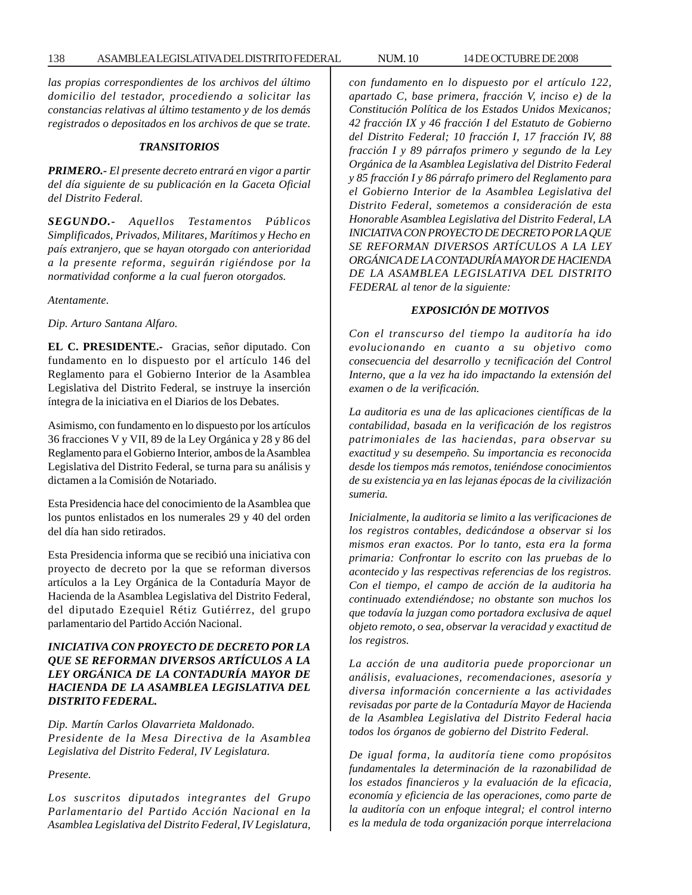*las propias correspondientes de los archivos del último domicilio del testador, procediendo a solicitar las constancias relativas al último testamento y de los demás registrados o depositados en los archivos de que se trate.*

***TRANSITORIOS***

***PRIMERO.-*** *El presente decreto entrará en vigor a partir del día siguiente de su publicación en la Gaceta Oficial del Distrito Federal.*

***SEGUNDO.-*** *Aquellos Testamentos Públicos Simplificados, Privados, Militares, Marítimos y Hecho en país extranjero, que se hayan otorgado con anterioridad a la presente reforma, seguirán rigiéndose por la normatividad conforme a la cual fueron otorgados.*

*Atentamente.*

*Dip. Arturo Santana Alfaro.*

**EL C. PRESIDENTE.-** Gracias, señor diputado. Con fundamento en lo dispuesto por el artículo 146 del Reglamento para el Gobierno Interior de la Asamblea Legislativa del Distrito Federal, se instruye la inserción íntegra de la iniciativa en el Diarios de los Debates.

Asimismo, con fundamento en lo dispuesto por los artículos 36 fracciones V y VII, 89 de la Ley Orgánica y 28 y 86 del Reglamento para el Gobierno Interior, ambos de la Asamblea Legislativa del Distrito Federal, se turna para su análisis y dictamen a la Comisión de Notariado.

Esta Presidencia hace del conocimiento de la Asamblea que los puntos enlistados en los numerales 29 y 40 del orden del día han sido retirados.

Esta Presidencia informa que se recibió una iniciativa con proyecto de decreto por la que se reforman diversos artículos a la Ley Orgánica de la Contaduría Mayor de Hacienda de la Asamblea Legislativa del Distrito Federal, del diputado Ezequiel Rétiz Gutiérrez, del grupo parlamentario del Partido Acción Nacional.

***INICIATIVA CON PROYECTO DE DECRETO POR LA QUE SE REFORMAN DIVERSOS ARTÍCULOS A LA LEY ORGÁNICA DE LA CONTADURÍA MAYOR DE HACIENDA DE LA ASAMBLEA LEGISLATIVA DEL DISTRITO FEDERAL.***

*Dip. Martín Carlos Olavarrieta Maldonado.*
*Presidente de la Mesa Directiva de la Asamblea Legislativa del Distrito Federal, IV Legislatura.*

*Presente.*

*Los suscritos diputados integrantes del Grupo Parlamentario del Partido Acción Nacional en la Asamblea Legislativa del Distrito Federal, IV Legislatura, con fundamento en lo dispuesto por el artículo 122, apartado C, base primera, fracción V, inciso e) de la Constitución Política de los Estados Unidos Mexicanos; 42 fracción IX y 46 fracción I del Estatuto de Gobierno del Distrito Federal; 10 fracción I, 17 fracción IV, 88 fracción I y 89 párrafos primero y segundo de la Ley Orgánica de la Asamblea Legislativa del Distrito Federal y 85 fracción I y 86 párrafo primero del Reglamento para el Gobierno Interior de la Asamblea Legislativa del Distrito Federal, sometemos a consideración de esta Honorable Asamblea Legislativa del Distrito Federal, LA INICIATIVA CON PROYECTO DE DECRETO POR LA QUE SE REFORMAN DIVERSOS ARTÍCULOS A LA LEY ORGÁNICA DE LA CONTADURÍA MAYOR DE HACIENDA DE LA ASAMBLEA LEGISLATIVA DEL DISTRITO FEDERAL al tenor de la siguiente:*

***EXPOSICIÓN DE MOTIVOS***

*Con el transcurso del tiempo la auditoría ha ido evolucionando en cuanto a su objetivo como consecuencia del desarrollo y tecnificación del Control Interno, que a la vez ha ido impactando la extensión del examen o de la verificación.*

*La auditoria es una de las aplicaciones científicas de la contabilidad, basada en la verificación de los registros patrimoniales de las haciendas, para observar su exactitud y su desempeño. Su importancia es reconocida desde los tiempos más remotos, teniéndose conocimientos de su existencia ya en las lejanas épocas de la civilización sumeria.*

*Inicialmente, la auditoria se limito a las verificaciones de los registros contables, dedicándose a observar si los mismos eran exactos. Por lo tanto, esta era la forma primaria: Confrontar lo escrito con las pruebas de lo acontecido y las respectivas referencias de los registros. Con el tiempo, el campo de acción de la auditoria ha continuado extendiéndose; no obstante son muchos los que todavía la juzgan como portadora exclusiva de aquel objeto remoto, o sea, observar la veracidad y exactitud de los registros.*

*La acción de una auditoria puede proporcionar un análisis, evaluaciones, recomendaciones, asesoría y diversa información concerniente a las actividades revisadas por parte de la Contaduría Mayor de Hacienda de la Asamblea Legislativa del Distrito Federal hacia todos los órganos de gobierno del Distrito Federal.*

*De igual forma, la auditoría tiene como propósitos fundamentales la determinación de la razonabilidad de los estados financieros y la evaluación de la eficacia, economía y eficiencia de las operaciones, como parte de la auditoría con un enfoque integral; el control interno es la medula de toda organización porque interrelaciona*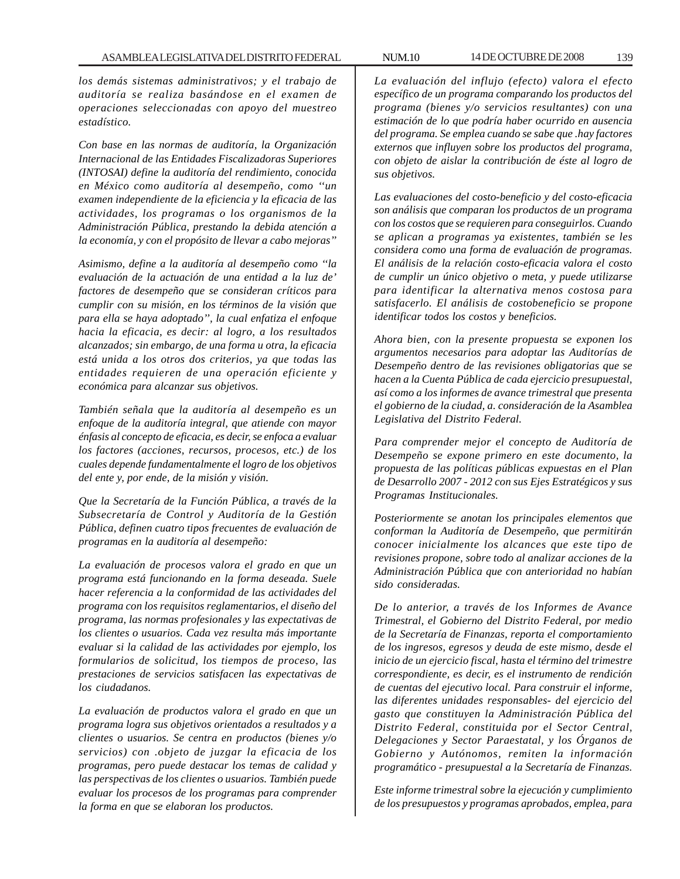*los demás sistemas administrativos; y el trabajo de auditoría se realiza basándose en el examen de operaciones seleccionadas con apoyo del muestreo estadístico.*

*Con base en las normas de auditoría, la Organización Internacional de las Entidades Fiscalizadoras Superiores (INTOSAI) define la auditoría del rendimiento, conocida en México como auditoría al desempeño, como ''un examen independiente de la eficiencia y la eficacia de las actividades, los programas o los organismos de la Administración Pública, prestando la debida atención a la economía, y con el propósito de llevar a cabo mejoras''*

*Asimismo, define a la auditoría al desempeño como ''la evaluación de la actuación de una entidad a la luz de' factores de desempeño que se consideran críticos para cumplir con su misión, en los términos de la visión que para ella se haya adoptado'', la cual enfatiza el enfoque hacia la eficacia, es decir: al logro, a los resultados alcanzados; sin embargo, de una forma u otra, la eficacia está unida a los otros dos criterios, ya que todas las entidades requieren de una operación eficiente y económica para alcanzar sus objetivos.*

*También señala que la auditoría al desempeño es un enfoque de la auditoría integral, que atiende con mayor énfasis al concepto de eficacia, es decir, se enfoca a evaluar los factores (acciones, recursos, procesos, etc.) de los cuales depende fundamentalmente el logro de los objetivos del ente y, por ende, de la misión y visión.*

*Que la Secretaría de la Función Pública, a través de la Subsecretaría de Control y Auditoría de la Gestión Pública, definen cuatro tipos frecuentes de evaluación de programas en la auditoría al desempeño:*

*La evaluación de procesos valora el grado en que un programa está funcionando en la forma deseada. Suele hacer referencia a la conformidad de las actividades del programa con los requisitos reglamentarios, el diseño del programa, las normas profesionales y las expectativas de los clientes o usuarios. Cada vez resulta más importante evaluar si la calidad de las actividades por ejemplo, los formularios de solicitud, los tiempos de proceso, las prestaciones de servicios satisfacen las expectativas de los ciudadanos.*

*La evaluación de productos valora el grado en que un programa logra sus objetivos orientados a resultados y a clientes o usuarios. Se centra en productos (bienes y/o servicios) con .objeto de juzgar la eficacia de los programas, pero puede destacar los temas de calidad y las perspectivas de los clientes o usuarios. También puede evaluar los procesos de los programas para comprender la forma en que se elaboran los productos.*

*La evaluación del influjo (efecto) valora el efecto específico de un programa comparando los productos del programa (bienes y/o servicios resultantes) con una estimación de lo que podría haber ocurrido en ausencia del programa. Se emplea cuando se sabe que .hay factores externos que influyen sobre los productos del programa, con objeto de aislar la contribución de éste al logro de sus objetivos.*

*Las evaluaciones del costo-beneficio y del costo-eficacia son análisis que comparan los productos de un programa con los costos que se requieren para conseguirlos. Cuando se aplican a programas ya existentes, también se les considera como una forma de evaluación de programas. El análisis de la relación costo-eficacia valora el costo de cumplir un único objetivo o meta, y puede utilizarse para identificar la alternativa menos costosa para satisfacerlo. El análisis de costobeneficio se propone identificar todos los costos y beneficios.*

*Ahora bien, con la presente propuesta se exponen los argumentos necesarios para adoptar las Auditorías de Desempeño dentro de las revisiones obligatorias que se hacen a la Cuenta Pública de cada ejercicio presupuestal, así como a los informes de avance trimestral que presenta el gobierno de la ciudad, a. consideración de la Asamblea Legislativa del Distrito Federal.*

*Para comprender mejor el concepto de Auditoría de Desempeño se expone primero en este documento, la propuesta de las políticas públicas expuestas en el Plan de Desarrollo 2007 - 2012 con sus Ejes Estratégicos y sus Programas Institucionales.*

*Posteriormente se anotan los principales elementos que conforman la Auditoría de Desempeño, que permitirán conocer inicialmente los alcances que este tipo de revisiones propone, sobre todo al analizar acciones de la Administración Pública que con anterioridad no habían sido consideradas.*

*De lo anterior, a través de los Informes de Avance Trimestral, el Gobierno del Distrito Federal, por medio de la Secretaría de Finanzas, reporta el comportamiento de los ingresos, egresos y deuda de este mismo, desde el inicio de un ejercicio fiscal, hasta el término del trimestre correspondiente, es decir, es el instrumento de rendición de cuentas del ejecutivo local. Para construir el informe, las diferentes unidades responsables- del ejercicio del gasto que constituyen la Administración Pública del Distrito Federal, constituida por el Sector Central, Delegaciones y Sector Paraestatal, y los Órganos de Gobierno y Autónomos, remiten la información programático - presupuestal a la Secretaría de Finanzas.*

*Este informe trimestral sobre la ejecución y cumplimiento de los presupuestos y programas aprobados, emplea, para*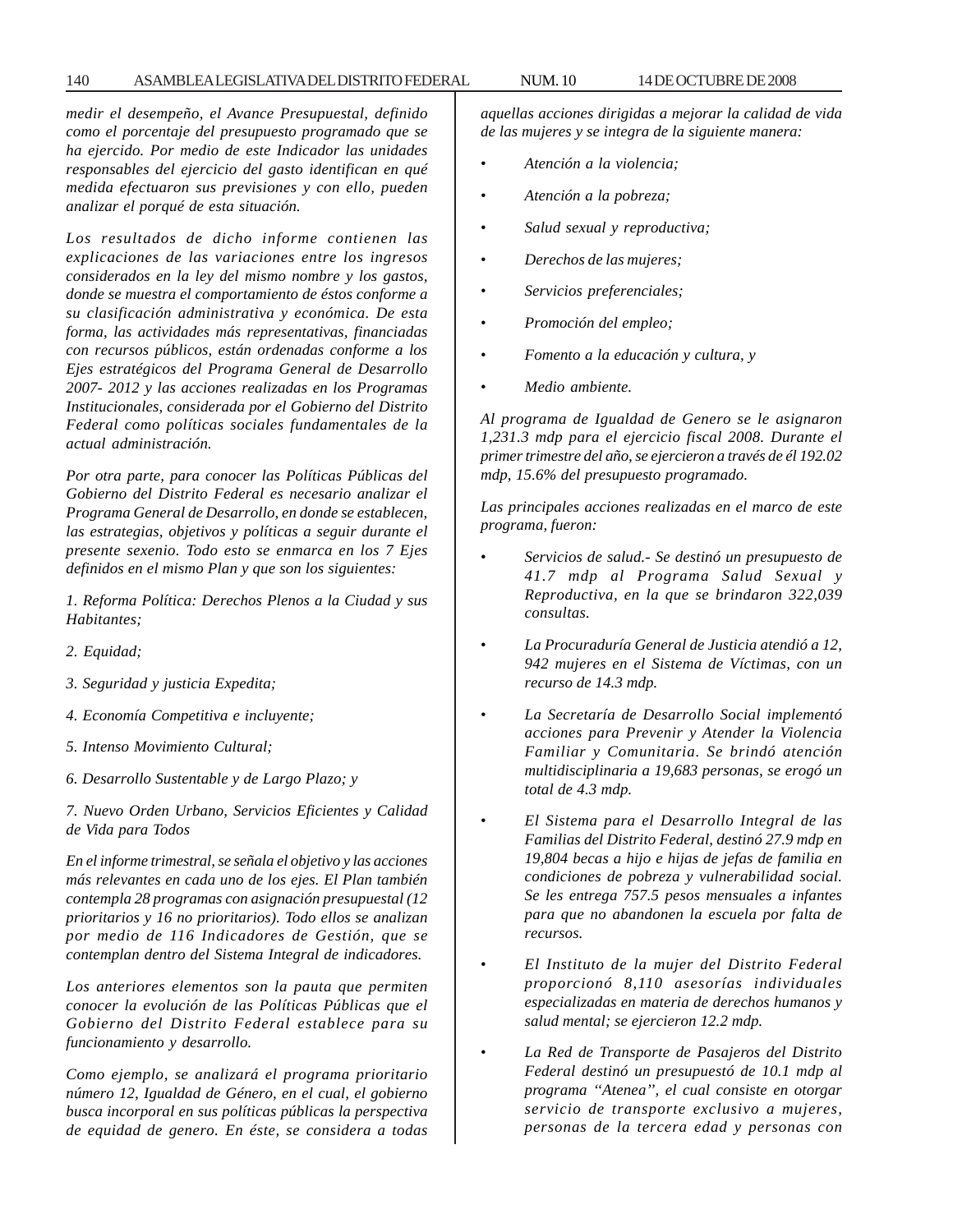*medir el desempeño, el Avance Presupuestal, definido como el porcentaje del presupuesto programado que se ha ejercido. Por medio de este Indicador las unidades responsables del ejercicio del gasto identifican en qué medida efectuaron sus previsiones y con ello, pueden analizar el porqué de esta situación.*

*Los resultados de dicho informe contienen las explicaciones de las variaciones entre los ingresos considerados en la ley del mismo nombre y los gastos, donde se muestra el comportamiento de éstos conforme a su clasificación administrativa y económica. De esta forma, las actividades más representativas, financiadas con recursos públicos, están ordenadas conforme a los Ejes estratégicos del Programa General de Desarrollo 2007- 2012 y las acciones realizadas en los Programas Institucionales, considerada por el Gobierno del Distrito Federal como políticas sociales fundamentales de la actual administración.*

*Por otra parte, para conocer las Políticas Públicas del Gobierno del Distrito Federal es necesario analizar el Programa General de Desarrollo, en donde se establecen, las estrategias, objetivos y políticas a seguir durante el presente sexenio. Todo esto se enmarca en los 7 Ejes definidos en el mismo Plan y que son los siguientes:*

*1. Reforma Política: Derechos Plenos a la Ciudad y sus Habitantes;*

*2. Equidad;*

*3. Seguridad y justicia Expedita;*

*4. Economía Competitiva e incluyente;*

*5. Intenso Movimiento Cultural;*

*6. Desarrollo Sustentable y de Largo Plazo; y*

*7. Nuevo Orden Urbano, Servicios Eficientes y Calidad de Vida para Todos*

*En el informe trimestral, se señala el objetivo y las acciones más relevantes en cada uno de los ejes. El Plan también contempla 28 programas con asignación presupuestal (12 prioritarios y 16 no prioritarios). Todo ellos se analizan por medio de 116 Indicadores de Gestión, que se contemplan dentro del Sistema Integral de indicadores.*

*Los anteriores elementos son la pauta que permiten conocer la evolución de las Políticas Públicas que el Gobierno del Distrito Federal establece para su funcionamiento y desarrollo.*

*Como ejemplo, se analizará el programa prioritario número 12, Igualdad de Género, en el cual, el gobierno busca incorporal en sus políticas públicas la perspectiva de equidad de genero. En éste, se considera a todas aquellas acciones dirigidas a mejorar la calidad de vida de las mujeres y se integra de la siguiente manera:*

- *Atención a la violencia;*
- *Atención a la pobreza;*
- *Salud sexual y reproductiva;*
- *Derechos de las mujeres;*
- *Servicios preferenciales;*
- *Promoción del empleo;*
- *Fomento a la educación y cultura, y*
- *Medio ambiente.*

*Al programa de Igualdad de Genero se le asignaron 1,231.3 mdp para el ejercicio fiscal 2008. Durante el primer trimestre del año, se ejercieron a través de él 192.02 mdp, 15.6% del presupuesto programado.*

*Las principales acciones realizadas en el marco de este programa, fueron:*

- *Servicios de salud.- Se destinó un presupuesto de 41.7 mdp al Programa Salud Sexual y Reproductiva, en la que se brindaron 322,039 consultas.*
- *La Procuraduría General de Justicia atendió a 12, 942 mujeres en el Sistema de Víctimas, con un recurso de 14.3 mdp.*
- *La Secretaría de Desarrollo Social implementó acciones para Prevenir y Atender la Violencia Familiar y Comunitaria. Se brindó atención multidisciplinaria a 19,683 personas, se erogó un total de 4.3 mdp.*
- *El Sistema para el Desarrollo Integral de las Familias del Distrito Federal, destinó 27.9 mdp en 19,804 becas a hijo e hijas de jefas de familia en condiciones de pobreza y vulnerabilidad social. Se les entrega 757.5 pesos mensuales a infantes para que no abandonen la escuela por falta de recursos.*
- *El Instituto de la mujer del Distrito Federal proporcionó 8,110 asesorías individuales especializadas en materia de derechos humanos y salud mental; se ejercieron 12.2 mdp.*
- *La Red de Transporte de Pasajeros del Distrito Federal destinó un presupuestó de 10.1 mdp al programa "Atenea", el cual consiste en otorgar servicio de transporte exclusivo a mujeres, personas de la tercera edad y personas con*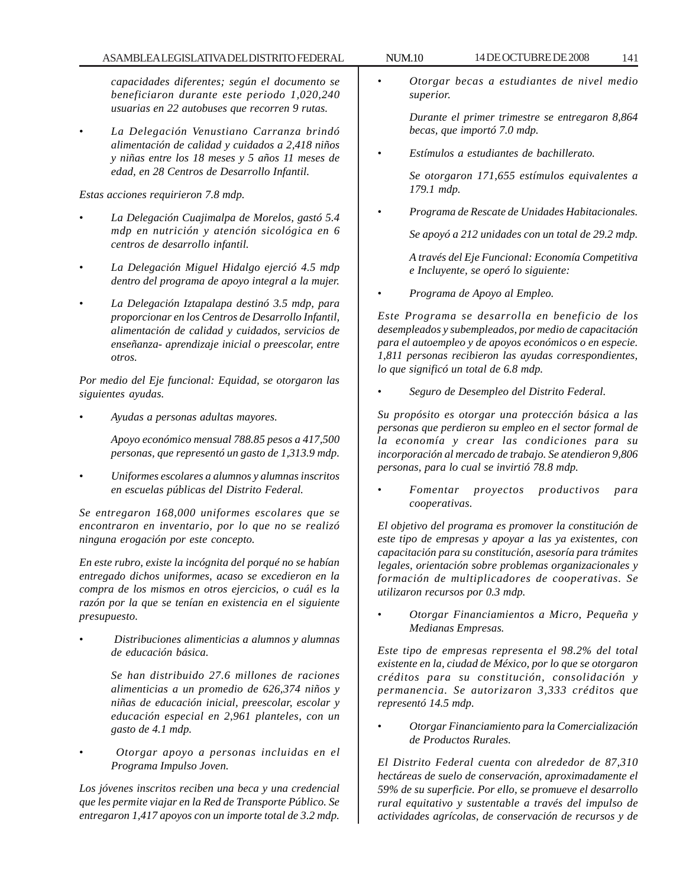*capacidades diferentes; según el documento se beneficiaron durante este periodo 1,020,240 usuarias en 22 autobuses que recorren 9 rutas.*

- *La Delegación Venustiano Carranza brindó alimentación de calidad y cuidados a 2,418 niños y niñas entre los 18 meses y 5 años 11 meses de edad, en 28 Centros de Desarrollo Infantil.*

*Estas acciones requirieron 7.8 mdp.*

- *La Delegación Cuajimalpa de Morelos, gastó 5.4 mdp en nutrición y atención sicológica en 6 centros de desarrollo infantil.*
- *La Delegación Miguel Hidalgo ejerció 4.5 mdp dentro del programa de apoyo integral a la mujer.*
- *La Delegación Iztapalapa destinó 3.5 mdp, para proporcionar en los Centros de Desarrollo Infantil, alimentación de calidad y cuidados, servicios de enseñanza- aprendizaje inicial o preescolar, entre otros.*

*Por medio del Eje funcional: Equidad, se otorgaron las siguientes ayudas.*

- *Ayudas a personas adultas mayores.*

  *Apoyo económico mensual 788.85 pesos a 417,500 personas, que representó un gasto de 1,313.9 mdp.*

- *Uniformes escolares a alumnos y alumnas inscritos en escuelas públicas del Distrito Federal.*

*Se entregaron 168,000 uniformes escolares que se encontraron en inventario, por lo que no se realizó ninguna erogación por este concepto.*

*En este rubro, existe la incógnita del porqué no se habían entregado dichos uniformes, acaso se excedieron en la compra de los mismos en otros ejercicios, o cuál es la razón por la que se tenían en existencia en el siguiente presupuesto.*

- *Distribuciones alimenticias a alumnos y alumnas de educación básica.*

  *Se han distribuido 27.6 millones de raciones alimenticias a un promedio de 626,374 niños y niñas de educación inicial, preescolar, escolar y educación especial en 2,961 planteles, con un gasto de 4.1 mdp.*

- *Otorgar apoyo a personas incluidas en el Programa Impulso Joven.*

*Los jóvenes inscritos reciben una beca y una credencial que les permite viajar en la Red de Transporte Público. Se entregaron 1,417 apoyos con un importe total de 3.2 mdp.*

- *Otorgar becas a estudiantes de nivel medio superior.*

  *Durante el primer trimestre se entregaron 8,864 becas, que importó 7.0 mdp.*

- *Estímulos a estudiantes de bachillerato.*

  *Se otorgaron 171,655 estímulos equivalentes a 179.1 mdp.*

- *Programa de Rescate de Unidades Habitacionales.*

  *Se apoyó a 212 unidades con un total de 29.2 mdp.*

  *A través del Eje Funcional: Economía Competitiva e Incluyente, se operó lo siguiente:*

- *Programa de Apoyo al Empleo.*

*Este Programa se desarrolla en beneficio de los desempleados y subempleados, por medio de capacitación para el autoempleo y de apoyos económicos o en especie. 1,811 personas recibieron las ayudas correspondientes, lo que significó un total de 6.8 mdp.*

- *Seguro de Desempleo del Distrito Federal.*

*Su propósito es otorgar una protección básica a las personas que perdieron su empleo en el sector formal de la economía y crear las condiciones para su incorporación al mercado de trabajo. Se atendieron 9,806 personas, para lo cual se invirtió 78.8 mdp.*

- *Fomentar proyectos productivos para cooperativas.*

*El objetivo del programa es promover la constitución de este tipo de empresas y apoyar a las ya existentes, con capacitación para su constitución, asesoría para trámites legales, orientación sobre problemas organizacionales y formación de multiplicadores de cooperativas. Se utilizaron recursos por 0.3 mdp.*

- *Otorgar Financiamientos a Micro, Pequeña y Medianas Empresas.*

*Este tipo de empresas representa el 98.2% del total existente en la, ciudad de México, por lo que se otorgaron créditos para su constitución, consolidación y permanencia. Se autorizaron 3,333 créditos que representó 14.5 mdp.*

- *Otorgar Financiamiento para la Comercialización de Productos Rurales.*

*El Distrito Federal cuenta con alrededor de 87,310 hectáreas de suelo de conservación, aproximadamente el 59% de su superficie. Por ello, se promueve el desarrollo rural equitativo y sustentable a través del impulso de actividades agrícolas, de conservación de recursos y de*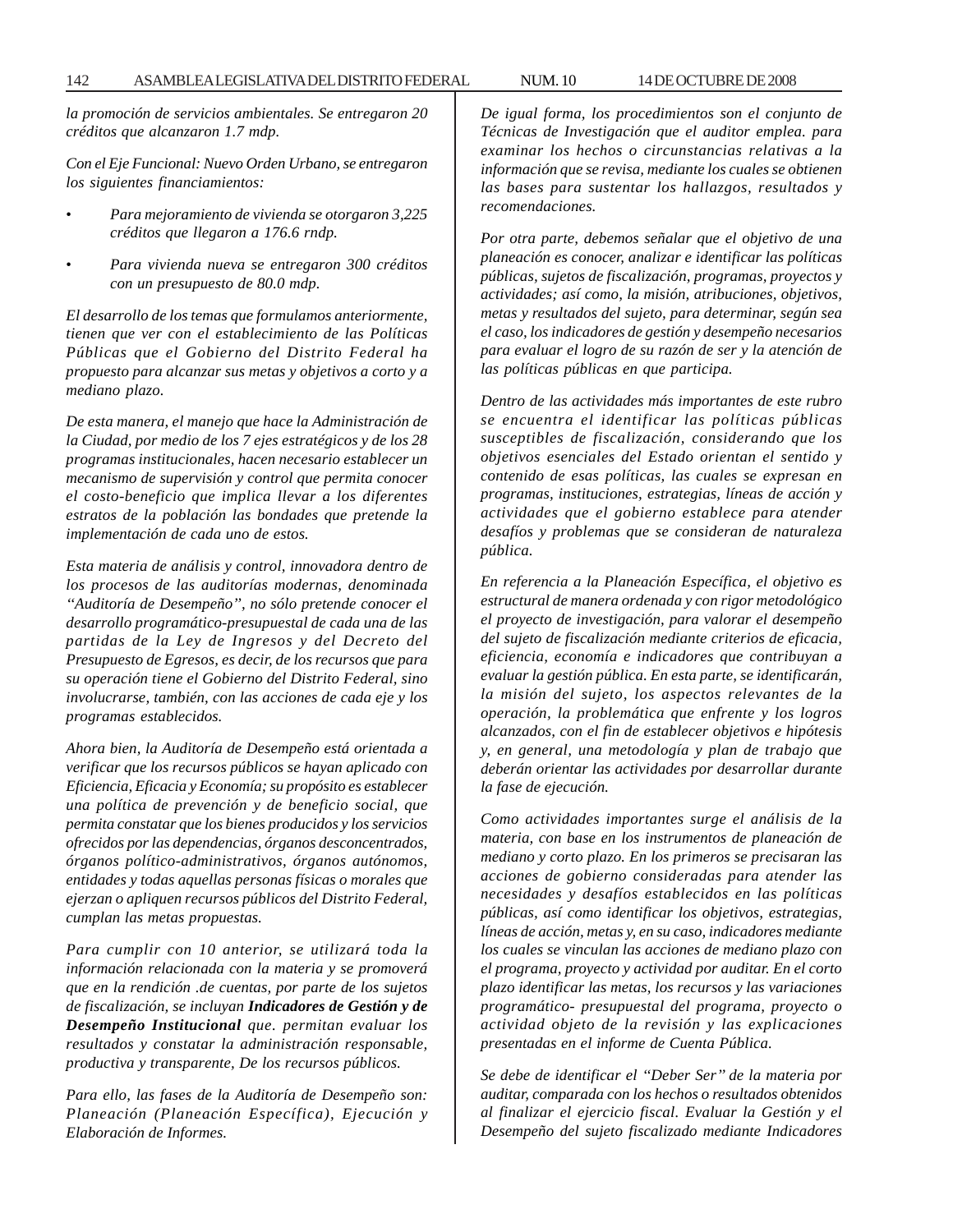*la promoción de servicios ambientales. Se entregaron 20 créditos que alcanzaron 1.7 mdp.*

*Con el Eje Funcional: Nuevo Orden Urbano, se entregaron los siguientes financiamientos:*

- *Para mejoramiento de vivienda se otorgaron 3,225 créditos que llegaron a 176.6 rndp.*
- *Para vivienda nueva se entregaron 300 créditos con un presupuesto de 80.0 mdp.*

*El desarrollo de los temas que formulamos anteriormente, tienen que ver con el establecimiento de las Políticas Públicas que el Gobierno del Distrito Federal ha propuesto para alcanzar sus metas y objetivos a corto y a mediano plazo.*

*De esta manera, el manejo que hace la Administración de la Ciudad, por medio de los 7 ejes estratégicos y de los 28 programas institucionales, hacen necesario establecer un mecanismo de supervisión y control que permita conocer el costo-beneficio que implica llevar a los diferentes estratos de la población las bondades que pretende la implementación de cada uno de estos.*

*Esta materia de análisis y control, innovadora dentro de los procesos de las auditorías modernas, denominada "Auditoría de Desempeño", no sólo pretende conocer el desarrollo programático-presupuestal de cada una de las partidas de la Ley de Ingresos y del Decreto del Presupuesto de Egresos, es decir, de los recursos que para su operación tiene el Gobierno del Distrito Federal, sino involucrarse, también, con las acciones de cada eje y los programas establecidos.*

*Ahora bien, la Auditoría de Desempeño está orientada a verificar que los recursos públicos se hayan aplicado con Eficiencia, Eficacia y Economía; su propósito es establecer una política de prevención y de beneficio social, que permita constatar que los bienes producidos y los servicios ofrecidos por las dependencias, órganos desconcentrados, órganos político-administrativos, órganos autónomos, entidades y todas aquellas personas físicas o morales que ejerzan o apliquen recursos públicos del Distrito Federal, cumplan las metas propuestas.*

*Para cumplir con 10 anterior, se utilizará toda la información relacionada con la materia y se promoverá que en la rendición .de cuentas, por parte de los sujetos de fiscalización, se incluyan* ***Indicadores de Gestión y de Desempeño Institucional*** *que. permitan evaluar los resultados y constatar la administración responsable, productiva y transparente, De los recursos públicos.*

*Para ello, las fases de la Auditoría de Desempeño son: Planeación (Planeación Específica), Ejecución y Elaboración de Informes.*

*De igual forma, los procedimientos son el conjunto de Técnicas de Investigación que el auditor emplea. para examinar los hechos o circunstancias relativas a la información que se revisa, mediante los cuales se obtienen las bases para sustentar los hallazgos, resultados y recomendaciones.*

*Por otra parte, debemos señalar que el objetivo de una planeación es conocer, analizar e identificar las políticas públicas, sujetos de fiscalización, programas, proyectos y actividades; así como, la misión, atribuciones, objetivos, metas y resultados del sujeto, para determinar, según sea el caso, los indicadores de gestión y desempeño necesarios para evaluar el logro de su razón de ser y la atención de las políticas públicas en que participa.*

*Dentro de las actividades más importantes de este rubro se encuentra el identificar las políticas públicas susceptibles de fiscalización, considerando que los objetivos esenciales del Estado orientan el sentido y contenido de esas políticas, las cuales se expresan en programas, instituciones, estrategias, líneas de acción y actividades que el gobierno establece para atender desafíos y problemas que se consideran de naturaleza pública.*

*En referencia a la Planeación Específica, el objetivo es estructural de manera ordenada y con rigor metodológico el proyecto de investigación, para valorar el desempeño del sujeto de fiscalización mediante criterios de eficacia, eficiencia, economía e indicadores que contribuyan a evaluar la gestión pública. En esta parte, se identificarán, la misión del sujeto, los aspectos relevantes de la operación, la problemática que enfrente y los logros alcanzados, con el fin de establecer objetivos e hipótesis y, en general, una metodología y plan de trabajo que deberán orientar las actividades por desarrollar durante la fase de ejecución.*

*Como actividades importantes surge el análisis de la materia, con base en los instrumentos de planeación de mediano y corto plazo. En los primeros se precisaran las acciones de gobierno consideradas para atender las necesidades y desafíos establecidos en las políticas públicas, así como identificar los objetivos, estrategias, líneas de acción, metas y, en su caso, indicadores mediante los cuales se vinculan las acciones de mediano plazo con el programa, proyecto y actividad por auditar. En el corto plazo identificar las metas, los recursos y las variaciones programático- presupuestal del programa, proyecto o actividad objeto de la revisión y las explicaciones presentadas en el informe de Cuenta Pública.*

*Se debe de identificar el "Deber Ser" de la materia por auditar, comparada con los hechos o resultados obtenidos al finalizar el ejercicio fiscal. Evaluar la Gestión y el Desempeño del sujeto fiscalizado mediante Indicadores*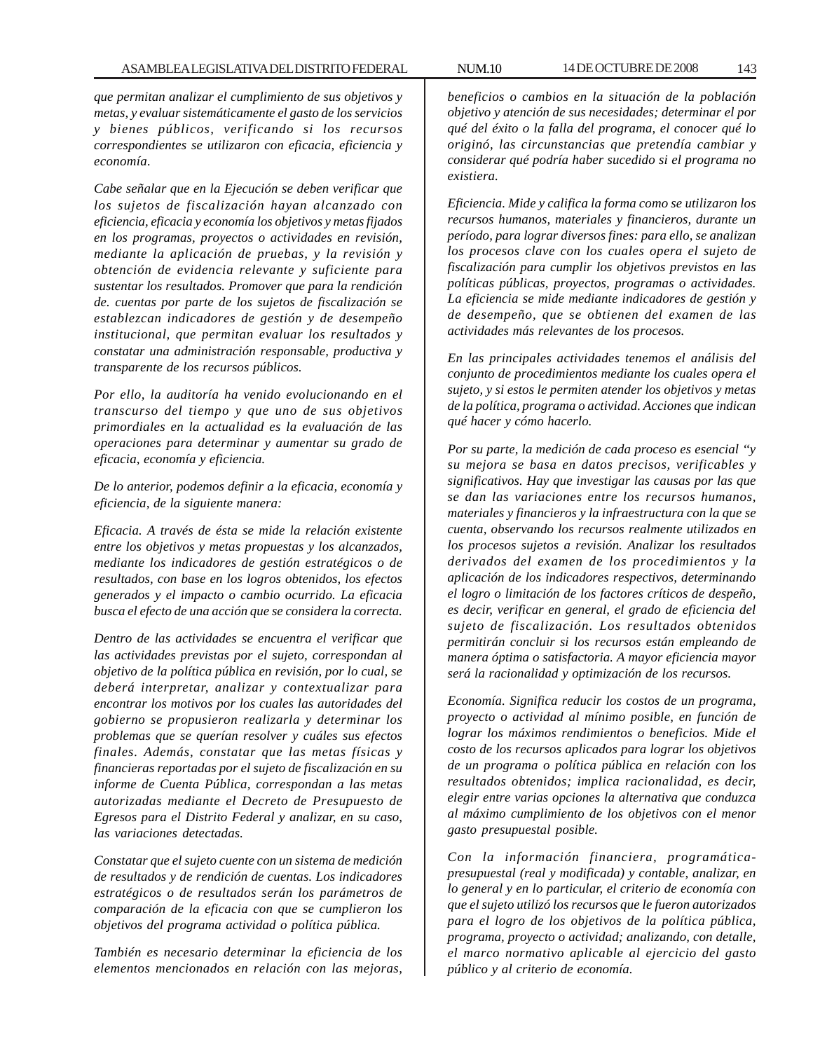*que permitan analizar el cumplimiento de sus objetivos y metas, y evaluar sistemáticamente el gasto de los servicios y bienes públicos, verificando si los recursos correspondientes se utilizaron con eficacia, eficiencia y economía.*

*Cabe señalar que en la Ejecución se deben verificar que los sujetos de fiscalización hayan alcanzado con eficiencia, eficacia y economía los objetivos y metas fijados en los programas, proyectos o actividades en revisión, mediante la aplicación de pruebas, y la revisión y obtención de evidencia relevante y suficiente para sustentar los resultados. Promover que para la rendición de. cuentas por parte de los sujetos de fiscalización se establezcan indicadores de gestión y de desempeño institucional, que permitan evaluar los resultados y constatar una administración responsable, productiva y transparente de los recursos públicos.*

*Por ello, la auditoría ha venido evolucionando en el transcurso del tiempo y que uno de sus objetivos primordiales en la actualidad es la evaluación de las operaciones para determinar y aumentar su grado de eficacia, economía y eficiencia.*

*De lo anterior, podemos definir a la eficacia, economía y eficiencia, de la siguiente manera:*

*Eficacia. A través de ésta se mide la relación existente entre los objetivos y metas propuestas y los alcanzados, mediante los indicadores de gestión estratégicos o de resultados, con base en los logros obtenidos, los efectos generados y el impacto o cambio ocurrido. La eficacia busca el efecto de una acción que se considera la correcta.*

*Dentro de las actividades se encuentra el verificar que las actividades previstas por el sujeto, correspondan al objetivo de la política pública en revisión, por lo cual, se deberá interpretar, analizar y contextualizar para encontrar los motivos por los cuales las autoridades del gobierno se propusieron realizarla y determinar los problemas que se querían resolver y cuáles sus efectos finales. Además, constatar que las metas físicas y financieras reportadas por el sujeto de fiscalización en su informe de Cuenta Pública, correspondan a las metas autorizadas mediante el Decreto de Presupuesto de Egresos para el Distrito Federal y analizar, en su caso, las variaciones detectadas.*

*Constatar que el sujeto cuente con un sistema de medición de resultados y de rendición de cuentas. Los indicadores estratégicos o de resultados serán los parámetros de comparación de la eficacia con que se cumplieron los objetivos del programa actividad o política pública.*

*También es necesario determinar la eficiencia de los elementos mencionados en relación con las mejoras, beneficios o cambios en la situación de la población objetivo y atención de sus necesidades; determinar el por qué del éxito o la falla del programa, el conocer qué lo originó, las circunstancias que pretendía cambiar y considerar qué podría haber sucedido si el programa no existiera.*

*Eficiencia. Mide y califica la forma como se utilizaron los recursos humanos, materiales y financieros, durante un período, para lograr diversos fines: para ello, se analizan los procesos clave con los cuales opera el sujeto de fiscalización para cumplir los objetivos previstos en las políticas públicas, proyectos, programas o actividades. La eficiencia se mide mediante indicadores de gestión y de desempeño, que se obtienen del examen de las actividades más relevantes de los procesos.*

*En las principales actividades tenemos el análisis del conjunto de procedimientos mediante los cuales opera el sujeto, y si estos le permiten atender los objetivos y metas de la política, programa o actividad. Acciones que indican qué hacer y cómo hacerlo.*

*Por su parte, la medición de cada proceso es esencial "y su mejora se basa en datos precisos, verificables y significativos. Hay que investigar las causas por las que se dan las variaciones entre los recursos humanos, materiales y financieros y la infraestructura con la que se cuenta, observando los recursos realmente utilizados en los procesos sujetos a revisión. Analizar los resultados derivados del examen de los procedimientos y la aplicación de los indicadores respectivos, determinando el logro o limitación de los factores críticos de despeño, es decir, verificar en general, el grado de eficiencia del sujeto de fiscalización. Los resultados obtenidos permitirán concluir si los recursos están empleando de manera óptima o satisfactoria. A mayor eficiencia mayor será la racionalidad y optimización de los recursos.*

*Economía. Significa reducir los costos de un programa, proyecto o actividad al mínimo posible, en función de lograr los máximos rendimientos o beneficios. Mide el costo de los recursos aplicados para lograr los objetivos de un programa o política pública en relación con los resultados obtenidos; implica racionalidad, es decir, elegir entre varias opciones la alternativa que conduzca al máximo cumplimiento de los objetivos con el menor gasto presupuestal posible.*

*Con la información financiera, programática-presupuestal (real y modificada) y contable, analizar, en lo general y en lo particular, el criterio de economía con que el sujeto utilizó los recursos que le fueron autorizados para el logro de los objetivos de la política pública, programa, proyecto o actividad; analizando, con detalle, el marco normativo aplicable al ejercicio del gasto público y al criterio de economía.*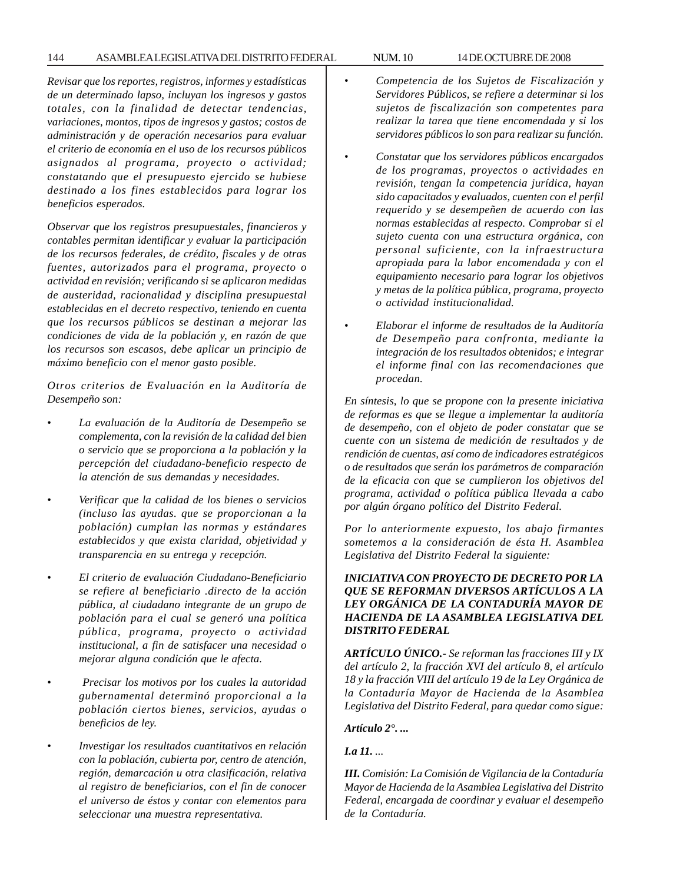*Revisar que los reportes, registros, informes y estadísticas de un determinado lapso, incluyan los ingresos y gastos totales, con la finalidad de detectar tendencias, variaciones, montos, tipos de ingresos y gastos; costos de administración y de operación necesarios para evaluar el criterio de economía en el uso de los recursos públicos asignados al programa, proyecto o actividad; constatando que el presupuesto ejercido se hubiese destinado a los fines establecidos para lograr los beneficios esperados.*

*Observar que los registros presupuestales, financieros y contables permitan identificar y evaluar la participación de los recursos federales, de crédito, fiscales y de otras fuentes, autorizados para el programa, proyecto o actividad en revisión; verificando si se aplicaron medidas de austeridad, racionalidad y disciplina presupuestal establecidas en el decreto respectivo, teniendo en cuenta que los recursos públicos se destinan a mejorar las condiciones de vida de la población y, en razón de que los recursos son escasos, debe aplicar un principio de máximo beneficio con el menor gasto posible.*

*Otros criterios de Evaluación en la Auditoría de Desempeño son:*

- *La evaluación de la Auditoría de Desempeño se complementa, con la revisión de la calidad del bien o servicio que se proporciona a la población y la percepción del ciudadano-beneficio respecto de la atención de sus demandas y necesidades.*
- *Verificar que la calidad de los bienes o servicios (incluso las ayudas. que se proporcionan a la población) cumplan las normas y estándares establecidos y que exista claridad, objetividad y transparencia en su entrega y recepción.*
- *El criterio de evaluación Ciudadano-Beneficiario se refiere al beneficiario .directo de la acción pública, al ciudadano integrante de un grupo de población para el cual se generó una política pública, programa, proyecto o actividad institucional, a fin de satisfacer una necesidad o mejorar alguna condición que le afecta.*
- *Precisar los motivos por los cuales la autoridad gubernamental determinó proporcional a la población ciertos bienes, servicios, ayudas o beneficios de ley.*
- *Investigar los resultados cuantitativos en relación con la población, cubierta por, centro de atención, región, demarcación u otra clasificación, relativa al registro de beneficiarios, con el fin de conocer el universo de éstos y contar con elementos para seleccionar una muestra representativa.*
- *Competencia de los Sujetos de Fiscalización y Servidores Públicos, se refiere a determinar si los sujetos de fiscalización son competentes para realizar la tarea que tiene encomendada y si los servidores públicos lo son para realizar su función.*
- *Constatar que los servidores públicos encargados de los programas, proyectos o actividades en revisión, tengan la competencia jurídica, hayan sido capacitados y evaluados, cuenten con el perfil requerido y se desempeñen de acuerdo con las normas establecidas al respecto. Comprobar si el sujeto cuenta con una estructura orgánica, con personal suficiente, con la infraestructura apropiada para la labor encomendada y con el equipamiento necesario para lograr los objetivos y metas de la política pública, programa, proyecto o actividad institucionalidad.*
- *Elaborar el informe de resultados de la Auditoría de Desempeño para confronta, mediante la integración de los resultados obtenidos; e integrar el informe final con las recomendaciones que procedan.*

*En síntesis, lo que se propone con la presente iniciativa de reformas es que se llegue a implementar la auditoría de desempeño, con el objeto de poder constatar que se cuente con un sistema de medición de resultados y de rendición de cuentas, así como de indicadores estratégicos o de resultados que serán los parámetros de comparación de la eficacia con que se cumplieron los objetivos del programa, actividad o política pública llevada a cabo por algún órgano político del Distrito Federal.*

*Por lo anteriormente expuesto, los abajo firmantes sometemos a la consideración de ésta H. Asamblea Legislativa del Distrito Federal la siguiente:*

***INICIATIVA CON PROYECTO DE DECRETO POR LA QUE SE REFORMAN DIVERSOS ARTÍCULOS A LA LEY ORGÁNICA DE LA CONTADURÍA MAYOR DE HACIENDA DE LA ASAMBLEA LEGISLATIVA DEL DISTRITO FEDERAL***

***ARTÍCULO ÚNICO.-** Se reforman las fracciones III y IX del artículo 2, la fracción XVI del artículo 8, el artículo 18 y la fracción VIII del artículo 19 de la Ley Orgánica de la Contaduría Mayor de Hacienda de la Asamblea Legislativa del Distrito Federal, para quedar como sigue:*

***Artículo 2°. ...***

***I.a 11.** ...*

***III.** Comisión: La Comisión de Vigilancia de la Contaduría Mayor de Hacienda de la Asamblea Legislativa del Distrito Federal, encargada de coordinar y evaluar el desempeño de la Contaduría.*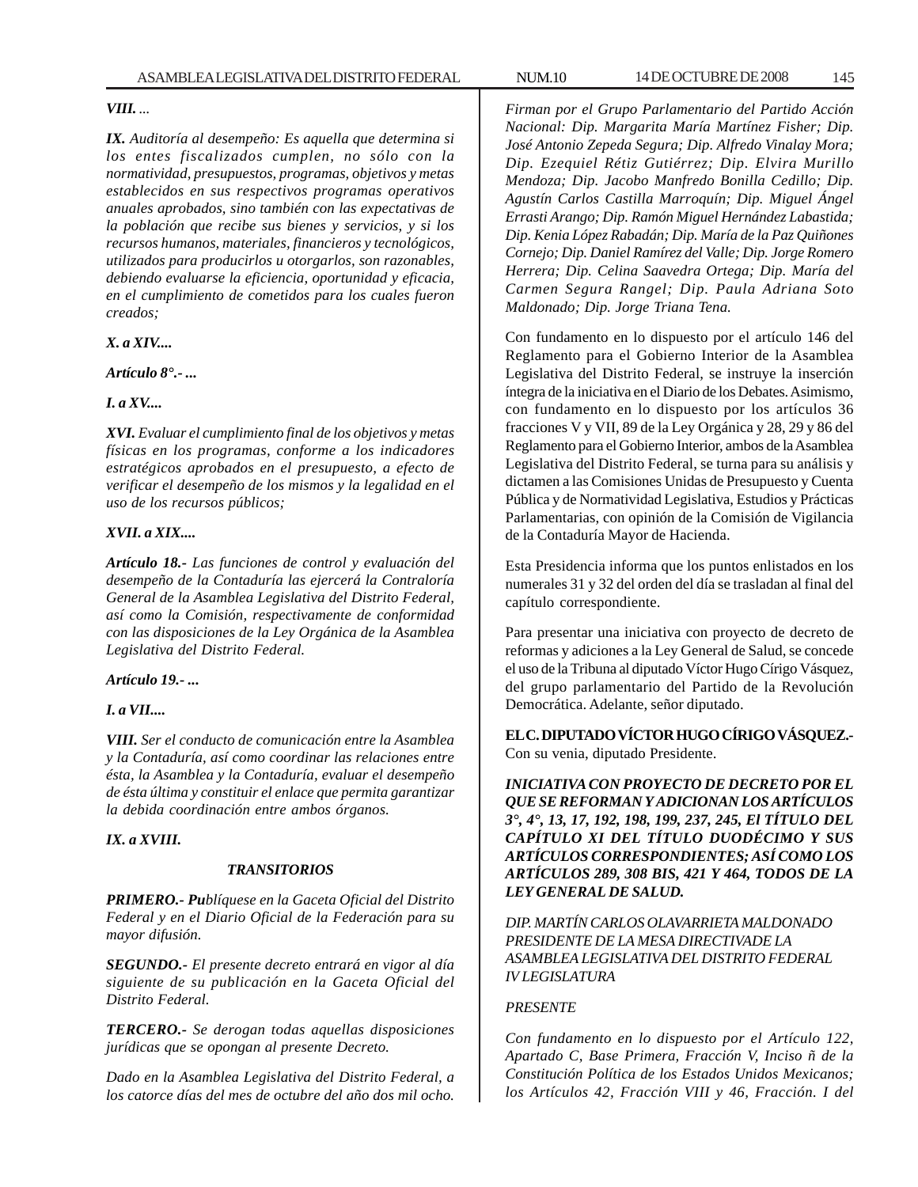***VIII.*** *...*

***IX.*** *Auditoría al desempeño: Es aquella que determina si los entes fiscalizados cumplen, no sólo con la normatividad, presupuestos, programas, objetivos y metas establecidos en sus respectivos programas operativos anuales aprobados, sino también con las expectativas de la población que recibe sus bienes y servicios, y si los recursos humanos, materiales, financieros y tecnológicos, utilizados para producirlos u otorgarlos, son razonables, debiendo evaluarse la eficiencia, oportunidad y eficacia, en el cumplimiento de cometidos para los cuales fueron creados;*

***X. a XIV....***

***Artículo 8°.- ...***

***I. a XV....***

***XVI.*** *Evaluar el cumplimiento final de los objetivos y metas físicas en los programas, conforme a los indicadores estratégicos aprobados en el presupuesto, a efecto de verificar el desempeño de los mismos y la legalidad en el uso de los recursos públicos;*

***XVII. a XIX....***

***Artículo 18.-*** *Las funciones de control y evaluación del desempeño de la Contaduría las ejercerá la Contraloría General de la Asamblea Legislativa del Distrito Federal, así como la Comisión, respectivamente de conformidad con las disposiciones de la Ley Orgánica de la Asamblea Legislativa del Distrito Federal.*

***Artículo 19.- ...***

***I. a VII....***

***VIII.*** *Ser el conducto de comunicación entre la Asamblea y la Contaduría, así como coordinar las relaciones entre ésta, la Asamblea y la Contaduría, evaluar el desempeño de ésta última y constituir el enlace que permita garantizar la debida coordinación entre ambos órganos.*

***IX. a XVIII.***

***TRANSITORIOS***

***PRIMERO.- Pu****blíquese en la Gaceta Oficial del Distrito Federal y en el Diario Oficial de la Federación para su mayor difusión.*

***SEGUNDO.-*** *El presente decreto entrará en vigor al día siguiente de su publicación en la Gaceta Oficial del Distrito Federal.*

***TERCERO.-*** *Se derogan todas aquellas disposiciones jurídicas que se opongan al presente Decreto.*

*Dado en la Asamblea Legislativa del Distrito Federal, a los catorce días del mes de octubre del año dos mil ocho.*

*Firman por el Grupo Parlamentario del Partido Acción Nacional: Dip. Margarita María Martínez Fisher; Dip. José Antonio Zepeda Segura; Dip. Alfredo Vinalay Mora; Dip. Ezequiel Rétiz Gutiérrez; Dip. Elvira Murillo Mendoza; Dip. Jacobo Manfredo Bonilla Cedillo; Dip. Agustín Carlos Castilla Marroquín; Dip. Miguel Ángel Errasti Arango; Dip. Ramón Miguel Hernández Labastida; Dip. Kenia López Rabadán; Dip. María de la Paz Quiñones Cornejo; Dip. Daniel Ramírez del Valle; Dip. Jorge Romero Herrera; Dip. Celina Saavedra Ortega; Dip. María del Carmen Segura Rangel; Dip. Paula Adriana Soto Maldonado; Dip. Jorge Triana Tena.*

Con fundamento en lo dispuesto por el artículo 146 del Reglamento para el Gobierno Interior de la Asamblea Legislativa del Distrito Federal, se instruye la inserción íntegra de la iniciativa en el Diario de los Debates. Asimismo, con fundamento en lo dispuesto por los artículos 36 fracciones V y VII, 89 de la Ley Orgánica y 28, 29 y 86 del Reglamento para el Gobierno Interior, ambos de la Asamblea Legislativa del Distrito Federal, se turna para su análisis y dictamen a las Comisiones Unidas de Presupuesto y Cuenta Pública y de Normatividad Legislativa, Estudios y Prácticas Parlamentarias, con opinión de la Comisión de Vigilancia de la Contaduría Mayor de Hacienda.

Esta Presidencia informa que los puntos enlistados en los numerales 31 y 32 del orden del día se trasladan al final del capítulo correspondiente.

Para presentar una iniciativa con proyecto de decreto de reformas y adiciones a la Ley General de Salud, se concede el uso de la Tribuna al diputado Víctor Hugo Círigo Vásquez, del grupo parlamentario del Partido de la Revolución Democrática. Adelante, señor diputado.

**EL C. DIPUTADO VÍCTOR HUGO CÍRIGO VÁSQUEZ.-** Con su venia, diputado Presidente.

***INICIATIVA CON PROYECTO DE DECRETO POR EL QUE SE REFORMAN Y ADICIONAN LOS ARTÍCULOS 3°, 4°, 13, 17, 192, 198, 199, 237, 245, El TÍTULO DEL CAPÍTULO XI DEL TÍTULO DUODÉCIMO Y SUS ARTÍCULOS CORRESPONDIENTES; ASÍ COMO LOS ARTÍCULOS 289, 308 BIS, 421 Y 464, TODOS DE LA LEY GENERAL DE SALUD.***

*DIP. MARTÍN CARLOS OLAVARRIETA MALDONADO*
*PRESIDENTE DE LA MESA DIRECTIVADE LA ASAMBLEA LEGISLATIVA DEL DISTRITO FEDERAL*
*IV LEGISLATURA*

*PRESENTE*

*Con fundamento en lo dispuesto por el Artículo 122, Apartado C, Base Primera, Fracción V, Inciso ñ de la Constitución Política de los Estados Unidos Mexicanos; los Artículos 42, Fracción VIII y 46, Fracción. I del*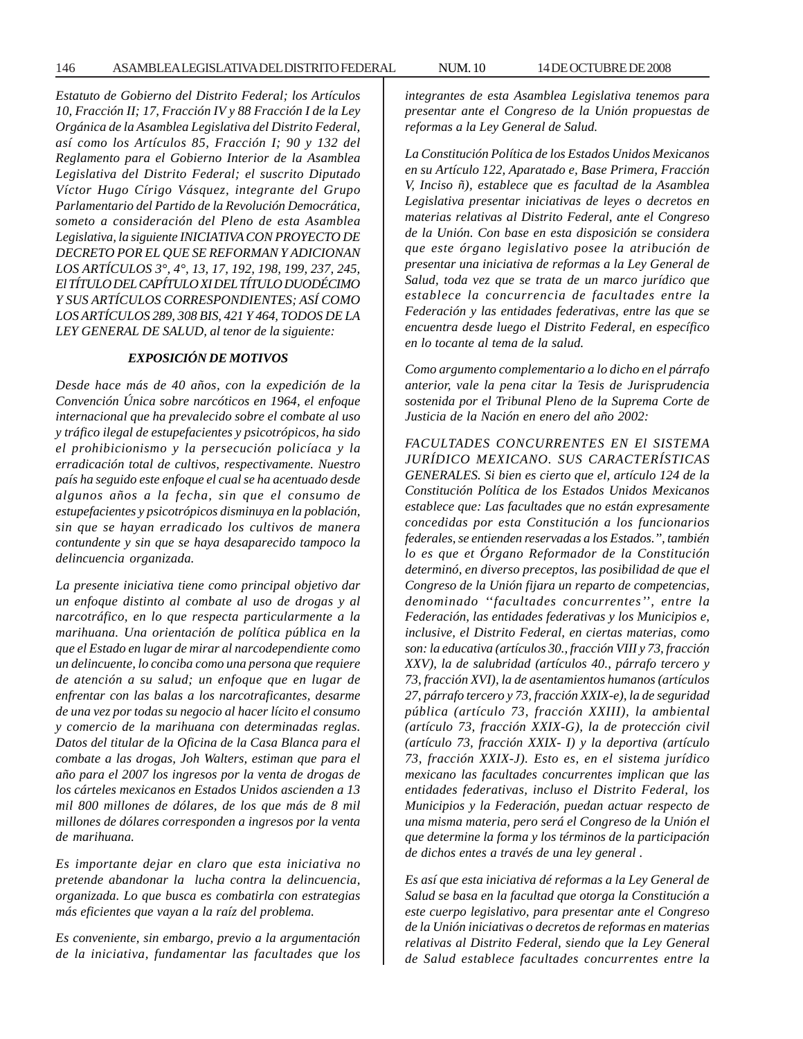*Estatuto de Gobierno del Distrito Federal; los Artículos 10, Fracción II; 17, Fracción IV y 88 Fracción I de la Ley Orgánica de la Asamblea Legislativa del Distrito Federal, así como los Artículos 85, Fracción I; 90 y 132 del Reglamento para el Gobierno Interior de la Asamblea Legislativa del Distrito Federal; el suscrito Diputado Víctor Hugo Círigo Vásquez, integrante del Grupo Parlamentario del Partido de la Revolución Democrática, someto a consideración del Pleno de esta Asamblea Legislativa, la siguiente INICIATIVA CON PROYECTO DE DECRETO POR EL QUE SE REFORMAN Y ADICIONAN LOS ARTÍCULOS 3°, 4°, 13, 17, 192, 198, 199, 237, 245, El TÍTULO DEL CAPÍTULO XI DEL TÍTULO DUODÉCIMO Y SUS ARTÍCULOS CORRESPONDIENTES; ASÍ COMO LOS ARTÍCULOS 289, 308 BIS, 421 Y 464, TODOS DE LA LEY GENERAL DE SALUD, al tenor de la siguiente:*

### *EXPOSICIÓN DE MOTIVOS*

*Desde hace más de 40 años, con la expedición de la Convención Única sobre narcóticos en 1964, el enfoque internacional que ha prevalecido sobre el combate al uso y tráfico ilegal de estupefacientes y psicotrópicos, ha sido el prohibicionismo y la persecución policíaca y la erradicación total de cultivos, respectivamente. Nuestro país ha seguido este enfoque el cual se ha acentuado desde algunos años a la fecha, sin que el consumo de estupefacientes y psicotrópicos disminuya en la población, sin que se hayan erradicado los cultivos de manera contundente y sin que se haya desaparecido tampoco la delincuencia organizada.*

*La presente iniciativa tiene como principal objetivo dar un enfoque distinto al combate al uso de drogas y al narcotráfico, en lo que respecta particularmente a la marihuana. Una orientación de política pública en la que el Estado en lugar de mirar al narcodependiente como un delincuente, lo conciba como una persona que requiere de atención a su salud; un enfoque que en lugar de enfrentar con las balas a los narcotraficantes, desarme de una vez por todas su negocio al hacer lícito el consumo y comercio de la marihuana con determinadas reglas. Datos del titular de la Oficina de la Casa Blanca para el combate a las drogas, Joh Walters, estiman que para el año para el 2007 los ingresos por la venta de drogas de los cárteles mexicanos en Estados Unidos ascienden a 13 mil 800 millones de dólares, de los que más de 8 mil millones de dólares corresponden a ingresos por la venta de marihuana.*

*Es importante dejar en claro que esta iniciativa no pretende abandonar la lucha contra la delincuencia, organizada. Lo que busca es combatirla con estrategias más eficientes que vayan a la raíz del problema.*

*Es conveniente, sin embargo, previo a la argumentación de la iniciativa, fundamentar las facultades que los integrantes de esta Asamblea Legislativa tenemos para presentar ante el Congreso de la Unión propuestas de reformas a la Ley General de Salud.*

*La Constitución Política de los Estados Unidos Mexicanos en su Artículo 122, Aparatado e, Base Primera, Fracción V, Inciso ñ), establece que es facultad de la Asamblea Legislativa presentar iniciativas de leyes o decretos en materias relativas al Distrito Federal, ante el Congreso de la Unión. Con base en esta disposición se considera que este órgano legislativo posee la atribución de presentar una iniciativa de reformas a la Ley General de Salud, toda vez que se trata de un marco jurídico que establece la concurrencia de facultades entre la Federación y las entidades federativas, entre las que se encuentra desde luego el Distrito Federal, en específico en lo tocante al tema de la salud.*

*Como argumento complementario a lo dicho en el párrafo anterior, vale la pena citar la Tesis de Jurisprudencia sostenida por el Tribunal Pleno de la Suprema Corte de Justicia de la Nación en enero del año 2002:*

*FACULTADES CONCURRENTES EN El SISTEMA JURÍDICO MEXICANO. SUS CARACTERÍSTICAS GENERALES. Si bien es cierto que el, artículo 124 de la Constitución Política de los Estados Unidos Mexicanos establece que: Las facultades que no están expresamente concedidas por esta Constitución a los funcionarios federales, se entienden reservadas a los Estados.", también lo es que et Órgano Reformador de la Constitución determinó, en diverso preceptos, las posibilidad de que el Congreso de la Unión fijara un reparto de competencias, denominado ''facultades concurrentes'', entre la Federación, las entidades federativas y los Municipios e, inclusive, el Distrito Federal, en ciertas materias, como son: la educativa (artículos 3o., fracción VIII y 73, fracción XXV), la de salubridad (artículos 4o., párrafo tercero y 73, fracción XVI), la de asentamientos humanos (artículos 27, párrafo tercero y 73, fracción XXIX-e), la de seguridad pública (artículo 73, fracción XXIII), la ambiental (artículo 73, fracción XXIX-G), la de protección civil (artículo 73, fracción XXIX- I) y la deportiva (artículo 73, fracción XXIX-J). Esto es, en el sistema jurídico mexicano las facultades concurrentes implican que las entidades federativas, incluso el Distrito Federal, los Municipios y la Federación, puedan actuar respecto de una misma materia, pero será el Congreso de la Unión el que determine la forma y los términos de la participación de dichos entes a través de una ley general .*

*Es así que esta iniciativa dé reformas a la Ley General de Salud se basa en la facultad que otorga la Constitución a este cuerpo legislativo, para presentar ante el Congreso de la Unión iniciativas o decretos de reformas en materias relativas al Distrito Federal, siendo que la Ley General de Salud establece facultades concurrentes entre la*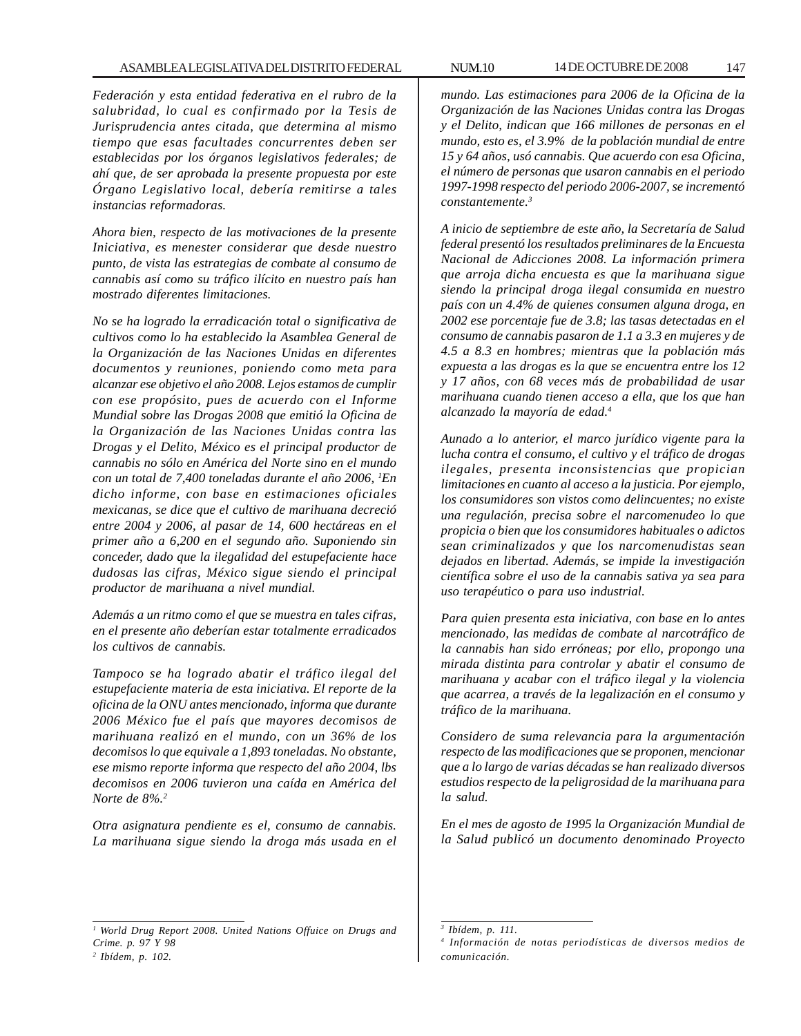*Federación y esta entidad federativa en el rubro de la salubridad, lo cual es confirmado por la Tesis de Jurisprudencia antes citada, que determina al mismo tiempo que esas facultades concurrentes deben ser establecidas por los órganos legislativos federales; de ahí que, de ser aprobada la presente propuesta por este Órgano Legislativo local, debería remitirse a tales instancias reformadoras.*

*Ahora bien, respecto de las motivaciones de la presente Iniciativa, es menester considerar que desde nuestro punto, de vista las estrategias de combate al consumo de cannabis así como su tráfico ilícito en nuestro país han mostrado diferentes limitaciones.*

*No se ha logrado la erradicación total o significativa de cultivos como lo ha establecido la Asamblea General de la Organización de las Naciones Unidas en diferentes documentos y reuniones, poniendo como meta para alcanzar ese objetivo el año 2008. Lejos estamos de cumplir con ese propósito, pues de acuerdo con el Informe Mundial sobre las Drogas 2008 que emitió la Oficina de la Organización de las Naciones Unidas contra las Drogas y el Delito, México es el principal productor de cannabis no sólo en América del Norte sino en el mundo con un total de 7,400 toneladas durante el año 2006, [1]En dicho informe, con base en estimaciones oficiales mexicanas, se dice que el cultivo de marihuana decreció entre 2004 y 2006, al pasar de 14, 600 hectáreas en el primer año a 6,200 en el segundo año. Suponiendo sin conceder, dado que la ilegalidad del estupefaciente hace dudosas las cifras, México sigue siendo el principal productor de marihuana a nivel mundial.*

*Además a un ritmo como el que se muestra en tales cifras, en el presente año deberían estar totalmente erradicados los cultivos de cannabis.*

*Tampoco se ha logrado abatir el tráfico ilegal del estupefaciente materia de esta iniciativa. El reporte de la oficina de la ONU antes mencionado, informa que durante 2006 México fue el país que mayores decomisos de marihuana realizó en el mundo, con un 36% de los decomisos lo que equivale a 1,893 toneladas. No obstante, ese mismo reporte informa que respecto del año 2004, lbs decomisos en 2006 tuvieron una caída en América del Norte de 8%.[2]*

*Otra asignatura pendiente es el, consumo de cannabis. La marihuana sigue siendo la droga más usada en el mundo. Las estimaciones para 2006 de la Oficina de la Organización de las Naciones Unidas contra las Drogas y el Delito, indican que 166 millones de personas en el mundo, esto es, el 3.9% de la población mundial de entre 15 y 64 años, usó cannabis. Que acuerdo con esa Oficina, el número de personas que usaron cannabis en el periodo 1997-1998 respecto del periodo 2006-2007, se incrementó constantemente.[3]*

*A inicio de septiembre de este año, la Secretaría de Salud federal presentó los resultados preliminares de la Encuesta Nacional de Adicciones 2008. La información primera que arroja dicha encuesta es que la marihuana sigue siendo la principal droga ilegal consumida en nuestro país con un 4.4% de quienes consumen alguna droga, en 2002 ese porcentaje fue de 3.8; las tasas detectadas en el consumo de cannabis pasaron de 1.1 a 3.3 en mujeres y de 4.5 a 8.3 en hombres; mientras que la población más expuesta a las drogas es la que se encuentra entre los 12 y 17 años, con 68 veces más de probabilidad de usar marihuana cuando tienen acceso a ella, que los que han alcanzado la mayoría de edad.[4]*

*Aunado a lo anterior, el marco jurídico vigente para la lucha contra el consumo, el cultivo y el tráfico de drogas ilegales, presenta inconsistencias que propician limitaciones en cuanto al acceso a la justicia. Por ejemplo, los consumidores son vistos como delincuentes; no existe una regulación, precisa sobre el narcomenudeo lo que propicia o bien que los consumidores habituales o adictos sean criminalizados y que los narcomenudistas sean dejados en libertad. Además, se impide la investigación científica sobre el uso de la cannabis sativa ya sea para uso terapéutico o para uso industrial.*

*Para quien presenta esta iniciativa, con base en lo antes mencionado, las medidas de combate al narcotráfico de la cannabis han sido erróneas; por ello, propongo una mirada distinta para controlar y abatir el consumo de marihuana y acabar con el tráfico ilegal y la violencia que acarrea, a través de la legalización en el consumo y tráfico de la marihuana.*

*Considero de suma relevancia para la argumentación respecto de las modificaciones que se proponen, mencionar que a lo largo de varias décadas se han realizado diversos estudios respecto de la peligrosidad de la marihuana para la salud.*

*En el mes de agosto de 1995 la Organización Mundial de la Salud publicó un documento denominado Proyecto*

---

*[1] World Drug Report 2008. United Nations Offuice on Drugs and Crime. p. 97 Y 98*

*[2] Ibídem, p. 102.*

*[3] Ibídem, p. 111.*

*[4] Información de notas periodísticas de diversos medios de comunicación.*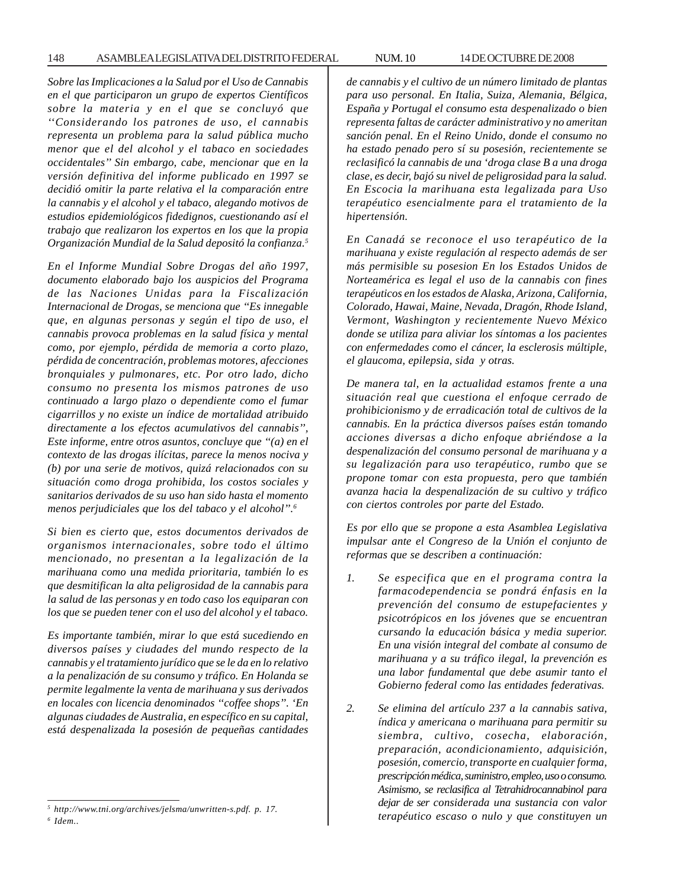*Sobre las Implicaciones a la Salud por el Uso de Cannabis en el que participaron un grupo de expertos Científicos sobre la materia y en el que se concluyó que ''Considerando los patrones de uso, el cannabis representa un problema para la salud pública mucho menor que el del alcohol y el tabaco en sociedades occidentales'' Sin embargo, cabe, mencionar que en la versión definitiva del informe publicado en 1997 se decidió omitir la parte relativa el la comparación entre la cannabis y el alcohol y el tabaco, alegando motivos de estudios epidemiológicos fidedignos, cuestionando así el trabajo que realizaron los expertos en los que la propia Organización Mundial de la Salud depositó la confianza.*[5]

*En el Informe Mundial Sobre Drogas del año 1997, documento elaborado bajo los auspicios del Programa de las Naciones Unidas para la Fiscalización Internacional de Drogas, se menciona que ''Es innegable que, en algunas personas y según el tipo de uso, el cannabis provoca problemas en la salud física y mental como, por ejemplo, pérdida de memoria a corto plazo, pérdida de concentración, problemas motores, afecciones bronquiales y pulmonares, etc. Por otro lado, dicho consumo no presenta los mismos patrones de uso continuado a largo plazo o dependiente como el fumar cigarrillos y no existe un índice de mortalidad atribuido directamente a los efectos acumulativos del cannabis'', Este informe, entre otros asuntos, concluye que ''(a) en el contexto de las drogas ilícitas, parece la menos nociva y (b) por una serie de motivos, quizá relacionados con su situación como droga prohibida, los costos sociales y sanitarios derivados de su uso han sido hasta el momento menos perjudiciales que los del tabaco y el alcohol''.*[6]

*Si bien es cierto que, estos documentos derivados de organismos internacionales, sobre todo el último mencionado, no presentan a la legalización de la marihuana como una medida prioritaria, también lo es que desmitifican la alta peligrosidad de la cannabis para la salud de las personas y en todo caso los equiparan con los que se pueden tener con el uso del alcohol y el tabaco.*

*Es importante también, mirar lo que está sucediendo en diversos países y ciudades del mundo respecto de la cannabis y el tratamiento jurídico que se le da en lo relativo a la penalización de su consumo y tráfico. En Holanda se permite legalmente la venta de marihuana y sus derivados en locales con licencia denominados ''coffee shops''. 'En algunas ciudades de Australia, en específico en su capital, está despenalizada la posesión de pequeñas cantidades de cannabis y el cultivo de un número limitado de plantas para uso personal. En Italia, Suiza, Alemania, Bélgica, España y Portugal el consumo esta despenalizado o bien representa faltas de carácter administrativo y no ameritan sanción penal. En el Reino Unido, donde el consumo no ha estado penado pero sí su posesión, recientemente se reclasificó la cannabis de una 'droga clase B a una droga clase, es decir, bajó su nivel de peligrosidad para la salud. En Escocia la marihuana esta legalizada para Uso terapéutico esencialmente para el tratamiento de la hipertensión.*

*En Canadá se reconoce el uso terapéutico de la marihuana y existe regulación al respecto además de ser más permisible su posesion En los Estados Unidos de Norteamérica es legal el uso de la cannabis con fines terapéuticos en los estados de Alaska, Arizona, California, Colorado, Hawai, Maine, Nevada, Dragón, Rhode Island, Vermont, Washington y recientemente Nuevo México donde se utiliza para aliviar los síntomas a los pacientes con enfermedades como el cáncer, la esclerosis múltiple, el glaucoma, epilepsia, sida y otras.*

*De manera tal, en la actualidad estamos frente a una situación real que cuestiona el enfoque cerrado de prohibicionismo y de erradicación total de cultivos de la cannabis. En la práctica diversos países están tomando acciones diversas a dicho enfoque abriéndose a la despenalización del consumo personal de marihuana y a su legalización para uso terapéutico, rumbo que se propone tomar con esta propuesta, pero que también avanza hacia la despenalización de su cultivo y tráfico con ciertos controles por parte del Estado.*

*Es por ello que se propone a esta Asamblea Legislativa impulsar ante el Congreso de la Unión el conjunto de reformas que se describen a continuación:*

1. *Se especifica que en el programa contra la farmacodependencia se pondrá énfasis en la prevención del consumo de estupefacientes y psicotrópicos en los jóvenes que se encuentran cursando la educación básica y media superior. En una visión integral del combate al consumo de marihuana y a su tráfico ilegal, la prevención es una labor fundamental que debe asumir tanto el Gobierno federal como las entidades federativas.*

2. *Se elimina del artículo 237 a la cannabis sativa, índica y americana o marihuana para permitir su siembra, cultivo, cosecha, elaboración, preparación, acondicionamiento, adquisición, posesión, comercio, transporte en cualquier forma, prescripción médica, suministro, empleo, uso o consumo. Asimismo, se reclasifica al Tetrahidrocannabinol para dejar de ser considerada una sustancia con valor terapéutico escaso o nulo y que constituyen un*

---

[5] *http://www.tni.org/archives/jelsma/unwritten-s.pdf. p. 17.*

[6] *Idem..*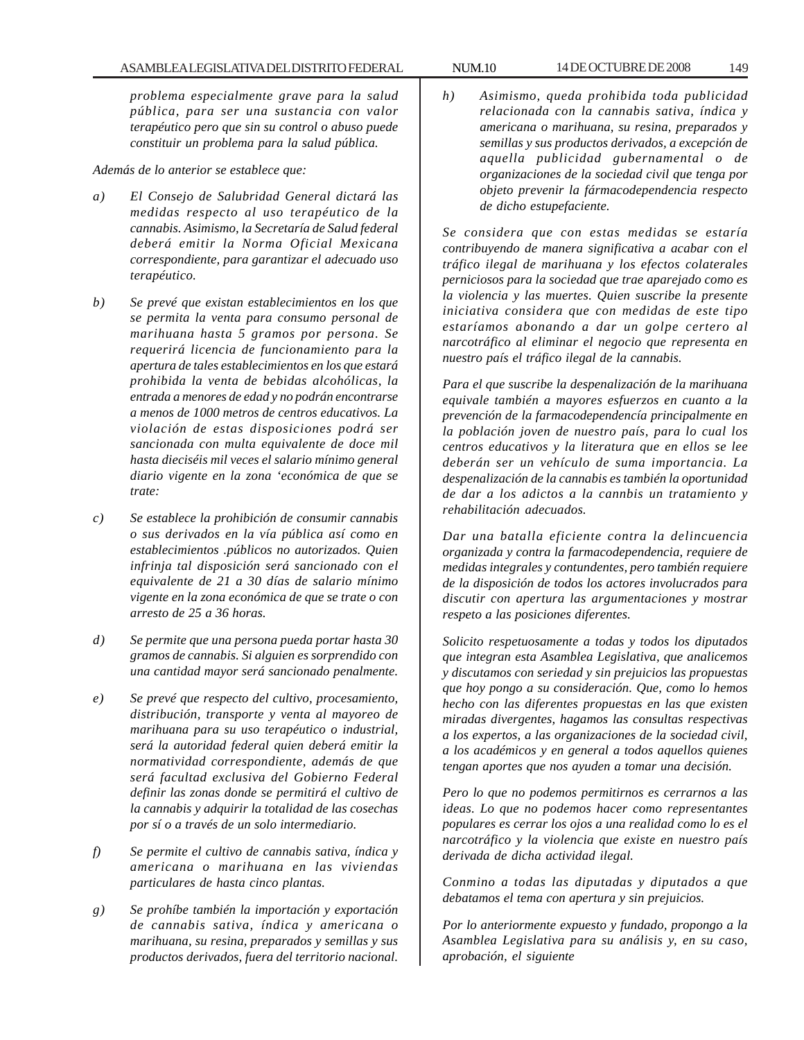*problema especialmente grave para la salud pública, para ser una sustancia con valor terapéutico pero que sin su control o abuso puede constituir un problema para la salud pública.*

*Además de lo anterior se establece que:*

*a) El Consejo de Salubridad General dictará las medidas respecto al uso terapéutico de la cannabis. Asimismo, la Secretaría de Salud federal deberá emitir la Norma Oficial Mexicana correspondiente, para garantizar el adecuado uso terapéutico.*

*b) Se prevé que existan establecimientos en los que se permita la venta para consumo personal de marihuana hasta 5 gramos por persona. Se requerirá licencia de funcionamiento para la apertura de tales establecimientos en los que estará prohibida la venta de bebidas alcohólicas, la entrada a menores de edad y no podrán encontrarse a menos de 1000 metros de centros educativos. La violación de estas disposiciones podrá ser sancionada con multa equivalente de doce mil hasta dieciséis mil veces el salario mínimo general diario vigente en la zona ‘económica de que se trate:*

*c) Se establece la prohibición de consumir cannabis o sus derivados en la vía pública así como en establecimientos .públicos no autorizados. Quien infrinja tal disposición será sancionado con el equivalente de 21 a 30 días de salario mínimo vigente en la zona económica de que se trate o con arresto de 25 a 36 horas.*

*d) Se permite que una persona pueda portar hasta 30 gramos de cannabis. Si alguien es sorprendido con una cantidad mayor será sancionado penalmente.*

*e) Se prevé que respecto del cultivo, procesamiento, distribución, transporte y venta al mayoreo de marihuana para su uso terapéutico o industrial, será la autoridad federal quien deberá emitir la normatividad correspondiente, además de que será facultad exclusiva del Gobierno Federal definir las zonas donde se permitirá el cultivo de la cannabis y adquirir la totalidad de las cosechas por sí o a través de un solo intermediario.*

*f) Se permite el cultivo de cannabis sativa, índica y americana o marihuana en las viviendas particulares de hasta cinco plantas.*

*g) Se prohíbe también la importación y exportación de cannabis sativa, índica y americana o marihuana, su resina, preparados y semillas y sus productos derivados, fuera del territorio nacional.*

*h) Asimismo, queda prohibida toda publicidad relacionada con la cannabis sativa, índica y americana o marihuana, su resina, preparados y semillas y sus productos derivados, a excepción de aquella publicidad gubernamental o de organizaciones de la sociedad civil que tenga por objeto prevenir la fármacodependencia respecto de dicho estupefaciente.*

*Se considera que con estas medidas se estaría contribuyendo de manera significativa a acabar con el tráfico ilegal de marihuana y los efectos colaterales perniciosos para la sociedad que trae aparejado como es la violencia y las muertes. Quien suscribe la presente iniciativa considera que con medidas de este tipo estaríamos abonando a dar un golpe certero al narcotráfico al eliminar el negocio que representa en nuestro país el tráfico ilegal de la cannabis.*

*Para el que suscribe la despenalización de la marihuana equivale también a mayores esfuerzos en cuanto a la prevención de la farmacodependencía principalmente en la población joven de nuestro país, para lo cual los centros educativos y la literatura que en ellos se lee deberán ser un vehículo de suma importancia. La despenalización de la cannabis es también la oportunidad de dar a los adictos a la cannbis un tratamiento y rehabilitación adecuados.*

*Dar una batalla eficiente contra la delincuencia organizada y contra la farmacodependencia, requiere de medidas integrales y contundentes, pero también requiere de la disposición de todos los actores involucrados para discutir con apertura las argumentaciones y mostrar respeto a las posiciones diferentes.*

*Solicito respetuosamente a todas y todos los diputados que integran esta Asamblea Legislativa, que analicemos y discutamos con seriedad y sin prejuicios las propuestas que hoy pongo a su consideración. Que, como lo hemos hecho con las diferentes propuestas en las que existen miradas divergentes, hagamos las consultas respectivas a los expertos, a las organizaciones de la sociedad civil, a los académicos y en general a todos aquellos quienes tengan aportes que nos ayuden a tomar una decisión.*

*Pero lo que no podemos permitirnos es cerrarnos a las ideas. Lo que no podemos hacer como representantes populares es cerrar los ojos a una realidad como lo es el narcotráfico y la violencia que existe en nuestro país derivada de dicha actividad ilegal.*

*Conmino a todas las diputadas y diputados a que debatamos el tema con apertura y sin prejuicios.*

*Por lo anteriormente expuesto y fundado, propongo a la Asamblea Legislativa para su análisis y, en su caso, aprobación, el siguiente*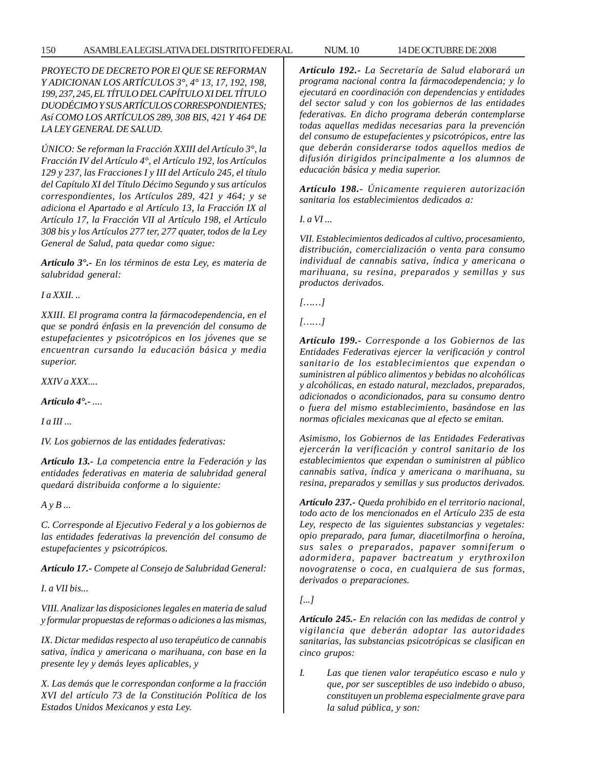*PROYECTO DE DECRETO POR El QUE SE REFORMAN Y ADICIONAN LOS ARTÍCULOS 3°, 4° 13, 17, 192, 198, 199, 237, 245, EL TÍTULO DEL CAPÍTULO XI DEL TÍTULO DUODÉCIMO Y SUS ARTÍCULOS CORRESPONDIENTES; Así COMO LOS ARTÍCULOS 289, 308 BIS, 421 Y 464 DE LA LEY GENERAL DE SALUD.*

*ÚNICO: Se reforman la Fracción XXIII del Artículo 3°, la Fracción IV del Artículo 4°, el Artículo 192, los Artículos 129 y 237, las Fracciones I y III del Artículo 245, el título del Capítulo XI del Título Décimo Segundo y sus artículos correspondientes, los Artículos 289, 421 y 464; y se adiciona el Apartado e al Artículo 13, la Fracción IX al Artículo 17, la Fracción VII al Artículo 198, el Artículo 308 bis y los Artículos 277 ter, 277 quater, todos de la Ley General de Salud, pata quedar como sigue:*

***Artículo 3°.-** En los términos de esta Ley, es materia de salubridad general:*

*I a XXII. ..*

*XXIII. El programa contra la fármacodependencia, en el que se pondrá énfasis en la prevención del consumo de estupefacientes y psicotrópicos en los jóvenes que se encuentran cursando la educación básica y media superior.*

*XXIV a XXX....*

***Artículo 4°.-** ....*

*I a III ...*

*IV. Los gobiernos de las entidades federativas:*

***Artículo 13.-** La competencia entre la Federación y las entidades federativas en materia de salubridad general quedará distribuida conforme a lo siguiente:*

*A y B ...*

*C. Corresponde al Ejecutivo Federal y a los gobiernos de las entidades federativas la prevención del consumo de estupefacientes y psicotrópicos.*

***Artículo 17.-** Compete al Consejo de Salubridad General:*

*I. a VII bis...*

*VIII. Analizar las disposiciones legales en materia de salud y formular propuestas de reformas o adiciones a las mismas,*

*IX. Dictar medidas respecto al uso terapéutico de cannabis sativa, índica y americana o marihuana, con base en la presente ley y demás leyes aplicables, y*

*X. Las demás que le correspondan conforme a la fracción XVI del artículo 73 de la Constitución Política de los Estados Unidos Mexicanos y esta Ley.*

***Artículo 192.-** La Secretaría de Salud elaborará un programa nacional contra la fármacodependencia; y lo ejecutará en coordinación con dependencias y entidades del sector salud y con los gobiernos de las entidades federativas. En dicho programa deberán contemplarse todas aquellas medidas necesarias para la prevención del consumo de estupefacientes y psicotrópicos, entre las que deberán considerarse todos aquellos medios de difusión dirigidos principalmente a los alumnos de educación básica y media superior.*

***Artículo 198.-** Únicamente requieren autorización sanitaria los establecimientos dedicados a:*

*I. a VI ...*

*VII. Establecimientos dedicados al cultivo, procesamiento, distribución, comercialización o venta para consumo individual de cannabis sativa, índica y americana o marihuana, su resina, preparados y semillas y sus productos derivados.*

*[……]*

*[……]*

***Artículo 199.-** Corresponde a los Gobiernos de las Entidades Federativas ejercer la verificación y control sanitario de los establecimientos que expendan o suministren al público alimentos y bebidas no alcohólicas y alcohólicas, en estado natural, mezclados, preparados, adicionados o acondicionados, para su consumo dentro o fuera del mismo establecimiento, basándose en las normas oficiales mexicanas que al efecto se emitan.*

*Asimismo, los Gobiernos de las Entidades Federativas ejercerán la verificación y control sanitario de los establecimientos que expendan o suministren al público cannabis sativa, índica y americana o marihuana, su resina, preparados y semillas y sus productos derivados.*

***Artículo 237.-** Queda prohibido en el territorio nacional, todo acto de los mencionados en el Artículo 235 de esta Ley, respecto de las siguientes substancias y vegetales: opio preparado, para fumar, diacetilmorfina o heroína, sus sales o preparados, papaver somniferum o adormidera, papaver bactreatum y erythroxilon novogratense o coca, en cualquiera de sus formas, derivados o preparaciones.*

*[...]*

***Artículo 245.-** En relación con las medidas de control y vigilancia que deberán adoptar las autoridades sanitarias, las substancias psicotrópicas se clasifican en cinco grupos:*

*I. Las que tienen valor terapéutico escaso e nulo y que, por ser susceptibles de uso indebido o abuso, constituyen un problema especialmente grave para la salud pública, y son:*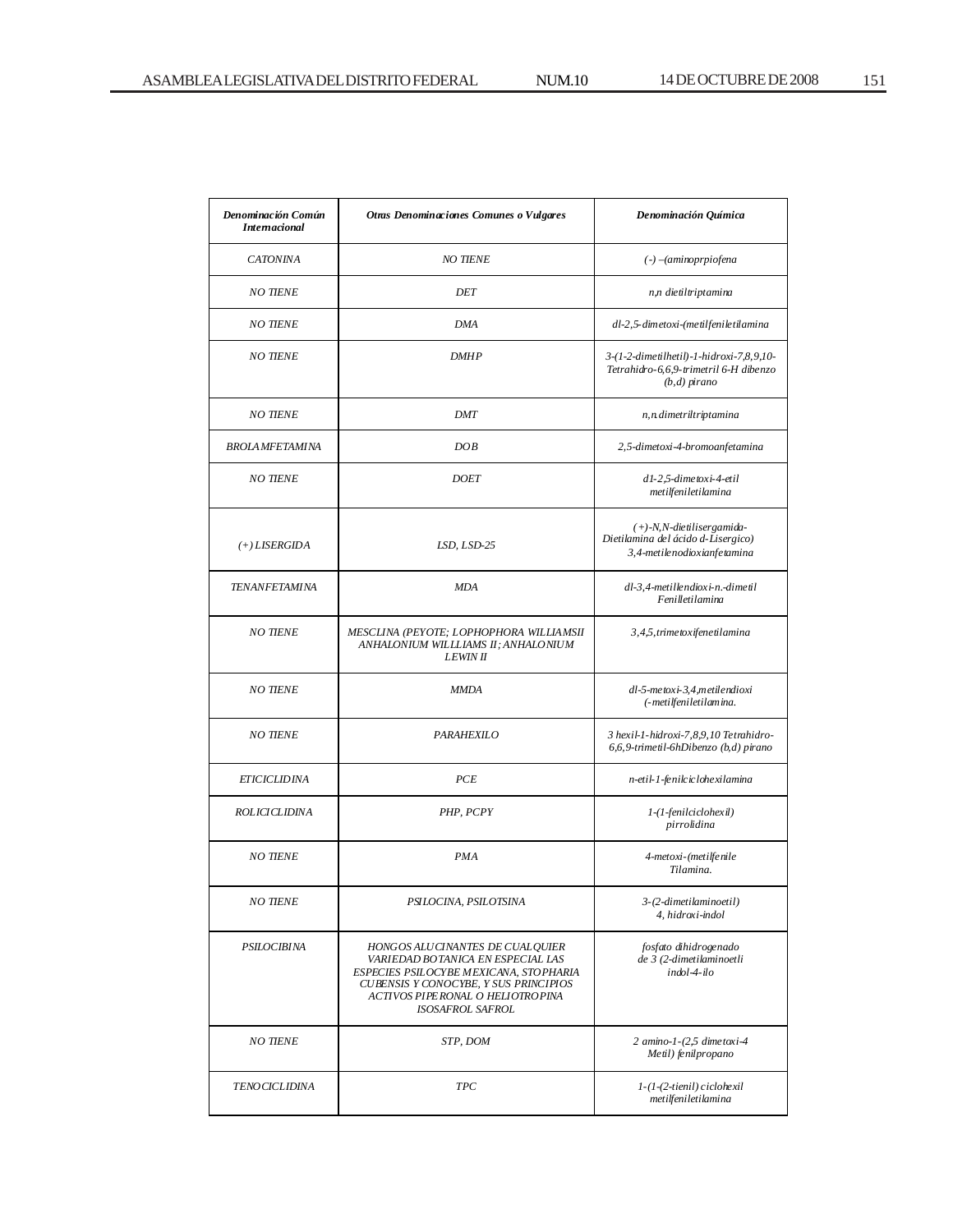| *Denominación Común Internacional* | *Otras Denominaciones Comunes o Vulgares* | *Denominación Química* |
|---|---|---|
| *CATONINA* | *NO TIENE* | *(-) –(aminoprpiofena* |
| *NO TIENE* | *DET* | *n,n dietiltriptamina* |
| *NO TIENE* | *DMA* | *dl-2,5-dimetoxi-(metilfeniletilamina* |
| *NO TIENE* | *DMHP* | *3-(1-2-dimetilhetil)-1-hidroxi-7,8,9,10-Tetrahidro-6,6,9-trimetril 6-H dibenzo (b,d) pirano* |
| *NO TIENE* | *DMT* | *n,n dimetriltriptamina* |
| *BROLAMFETAMINA* | *DOB* | *2,5-dimetoxi-4-bromoanfetamina* |
| *NO TIENE* | *DOET* | *d1-2,5-dimetoxi-4-etil metilfeniletilamina* |
| *(+) LISERGIDA* | *LSD, LSD-25* | *(+)-N,N-dietilisergamida-Dietilamina del ácido d-Lisergico) 3,4-metilenodioxianfetamina* |
| *TENANFETAMINA* | *MDA* | *dl-3,4-metillendioxi-n.-dimetil Fenilletilamina* |
| *NO TIENE* | *MESCLINA (PEYOTE; LOPHOPHORA WILLIAMSII ANHALONIUM WILLLIAMS II; ANHALONIUM LEWIN II* | *3,4,5,trimetoxifenetilamina* |
| *NO TIENE* | *MMDA* | *dl-5-metoxi-3,4,metilendioxi (-metilfeniletilamina.* |
| *NO TIENE* | *PARAHEXILO* | *3 hexil-1-hidroxi-7,8,9,10 Tetrahidro-6,6,9-trimetil-6hDibenzo (b,d) pirano* |
| *ETICICLIDINA* | *PCE* | *n-etil-1-fenilciclohexilamina* |
| *ROLICICLIDINA* | *PHP, PCPY* | *1-(1-fenilciclohexil) pirrolidina* |
| *NO TIENE* | *PMA* | *4-metoxi-(metilfenile Tilamina.* |
| *NO TIENE* | *PSILOCINA, PSILOTSINA* | *3-(2-dimetilaminoetil) 4, hidroxi-indol* |
| *PSILOCIBINA* | *HONGOS ALUCINANTES DE CUALQUIER VARIEDAD BOTANICA EN ESPECIAL LAS ESPECIES PSILOCYBE MEXICANA, STOPHARIA CUBENSIS Y CONOCYBE, Y SUS PRINCIPIOS ACTIVOS PIPERONAL O HELIOTROPINA ISOSAFROL SAFROL* | *fosfato dihidrogenado de 3 (2-dimetilaminoetli indol-4-ilo* |
| *NO TIENE* | *STP, DOM* | *2 amino-1-(2,5 dimetoxi-4 Metil) fenilpropano* |
| *TENOCICLIDINA* | *TPC* | *1-(1-(2-tienil) ciclohexil metilfeniletilamina* |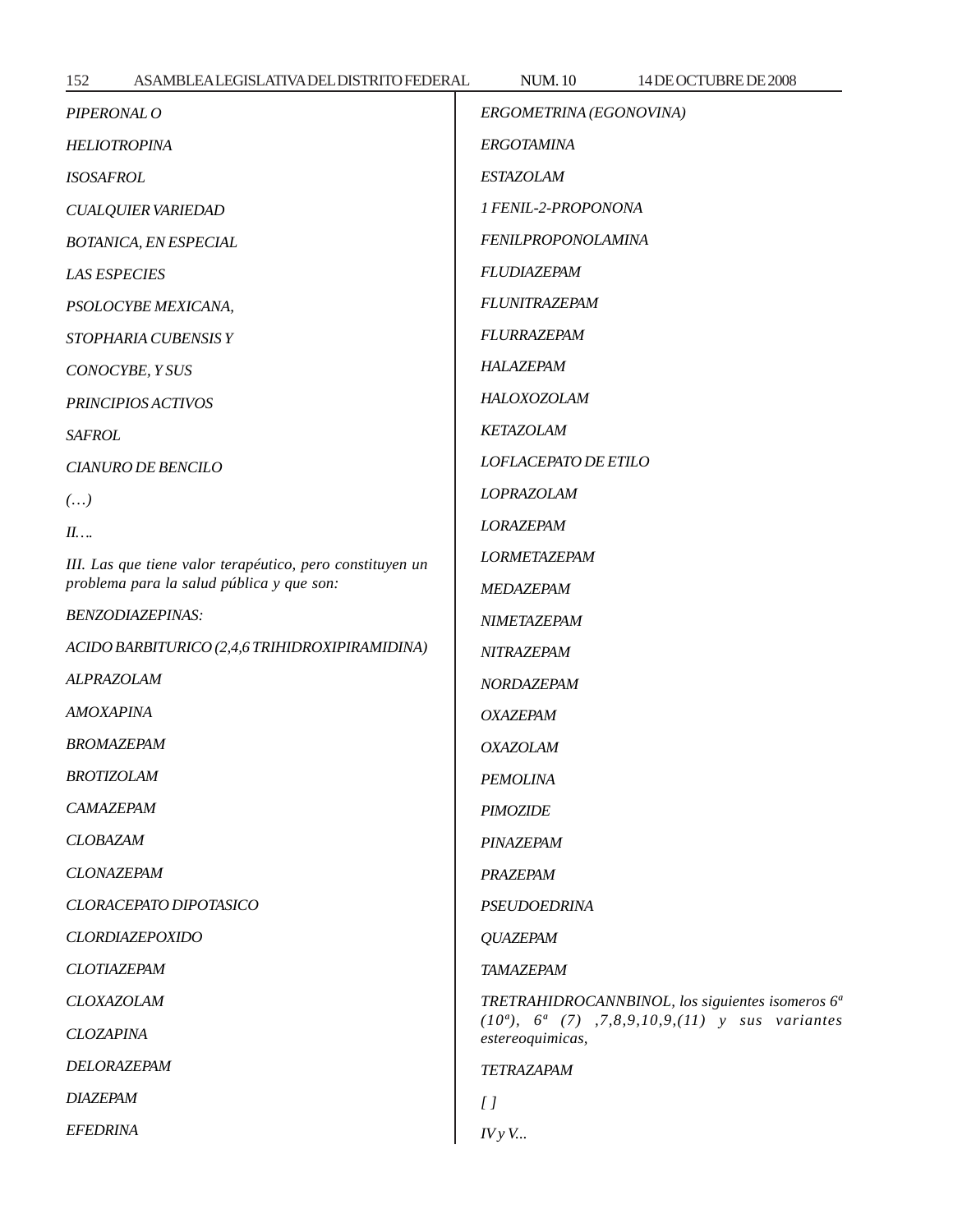*PIPERONAL O*

*HELIOTROPINA*

*ISOSAFROL*

*CUALQUIER VARIEDAD*

*BOTANICA, EN ESPECIAL*

*LAS ESPECIES*

*PSOLOCYBE MEXICANA,*

*STOPHARIA CUBENSIS Y*

*CONOCYBE, Y SUS*

*PRINCIPIOS ACTIVOS*

*SAFROL*

*CIANURO DE BENCILO*

*(…)*

*II….*

*III. Las que tiene valor terapéutico, pero constituyen un problema para la salud pública y que son:*

*BENZODIAZEPINAS:*

*ACIDO BARBITURICO (2,4,6 TRIHIDROXIPIRAMIDINA)*

*ALPRAZOLAM*

*AMOXAPINA*

*BROMAZEPAM*

*BROTIZOLAM*

*CAMAZEPAM*

*CLOBAZAM*

*CLONAZEPAM*

*CLORACEPATO DIPOTASICO*

*CLORDIAZEPOXIDO*

*CLOTIAZEPAM*

*CLOXAZOLAM*

*CLOZAPINA*

*DELORAZEPAM*

*DIAZEPAM*

*EFEDRINA*

*ERGOMETRINA (EGONOVINA)*

*ERGOTAMINA*

*ESTAZOLAM*

*1 FENIL-2-PROPONONA*

*FENILPROPONOLAMINA*

*FLUDIAZEPAM*

*FLUNITRAZEPAM*

*FLURRAZEPAM*

*HALAZEPAM*

*HALOXOZOLAM*

*KETAZOLAM*

*LOFLACEPATO DE ETILO*

*LOPRAZOLAM*

*LORAZEPAM*

*LORMETAZEPAM*

*MEDAZEPAM*

*NIMETAZEPAM*

*NITRAZEPAM*

*NORDAZEPAM*

*OXAZEPAM*

*OXAZOLAM*

*PEMOLINA*

*PIMOZIDE*

*PINAZEPAM*

*PRAZEPAM*

*PSEUDOEDRINA*

*QUAZEPAM*

*TAMAZEPAM*

*TRETRAHIDROCANNBINOL, los siguientes isomeros 6ª (10ª), 6ª (7) ,7,8,9,10,9,(11) y sus variantes estereoquimicas,*

*TETRAZAPAM*

*[ ]*

*IV y V...*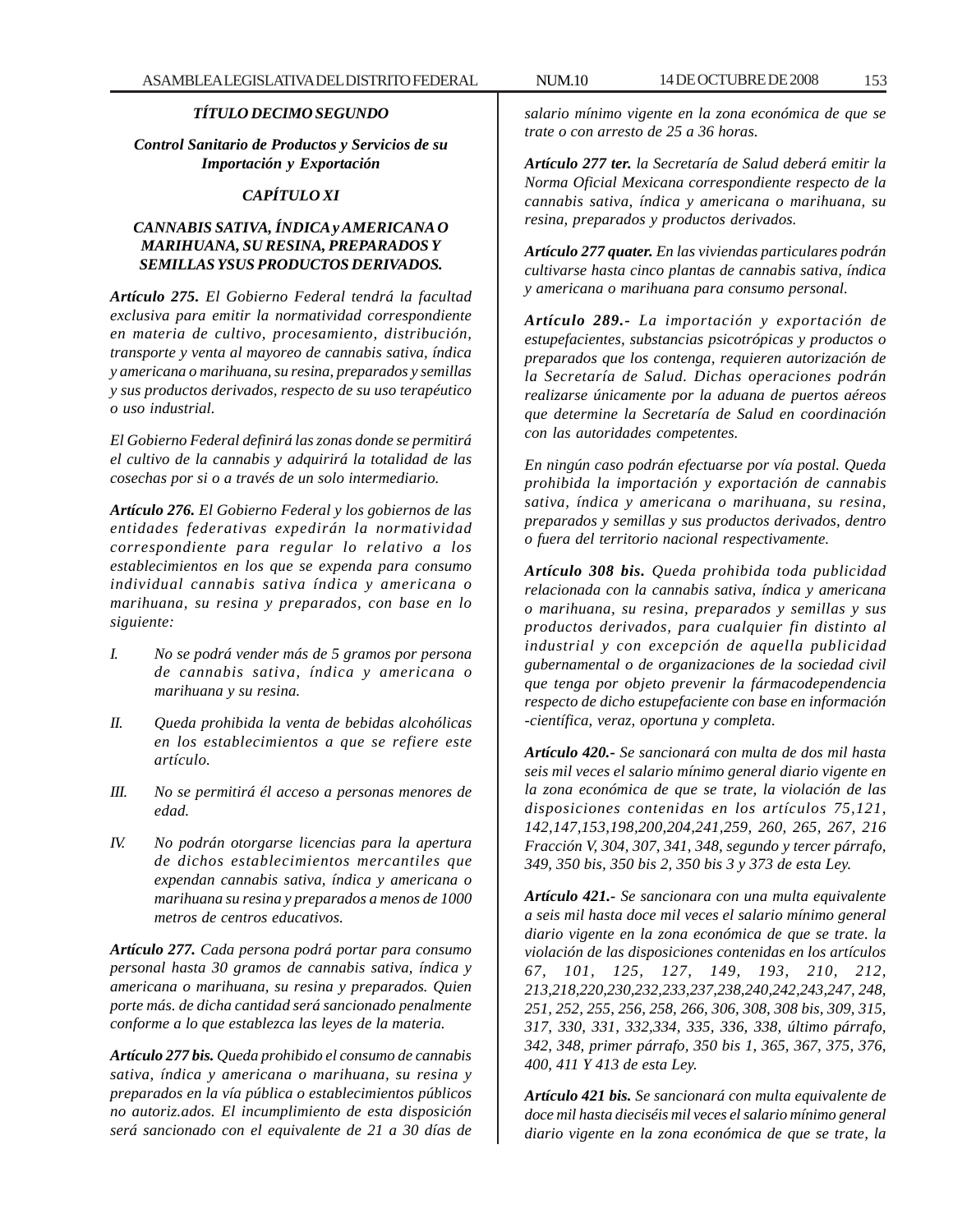*TÍTULO DECIMO SEGUNDO*

*Control Sanitario de Productos y Servicios de su Importación y Exportación*

*CAPÍTULO XI*

*CANNABIS SATIVA, ÍNDICA y AMERICANA O MARIHUANA, SU RESINA, PREPARADOS Y SEMILLAS YSUS PRODUCTOS DERIVADOS.*

***Artículo 275.*** *El Gobierno Federal tendrá la facultad exclusiva para emitir la normatividad correspondiente en materia de cultivo, procesamiento, distribución, transporte y venta al mayoreo de cannabis sativa, índica y americana o marihuana, su resina, preparados y semillas y sus productos derivados, respecto de su uso terapéutico o uso industrial.*

*El Gobierno Federal definirá las zonas donde se permitirá el cultivo de la cannabis y adquirirá la totalidad de las cosechas por si o a través de un solo intermediario.*

***Artículo 276.*** *El Gobierno Federal y los gobiernos de las entidades federativas expedirán la normatividad correspondiente para regular lo relativo a los establecimientos en los que se expenda para consumo individual cannabis sativa índica y americana o marihuana, su resina y preparados, con base en lo siguiente:*

*I. No se podrá vender más de 5 gramos por persona de cannabis sativa, índica y americana o marihuana y su resina.*

*II. Queda prohibida la venta de bebidas alcohólicas en los establecimientos a que se refiere este artículo.*

*III. No se permitirá él acceso a personas menores de edad.*

*IV. No podrán otorgarse licencias para la apertura de dichos establecimientos mercantiles que expendan cannabis sativa, índica y americana o marihuana su resina y preparados a menos de 1000 metros de centros educativos.*

***Artículo 277.*** *Cada persona podrá portar para consumo personal hasta 30 gramos de cannabis sativa, índica y americana o marihuana, su resina y preparados. Quien porte más. de dicha cantidad será sancionado penalmente conforme a lo que establezca las leyes de la materia.*

***Artículo 277 bis.*** *Queda prohibido el consumo de cannabis sativa, índica y americana o marihuana, su resina y preparados en la vía pública o establecimientos públicos no autoriz.ados. El incumplimiento de esta disposición será sancionado con el equivalente de 21 a 30 días de salario mínimo vigente en la zona económica de que se trate o con arresto de 25 a 36 horas.*

***Artículo 277 ter.*** *la Secretaría de Salud deberá emitir la Norma Oficial Mexicana correspondiente respecto de la cannabis sativa, índica y americana o marihuana, su resina, preparados y productos derivados.*

***Artículo 277 quater.*** *En las viviendas particulares podrán cultivarse hasta cinco plantas de cannabis sativa, índica y americana o marihuana para consumo personal.*

***Artículo 289.-*** *La importación y exportación de estupefacientes, substancias psicotrópicas y productos o preparados que los contenga, requieren autorización de la Secretaría de Salud. Dichas operaciones podrán realizarse únicamente por la aduana de puertos aéreos que determine la Secretaría de Salud en coordinación con las autoridades competentes.*

*En ningún caso podrán efectuarse por vía postal. Queda prohibida la importación y exportación de cannabis sativa, índica y americana o marihuana, su resina, preparados y semillas y sus productos derivados, dentro o fuera del territorio nacional respectivamente.*

***Artículo 308 bis.*** *Queda prohibida toda publicidad relacionada con la cannabis sativa, índica y americana o marihuana, su resina, preparados y semillas y sus productos derivados, para cualquier fin distinto al industrial y con excepción de aquella publicidad gubernamental o de organizaciones de la sociedad civil que tenga por objeto prevenir la fármacodependencia respecto de dicho estupefaciente con base en información -científica, veraz, oportuna y completa.*

***Artículo 420.-*** *Se sancionará con multa de dos mil hasta seis mil veces el salario mínimo general diario vigente en la zona económica de que se trate, la violación de las disposiciones contenidas en los artículos 75,121, 142,147,153,198,200,204,241,259, 260, 265, 267, 216 Fracción V, 304, 307, 341, 348, segundo y tercer párrafo, 349, 350 bis, 350 bis 2, 350 bis 3 y 373 de esta Ley.*

***Artículo 421.-*** *Se sancionara con una multa equivalente a seis mil hasta doce mil veces el salario mínimo general diario vigente en la zona económica de que se trate. la violación de las disposiciones contenidas en los artículos 67, 101, 125, 127, 149, 193, 210, 212, 213,218,220,230,232,233,237,238,240,242,243,247, 248, 251, 252, 255, 256, 258, 266, 306, 308, 308 bis, 309, 315, 317, 330, 331, 332,334, 335, 336, 338, último párrafo, 342, 348, primer párrafo, 350 bis 1, 365, 367, 375, 376, 400, 411 Y 413 de esta Ley.*

***Artículo 421 bis.*** *Se sancionará con multa equivalente de doce mil hasta dieciséis mil veces el salario mínimo general diario vigente en la zona económica de que se trate, la*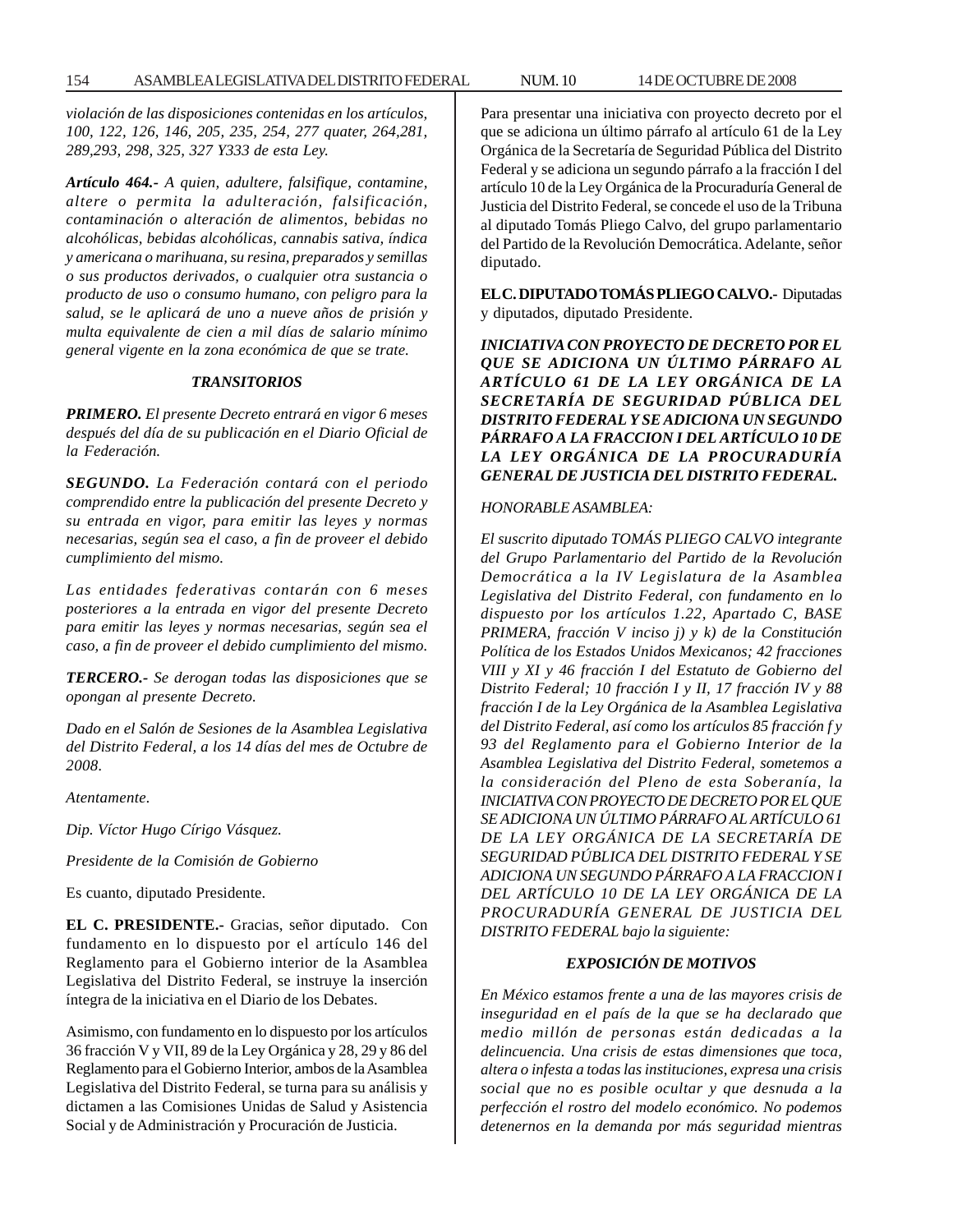*violación de las disposiciones contenidas en los artículos, 100, 122, 126, 146, 205, 235, 254, 277 quater, 264,281, 289,293, 298, 325, 327 Y333 de esta Ley.*

***Artículo 464.-*** *A quien, adultere, falsifique, contamine, altere o permita la adulteración, falsificación, contaminación o alteración de alimentos, bebidas no alcohólicas, bebidas alcohólicas, cannabis sativa, índica y americana o marihuana, su resina, preparados y semillas o sus productos derivados, o cualquier otra sustancia o producto de uso o consumo humano, con peligro para la salud, se le aplicará de uno a nueve años de prisión y multa equivalente de cien a mil días de salario mínimo general vigente en la zona económica de que se trate.*

***TRANSITORIOS***

***PRIMERO.*** *El presente Decreto entrará en vigor 6 meses después del día de su publicación en el Diario Oficial de la Federación.*

***SEGUNDO.*** *La Federación contará con el periodo comprendido entre la publicación del presente Decreto y su entrada en vigor, para emitir las leyes y normas necesarias, según sea el caso, a fin de proveer el debido cumplimiento del mismo.*

*Las entidades federativas contarán con 6 meses posteriores a la entrada en vigor del presente Decreto para emitir las leyes y normas necesarias, según sea el caso, a fin de proveer el debido cumplimiento del mismo.*

***TERCERO.-*** *Se derogan todas las disposiciones que se opongan al presente Decreto.*

*Dado en el Salón de Sesiones de la Asamblea Legislativa del Distrito Federal, a los 14 días del mes de Octubre de 2008.*

*Atentamente.*

*Dip. Víctor Hugo Círigo Vásquez.*

*Presidente de la Comisión de Gobierno*

Es cuanto, diputado Presidente.

**EL C. PRESIDENTE.-** Gracias, señor diputado. Con fundamento en lo dispuesto por el artículo 146 del Reglamento para el Gobierno interior de la Asamblea Legislativa del Distrito Federal, se instruye la inserción íntegra de la iniciativa en el Diario de los Debates.

Asimismo, con fundamento en lo dispuesto por los artículos 36 fracción V y VII, 89 de la Ley Orgánica y 28, 29 y 86 del Reglamento para el Gobierno Interior, ambos de la Asamblea Legislativa del Distrito Federal, se turna para su análisis y dictamen a las Comisiones Unidas de Salud y Asistencia Social y de Administración y Procuración de Justicia.

Para presentar una iniciativa con proyecto decreto por el que se adiciona un último párrafo al artículo 61 de la Ley Orgánica de la Secretaría de Seguridad Pública del Distrito Federal y se adiciona un segundo párrafo a la fracción I del artículo 10 de la Ley Orgánica de la Procuraduría General de Justicia del Distrito Federal, se concede el uso de la Tribuna al diputado Tomás Pliego Calvo, del grupo parlamentario del Partido de la Revolución Democrática. Adelante, señor diputado.

**EL C. DIPUTADO TOMÁS PLIEGO CALVO.-** Diputadas y diputados, diputado Presidente.

***INICIATIVA CON PROYECTO DE DECRETO POR EL QUE SE ADICIONA UN ÚLTIMO PÁRRAFO AL ARTÍCULO 61 DE LA LEY ORGÁNICA DE LA SECRETARÍA DE SEGURIDAD PÚBLICA DEL DISTRITO FEDERAL Y SE ADICIONA UN SEGUNDO PÁRRAFO A LA FRACCION I DEL ARTÍCULO 10 DE LA LEY ORGÁNICA DE LA PROCURADURÍA GENERAL DE JUSTICIA DEL DISTRITO FEDERAL.***

*HONORABLE ASAMBLEA:*

*El suscrito diputado TOMÁS PLIEGO CALVO integrante del Grupo Parlamentario del Partido de la Revolución Democrática a la IV Legislatura de la Asamblea Legislativa del Distrito Federal, con fundamento en lo dispuesto por los artículos 1.22, Apartado C, BASE PRIMERA, fracción V inciso j) y k) de la Constitución Política de los Estados Unidos Mexicanos; 42 fracciones VIII y XI y 46 fracción I del Estatuto de Gobierno del Distrito Federal; 10 fracción I y II, 17 fracción IV y 88 fracción I de la Ley Orgánica de la Asamblea Legislativa del Distrito Federal, así como los artículos 85 fracción f y 93 del Reglamento para el Gobierno Interior de la Asamblea Legislativa del Distrito Federal, sometemos a la consideración del Pleno de esta Soberanía, la INICIATIVA CON PROYECTO DE DECRETO POR EL QUE SE ADICIONA UN ÚLTIMO PÁRRAFO AL ARTÍCULO 61 DE LA LEY ORGÁNICA DE LA SECRETARÍA DE SEGURIDAD PÚBLICA DEL DISTRITO FEDERAL Y SE ADICIONA UN SEGUNDO PÁRRAFO A LA FRACCION I DEL ARTÍCULO 10 DE LA LEY ORGÁNICA DE LA PROCURADURÍA GENERAL DE JUSTICIA DEL DISTRITO FEDERAL bajo la siguiente:*

***EXPOSICIÓN DE MOTIVOS***

*En México estamos frente a una de las mayores crisis de inseguridad en el país de la que se ha declarado que medio millón de personas están dedicadas a la delincuencia. Una crisis de estas dimensiones que toca, altera o infesta a todas las instituciones, expresa una crisis social que no es posible ocultar y que desnuda a la perfección el rostro del modelo económico. No podemos detenernos en la demanda por más seguridad mientras*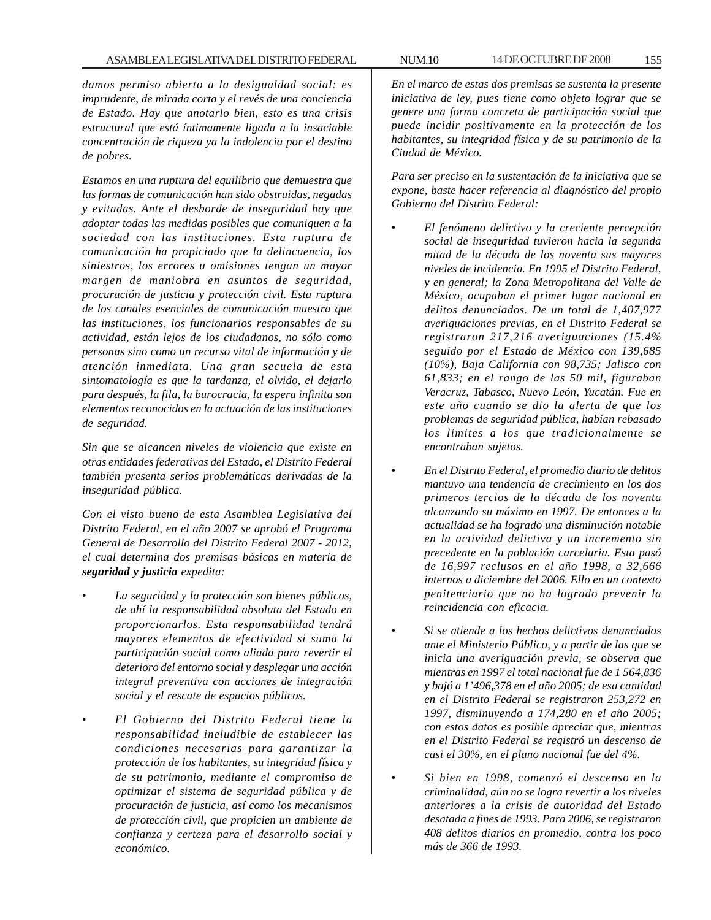*damos permiso abierto a la desigualdad social: es imprudente, de mirada corta y el revés de una conciencia de Estado. Hay que anotarlo bien, esto es una crisis estructural que está íntimamente ligada a la insaciable concentración de riqueza ya la indolencia por el destino de pobres.*

*Estamos en una ruptura del equilibrio que demuestra que las formas de comunicación han sido obstruidas, negadas y evitadas. Ante el desborde de inseguridad hay que adoptar todas las medidas posibles que comuniquen a la sociedad con las instituciones. Esta ruptura de comunicación ha propiciado que la delincuencia, los siniestros, los errores u omisiones tengan un mayor margen de maniobra en asuntos de seguridad, procuración de justicia y protección civil. Esta ruptura de los canales esenciales de comunicación muestra que las instituciones, los funcionarios responsables de su actividad, están lejos de los ciudadanos, no sólo como personas sino como un recurso vital de información y de atención inmediata. Una gran secuela de esta sintomatología es que la tardanza, el olvido, el dejarlo para después, la fila, la burocracia, la espera infinita son elementos reconocidos en la actuación de las instituciones de seguridad.*

*Sin que se alcancen niveles de violencia que existe en otras entidades federativas del Estado, el Distrito Federal también presenta serios problemáticas derivadas de la inseguridad pública.*

*Con el visto bueno de esta Asamblea Legislativa del Distrito Federal, en el año 2007 se aprobó el Programa General de Desarrollo del Distrito Federal 2007 - 2012, el cual determina dos premisas básicas en materia de* ***seguridad y justicia*** *expedita:*

- *La seguridad y la protección son bienes públicos, de ahí la responsabilidad absoluta del Estado en proporcionarlos. Esta responsabilidad tendrá mayores elementos de efectividad si suma la participación social como aliada para revertir el deterioro del entorno social y desplegar una acción integral preventiva con acciones de integración social y el rescate de espacios públicos.*

- *El Gobierno del Distrito Federal tiene la responsabilidad ineludible de establecer las condiciones necesarias para garantizar la protección de los habitantes, su integridad física y de su patrimonio, mediante el compromiso de optimizar el sistema de seguridad pública y de procuración de justicia, así como los mecanismos de protección civil, que propicien un ambiente de confianza y certeza para el desarrollo social y económico.*

*En el marco de estas dos premisas se sustenta la presente iniciativa de ley, pues tiene como objeto lograr que se genere una forma concreta de participación social que puede incidir positivamente en la protección de los habitantes, su integridad física y de su patrimonio de la Ciudad de México.*

*Para ser preciso en la sustentación de la iniciativa que se expone, baste hacer referencia al diagnóstico del propio Gobierno del Distrito Federal:*

- *El fenómeno delictivo y la creciente percepción social de inseguridad tuvieron hacia la segunda mitad de la década de los noventa sus mayores niveles de incidencia. En 1995 el Distrito Federal, y en general; la Zona Metropolitana del Valle de México, ocupaban el primer lugar nacional en delitos denunciados. De un total de 1,407,977 averiguaciones previas, en el Distrito Federal se registraron 217,216 averiguaciones (15.4% seguido por el Estado de México con 139,685 (10%), Baja California con 98,735; Jalisco con 61,833; en el rango de las 50 mil, figuraban Veracruz, Tabasco, Nuevo León, Yucatán. Fue en este año cuando se dio la alerta de que los problemas de seguridad pública, habían rebasado los límites a los que tradicionalmente se encontraban sujetos.*

- *En el Distrito Federal, el promedio diario de delitos mantuvo una tendencia de crecimiento en los dos primeros tercios de la década de los noventa alcanzando su máximo en 1997. De entonces a la actualidad se ha logrado una disminución notable en la actividad delictiva y un incremento sin precedente en la población carcelaria. Esta pasó de 16,997 reclusos en el año 1998, a 32,666 internos a diciembre del 2006. Ello en un contexto penitenciario que no ha logrado prevenir la reincidencia con eficacia.*

- *Si se atiende a los hechos delictivos denunciados ante el Ministerio Público, y a partir de las que se inicia una averiguación previa, se observa que mientras en 1997 el total nacional fue de 1 564,836 y bajó a 1'496,378 en el año 2005; de esa cantidad en el Distrito Federal se registraron 253,272 en 1997, disminuyendo a 174,280 en el año 2005; con estos datos es posible apreciar que, mientras en el Distrito Federal se registró un descenso de casi el 30%, en el plano nacional fue del 4%.*

- *Si bien en 1998, comenzó el descenso en la criminalidad, aún no se logra revertir a los niveles anteriores a la crisis de autoridad del Estado desatada a fines de 1993. Para 2006, se registraron 408 delitos diarios en promedio, contra los poco más de 366 de 1993.*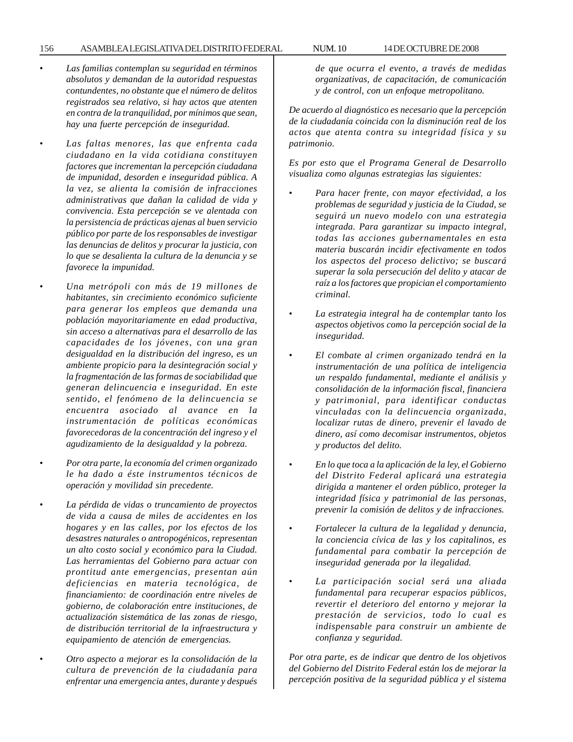- *Las familias contemplan su seguridad en términos absolutos y demandan de la autoridad respuestas contundentes, no obstante que el número de delitos registrados sea relativo, si hay actos que atenten en contra de la tranquilidad, por mínimos que sean, hay una fuerte percepción de inseguridad.*

- *Las faltas menores, las que enfrenta cada ciudadano en la vida cotidiana constituyen factores que incrementan la percepción ciudadana de impunidad, desorden e inseguridad pública. A la vez, se alienta la comisión de infracciones administrativas que dañan la calidad de vida y convivencia. Esta percepción se ve alentada con la persistencia de prácticas ajenas al buen servicio público por parte de los responsables de investigar las denuncias de delitos y procurar la justicia, con lo que se desalienta la cultura de la denuncia y se favorece la impunidad.*

- *Una metrópoli con más de 19 millones de habitantes, sin crecimiento económico suficiente para generar los empleos que demanda una población mayoritariamente en edad productiva, sin acceso a alternativas para el desarrollo de las capacidades de los jóvenes, con una gran desigualdad en la distribución del ingreso, es un ambiente propicio para la desintegración social y la fragmentación de las formas de sociabilidad que generan delincuencia e inseguridad. En este sentido, el fenómeno de la delincuencia se encuentra asociado al avance en la instrumentación de políticas económicas favorecedoras de la concentración del ingreso y el agudizamiento de la desigualdad y la pobreza.*

- *Por otra parte, la economía del crimen organizado le ha dado a éste instrumentos técnicos de operación y movilidad sin precedente.*

- *La pérdida de vidas o truncamiento de proyectos de vida a causa de miles de accidentes en los hogares y en las calles, por los efectos de los desastres naturales o antropogénicos, representan un alto costo social y económico para la Ciudad. Las herramientas del Gobierno para actuar con prontitud ante emergencias, presentan aún deficiencias en materia tecnológica, de financiamiento: de coordinación entre niveles de gobierno, de colaboración entre instituciones, de actualización sistemática de las zonas de riesgo, de distribución territorial de la infraestructura y equipamiento de atención de emergencias.*

- *Otro aspecto a mejorar es la consolidación de la cultura de prevención de la ciudadanía para enfrentar una emergencia antes, durante y después de que ocurra el evento, a través de medidas organizativas, de capacitación, de comunicación y de control, con un enfoque metropolitano.*

*De acuerdo al diagnóstico es necesario que la percepción de la ciudadanía coincida con la disminución real de los actos que atenta contra su integridad física y su patrimonio.*

*Es por esto que el Programa General de Desarrollo visualiza como algunas estrategias las siguientes:*

- *Para hacer frente, con mayor efectividad, a los problemas de seguridad y justicia de la Ciudad, se seguirá un nuevo modelo con una estrategia integrada. Para garantizar su impacto integral, todas las acciones gubernamentales en esta materia buscarán incidir efectivamente en todos los aspectos del proceso delictivo; se buscará superar la sola persecución del delito y atacar de raíz a los factores que propician el comportamiento criminal.*

- *La estrategia integral ha de contemplar tanto los aspectos objetivos como la percepción social de la inseguridad.*

- *El combate al crimen organizado tendrá en la instrumentación de una política de inteligencia un respaldo fundamental, mediante el análisis y consolidación de la información fiscal, financiera y patrimonial, para identificar conductas vinculadas con la delincuencia organizada, localizar rutas de dinero, prevenir el lavado de dinero, así como decomisar instrumentos, objetos y productos del delito.*

- *En lo que toca a la aplicación de la ley, el Gobierno del Distrito Federal aplicará una estrategia dirigida a mantener el orden público, proteger la integridad física y patrimonial de las personas, prevenir la comisión de delitos y de infracciones.*

- *Fortalecer la cultura de la legalidad y denuncia, la conciencia cívica de las y los capitalinos, es fundamental para combatir la percepción de inseguridad generada por la ilegalidad.*

- *La participación social será una aliada fundamental para recuperar espacios públicos, revertir el deterioro del entorno y mejorar la prestación de servicios, todo lo cual es indispensable para construir un ambiente de confianza y seguridad.*

*Por otra parte, es de indicar que dentro de los objetivos del Gobierno del Distrito Federal están los de mejorar la percepción positiva de la seguridad pública y el sistema*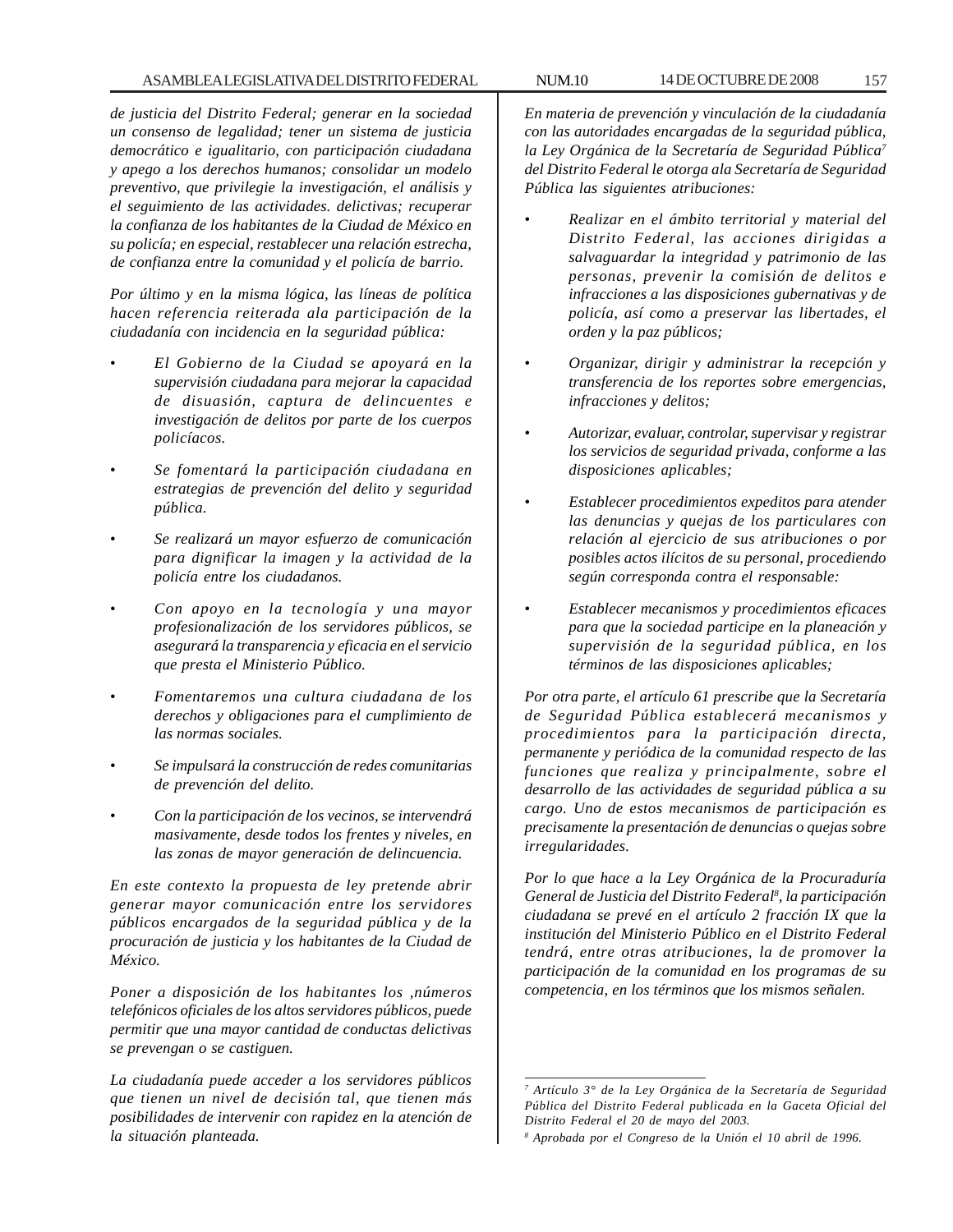*de justicia del Distrito Federal; generar en la sociedad un consenso de legalidad; tener un sistema de justicia democrático e igualitario, con participación ciudadana y apego a los derechos humanos; consolidar un modelo preventivo, que privilegie la investigación, el análisis y el seguimiento de las actividades. delictivas; recuperar la confianza de los habitantes de la Ciudad de México en su policía; en especial, restablecer una relación estrecha, de confianza entre la comunidad y el policía de barrio.*

*Por último y en la misma lógica, las líneas de política hacen referencia reiterada ala participación de la ciudadanía con incidencia en la seguridad pública:*

- *El Gobierno de la Ciudad se apoyará en la supervisión ciudadana para mejorar la capacidad de disuasión, captura de delincuentes e investigación de delitos por parte de los cuerpos policíacos.*
- *Se fomentará la participación ciudadana en estrategias de prevención del delito y seguridad pública.*
- *Se realizará un mayor esfuerzo de comunicación para dignificar la imagen y la actividad de la policía entre los ciudadanos.*
- *Con apoyo en la tecnología y una mayor profesionalización de los servidores públicos, se asegurará la transparencia y eficacia en el servicio que presta el Ministerio Público.*
- *Fomentaremos una cultura ciudadana de los derechos y obligaciones para el cumplimiento de las normas sociales.*
- *Se impulsará la construcción de redes comunitarias de prevención del delito.*
- *Con la participación de los vecinos, se intervendrá masivamente, desde todos los frentes y niveles, en las zonas de mayor generación de delincuencia.*

*En este contexto la propuesta de ley pretende abrir generar mayor comunicación entre los servidores públicos encargados de la seguridad pública y de la procuración de justicia y los habitantes de la Ciudad de México.*

*Poner a disposición de los habitantes los ,números telefónicos oficiales de los altos servidores públicos, puede permitir que una mayor cantidad de conductas delictivas se prevengan o se castiguen.*

*La ciudadanía puede acceder a los servidores públicos que tienen un nivel de decisión tal, que tienen más posibilidades de intervenir con rapidez en la atención de la situación planteada.*

*En materia de prevención y vinculación de la ciudadanía con las autoridades encargadas de la seguridad pública, la Ley Orgánica de la Secretaría de Seguridad Pública[7] del Distrito Federal le otorga ala Secretaría de Seguridad Pública las siguientes atribuciones:*

- *Realizar en el ámbito territorial y material del Distrito Federal, las acciones dirigidas a salvaguardar la integridad y patrimonio de las personas, prevenir la comisión de delitos e infracciones a las disposiciones gubernativas y de policía, así como a preservar las libertades, el orden y la paz públicos;*
- *Organizar, dirigir y administrar la recepción y transferencia de los reportes sobre emergencias, infracciones y delitos;*
- *Autorizar, evaluar, controlar, supervisar y registrar los servicios de seguridad privada, conforme a las disposiciones aplicables;*
- *Establecer procedimientos expeditos para atender las denuncias y quejas de los particulares con relación al ejercicio de sus atribuciones o por posibles actos ilícitos de su personal, procediendo según corresponda contra el responsable:*
- *Establecer mecanismos y procedimientos eficaces para que la sociedad participe en la planeación y supervisión de la seguridad pública, en los términos de las disposiciones aplicables;*

*Por otra parte, el artículo 61 prescribe que la Secretaría de Seguridad Pública establecerá mecanismos y procedimientos para la participación directa, permanente y periódica de la comunidad respecto de las funciones que realiza y principalmente, sobre el desarrollo de las actividades de seguridad pública a su cargo. Uno de estos mecanismos de participación es precisamente la presentación de denuncias o quejas sobre irregularidades.*

*Por lo que hace a la Ley Orgánica de la Procuraduría General de Justicia del Distrito Federal[8], la participación ciudadana se prevé en el artículo 2 fracción IX que la institución del Ministerio Público en el Distrito Federal tendrá, entre otras atribuciones, la de promover la participación de la comunidad en los programas de su competencia, en los términos que los mismos señalen.*

---

*[7] Artículo 3° de la Ley Orgánica de la Secretaría de Seguridad Pública del Distrito Federal publicada en la Gaceta Oficial del Distrito Federal el 20 de mayo del 2003.*

*[8] Aprobada por el Congreso de la Unión el 10 abril de 1996.*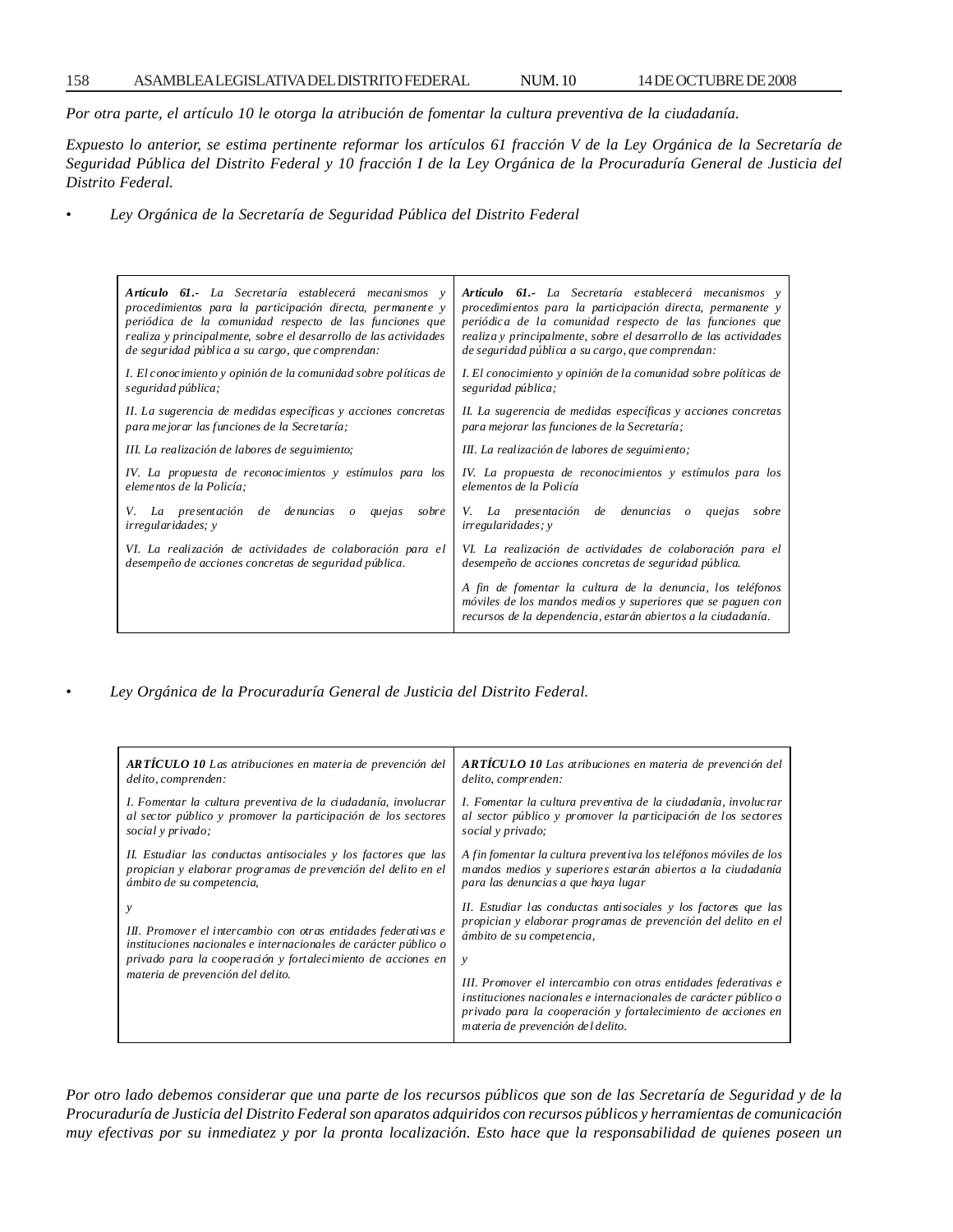*Por otra parte, el artículo 10 le otorga la atribución de fomentar la cultura preventiva de la ciudadanía.*

*Expuesto lo anterior, se estima pertinente reformar los artículos 61 fracción V de la Ley Orgánica de la Secretaría de Seguridad Pública del Distrito Federal y 10 fracción I de la Ley Orgánica de la Procuraduría General de Justicia del Distrito Federal.*

- *Ley Orgánica de la Secretaría de Seguridad Pública del Distrito Federal*

| | |
|---|---|
| ***Artículo 61.-*** *La Secretaría establecerá mecanismos y procedimientos para la participación directa, permanente y periódica de la comunidad respecto de las funciones que realiza y principalmente, sobre el desarrollo de las actividades de seguridad pública a su cargo, que comprendan:* | ***Artículo 61.-*** *La Secretaría establecerá mecanismos y procedimientos para la participación directa, permanente y periódica de la comunidad respecto de las funciones que realiza y principalmente, sobre el desarrollo de las actividades de seguridad pública a su cargo, que comprendan:* |
| *I. El conocimiento y opinión de la comunidad sobre políticas de seguridad pública;* | *I. El conocimiento y opinión de la comunidad sobre políticas de seguridad pública;* |
| *II. La sugerencia de medidas específicas y acciones concretas para mejorar las funciones de la Secretaría;* | *II. La sugerencia de medidas específicas y acciones concretas para mejorar las funciones de la Secretaría;* |
| *III. La realización de labores de seguimiento;* | *III. La realización de labores de seguimiento;* |
| *IV. La propuesta de reconocimientos y estímulos para los elementos de la Policía;* | *IV. La propuesta de reconocimientos y estímulos para los elementos de la Policía* |
| *V. La presentación de denuncias o quejas sobre irregularidades; y* | *V. La presentación de denuncias o quejas sobre irregularidades; y* |
| *VI. La realización de actividades de colaboración para el desempeño de acciones concretas de seguridad pública.* | *VI. La realización de actividades de colaboración para el desempeño de acciones concretas de seguridad pública.* |
| | *A fin de fomentar la cultura de la denuncia, los teléfonos móviles de los mandos medios y superiores que se paguen con recursos de la dependencia, estarán abiertos a la ciudadanía.* |

- *Ley Orgánica de la Procuraduría General de Justicia del Distrito Federal.*

| | |
|---|---|
| ***ARTÍCULO 10*** *Las atribuciones en materia de prevención del delito, comprenden:* | ***ARTÍCULO 10*** *Las atribuciones en materia de prevención del delito, comprenden:* |
| *I. Fomentar la cultura preventiva de la ciudadanía, involucrar al sector público y promover la participación de los sectores social y privado;* | *I. Fomentar la cultura preventiva de la ciudadanía, involucrar al sector público y promover la participación de los sectores social y privado;* |
| | *A fin fomentar la cultura preventiva los teléfonos móviles de los mandos medios y superiores estarán abiertos a la ciudadanía para las denuncias a que haya lugar* |
| *II. Estudiar las conductas antisociales y los factores que las propician y elaborar programas de prevención del delito en el ámbito de su competencia,* | *II. Estudiar las conductas antisociales y los factores que las propician y elaborar programas de prevención del delito en el ámbito de su competencia,* |
| *y* | *y* |
| *III. Promover el intercambio con otras entidades federativas e instituciones nacionales e internacionales de carácter público o privado para la cooperación y fortalecimiento de acciones en materia de prevención del delito.* | *III. Promover el intercambio con otras entidades federativas e instituciones nacionales e internacionales de carácter público o privado para la cooperación y fortalecimiento de acciones en materia de prevención del delito.* |

*Por otro lado debemos considerar que una parte de los recursos públicos que son de las Secretaría de Seguridad y de la Procuraduría de Justicia del Distrito Federal son aparatos adquiridos con recursos públicos y herramientas de comunicación muy efectivas por su inmediatez y por la pronta localización. Esto hace que la responsabilidad de quienes poseen un*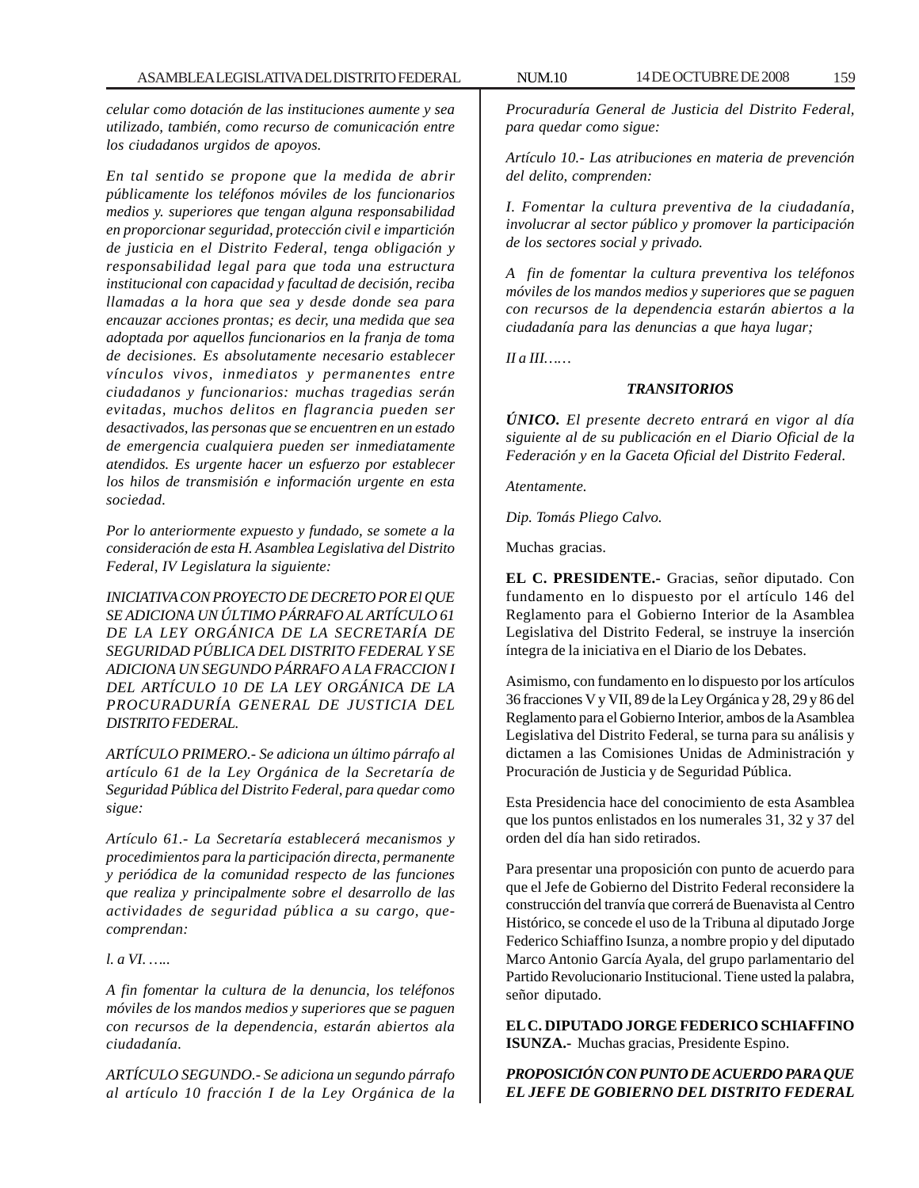*celular como dotación de las instituciones aumente y sea utilizado, también, como recurso de comunicación entre los ciudadanos urgidos de apoyos.*

*En tal sentido se propone que la medida de abrir públicamente los teléfonos móviles de los funcionarios medios y. superiores que tengan alguna responsabilidad en proporcionar seguridad, protección civil e impartición de justicia en el Distrito Federal, tenga obligación y responsabilidad legal para que toda una estructura institucional con capacidad y facultad de decisión, reciba llamadas a la hora que sea y desde donde sea para encauzar acciones prontas; es decir, una medida que sea adoptada por aquellos funcionarios en la franja de toma de decisiones. Es absolutamente necesario establecer vínculos vivos, inmediatos y permanentes entre ciudadanos y funcionarios: muchas tragedias serán evitadas, muchos delitos en flagrancia pueden ser desactivados, las personas que se encuentren en un estado de emergencia cualquiera pueden ser inmediatamente atendidos. Es urgente hacer un esfuerzo por establecer los hilos de transmisión e información urgente en esta sociedad.*

*Por lo anteriormente expuesto y fundado, se somete a la consideración de esta H. Asamblea Legislativa del Distrito Federal, IV Legislatura la siguiente:*

*INICIATIVA CON PROYECTO DE DECRETO POR El QUE SE ADICIONA UN ÚLTIMO PÁRRAFO AL ARTÍCULO 61 DE LA LEY ORGÁNICA DE LA SECRETARÍA DE SEGURIDAD PÚBLICA DEL DISTRITO FEDERAL Y SE ADICIONA UN SEGUNDO PÁRRAFO A LA FRACCION I DEL ARTÍCULO 10 DE LA LEY ORGÁNICA DE LA PROCURADURÍA GENERAL DE JUSTICIA DEL DISTRITO FEDERAL.*

*ARTÍCULO PRIMERO.- Se adiciona un último párrafo al artículo 61 de la Ley Orgánica de la Secretaría de Seguridad Pública del Distrito Federal, para quedar como sigue:*

*Artículo 61.- La Secretaría establecerá mecanismos y procedimientos para la participación directa, permanente y periódica de la comunidad respecto de las funciones que realiza y principalmente sobre el desarrollo de las actividades de seguridad pública a su cargo, que-comprendan:*

*l. a VI. …..*

*A fin fomentar la cultura de la denuncia, los teléfonos móviles de los mandos medios y superiores que se paguen con recursos de la dependencia, estarán abiertos ala ciudadanía.*

*ARTÍCULO SEGUNDO.- Se adiciona un segundo párrafo al artículo 10 fracción I de la Ley Orgánica de la Procuraduría General de Justicia del Distrito Federal, para quedar como sigue:*

*Artículo 10.- Las atribuciones en materia de prevención del delito, comprenden:*

*I. Fomentar la cultura preventiva de la ciudadanía, involucrar al sector público y promover la participación de los sectores social y privado.*

*A fin de fomentar la cultura preventiva los teléfonos móviles de los mandos medios y superiores que se paguen con recursos de la dependencia estarán abiertos a la ciudadanía para las denuncias a que haya lugar;*

*II a III……*

***TRANSITORIOS***

***ÚNICO.*** *El presente decreto entrará en vigor al día siguiente al de su publicación en el Diario Oficial de la Federación y en la Gaceta Oficial del Distrito Federal.*

*Atentamente.*

*Dip. Tomás Pliego Calvo.*

Muchas gracias.

**EL C. PRESIDENTE.-** Gracias, señor diputado. Con fundamento en lo dispuesto por el artículo 146 del Reglamento para el Gobierno Interior de la Asamblea Legislativa del Distrito Federal, se instruye la inserción íntegra de la iniciativa en el Diario de los Debates.

Asimismo, con fundamento en lo dispuesto por los artículos 36 fracciones V y VII, 89 de la Ley Orgánica y 28, 29 y 86 del Reglamento para el Gobierno Interior, ambos de la Asamblea Legislativa del Distrito Federal, se turna para su análisis y dictamen a las Comisiones Unidas de Administración y Procuración de Justicia y de Seguridad Pública.

Esta Presidencia hace del conocimiento de esta Asamblea que los puntos enlistados en los numerales 31, 32 y 37 del orden del día han sido retirados.

Para presentar una proposición con punto de acuerdo para que el Jefe de Gobierno del Distrito Federal reconsidere la construcción del tranvía que correrá de Buenavista al Centro Histórico, se concede el uso de la Tribuna al diputado Jorge Federico Schiaffino Isunza, a nombre propio y del diputado Marco Antonio García Ayala, del grupo parlamentario del Partido Revolucionario Institucional. Tiene usted la palabra, señor diputado.

**EL C. DIPUTADO JORGE FEDERICO SCHIAFFINO ISUNZA.-** Muchas gracias, Presidente Espino.

***PROPOSICIÓN CON PUNTO DE ACUERDO PARA QUE EL JEFE DE GOBIERNO DEL DISTRITO FEDERAL***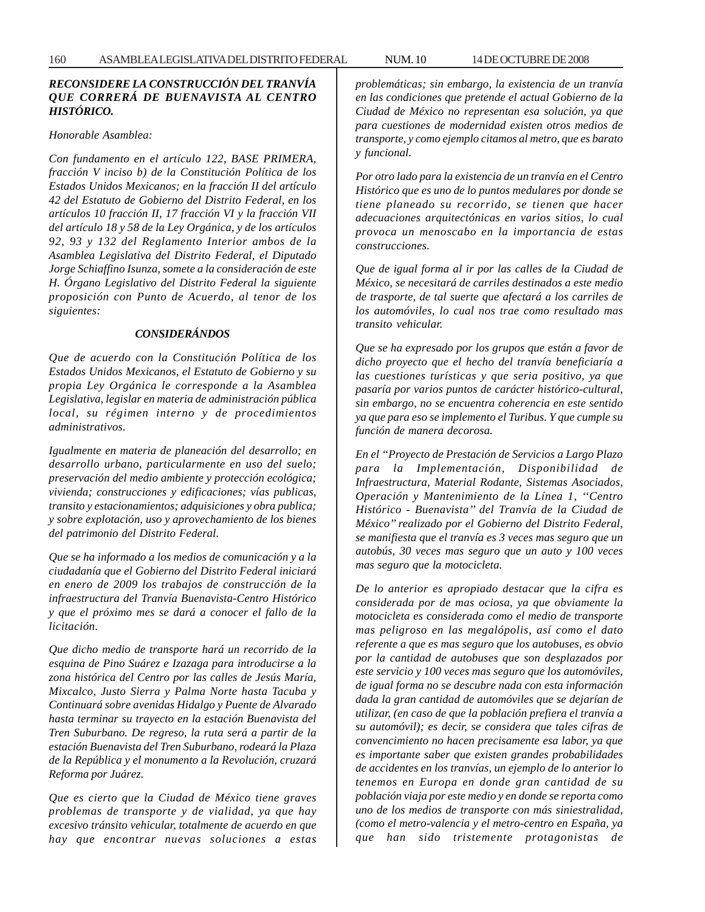***RECONSIDERE LA CONSTRUCCIÓN DEL TRANVÍA QUE CORRERÁ DE BUENAVISTA AL CENTRO HISTÓRICO.***

*Honorable Asamblea:*

*Con fundamento en el artículo 122, BASE PRIMERA, fracción V inciso b) de la Constitución Política de los Estados Unidos Mexicanos; en la fracción II del artículo 42 del Estatuto de Gobierno del Distrito Federal, en los artículos 10 fracción II, 17 fracción VI y la fracción VII del artículo 18 y 58 de la Ley Orgánica, y de los artículos 92, 93 y 132 del Reglamento Interior ambos de la Asamblea Legislativa del Distrito Federal, el Diputado Jorge Schiaffino Isunza, somete a la consideración de este H. Órgano Legislativo del Distrito Federal la siguiente proposición con Punto de Acuerdo, al tenor de los siguientes:*

***CONSIDERÁNDOS***

*Que de acuerdo con la Constitución Política de los Estados Unidos Mexicanos, el Estatuto de Gobierno y su propia Ley Orgánica le corresponde a la Asamblea Legislativa, legislar en materia de administración pública local, su régimen interno y de procedimientos administrativos.*

*Igualmente en materia de planeación del desarrollo; en desarrollo urbano, particularmente en uso del suelo; preservación del medio ambiente y protección ecológica; vivienda; construcciones y edificaciones; vías publicas, transito y estacionamientos; adquisiciones y obra publica; y sobre explotación, uso y aprovechamiento de los bienes del patrimonio del Distrito Federal.*

*Que se ha informado a los medios de comunicación y a la ciudadanía que el Gobierno del Distrito Federal iniciará en enero de 2009 los trabajos de construcción de la infraestructura del Tranvía Buenavista-Centro Histórico y que el próximo mes se dará a conocer el fallo de la licitación.*

*Que dicho medio de transporte hará un recorrido de la esquina de Pino Suárez e Izazaga para introducirse a la zona histórica del Centro por las calles de Jesús María, Mixcalco, Justo Sierra y Palma Norte hasta Tacuba y Continuará sobre avenidas Hidalgo y Puente de Alvarado hasta terminar su trayecto en la estación Buenavista del Tren Suburbano. De regreso, la ruta será a partir de la estación Buenavista del Tren Suburbano, rodeará la Plaza de la República y el monumento a la Revolución, cruzará Reforma por Juárez.*

*Que es cierto que la Ciudad de México tiene graves problemas de transporte y de vialidad, ya que hay excesivo tránsito vehicular, totalmente de acuerdo en que hay que encontrar nuevas soluciones a estas problemáticas; sin embargo, la existencia de un tranvía en las condiciones que pretende el actual Gobierno de la Ciudad de México no representan esa solución, ya que para cuestiones de modernidad existen otros medios de transporte, y como ejemplo citamos al metro, que es barato y funcional.*

*Por otro lado para la existencia de un tranvía en el Centro Histórico que es uno de lo puntos medulares por donde se tiene planeado su recorrido, se tienen que hacer adecuaciones arquitectónicas en varios sitios, lo cual provoca un menoscabo en la importancia de estas construcciones.*

*Que de igual forma al ir por las calles de la Ciudad de México, se necesitará de carriles destinados a este medio de trasporte, de tal suerte que afectará a los carriles de los automóviles, lo cual nos trae como resultado mas transito vehicular.*

*Que se ha expresado por los grupos que están a favor de dicho proyecto que el hecho del tranvía beneficiaría a las cuestiones turísticas y que seria positivo, ya que pasaría por varios puntos de carácter histórico-cultural, sin embargo, no se encuentra coherencia en este sentido ya que para eso se implemento el Turibus. Y que cumple su función de manera decorosa.*

*En el "Proyecto de Prestación de Servicios a Largo Plazo para la Implementación, Disponibilidad de Infraestructura, Material Rodante, Sistemas Asociados, Operación y Mantenimiento de la Línea 1, "Centro Histórico - Buenavista" del Tranvía de la Ciudad de México" realizado por el Gobierno del Distrito Federal, se manifiesta que el tranvía es 3 veces mas seguro que un autobús, 30 veces mas seguro que un auto y 100 veces mas seguro que la motocicleta.*

*De lo anterior es apropiado destacar que la cifra es considerada por de mas ociosa, ya que obviamente la motocicleta es considerada como el medio de transporte mas peligroso en las megalópolis, así como el dato referente a que es mas seguro que los autobuses, es obvio por la cantidad de autobuses que son desplazados por este servicio y 100 veces mas seguro que los automóviles, de igual forma no se descubre nada con esta información dada la gran cantidad de automóviles que se dejarían de utilizar, (en caso de que la población prefiera el tranvía a su automóvil); es decir, se considera que tales cifras de convencimiento no hacen precisamente esa labor, ya que es importante saber que existen grandes probabilidades de accidentes en los tranvías, un ejemplo de lo anterior lo tenemos en Europa en donde gran cantidad de su población viaja por este medio y en donde se reporta como uno de los medios de transporte con más siniestralidad, (como el metro-valencia y el metro-centro en España, ya que han sido tristemente protagonistas de*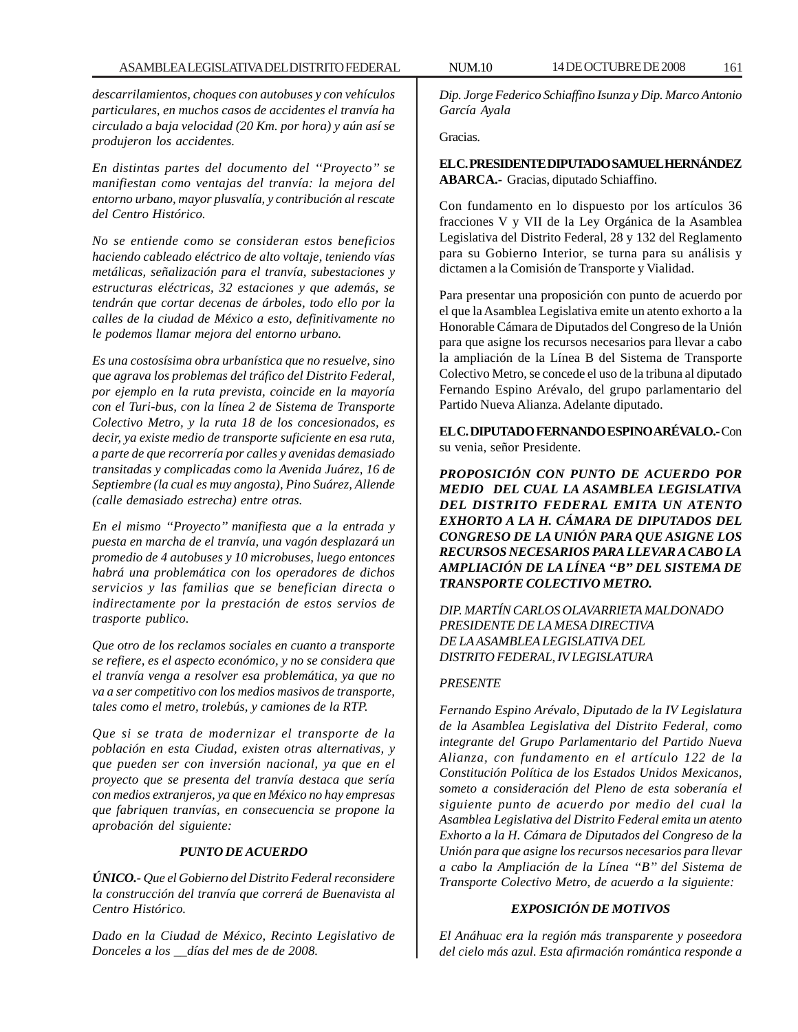*descarrilamientos, choques con autobuses y con vehículos particulares, en muchos casos de accidentes el tranvía ha circulado a baja velocidad (20 Km. por hora) y aún así se produjeron los accidentes.*

*En distintas partes del documento del "Proyecto" se manifiestan como ventajas del tranvía: la mejora del entorno urbano, mayor plusvalía, y contribución al rescate del Centro Histórico.*

*No se entiende como se consideran estos beneficios haciendo cableado eléctrico de alto voltaje, teniendo vías metálicas, señalización para el tranvía, subestaciones y estructuras eléctricas, 32 estaciones y que además, se tendrán que cortar decenas de árboles, todo ello por la calles de la ciudad de México a esto, definitivamente no le podemos llamar mejora del entorno urbano.*

*Es una costosísima obra urbanística que no resuelve, sino que agrava los problemas del tráfico del Distrito Federal, por ejemplo en la ruta prevista, coincide en la mayoría con el Turi-bus, con la línea 2 de Sistema de Transporte Colectivo Metro, y la ruta 18 de los concesionados, es decir, ya existe medio de transporte suficiente en esa ruta, a parte de que recorrería por calles y avenidas demasiado transitadas y complicadas como la Avenida Juárez, 16 de Septiembre (la cual es muy angosta), Pino Suárez, Allende (calle demasiado estrecha) entre otras.*

*En el mismo "Proyecto" manifiesta que a la entrada y puesta en marcha de el tranvía, una vagón desplazará un promedio de 4 autobuses y 10 microbuses, luego entonces habrá una problemática con los operadores de dichos servicios y las familias que se benefician directa o indirectamente por la prestación de estos servios de trasporte publico.*

*Que otro de los reclamos sociales en cuanto a transporte se refiere, es el aspecto económico, y no se considera que el tranvía venga a resolver esa problemática, ya que no va a ser competitivo con los medios masivos de transporte, tales como el metro, trolebús, y camiones de la RTP.*

*Que si se trata de modernizar el transporte de la población en esta Ciudad, existen otras alternativas, y que pueden ser con inversión nacional, ya que en el proyecto que se presenta del tranvía destaca que sería con medios extranjeros, ya que en México no hay empresas que fabriquen tranvías, en consecuencia se propone la aprobación del siguiente:*

***PUNTO DE ACUERDO***

***ÚNICO.-*** *Que el Gobierno del Distrito Federal reconsidere la construcción del tranvía que correrá de Buenavista al Centro Histórico.*

*Dado en la Ciudad de México, Recinto Legislativo de Donceles a los \_\_días del mes de de 2008.*

*Dip. Jorge Federico Schiaffino Isunza y Dip. Marco Antonio García Ayala*

Gracias.

**EL C. PRESIDENTE DIPUTADO SAMUEL HERNÁNDEZ ABARCA.-** Gracias, diputado Schiaffino.

Con fundamento en lo dispuesto por los artículos 36 fracciones V y VII de la Ley Orgánica de la Asamblea Legislativa del Distrito Federal, 28 y 132 del Reglamento para su Gobierno Interior, se turna para su análisis y dictamen a la Comisión de Transporte y Vialidad.

Para presentar una proposición con punto de acuerdo por el que la Asamblea Legislativa emite un atento exhorto a la Honorable Cámara de Diputados del Congreso de la Unión para que asigne los recursos necesarios para llevar a cabo la ampliación de la Línea B del Sistema de Transporte Colectivo Metro, se concede el uso de la tribuna al diputado Fernando Espino Arévalo, del grupo parlamentario del Partido Nueva Alianza. Adelante diputado.

**EL C. DIPUTADO FERNANDO ESPINO ARÉVALO.-** Con su venia, señor Presidente.

***PROPOSICIÓN CON PUNTO DE ACUERDO POR MEDIO DEL CUAL LA ASAMBLEA LEGISLATIVA DEL DISTRITO FEDERAL EMITA UN ATENTO EXHORTO A LA H. CÁMARA DE DIPUTADOS DEL CONGRESO DE LA UNIÓN PARA QUE ASIGNE LOS RECURSOS NECESARIOS PARA LLEVAR A CABO LA AMPLIACIÓN DE LA LÍNEA "B" DEL SISTEMA DE TRANSPORTE COLECTIVO METRO.***

*DIP. MARTÍN CARLOS OLAVARRIETA MALDONADO*
*PRESIDENTE DE LA MESA DIRECTIVA*
*DE LA ASAMBLEA LEGISLATIVA DEL*
*DISTRITO FEDERAL, IV LEGISLATURA*

*PRESENTE*

*Fernando Espino Arévalo, Diputado de la IV Legislatura de la Asamblea Legislativa del Distrito Federal, como integrante del Grupo Parlamentario del Partido Nueva Alianza, con fundamento en el artículo 122 de la Constitución Política de los Estados Unidos Mexicanos, someto a consideración del Pleno de esta soberanía el siguiente punto de acuerdo por medio del cual la Asamblea Legislativa del Distrito Federal emita un atento Exhorto a la H. Cámara de Diputados del Congreso de la Unión para que asigne los recursos necesarios para llevar a cabo la Ampliación de la Línea "B" del Sistema de Transporte Colectivo Metro, de acuerdo a la siguiente:*

***EXPOSICIÓN DE MOTIVOS***

*El Anáhuac era la región más transparente y poseedora del cielo más azul. Esta afirmación romántica responde a*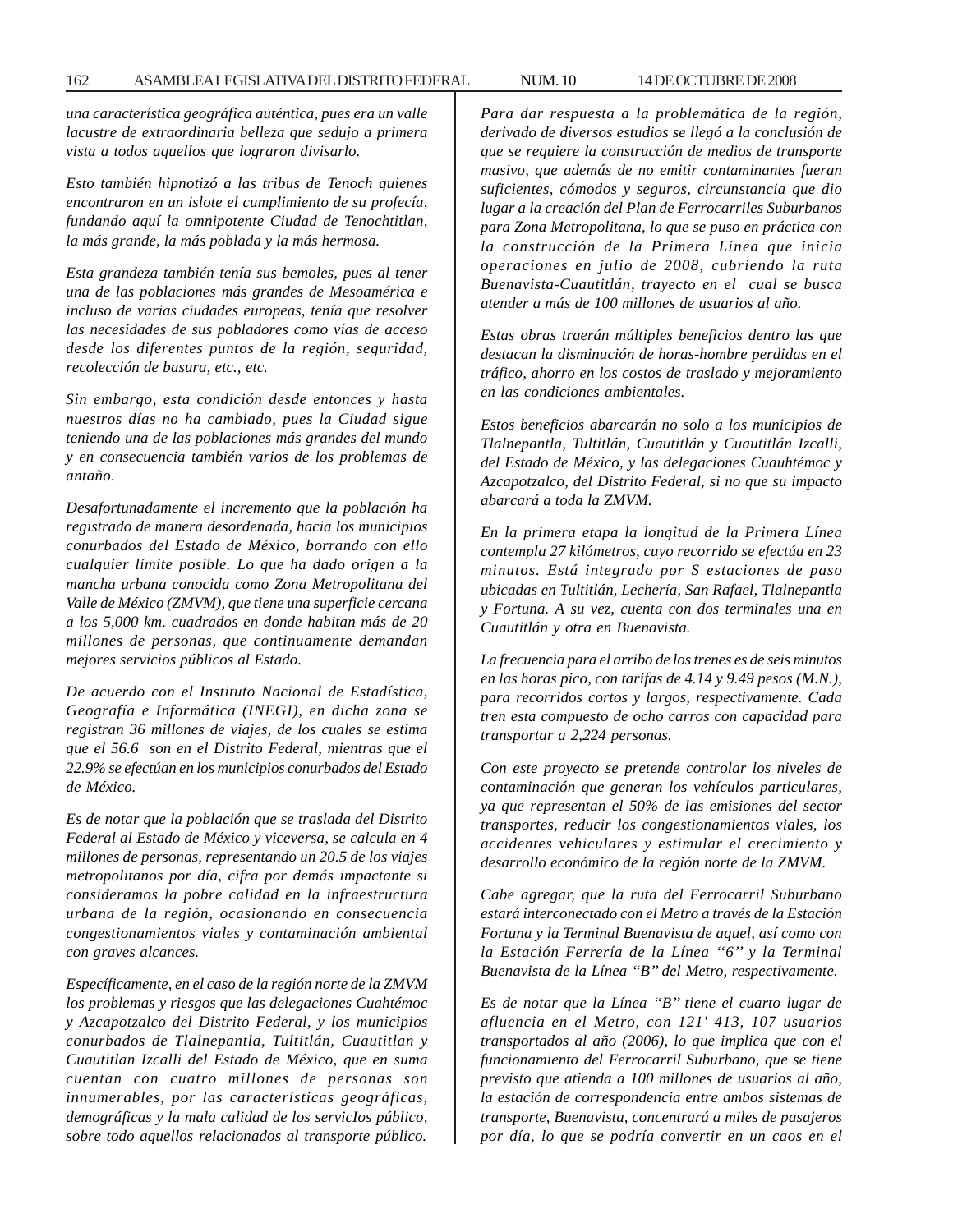*una característica geográfica auténtica, pues era un valle lacustre de extraordinaria belleza que sedujo a primera vista a todos aquellos que lograron divisarlo.*

*Esto también hipnotizó a las tribus de Tenoch quienes encontraron en un islote el cumplimiento de su profecía, fundando aquí la omnipotente Ciudad de Tenochtitlan, la más grande, la más poblada y la más hermosa.*

*Esta grandeza también tenía sus bemoles, pues al tener una de las poblaciones más grandes de Mesoamérica e incluso de varias ciudades europeas, tenía que resolver las necesidades de sus pobladores como vías de acceso desde los diferentes puntos de la región, seguridad, recolección de basura, etc., etc.*

*Sin embargo, esta condición desde entonces y hasta nuestros días no ha cambiado, pues la Ciudad sigue teniendo una de las poblaciones más grandes del mundo y en consecuencia también varios de los problemas de antaño.*

*Desafortunadamente el incremento que la población ha registrado de manera desordenada, hacia los municipios conurbados del Estado de México, borrando con ello cualquier límite posible. Lo que ha dado origen a la mancha urbana conocida como Zona Metropolitana del Valle de México (ZMVM), que tiene una superficie cercana a los 5,000 km. cuadrados en donde habitan más de 20 millones de personas, que continuamente demandan mejores servicios públicos al Estado.*

*De acuerdo con el Instituto Nacional de Estadística, Geografía e Informática (INEGI), en dicha zona se registran 36 millones de viajes, de los cuales se estima que el 56.6 son en el Distrito Federal, mientras que el 22.9% se efectúan en los municipios conurbados del Estado de México.*

*Es de notar que la población que se traslada del Distrito Federal al Estado de México y viceversa, se calcula en 4 millones de personas, representando un 20.5 de los viajes metropolitanos por día, cifra por demás impactante si consideramos la pobre calidad en la infraestructura urbana de la región, ocasionando en consecuencia congestionamientos viales y contaminación ambiental con graves alcances.*

*Específicamente, en el caso de la región norte de la ZMVM los problemas y riesgos que las delegaciones Cuahtémoc y Azcapotzalco del Distrito Federal, y los municipios conurbados de Tlalnepantla, Tultitlán, Cuautitlan y Cuautitlan Izcalli del Estado de México, que en suma cuentan con cuatro millones de personas son innumerables, por las características geográficas, demográficas y la mala calidad de los servicIos público, sobre todo aquellos relacionados al transporte público.*

*Para dar respuesta a la problemática de la región, derivado de diversos estudios se llegó a la conclusión de que se requiere la construcción de medios de transporte masivo, que además de no emitir contaminantes fueran suficientes, cómodos y seguros, circunstancia que dio lugar a la creación del Plan de Ferrocarriles Suburbanos para Zona Metropolitana, lo que se puso en práctica con la construcción de la Primera Línea que inicia operaciones en julio de 2008, cubriendo la ruta Buenavista-Cuautitlán, trayecto en el cual se busca atender a más de 100 millones de usuarios al año.*

*Estas obras traerán múltiples beneficios dentro las que destacan la disminución de horas-hombre perdidas en el tráfico, ahorro en los costos de traslado y mejoramiento en las condiciones ambientales.*

*Estos beneficios abarcarán no solo a los municipios de Tlalnepantla, Tultitlán, Cuautitlán y Cuautitlán Izcalli, del Estado de México, y las delegaciones Cuauhtémoc y Azcapotzalco, del Distrito Federal, si no que su impacto abarcará a toda la ZMVM.*

*En la primera etapa la longitud de la Primera Línea contempla 27 kilómetros, cuyo recorrido se efectúa en 23 minutos. Está integrado por S estaciones de paso ubicadas en Tultitlán, Lechería, San Rafael, Tlalnepantla y Fortuna. A su vez, cuenta con dos terminales una en Cuautitlán y otra en Buenavista.*

*La frecuencia para el arribo de los trenes es de seis minutos en las horas pico, con tarifas de 4.14 y 9.49 pesos (M.N.), para recorridos cortos y largos, respectivamente. Cada tren esta compuesto de ocho carros con capacidad para transportar a 2,224 personas.*

*Con este proyecto se pretende controlar los niveles de contaminación que generan los vehículos particulares, ya que representan el 50% de las emisiones del sector transportes, reducir los congestionamientos viales, los accidentes vehiculares y estimular el crecimiento y desarrollo económico de la región norte de la ZMVM.*

*Cabe agregar, que la ruta del Ferrocarril Suburbano estará interconectado con el Metro a través de la Estación Fortuna y la Terminal Buenavista de aquel, así como con la Estación Ferrería de la Línea "6" y la Terminal Buenavista de la Línea "B" del Metro, respectivamente.*

*Es de notar que la Línea "B" tiene el cuarto lugar de afluencia en el Metro, con 121' 413, 107 usuarios transportados al año (2006), lo que implica que con el funcionamiento del Ferrocarril Suburbano, que se tiene previsto que atienda a 100 millones de usuarios al año, la estación de correspondencia entre ambos sistemas de transporte, Buenavista, concentrará a miles de pasajeros por día, lo que se podría convertir en un caos en el*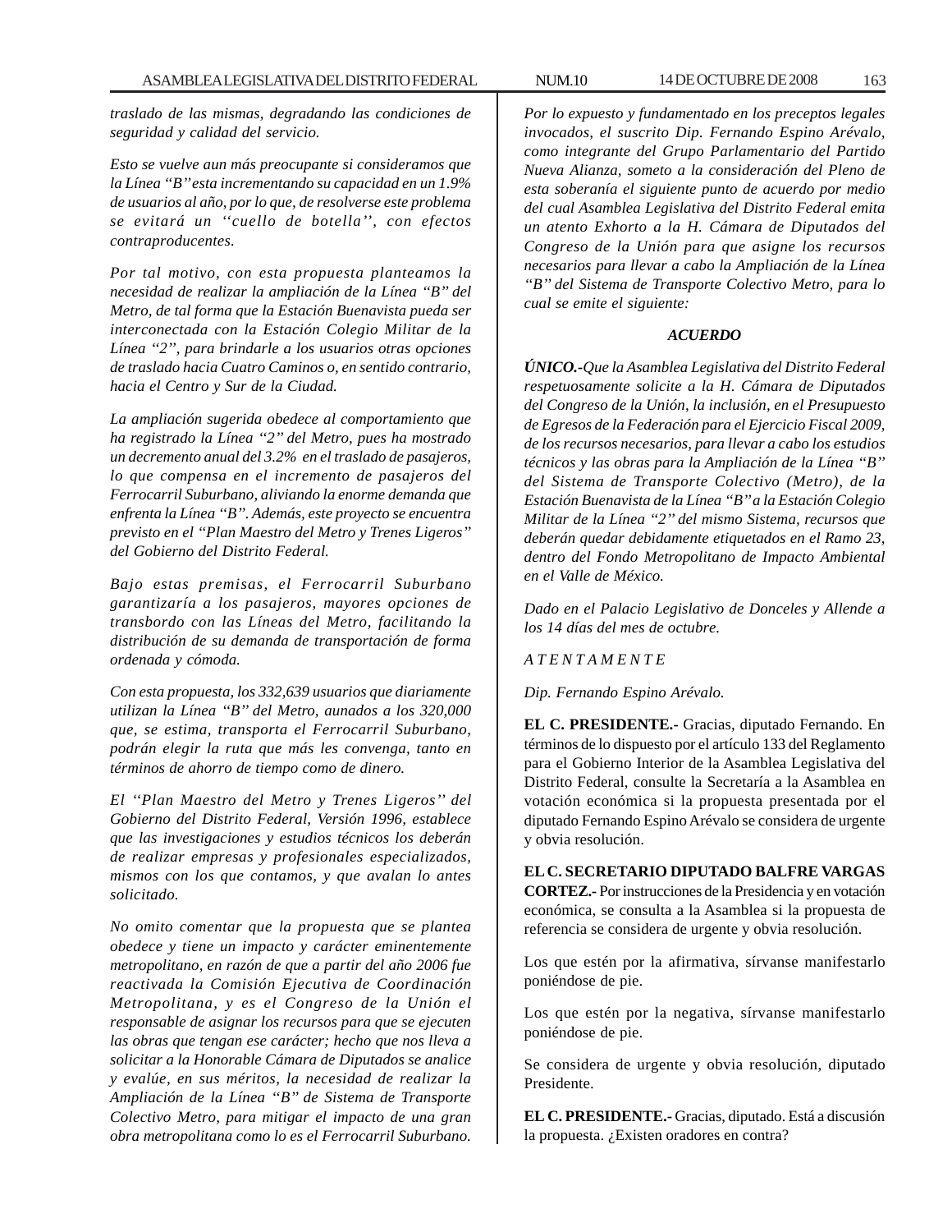*traslado de las mismas, degradando las condiciones de seguridad y calidad del servicio.*

*Esto se vuelve aun más preocupante si consideramos que la Línea "B" esta incrementando su capacidad en un 1.9% de usuarios al año, por lo que, de resolverse este problema se evitará un ''cuello de botella'', con efectos contraproducentes.*

*Por tal motivo, con esta propuesta planteamos la necesidad de realizar la ampliación de la Línea "B" del Metro, de tal forma que la Estación Buenavista pueda ser interconectada con la Estación Colegio Militar de la Línea "2", para brindarle a los usuarios otras opciones de traslado hacia Cuatro Caminos o, en sentido contrario, hacia el Centro y Sur de la Ciudad.*

*La ampliación sugerida obedece al comportamiento que ha registrado la Línea "2" del Metro, pues ha mostrado un decremento anual del 3.2% en el traslado de pasajeros, lo que compensa en el incremento de pasajeros del Ferrocarril Suburbano, aliviando la enorme demanda que enfrenta la Línea "B". Además, este proyecto se encuentra previsto en el "Plan Maestro del Metro y Trenes Ligeros" del Gobierno del Distrito Federal.*

*Bajo estas premisas, el Ferrocarril Suburbano garantizaría a los pasajeros, mayores opciones de transbordo con las Líneas del Metro, facilitando la distribución de su demanda de transportación de forma ordenada y cómoda.*

*Con esta propuesta, los 332,639 usuarios que diariamente utilizan la Línea "B" del Metro, aunados a los 320,000 que, se estima, transporta el Ferrocarril Suburbano, podrán elegir la ruta que más les convenga, tanto en términos de ahorro de tiempo como de dinero.*

*El ''Plan Maestro del Metro y Trenes Ligeros'' del Gobierno del Distrito Federal, Versión 1996, establece que las investigaciones y estudios técnicos los deberán de realizar empresas y profesionales especializados, mismos con los que contamos, y que avalan lo antes solicitado.*

*No omito comentar que la propuesta que se plantea obedece y tiene un impacto y carácter eminentemente metropolitano, en razón de que a partir del año 2006 fue reactivada la Comisión Ejecutiva de Coordinación Metropolitana, y es el Congreso de la Unión el responsable de asignar los recursos para que se ejecuten las obras que tengan ese carácter; hecho que nos lleva a solicitar a la Honorable Cámara de Diputados se analice y evalúe, en sus méritos, la necesidad de realizar la Ampliación de la Línea "B" de Sistema de Transporte Colectivo Metro, para mitigar el impacto de una gran obra metropolitana como lo es el Ferrocarril Suburbano.*

*Por lo expuesto y fundamentado en los preceptos legales invocados, el suscrito Dip. Fernando Espino Arévalo, como integrante del Grupo Parlamentario del Partido Nueva Alianza, someto a la consideración del Pleno de esta soberanía el siguiente punto de acuerdo por medio del cual Asamblea Legislativa del Distrito Federal emita un atento Exhorto a la H. Cámara de Diputados del Congreso de la Unión para que asigne los recursos necesarios para llevar a cabo la Ampliación de la Línea "B" del Sistema de Transporte Colectivo Metro, para lo cual se emite el siguiente:*

***ACUERDO***

***ÚNICO.-****Que la Asamblea Legislativa del Distrito Federal respetuosamente solicite a la H. Cámara de Diputados del Congreso de la Unión, la inclusión, en el Presupuesto de Egresos de la Federación para el Ejercicio Fiscal 2009, de los recursos necesarios, para llevar a cabo los estudios técnicos y las obras para la Ampliación de la Línea "B" del Sistema de Transporte Colectivo (Metro), de la Estación Buenavista de la Línea "B" a la Estación Colegio Militar de la Línea "2" del mismo Sistema, recursos que deberán quedar debidamente etiquetados en el Ramo 23, dentro del Fondo Metropolitano de Impacto Ambiental en el Valle de México.*

*Dado en el Palacio Legislativo de Donceles y Allende a los 14 días del mes de octubre.*

*A T E N T A M E N T E*

*Dip. Fernando Espino Arévalo.*

**EL C. PRESIDENTE.-** Gracias, diputado Fernando. En términos de lo dispuesto por el artículo 133 del Reglamento para el Gobierno Interior de la Asamblea Legislativa del Distrito Federal, consulte la Secretaría a la Asamblea en votación económica si la propuesta presentada por el diputado Fernando Espino Arévalo se considera de urgente y obvia resolución.

**EL C. SECRETARIO DIPUTADO BALFRE VARGAS CORTEZ.-** Por instrucciones de la Presidencia y en votación económica, se consulta a la Asamblea si la propuesta de referencia se considera de urgente y obvia resolución.

Los que estén por la afirmativa, sírvanse manifestarlo poniéndose de pie.

Los que estén por la negativa, sírvanse manifestarlo poniéndose de pie.

Se considera de urgente y obvia resolución, diputado Presidente.

**EL C. PRESIDENTE.-** Gracias, diputado. Está a discusión la propuesta. ¿Existen oradores en contra?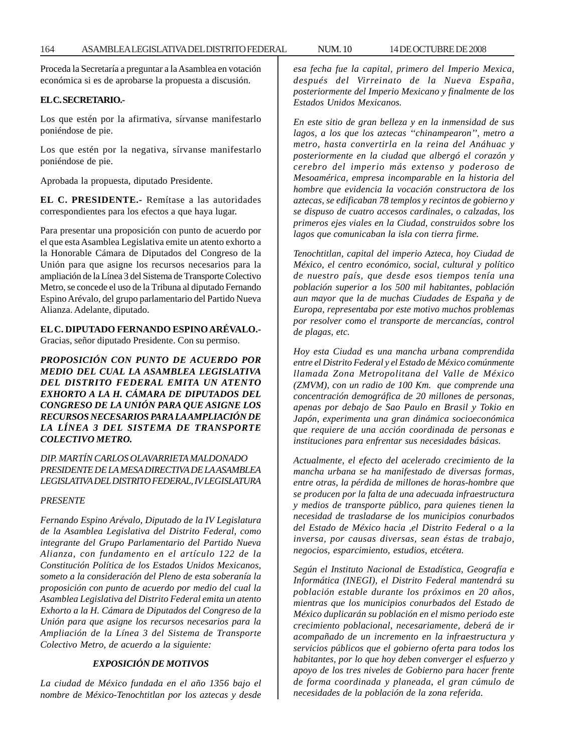Proceda la Secretaría a preguntar a la Asamblea en votación económica si es de aprobarse la propuesta a discusión.

**EL C. SECRETARIO.-**

Los que estén por la afirmativa, sírvanse manifestarlo poniéndose de pie.

Los que estén por la negativa, sírvanse manifestarlo poniéndose de pie.

Aprobada la propuesta, diputado Presidente.

**EL C. PRESIDENTE.-** Remítase a las autoridades correspondientes para los efectos a que haya lugar.

Para presentar una proposición con punto de acuerdo por el que esta Asamblea Legislativa emite un atento exhorto a la Honorable Cámara de Diputados del Congreso de la Unión para que asigne los recursos necesarios para la ampliación de la Línea 3 del Sistema de Transporte Colectivo Metro, se concede el uso de la Tribuna al diputado Fernando Espino Arévalo, del grupo parlamentario del Partido Nueva Alianza. Adelante, diputado.

**EL C. DIPUTADO FERNANDO ESPINO ARÉVALO.-** Gracias, señor diputado Presidente. Con su permiso.

***PROPOSICIÓN CON PUNTO DE ACUERDO POR MEDIO DEL CUAL LA ASAMBLEA LEGISLATIVA DEL DISTRITO FEDERAL EMITA UN ATENTO EXHORTO A LA H. CÁMARA DE DIPUTADOS DEL CONGRESO DE LA UNIÓN PARA QUE ASIGNE LOS RECURSOS NECESARIOS PARA LA AMPLIACIÓN DE LA LÍNEA 3 DEL SISTEMA DE TRANSPORTE COLECTIVO METRO.***

*DIP. MARTÍN CARLOS OLAVARRIETA MALDONADO*
*PRESIDENTE DE LA MESA DIRECTIVA DE LA ASAMBLEA LEGISLATIVA DEL DISTRITO FEDERAL, IV LEGISLATURA*

*PRESENTE*

*Fernando Espino Arévalo, Diputado de la IV Legislatura de la Asamblea Legislativa del Distrito Federal, como integrante del Grupo Parlamentario del Partido Nueva Alianza, con fundamento en el artículo 122 de la Constitución Política de los Estados Unidos Mexicanos, someto a la consideración del Pleno de esta soberanía la proposición con punto de acuerdo por medio del cual la Asamblea Legislativa del Distrito Federal emita un atento Exhorto a la H. Cámara de Diputados del Congreso de la Unión para que asigne los recursos necesarios para la Ampliación de la Línea 3 del Sistema de Transporte Colectivo Metro, de acuerdo a la siguiente:*

***EXPOSICIÓN DE MOTIVOS***

*La ciudad de México fundada en el año 1356 bajo el nombre de México-Tenochtitlan por los aztecas y desde esa fecha fue la capital, primero del Imperio Mexica, después del Virreinato de la Nueva España, posteriormente del Imperio Mexicano y finalmente de los Estados Unidos Mexicanos.*

*En este sitio de gran belleza y en la inmensidad de sus lagos, a los que los aztecas "chinampearon", metro a metro, hasta convertirla en la reina del Anáhuac y posteriormente en la ciudad que albergó el corazón y cerebro del imperio más extenso y poderoso de Mesoamérica, empresa incomparable en la historia del hombre que evidencia la vocación constructora de los aztecas, se edificaban 78 templos y recintos de gobierno y se dispuso de cuatro accesos cardinales, o calzadas, los primeros ejes viales en la Ciudad, construidos sobre los lagos que comunicaban la isla con tierra firme.*

*Tenochtitlan, capital del imperio Azteca, hoy Ciudad de México, el centro económico, social, cultural y político de nuestro país, que desde esos tiempos tenía una población superior a los 500 mil habitantes, población aun mayor que la de muchas Ciudades de España y de Europa, representaba por este motivo muchos problemas por resolver como el transporte de mercancías, control de plagas, etc.*

*Hoy esta Ciudad es una mancha urbana comprendida entre el Distrito Federal y el Estado de México comúnmente llamada Zona Metropolitana del Valle de México (ZMVM), con un radio de 100 Km. que comprende una concentración demográfica de 20 millones de personas, apenas por debajo de Sao Paulo en Brasil y Tokio en Japón, experimenta una gran dinámica socioeconómica que requiere de una acción coordinada de personas e instituciones para enfrentar sus necesidades básicas.*

*Actualmente, el efecto del acelerado crecimiento de la mancha urbana se ha manifestado de diversas formas, entre otras, la pérdida de millones de horas-hombre que se producen por la falta de una adecuada infraestructura y medios de transporte público, para quienes tienen la necesidad de trasladarse de los municipios conurbados del Estado de México hacia ,el Distrito Federal o a la inversa, por causas diversas, sean éstas de trabajo, negocios, esparcimiento, estudios, etcétera.*

*Según el Instituto Nacional de Estadística, Geografía e Informática (INEGI), el Distrito Federal mantendrá su población estable durante los próximos en 20 años, mientras que los municipios conurbados del Estado de México duplicarán su población en el mismo periodo este crecimiento poblacional, necesariamente, deberá de ir acompañado de un incremento en la infraestructura y servicios públicos que el gobierno oferta para todos los habitantes, por lo que hoy deben converger el esfuerzo y apoyo de los tres niveles de Gobierno para hacer frente de forma coordinada y planeada, el gran cúmulo de necesidades de la población de la zona referida.*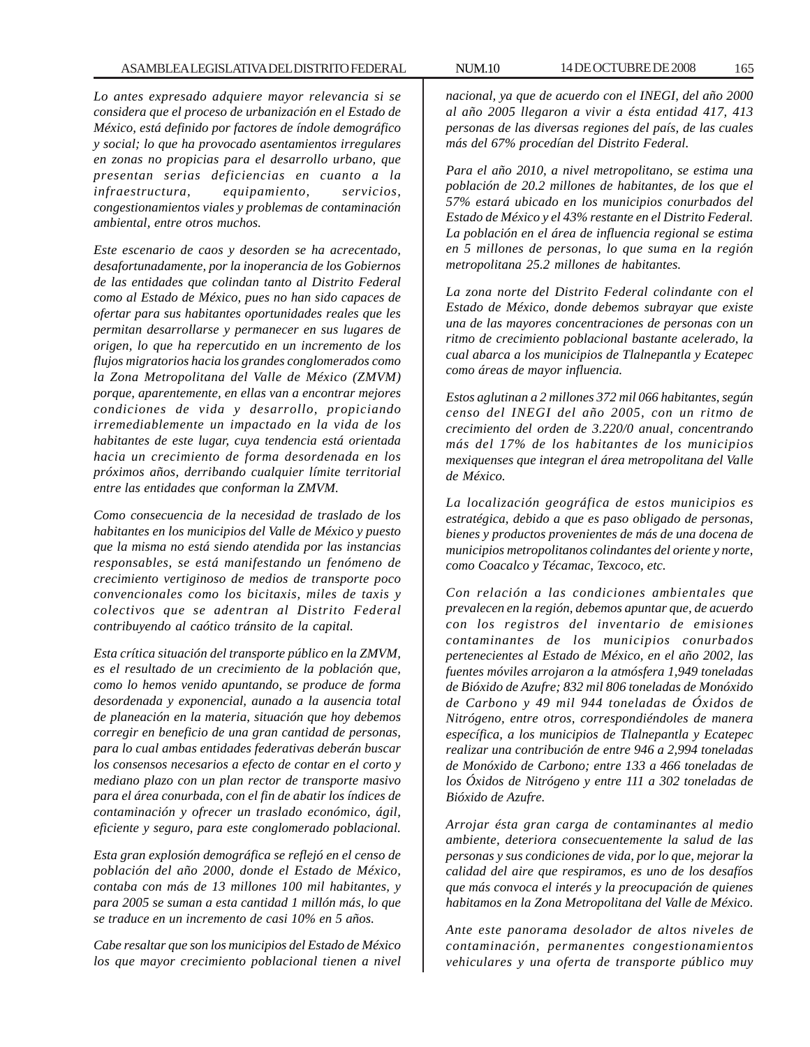*Lo antes expresado adquiere mayor relevancia si se considera que el proceso de urbanización en el Estado de México, está definido por factores de índole demográfico y social; lo que ha provocado asentamientos irregulares en zonas no propicias para el desarrollo urbano, que presentan serias deficiencias en cuanto a la infraestructura, equipamiento, servicios, congestionamientos viales y problemas de contaminación ambiental, entre otros muchos.*

*Este escenario de caos y desorden se ha acrecentado, desafortunadamente, por la inoperancia de los Gobiernos de las entidades que colindan tanto al Distrito Federal como al Estado de México, pues no han sido capaces de ofertar para sus habitantes oportunidades reales que les permitan desarrollarse y permanecer en sus lugares de origen, lo que ha repercutido en un incremento de los flujos migratorios hacia los grandes conglomerados como la Zona Metropolitana del Valle de México (ZMVM) porque, aparentemente, en ellas van a encontrar mejores condiciones de vida y desarrollo, propiciando irremediablemente un impactado en la vida de los habitantes de este lugar, cuya tendencia está orientada hacia un crecimiento de forma desordenada en los próximos años, derribando cualquier límite territorial entre las entidades que conforman la ZMVM.*

*Como consecuencia de la necesidad de traslado de los habitantes en los municipios del Valle de México y puesto que la misma no está siendo atendida por las instancias responsables, se está manifestando un fenómeno de crecimiento vertiginoso de medios de transporte poco convencionales como los bicitaxis, miles de taxis y colectivos que se adentran al Distrito Federal contribuyendo al caótico tránsito de la capital.*

*Esta crítica situación del transporte público en la ZMVM, es el resultado de un crecimiento de la población que, como lo hemos venido apuntando, se produce de forma desordenada y exponencial, aunado a la ausencia total de planeación en la materia, situación que hoy debemos corregir en beneficio de una gran cantidad de personas, para lo cual ambas entidades federativas deberán buscar los consensos necesarios a efecto de contar en el corto y mediano plazo con un plan rector de transporte masivo para el área conurbada, con el fin de abatir los índices de contaminación y ofrecer un traslado económico, ágil, eficiente y seguro, para este conglomerado poblacional.*

*Esta gran explosión demográfica se reflejó en el censo de población del año 2000, donde el Estado de México, contaba con más de 13 millones 100 mil habitantes, y para 2005 se suman a esta cantidad 1 millón más, lo que se traduce en un incremento de casi 10% en 5 años.*

*Cabe resaltar que son los municipios del Estado de México los que mayor crecimiento poblacional tienen a nivel nacional, ya que de acuerdo con el INEGI, del año 2000 al año 2005 llegaron a vivir a ésta entidad 417, 413 personas de las diversas regiones del país, de las cuales más del 67% procedían del Distrito Federal.*

*Para el año 2010, a nivel metropolitano, se estima una población de 20.2 millones de habitantes, de los que el 57% estará ubicado en los municipios conurbados del Estado de México y el 43% restante en el Distrito Federal. La población en el área de influencia regional se estima en 5 millones de personas, lo que suma en la región metropolitana 25.2 millones de habitantes.*

*La zona norte del Distrito Federal colindante con el Estado de México, donde debemos subrayar que existe una de las mayores concentraciones de personas con un ritmo de crecimiento poblacional bastante acelerado, la cual abarca a los municipios de Tlalnepantla y Ecatepec como áreas de mayor influencia.*

*Estos aglutinan a 2 millones 372 mil 066 habitantes, según censo del INEGI del año 2005, con un ritmo de crecimiento del orden de 3.220/0 anual, concentrando más del 17% de los habitantes de los municipios mexiquenses que integran el área metropolitana del Valle de México.*

*La localización geográfica de estos municipios es estratégica, debido a que es paso obligado de personas, bienes y productos provenientes de más de una docena de municipios metropolitanos colindantes del oriente y norte, como Coacalco y Técamac, Texcoco, etc.*

*Con relación a las condiciones ambientales que prevalecen en la región, debemos apuntar que, de acuerdo con los registros del inventario de emisiones contaminantes de los municipios conurbados pertenecientes al Estado de México, en el año 2002, las fuentes móviles arrojaron a la atmósfera 1,949 toneladas de Bióxido de Azufre; 832 mil 806 toneladas de Monóxido de Carbono y 49 mil 944 toneladas de Óxidos de Nitrógeno, entre otros, correspondiéndoles de manera específica, a los municipios de Tlalnepantla y Ecatepec realizar una contribución de entre 946 a 2,994 toneladas de Monóxido de Carbono; entre 133 a 466 toneladas de los Óxidos de Nitrógeno y entre 111 a 302 toneladas de Bióxido de Azufre.*

*Arrojar ésta gran carga de contaminantes al medio ambiente, deteriora consecuentemente la salud de las personas y sus condiciones de vida, por lo que, mejorar la calidad del aire que respiramos, es uno de los desafíos que más convoca el interés y la preocupación de quienes habitamos en la Zona Metropolitana del Valle de México.*

*Ante este panorama desolador de altos niveles de contaminación, permanentes congestionamientos vehiculares y una oferta de transporte público muy*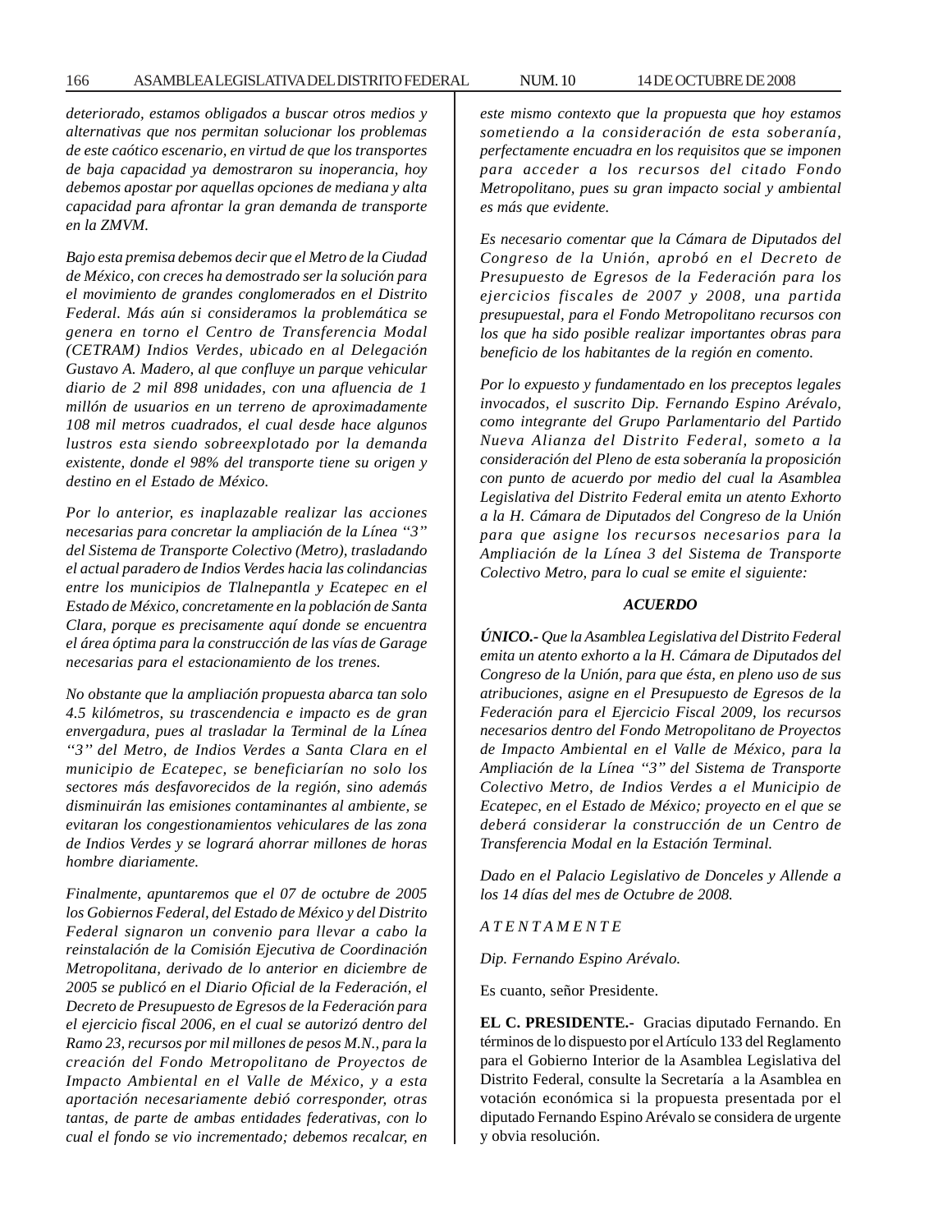*deteriorado, estamos obligados a buscar otros medios y alternativas que nos permitan solucionar los problemas de este caótico escenario, en virtud de que los transportes de baja capacidad ya demostraron su inoperancia, hoy debemos apostar por aquellas opciones de mediana y alta capacidad para afrontar la gran demanda de transporte en la ZMVM.*

*Bajo esta premisa debemos decir que el Metro de la Ciudad de México, con creces ha demostrado ser la solución para el movimiento de grandes conglomerados en el Distrito Federal. Más aún si consideramos la problemática se genera en torno el Centro de Transferencia Modal (CETRAM) Indios Verdes, ubicado en al Delegación Gustavo A. Madero, al que confluye un parque vehicular diario de 2 mil 898 unidades, con una afluencia de 1 millón de usuarios en un terreno de aproximadamente 108 mil metros cuadrados, el cual desde hace algunos lustros esta siendo sobreexplotado por la demanda existente, donde el 98% del transporte tiene su origen y destino en el Estado de México.*

*Por lo anterior, es inaplazable realizar las acciones necesarias para concretar la ampliación de la Línea "3" del Sistema de Transporte Colectivo (Metro), trasladando el actual paradero de Indios Verdes hacia las colindancias entre los municipios de Tlalnepantla y Ecatepec en el Estado de México, concretamente en la población de Santa Clara, porque es precisamente aquí donde se encuentra el área óptima para la construcción de las vías de Garage necesarias para el estacionamiento de los trenes.*

*No obstante que la ampliación propuesta abarca tan solo 4.5 kilómetros, su trascendencia e impacto es de gran envergadura, pues al trasladar la Terminal de la Línea "3" del Metro, de Indios Verdes a Santa Clara en el municipio de Ecatepec, se beneficiarían no solo los sectores más desfavorecidos de la región, sino además disminuirán las emisiones contaminantes al ambiente, se evitaran los congestionamientos vehiculares de las zona de Indios Verdes y se logrará ahorrar millones de horas hombre diariamente.*

*Finalmente, apuntaremos que el 07 de octubre de 2005 los Gobiernos Federal, del Estado de México y del Distrito Federal signaron un convenio para llevar a cabo la reinstalación de la Comisión Ejecutiva de Coordinación Metropolitana, derivado de lo anterior en diciembre de 2005 se publicó en el Diario Oficial de la Federación, el Decreto de Presupuesto de Egresos de la Federación para el ejercicio fiscal 2006, en el cual se autorizó dentro del Ramo 23, recursos por mil millones de pesos M.N., para la creación del Fondo Metropolitano de Proyectos de Impacto Ambiental en el Valle de México, y a esta aportación necesariamente debió corresponder, otras tantas, de parte de ambas entidades federativas, con lo cual el fondo se vio incrementado; debemos recalcar, en este mismo contexto que la propuesta que hoy estamos sometiendo a la consideración de esta soberanía, perfectamente encuadra en los requisitos que se imponen para acceder a los recursos del citado Fondo Metropolitano, pues su gran impacto social y ambiental es más que evidente.*

*Es necesario comentar que la Cámara de Diputados del Congreso de la Unión, aprobó en el Decreto de Presupuesto de Egresos de la Federación para los ejercicios fiscales de 2007 y 2008, una partida presupuestal, para el Fondo Metropolitano recursos con los que ha sido posible realizar importantes obras para beneficio de los habitantes de la región en comento.*

*Por lo expuesto y fundamentado en los preceptos legales invocados, el suscrito Dip. Fernando Espino Arévalo, como integrante del Grupo Parlamentario del Partido Nueva Alianza del Distrito Federal, someto a la consideración del Pleno de esta soberanía la proposición con punto de acuerdo por medio del cual la Asamblea Legislativa del Distrito Federal emita un atento Exhorto a la H. Cámara de Diputados del Congreso de la Unión para que asigne los recursos necesarios para la Ampliación de la Línea 3 del Sistema de Transporte Colectivo Metro, para lo cual se emite el siguiente:*

***ACUERDO***

***ÚNICO.-*** *Que la Asamblea Legislativa del Distrito Federal emita un atento exhorto a la H. Cámara de Diputados del Congreso de la Unión, para que ésta, en pleno uso de sus atribuciones, asigne en el Presupuesto de Egresos de la Federación para el Ejercicio Fiscal 2009, los recursos necesarios dentro del Fondo Metropolitano de Proyectos de Impacto Ambiental en el Valle de México, para la Ampliación de la Línea "3" del Sistema de Transporte Colectivo Metro, de Indios Verdes a el Municipio de Ecatepec, en el Estado de México; proyecto en el que se deberá considerar la construcción de un Centro de Transferencia Modal en la Estación Terminal.*

*Dado en el Palacio Legislativo de Donceles y Allende a los 14 días del mes de Octubre de 2008.*

*A T E N T A M E N T E*

*Dip. Fernando Espino Arévalo.*

Es cuanto, señor Presidente.

**EL C. PRESIDENTE.-** Gracias diputado Fernando. En términos de lo dispuesto por el Artículo 133 del Reglamento para el Gobierno Interior de la Asamblea Legislativa del Distrito Federal, consulte la Secretaría a la Asamblea en votación económica si la propuesta presentada por el diputado Fernando Espino Arévalo se considera de urgente y obvia resolución.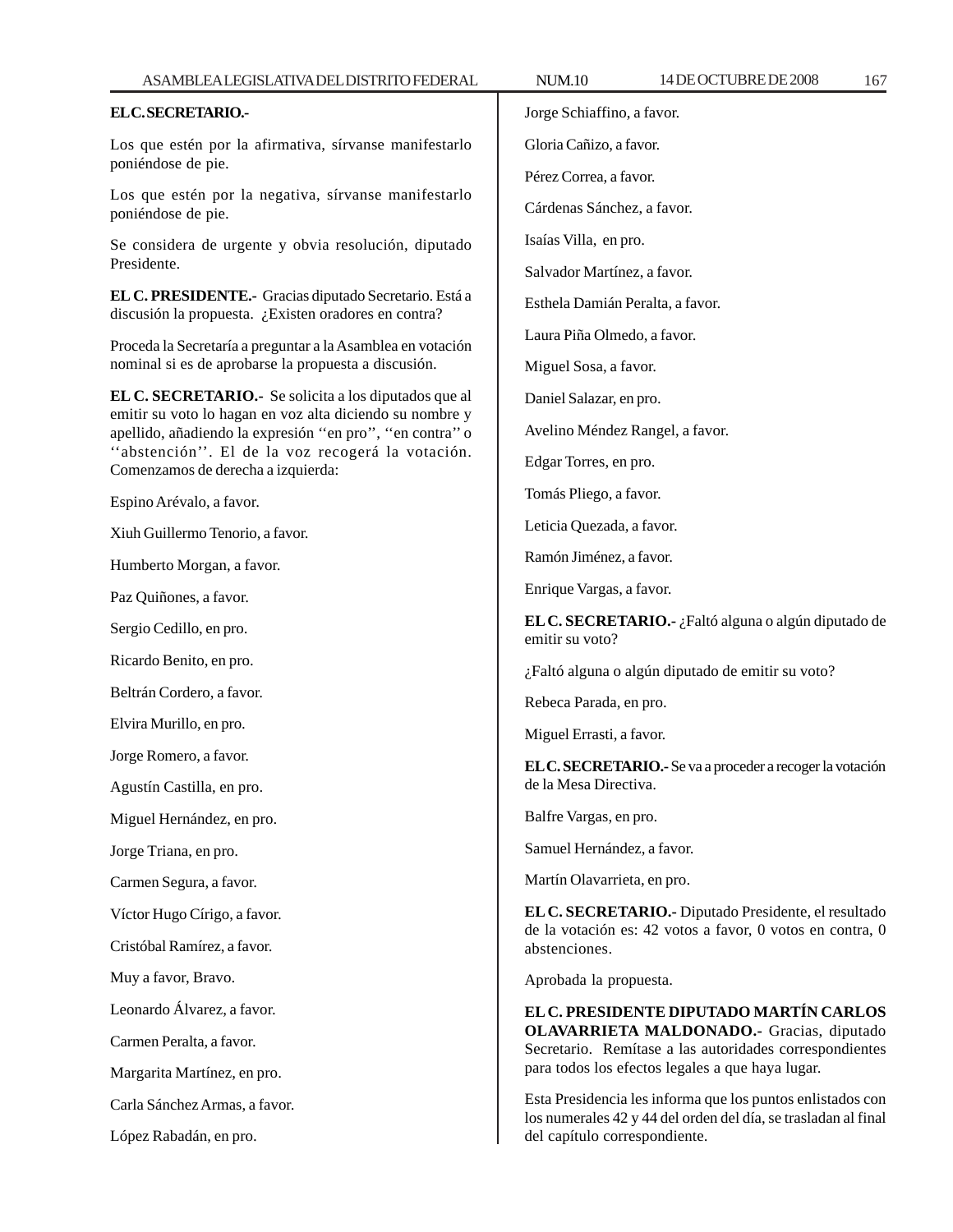**EL C. SECRETARIO.-**

Los que estén por la afirmativa, sírvanse manifestarlo poniéndose de pie.

Los que estén por la negativa, sírvanse manifestarlo poniéndose de pie.

Se considera de urgente y obvia resolución, diputado Presidente.

**EL C. PRESIDENTE.-** Gracias diputado Secretario. Está a discusión la propuesta. ¿Existen oradores en contra?

Proceda la Secretaría a preguntar a la Asamblea en votación nominal si es de aprobarse la propuesta a discusión.

**EL C. SECRETARIO.-** Se solicita a los diputados que al emitir su voto lo hagan en voz alta diciendo su nombre y apellido, añadiendo la expresión ''en pro'', ''en contra'' o ''abstención''. El de la voz recogerá la votación. Comenzamos de derecha a izquierda:

Espino Arévalo, a favor.

Xiuh Guillermo Tenorio, a favor.

Humberto Morgan, a favor.

Paz Quiñones, a favor.

Sergio Cedillo, en pro.

Ricardo Benito, en pro.

Beltrán Cordero, a favor.

Elvira Murillo, en pro.

Jorge Romero, a favor.

Agustín Castilla, en pro.

Miguel Hernández, en pro.

Jorge Triana, en pro.

Carmen Segura, a favor.

Víctor Hugo Círigo, a favor.

Cristóbal Ramírez, a favor.

Muy a favor, Bravo.

Leonardo Álvarez, a favor.

Carmen Peralta, a favor.

Margarita Martínez, en pro.

Carla Sánchez Armas, a favor.

López Rabadán, en pro.

Jorge Schiaffino, a favor.

Gloria Cañizo, a favor.

Pérez Correa, a favor.

Cárdenas Sánchez, a favor.

Isaías Villa, en pro.

Salvador Martínez, a favor.

Esthela Damián Peralta, a favor.

Laura Piña Olmedo, a favor.

Miguel Sosa, a favor.

Daniel Salazar, en pro.

Avelino Méndez Rangel, a favor.

Edgar Torres, en pro.

Tomás Pliego, a favor.

Leticia Quezada, a favor.

Ramón Jiménez, a favor.

Enrique Vargas, a favor.

**EL C. SECRETARIO.-** ¿Faltó alguna o algún diputado de emitir su voto?

¿Faltó alguna o algún diputado de emitir su voto?

Rebeca Parada, en pro.

Miguel Errasti, a favor.

**EL C. SECRETARIO.-** Se va a proceder a recoger la votación de la Mesa Directiva.

Balfre Vargas, en pro.

Samuel Hernández, a favor.

Martín Olavarrieta, en pro.

**EL C. SECRETARIO.-** Diputado Presidente, el resultado de la votación es: 42 votos a favor, 0 votos en contra, 0 abstenciones.

Aprobada la propuesta.

**EL C. PRESIDENTE DIPUTADO MARTÍN CARLOS OLAVARRIETA MALDONADO.-** Gracias, diputado Secretario. Remítase a las autoridades correspondientes para todos los efectos legales a que haya lugar.

Esta Presidencia les informa que los puntos enlistados con los numerales 42 y 44 del orden del día, se trasladan al final del capítulo correspondiente.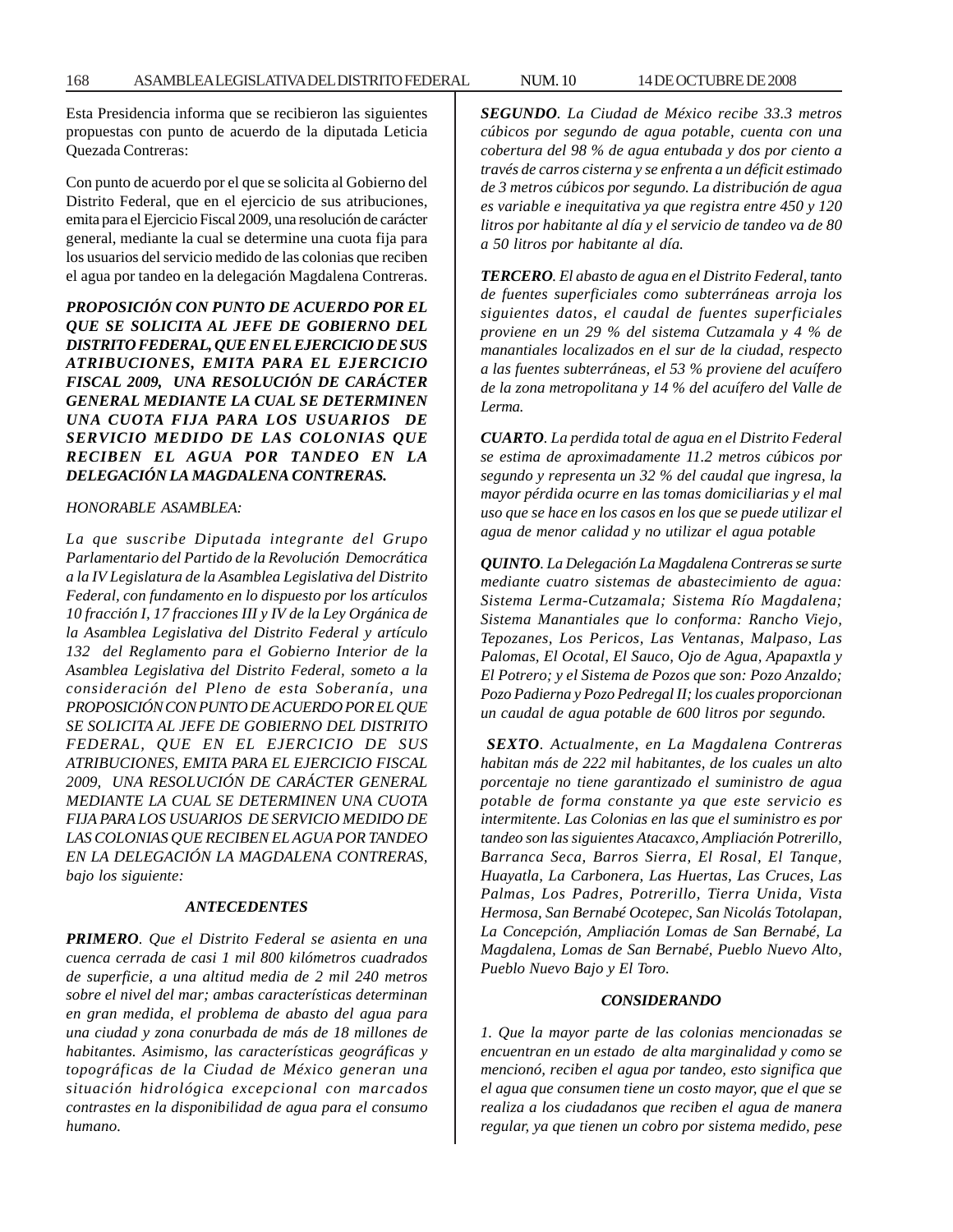Esta Presidencia informa que se recibieron las siguientes propuestas con punto de acuerdo de la diputada Leticia Quezada Contreras:

Con punto de acuerdo por el que se solicita al Gobierno del Distrito Federal, que en el ejercicio de sus atribuciones, emita para el Ejercicio Fiscal 2009, una resolución de carácter general, mediante la cual se determine una cuota fija para los usuarios del servicio medido de las colonias que reciben el agua por tandeo en la delegación Magdalena Contreras.

***PROPOSICIÓN CON PUNTO DE ACUERDO POR EL QUE SE SOLICITA AL JEFE DE GOBIERNO DEL DISTRITO FEDERAL, QUE EN EL EJERCICIO DE SUS ATRIBUCIONES, EMITA PARA EL EJERCICIO FISCAL 2009, UNA RESOLUCIÓN DE CARÁCTER GENERAL MEDIANTE LA CUAL SE DETERMINEN UNA CUOTA FIJA PARA LOS USUARIOS DE SERVICIO MEDIDO DE LAS COLONIAS QUE RECIBEN EL AGUA POR TANDEO EN LA DELEGACIÓN LA MAGDALENA CONTRERAS.***

*HONORABLE ASAMBLEA:*

*La que suscribe Diputada integrante del Grupo Parlamentario del Partido de la Revolución Democrática a la IV Legislatura de la Asamblea Legislativa del Distrito Federal, con fundamento en lo dispuesto por los artículos 10 fracción I, 17 fracciones III y IV de la Ley Orgánica de la Asamblea Legislativa del Distrito Federal y artículo 132 del Reglamento para el Gobierno Interior de la Asamblea Legislativa del Distrito Federal, someto a la consideración del Pleno de esta Soberanía, una PROPOSICIÓN CON PUNTO DE ACUERDO POR EL QUE SE SOLICITA AL JEFE DE GOBIERNO DEL DISTRITO FEDERAL, QUE EN EL EJERCICIO DE SUS ATRIBUCIONES, EMITA PARA EL EJERCICIO FISCAL 2009, UNA RESOLUCIÓN DE CARÁCTER GENERAL MEDIANTE LA CUAL SE DETERMINEN UNA CUOTA FIJA PARA LOS USUARIOS DE SERVICIO MEDIDO DE LAS COLONIAS QUE RECIBEN EL AGUA POR TANDEO EN LA DELEGACIÓN LA MAGDALENA CONTRERAS, bajo los siguiente:*

***ANTECEDENTES***

***PRIMERO**. Que el Distrito Federal se asienta en una cuenca cerrada de casi 1 mil 800 kilómetros cuadrados de superficie, a una altitud media de 2 mil 240 metros sobre el nivel del mar; ambas características determinan en gran medida, el problema de abasto del agua para una ciudad y zona conurbada de más de 18 millones de habitantes. Asimismo, las características geográficas y topográficas de la Ciudad de México generan una situación hidrológica excepcional con marcados contrastes en la disponibilidad de agua para el consumo humano.*

***SEGUNDO**. La Ciudad de México recibe 33.3 metros cúbicos por segundo de agua potable, cuenta con una cobertura del 98 % de agua entubada y dos por ciento a través de carros cisterna y se enfrenta a un déficit estimado de 3 metros cúbicos por segundo. La distribución de agua es variable e inequitativa ya que registra entre 450 y 120 litros por habitante al día y el servicio de tandeo va de 80 a 50 litros por habitante al día.*

***TERCERO**. El abasto de agua en el Distrito Federal, tanto de fuentes superficiales como subterráneas arroja los siguientes datos, el caudal de fuentes superficiales proviene en un 29 % del sistema Cutzamala y 4 % de manantiales localizados en el sur de la ciudad, respecto a las fuentes subterráneas, el 53 % proviene del acuífero de la zona metropolitana y 14 % del acuífero del Valle de Lerma.*

***CUARTO**. La perdida total de agua en el Distrito Federal se estima de aproximadamente 11.2 metros cúbicos por segundo y representa un 32 % del caudal que ingresa, la mayor pérdida ocurre en las tomas domiciliarias y el mal uso que se hace en los casos en los que se puede utilizar el agua de menor calidad y no utilizar el agua potable*

***QUINTO**. La Delegación La Magdalena Contreras se surte mediante cuatro sistemas de abastecimiento de agua: Sistema Lerma-Cutzamala; Sistema Río Magdalena; Sistema Manantiales que lo conforma: Rancho Viejo, Tepozanes, Los Pericos, Las Ventanas, Malpaso, Las Palomas, El Ocotal, El Sauco, Ojo de Agua, Apapaxtla y El Potrero; y el Sistema de Pozos que son: Pozo Anzaldo; Pozo Padierna y Pozo Pedregal II; los cuales proporcionan un caudal de agua potable de 600 litros por segundo.*

***SEXTO**. Actualmente, en La Magdalena Contreras habitan más de 222 mil habitantes, de los cuales un alto porcentaje no tiene garantizado el suministro de agua potable de forma constante ya que este servicio es intermitente. Las Colonias en las que el suministro es por tandeo son las siguientes Atacaxco, Ampliación Potrerillo, Barranca Seca, Barros Sierra, El Rosal, El Tanque, Huayatla, La Carbonera, Las Huertas, Las Cruces, Las Palmas, Los Padres, Potrerillo, Tierra Unida, Vista Hermosa, San Bernabé Ocotepec, San Nicolás Totolapan, La Concepción, Ampliación Lomas de San Bernabé, La Magdalena, Lomas de San Bernabé, Pueblo Nuevo Alto, Pueblo Nuevo Bajo y El Toro.*

***CONSIDERANDO***

*1. Que la mayor parte de las colonias mencionadas se encuentran en un estado de alta marginalidad y como se mencionó, reciben el agua por tandeo, esto significa que el agua que consumen tiene un costo mayor, que el que se realiza a los ciudadanos que reciben el agua de manera regular, ya que tienen un cobro por sistema medido, pese*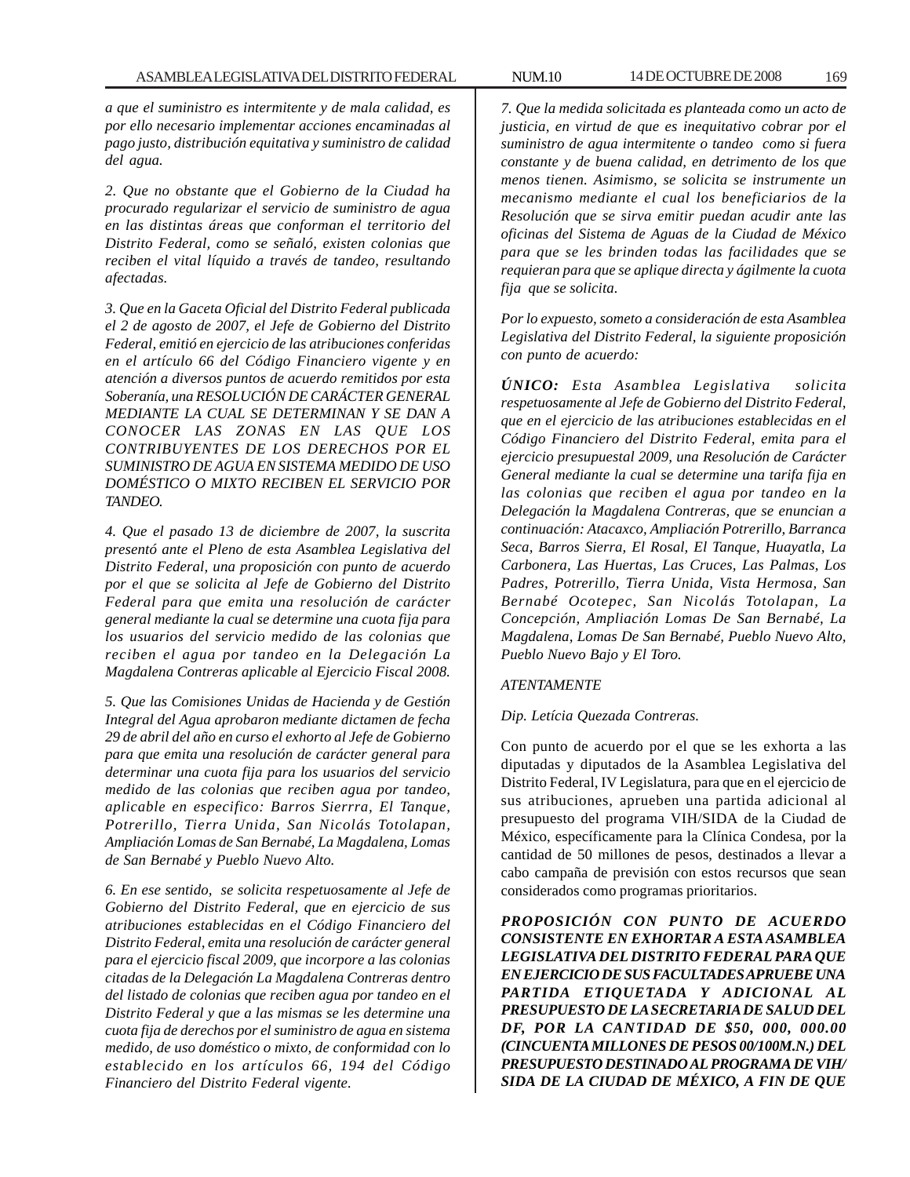*a que el suministro es intermitente y de mala calidad, es por ello necesario implementar acciones encaminadas al pago justo, distribución equitativa y suministro de calidad del agua.*

*2. Que no obstante que el Gobierno de la Ciudad ha procurado regularizar el servicio de suministro de agua en las distintas áreas que conforman el territorio del Distrito Federal, como se señaló, existen colonias que reciben el vital líquido a través de tandeo, resultando afectadas.*

*3. Que en la Gaceta Oficial del Distrito Federal publicada el 2 de agosto de 2007, el Jefe de Gobierno del Distrito Federal, emitió en ejercicio de las atribuciones conferidas en el artículo 66 del Código Financiero vigente y en atención a diversos puntos de acuerdo remitidos por esta Soberanía, una RESOLUCIÓN DE CARÁCTER GENERAL MEDIANTE LA CUAL SE DETERMINAN Y SE DAN A CONOCER LAS ZONAS EN LAS QUE LOS CONTRIBUYENTES DE LOS DERECHOS POR EL SUMINISTRO DE AGUA EN SISTEMA MEDIDO DE USO DOMÉSTICO O MIXTO RECIBEN EL SERVICIO POR TANDEO.*

*4. Que el pasado 13 de diciembre de 2007, la suscrita presentó ante el Pleno de esta Asamblea Legislativa del Distrito Federal, una proposición con punto de acuerdo por el que se solicita al Jefe de Gobierno del Distrito Federal para que emita una resolución de carácter general mediante la cual se determine una cuota fija para los usuarios del servicio medido de las colonias que reciben el agua por tandeo en la Delegación La Magdalena Contreras aplicable al Ejercicio Fiscal 2008.*

*5. Que las Comisiones Unidas de Hacienda y de Gestión Integral del Agua aprobaron mediante dictamen de fecha 29 de abril del año en curso el exhorto al Jefe de Gobierno para que emita una resolución de carácter general para determinar una cuota fija para los usuarios del servicio medido de las colonias que reciben agua por tandeo, aplicable en especifico: Barros Sierrra, El Tanque, Potrerillo, Tierra Unida, San Nicolás Totolapan, Ampliación Lomas de San Bernabé, La Magdalena, Lomas de San Bernabé y Pueblo Nuevo Alto.*

*6. En ese sentido, se solicita respetuosamente al Jefe de Gobierno del Distrito Federal, que en ejercicio de sus atribuciones establecidas en el Código Financiero del Distrito Federal, emita una resolución de carácter general para el ejercicio fiscal 2009, que incorpore a las colonias citadas de la Delegación La Magdalena Contreras dentro del listado de colonias que reciben agua por tandeo en el Distrito Federal y que a las mismas se les determine una cuota fija de derechos por el suministro de agua en sistema medido, de uso doméstico o mixto, de conformidad con lo establecido en los artículos 66, 194 del Código Financiero del Distrito Federal vigente.*

*7. Que la medida solicitada es planteada como un acto de justicia, en virtud de que es inequitativo cobrar por el suministro de agua intermitente o tandeo como si fuera constante y de buena calidad, en detrimento de los que menos tienen. Asimismo, se solicita se instrumente un mecanismo mediante el cual los beneficiarios de la Resolución que se sirva emitir puedan acudir ante las oficinas del Sistema de Aguas de la Ciudad de México para que se les brinden todas las facilidades que se requieran para que se aplique directa y ágilmente la cuota fija que se solicita.*

*Por lo expuesto, someto a consideración de esta Asamblea Legislativa del Distrito Federal, la siguiente proposición con punto de acuerdo:*

***ÚNICO:** Esta Asamblea Legislativa solicita respetuosamente al Jefe de Gobierno del Distrito Federal, que en el ejercicio de las atribuciones establecidas en el Código Financiero del Distrito Federal, emita para el ejercicio presupuestal 2009, una Resolución de Carácter General mediante la cual se determine una tarifa fija en las colonias que reciben el agua por tandeo en la Delegación la Magdalena Contreras, que se enuncian a continuación: Atacaxco, Ampliación Potrerillo, Barranca Seca, Barros Sierra, El Rosal, El Tanque, Huayatla, La Carbonera, Las Huertas, Las Cruces, Las Palmas, Los Padres, Potrerillo, Tierra Unida, Vista Hermosa, San Bernabé Ocotepec, San Nicolás Totolapan, La Concepción, Ampliación Lomas De San Bernabé, La Magdalena, Lomas De San Bernabé, Pueblo Nuevo Alto, Pueblo Nuevo Bajo y El Toro.*

*ATENTAMENTE*

*Dip. Letícia Quezada Contreras.*

Con punto de acuerdo por el que se les exhorta a las diputadas y diputados de la Asamblea Legislativa del Distrito Federal, IV Legislatura, para que en el ejercicio de sus atribuciones, aprueben una partida adicional al presupuesto del programa VIH/SIDA de la Ciudad de México, específicamente para la Clínica Condesa, por la cantidad de 50 millones de pesos, destinados a llevar a cabo campaña de previsión con estos recursos que sean considerados como programas prioritarios.

***PROPOSICIÓN CON PUNTO DE ACUERDO CONSISTENTE EN EXHORTAR A ESTA ASAMBLEA LEGISLATIVA DEL DISTRITO FEDERAL PARA QUE EN EJERCICIO DE SUS FACULTADES APRUEBE UNA PARTIDA ETIQUETADA Y ADICIONAL AL PRESUPUESTO DE LA SECRETARIA DE SALUD DEL DF, POR LA CANTIDAD DE $50, 000, 000.00 (CINCUENTA MILLONES DE PESOS 00/100M.N.) DEL PRESUPUESTO DESTINADO AL PROGRAMA DE VIH/ SIDA DE LA CIUDAD DE MÉXICO, A FIN DE QUE***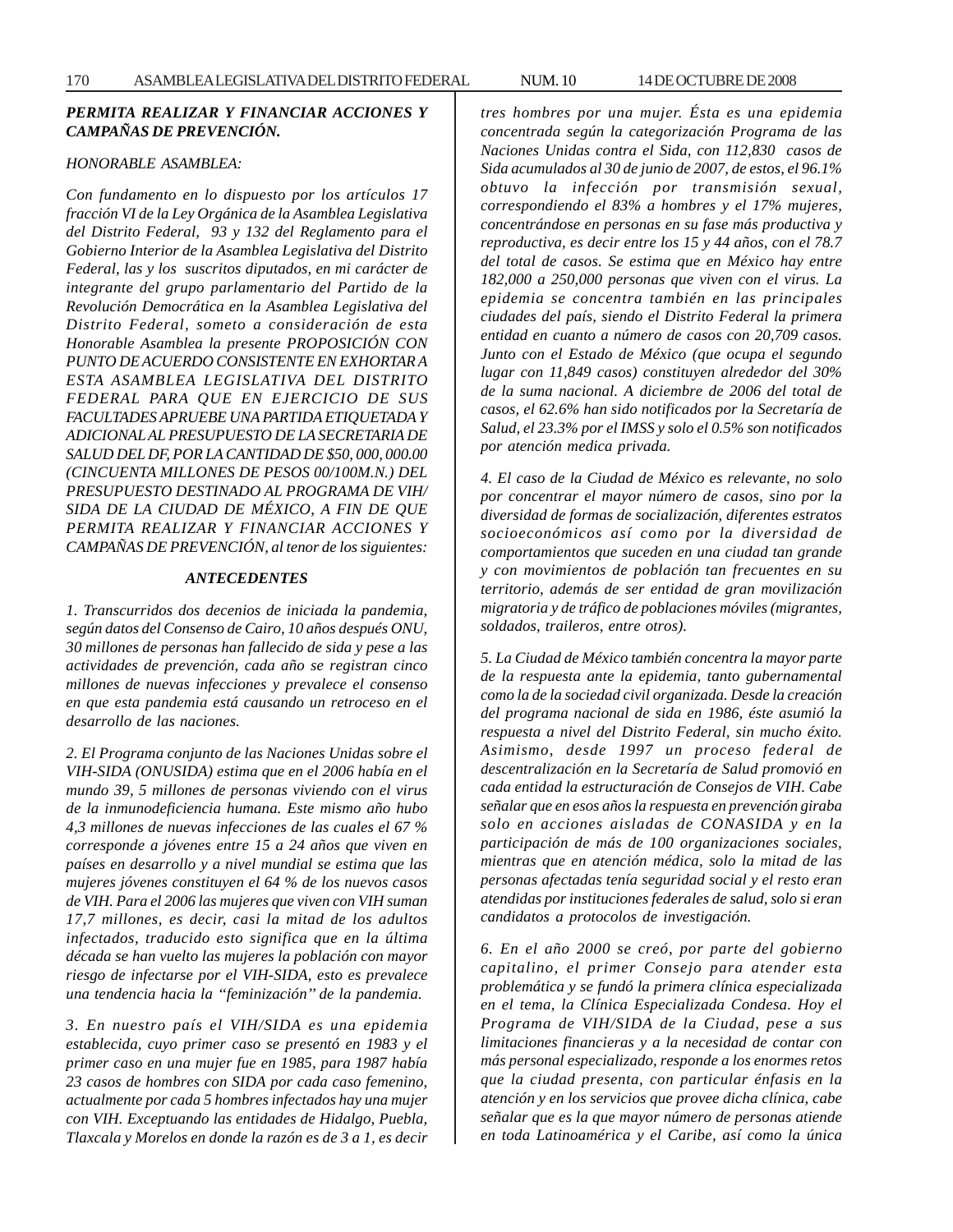***PERMITA REALIZAR Y FINANCIAR ACCIONES Y CAMPAÑAS DE PREVENCIÓN.***

*HONORABLE ASAMBLEA:*

*Con fundamento en lo dispuesto por los artículos 17 fracción VI de la Ley Orgánica de la Asamblea Legislativa del Distrito Federal, 93 y 132 del Reglamento para el Gobierno Interior de la Asamblea Legislativa del Distrito Federal, las y los suscritos diputados, en mi carácter de integrante del grupo parlamentario del Partido de la Revolución Democrática en la Asamblea Legislativa del Distrito Federal, someto a consideración de esta Honorable Asamblea la presente PROPOSICIÓN CON PUNTO DE ACUERDO CONSISTENTE EN EXHORTAR A ESTA ASAMBLEA LEGISLATIVA DEL DISTRITO FEDERAL PARA QUE EN EJERCICIO DE SUS FACULTADES APRUEBE UNA PARTIDA ETIQUETADA Y ADICIONAL AL PRESUPUESTO DE LA SECRETARIA DE SALUD DEL DF, POR LA CANTIDAD DE $50, 000, 000.00 (CINCUENTA MILLONES DE PESOS 00/100M.N.) DEL PRESUPUESTO DESTINADO AL PROGRAMA DE VIH/SIDA DE LA CIUDAD DE MÉXICO, A FIN DE QUE PERMITA REALIZAR Y FINANCIAR ACCIONES Y CAMPAÑAS DE PREVENCIÓN, al tenor de los siguientes:*

***ANTECEDENTES***

*1. Transcurridos dos decenios de iniciada la pandemia, según datos del Consenso de Cairo, 10 años después ONU, 30 millones de personas han fallecido de sida y pese a las actividades de prevención, cada año se registran cinco millones de nuevas infecciones y prevalece el consenso en que esta pandemia está causando un retroceso en el desarrollo de las naciones.*

*2. El Programa conjunto de las Naciones Unidas sobre el VIH-SIDA (ONUSIDA) estima que en el 2006 había en el mundo 39, 5 millones de personas viviendo con el virus de la inmunodeficiencia humana. Este mismo año hubo 4,3 millones de nuevas infecciones de las cuales el 67 % corresponde a jóvenes entre 15 a 24 años que viven en países en desarrollo y a nivel mundial se estima que las mujeres jóvenes constituyen el 64 % de los nuevos casos de VIH. Para el 2006 las mujeres que viven con VIH suman 17,7 millones, es decir, casi la mitad de los adultos infectados, traducido esto significa que en la última década se han vuelto las mujeres la población con mayor riesgo de infectarse por el VIH-SIDA, esto es prevalece una tendencia hacia la "feminización" de la pandemia.*

*3. En nuestro país el VIH/SIDA es una epidemia establecida, cuyo primer caso se presentó en 1983 y el primer caso en una mujer fue en 1985, para 1987 había 23 casos de hombres con SIDA por cada caso femenino, actualmente por cada 5 hombres infectados hay una mujer con VIH. Exceptuando las entidades de Hidalgo, Puebla, Tlaxcala y Morelos en donde la razón es de 3 a 1, es decir tres hombres por una mujer. Ésta es una epidemia concentrada según la categorización Programa de las Naciones Unidas contra el Sida, con 112,830 casos de Sida acumulados al 30 de junio de 2007, de estos, el 96.1% obtuvo la infección por transmisión sexual, correspondiendo el 83% a hombres y el 17% mujeres, concentrándose en personas en su fase más productiva y reproductiva, es decir entre los 15 y 44 años, con el 78.7 del total de casos. Se estima que en México hay entre 182,000 a 250,000 personas que viven con el virus. La epidemia se concentra también en las principales ciudades del país, siendo el Distrito Federal la primera entidad en cuanto a número de casos con 20,709 casos. Junto con el Estado de México (que ocupa el segundo lugar con 11,849 casos) constituyen alrededor del 30% de la suma nacional. A diciembre de 2006 del total de casos, el 62.6% han sido notificados por la Secretaría de Salud, el 23.3% por el IMSS y solo el 0.5% son notificados por atención medica privada.*

*4. El caso de la Ciudad de México es relevante, no solo por concentrar el mayor número de casos, sino por la diversidad de formas de socialización, diferentes estratos socioeconómicos así como por la diversidad de comportamientos que suceden en una ciudad tan grande y con movimientos de población tan frecuentes en su territorio, además de ser entidad de gran movilización migratoria y de tráfico de poblaciones móviles (migrantes, soldados, traileros, entre otros).*

*5. La Ciudad de México también concentra la mayor parte de la respuesta ante la epidemia, tanto gubernamental como la de la sociedad civil organizada. Desde la creación del programa nacional de sida en 1986, éste asumió la respuesta a nivel del Distrito Federal, sin mucho éxito. Asimismo, desde 1997 un proceso federal de descentralización en la Secretaría de Salud promovió en cada entidad la estructuración de Consejos de VIH. Cabe señalar que en esos años la respuesta en prevención giraba solo en acciones aisladas de CONASIDA y en la participación de más de 100 organizaciones sociales, mientras que en atención médica, solo la mitad de las personas afectadas tenía seguridad social y el resto eran atendidas por instituciones federales de salud, solo si eran candidatos a protocolos de investigación.*

*6. En el año 2000 se creó, por parte del gobierno capitalino, el primer Consejo para atender esta problemática y se fundó la primera clínica especializada en el tema, la Clínica Especializada Condesa. Hoy el Programa de VIH/SIDA de la Ciudad, pese a sus limitaciones financieras y a la necesidad de contar con más personal especializado, responde a los enormes retos que la ciudad presenta, con particular énfasis en la atención y en los servicios que provee dicha clínica, cabe señalar que es la que mayor número de personas atiende en toda Latinoamérica y el Caribe, así como la única*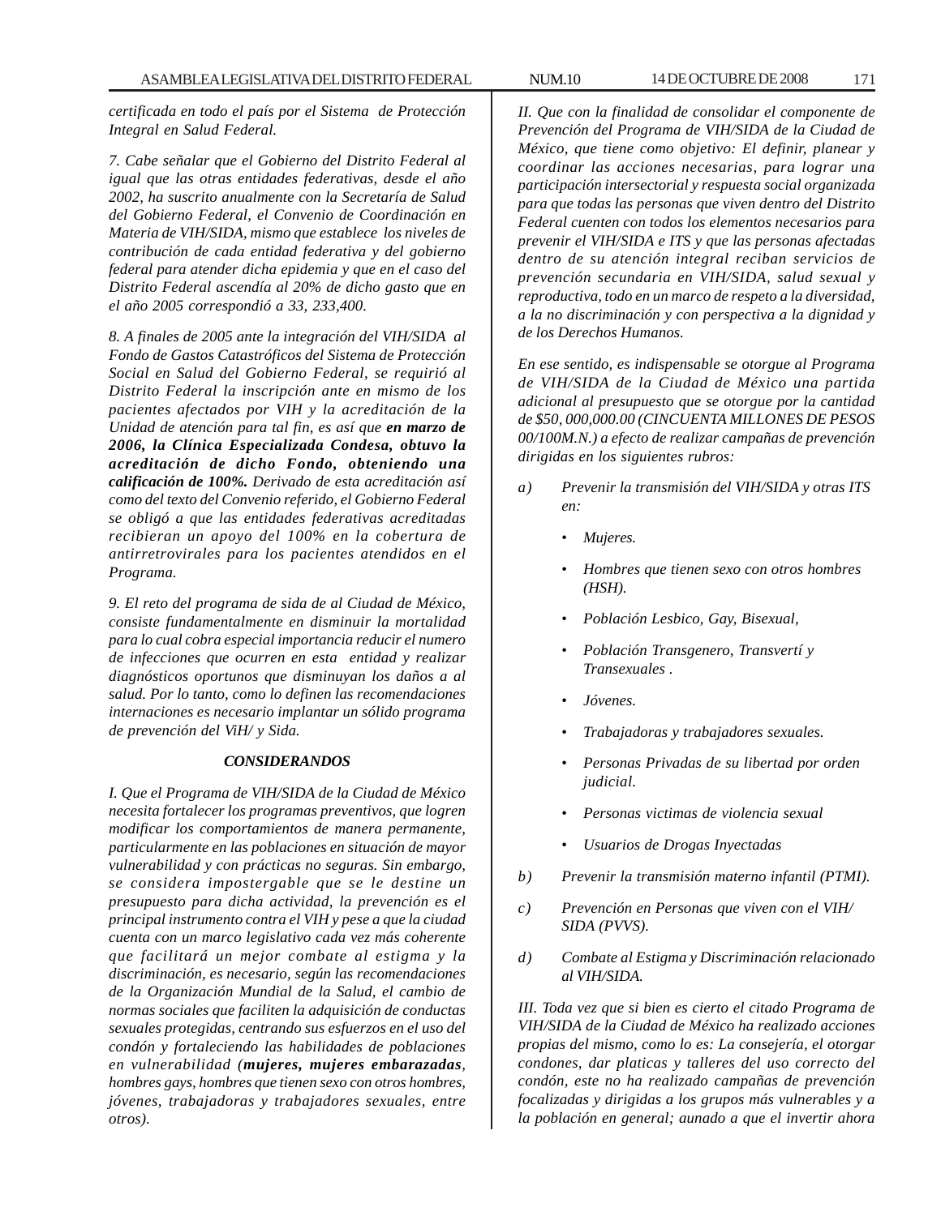*certificada en todo el país por el Sistema de Protección Integral en Salud Federal.*

*7. Cabe señalar que el Gobierno del Distrito Federal al igual que las otras entidades federativas, desde el año 2002, ha suscrito anualmente con la Secretaría de Salud del Gobierno Federal, el Convenio de Coordinación en Materia de VIH/SIDA, mismo que establece los niveles de contribución de cada entidad federativa y del gobierno federal para atender dicha epidemia y que en el caso del Distrito Federal ascendía al 20% de dicho gasto que en el año 2005 correspondió a 33, 233,400.*

*8. A finales de 2005 ante la integración del VIH/SIDA al Fondo de Gastos Catastróficos del Sistema de Protección Social en Salud del Gobierno Federal, se requirió al Distrito Federal la inscripción ante en mismo de los pacientes afectados por VIH y la acreditación de la Unidad de atención para tal fin, es así que* ***en marzo de 2006, la Clínica Especializada Condesa, obtuvo la acreditación de dicho Fondo, obteniendo una calificación de 100%.*** *Derivado de esta acreditación así como del texto del Convenio referido, el Gobierno Federal se obligó a que las entidades federativas acreditadas recibieran un apoyo del 100% en la cobertura de antirretrovirales para los pacientes atendidos en el Programa.*

*9. El reto del programa de sida de al Ciudad de México, consiste fundamentalmente en disminuir la mortalidad para lo cual cobra especial importancia reducir el numero de infecciones que ocurren en esta entidad y realizar diagnósticos oportunos que disminuyan los daños a al salud. Por lo tanto, como lo definen las recomendaciones internaciones es necesario implantar un sólido programa de prevención del ViH/ y Sida.*

***CONSIDERANDOS***

*I. Que el Programa de VIH/SIDA de la Ciudad de México necesita fortalecer los programas preventivos, que logren modificar los comportamientos de manera permanente, particularmente en las poblaciones en situación de mayor vulnerabilidad y con prácticas no seguras. Sin embargo, se considera impostergable que se le destine un presupuesto para dicha actividad, la prevención es el principal instrumento contra el VIH y pese a que la ciudad cuenta con un marco legislativo cada vez más coherente que facilitará un mejor combate al estigma y la discriminación, es necesario, según las recomendaciones de la Organización Mundial de la Salud, el cambio de normas sociales que faciliten la adquisición de conductas sexuales protegidas, centrando sus esfuerzos en el uso del condón y fortaleciendo las habilidades de poblaciones en vulnerabilidad (**mujeres, mujeres embarazadas**, hombres gays, hombres que tienen sexo con otros hombres, jóvenes, trabajadoras y trabajadores sexuales, entre otros).*

*II. Que con la finalidad de consolidar el componente de Prevención del Programa de VIH/SIDA de la Ciudad de México, que tiene como objetivo: El definir, planear y coordinar las acciones necesarias, para lograr una participación intersectorial y respuesta social organizada para que todas las personas que viven dentro del Distrito Federal cuenten con todos los elementos necesarios para prevenir el VIH/SIDA e ITS y que las personas afectadas dentro de su atención integral reciban servicios de prevención secundaria en VIH/SIDA, salud sexual y reproductiva, todo en un marco de respeto a la diversidad, a la no discriminación y con perspectiva a la dignidad y de los Derechos Humanos.*

*En ese sentido, es indispensable se otorgue al Programa de VIH/SIDA de la Ciudad de México una partida adicional al presupuesto que se otorgue por la cantidad de $50, 000,000.00 (CINCUENTA MILLONES DE PESOS 00/100M.N.) a efecto de realizar campañas de prevención dirigidas en los siguientes rubros:*

*a) Prevenir la transmisión del VIH/SIDA y otras ITS en:*

- *Mujeres.*
- *Hombres que tienen sexo con otros hombres (HSH).*
- *Población Lesbico, Gay, Bisexual,*
- *Población Transgenero, Transvertí y Transexuales .*
- *Jóvenes.*
- *Trabajadoras y trabajadores sexuales.*
- *Personas Privadas de su libertad por orden judicial.*
- *Personas victimas de violencia sexual*
- *Usuarios de Drogas Inyectadas*

*b) Prevenir la transmisión materno infantil (PTMI).*

*c) Prevención en Personas que viven con el VIH/SIDA (PVVS).*

*d) Combate al Estigma y Discriminación relacionado al VIH/SIDA.*

*III. Toda vez que si bien es cierto el citado Programa de VIH/SIDA de la Ciudad de México ha realizado acciones propias del mismo, como lo es: La consejería, el otorgar condones, dar platicas y talleres del uso correcto del condón, este no ha realizado campañas de prevención focalizadas y dirigidas a los grupos más vulnerables y a la población en general; aunado a que el invertir ahora*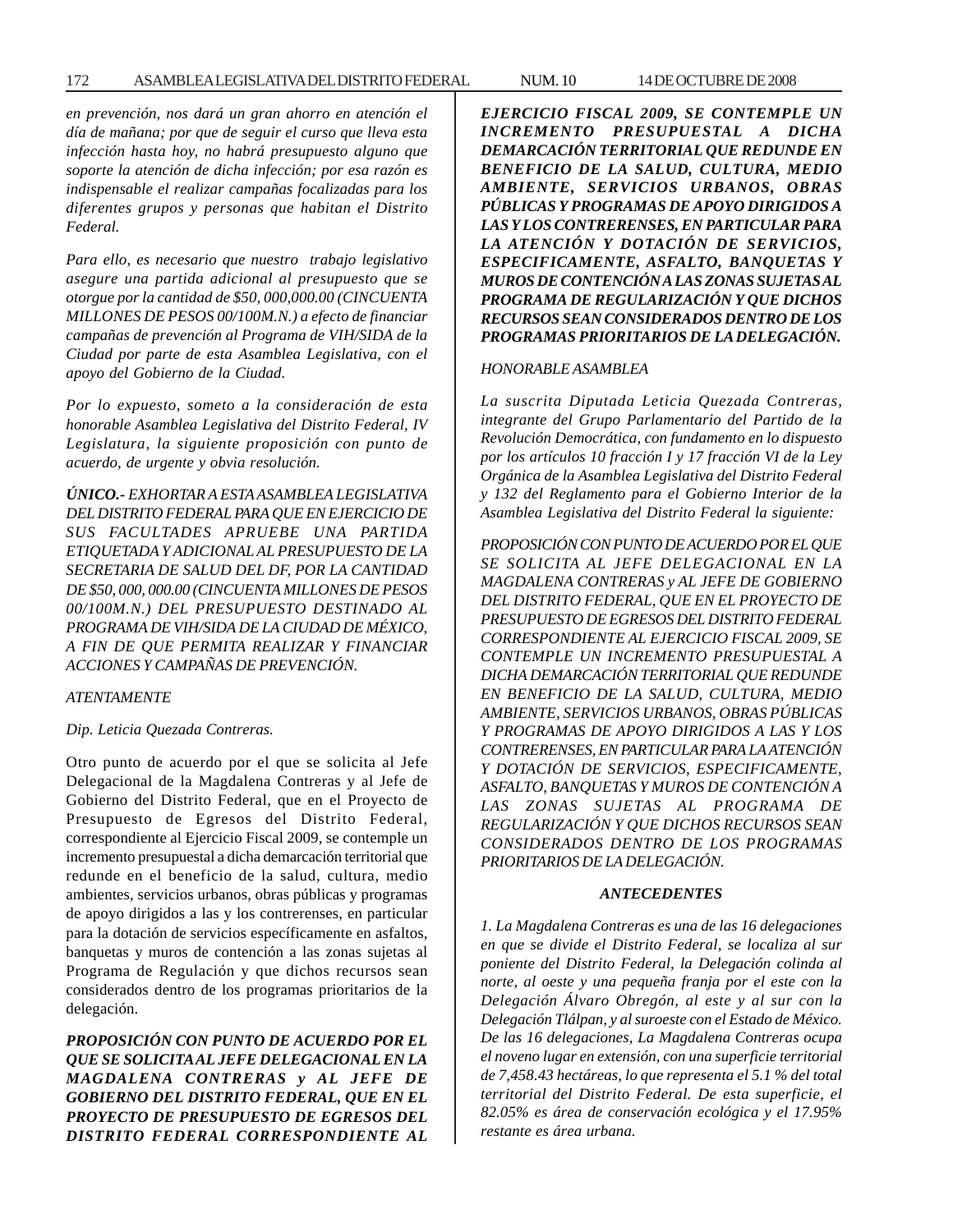*en prevención, nos dará un gran ahorro en atención el día de mañana; por que de seguir el curso que lleva esta infección hasta hoy, no habrá presupuesto alguno que soporte la atención de dicha infección; por esa razón es indispensable el realizar campañas focalizadas para los diferentes grupos y personas que habitan el Distrito Federal.*

*Para ello, es necesario que nuestro trabajo legislativo asegure una partida adicional al presupuesto que se otorgue por la cantidad de $50, 000,000.00 (CINCUENTA MILLONES DE PESOS 00/100M.N.) a efecto de financiar campañas de prevención al Programa de VIH/SIDA de la Ciudad por parte de esta Asamblea Legislativa, con el apoyo del Gobierno de la Ciudad.*

*Por lo expuesto, someto a la consideración de esta honorable Asamblea Legislativa del Distrito Federal, IV Legislatura, la siguiente proposición con punto de acuerdo, de urgente y obvia resolución.*

***ÚNICO.-*** *EXHORTAR A ESTA ASAMBLEA LEGISLATIVA DEL DISTRITO FEDERAL PARA QUE EN EJERCICIO DE SUS FACULTADES APRUEBE UNA PARTIDA ETIQUETADA Y ADICIONAL AL PRESUPUESTO DE LA SECRETARIA DE SALUD DEL DF, POR LA CANTIDAD DE $50, 000, 000.00 (CINCUENTA MILLONES DE PESOS 00/100M.N.) DEL PRESUPUESTO DESTINADO AL PROGRAMA DE VIH/SIDA DE LA CIUDAD DE MÉXICO, A FIN DE QUE PERMITA REALIZAR Y FINANCIAR ACCIONES Y CAMPAÑAS DE PREVENCIÓN.*

*ATENTAMENTE*

*Dip. Leticia Quezada Contreras.*

Otro punto de acuerdo por el que se solicita al Jefe Delegacional de la Magdalena Contreras y al Jefe de Gobierno del Distrito Federal, que en el Proyecto de Presupuesto de Egresos del Distrito Federal, correspondiente al Ejercicio Fiscal 2009, se contemple un incremento presupuestal a dicha demarcación territorial que redunde en el beneficio de la salud, cultura, medio ambientes, servicios urbanos, obras públicas y programas de apoyo dirigidos a las y los contrerenses, en particular para la dotación de servicios específicamente en asfaltos, banquetas y muros de contención a las zonas sujetas al Programa de Regulación y que dichos recursos sean considerados dentro de los programas prioritarios de la delegación.

***PROPOSICIÓN CON PUNTO DE ACUERDO POR EL QUE SE SOLICITA AL JEFE DELEGACIONAL EN LA MAGDALENA CONTRERAS y AL JEFE DE GOBIERNO DEL DISTRITO FEDERAL, QUE EN EL PROYECTO DE PRESUPUESTO DE EGRESOS DEL DISTRITO FEDERAL CORRESPONDIENTE AL EJERCICIO FISCAL 2009, SE CONTEMPLE UN INCREMENTO PRESUPUESTAL A DICHA DEMARCACIÓN TERRITORIAL QUE REDUNDE EN BENEFICIO DE LA SALUD, CULTURA, MEDIO AMBIENTE, SERVICIOS URBANOS, OBRAS PÚBLICAS Y PROGRAMAS DE APOYO DIRIGIDOS A LAS Y LOS CONTRERENSES, EN PARTICULAR PARA LA ATENCIÓN Y DOTACIÓN DE SERVICIOS, ESPECIFICAMENTE, ASFALTO, BANQUETAS Y MUROS DE CONTENCIÓN A LAS ZONAS SUJETAS AL PROGRAMA DE REGULARIZACIÓN Y QUE DICHOS RECURSOS SEAN CONSIDERADOS DENTRO DE LOS PROGRAMAS PRIORITARIOS DE LA DELEGACIÓN.***

*HONORABLE ASAMBLEA*

*La suscrita Diputada Leticia Quezada Contreras, integrante del Grupo Parlamentario del Partido de la Revolución Democrática, con fundamento en lo dispuesto por los artículos 10 fracción I y 17 fracción VI de la Ley Orgánica de la Asamblea Legislativa del Distrito Federal y 132 del Reglamento para el Gobierno Interior de la Asamblea Legislativa del Distrito Federal la siguiente:*

*PROPOSICIÓN CON PUNTO DE ACUERDO POR EL QUE SE SOLICITA AL JEFE DELEGACIONAL EN LA MAGDALENA CONTRERAS y AL JEFE DE GOBIERNO DEL DISTRITO FEDERAL, QUE EN EL PROYECTO DE PRESUPUESTO DE EGRESOS DEL DISTRITO FEDERAL CORRESPONDIENTE AL EJERCICIO FISCAL 2009, SE CONTEMPLE UN INCREMENTO PRESUPUESTAL A DICHA DEMARCACIÓN TERRITORIAL QUE REDUNDE EN BENEFICIO DE LA SALUD, CULTURA, MEDIO AMBIENTE, SERVICIOS URBANOS, OBRAS PÚBLICAS Y PROGRAMAS DE APOYO DIRIGIDOS A LAS Y LOS CONTRERENSES, EN PARTICULAR PARA LA ATENCIÓN Y DOTACIÓN DE SERVICIOS, ESPECIFICAMENTE, ASFALTO, BANQUETAS Y MUROS DE CONTENCIÓN A LAS ZONAS SUJETAS AL PROGRAMA DE REGULARIZACIÓN Y QUE DICHOS RECURSOS SEAN CONSIDERADOS DENTRO DE LOS PROGRAMAS PRIORITARIOS DE LA DELEGACIÓN.*

***ANTECEDENTES***

*1. La Magdalena Contreras es una de las 16 delegaciones en que se divide el Distrito Federal, se localiza al sur poniente del Distrito Federal, la Delegación colinda al norte, al oeste y una pequeña franja por el este con la Delegación Álvaro Obregón, al este y al sur con la Delegación Tlálpan, y al suroeste con el Estado de México. De las 16 delegaciones, La Magdalena Contreras ocupa el noveno lugar en extensión, con una superficie territorial de 7,458.43 hectáreas, lo que representa el 5.1 % del total territorial del Distrito Federal. De esta superficie, el 82.05% es área de conservación ecológica y el 17.95% restante es área urbana.*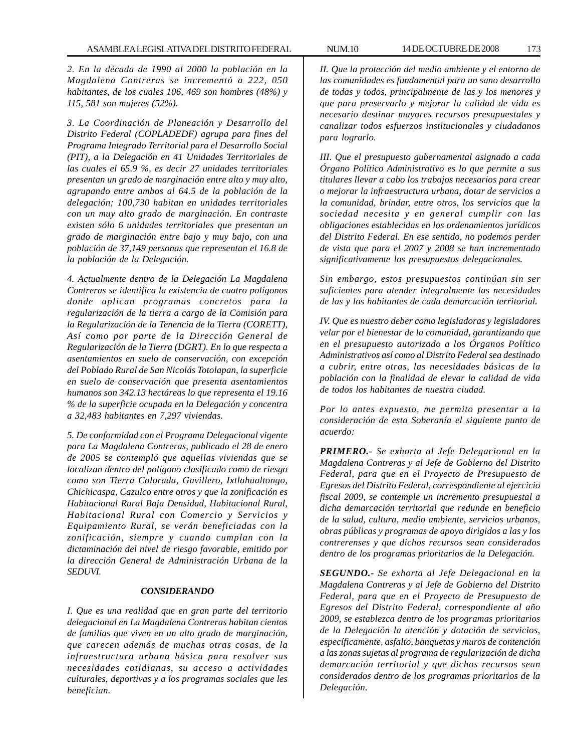*2. En la década de 1990 al 2000 la población en la Magdalena Contreras se incrementó a 222, 050 habitantes, de los cuales 106, 469 son hombres (48%) y 115, 581 son mujeres (52%).*

*3. La Coordinación de Planeación y Desarrollo del Distrito Federal (COPLADEDF) agrupa para fines del Programa Integrado Territorial para el Desarrollo Social (PIT), a la Delegación en 41 Unidades Territoriales de las cuales el 65.9 %, es decir 27 unidades territoriales presentan un grado de marginación entre alto y muy alto, agrupando entre ambos al 64.5 de la población de la delegación; 100,730 habitan en unidades territoriales con un muy alto grado de marginación. En contraste existen sólo 6 unidades territoriales que presentan un grado de marginación entre bajo y muy bajo, con una población de 37,149 personas que representan el 16.8 de la población de la Delegación.*

*4. Actualmente dentro de la Delegación La Magdalena Contreras se identifica la existencia de cuatro polígonos donde aplican programas concretos para la regularización de la tierra a cargo de la Comisión para la Regularización de la Tenencia de la Tierra (CORETT), Así como por parte de la Dirección General de Regularización de la Tierra (DGRT). En lo que respecta a asentamientos en suelo de conservación, con excepción del Poblado Rural de San Nicolás Totolapan, la superficie en suelo de conservación que presenta asentamientos humanos son 342.13 hectáreas lo que representa el 19.16 % de la superficie ocupada en la Delegación y concentra a 32,483 habitantes en 7,297 viviendas.*

*5. De conformidad con el Programa Delegacional vigente para La Magdalena Contreras, publicado el 28 de enero de 2005 se contempló que aquellas viviendas que se localizan dentro del polígono clasificado como de riesgo como son Tierra Colorada, Gavillero, Ixtlahualtongo, Chichicaspa, Cazulco entre otros y que la zonificación es Habitacional Rural Baja Densidad, Habitacional Rural, Habitacional Rural con Comercio y Servicios y Equipamiento Rural, se verán beneficiadas con la zonificación, siempre y cuando cumplan con la dictaminación del nivel de riesgo favorable, emitido por la dirección General de Administración Urbana de la SEDUVI.*

### *CONSIDERANDO*

*I. Que es una realidad que en gran parte del territorio delegacional en La Magdalena Contreras habitan cientos de familias que viven en un alto grado de marginación, que carecen además de muchas otras cosas, de la infraestructura urbana básica para resolver sus necesidades cotidianas, su acceso a actividades culturales, deportivas y a los programas sociales que les benefician.*

*II. Que la protección del medio ambiente y el entorno de las comunidades es fundamental para un sano desarrollo de todas y todos, principalmente de las y los menores y que para preservarlo y mejorar la calidad de vida es necesario destinar mayores recursos presupuestales y canalizar todos esfuerzos institucionales y ciudadanos para lograrlo.*

*III. Que el presupuesto gubernamental asignado a cada Órgano Político Administrativo es lo que permite a sus titulares llevar a cabo los trabajos necesarios para crear o mejorar la infraestructura urbana, dotar de servicios a la comunidad, brindar, entre otros, los servicios que la sociedad necesita y en general cumplir con las obligaciones establecidas en los ordenamientos jurídicos del Distrito Federal. En ese sentido, no podemos perder de vista que para el 2007 y 2008 se han incrementado significativamente los presupuestos delegacionales.*

*Sin embargo, estos presupuestos continúan sin ser suficientes para atender integralmente las necesidades de las y los habitantes de cada demarcación territorial.*

*IV. Que es nuestro deber como legisladoras y legisladores velar por el bienestar de la comunidad, garantizando que en el presupuesto autorizado a los Órganos Político Administrativos así como al Distrito Federal sea destinado a cubrir, entre otras, las necesidades básicas de la población con la finalidad de elevar la calidad de vida de todos los habitantes de nuestra ciudad.*

*Por lo antes expuesto, me permito presentar a la consideración de esta Soberanía el siguiente punto de acuerdo:*

***PRIMERO.-** Se exhorta al Jefe Delegacional en la Magdalena Contreras y al Jefe de Gobierno del Distrito Federal, para que en el Proyecto de Presupuesto de Egresos del Distrito Federal, correspondiente al ejercicio fiscal 2009, se contemple un incremento presupuestal a dicha demarcación territorial que redunde en beneficio de la salud, cultura, medio ambiente, servicios urbanos, obras públicas y programas de apoyo dirigidos a las y los contrerenses y que dichos recursos sean considerados dentro de los programas prioritarios de la Delegación.*

***SEGUNDO.-** Se exhorta al Jefe Delegacional en la Magdalena Contreras y al Jefe de Gobierno del Distrito Federal, para que en el Proyecto de Presupuesto de Egresos del Distrito Federal, correspondiente al año 2009, se establezca dentro de los programas prioritarios de la Delegación la atención y dotación de servicios, específicamente, asfalto, banquetas y muros de contención a las zonas sujetas al programa de regularización de dicha demarcación territorial y que dichos recursos sean considerados dentro de los programas prioritarios de la Delegación.*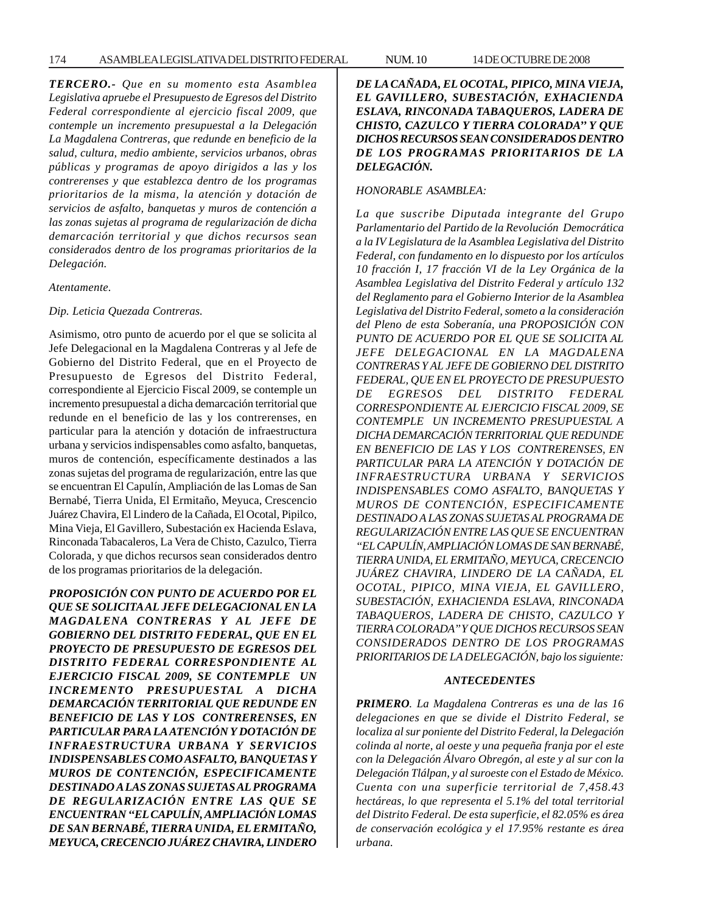***TERCERO.-** Que en su momento esta Asamblea Legislativa apruebe el Presupuesto de Egresos del Distrito Federal correspondiente al ejercicio fiscal 2009, que contemple un incremento presupuestal a la Delegación La Magdalena Contreras, que redunde en beneficio de la salud, cultura, medio ambiente, servicios urbanos, obras públicas y programas de apoyo dirigidos a las y los contrerenses y que establezca dentro de los programas prioritarios de la misma, la atención y dotación de servicios de asfalto, banquetas y muros de contención a las zonas sujetas al programa de regularización de dicha demarcación territorial y que dichos recursos sean considerados dentro de los programas prioritarios de la Delegación.*

*Atentamente.*

*Dip. Leticia Quezada Contreras.*

Asimismo, otro punto de acuerdo por el que se solicita al Jefe Delegacional en la Magdalena Contreras y al Jefe de Gobierno del Distrito Federal, que en el Proyecto de Presupuesto de Egresos del Distrito Federal, correspondiente al Ejercicio Fiscal 2009, se contemple un incremento presupuestal a dicha demarcación territorial que redunde en el beneficio de las y los contrerenses, en particular para la atención y dotación de infraestructura urbana y servicios indispensables como asfalto, banquetas, muros de contención, específicamente destinados a las zonas sujetas del programa de regularización, entre las que se encuentran El Capulín, Ampliación de las Lomas de San Bernabé, Tierra Unida, El Ermitaño, Meyuca, Crescencio Juárez Chavira, El Lindero de la Cañada, El Ocotal, Pipilco, Mina Vieja, El Gavillero, Subestación ex Hacienda Eslava, Rinconada Tabacaleros, La Vera de Chisto, Cazulco, Tierra Colorada, y que dichos recursos sean considerados dentro de los programas prioritarios de la delegación.

***PROPOSICIÓN CON PUNTO DE ACUERDO POR EL QUE SE SOLICITA AL JEFE DELEGACIONAL EN LA MAGDALENA CONTRERAS Y AL JEFE DE GOBIERNO DEL DISTRITO FEDERAL, QUE EN EL PROYECTO DE PRESUPUESTO DE EGRESOS DEL DISTRITO FEDERAL CORRESPONDIENTE AL EJERCICIO FISCAL 2009, SE CONTEMPLE UN INCREMENTO PRESUPUESTAL A DICHA DEMARCACIÓN TERRITORIAL QUE REDUNDE EN BENEFICIO DE LAS Y LOS CONTRERENSES, EN PARTICULAR PARA LA ATENCIÓN Y DOTACIÓN DE INFRAESTRUCTURA URBANA Y SERVICIOS INDISPENSABLES COMO ASFALTO, BANQUETAS Y MUROS DE CONTENCIÓN, ESPECIFICAMENTE DESTINADO A LAS ZONAS SUJETAS AL PROGRAMA DE REGULARIZACIÓN ENTRE LAS QUE SE ENCUENTRAN "EL CAPULÍN, AMPLIACIÓN LOMAS DE SAN BERNABÉ, TIERRA UNIDA, EL ERMITAÑO, MEYUCA, CRECENCIO JUÁREZ CHAVIRA, LINDERO DE LA CAÑADA, EL OCOTAL, PIPICO, MINA VIEJA, EL GAVILLERO, SUBESTACIÓN, EXHACIENDA ESLAVA, RINCONADA TABAQUEROS, LADERA DE CHISTO, CAZULCO Y TIERRA COLORADA" Y QUE DICHOS RECURSOS SEAN CONSIDERADOS DENTRO DE LOS PROGRAMAS PRIORITARIOS DE LA DELEGACIÓN.***

*HONORABLE ASAMBLEA:*

*La que suscribe Diputada integrante del Grupo Parlamentario del Partido de la Revolución Democrática a la IV Legislatura de la Asamblea Legislativa del Distrito Federal, con fundamento en lo dispuesto por los artículos 10 fracción I, 17 fracción VI de la Ley Orgánica de la Asamblea Legislativa del Distrito Federal y artículo 132 del Reglamento para el Gobierno Interior de la Asamblea Legislativa del Distrito Federal, someto a la consideración del Pleno de esta Soberanía, una PROPOSICIÓN CON PUNTO DE ACUERDO POR EL QUE SE SOLICITA AL JEFE DELEGACIONAL EN LA MAGDALENA CONTRERAS Y AL JEFE DE GOBIERNO DEL DISTRITO FEDERAL, QUE EN EL PROYECTO DE PRESUPUESTO DE EGRESOS DEL DISTRITO FEDERAL CORRESPONDIENTE AL EJERCICIO FISCAL 2009, SE CONTEMPLE UN INCREMENTO PRESUPUESTAL A DICHA DEMARCACIÓN TERRITORIAL QUE REDUNDE EN BENEFICIO DE LAS Y LOS CONTRERENSES, EN PARTICULAR PARA LA ATENCIÓN Y DOTACIÓN DE INFRAESTRUCTURA URBANA Y SERVICIOS INDISPENSABLES COMO ASFALTO, BANQUETAS Y MUROS DE CONTENCIÓN, ESPECIFICAMENTE DESTINADO A LAS ZONAS SUJETAS AL PROGRAMA DE REGULARIZACIÓN ENTRE LAS QUE SE ENCUENTRAN "EL CAPULÍN, AMPLIACIÓN LOMAS DE SAN BERNABÉ, TIERRA UNIDA, EL ERMITAÑO, MEYUCA, CRECENCIO JUÁREZ CHAVIRA, LINDERO DE LA CAÑADA, EL OCOTAL, PIPICO, MINA VIEJA, EL GAVILLERO, SUBESTACIÓN, EXHACIENDA ESLAVA, RINCONADA TABAQUEROS, LADERA DE CHISTO, CAZULCO Y TIERRA COLORADA" Y QUE DICHOS RECURSOS SEAN CONSIDERADOS DENTRO DE LOS PROGRAMAS PRIORITARIOS DE LA DELEGACIÓN, bajo los siguiente:*

***ANTECEDENTES***

***PRIMERO**. La Magdalena Contreras es una de las 16 delegaciones en que se divide el Distrito Federal, se localiza al sur poniente del Distrito Federal, la Delegación colinda al norte, al oeste y una pequeña franja por el este con la Delegación Álvaro Obregón, al este y al sur con la Delegación Tlálpan, y al suroeste con el Estado de México. Cuenta con una superficie territorial de 7,458.43 hectáreas, lo que representa el 5.1% del total territorial del Distrito Federal. De esta superficie, el 82.05% es área de conservación ecológica y el 17.95% restante es área urbana.*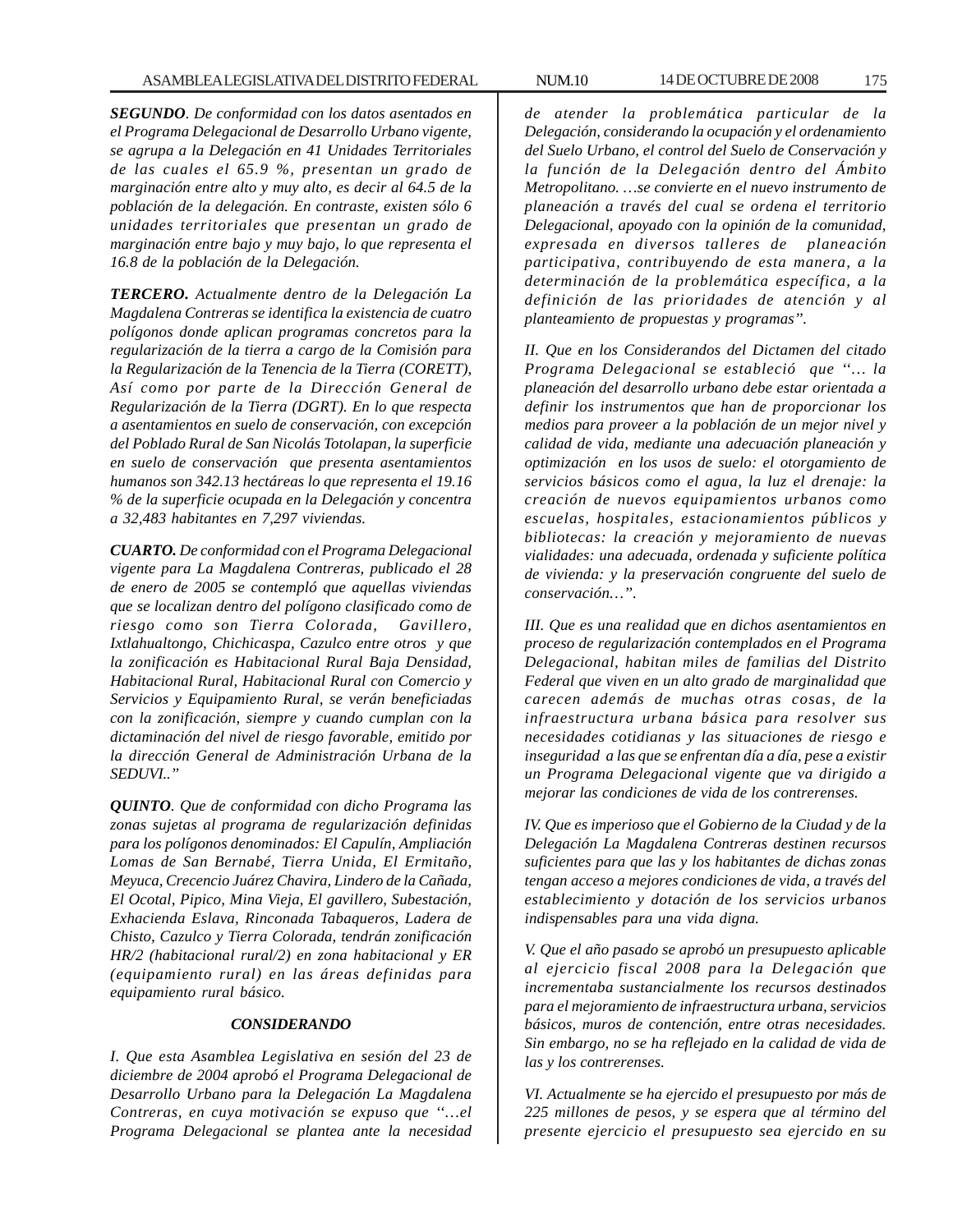***SEGUNDO**. De conformidad con los datos asentados en el Programa Delegacional de Desarrollo Urbano vigente, se agrupa a la Delegación en 41 Unidades Territoriales de las cuales el 65.9 %, presentan un grado de marginación entre alto y muy alto, es decir al 64.5 de la población de la delegación. En contraste, existen sólo 6 unidades territoriales que presentan un grado de marginación entre bajo y muy bajo, lo que representa el 16.8 de la población de la Delegación.*

***TERCERO.** Actualmente dentro de la Delegación La Magdalena Contreras se identifica la existencia de cuatro polígonos donde aplican programas concretos para la regularización de la tierra a cargo de la Comisión para la Regularización de la Tenencia de la Tierra (CORETT), Así como por parte de la Dirección General de Regularización de la Tierra (DGRT). En lo que respecta a asentamientos en suelo de conservación, con excepción del Poblado Rural de San Nicolás Totolapan, la superficie en suelo de conservación que presenta asentamientos humanos son 342.13 hectáreas lo que representa el 19.16 % de la superficie ocupada en la Delegación y concentra a 32,483 habitantes en 7,297 viviendas.*

***CUARTO.** De conformidad con el Programa Delegacional vigente para La Magdalena Contreras, publicado el 28 de enero de 2005 se contempló que aquellas viviendas que se localizan dentro del polígono clasificado como de riesgo como son Tierra Colorada, Gavillero, Ixtlahualtongo, Chichicaspa, Cazulco entre otros y que la zonificación es Habitacional Rural Baja Densidad, Habitacional Rural, Habitacional Rural con Comercio y Servicios y Equipamiento Rural, se verán beneficiadas con la zonificación, siempre y cuando cumplan con la dictaminación del nivel de riesgo favorable, emitido por la dirección General de Administración Urbana de la SEDUVI..”*

***QUINTO**. Que de conformidad con dicho Programa las zonas sujetas al programa de regularización definidas para los polígonos denominados: El Capulín, Ampliación Lomas de San Bernabé, Tierra Unida, El Ermitaño, Meyuca, Crecencio Juárez Chavira, Lindero de la Cañada, El Ocotal, Pipico, Mina Vieja, El gavillero, Subestación, Exhacienda Eslava, Rinconada Tabaqueros, Ladera de Chisto, Cazulco y Tierra Colorada, tendrán zonificación HR/2 (habitacional rural/2) en zona habitacional y ER (equipamiento rural) en las áreas definidas para equipamiento rural básico.*

### *CONSIDERANDO*

*I. Que esta Asamblea Legislativa en sesión del 23 de diciembre de 2004 aprobó el Programa Delegacional de Desarrollo Urbano para la Delegación La Magdalena Contreras, en cuya motivación se expuso que “…el Programa Delegacional se plantea ante la necesidad de atender la problemática particular de la Delegación, considerando la ocupación y el ordenamiento del Suelo Urbano, el control del Suelo de Conservación y la función de la Delegación dentro del Ámbito Metropolitano. …se convierte en el nuevo instrumento de planeación a través del cual se ordena el territorio Delegacional, apoyado con la opinión de la comunidad, expresada en diversos talleres de planeación participativa, contribuyendo de esta manera, a la determinación de la problemática específica, a la definición de las prioridades de atención y al planteamiento de propuestas y programas”.*

*II. Que en los Considerandos del Dictamen del citado Programa Delegacional se estableció que “… la planeación del desarrollo urbano debe estar orientada a definir los instrumentos que han de proporcionar los medios para proveer a la población de un mejor nivel y calidad de vida, mediante una adecuación planeación y optimización en los usos de suelo: el otorgamiento de servicios básicos como el agua, la luz el drenaje: la creación de nuevos equipamientos urbanos como escuelas, hospitales, estacionamientos públicos y bibliotecas: la creación y mejoramiento de nuevas vialidades: una adecuada, ordenada y suficiente política de vivienda: y la preservación congruente del suelo de conservación…”.*

*III. Que es una realidad que en dichos asentamientos en proceso de regularización contemplados en el Programa Delegacional, habitan miles de familias del Distrito Federal que viven en un alto grado de marginalidad que carecen además de muchas otras cosas, de la infraestructura urbana básica para resolver sus necesidades cotidianas y las situaciones de riesgo e inseguridad a las que se enfrentan día a día, pese a existir un Programa Delegacional vigente que va dirigido a mejorar las condiciones de vida de los contrerenses.*

*IV. Que es imperioso que el Gobierno de la Ciudad y de la Delegación La Magdalena Contreras destinen recursos suficientes para que las y los habitantes de dichas zonas tengan acceso a mejores condiciones de vida, a través del establecimiento y dotación de los servicios urbanos indispensables para una vida digna.*

*V. Que el año pasado se aprobó un presupuesto aplicable al ejercicio fiscal 2008 para la Delegación que incrementaba sustancialmente los recursos destinados para el mejoramiento de infraestructura urbana, servicios básicos, muros de contención, entre otras necesidades. Sin embargo, no se ha reflejado en la calidad de vida de las y los contrerenses.*

*VI. Actualmente se ha ejercido el presupuesto por más de 225 millones de pesos, y se espera que al término del presente ejercicio el presupuesto sea ejercido en su*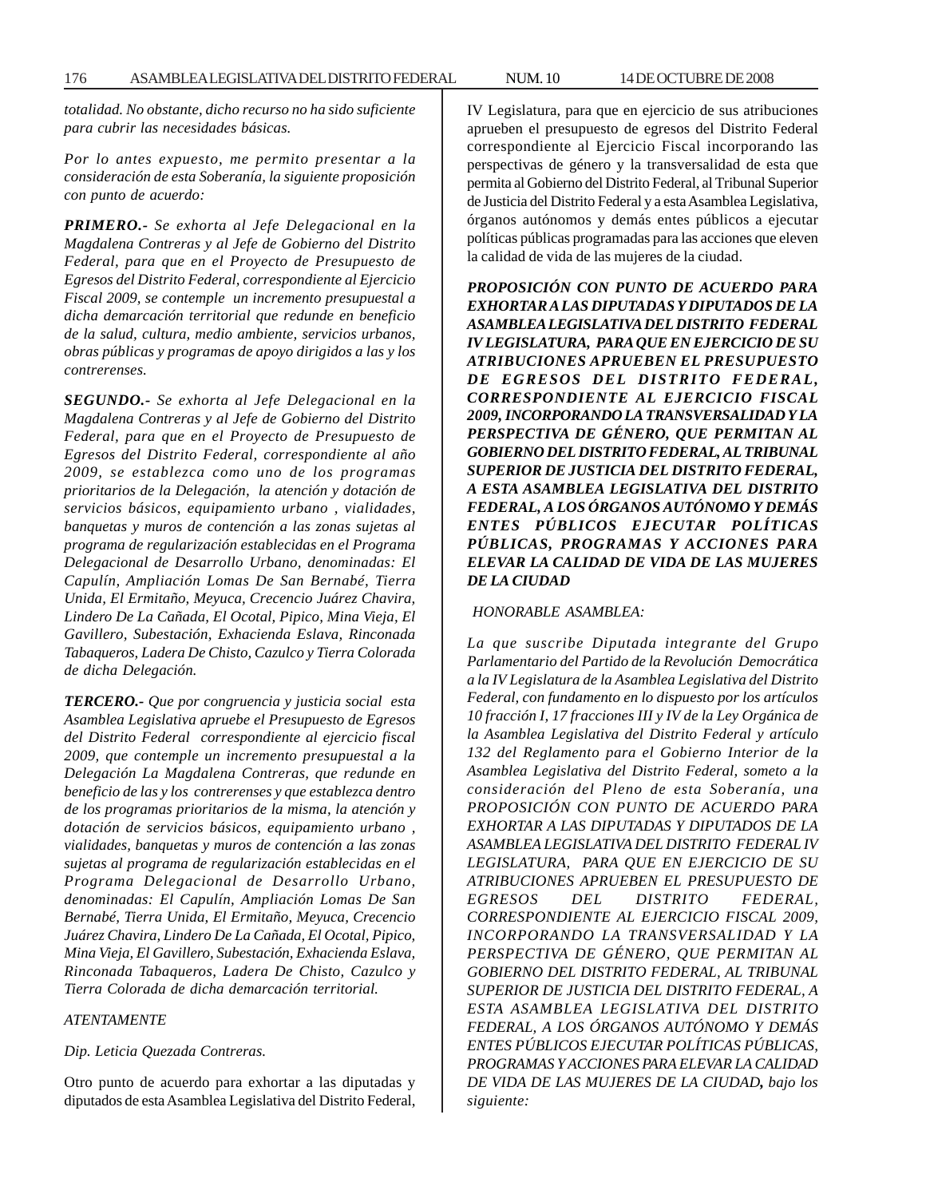*totalidad. No obstante, dicho recurso no ha sido suficiente para cubrir las necesidades básicas.*

*Por lo antes expuesto, me permito presentar a la consideración de esta Soberanía, la siguiente proposición con punto de acuerdo:*

***PRIMERO.-*** *Se exhorta al Jefe Delegacional en la Magdalena Contreras y al Jefe de Gobierno del Distrito Federal, para que en el Proyecto de Presupuesto de Egresos del Distrito Federal, correspondiente al Ejercicio Fiscal 2009, se contemple un incremento presupuestal a dicha demarcación territorial que redunde en beneficio de la salud, cultura, medio ambiente, servicios urbanos, obras públicas y programas de apoyo dirigidos a las y los contrerenses.*

***SEGUNDO.-*** *Se exhorta al Jefe Delegacional en la Magdalena Contreras y al Jefe de Gobierno del Distrito Federal, para que en el Proyecto de Presupuesto de Egresos del Distrito Federal, correspondiente al año 2009, se establezca como uno de los programas prioritarios de la Delegación, la atención y dotación de servicios básicos, equipamiento urbano , vialidades, banquetas y muros de contención a las zonas sujetas al programa de regularización establecidas en el Programa Delegacional de Desarrollo Urbano, denominadas: El Capulín, Ampliación Lomas De San Bernabé, Tierra Unida, El Ermitaño, Meyuca, Crecencio Juárez Chavira, Lindero De La Cañada, El Ocotal, Pipico, Mina Vieja, El Gavillero, Subestación, Exhacienda Eslava, Rinconada Tabaqueros, Ladera De Chisto, Cazulco y Tierra Colorada de dicha Delegación.*

***TERCERO.-*** *Que por congruencia y justicia social esta Asamblea Legislativa apruebe el Presupuesto de Egresos del Distrito Federal correspondiente al ejercicio fiscal 2009, que contemple un incremento presupuestal a la Delegación La Magdalena Contreras, que redunde en beneficio de las y los contrerenses y que establezca dentro de los programas prioritarios de la misma, la atención y dotación de servicios básicos, equipamiento urbano , vialidades, banquetas y muros de contención a las zonas sujetas al programa de regularización establecidas en el Programa Delegacional de Desarrollo Urbano, denominadas: El Capulín, Ampliación Lomas De San Bernabé, Tierra Unida, El Ermitaño, Meyuca, Crecencio Juárez Chavira, Lindero De La Cañada, El Ocotal, Pipico, Mina Vieja, El Gavillero, Subestación, Exhacienda Eslava, Rinconada Tabaqueros, Ladera De Chisto, Cazulco y Tierra Colorada de dicha demarcación territorial.*

*ATENTAMENTE*

*Dip. Leticia Quezada Contreras.*

Otro punto de acuerdo para exhortar a las diputadas y diputados de esta Asamblea Legislativa del Distrito Federal, IV Legislatura, para que en ejercicio de sus atribuciones aprueben el presupuesto de egresos del Distrito Federal correspondiente al Ejercicio Fiscal incorporando las perspectivas de género y la transversalidad de esta que permita al Gobierno del Distrito Federal, al Tribunal Superior de Justicia del Distrito Federal y a esta Asamblea Legislativa, órganos autónomos y demás entes públicos a ejecutar políticas públicas programadas para las acciones que eleven la calidad de vida de las mujeres de la ciudad.

***PROPOSICIÓN CON PUNTO DE ACUERDO PARA EXHORTAR A LAS DIPUTADAS Y DIPUTADOS DE LA ASAMBLEA LEGISLATIVA DEL DISTRITO FEDERAL IV LEGISLATURA, PARA QUE EN EJERCICIO DE SU ATRIBUCIONES APRUEBEN EL PRESUPUESTO DE EGRESOS DEL DISTRITO FEDERAL, CORRESPONDIENTE AL EJERCICIO FISCAL 2009, INCORPORANDO LA TRANSVERSALIDAD Y LA PERSPECTIVA DE GÉNERO, QUE PERMITAN AL GOBIERNO DEL DISTRITO FEDERAL, AL TRIBUNAL SUPERIOR DE JUSTICIA DEL DISTRITO FEDERAL, A ESTA ASAMBLEA LEGISLATIVA DEL DISTRITO FEDERAL, A LOS ÓRGANOS AUTÓNOMO Y DEMÁS ENTES PÚBLICOS EJECUTAR POLÍTICAS PÚBLICAS, PROGRAMAS Y ACCIONES PARA ELEVAR LA CALIDAD DE VIDA DE LAS MUJERES DE LA CIUDAD***

*HONORABLE ASAMBLEA:*

*La que suscribe Diputada integrante del Grupo Parlamentario del Partido de la Revolución Democrática a la IV Legislatura de la Asamblea Legislativa del Distrito Federal, con fundamento en lo dispuesto por los artículos 10 fracción I, 17 fracciones III y IV de la Ley Orgánica de la Asamblea Legislativa del Distrito Federal y artículo 132 del Reglamento para el Gobierno Interior de la Asamblea Legislativa del Distrito Federal, someto a la consideración del Pleno de esta Soberanía, una PROPOSICIÓN CON PUNTO DE ACUERDO PARA EXHORTAR A LAS DIPUTADAS Y DIPUTADOS DE LA ASAMBLEA LEGISLATIVA DEL DISTRITO FEDERAL IV LEGISLATURA, PARA QUE EN EJERCICIO DE SU ATRIBUCIONES APRUEBEN EL PRESUPUESTO DE EGRESOS DEL DISTRITO FEDERAL, CORRESPONDIENTE AL EJERCICIO FISCAL 2009, INCORPORANDO LA TRANSVERSALIDAD Y LA PERSPECTIVA DE GÉNERO, QUE PERMITAN AL GOBIERNO DEL DISTRITO FEDERAL, AL TRIBUNAL SUPERIOR DE JUSTICIA DEL DISTRITO FEDERAL, A ESTA ASAMBLEA LEGISLATIVA DEL DISTRITO FEDERAL, A LOS ÓRGANOS AUTÓNOMO Y DEMÁS ENTES PÚBLICOS EJECUTAR POLÍTICAS PÚBLICAS, PROGRAMAS Y ACCIONES PARA ELEVAR LA CALIDAD DE VIDA DE LAS MUJERES DE LA CIUDAD**, bajo los siguiente:*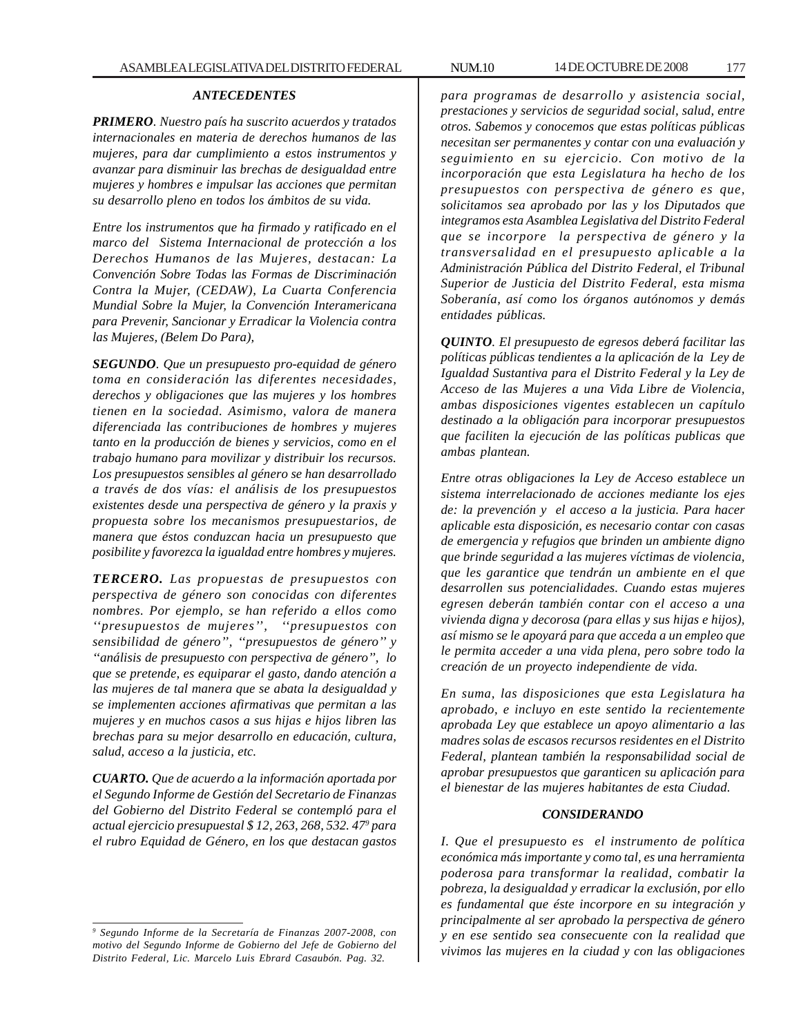### *ANTECEDENTES*

***PRIMERO****. Nuestro país ha suscrito acuerdos y tratados internacionales en materia de derechos humanos de las mujeres, para dar cumplimiento a estos instrumentos y avanzar para disminuir las brechas de desigualdad entre mujeres y hombres e impulsar las acciones que permitan su desarrollo pleno en todos los ámbitos de su vida.*

*Entre los instrumentos que ha firmado y ratificado en el marco del Sistema Internacional de protección a los Derechos Humanos de las Mujeres, destacan: La Convención Sobre Todas las Formas de Discriminación Contra la Mujer, (CEDAW), La Cuarta Conferencia Mundial Sobre la Mujer, la Convención Interamericana para Prevenir, Sancionar y Erradicar la Violencia contra las Mujeres, (Belem Do Para),*

***SEGUNDO****. Que un presupuesto pro-equidad de género toma en consideración las diferentes necesidades, derechos y obligaciones que las mujeres y los hombres tienen en la sociedad. Asimismo, valora de manera diferenciada las contribuciones de hombres y mujeres tanto en la producción de bienes y servicios, como en el trabajo humano para movilizar y distribuir los recursos. Los presupuestos sensibles al género se han desarrollado a través de dos vías: el análisis de los presupuestos existentes desde una perspectiva de género y la praxis y propuesta sobre los mecanismos presupuestarios, de manera que éstos conduzcan hacia un presupuesto que posibilite y favorezca la igualdad entre hombres y mujeres.*

***TERCERO.*** *Las propuestas de presupuestos con perspectiva de género son conocidas con diferentes nombres. Por ejemplo, se han referido a ellos como ''presupuestos de mujeres'', ''presupuestos con sensibilidad de género'', ''presupuestos de género'' y ''análisis de presupuesto con perspectiva de género'', lo que se pretende, es equiparar el gasto, dando atención a las mujeres de tal manera que se abata la desigualdad y se implementen acciones afirmativas que permitan a las mujeres y en muchos casos a sus hijas e hijos libren las brechas para su mejor desarrollo en educación, cultura, salud, acceso a la justicia, etc.*

***CUARTO.*** *Que de acuerdo a la información aportada por el Segundo Informe de Gestión del Secretario de Finanzas del Gobierno del Distrito Federal se contempló para el actual ejercicio presupuestal $ 12, 263, 268, 532. 47*[9] *para el rubro Equidad de Género, en los que destacan gastos para programas de desarrollo y asistencia social, prestaciones y servicios de seguridad social, salud, entre otros. Sabemos y conocemos que estas políticas públicas necesitan ser permanentes y contar con una evaluación y seguimiento en su ejercicio. Con motivo de la incorporación que esta Legislatura ha hecho de los presupuestos con perspectiva de género es que, solicitamos sea aprobado por las y los Diputados que integramos esta Asamblea Legislativa del Distrito Federal que se incorpore la perspectiva de género y la transversalidad en el presupuesto aplicable a la Administración Pública del Distrito Federal, el Tribunal Superior de Justicia del Distrito Federal, esta misma Soberanía, así como los órganos autónomos y demás entidades públicas.*

***QUINTO****. El presupuesto de egresos deberá facilitar las políticas públicas tendientes a la aplicación de la Ley de Igualdad Sustantiva para el Distrito Federal y la Ley de Acceso de las Mujeres a una Vida Libre de Violencia, ambas disposiciones vigentes establecen un capítulo destinado a la obligación para incorporar presupuestos que faciliten la ejecución de las políticas publicas que ambas plantean.*

*Entre otras obligaciones la Ley de Acceso establece un sistema interrelacionado de acciones mediante los ejes de: la prevención y el acceso a la justicia. Para hacer aplicable esta disposición, es necesario contar con casas de emergencia y refugios que brinden un ambiente digno que brinde seguridad a las mujeres víctimas de violencia, que les garantice que tendrán un ambiente en el que desarrollen sus potencialidades. Cuando estas mujeres egresen deberán también contar con el acceso a una vivienda digna y decorosa (para ellas y sus hijas e hijos), así mismo se le apoyará para que acceda a un empleo que le permita acceder a una vida plena, pero sobre todo la creación de un proyecto independiente de vida.*

*En suma, las disposiciones que esta Legislatura ha aprobado, e incluyo en este sentido la recientemente aprobada Ley que establece un apoyo alimentario a las madres solas de escasos recursos residentes en el Distrito Federal, plantean también la responsabilidad social de aprobar presupuestos que garanticen su aplicación para el bienestar de las mujeres habitantes de esta Ciudad.*

### *CONSIDERANDO*

*I. Que el presupuesto es el instrumento de política económica más importante y como tal, es una herramienta poderosa para transformar la realidad, combatir la pobreza, la desigualdad y erradicar la exclusión, por ello es fundamental que éste incorpore en su integración y principalmente al ser aprobado la perspectiva de género y en ese sentido sea consecuente con la realidad que vivimos las mujeres en la ciudad y con las obligaciones*

---

*[9] Segundo Informe de la Secretaría de Finanzas 2007-2008, con motivo del Segundo Informe de Gobierno del Jefe de Gobierno del Distrito Federal, Lic. Marcelo Luis Ebrard Casaubón. Pag. 32.*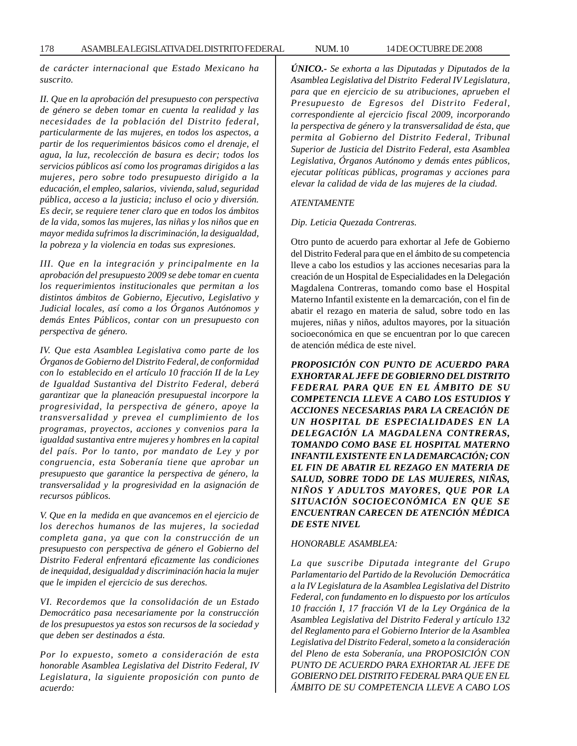*de carácter internacional que Estado Mexicano ha suscrito.*

*II. Que en la aprobación del presupuesto con perspectiva de género se deben tomar en cuenta la realidad y las necesidades de la población del Distrito federal, particularmente de las mujeres, en todos los aspectos, a partir de los requerimientos básicos como el drenaje, el agua, la luz, recolección de basura es decir; todos los servicios públicos así como los programas dirigidos a las mujeres, pero sobre todo presupuesto dirigido a la educación, el empleo, salarios, vivienda, salud, seguridad pública, acceso a la justicia; incluso el ocio y diversión. Es decir, se requiere tener claro que en todos los ámbitos de la vida, somos las mujeres, las niñas y los niños que en mayor medida sufrimos la discriminación, la desigualdad, la pobreza y la violencia en todas sus expresiones.*

*III. Que en la integración y principalmente en la aprobación del presupuesto 2009 se debe tomar en cuenta los requerimientos institucionales que permitan a los distintos ámbitos de Gobierno, Ejecutivo, Legislativo y Judicial locales, así como a los Órganos Autónomos y demás Entes Públicos, contar con un presupuesto con perspectiva de género.*

*IV. Que esta Asamblea Legislativa como parte de los Órganos de Gobierno del Distrito Federal, de conformidad con lo establecido en el artículo 10 fracción II de la Ley de Igualdad Sustantiva del Distrito Federal, deberá garantizar que la planeación presupuestal incorpore la progresividad, la perspectiva de género, apoye la transversalidad y prevea el cumplimiento de los programas, proyectos, acciones y convenios para la igualdad sustantiva entre mujeres y hombres en la capital del país. Por lo tanto, por mandato de Ley y por congruencia, esta Soberanía tiene que aprobar un presupuesto que garantice la perspectiva de género, la transversalidad y la progresividad en la asignación de recursos públicos.*

*V. Que en la medida en que avancemos en el ejercicio de los derechos humanos de las mujeres, la sociedad completa gana, ya que con la construcción de un presupuesto con perspectiva de género el Gobierno del Distrito Federal enfrentará eficazmente las condiciones de inequidad, desigualdad y discriminación hacia la mujer que le impiden el ejercicio de sus derechos.*

*VI. Recordemos que la consolidación de un Estado Democrático pasa necesariamente por la construcción de los presupuestos ya estos son recursos de la sociedad y que deben ser destinados a ésta.*

*Por lo expuesto, someto a consideración de esta honorable Asamblea Legislativa del Distrito Federal, IV Legislatura, la siguiente proposición con punto de acuerdo:*

***ÚNICO.-** Se exhorta a las Diputadas y Diputados de la Asamblea Legislativa del Distrito Federal IV Legislatura, para que en ejercicio de su atribuciones, aprueben el Presupuesto de Egresos del Distrito Federal, correspondiente al ejercicio fiscal 2009, incorporando la perspectiva de género y la transversalidad de ésta, que permita al Gobierno del Distrito Federal, Tribunal Superior de Justicia del Distrito Federal, esta Asamblea Legislativa, Órganos Autónomo y demás entes públicos, ejecutar políticas públicas, programas y acciones para elevar la calidad de vida de las mujeres de la ciudad.*

*ATENTAMENTE*

*Dip. Leticia Quezada Contreras.*

Otro punto de acuerdo para exhortar al Jefe de Gobierno del Distrito Federal para que en el ámbito de su competencia lleve a cabo los estudios y las acciones necesarias para la creación de un Hospital de Especialidades en la Delegación Magdalena Contreras, tomando como base el Hospital Materno Infantil existente en la demarcación, con el fin de abatir el rezago en materia de salud, sobre todo en las mujeres, niñas y niños, adultos mayores, por la situación socioeconómica en que se encuentran por lo que carecen de atención médica de este nivel.

***PROPOSICIÓN CON PUNTO DE ACUERDO PARA EXHORTAR AL JEFE DE GOBIERNO DEL DISTRITO FEDERAL PARA QUE EN EL ÁMBITO DE SU COMPETENCIA LLEVE A CABO LOS ESTUDIOS Y ACCIONES NECESARIAS PARA LA CREACIÓN DE UN HOSPITAL DE ESPECIALIDADES EN LA DELEGACIÓN LA MAGDALENA CONTRERAS, TOMANDO COMO BASE EL HOSPITAL MATERNO INFANTIL EXISTENTE EN LA DEMARCACIÓN; CON EL FIN DE ABATIR EL REZAGO EN MATERIA DE SALUD, SOBRE TODO DE LAS MUJERES, NIÑAS, NIÑOS Y ADULTOS MAYORES, QUE POR LA SITUACIÓN SOCIOECONÓMICA EN QUE SE ENCUENTRAN CARECEN DE ATENCIÓN MÉDICA DE ESTE NIVEL***

*HONORABLE ASAMBLEA:*

*La que suscribe Diputada integrante del Grupo Parlamentario del Partido de la Revolución Democrática a la IV Legislatura de la Asamblea Legislativa del Distrito Federal, con fundamento en lo dispuesto por los artículos 10 fracción I, 17 fracción VI de la Ley Orgánica de la Asamblea Legislativa del Distrito Federal y artículo 132 del Reglamento para el Gobierno Interior de la Asamblea Legislativa del Distrito Federal, someto a la consideración del Pleno de esta Soberanía, una PROPOSICIÓN CON PUNTO DE ACUERDO PARA EXHORTAR AL JEFE DE GOBIERNO DEL DISTRITO FEDERAL PARA QUE EN EL ÁMBITO DE SU COMPETENCIA LLEVE A CABO LOS*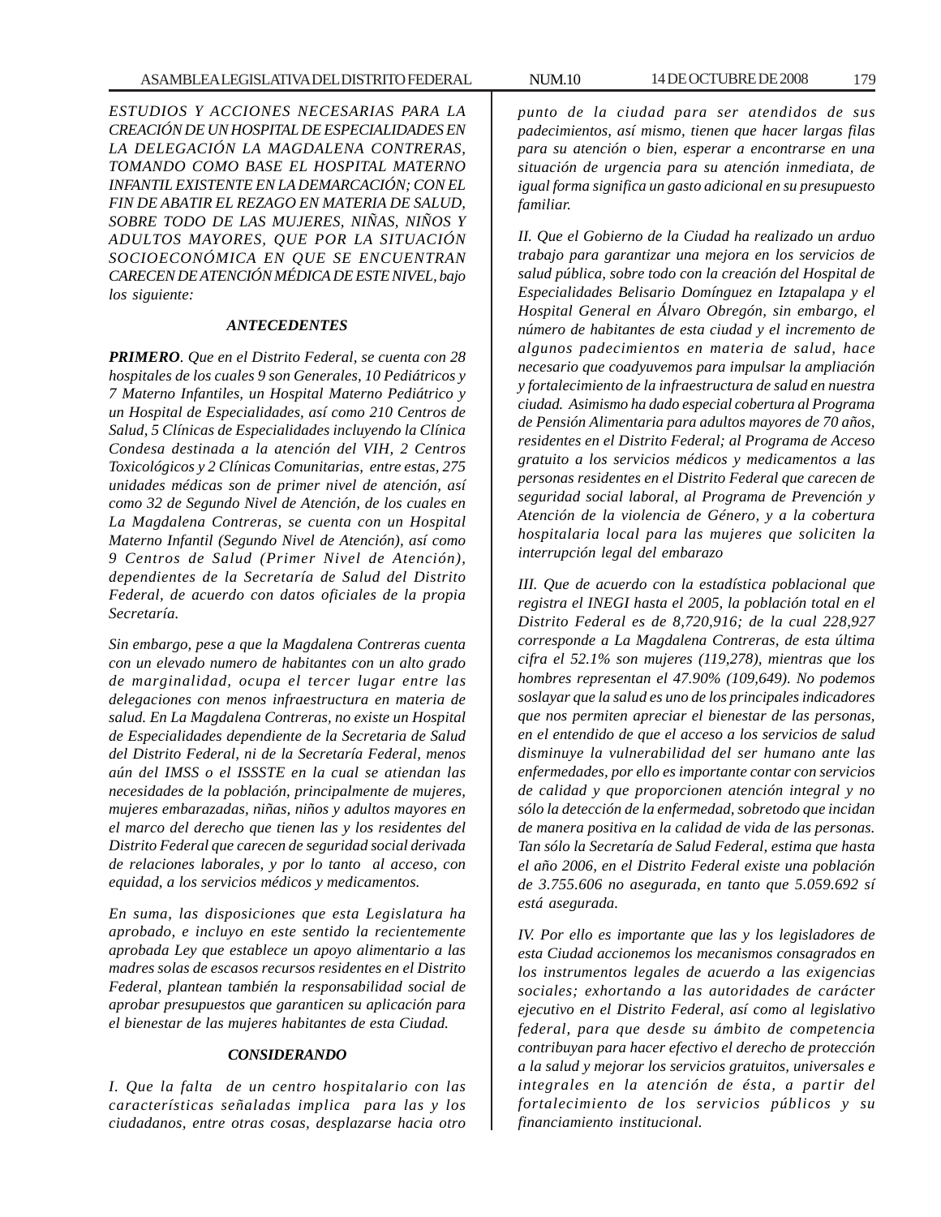*ESTUDIOS Y ACCIONES NECESARIAS PARA LA CREACIÓN DE UN HOSPITAL DE ESPECIALIDADES EN LA DELEGACIÓN LA MAGDALENA CONTRERAS, TOMANDO COMO BASE EL HOSPITAL MATERNO INFANTIL EXISTENTE EN LA DEMARCACIÓN; CON EL FIN DE ABATIR EL REZAGO EN MATERIA DE SALUD, SOBRE TODO DE LAS MUJERES, NIÑAS, NIÑOS Y ADULTOS MAYORES, QUE POR LA SITUACIÓN SOCIOECONÓMICA EN QUE SE ENCUENTRAN CARECEN DE ATENCIÓN MÉDICA DE ESTE NIVEL, bajo los siguiente:*

### *ANTECEDENTES*

***PRIMERO**. Que en el Distrito Federal, se cuenta con 28 hospitales de los cuales 9 son Generales, 10 Pediátricos y 7 Materno Infantiles, un Hospital Materno Pediátrico y un Hospital de Especialidades, así como 210 Centros de Salud, 5 Clínicas de Especialidades incluyendo la Clínica Condesa destinada a la atención del VIH, 2 Centros Toxicológicos y 2 Clínicas Comunitarias, entre estas, 275 unidades médicas son de primer nivel de atención, así como 32 de Segundo Nivel de Atención, de los cuales en La Magdalena Contreras, se cuenta con un Hospital Materno Infantil (Segundo Nivel de Atención), así como 9 Centros de Salud (Primer Nivel de Atención), dependientes de la Secretaría de Salud del Distrito Federal, de acuerdo con datos oficiales de la propia Secretaría.*

*Sin embargo, pese a que la Magdalena Contreras cuenta con un elevado numero de habitantes con un alto grado de marginalidad, ocupa el tercer lugar entre las delegaciones con menos infraestructura en materia de salud. En La Magdalena Contreras, no existe un Hospital de Especialidades dependiente de la Secretaria de Salud del Distrito Federal, ni de la Secretaría Federal, menos aún del IMSS o el ISSSTE en la cual se atiendan las necesidades de la población, principalmente de mujeres, mujeres embarazadas, niñas, niños y adultos mayores en el marco del derecho que tienen las y los residentes del Distrito Federal que carecen de seguridad social derivada de relaciones laborales, y por lo tanto al acceso, con equidad, a los servicios médicos y medicamentos.*

*En suma, las disposiciones que esta Legislatura ha aprobado, e incluyo en este sentido la recientemente aprobada Ley que establece un apoyo alimentario a las madres solas de escasos recursos residentes en el Distrito Federal, plantean también la responsabilidad social de aprobar presupuestos que garanticen su aplicación para el bienestar de las mujeres habitantes de esta Ciudad.*

### *CONSIDERANDO*

*I. Que la falta de un centro hospitalario con las características señaladas implica para las y los ciudadanos, entre otras cosas, desplazarse hacia otro punto de la ciudad para ser atendidos de sus padecimientos, así mismo, tienen que hacer largas filas para su atención o bien, esperar a encontrarse en una situación de urgencia para su atención inmediata, de igual forma significa un gasto adicional en su presupuesto familiar.*

*II. Que el Gobierno de la Ciudad ha realizado un arduo trabajo para garantizar una mejora en los servicios de salud pública, sobre todo con la creación del Hospital de Especialidades Belisario Domínguez en Iztapalapa y el Hospital General en Álvaro Obregón, sin embargo, el número de habitantes de esta ciudad y el incremento de algunos padecimientos en materia de salud, hace necesario que coadyuvemos para impulsar la ampliación y fortalecimiento de la infraestructura de salud en nuestra ciudad. Asimismo ha dado especial cobertura al Programa de Pensión Alimentaria para adultos mayores de 70 años, residentes en el Distrito Federal; al Programa de Acceso gratuito a los servicios médicos y medicamentos a las personas residentes en el Distrito Federal que carecen de seguridad social laboral, al Programa de Prevención y Atención de la violencia de Género, y a la cobertura hospitalaria local para las mujeres que soliciten la interrupción legal del embarazo*

*III. Que de acuerdo con la estadística poblacional que registra el INEGI hasta el 2005, la población total en el Distrito Federal es de 8,720,916; de la cual 228,927 corresponde a La Magdalena Contreras, de esta última cifra el 52.1% son mujeres (119,278), mientras que los hombres representan el 47.90% (109,649). No podemos soslayar que la salud es uno de los principales indicadores que nos permiten apreciar el bienestar de las personas, en el entendido de que el acceso a los servicios de salud disminuye la vulnerabilidad del ser humano ante las enfermedades, por ello es importante contar con servicios de calidad y que proporcionen atención integral y no sólo la detección de la enfermedad, sobretodo que incidan de manera positiva en la calidad de vida de las personas. Tan sólo la Secretaría de Salud Federal, estima que hasta el año 2006, en el Distrito Federal existe una población de 3.755.606 no asegurada, en tanto que 5.059.692 sí está asegurada.*

*IV. Por ello es importante que las y los legisladores de esta Ciudad accionemos los mecanismos consagrados en los instrumentos legales de acuerdo a las exigencias sociales; exhortando a las autoridades de carácter ejecutivo en el Distrito Federal, así como al legislativo federal, para que desde su ámbito de competencia contribuyan para hacer efectivo el derecho de protección a la salud y mejorar los servicios gratuitos, universales e integrales en la atención de ésta, a partir del fortalecimiento de los servicios públicos y su financiamiento institucional.*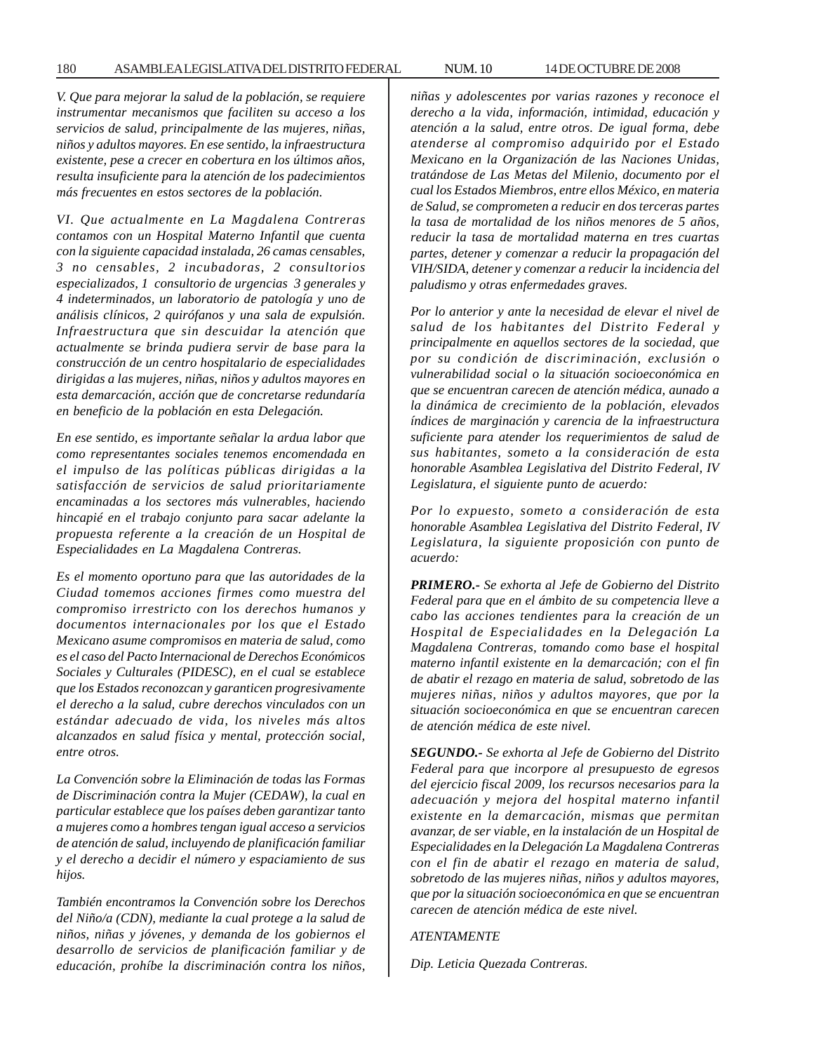*V. Que para mejorar la salud de la población, se requiere instrumentar mecanismos que faciliten su acceso a los servicios de salud, principalmente de las mujeres, niñas, niños y adultos mayores. En ese sentido, la infraestructura existente, pese a crecer en cobertura en los últimos años, resulta insuficiente para la atención de los padecimientos más frecuentes en estos sectores de la población.*

*VI. Que actualmente en La Magdalena Contreras contamos con un Hospital Materno Infantil que cuenta con la siguiente capacidad instalada, 26 camas censables, 3 no censables, 2 incubadoras, 2 consultorios especializados, 1 consultorio de urgencias 3 generales y 4 indeterminados, un laboratorio de patología y uno de análisis clínicos, 2 quirófanos y una sala de expulsión. Infraestructura que sin descuidar la atención que actualmente se brinda pudiera servir de base para la construcción de un centro hospitalario de especialidades dirigidas a las mujeres, niñas, niños y adultos mayores en esta demarcación, acción que de concretarse redundaría en beneficio de la población en esta Delegación.*

*En ese sentido, es importante señalar la ardua labor que como representantes sociales tenemos encomendada en el impulso de las políticas públicas dirigidas a la satisfacción de servicios de salud prioritariamente encaminadas a los sectores más vulnerables, haciendo hincapié en el trabajo conjunto para sacar adelante la propuesta referente a la creación de un Hospital de Especialidades en La Magdalena Contreras.*

*Es el momento oportuno para que las autoridades de la Ciudad tomemos acciones firmes como muestra del compromiso irrestricto con los derechos humanos y documentos internacionales por los que el Estado Mexicano asume compromisos en materia de salud, como es el caso del Pacto Internacional de Derechos Económicos Sociales y Culturales (PIDESC), en el cual se establece que los Estados reconozcan y garanticen progresivamente el derecho a la salud, cubre derechos vinculados con un estándar adecuado de vida, los niveles más altos alcanzados en salud física y mental, protección social, entre otros.*

*La Convención sobre la Eliminación de todas las Formas de Discriminación contra la Mujer (CEDAW), la cual en particular establece que los países deben garantizar tanto a mujeres como a hombres tengan igual acceso a servicios de atención de salud, incluyendo de planificación familiar y el derecho a decidir el número y espaciamiento de sus hijos.*

*También encontramos la Convención sobre los Derechos del Niño/a (CDN), mediante la cual protege a la salud de niños, niñas y jóvenes, y demanda de los gobiernos el desarrollo de servicios de planificación familiar y de educación, prohíbe la discriminación contra los niños, niñas y adolescentes por varias razones y reconoce el derecho a la vida, información, intimidad, educación y atención a la salud, entre otros. De igual forma, debe atenderse al compromiso adquirido por el Estado Mexicano en la Organización de las Naciones Unidas, tratándose de Las Metas del Milenio, documento por el cual los Estados Miembros, entre ellos México, en materia de Salud, se comprometen a reducir en dos terceras partes la tasa de mortalidad de los niños menores de 5 años, reducir la tasa de mortalidad materna en tres cuartas partes, detener y comenzar a reducir la propagación del VIH/SIDA, detener y comenzar a reducir la incidencia del paludismo y otras enfermedades graves.*

*Por lo anterior y ante la necesidad de elevar el nivel de salud de los habitantes del Distrito Federal y principalmente en aquellos sectores de la sociedad, que por su condición de discriminación, exclusión o vulnerabilidad social o la situación socioeconómica en que se encuentran carecen de atención médica, aunado a la dinámica de crecimiento de la población, elevados índices de marginación y carencia de la infraestructura suficiente para atender los requerimientos de salud de sus habitantes, someto a la consideración de esta honorable Asamblea Legislativa del Distrito Federal, IV Legislatura, el siguiente punto de acuerdo:*

*Por lo expuesto, someto a consideración de esta honorable Asamblea Legislativa del Distrito Federal, IV Legislatura, la siguiente proposición con punto de acuerdo:*

***PRIMERO.-*** *Se exhorta al Jefe de Gobierno del Distrito Federal para que en el ámbito de su competencia lleve a cabo las acciones tendientes para la creación de un Hospital de Especialidades en la Delegación La Magdalena Contreras, tomando como base el hospital materno infantil existente en la demarcación; con el fin de abatir el rezago en materia de salud, sobretodo de las mujeres niñas, niños y adultos mayores, que por la situación socioeconómica en que se encuentran carecen de atención médica de este nivel.*

***SEGUNDO.-*** *Se exhorta al Jefe de Gobierno del Distrito Federal para que incorpore al presupuesto de egresos del ejercicio fiscal 2009, los recursos necesarios para la adecuación y mejora del hospital materno infantil existente en la demarcación, mismas que permitan avanzar, de ser viable, en la instalación de un Hospital de Especialidades en la Delegación La Magdalena Contreras con el fin de abatir el rezago en materia de salud, sobretodo de las mujeres niñas, niños y adultos mayores, que por la situación socioeconómica en que se encuentran carecen de atención médica de este nivel.*

*ATENTAMENTE*

*Dip. Leticia Quezada Contreras.*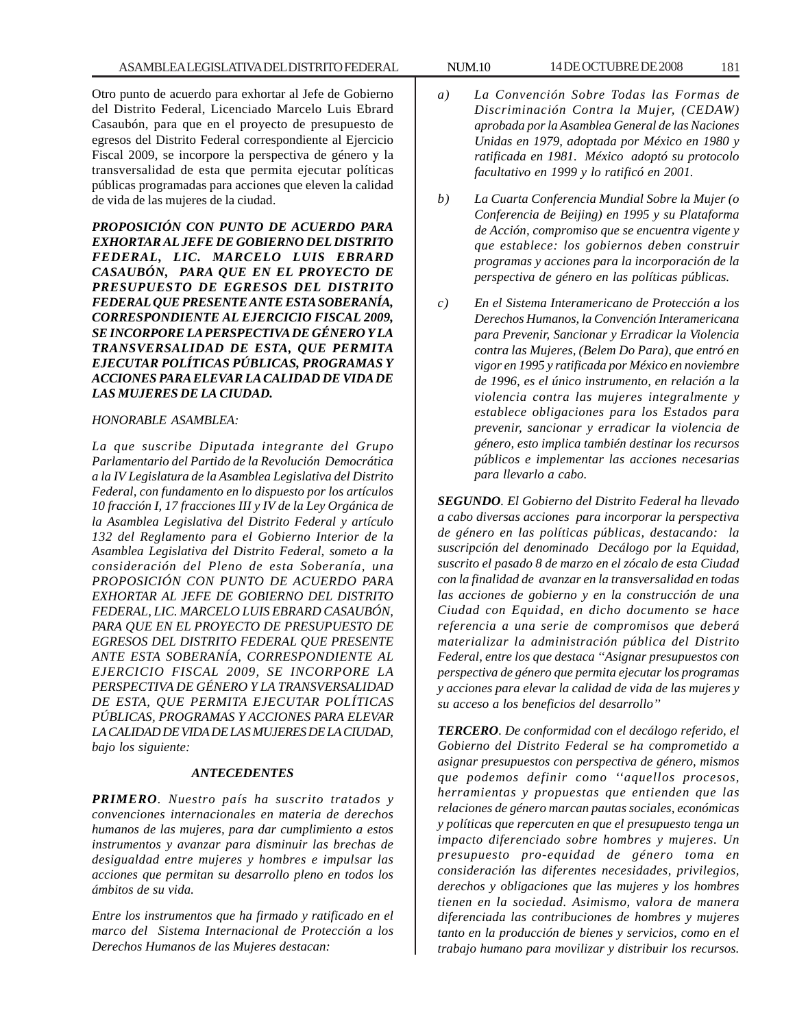Otro punto de acuerdo para exhortar al Jefe de Gobierno del Distrito Federal, Licenciado Marcelo Luis Ebrard Casaubón, para que en el proyecto de presupuesto de egresos del Distrito Federal correspondiente al Ejercicio Fiscal 2009, se incorpore la perspectiva de género y la transversalidad de esta que permita ejecutar políticas públicas programadas para acciones que eleven la calidad de vida de las mujeres de la ciudad.

***PROPOSICIÓN CON PUNTO DE ACUERDO PARA EXHORTAR AL JEFE DE GOBIERNO DEL DISTRITO FEDERAL, LIC. MARCELO LUIS EBRARD CASAUBÓN, PARA QUE EN EL PROYECTO DE PRESUPUESTO DE EGRESOS DEL DISTRITO FEDERAL QUE PRESENTE ANTE ESTA SOBERANÍA, CORRESPONDIENTE AL EJERCICIO FISCAL 2009, SE INCORPORE LA PERSPECTIVA DE GÉNERO Y LA TRANSVERSALIDAD DE ESTA, QUE PERMITA EJECUTAR POLÍTICAS PÚBLICAS, PROGRAMAS Y ACCIONES PARA ELEVAR LA CALIDAD DE VIDA DE LAS MUJERES DE LA CIUDAD.***

*HONORABLE ASAMBLEA:*

*La que suscribe Diputada integrante del Grupo Parlamentario del Partido de la Revolución Democrática a la IV Legislatura de la Asamblea Legislativa del Distrito Federal, con fundamento en lo dispuesto por los artículos 10 fracción I, 17 fracciones III y IV de la Ley Orgánica de la Asamblea Legislativa del Distrito Federal y artículo 132 del Reglamento para el Gobierno Interior de la Asamblea Legislativa del Distrito Federal, someto a la consideración del Pleno de esta Soberanía, una PROPOSICIÓN CON PUNTO DE ACUERDO PARA EXHORTAR AL JEFE DE GOBIERNO DEL DISTRITO FEDERAL, LIC. MARCELO LUIS EBRARD CASAUBÓN, PARA QUE EN EL PROYECTO DE PRESUPUESTO DE EGRESOS DEL DISTRITO FEDERAL QUE PRESENTE ANTE ESTA SOBERANÍA, CORRESPONDIENTE AL EJERCICIO FISCAL 2009, SE INCORPORE LA PERSPECTIVA DE GÉNERO Y LA TRANSVERSALIDAD DE ESTA, QUE PERMITA EJECUTAR POLÍTICAS PÚBLICAS, PROGRAMAS Y ACCIONES PARA ELEVAR LA CALIDAD DE VIDA DE LAS MUJERES DE LA CIUDAD, bajo los siguiente:*

***ANTECEDENTES***

***PRIMERO**. Nuestro país ha suscrito tratados y convenciones internacionales en materia de derechos humanos de las mujeres, para dar cumplimiento a estos instrumentos y avanzar para disminuir las brechas de desigualdad entre mujeres y hombres e impulsar las acciones que permitan su desarrollo pleno en todos los ámbitos de su vida.*

*Entre los instrumentos que ha firmado y ratificado en el marco del Sistema Internacional de Protección a los Derechos Humanos de las Mujeres destacan:*

*a) La Convención Sobre Todas las Formas de Discriminación Contra la Mujer, (CEDAW) aprobada por la Asamblea General de las Naciones Unidas en 1979, adoptada por México en 1980 y ratificada en 1981. México adoptó su protocolo facultativo en 1999 y lo ratificó en 2001.*

*b) La Cuarta Conferencia Mundial Sobre la Mujer (o Conferencia de Beijing) en 1995 y su Plataforma de Acción, compromiso que se encuentra vigente y que establece: los gobiernos deben construir programas y acciones para la incorporación de la perspectiva de género en las políticas públicas.*

*c) En el Sistema Interamericano de Protección a los Derechos Humanos, la Convención Interamericana para Prevenir, Sancionar y Erradicar la Violencia contra las Mujeres, (Belem Do Para), que entró en vigor en 1995 y ratificada por México en noviembre de 1996, es el único instrumento, en relación a la violencia contra las mujeres integralmente y establece obligaciones para los Estados para prevenir, sancionar y erradicar la violencia de género, esto implica también destinar los recursos públicos e implementar las acciones necesarias para llevarlo a cabo.*

***SEGUNDO**. El Gobierno del Distrito Federal ha llevado a cabo diversas acciones para incorporar la perspectiva de género en las políticas públicas, destacando: la suscripción del denominado Decálogo por la Equidad, suscrito el pasado 8 de marzo en el zócalo de esta Ciudad con la finalidad de avanzar en la transversalidad en todas las acciones de gobierno y en la construcción de una Ciudad con Equidad, en dicho documento se hace referencia a una serie de compromisos que deberá materializar la administración pública del Distrito Federal, entre los que destaca "Asignar presupuestos con perspectiva de género que permita ejecutar los programas y acciones para elevar la calidad de vida de las mujeres y su acceso a los beneficios del desarrollo"*

***TERCERO**. De conformidad con el decálogo referido, el Gobierno del Distrito Federal se ha comprometido a asignar presupuestos con perspectiva de género, mismos que podemos definir como ''aquellos procesos, herramientas y propuestas que entienden que las relaciones de género marcan pautas sociales, económicas y políticas que repercuten en que el presupuesto tenga un impacto diferenciado sobre hombres y mujeres. Un presupuesto pro-equidad de género toma en consideración las diferentes necesidades, privilegios, derechos y obligaciones que las mujeres y los hombres tienen en la sociedad. Asimismo, valora de manera diferenciada las contribuciones de hombres y mujeres tanto en la producción de bienes y servicios, como en el trabajo humano para movilizar y distribuir los recursos.*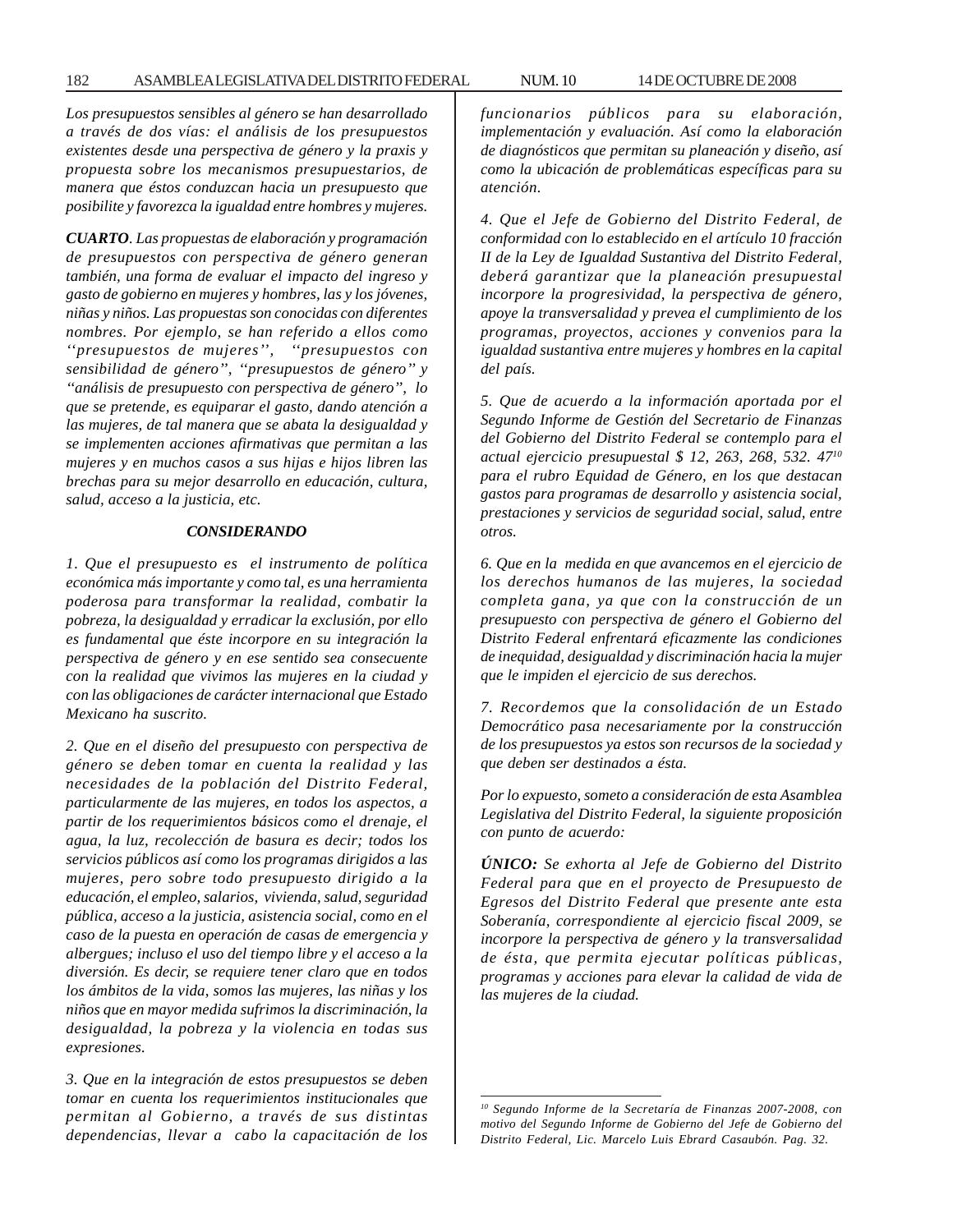*Los presupuestos sensibles al género se han desarrollado a través de dos vías: el análisis de los presupuestos existentes desde una perspectiva de género y la praxis y propuesta sobre los mecanismos presupuestarios, de manera que éstos conduzcan hacia un presupuesto que posibilite y favorezca la igualdad entre hombres y mujeres.*

***CUARTO**. Las propuestas de elaboración y programación de presupuestos con perspectiva de género generan también, una forma de evaluar el impacto del ingreso y gasto de gobierno en mujeres y hombres, las y los jóvenes, niñas y niños. Las propuestas son conocidas con diferentes nombres. Por ejemplo, se han referido a ellos como ''presupuestos de mujeres'', ''presupuestos con sensibilidad de género'', ''presupuestos de género'' y ''análisis de presupuesto con perspectiva de género'', lo que se pretende, es equiparar el gasto, dando atención a las mujeres, de tal manera que se abata la desigualdad y se implementen acciones afirmativas que permitan a las mujeres y en muchos casos a sus hijas e hijos libren las brechas para su mejor desarrollo en educación, cultura, salud, acceso a la justicia, etc.*

### *CONSIDERANDO*

*1. Que el presupuesto es el instrumento de política económica más importante y como tal, es una herramienta poderosa para transformar la realidad, combatir la pobreza, la desigualdad y erradicar la exclusión, por ello es fundamental que éste incorpore en su integración la perspectiva de género y en ese sentido sea consecuente con la realidad que vivimos las mujeres en la ciudad y con las obligaciones de carácter internacional que Estado Mexicano ha suscrito.*

*2. Que en el diseño del presupuesto con perspectiva de género se deben tomar en cuenta la realidad y las necesidades de la población del Distrito Federal, particularmente de las mujeres, en todos los aspectos, a partir de los requerimientos básicos como el drenaje, el agua, la luz, recolección de basura es decir; todos los servicios públicos así como los programas dirigidos a las mujeres, pero sobre todo presupuesto dirigido a la educación, el empleo, salarios, vivienda, salud, seguridad pública, acceso a la justicia, asistencia social, como en el caso de la puesta en operación de casas de emergencia y albergues; incluso el uso del tiempo libre y el acceso a la diversión. Es decir, se requiere tener claro que en todos los ámbitos de la vida, somos las mujeres, las niñas y los niños que en mayor medida sufrimos la discriminación, la desigualdad, la pobreza y la violencia en todas sus expresiones.*

*3. Que en la integración de estos presupuestos se deben tomar en cuenta los requerimientos institucionales que permitan al Gobierno, a través de sus distintas dependencias, llevar a cabo la capacitación de los funcionarios públicos para su elaboración, implementación y evaluación. Así como la elaboración de diagnósticos que permitan su planeación y diseño, así como la ubicación de problemáticas específicas para su atención.*

*4. Que el Jefe de Gobierno del Distrito Federal, de conformidad con lo establecido en el artículo 10 fracción II de la Ley de Igualdad Sustantiva del Distrito Federal, deberá garantizar que la planeación presupuestal incorpore la progresividad, la perspectiva de género, apoye la transversalidad y prevea el cumplimiento de los programas, proyectos, acciones y convenios para la igualdad sustantiva entre mujeres y hombres en la capital del país.*

*5. Que de acuerdo a la información aportada por el Segundo Informe de Gestión del Secretario de Finanzas del Gobierno del Distrito Federal se contemplo para el actual ejercicio presupuestal $ 12, 263, 268, 532. 47[10] para el rubro Equidad de Género, en los que destacan gastos para programas de desarrollo y asistencia social, prestaciones y servicios de seguridad social, salud, entre otros.*

*6. Que en la medida en que avancemos en el ejercicio de los derechos humanos de las mujeres, la sociedad completa gana, ya que con la construcción de un presupuesto con perspectiva de género el Gobierno del Distrito Federal enfrentará eficazmente las condiciones de inequidad, desigualdad y discriminación hacia la mujer que le impiden el ejercicio de sus derechos.*

*7. Recordemos que la consolidación de un Estado Democrático pasa necesariamente por la construcción de los presupuestos ya estos son recursos de la sociedad y que deben ser destinados a ésta.*

*Por lo expuesto, someto a consideración de esta Asamblea Legislativa del Distrito Federal, la siguiente proposición con punto de acuerdo:*

***ÚNICO:** Se exhorta al Jefe de Gobierno del Distrito Federal para que en el proyecto de Presupuesto de Egresos del Distrito Federal que presente ante esta Soberanía, correspondiente al ejercicio fiscal 2009, se incorpore la perspectiva de género y la transversalidad de ésta, que permita ejecutar políticas públicas, programas y acciones para elevar la calidad de vida de las mujeres de la ciudad.*

---

*[10] Segundo Informe de la Secretaría de Finanzas 2007-2008, con motivo del Segundo Informe de Gobierno del Jefe de Gobierno del Distrito Federal, Lic. Marcelo Luis Ebrard Casaubón. Pag. 32.*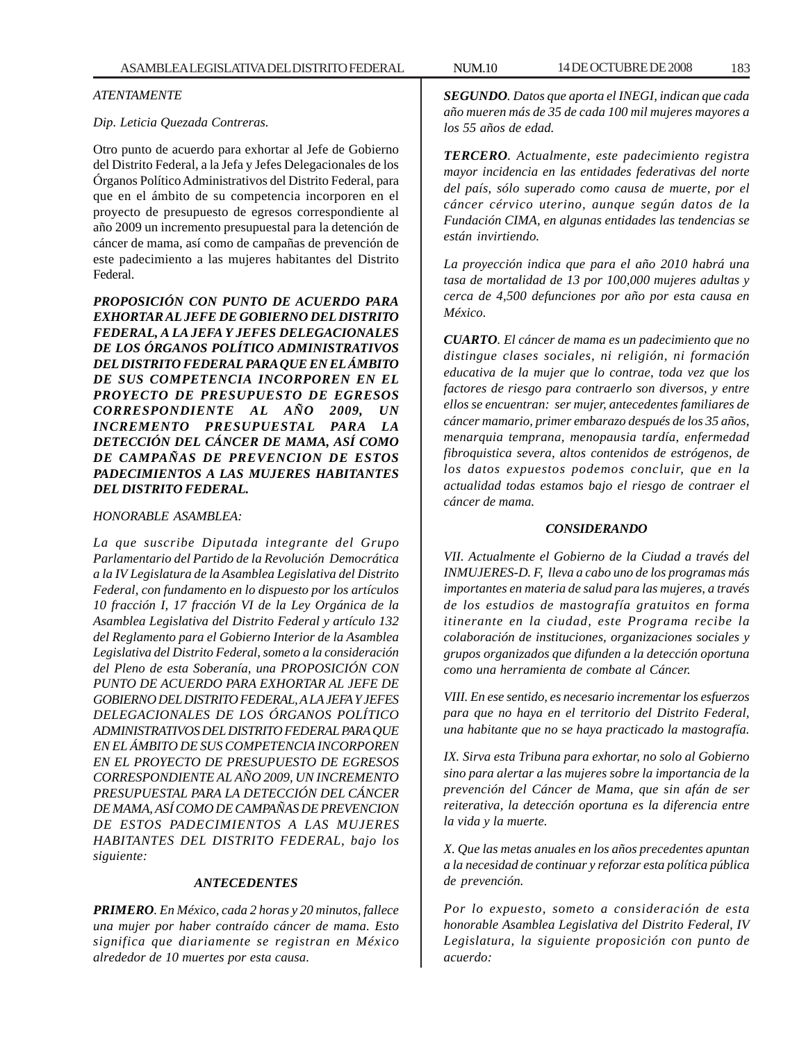*ATENTAMENTE*

*Dip. Leticia Quezada Contreras.*

Otro punto de acuerdo para exhortar al Jefe de Gobierno del Distrito Federal, a la Jefa y Jefes Delegacionales de los Órganos Político Administrativos del Distrito Federal, para que en el ámbito de su competencia incorporen en el proyecto de presupuesto de egresos correspondiente al año 2009 un incremento presupuestal para la detención de cáncer de mama, así como de campañas de prevención de este padecimiento a las mujeres habitantes del Distrito Federal.

***PROPOSICIÓN CON PUNTO DE ACUERDO PARA EXHORTAR AL JEFE DE GOBIERNO DEL DISTRITO FEDERAL, A LA JEFA Y JEFES DELEGACIONALES DE LOS ÓRGANOS POLÍTICO ADMINISTRATIVOS DEL DISTRITO FEDERAL PARA QUE EN EL ÁMBITO DE SUS COMPETENCIA INCORPOREN EN EL PROYECTO DE PRESUPUESTO DE EGRESOS CORRESPONDIENTE AL AÑO 2009, UN INCREMENTO PRESUPUESTAL PARA LA DETECCIÓN DEL CÁNCER DE MAMA, ASÍ COMO DE CAMPAÑAS DE PREVENCION DE ESTOS PADECIMIENTOS A LAS MUJERES HABITANTES DEL DISTRITO FEDERAL.***

*HONORABLE ASAMBLEA:*

*La que suscribe Diputada integrante del Grupo Parlamentario del Partido de la Revolución Democrática a la IV Legislatura de la Asamblea Legislativa del Distrito Federal, con fundamento en lo dispuesto por los artículos 10 fracción I, 17 fracción VI de la Ley Orgánica de la Asamblea Legislativa del Distrito Federal y artículo 132 del Reglamento para el Gobierno Interior de la Asamblea Legislativa del Distrito Federal, someto a la consideración del Pleno de esta Soberanía, una PROPOSICIÓN CON PUNTO DE ACUERDO PARA EXHORTAR AL JEFE DE GOBIERNO DEL DISTRITO FEDERAL, A LA JEFA Y JEFES DELEGACIONALES DE LOS ÓRGANOS POLÍTICO ADMINISTRATIVOS DEL DISTRITO FEDERAL PARA QUE EN EL ÁMBITO DE SUS COMPETENCIA INCORPOREN EN EL PROYECTO DE PRESUPUESTO DE EGRESOS CORRESPONDIENTE AL AÑO 2009, UN INCREMENTO PRESUPUESTAL PARA LA DETECCIÓN DEL CÁNCER DE MAMA, ASÍ COMO DE CAMPAÑAS DE PREVENCION DE ESTOS PADECIMIENTOS A LAS MUJERES HABITANTES DEL DISTRITO FEDERAL, bajo los siguiente:*

***ANTECEDENTES***

***PRIMERO**. En México, cada 2 horas y 20 minutos, fallece una mujer por haber contraído cáncer de mama. Esto significa que diariamente se registran en México alrededor de 10 muertes por esta causa.*

***SEGUNDO**. Datos que aporta el INEGI, indican que cada año mueren más de 35 de cada 100 mil mujeres mayores a los 55 años de edad.*

***TERCERO**. Actualmente, este padecimiento registra mayor incidencia en las entidades federativas del norte del país, sólo superado como causa de muerte, por el cáncer cérvico uterino, aunque según datos de la Fundación CIMA, en algunas entidades las tendencias se están invirtiendo.*

*La proyección indica que para el año 2010 habrá una tasa de mortalidad de 13 por 100,000 mujeres adultas y cerca de 4,500 defunciones por año por esta causa en México.*

***CUARTO**. El cáncer de mama es un padecimiento que no distingue clases sociales, ni religión, ni formación educativa de la mujer que lo contrae, toda vez que los factores de riesgo para contraerlo son diversos, y entre ellos se encuentran: ser mujer, antecedentes familiares de cáncer mamario, primer embarazo después de los 35 años, menarquia temprana, menopausia tardía, enfermedad fibroquistica severa, altos contenidos de estrógenos, de los datos expuestos podemos concluir, que en la actualidad todas estamos bajo el riesgo de contraer el cáncer de mama.*

***CONSIDERANDO***

*VII. Actualmente el Gobierno de la Ciudad a través del INMUJERES-D. F, lleva a cabo uno de los programas más importantes en materia de salud para las mujeres, a través de los estudios de mastografía gratuitos en forma itinerante en la ciudad, este Programa recibe la colaboración de instituciones, organizaciones sociales y grupos organizados que difunden a la detección oportuna como una herramienta de combate al Cáncer.*

*VIII. En ese sentido, es necesario incrementar los esfuerzos para que no haya en el territorio del Distrito Federal, una habitante que no se haya practicado la mastografía.*

*IX. Sirva esta Tribuna para exhortar, no solo al Gobierno sino para alertar a las mujeres sobre la importancia de la prevención del Cáncer de Mama, que sin afán de ser reiterativa, la detección oportuna es la diferencia entre la vida y la muerte.*

*X. Que las metas anuales en los años precedentes apuntan a la necesidad de continuar y reforzar esta política pública de prevención.*

*Por lo expuesto, someto a consideración de esta honorable Asamblea Legislativa del Distrito Federal, IV Legislatura, la siguiente proposición con punto de acuerdo:*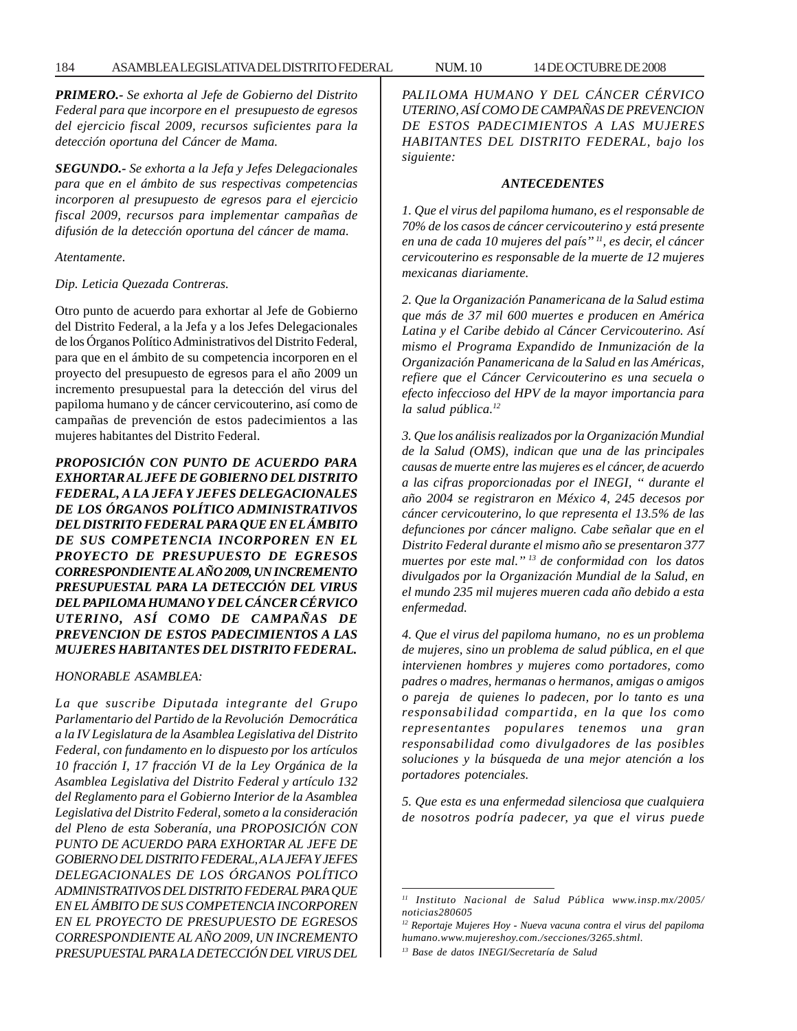***PRIMERO.-*** *Se exhorta al Jefe de Gobierno del Distrito Federal para que incorpore en el presupuesto de egresos del ejercicio fiscal 2009, recursos suficientes para la detección oportuna del Cáncer de Mama.*

***SEGUNDO.-*** *Se exhorta a la Jefa y Jefes Delegacionales para que en el ámbito de sus respectivas competencias incorporen al presupuesto de egresos para el ejercicio fiscal 2009, recursos para implementar campañas de difusión de la detección oportuna del cáncer de mama.*

*Atentamente.*

*Dip. Leticia Quezada Contreras.*

Otro punto de acuerdo para exhortar al Jefe de Gobierno del Distrito Federal, a la Jefa y a los Jefes Delegacionales de los Órganos Político Administrativos del Distrito Federal, para que en el ámbito de su competencia incorporen en el proyecto del presupuesto de egresos para el año 2009 un incremento presupuestal para la detección del virus del papiloma humano y de cáncer cervicouterino, así como de campañas de prevención de estos padecimientos a las mujeres habitantes del Distrito Federal.

***PROPOSICIÓN CON PUNTO DE ACUERDO PARA EXHORTAR AL JEFE DE GOBIERNO DEL DISTRITO FEDERAL, A LA JEFA Y JEFES DELEGACIONALES DE LOS ÓRGANOS POLÍTICO ADMINISTRATIVOS DEL DISTRITO FEDERAL PARA QUE EN EL ÁMBITO DE SUS COMPETENCIA INCORPOREN EN EL PROYECTO DE PRESUPUESTO DE EGRESOS CORRESPONDIENTE AL AÑO 2009, UN INCREMENTO PRESUPUESTAL PARA LA DETECCIÓN DEL VIRUS DEL PAPILOMA HUMANO Y DEL CÁNCER CÉRVICO UTERINO, ASÍ COMO DE CAMPAÑAS DE PREVENCION DE ESTOS PADECIMIENTOS A LAS MUJERES HABITANTES DEL DISTRITO FEDERAL.***

*HONORABLE ASAMBLEA:*

*La que suscribe Diputada integrante del Grupo Parlamentario del Partido de la Revolución Democrática a la IV Legislatura de la Asamblea Legislativa del Distrito Federal, con fundamento en lo dispuesto por los artículos 10 fracción I, 17 fracción VI de la Ley Orgánica de la Asamblea Legislativa del Distrito Federal y artículo 132 del Reglamento para el Gobierno Interior de la Asamblea Legislativa del Distrito Federal, someto a la consideración del Pleno de esta Soberanía, una PROPOSICIÓN CON PUNTO DE ACUERDO PARA EXHORTAR AL JEFE DE GOBIERNO DEL DISTRITO FEDERAL, A LA JEFA Y JEFES DELEGACIONALES DE LOS ÓRGANOS POLÍTICO ADMINISTRATIVOS DEL DISTRITO FEDERAL PARA QUE EN EL ÁMBITO DE SUS COMPETENCIA INCORPOREN EN EL PROYECTO DE PRESUPUESTO DE EGRESOS CORRESPONDIENTE AL AÑO 2009, UN INCREMENTO PRESUPUESTAL PARA LA DETECCIÓN DEL VIRUS DEL PALILOMA HUMANO Y DEL CÁNCER CÉRVICO UTERINO, ASÍ COMO DE CAMPAÑAS DE PREVENCION DE ESTOS PADECIMIENTOS A LAS MUJERES HABITANTES DEL DISTRITO FEDERAL, bajo los siguiente:*

***ANTECEDENTES***

*1. Que el virus del papiloma humano, es el responsable de 70% de los casos de cáncer cervicouterino y está presente en una de cada 10 mujeres del país"* [11]*, es decir, el cáncer cervicouterino es responsable de la muerte de 12 mujeres mexicanas diariamente.*

*2. Que la Organización Panamericana de la Salud estima que más de 37 mil 600 muertes e producen en América Latina y el Caribe debido al Cáncer Cervicouterino. Así mismo el Programa Expandido de Inmunización de la Organización Panamericana de la Salud en las Américas, refiere que el Cáncer Cervicouterino es una secuela o efecto infeccioso del HPV de la mayor importancia para la salud pública.*[12]

*3. Que los análisis realizados por la Organización Mundial de la Salud (OMS), indican que una de las principales causas de muerte entre las mujeres es el cáncer, de acuerdo a las cifras proporcionadas por el INEGI, " durante el año 2004 se registraron en México 4, 245 decesos por cáncer cervicouterino, lo que representa el 13.5% de las defunciones por cáncer maligno. Cabe señalar que en el Distrito Federal durante el mismo año se presentaron 377 muertes por este mal."* [13] *de conformidad con los datos divulgados por la Organización Mundial de la Salud, en el mundo 235 mil mujeres mueren cada año debido a esta enfermedad.*

*4. Que el virus del papiloma humano, no es un problema de mujeres, sino un problema de salud pública, en el que intervienen hombres y mujeres como portadores, como padres o madres, hermanas o hermanos, amigas o amigos o pareja de quienes lo padecen, por lo tanto es una responsabilidad compartida, en la que los como representantes populares tenemos una gran responsabilidad como divulgadores de las posibles soluciones y la búsqueda de una mejor atención a los portadores potenciales.*

*5. Que esta es una enfermedad silenciosa que cualquiera de nosotros podría padecer, ya que el virus puede*

---

[11] *Instituto Nacional de Salud Pública www.insp.mx/2005/noticias280605*

[12] *Reportaje Mujeres Hoy - Nueva vacuna contra el virus del papiloma humano.www.mujereshoy.com./secciones/3265.shtml.*

[13] *Base de datos INEGI/Secretaría de Salud*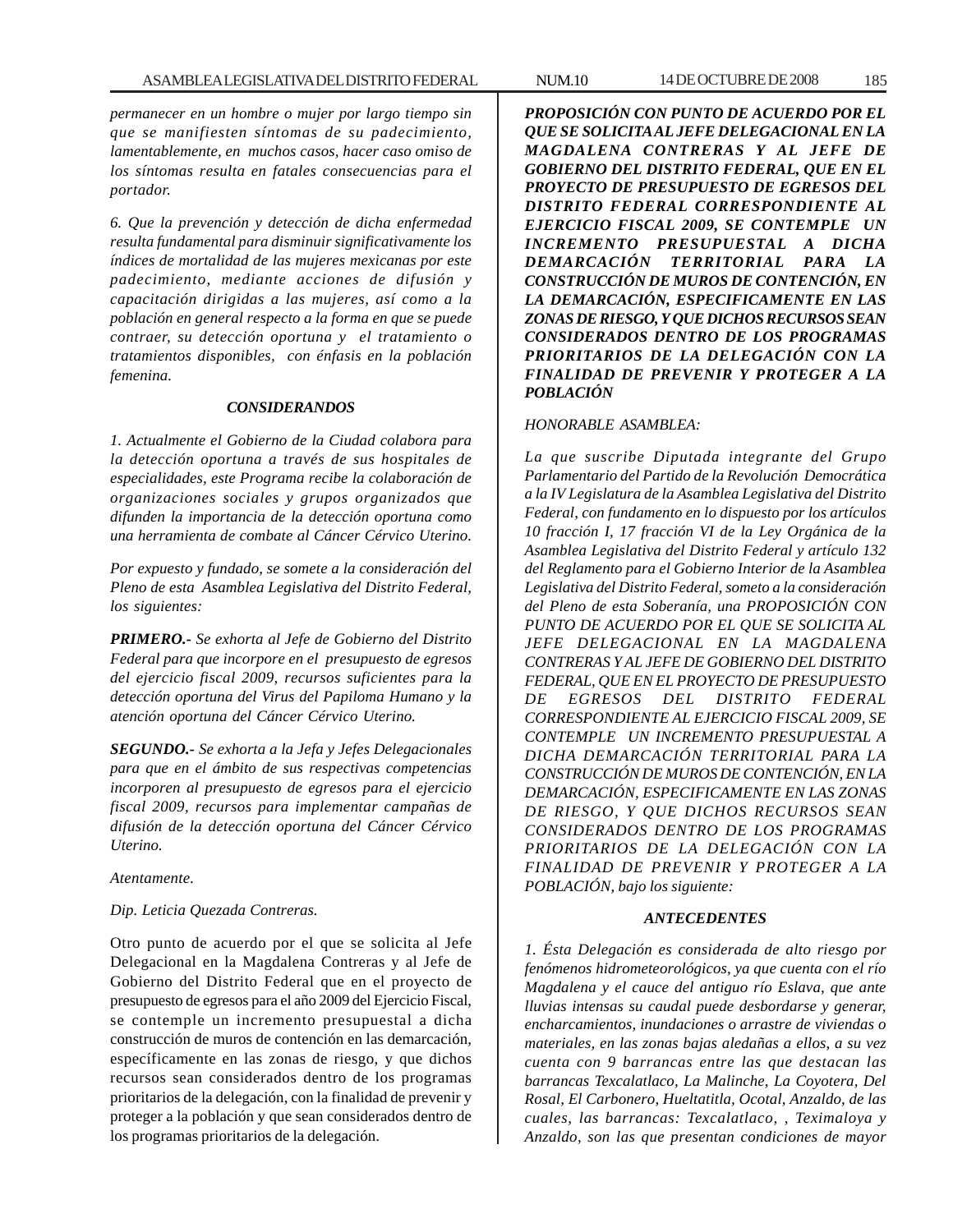*permanecer en un hombre o mujer por largo tiempo sin que se manifiesten síntomas de su padecimiento, lamentablemente, en muchos casos, hacer caso omiso de los síntomas resulta en fatales consecuencias para el portador.*

*6. Que la prevención y detección de dicha enfermedad resulta fundamental para disminuir significativamente los índices de mortalidad de las mujeres mexicanas por este padecimiento, mediante acciones de difusión y capacitación dirigidas a las mujeres, así como a la población en general respecto a la forma en que se puede contraer, su detección oportuna y el tratamiento o tratamientos disponibles, con énfasis en la población femenina.*

***CONSIDERANDOS***

*1. Actualmente el Gobierno de la Ciudad colabora para la detección oportuna a través de sus hospitales de especialidades, este Programa recibe la colaboración de organizaciones sociales y grupos organizados que difunden la importancia de la detección oportuna como una herramienta de combate al Cáncer Cérvico Uterino.*

*Por expuesto y fundado, se somete a la consideración del Pleno de esta Asamblea Legislativa del Distrito Federal, los siguientes:*

***PRIMERO.-** Se exhorta al Jefe de Gobierno del Distrito Federal para que incorpore en el presupuesto de egresos del ejercicio fiscal 2009, recursos suficientes para la detección oportuna del Virus del Papiloma Humano y la atención oportuna del Cáncer Cérvico Uterino.*

***SEGUNDO.-** Se exhorta a la Jefa y Jefes Delegacionales para que en el ámbito de sus respectivas competencias incorporen al presupuesto de egresos para el ejercicio fiscal 2009, recursos para implementar campañas de difusión de la detección oportuna del Cáncer Cérvico Uterino.*

*Atentamente.*

*Dip. Leticia Quezada Contreras.*

Otro punto de acuerdo por el que se solicita al Jefe Delegacional en la Magdalena Contreras y al Jefe de Gobierno del Distrito Federal que en el proyecto de presupuesto de egresos para el año 2009 del Ejercicio Fiscal, se contemple un incremento presupuestal a dicha construcción de muros de contención en las demarcación, específicamente en las zonas de riesgo, y que dichos recursos sean considerados dentro de los programas prioritarios de la delegación, con la finalidad de prevenir y proteger a la población y que sean considerados dentro de los programas prioritarios de la delegación.

***PROPOSICIÓN CON PUNTO DE ACUERDO POR EL QUE SE SOLICITA AL JEFE DELEGACIONAL EN LA MAGDALENA CONTRERAS Y AL JEFE DE GOBIERNO DEL DISTRITO FEDERAL, QUE EN EL PROYECTO DE PRESUPUESTO DE EGRESOS DEL DISTRITO FEDERAL CORRESPONDIENTE AL EJERCICIO FISCAL 2009, SE CONTEMPLE UN INCREMENTO PRESUPUESTAL A DICHA DEMARCACIÓN TERRITORIAL PARA LA CONSTRUCCIÓN DE MUROS DE CONTENCIÓN, EN LA DEMARCACIÓN, ESPECIFICAMENTE EN LAS ZONAS DE RIESGO, Y QUE DICHOS RECURSOS SEAN CONSIDERADOS DENTRO DE LOS PROGRAMAS PRIORITARIOS DE LA DELEGACIÓN CON LA FINALIDAD DE PREVENIR Y PROTEGER A LA POBLACIÓN***

*HONORABLE ASAMBLEA:*

*La que suscribe Diputada integrante del Grupo Parlamentario del Partido de la Revolución Democrática a la IV Legislatura de la Asamblea Legislativa del Distrito Federal, con fundamento en lo dispuesto por los artículos 10 fracción I, 17 fracción VI de la Ley Orgánica de la Asamblea Legislativa del Distrito Federal y artículo 132 del Reglamento para el Gobierno Interior de la Asamblea Legislativa del Distrito Federal, someto a la consideración del Pleno de esta Soberanía, una PROPOSICIÓN CON PUNTO DE ACUERDO POR EL QUE SE SOLICITA AL JEFE DELEGACIONAL EN LA MAGDALENA CONTRERAS Y AL JEFE DE GOBIERNO DEL DISTRITO FEDERAL, QUE EN EL PROYECTO DE PRESUPUESTO DE EGRESOS DEL DISTRITO FEDERAL CORRESPONDIENTE AL EJERCICIO FISCAL 2009, SE CONTEMPLE UN INCREMENTO PRESUPUESTAL A DICHA DEMARCACIÓN TERRITORIAL PARA LA CONSTRUCCIÓN DE MUROS DE CONTENCIÓN, EN LA DEMARCACIÓN, ESPECIFICAMENTE EN LAS ZONAS DE RIESGO, Y QUE DICHOS RECURSOS SEAN CONSIDERADOS DENTRO DE LOS PROGRAMAS PRIORITARIOS DE LA DELEGACIÓN CON LA FINALIDAD DE PREVENIR Y PROTEGER A LA POBLACIÓN, bajo los siguiente:*

***ANTECEDENTES***

*1. Ésta Delegación es considerada de alto riesgo por fenómenos hidrometeorológicos, ya que cuenta con el río Magdalena y el cauce del antiguo río Eslava, que ante lluvias intensas su caudal puede desbordarse y generar, encharcamientos, inundaciones o arrastre de viviendas o materiales, en las zonas bajas aledañas a ellos, a su vez cuenta con 9 barrancas entre las que destacan las barrancas Texcalatlaco, La Malinche, La Coyotera, Del Rosal, El Carbonero, Hueltatitla, Ocotal, Anzaldo, de las cuales, las barrancas: Texcalatlaco, , Teximaloya y Anzaldo, son las que presentan condiciones de mayor*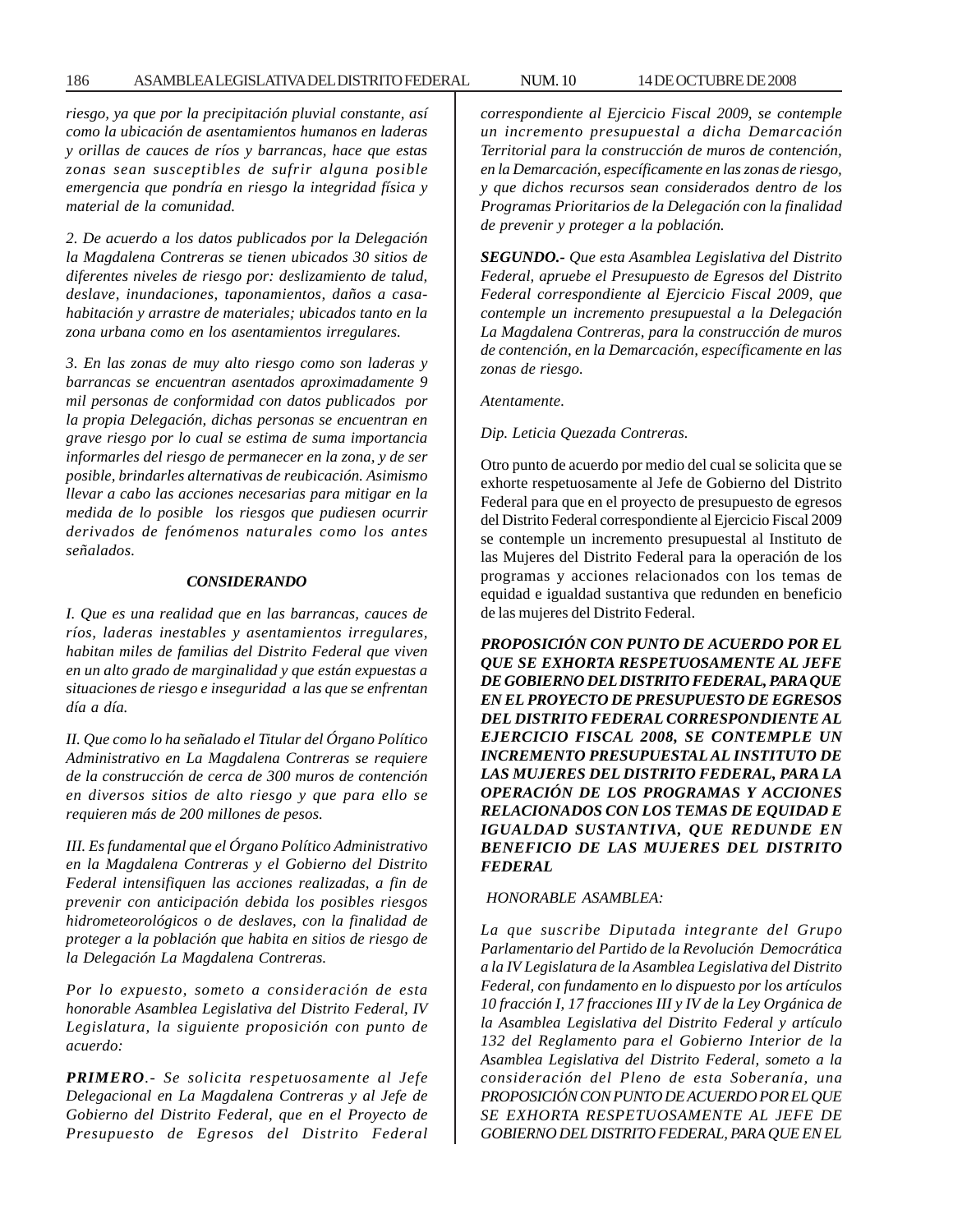*riesgo, ya que por la precipitación pluvial constante, así como la ubicación de asentamientos humanos en laderas y orillas de cauces de ríos y barrancas, hace que estas zonas sean susceptibles de sufrir alguna posible emergencia que pondría en riesgo la integridad física y material de la comunidad.*

*2. De acuerdo a los datos publicados por la Delegación la Magdalena Contreras se tienen ubicados 30 sitios de diferentes niveles de riesgo por: deslizamiento de talud, deslave, inundaciones, taponamientos, daños a casa-habitación y arrastre de materiales; ubicados tanto en la zona urbana como en los asentamientos irregulares.*

*3. En las zonas de muy alto riesgo como son laderas y barrancas se encuentran asentados aproximadamente 9 mil personas de conformidad con datos publicados por la propia Delegación, dichas personas se encuentran en grave riesgo por lo cual se estima de suma importancia informarles del riesgo de permanecer en la zona, y de ser posible, brindarles alternativas de reubicación. Asimismo llevar a cabo las acciones necesarias para mitigar en la medida de lo posible los riesgos que pudiesen ocurrir derivados de fenómenos naturales como los antes señalados.*

***CONSIDERANDO***

*I. Que es una realidad que en las barrancas, cauces de ríos, laderas inestables y asentamientos irregulares, habitan miles de familias del Distrito Federal que viven en un alto grado de marginalidad y que están expuestas a situaciones de riesgo e inseguridad a las que se enfrentan día a día.*

*II. Que como lo ha señalado el Titular del Órgano Político Administrativo en La Magdalena Contreras se requiere de la construcción de cerca de 300 muros de contención en diversos sitios de alto riesgo y que para ello se requieren más de 200 millones de pesos.*

*III. Es fundamental que el Órgano Político Administrativo en la Magdalena Contreras y el Gobierno del Distrito Federal intensifiquen las acciones realizadas, a fin de prevenir con anticipación debida los posibles riesgos hidrometeorológicos o de deslaves, con la finalidad de proteger a la población que habita en sitios de riesgo de la Delegación La Magdalena Contreras.*

*Por lo expuesto, someto a consideración de esta honorable Asamblea Legislativa del Distrito Federal, IV Legislatura, la siguiente proposición con punto de acuerdo:*

***PRIMERO**.- Se solicita respetuosamente al Jefe Delegacional en La Magdalena Contreras y al Jefe de Gobierno del Distrito Federal, que en el Proyecto de Presupuesto de Egresos del Distrito Federal correspondiente al Ejercicio Fiscal 2009, se contemple un incremento presupuestal a dicha Demarcación Territorial para la construcción de muros de contención, en la Demarcación, específicamente en las zonas de riesgo, y que dichos recursos sean considerados dentro de los Programas Prioritarios de la Delegación con la finalidad de prevenir y proteger a la población.*

***SEGUNDO.**- Que esta Asamblea Legislativa del Distrito Federal, apruebe el Presupuesto de Egresos del Distrito Federal correspondiente al Ejercicio Fiscal 2009, que contemple un incremento presupuestal a la Delegación La Magdalena Contreras, para la construcción de muros de contención, en la Demarcación, específicamente en las zonas de riesgo.*

*Atentamente.*

*Dip. Leticia Quezada Contreras.*

Otro punto de acuerdo por medio del cual se solicita que se exhorte respetuosamente al Jefe de Gobierno del Distrito Federal para que en el proyecto de presupuesto de egresos del Distrito Federal correspondiente al Ejercicio Fiscal 2009 se contemple un incremento presupuestal al Instituto de las Mujeres del Distrito Federal para la operación de los programas y acciones relacionados con los temas de equidad e igualdad sustantiva que redunden en beneficio de las mujeres del Distrito Federal.

***PROPOSICIÓN CON PUNTO DE ACUERDO POR EL QUE SE EXHORTA RESPETUOSAMENTE AL JEFE DE GOBIERNO DEL DISTRITO FEDERAL, PARA QUE EN EL PROYECTO DE PRESUPUESTO DE EGRESOS DEL DISTRITO FEDERAL CORRESPONDIENTE AL EJERCICIO FISCAL 2008, SE CONTEMPLE UN INCREMENTO PRESUPUESTAL AL INSTITUTO DE LAS MUJERES DEL DISTRITO FEDERAL, PARA LA OPERACIÓN DE LOS PROGRAMAS Y ACCIONES RELACIONADOS CON LOS TEMAS DE EQUIDAD E IGUALDAD SUSTANTIVA, QUE REDUNDE EN BENEFICIO DE LAS MUJERES DEL DISTRITO FEDERAL***

*HONORABLE ASAMBLEA:*

*La que suscribe Diputada integrante del Grupo Parlamentario del Partido de la Revolución Democrática a la IV Legislatura de la Asamblea Legislativa del Distrito Federal, con fundamento en lo dispuesto por los artículos 10 fracción I, 17 fracciones III y IV de la Ley Orgánica de la Asamblea Legislativa del Distrito Federal y artículo 132 del Reglamento para el Gobierno Interior de la Asamblea Legislativa del Distrito Federal, someto a la consideración del Pleno de esta Soberanía, una PROPOSICIÓN CON PUNTO DE ACUERDO POR EL QUE SE EXHORTA RESPETUOSAMENTE AL JEFE DE GOBIERNO DEL DISTRITO FEDERAL, PARA QUE EN EL*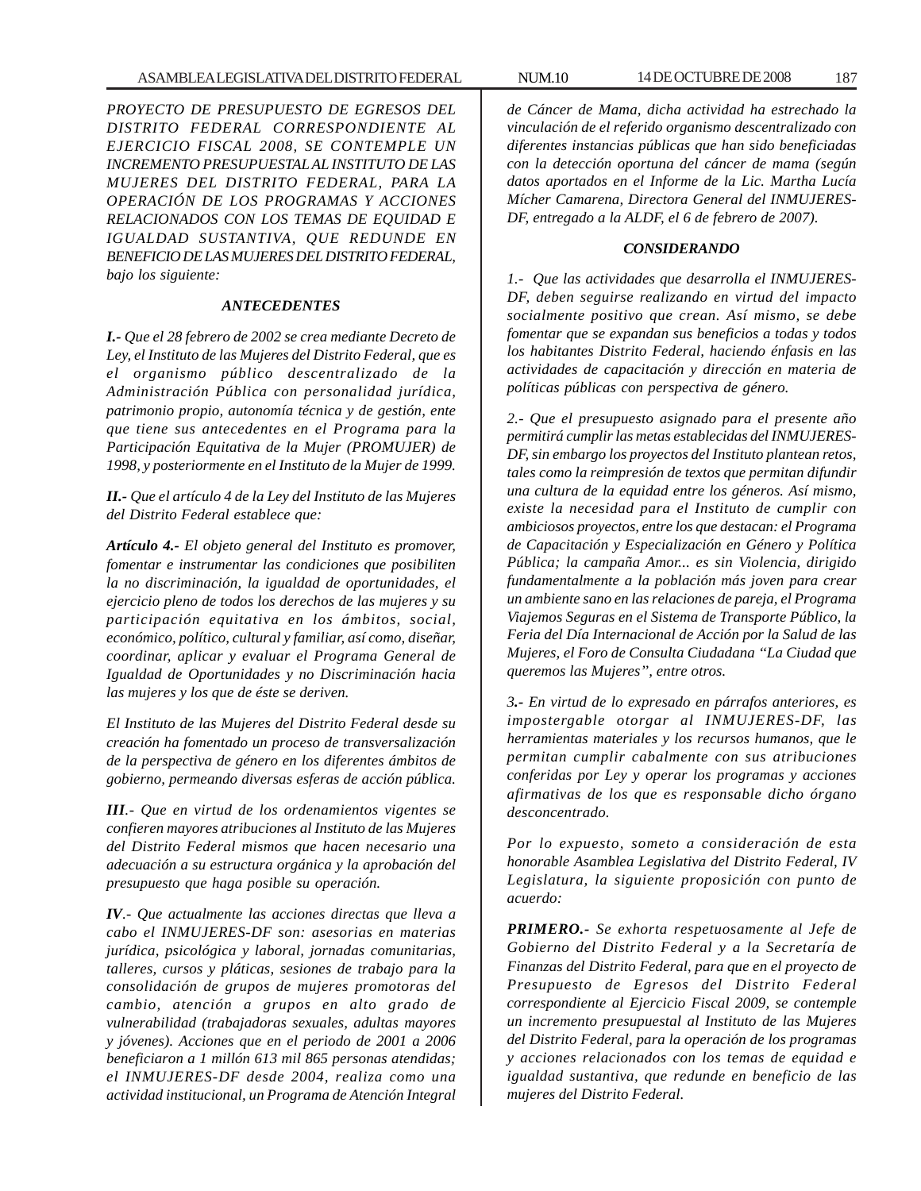*PROYECTO DE PRESUPUESTO DE EGRESOS DEL DISTRITO FEDERAL CORRESPONDIENTE AL EJERCICIO FISCAL 2008, SE CONTEMPLE UN INCREMENTO PRESUPUESTAL AL INSTITUTO DE LAS MUJERES DEL DISTRITO FEDERAL, PARA LA OPERACIÓN DE LOS PROGRAMAS Y ACCIONES RELACIONADOS CON LOS TEMAS DE EQUIDAD E IGUALDAD SUSTANTIVA, QUE REDUNDE EN BENEFICIO DE LAS MUJERES DEL DISTRITO FEDERAL, bajo los siguiente:*

### *ANTECEDENTES*

***I.-*** *Que el 28 febrero de 2002 se crea mediante Decreto de Ley, el Instituto de las Mujeres del Distrito Federal, que es el organismo público descentralizado de la Administración Pública con personalidad jurídica, patrimonio propio, autonomía técnica y de gestión, ente que tiene sus antecedentes en el Programa para la Participación Equitativa de la Mujer (PROMUJER) de 1998, y posteriormente en el Instituto de la Mujer de 1999.*

***II.-*** *Que el artículo 4 de la Ley del Instituto de las Mujeres del Distrito Federal establece que:*

***Artículo 4.-*** *El objeto general del Instituto es promover, fomentar e instrumentar las condiciones que posibiliten la no discriminación, la igualdad de oportunidades, el ejercicio pleno de todos los derechos de las mujeres y su participación equitativa en los ámbitos, social, económico, político, cultural y familiar, así como, diseñar, coordinar, aplicar y evaluar el Programa General de Igualdad de Oportunidades y no Discriminación hacia las mujeres y los que de éste se deriven.*

*El Instituto de las Mujeres del Distrito Federal desde su creación ha fomentado un proceso de transversalización de la perspectiva de género en los diferentes ámbitos de gobierno, permeando diversas esferas de acción pública.*

***III***.- *Que en virtud de los ordenamientos vigentes se confieren mayores atribuciones al Instituto de las Mujeres del Distrito Federal mismos que hacen necesario una adecuación a su estructura orgánica y la aprobación del presupuesto que haga posible su operación.*

***IV***.- *Que actualmente las acciones directas que lleva a cabo el INMUJERES-DF son: asesorias en materias jurídica, psicológica y laboral, jornadas comunitarias, talleres, cursos y pláticas, sesiones de trabajo para la consolidación de grupos de mujeres promotoras del cambio, atención a grupos en alto grado de vulnerabilidad (trabajadoras sexuales, adultas mayores y jóvenes). Acciones que en el periodo de 2001 a 2006 beneficiaron a 1 millón 613 mil 865 personas atendidas; el INMUJERES-DF desde 2004, realiza como una actividad institucional, un Programa de Atención Integral de Cáncer de Mama, dicha actividad ha estrechado la vinculación de el referido organismo descentralizado con diferentes instancias públicas que han sido beneficiadas con la detección oportuna del cáncer de mama (según datos aportados en el Informe de la Lic. Martha Lucía Mícher Camarena, Directora General del INMUJERES-DF, entregado a la ALDF, el 6 de febrero de 2007).*

### *CONSIDERANDO*

*1.- Que las actividades que desarrolla el INMUJERES-DF, deben seguirse realizando en virtud del impacto socialmente positivo que crean. Así mismo, se debe fomentar que se expandan sus beneficios a todas y todos los habitantes Distrito Federal, haciendo énfasis en las actividades de capacitación y dirección en materia de políticas públicas con perspectiva de género.*

*2.- Que el presupuesto asignado para el presente año permitirá cumplir las metas establecidas del INMUJERES-DF, sin embargo los proyectos del Instituto plantean retos, tales como la reimpresión de textos que permitan difundir una cultura de la equidad entre los géneros. Así mismo, existe la necesidad para el Instituto de cumplir con ambiciosos proyectos, entre los que destacan: el Programa de Capacitación y Especialización en Género y Política Pública; la campaña Amor... es sin Violencia, dirigido fundamentalmente a la población más joven para crear un ambiente sano en las relaciones de pareja, el Programa Viajemos Seguras en el Sistema de Transporte Público, la Feria del Día Internacional de Acción por la Salud de las Mujeres, el Foro de Consulta Ciudadana "La Ciudad que queremos las Mujeres", entre otros.*

*3.- En virtud de lo expresado en párrafos anteriores, es impostergable otorgar al INMUJERES-DF, las herramientas materiales y los recursos humanos, que le permitan cumplir cabalmente con sus atribuciones conferidas por Ley y operar los programas y acciones afirmativas de los que es responsable dicho órgano desconcentrado.*

*Por lo expuesto, someto a consideración de esta honorable Asamblea Legislativa del Distrito Federal, IV Legislatura, la siguiente proposición con punto de acuerdo:*

***PRIMERO.-*** *Se exhorta respetuosamente al Jefe de Gobierno del Distrito Federal y a la Secretaría de Finanzas del Distrito Federal, para que en el proyecto de Presupuesto de Egresos del Distrito Federal correspondiente al Ejercicio Fiscal 2009, se contemple un incremento presupuestal al Instituto de las Mujeres del Distrito Federal, para la operación de los programas y acciones relacionados con los temas de equidad e igualdad sustantiva, que redunde en beneficio de las mujeres del Distrito Federal.*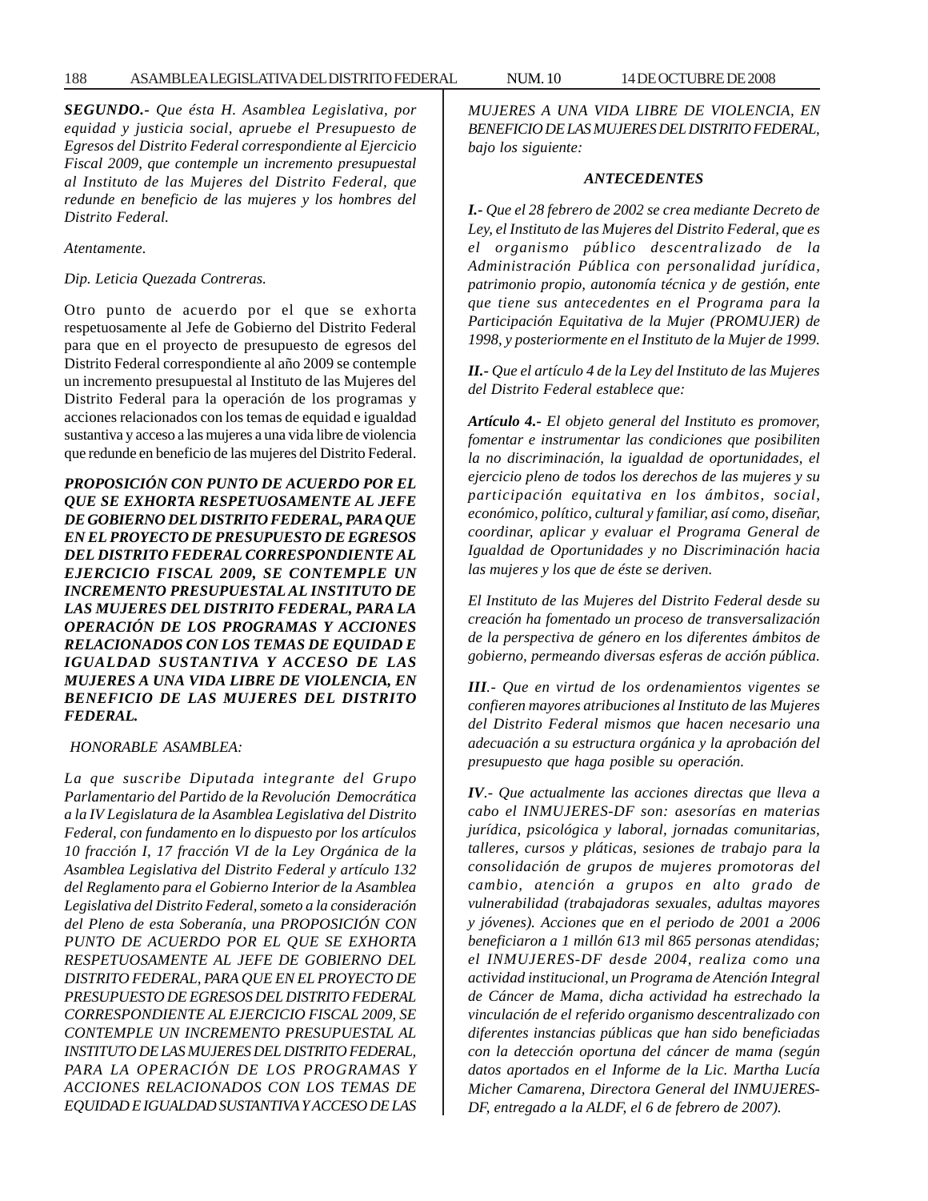***SEGUNDO.-*** *Que ésta H. Asamblea Legislativa, por equidad y justicia social, apruebe el Presupuesto de Egresos del Distrito Federal correspondiente al Ejercicio Fiscal 2009, que contemple un incremento presupuestal al Instituto de las Mujeres del Distrito Federal, que redunde en beneficio de las mujeres y los hombres del Distrito Federal.*

*Atentamente.*

*Dip. Leticia Quezada Contreras.*

Otro punto de acuerdo por el que se exhorta respetuosamente al Jefe de Gobierno del Distrito Federal para que en el proyecto de presupuesto de egresos del Distrito Federal correspondiente al año 2009 se contemple un incremento presupuestal al Instituto de las Mujeres del Distrito Federal para la operación de los programas y acciones relacionados con los temas de equidad e igualdad sustantiva y acceso a las mujeres a una vida libre de violencia que redunde en beneficio de las mujeres del Distrito Federal.

***PROPOSICIÓN CON PUNTO DE ACUERDO POR EL QUE SE EXHORTA RESPETUOSAMENTE AL JEFE DE GOBIERNO DEL DISTRITO FEDERAL, PARA QUE EN EL PROYECTO DE PRESUPUESTO DE EGRESOS DEL DISTRITO FEDERAL CORRESPONDIENTE AL EJERCICIO FISCAL 2009, SE CONTEMPLE UN INCREMENTO PRESUPUESTAL AL INSTITUTO DE LAS MUJERES DEL DISTRITO FEDERAL, PARA LA OPERACIÓN DE LOS PROGRAMAS Y ACCIONES RELACIONADOS CON LOS TEMAS DE EQUIDAD E IGUALDAD SUSTANTIVA Y ACCESO DE LAS MUJERES A UNA VIDA LIBRE DE VIOLENCIA, EN BENEFICIO DE LAS MUJERES DEL DISTRITO FEDERAL.***

*HONORABLE ASAMBLEA:*

*La que suscribe Diputada integrante del Grupo Parlamentario del Partido de la Revolución Democrática a la IV Legislatura de la Asamblea Legislativa del Distrito Federal, con fundamento en lo dispuesto por los artículos 10 fracción I, 17 fracción VI de la Ley Orgánica de la Asamblea Legislativa del Distrito Federal y artículo 132 del Reglamento para el Gobierno Interior de la Asamblea Legislativa del Distrito Federal, someto a la consideración del Pleno de esta Soberanía, una PROPOSICIÓN CON PUNTO DE ACUERDO POR EL QUE SE EXHORTA RESPETUOSAMENTE AL JEFE DE GOBIERNO DEL DISTRITO FEDERAL, PARA QUE EN EL PROYECTO DE PRESUPUESTO DE EGRESOS DEL DISTRITO FEDERAL CORRESPONDIENTE AL EJERCICIO FISCAL 2009, SE CONTEMPLE UN INCREMENTO PRESUPUESTAL AL INSTITUTO DE LAS MUJERES DEL DISTRITO FEDERAL, PARA LA OPERACIÓN DE LOS PROGRAMAS Y ACCIONES RELACIONADOS CON LOS TEMAS DE EQUIDAD E IGUALDAD SUSTANTIVA Y ACCESO DE LAS MUJERES A UNA VIDA LIBRE DE VIOLENCIA, EN BENEFICIO DE LAS MUJERES DEL DISTRITO FEDERAL, bajo los siguiente:*

***ANTECEDENTES***

***I.-*** *Que el 28 febrero de 2002 se crea mediante Decreto de Ley, el Instituto de las Mujeres del Distrito Federal, que es el organismo público descentralizado de la Administración Pública con personalidad jurídica, patrimonio propio, autonomía técnica y de gestión, ente que tiene sus antecedentes en el Programa para la Participación Equitativa de la Mujer (PROMUJER) de 1998, y posteriormente en el Instituto de la Mujer de 1999.*

***II.-*** *Que el artículo 4 de la Ley del Instituto de las Mujeres del Distrito Federal establece que:*

***Artículo 4.-*** *El objeto general del Instituto es promover, fomentar e instrumentar las condiciones que posibiliten la no discriminación, la igualdad de oportunidades, el ejercicio pleno de todos los derechos de las mujeres y su participación equitativa en los ámbitos, social, económico, político, cultural y familiar, así como, diseñar, coordinar, aplicar y evaluar el Programa General de Igualdad de Oportunidades y no Discriminación hacia las mujeres y los que de éste se deriven.*

*El Instituto de las Mujeres del Distrito Federal desde su creación ha fomentado un proceso de transversalización de la perspectiva de género en los diferentes ámbitos de gobierno, permeando diversas esferas de acción pública.*

***III***.- *Que en virtud de los ordenamientos vigentes se confieren mayores atribuciones al Instituto de las Mujeres del Distrito Federal mismos que hacen necesario una adecuación a su estructura orgánica y la aprobación del presupuesto que haga posible su operación.*

***IV***.- *Que actualmente las acciones directas que lleva a cabo el INMUJERES-DF son: asesorías en materias jurídica, psicológica y laboral, jornadas comunitarias, talleres, cursos y pláticas, sesiones de trabajo para la consolidación de grupos de mujeres promotoras del cambio, atención a grupos en alto grado de vulnerabilidad (trabajadoras sexuales, adultas mayores y jóvenes). Acciones que en el periodo de 2001 a 2006 beneficiaron a 1 millón 613 mil 865 personas atendidas; el INMUJERES-DF desde 2004, realiza como una actividad institucional, un Programa de Atención Integral de Cáncer de Mama, dicha actividad ha estrechado la vinculación de el referido organismo descentralizado con diferentes instancias públicas que han sido beneficiadas con la detección oportuna del cáncer de mama (según datos aportados en el Informe de la Lic. Martha Lucía Micher Camarena, Directora General del INMUJERES-DF, entregado a la ALDF, el 6 de febrero de 2007).*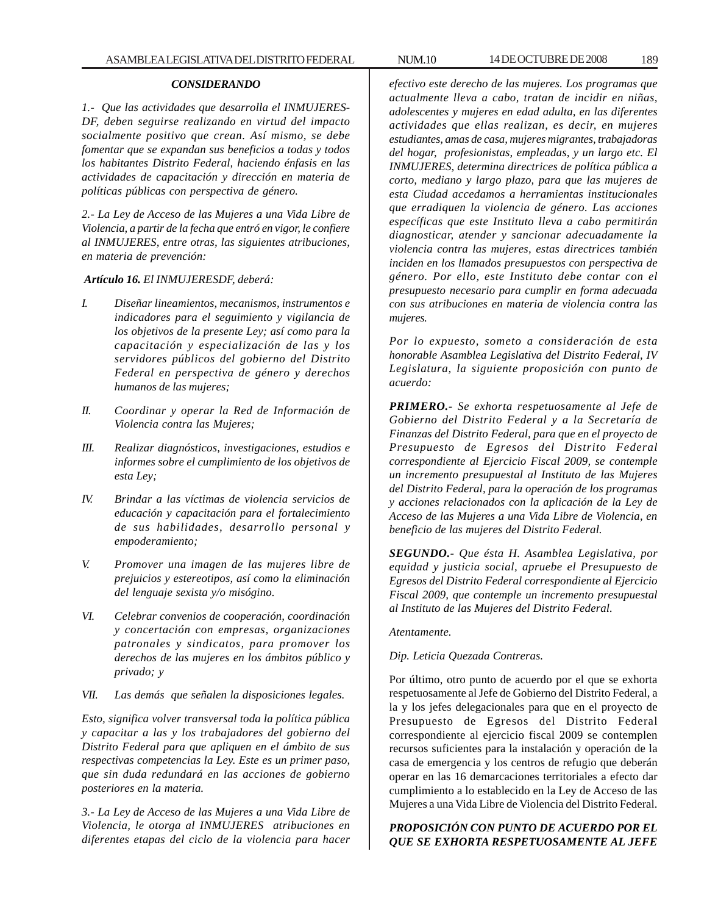***CONSIDERANDO***

*1.- Que las actividades que desarrolla el INMUJERES-DF, deben seguirse realizando en virtud del impacto socialmente positivo que crean. Así mismo, se debe fomentar que se expandan sus beneficios a todas y todos los habitantes Distrito Federal, haciendo énfasis en las actividades de capacitación y dirección en materia de políticas públicas con perspectiva de género.*

*2.- La Ley de Acceso de las Mujeres a una Vida Libre de Violencia, a partir de la fecha que entró en vigor, le confiere al INMUJERES, entre otras, las siguientes atribuciones, en materia de prevención:*

***Artículo 16.*** *El INMUJERESDF, deberá:*

*I. Diseñar lineamientos, mecanismos, instrumentos e indicadores para el seguimiento y vigilancia de los objetivos de la presente Ley; así como para la capacitación y especialización de las y los servidores públicos del gobierno del Distrito Federal en perspectiva de género y derechos humanos de las mujeres;*

*II. Coordinar y operar la Red de Información de Violencia contra las Mujeres;*

*III. Realizar diagnósticos, investigaciones, estudios e informes sobre el cumplimiento de los objetivos de esta Ley;*

*IV. Brindar a las víctimas de violencia servicios de educación y capacitación para el fortalecimiento de sus habilidades, desarrollo personal y empoderamiento;*

*V. Promover una imagen de las mujeres libre de prejuicios y estereotipos, así como la eliminación del lenguaje sexista y/o misógino.*

*VI. Celebrar convenios de cooperación, coordinación y concertación con empresas, organizaciones patronales y sindicatos, para promover los derechos de las mujeres en los ámbitos público y privado; y*

*VII. Las demás que señalen la disposiciones legales.*

*Esto, significa volver transversal toda la política pública y capacitar a las y los trabajadores del gobierno del Distrito Federal para que apliquen en el ámbito de sus respectivas competencias la Ley. Este es un primer paso, que sin duda redundará en las acciones de gobierno posteriores en la materia.*

*3.- La Ley de Acceso de las Mujeres a una Vida Libre de Violencia, le otorga al INMUJERES atribuciones en diferentes etapas del ciclo de la violencia para hacer efectivo este derecho de las mujeres. Los programas que actualmente lleva a cabo, tratan de incidir en niñas, adolescentes y mujeres en edad adulta, en las diferentes actividades que ellas realizan, es decir, en mujeres estudiantes, amas de casa, mujeres migrantes, trabajadoras del hogar, profesionistas, empleadas, y un largo etc. El INMUJERES, determina directrices de política pública a corto, mediano y largo plazo, para que las mujeres de esta Ciudad accedamos a herramientas institucionales que erradiquen la violencia de género. Las acciones específicas que este Instituto lleva a cabo permitirán diagnosticar, atender y sancionar adecuadamente la violencia contra las mujeres, estas directrices también inciden en los llamados presupuestos con perspectiva de género. Por ello, este Instituto debe contar con el presupuesto necesario para cumplir en forma adecuada con sus atribuciones en materia de violencia contra las mujeres.*

*Por lo expuesto, someto a consideración de esta honorable Asamblea Legislativa del Distrito Federal, IV Legislatura, la siguiente proposición con punto de acuerdo:*

***PRIMERO.-*** *Se exhorta respetuosamente al Jefe de Gobierno del Distrito Federal y a la Secretaría de Finanzas del Distrito Federal, para que en el proyecto de Presupuesto de Egresos del Distrito Federal correspondiente al Ejercicio Fiscal 2009, se contemple un incremento presupuestal al Instituto de las Mujeres del Distrito Federal, para la operación de los programas y acciones relacionados con la aplicación de la Ley de Acceso de las Mujeres a una Vida Libre de Violencia, en beneficio de las mujeres del Distrito Federal.*

***SEGUNDO.-*** *Que ésta H. Asamblea Legislativa, por equidad y justicia social, apruebe el Presupuesto de Egresos del Distrito Federal correspondiente al Ejercicio Fiscal 2009, que contemple un incremento presupuestal al Instituto de las Mujeres del Distrito Federal.*

*Atentamente.*

*Dip. Leticia Quezada Contreras.*

Por último, otro punto de acuerdo por el que se exhorta respetuosamente al Jefe de Gobierno del Distrito Federal, a la y los jefes delegacionales para que en el proyecto de Presupuesto de Egresos del Distrito Federal correspondiente al ejercicio fiscal 2009 se contemplen recursos suficientes para la instalación y operación de la casa de emergencia y los centros de refugio que deberán operar en las 16 demarcaciones territoriales a efecto dar cumplimiento a lo establecido en la Ley de Acceso de las Mujeres a una Vida Libre de Violencia del Distrito Federal.

***PROPOSICIÓN CON PUNTO DE ACUERDO POR EL QUE SE EXHORTA RESPETUOSAMENTE AL JEFE***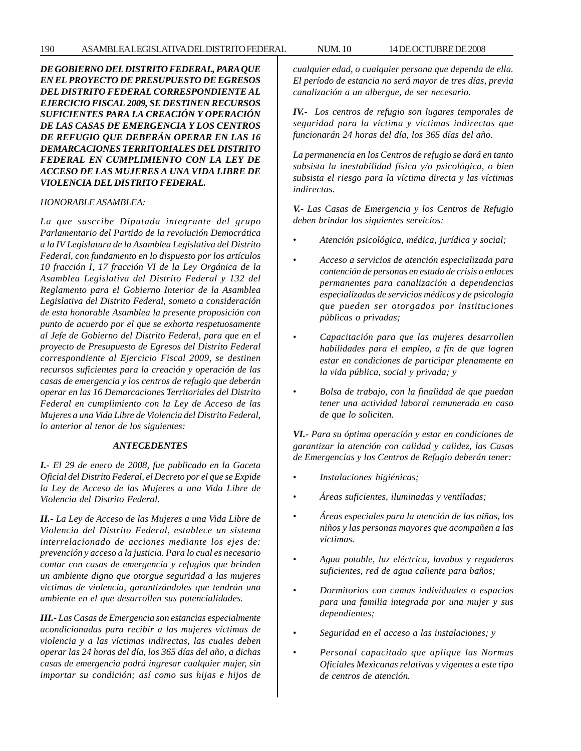***DE GOBIERNO DEL DISTRITO FEDERAL, PARA QUE EN EL PROYECTO DE PRESUPUESTO DE EGRESOS DEL DISTRITO FEDERAL CORRESPONDIENTE AL EJERCICIO FISCAL 2009, SE DESTINEN RECURSOS SUFICIENTES PARA LA CREACIÓN Y OPERACIÓN DE LAS CASAS DE EMERGENCIA Y LOS CENTROS DE REFUGIO QUE DEBERÁN OPERAR EN LAS 16 DEMARCACIONES TERRITORIALES DEL DISTRITO FEDERAL EN CUMPLIMIENTO CON LA LEY DE ACCESO DE LAS MUJERES A UNA VIDA LIBRE DE VIOLENCIA DEL DISTRITO FEDERAL.***

*HONORABLE ASAMBLEA:*

*La que suscribe Diputada integrante del grupo Parlamentario del Partido de la revolución Democrática a la IV Legislatura de la Asamblea Legislativa del Distrito Federal, con fundamento en lo dispuesto por los artículos 10 fracción I, 17 fracción VI de la Ley Orgánica de la Asamblea Legislativa del Distrito Federal y 132 del Reglamento para el Gobierno Interior de la Asamblea Legislativa del Distrito Federal, someto a consideración de esta honorable Asamblea la presente proposición con punto de acuerdo por el que se exhorta respetuosamente al Jefe de Gobierno del Distrito Federal, para que en el proyecto de Presupuesto de Egresos del Distrito Federal correspondiente al Ejercicio Fiscal 2009, se destinen recursos suficientes para la creación y operación de las casas de emergencia y los centros de refugio que deberán operar en las 16 Demarcaciones Territoriales del Distrito Federal en cumplimiento con la Ley de Acceso de las Mujeres a una Vida Libre de Violencia del Distrito Federal, lo anterior al tenor de los siguientes:*

***ANTECEDENTES***

***I.-*** *El 29 de enero de 2008, fue publicado en la Gaceta Oficial del Distrito Federal, el Decreto por el que se Expide la Ley de Acceso de las Mujeres a una Vida Libre de Violencia del Distrito Federal.*

***II.-*** *La Ley de Acceso de las Mujeres a una Vida Libre de Violencia del Distrito Federal, establece un sistema interrelacionado de acciones mediante los ejes de: prevención y acceso a la justicia. Para lo cual es necesario contar con casas de emergencia y refugios que brinden un ambiente digno que otorgue seguridad a las mujeres victimas de violencia, garantizándoles que tendrán una ambiente en el que desarrollen sus potencialidades.*

***III.-*** *Las Casas de Emergencia son estancias especialmente acondicionadas para recibir a las mujeres víctimas de violencia y a las víctimas indirectas, las cuales deben operar las 24 horas del día, los 365 días del año, a dichas casas de emergencia podrá ingresar cualquier mujer, sin importar su condición; así como sus hijas e hijos de cualquier edad, o cualquier persona que dependa de ella. El período de estancia no será mayor de tres días, previa canalización a un albergue, de ser necesario.*

***IV.-*** *Los centros de refugio son lugares temporales de seguridad para la víctima y víctimas indirectas que funcionarán 24 horas del día, los 365 días del año.*

*La permanencia en los Centros de refugio se dará en tanto subsista la inestabilidad física y/o psicológica, o bien subsista el riesgo para la víctima directa y las víctimas indirectas.*

***V.-*** *Las Casas de Emergencia y los Centros de Refugio deben brindar los siguientes servicios:*

- *Atención psicológica, médica, jurídica y social;*
- *Acceso a servicios de atención especializada para contención de personas en estado de crisis o enlaces permanentes para canalización a dependencias especializadas de servicios médicos y de psicología que pueden ser otorgados por instituciones públicas o privadas;*
- *Capacitación para que las mujeres desarrollen habilidades para el empleo, a fin de que logren estar en condiciones de participar plenamente en la vida pública, social y privada; y*
- *Bolsa de trabajo, con la finalidad de que puedan tener una actividad laboral remunerada en caso de que lo soliciten.*

***VI.-*** *Para su óptima operación y estar en condiciones de garantizar la atención con calidad y calidez, las Casas de Emergencias y los Centros de Refugio deberán tener:*

- *Instalaciones higiénicas;*
- *Áreas suficientes, iluminadas y ventiladas;*
- *Áreas especiales para la atención de las niñas, los niños y las personas mayores que acompañen a las víctimas.*
- *Agua potable, luz eléctrica, lavabos y regaderas suficientes, red de agua caliente para baños;*
- *Dormitorios con camas individuales o espacios para una familia integrada por una mujer y sus dependientes;*
- *Seguridad en el acceso a las instalaciones; y*
- *Personal capacitado que aplique las Normas Oficiales Mexicanas relativas y vigentes a este tipo de centros de atención.*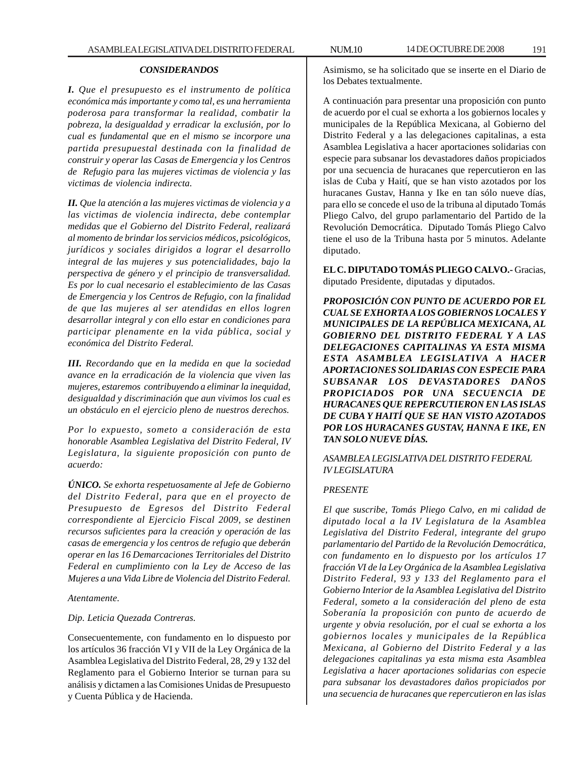### *CONSIDERANDOS*

***I.*** *Que el presupuesto es el instrumento de política económica más importante y como tal, es una herramienta poderosa para transformar la realidad, combatir la pobreza, la desigualdad y erradicar la exclusión, por lo cual es fundamental que en el mismo se incorpore una partida presupuestal destinada con la finalidad de construir y operar las Casas de Emergencia y los Centros de Refugio para las mujeres victimas de violencia y las victimas de violencia indirecta.*

***II.*** *Que la atención a las mujeres victimas de violencia y a las victimas de violencia indirecta, debe contemplar medidas que el Gobierno del Distrito Federal, realizará al momento de brindar los servicios médicos, psicológicos, jurídicos y sociales dirigidos a lograr el desarrollo integral de las mujeres y sus potencialidades, bajo la perspectiva de género y el principio de transversalidad. Es por lo cual necesario el establecimiento de las Casas de Emergencia y los Centros de Refugio, con la finalidad de que las mujeres al ser atendidas en ellos logren desarrollar integral y con ello estar en condiciones para participar plenamente en la vida pública, social y económica del Distrito Federal.*

***III.*** *Recordando que en la medida en que la sociedad avance en la erradicación de la violencia que viven las mujeres, estaremos contribuyendo a eliminar la inequidad, desigualdad y discriminación que aun vivimos los cual es un obstáculo en el ejercicio pleno de nuestros derechos.*

*Por lo expuesto, someto a consideración de esta honorable Asamblea Legislativa del Distrito Federal, IV Legislatura, la siguiente proposición con punto de acuerdo:*

***ÚNICO.*** *Se exhorta respetuosamente al Jefe de Gobierno del Distrito Federal, para que en el proyecto de Presupuesto de Egresos del Distrito Federal correspondiente al Ejercicio Fiscal 2009, se destinen recursos suficientes para la creación y operación de las casas de emergencia y los centros de refugio que deberán operar en las 16 Demarcaciones Territoriales del Distrito Federal en cumplimiento con la Ley de Acceso de las Mujeres a una Vida Libre de Violencia del Distrito Federal.*

*Atentamente.*

*Dip. Leticia Quezada Contreras.*

Consecuentemente, con fundamento en lo dispuesto por los artículos 36 fracción VI y VII de la Ley Orgánica de la Asamblea Legislativa del Distrito Federal, 28, 29 y 132 del Reglamento para el Gobierno Interior se turnan para su análisis y dictamen a las Comisiones Unidas de Presupuesto y Cuenta Pública y de Hacienda.

Asimismo, se ha solicitado que se inserte en el Diario de los Debates textualmente.

A continuación para presentar una proposición con punto de acuerdo por el cual se exhorta a los gobiernos locales y municipales de la República Mexicana, al Gobierno del Distrito Federal y a las delegaciones capitalinas, a esta Asamblea Legislativa a hacer aportaciones solidarias con especie para subsanar los devastadores daños propiciados por una secuencia de huracanes que repercutieron en las islas de Cuba y Haití, que se han visto azotados por los huracanes Gustav, Hanna y Ike en tan sólo nueve días, para ello se concede el uso de la tribuna al diputado Tomás Pliego Calvo, del grupo parlamentario del Partido de la Revolución Democrática. Diputado Tomás Pliego Calvo tiene el uso de la Tribuna hasta por 5 minutos. Adelante diputado.

**EL C. DIPUTADO TOMÁS PLIEGO CALVO.-** Gracias, diputado Presidente, diputadas y diputados.

***PROPOSICIÓN CON PUNTO DE ACUERDO POR EL CUAL SE EXHORTA A LOS GOBIERNOS LOCALES Y MUNICIPALES DE LA REPÚBLICA MEXICANA, AL GOBIERNO DEL DISTRITO FEDERAL Y A LAS DELEGACIONES CAPITALINAS YA ESTA MISMA ESTA ASAMBLEA LEGISLATIVA A HACER APORTACIONES SOLIDARIAS CON ESPECIE PARA SUBSANAR LOS DEVASTADORES DAÑOS PROPICIADOS POR UNA SECUENCIA DE HURACANES QUE REPERCUTIERON EN LAS ISLAS DE CUBA Y HAITÍ QUE SE HAN VISTO AZOTADOS POR LOS HURACANES GUSTAV, HANNA E IKE, EN TAN SOLO NUEVE DÍAS.***

*ASAMBLEA LEGISLATIVA DEL DISTRITO FEDERAL*
*IV LEGISLATURA*

*PRESENTE*

*El que suscribe, Tomás Pliego Calvo, en mi calidad de diputado local a la IV Legislatura de la Asamblea Legislativa del Distrito Federal, integrante del grupo parlamentario del Partido de la Revolución Democrática, con fundamento en lo dispuesto por los artículos 17 fracción VI de la Ley Orgánica de la Asamblea Legislativa Distrito Federal, 93 y 133 del Reglamento para el Gobierno Interior de la Asamblea Legislativa del Distrito Federal, someto a la consideración del pleno de esta Soberanía la proposición con punto de acuerdo de urgente y obvia resolución, por el cual se exhorta a los gobiernos locales y municipales de la República Mexicana, al Gobierno del Distrito Federal y a las delegaciones capitalinas ya esta misma esta Asamblea Legislativa a hacer aportaciones solidarias con especie para subsanar los devastadores daños propiciados por una secuencia de huracanes que repercutieron en las islas*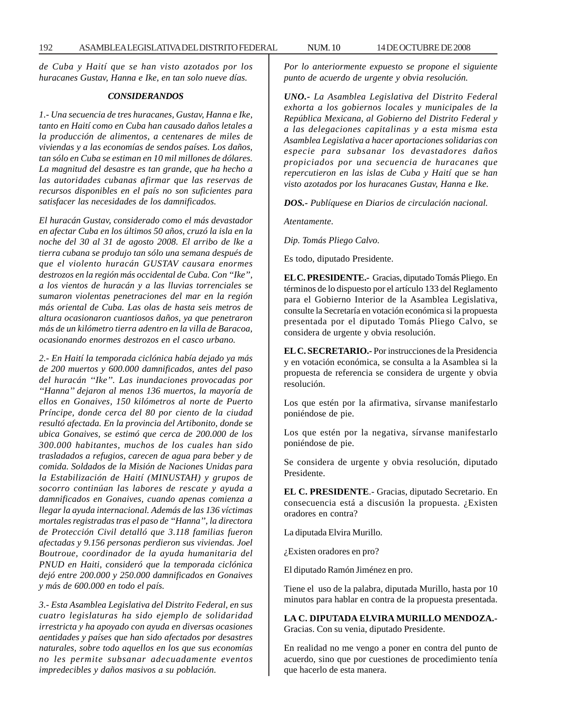*de Cuba y Haití que se han visto azotados por los huracanes Gustav, Hanna e Ike, en tan solo nueve días.*

***CONSIDERANDOS***

*1.- Una secuencia de tres huracanes, Gustav, Hanna e Ike, tanto en Haití como en Cuba han causado daños letales a la producción de alimentos, a centenares de miles de viviendas y a las economías de sendos países. Los daños, tan sólo en Cuba se estiman en 10 mil millones de dólares. La magnitud del desastre es tan grande, que ha hecho a las autoridades cubanas afirmar que las reservas de recursos disponibles en el país no son suficientes para satisfacer las necesidades de los damnificados.*

*El huracán Gustav, considerado como el más devastador en afectar Cuba en los últimos 50 años, cruzó la isla en la noche del 30 al 31 de agosto 2008. El arribo de lke a tierra cubana se produjo tan sólo una semana después de que el violento huracán GUSTAV causara enormes destrozos en la región más occidental de Cuba. Con "Ike", a los vientos de huracán y a las lluvias torrenciales se sumaron violentas penetraciones del mar en la región más oriental de Cuba. Las olas de hasta seis metros de altura ocasionaron cuantiosos daños, ya que penetraron más de un kilómetro tierra adentro en la villa de Baracoa, ocasionando enormes destrozos en el casco urbano.*

*2.- En Haití la temporada ciclónica había dejado ya más de 200 muertos y 600.000 damnificados, antes del paso del huracán "Ike". Las inundaciones provocadas por "Hanna" dejaron al menos 136 muertos, la mayoría de ellos en Gonaives, 150 kilómetros al norte de Puerto Príncipe, donde cerca del 80 por ciento de la ciudad resultó afectada. En la provincia del Artibonito, donde se ubica Gonaives, se estimó que cerca de 200.000 de los 300.000 habitantes, muchos de los cuales han sido trasladados a refugios, carecen de agua para beber y de comida. Soldados de la Misión de Naciones Unidas para la Estabilización de Haití (MINUSTAH) y grupos de socorro continúan las labores de rescate y ayuda a damnificados en Gonaives, cuando apenas comienza a llegar la ayuda internacional. Además de las 136 víctimas mortales registradas tras el paso de "Hanna", la directora de Protección Civil detalló que 3.118 familias fueron afectadas y 9.156 personas perdieron sus viviendas. Joel Boutroue, coordinador de la ayuda humanitaria del PNUD en Haiti, consideró que la temporada ciclónica dejó entre 200.000 y 250.000 damnificados en Gonaives y más de 600.000 en todo el país.*

*3.- Esta Asamblea Legislativa del Distrito Federal, en sus cuatro legislaturas ha sido ejemplo de solidaridad irrestricta y ha apoyado con ayuda en diversas ocasiones aentidades y países que han sido afectados por desastres naturales, sobre todo aquellos en los que sus economías no les permite subsanar adecuadamente eventos impredecibles y daños masivos a su población.*

*Por lo anteriormente expuesto se propone el siguiente punto de acuerdo de urgente y obvia resolución.*

***UNO.-** La Asamblea Legislativa del Distrito Federal exhorta a los gobiernos locales y municipales de la República Mexicana, al Gobierno del Distrito Federal y a las delegaciones capitalinas y a esta misma esta Asamblea Legislativa a hacer aportaciones solidarias con especie para subsanar los devastadores daños propiciados por una secuencia de huracanes que repercutieron en las islas de Cuba y Haití que se han visto azotados por los huracanes Gustav, Hanna e Ike.*

***DOS.-** Publíquese en Diarios de circulación nacional.*

*Atentamente.*

*Dip. Tomás Pliego Calvo.*

Es todo, diputado Presidente.

**EL C. PRESIDENTE.-** Gracias, diputado Tomás Pliego. En términos de lo dispuesto por el artículo 133 del Reglamento para el Gobierno Interior de la Asamblea Legislativa, consulte la Secretaría en votación económica si la propuesta presentada por el diputado Tomás Pliego Calvo, se considera de urgente y obvia resolución.

**EL C. SECRETARIO.-** Por instrucciones de la Presidencia y en votación económica, se consulta a la Asamblea si la propuesta de referencia se considera de urgente y obvia resolución.

Los que estén por la afirmativa, sírvanse manifestarlo poniéndose de pie.

Los que estén por la negativa, sírvanse manifestarlo poniéndose de pie.

Se considera de urgente y obvia resolución, diputado Presidente.

**EL C. PRESIDENTE**.- Gracias, diputado Secretario. En consecuencia está a discusión la propuesta. ¿Existen oradores en contra?

La diputada Elvira Murillo.

¿Existen oradores en pro?

El diputado Ramón Jiménez en pro.

Tiene el uso de la palabra, diputada Murillo, hasta por 10 minutos para hablar en contra de la propuesta presentada.

**LA C. DIPUTADA ELVIRA MURILLO MENDOZA.-** Gracias. Con su venia, diputado Presidente.

En realidad no me vengo a poner en contra del punto de acuerdo, sino que por cuestiones de procedimiento tenía que hacerlo de esta manera.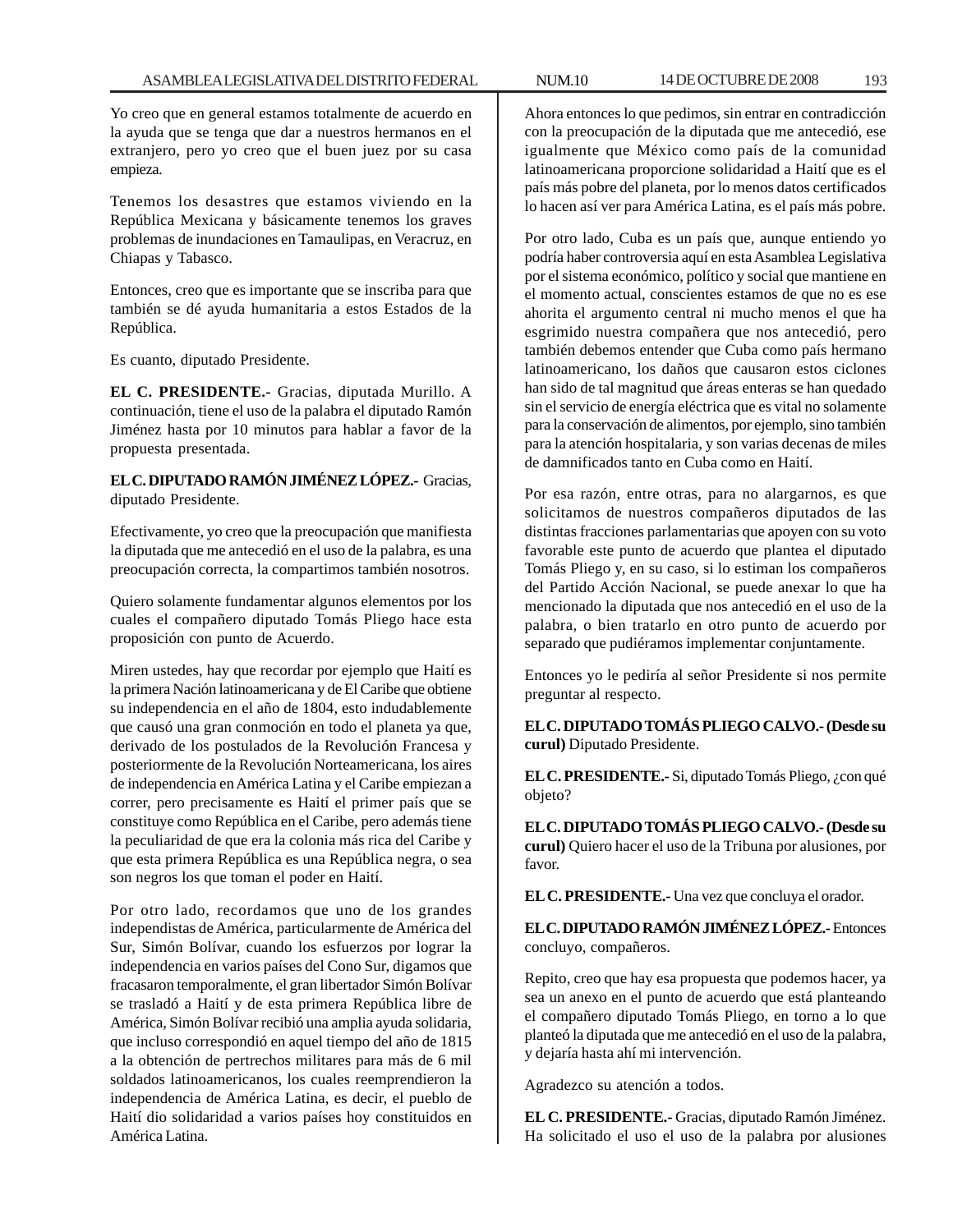Yo creo que en general estamos totalmente de acuerdo en la ayuda que se tenga que dar a nuestros hermanos en el extranjero, pero yo creo que el buen juez por su casa empieza.

Tenemos los desastres que estamos viviendo en la República Mexicana y básicamente tenemos los graves problemas de inundaciones en Tamaulipas, en Veracruz, en Chiapas y Tabasco.

Entonces, creo que es importante que se inscriba para que también se dé ayuda humanitaria a estos Estados de la República.

Es cuanto, diputado Presidente.

**EL C. PRESIDENTE.-** Gracias, diputada Murillo. A continuación, tiene el uso de la palabra el diputado Ramón Jiménez hasta por 10 minutos para hablar a favor de la propuesta presentada.

**EL C. DIPUTADO RAMÓN JIMÉNEZ LÓPEZ.-** Gracias, diputado Presidente.

Efectivamente, yo creo que la preocupación que manifiesta la diputada que me antecedió en el uso de la palabra, es una preocupación correcta, la compartimos también nosotros.

Quiero solamente fundamentar algunos elementos por los cuales el compañero diputado Tomás Pliego hace esta proposición con punto de Acuerdo.

Miren ustedes, hay que recordar por ejemplo que Haití es la primera Nación latinoamericana y de El Caribe que obtiene su independencia en el año de 1804, esto indudablemente que causó una gran conmoción en todo el planeta ya que, derivado de los postulados de la Revolución Francesa y posteriormente de la Revolución Norteamericana, los aires de independencia en América Latina y el Caribe empiezan a correr, pero precisamente es Haití el primer país que se constituye como República en el Caribe, pero además tiene la peculiaridad de que era la colonia más rica del Caribe y que esta primera República es una República negra, o sea son negros los que toman el poder en Haití.

Por otro lado, recordamos que uno de los grandes independistas de América, particularmente de América del Sur, Simón Bolívar, cuando los esfuerzos por lograr la independencia en varios países del Cono Sur, digamos que fracasaron temporalmente, el gran libertador Simón Bolívar se trasladó a Haití y de esta primera República libre de América, Simón Bolívar recibió una amplia ayuda solidaria, que incluso correspondió en aquel tiempo del año de 1815 a la obtención de pertrechos militares para más de 6 mil soldados latinoamericanos, los cuales reemprendieron la independencia de América Latina, es decir, el pueblo de Haití dio solidaridad a varios países hoy constituidos en América Latina.

Ahora entonces lo que pedimos, sin entrar en contradicción con la preocupación de la diputada que me antecedió, ese igualmente que México como país de la comunidad latinoamericana proporcione solidaridad a Haití que es el país más pobre del planeta, por lo menos datos certificados lo hacen así ver para América Latina, es el país más pobre.

Por otro lado, Cuba es un país que, aunque entiendo yo podría haber controversia aquí en esta Asamblea Legislativa por el sistema económico, político y social que mantiene en el momento actual, conscientes estamos de que no es ese ahorita el argumento central ni mucho menos el que ha esgrimido nuestra compañera que nos antecedió, pero también debemos entender que Cuba como país hermano latinoamericano, los daños que causaron estos ciclones han sido de tal magnitud que áreas enteras se han quedado sin el servicio de energía eléctrica que es vital no solamente para la conservación de alimentos, por ejemplo, sino también para la atención hospitalaria, y son varias decenas de miles de damnificados tanto en Cuba como en Haití.

Por esa razón, entre otras, para no alargarnos, es que solicitamos de nuestros compañeros diputados de las distintas fracciones parlamentarias que apoyen con su voto favorable este punto de acuerdo que plantea el diputado Tomás Pliego y, en su caso, si lo estiman los compañeros del Partido Acción Nacional, se puede anexar lo que ha mencionado la diputada que nos antecedió en el uso de la palabra, o bien tratarlo en otro punto de acuerdo por separado que pudiéramos implementar conjuntamente.

Entonces yo le pediría al señor Presidente si nos permite preguntar al respecto.

**EL C. DIPUTADO TOMÁS PLIEGO CALVO.- (Desde su curul)** Diputado Presidente.

**EL C. PRESIDENTE.-** Si, diputado Tomás Pliego, ¿con qué objeto?

**EL C. DIPUTADO TOMÁS PLIEGO CALVO.- (Desde su curul)** Quiero hacer el uso de la Tribuna por alusiones, por favor.

**EL C. PRESIDENTE.-** Una vez que concluya el orador.

**EL C. DIPUTADO RAMÓN JIMÉNEZ LÓPEZ.-** Entonces concluyo, compañeros.

Repito, creo que hay esa propuesta que podemos hacer, ya sea un anexo en el punto de acuerdo que está planteando el compañero diputado Tomás Pliego, en torno a lo que planteó la diputada que me antecedió en el uso de la palabra, y dejaría hasta ahí mi intervención.

Agradezco su atención a todos.

**EL C. PRESIDENTE.-** Gracias, diputado Ramón Jiménez. Ha solicitado el uso el uso de la palabra por alusiones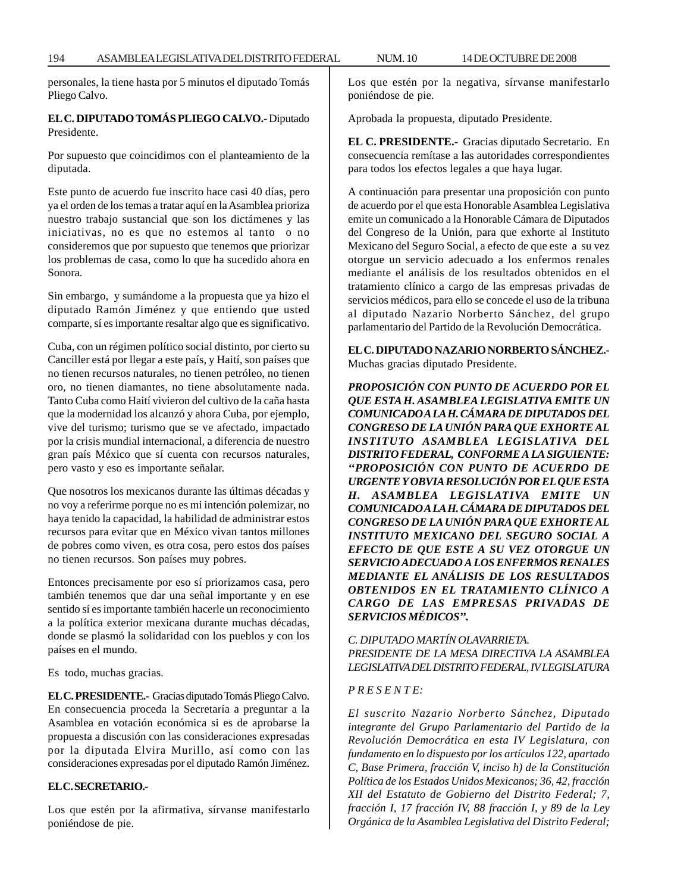personales, la tiene hasta por 5 minutos el diputado Tomás Pliego Calvo.

**EL C. DIPUTADO TOMÁS PLIEGO CALVO.-** Diputado Presidente.

Por supuesto que coincidimos con el planteamiento de la diputada.

Este punto de acuerdo fue inscrito hace casi 40 días, pero ya el orden de los temas a tratar aquí en la Asamblea prioriza nuestro trabajo sustancial que son los dictámenes y las iniciativas, no es que no estemos al tanto o no consideremos que por supuesto que tenemos que priorizar los problemas de casa, como lo que ha sucedido ahora en Sonora.

Sin embargo, y sumándome a la propuesta que ya hizo el diputado Ramón Jiménez y que entiendo que usted comparte, sí es importante resaltar algo que es significativo.

Cuba, con un régimen político social distinto, por cierto su Canciller está por llegar a este país, y Haití, son países que no tienen recursos naturales, no tienen petróleo, no tienen oro, no tienen diamantes, no tiene absolutamente nada. Tanto Cuba como Haití vivieron del cultivo de la caña hasta que la modernidad los alcanzó y ahora Cuba, por ejemplo, vive del turismo; turismo que se ve afectado, impactado por la crisis mundial internacional, a diferencia de nuestro gran país México que sí cuenta con recursos naturales, pero vasto y eso es importante señalar.

Que nosotros los mexicanos durante las últimas décadas y no voy a referirme porque no es mi intención polemizar, no haya tenido la capacidad, la habilidad de administrar estos recursos para evitar que en México vivan tantos millones de pobres como viven, es otra cosa, pero estos dos países no tienen recursos. Son países muy pobres.

Entonces precisamente por eso sí priorizamos casa, pero también tenemos que dar una señal importante y en ese sentido sí es importante también hacerle un reconocimiento a la política exterior mexicana durante muchas décadas, donde se plasmó la solidaridad con los pueblos y con los países en el mundo.

Es todo, muchas gracias.

**EL C. PRESIDENTE.-** Gracias diputado Tomás Pliego Calvo. En consecuencia proceda la Secretaría a preguntar a la Asamblea en votación económica si es de aprobarse la propuesta a discusión con las consideraciones expresadas por la diputada Elvira Murillo, así como con las consideraciones expresadas por el diputado Ramón Jiménez.

**EL C. SECRETARIO.-**

Los que estén por la afirmativa, sírvanse manifestarlo poniéndose de pie.

Los que estén por la negativa, sírvanse manifestarlo poniéndose de pie.

Aprobada la propuesta, diputado Presidente.

**EL C. PRESIDENTE.-** Gracias diputado Secretario. En consecuencia remítase a las autoridades correspondientes para todos los efectos legales a que haya lugar.

A continuación para presentar una proposición con punto de acuerdo por el que esta Honorable Asamblea Legislativa emite un comunicado a la Honorable Cámara de Diputados del Congreso de la Unión, para que exhorte al Instituto Mexicano del Seguro Social, a efecto de que este a su vez otorgue un servicio adecuado a los enfermos renales mediante el análisis de los resultados obtenidos en el tratamiento clínico a cargo de las empresas privadas de servicios médicos, para ello se concede el uso de la tribuna al diputado Nazario Norberto Sánchez, del grupo parlamentario del Partido de la Revolución Democrática.

**EL C. DIPUTADO NAZARIO NORBERTO SÁNCHEZ.-** Muchas gracias diputado Presidente.

***PROPOSICIÓN CON PUNTO DE ACUERDO POR EL QUE ESTA H. ASAMBLEA LEGISLATIVA EMITE UN COMUNICADO A LA H. CÁMARA DE DIPUTADOS DEL CONGRESO DE LA UNIÓN PARA QUE EXHORTE AL INSTITUTO ASAMBLEA LEGISLATIVA DEL DISTRITO FEDERAL, CONFORME A LA SIGUIENTE: "PROPOSICIÓN CON PUNTO DE ACUERDO DE URGENTE Y OBVIA RESOLUCIÓN POR EL QUE ESTA H. ASAMBLEA LEGISLATIVA EMITE UN COMUNICADO A LA H. CÁMARA DE DIPUTADOS DEL CONGRESO DE LA UNIÓN PARA QUE EXHORTE AL INSTITUTO MEXICANO DEL SEGURO SOCIAL A EFECTO DE QUE ESTE A SU VEZ OTORGUE UN SERVICIO ADECUADO A LOS ENFERMOS RENALES MEDIANTE EL ANÁLISIS DE LOS RESULTADOS OBTENIDOS EN EL TRATAMIENTO CLÍNICO A CARGO DE LAS EMPRESAS PRIVADAS DE SERVICIOS MÉDICOS".***

*C. DIPUTADO MARTÍN OLAVARRIETA.*
*PRESIDENTE DE LA MESA DIRECTIVA LA ASAMBLEA LEGISLATIVA DEL DISTRITO FEDERAL, IV LEGISLATURA*

*P R E S E N T E:*

*El suscrito Nazario Norberto Sánchez, Diputado integrante del Grupo Parlamentario del Partido de la Revolución Democrática en esta IV Legislatura, con fundamento en lo dispuesto por los artículos 122, apartado C, Base Primera, fracción V, inciso h) de la Constitución Política de los Estados Unidos Mexicanos; 36, 42, fracción XII del Estatuto de Gobierno del Distrito Federal; 7, fracción I, 17 fracción IV, 88 fracción I, y 89 de la Ley Orgánica de la Asamblea Legislativa del Distrito Federal;*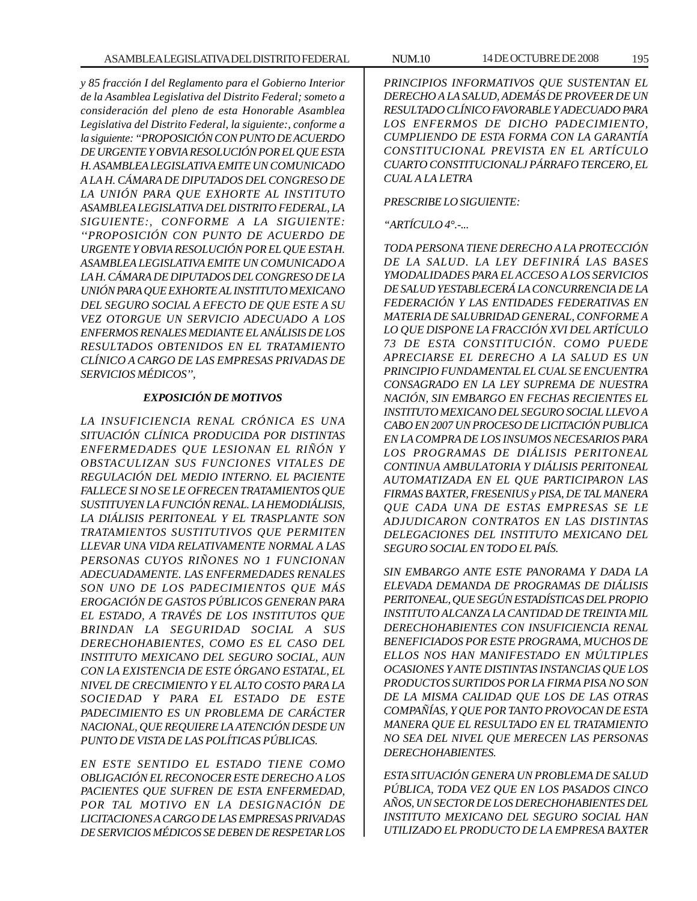*y 85 fracción I del Reglamento para el Gobierno Interior de la Asamblea Legislativa del Distrito Federal; someto a consideración del pleno de esta Honorable Asamblea Legislativa del Distrito Federal, la siguiente:, conforme a la siguiente: "PROPOSICIÓN CON PUNTO DE ACUERDO DE URGENTE Y OBVIA RESOLUCIÓN POR EL QUE ESTA H. ASAMBLEA LEGISLATIVA EMITE UN COMUNICADO A LA H. CÁMARA DE DIPUTADOS DEL CONGRESO DE LA UNIÓN PARA QUE EXHORTE AL INSTITUTO ASAMBLEA LEGISLATIVA DEL DISTRITO FEDERAL, LA SIGUIENTE:, CONFORME A LA SIGUIENTE: ''PROPOSICIÓN CON PUNTO DE ACUERDO DE URGENTE Y OBVIA RESOLUCIÓN POR EL QUE ESTA H. ASAMBLEA LEGISLATIVA EMITE UN COMUNICADO A LA H. CÁMARA DE DIPUTADOS DEL CONGRESO DE LA UNIÓN PARA QUE EXHORTE AL INSTITUTO MEXICANO DEL SEGURO SOCIAL A EFECTO DE QUE ESTE A SU VEZ OTORGUE UN SERVICIO ADECUADO A LOS ENFERMOS RENALES MEDIANTE EL ANÁLISIS DE LOS RESULTADOS OBTENIDOS EN EL TRATAMIENTO CLÍNICO A CARGO DE LAS EMPRESAS PRIVADAS DE SERVICIOS MÉDICOS",*

### *EXPOSICIÓN DE MOTIVOS*

*LA INSUFICIENCIA RENAL CRÓNICA ES UNA SITUACIÓN CLÍNICA PRODUCIDA POR DISTINTAS ENFERMEDADES QUE LESIONAN EL RIÑÓN Y OBSTACULIZAN SUS FUNCIONES VITALES DE REGULACIÓN DEL MEDIO INTERNO. EL PACIENTE FALLECE SI NO SE LE OFRECEN TRATAMIENTOS QUE SUSTITUYEN LA FUNCIÓN RENAL. LA HEMODIÁLISIS, LA DIÁLISIS PERITONEAL Y EL TRASPLANTE SON TRATAMIENTOS SUSTITUTIVOS QUE PERMITEN LLEVAR UNA VIDA RELATIVAMENTE NORMAL A LAS PERSONAS CUYOS RIÑONES NO 1 FUNCIONAN ADECUADAMENTE. LAS ENFERMEDADES RENALES SON UNO DE LOS PADECIMIENTOS QUE MÁS EROGACIÓN DE GASTOS PÚBLICOS GENERAN PARA EL ESTADO, A TRAVÉS DE LOS INSTITUTOS QUE BRINDAN LA SEGURIDAD SOCIAL A SUS DERECHOHABIENTES, COMO ES EL CASO DEL INSTITUTO MEXICANO DEL SEGURO SOCIAL, AUN CON LA EXISTENCIA DE ESTE ÓRGANO ESTATAL, EL NIVEL DE CRECIMIENTO Y EL ALTO COSTO PARA LA SOCIEDAD Y PARA EL ESTADO DE ESTE PADECIMIENTO ES UN PROBLEMA DE CARÁCTER NACIONAL, QUE REQUIERE LA ATENCIÓN DESDE UN PUNTO DE VISTA DE LAS POLÍTICAS PÚBLICAS.*

*EN ESTE SENTIDO EL ESTADO TIENE COMO OBLIGACIÓN EL RECONOCER ESTE DERECHO A LOS PACIENTES QUE SUFREN DE ESTA ENFERMEDAD, POR TAL MOTIVO EN LA DESIGNACIÓN DE LICITACIONES A CARGO DE LAS EMPRESAS PRIVADAS DE SERVICIOS MÉDICOS SE DEBEN DE RESPETAR LOS PRINCIPIOS INFORMATIVOS QUE SUSTENTAN EL DERECHO A LA SALUD, ADEMÁS DE PROVEER DE UN RESULTADO CLÍNICO FAVORABLE Y ADECUADO PARA LOS ENFERMOS DE DICHO PADECIMIENTO, CUMPLIENDO DE ESTA FORMA CON LA GARANTÍA CONSTITUCIONAL PREVISTA EN EL ARTÍCULO CUARTO CONSTITUCIONALJ PÁRRAFO TERCERO, EL CUAL A LA LETRA*

*PRESCRIBE LO SIGUIENTE:*

*"ARTÍCULO 4°.-...*

*TODA PERSONA TIENE DERECHO A LA PROTECCIÓN DE LA SALUD. LA LEY DEFINIRÁ LAS BASES YMODALIDADES PARA EL ACCESO A LOS SERVICIOS DE SALUD YESTABLECERÁ LA CONCURRENCIA DE LA FEDERACIÓN Y LAS ENTIDADES FEDERATIVAS EN MATERIA DE SALUBRIDAD GENERAL, CONFORME A LO QUE DISPONE LA FRACCIÓN XVI DEL ARTÍCULO 73 DE ESTA CONSTITUCIÓN. COMO PUEDE APRECIARSE EL DERECHO A LA SALUD ES UN PRINCIPIO FUNDAMENTAL EL CUAL SE ENCUENTRA CONSAGRADO EN LA LEY SUPREMA DE NUESTRA NACIÓN, SIN EMBARGO EN FECHAS RECIENTES EL INSTITUTO MEXICANO DEL SEGURO SOCIAL LLEVO A CABO EN 2007 UN PROCESO DE LICITACIÓN PUBLICA EN LA COMPRA DE LOS INSUMOS NECESARIOS PARA LOS PROGRAMAS DE DIÁLISIS PERITONEAL CONTINUA AMBULATORIA Y DIÁLISIS PERITONEAL AUTOMATIZADA EN EL QUE PARTICIPARON LAS FIRMAS BAXTER, FRESENIUS y PISA, DE TAL MANERA QUE CADA UNA DE ESTAS EMPRESAS SE LE ADJUDICARON CONTRATOS EN LAS DISTINTAS DELEGACIONES DEL INSTITUTO MEXICANO DEL SEGURO SOCIAL EN TODO EL PAÍS.*

*SIN EMBARGO ANTE ESTE PANORAMA Y DADA LA ELEVADA DEMANDA DE PROGRAMAS DE DIÁLISIS PERITONEAL, QUE SEGÚN ESTADÍSTICAS DEL PROPIO INSTITUTO ALCANZA LA CANTIDAD DE TREINTA MIL DERECHOHABIENTES CON INSUFICIENCIA RENAL BENEFICIADOS POR ESTE PROGRAMA, MUCHOS DE ELLOS NOS HAN MANIFESTADO EN MÚLTIPLES OCASIONES Y ANTE DISTINTAS INSTANCIAS QUE LOS PRODUCTOS SURTIDOS POR LA FIRMA PISA NO SON DE LA MISMA CALIDAD QUE LOS DE LAS OTRAS COMPAÑÍAS, Y QUE POR TANTO PROVOCAN DE ESTA MANERA QUE EL RESULTADO EN EL TRATAMIENTO NO SEA DEL NIVEL QUE MERECEN LAS PERSONAS DERECHOHABIENTES.*

*ESTA SITUACIÓN GENERA UN PROBLEMA DE SALUD PÚBLICA, TODA VEZ QUE EN LOS PASADOS CINCO AÑOS, UN SECTOR DE LOS DERECHOHABIENTES DEL INSTITUTO MEXICANO DEL SEGURO SOCIAL HAN UTILIZADO EL PRODUCTO DE LA EMPRESA BAXTER*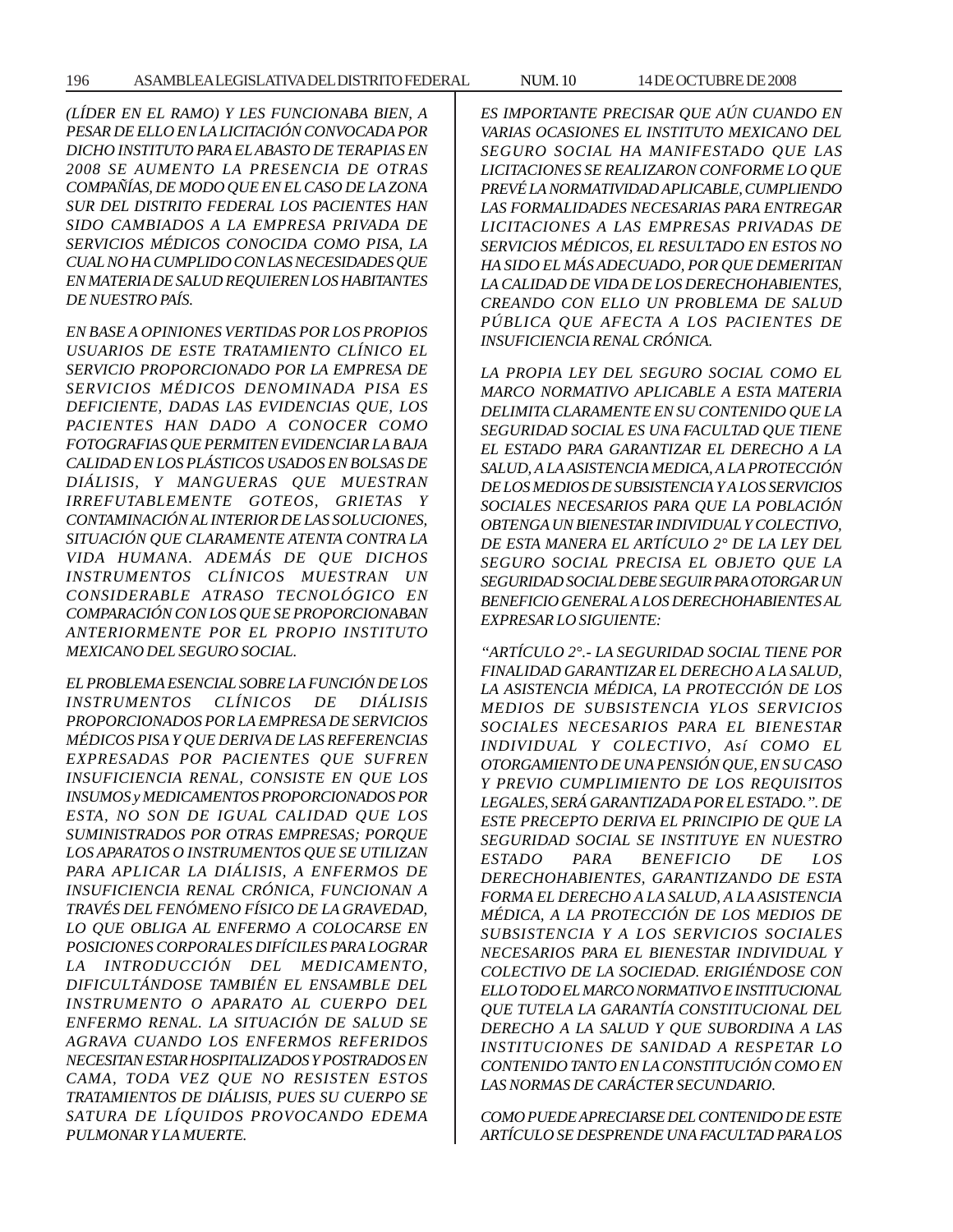*(LÍDER EN EL RAMO) Y LES FUNCIONABA BIEN, A PESAR DE ELLO EN LA LICITACIÓN CONVOCADA POR DICHO INSTITUTO PARA EL ABASTO DE TERAPIAS EN 2008 SE AUMENTO LA PRESENCIA DE OTRAS COMPAÑÍAS, DE MODO QUE EN EL CASO DE LA ZONA SUR DEL DISTRITO FEDERAL LOS PACIENTES HAN SIDO CAMBIADOS A LA EMPRESA PRIVADA DE SERVICIOS MÉDICOS CONOCIDA COMO PISA, LA CUAL NO HA CUMPLIDO CON LAS NECESIDADES QUE EN MATERIA DE SALUD REQUIEREN LOS HABITANTES DE NUESTRO PAÍS.*

*EN BASE A OPINIONES VERTIDAS POR LOS PROPIOS USUARIOS DE ESTE TRATAMIENTO CLÍNICO EL SERVICIO PROPORCIONADO POR LA EMPRESA DE SERVICIOS MÉDICOS DENOMINADA PISA ES DEFICIENTE, DADAS LAS EVIDENCIAS QUE, LOS PACIENTES HAN DADO A CONOCER COMO FOTOGRAFIAS QUE PERMITEN EVIDENCIAR LA BAJA CALIDAD EN LOS PLÁSTICOS USADOS EN BOLSAS DE DIÁLISIS, Y MANGUERAS QUE MUESTRAN IRREFUTABLEMENTE GOTEOS, GRIETAS Y CONTAMINACIÓN AL INTERIOR DE LAS SOLUCIONES, SITUACIÓN QUE CLARAMENTE ATENTA CONTRA LA VIDA HUMANA. ADEMÁS DE QUE DICHOS INSTRUMENTOS CLÍNICOS MUESTRAN UN CONSIDERABLE ATRASO TECNOLÓGICO EN COMPARACIÓN CON LOS QUE SE PROPORCIONABAN ANTERIORMENTE POR EL PROPIO INSTITUTO MEXICANO DEL SEGURO SOCIAL.*

*EL PROBLEMA ESENCIAL SOBRE LA FUNCIÓN DE LOS INSTRUMENTOS CLÍNICOS DE DIÁLISIS PROPORCIONADOS POR LA EMPRESA DE SERVICIOS MÉDICOS PISA Y QUE DERIVA DE LAS REFERENCIAS EXPRESADAS POR PACIENTES QUE SUFREN INSUFICIENCIA RENAL, CONSISTE EN QUE LOS INSUMOS y MEDICAMENTOS PROPORCIONADOS POR ESTA, NO SON DE IGUAL CALIDAD QUE LOS SUMINISTRADOS POR OTRAS EMPRESAS; PORQUE LOS APARATOS O INSTRUMENTOS QUE SE UTILIZAN PARA APLICAR LA DIÁLISIS, A ENFERMOS DE INSUFICIENCIA RENAL CRÓNICA, FUNCIONAN A TRAVÉS DEL FENÓMENO FÍSICO DE LA GRAVEDAD, LO QUE OBLIGA AL ENFERMO A COLOCARSE EN POSICIONES CORPORALES DIFÍCILES PARA LOGRAR LA INTRODUCCIÓN DEL MEDICAMENTO, DIFICULTÁNDOSE TAMBIÉN EL ENSAMBLE DEL INSTRUMENTO O APARATO AL CUERPO DEL ENFERMO RENAL. LA SITUACIÓN DE SALUD SE AGRAVA CUANDO LOS ENFERMOS REFERIDOS NECESITAN ESTAR HOSPITALIZADOS Y POSTRADOS EN CAMA, TODA VEZ QUE NO RESISTEN ESTOS TRATAMIENTOS DE DIÁLISIS, PUES SU CUERPO SE SATURA DE LÍQUIDOS PROVOCANDO EDEMA PULMONAR Y LA MUERTE.*

*ES IMPORTANTE PRECISAR QUE AÚN CUANDO EN VARIAS OCASIONES EL INSTITUTO MEXICANO DEL SEGURO SOCIAL HA MANIFESTADO QUE LAS LICITACIONES SE REALIZARON CONFORME LO QUE PREVÉ LA NORMATIVIDAD APLICABLE, CUMPLIENDO LAS FORMALIDADES NECESARIAS PARA ENTREGAR LICITACIONES A LAS EMPRESAS PRIVADAS DE SERVICIOS MÉDICOS, EL RESULTADO EN ESTOS NO HA SIDO EL MÁS ADECUADO, POR QUE DEMERITAN LA CALIDAD DE VIDA DE LOS DERECHOHABIENTES, CREANDO CON ELLO UN PROBLEMA DE SALUD PÚBLICA QUE AFECTA A LOS PACIENTES DE INSUFICIENCIA RENAL CRÓNICA.*

*LA PROPIA LEY DEL SEGURO SOCIAL COMO EL MARCO NORMATIVO APLICABLE A ESTA MATERIA DELIMITA CLARAMENTE EN SU CONTENIDO QUE LA SEGURIDAD SOCIAL ES UNA FACULTAD QUE TIENE EL ESTADO PARA GARANTIZAR EL DERECHO A LA SALUD, A LA ASISTENCIA MEDICA, A LA PROTECCIÓN DE LOS MEDIOS DE SUBSISTENCIA Y A LOS SERVICIOS SOCIALES NECESARIOS PARA QUE LA POBLACIÓN OBTENGA UN BIENESTAR INDIVIDUAL Y COLECTIVO, DE ESTA MANERA EL ARTÍCULO 2° DE LA LEY DEL SEGURO SOCIAL PRECISA EL OBJETO QUE LA SEGURIDAD SOCIAL DEBE SEGUIR PARA OTORGAR UN BENEFICIO GENERAL A LOS DERECHOHABIENTES AL EXPRESAR LO SIGUIENTE:*

*"ARTÍCULO 2°.- LA SEGURIDAD SOCIAL TIENE POR FINALIDAD GARANTIZAR EL DERECHO A LA SALUD, LA ASISTENCIA MÉDICA, LA PROTECCIÓN DE LOS MEDIOS DE SUBSISTENCIA YLOS SERVICIOS SOCIALES NECESARIOS PARA EL BIENESTAR INDIVIDUAL Y COLECTIVO, Así COMO EL OTORGAMIENTO DE UNA PENSIÓN QUE, EN SU CASO Y PREVIO CUMPLIMIENTO DE LOS REQUISITOS LEGALES, SERÁ GARANTIZADA POR EL ESTADO.". DE ESTE PRECEPTO DERIVA EL PRINCIPIO DE QUE LA SEGURIDAD SOCIAL SE INSTITUYE EN NUESTRO ESTADO PARA BENEFICIO DE LOS DERECHOHABIENTES, GARANTIZANDO DE ESTA FORMA EL DERECHO A LA SALUD, A LA ASISTENCIA MÉDICA, A LA PROTECCIÓN DE LOS MEDIOS DE SUBSISTENCIA Y A LOS SERVICIOS SOCIALES NECESARIOS PARA EL BIENESTAR INDIVIDUAL Y COLECTIVO DE LA SOCIEDAD. ERIGIÉNDOSE CON ELLO TODO EL MARCO NORMATIVO E INSTITUCIONAL QUE TUTELA LA GARANTÍA CONSTITUCIONAL DEL DERECHO A LA SALUD Y QUE SUBORDINA A LAS INSTITUCIONES DE SANIDAD A RESPETAR LO CONTENIDO TANTO EN LA CONSTITUCIÓN COMO EN LAS NORMAS DE CARÁCTER SECUNDARIO.*

*COMO PUEDE APRECIARSE DEL CONTENIDO DE ESTE ARTÍCULO SE DESPRENDE UNA FACULTAD PARA LOS*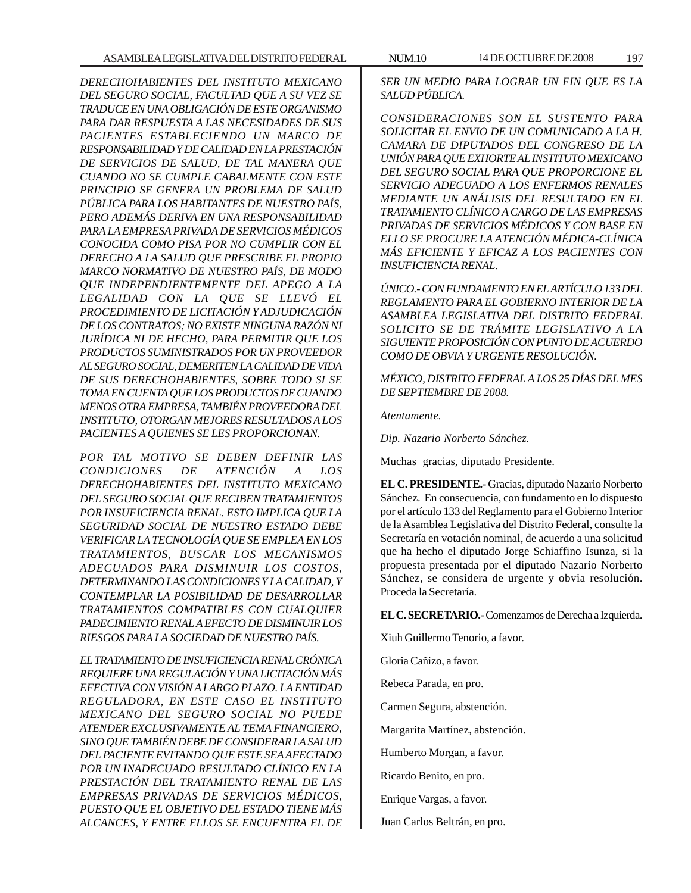*DERECHOHABIENTES DEL INSTITUTO MEXICANO DEL SEGURO SOCIAL, FACULTAD QUE A SU VEZ SE TRADUCE EN UNA OBLIGACIÓN DE ESTE ORGANISMO PARA DAR RESPUESTA A LAS NECESIDADES DE SUS PACIENTES ESTABLECIENDO UN MARCO DE RESPONSABILIDAD Y DE CALIDAD EN LA PRESTACIÓN DE SERVICIOS DE SALUD, DE TAL MANERA QUE CUANDO NO SE CUMPLE CABALMENTE CON ESTE PRINCIPIO SE GENERA UN PROBLEMA DE SALUD PÚBLICA PARA LOS HABITANTES DE NUESTRO PAÍS, PERO ADEMÁS DERIVA EN UNA RESPONSABILIDAD PARA LA EMPRESA PRIVADA DE SERVICIOS MÉDICOS CONOCIDA COMO PISA POR NO CUMPLIR CON EL DERECHO A LA SALUD QUE PRESCRIBE EL PROPIO MARCO NORMATIVO DE NUESTRO PAÍS, DE MODO QUE INDEPENDIENTEMENTE DEL APEGO A LA LEGALIDAD CON LA QUE SE LLEVÓ EL PROCEDIMIENTO DE LICITACIÓN Y ADJUDICACIÓN DE LOS CONTRATOS; NO EXISTE NINGUNA RAZÓN NI JURÍDICA NI DE HECHO, PARA PERMITIR QUE LOS PRODUCTOS SUMINISTRADOS POR UN PROVEEDOR AL SEGURO SOCIAL, DEMERITEN LA CALIDAD DE VIDA DE SUS DERECHOHABIENTES, SOBRE TODO SI SE TOMA EN CUENTA QUE LOS PRODUCTOS DE CUANDO MENOS OTRA EMPRESA, TAMBIÉN PROVEEDORA DEL INSTITUTO, OTORGAN MEJORES RESULTADOS A LOS PACIENTES A QUIENES SE LES PROPORCIONAN.*

*POR TAL MOTIVO SE DEBEN DEFINIR LAS CONDICIONES DE ATENCIÓN A LOS DERECHOHABIENTES DEL INSTITUTO MEXICANO DEL SEGURO SOCIAL QUE RECIBEN TRATAMIENTOS POR INSUFICIENCIA RENAL. ESTO IMPLICA QUE LA SEGURIDAD SOCIAL DE NUESTRO ESTADO DEBE VERIFICAR LA TECNOLOGÍA QUE SE EMPLEA EN LOS TRATAMIENTOS, BUSCAR LOS MECANISMOS ADECUADOS PARA DISMINUIR LOS COSTOS, DETERMINANDO LAS CONDICIONES Y LA CALIDAD, Y CONTEMPLAR LA POSIBILIDAD DE DESARROLLAR TRATAMIENTOS COMPATIBLES CON CUALQUIER PADECIMIENTO RENAL A EFECTO DE DISMINUIR LOS RIESGOS PARA LA SOCIEDAD DE NUESTRO PAÍS.*

*EL TRATAMIENTO DE INSUFICIENCIA RENAL CRÓNICA REQUIERE UNA REGULACIÓN Y UNA LICITACIÓN MÁS EFECTIVA CON VISIÓN A LARGO PLAZO. LA ENTIDAD REGULADORA, EN ESTE CASO EL INSTITUTO MEXICANO DEL SEGURO SOCIAL NO PUEDE ATENDER EXCLUSIVAMENTE AL TEMA FINANCIERO, SINO QUE TAMBIÉN DEBE DE CONSIDERAR LA SALUD DEL PACIENTE EVITANDO QUE ESTE SEA AFECTADO POR UN INADECUADO RESULTADO CLÍNICO EN LA PRESTACIÓN DEL TRATAMIENTO RENAL DE LAS EMPRESAS PRIVADAS DE SERVICIOS MÉDICOS, PUESTO QUE EL OBJETIVO DEL ESTADO TIENE MÁS ALCANCES, Y ENTRE ELLOS SE ENCUENTRA EL DE SER UN MEDIO PARA LOGRAR UN FIN QUE ES LA SALUD PÚBLICA.*

*CONSIDERACIONES SON EL SUSTENTO PARA SOLICITAR EL ENVIO DE UN COMUNICADO A LA H. CAMARA DE DIPUTADOS DEL CONGRESO DE LA UNIÓN PARA QUE EXHORTE AL INSTITUTO MEXICANO DEL SEGURO SOCIAL PARA QUE PROPORCIONE EL SERVICIO ADECUADO A LOS ENFERMOS RENALES MEDIANTE UN ANÁLISIS DEL RESULTADO EN EL TRATAMIENTO CLÍNICO A CARGO DE LAS EMPRESAS PRIVADAS DE SERVICIOS MÉDICOS Y CON BASE EN ELLO SE PROCURE LA ATENCIÓN MÉDICA-CLÍNICA MÁS EFICIENTE Y EFICAZ A LOS PACIENTES CON INSUFICIENCIA RENAL.*

*ÚNICO.- CON FUNDAMENTO EN EL ARTÍCULO 133 DEL REGLAMENTO PARA EL GOBIERNO INTERIOR DE LA ASAMBLEA LEGISLATIVA DEL DISTRITO FEDERAL SOLICITO SE DE TRÁMITE LEGISLATIVO A LA SIGUIENTE PROPOSICIÓN CON PUNTO DE ACUERDO COMO DE OBVIA Y URGENTE RESOLUCIÓN.*

*MÉXICO, DISTRITO FEDERAL A LOS 25 DÍAS DEL MES DE SEPTIEMBRE DE 2008.*

*Atentamente.*

*Dip. Nazario Norberto Sánchez.*

Muchas gracias, diputado Presidente.

**EL C. PRESIDENTE.-** Gracias, diputado Nazario Norberto Sánchez. En consecuencia, con fundamento en lo dispuesto por el artículo 133 del Reglamento para el Gobierno Interior de la Asamblea Legislativa del Distrito Federal, consulte la Secretaría en votación nominal, de acuerdo a una solicitud que ha hecho el diputado Jorge Schiaffino Isunza, si la propuesta presentada por el diputado Nazario Norberto Sánchez, se considera de urgente y obvia resolución. Proceda la Secretaría.

**EL C. SECRETARIO.-** Comenzamos de Derecha a Izquierda.

Xiuh Guillermo Tenorio, a favor.

Gloria Cañizo, a favor.

Rebeca Parada, en pro.

Carmen Segura, abstención.

Margarita Martínez, abstención.

Humberto Morgan, a favor.

Ricardo Benito, en pro.

Enrique Vargas, a favor.

Juan Carlos Beltrán, en pro.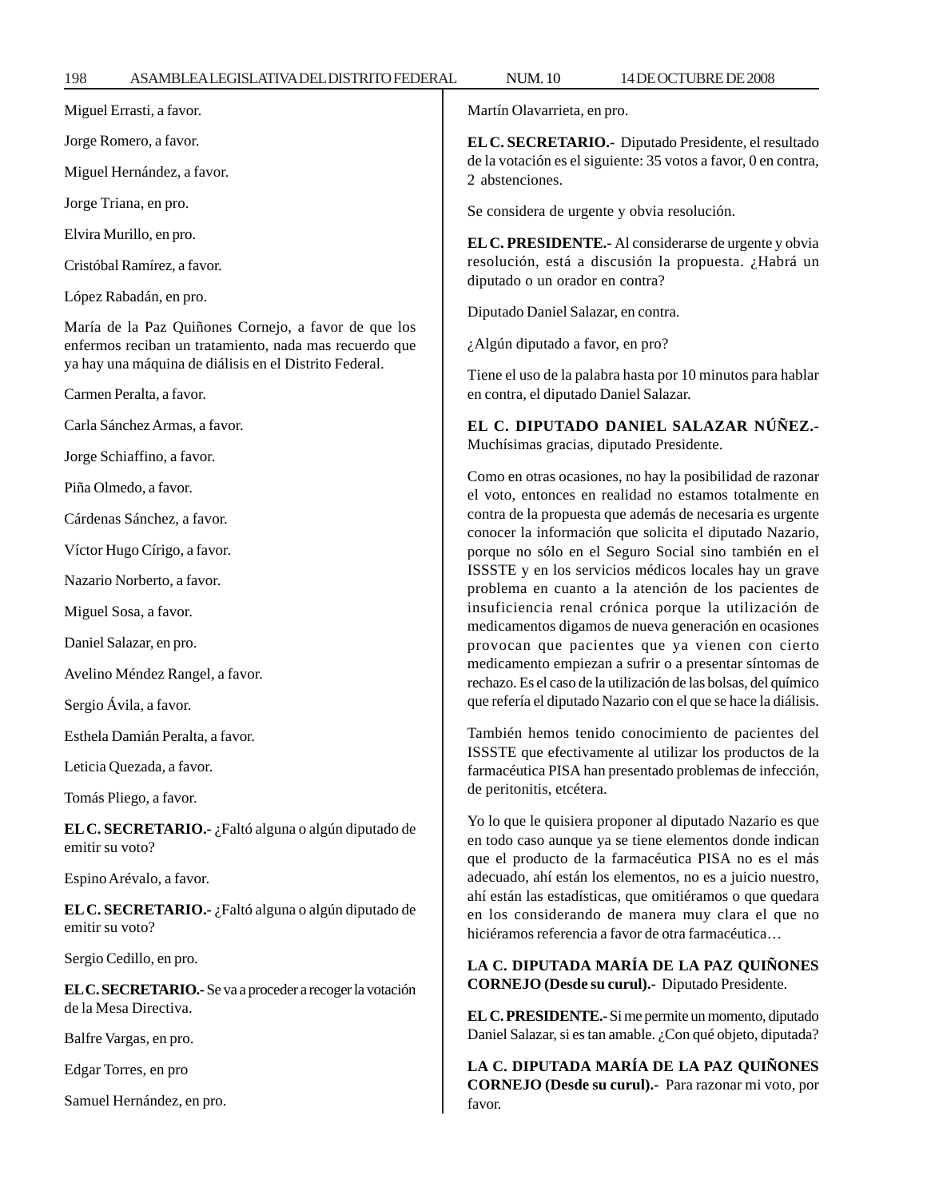Miguel Errasti, a favor.

Jorge Romero, a favor.

Miguel Hernández, a favor.

Jorge Triana, en pro.

Elvira Murillo, en pro.

Cristóbal Ramírez, a favor.

López Rabadán, en pro.

María de la Paz Quiñones Cornejo, a favor de que los enfermos reciban un tratamiento, nada mas recuerdo que ya hay una máquina de diálisis en el Distrito Federal.

Carmen Peralta, a favor.

Carla Sánchez Armas, a favor.

Jorge Schiaffino, a favor.

Piña Olmedo, a favor.

Cárdenas Sánchez, a favor.

Víctor Hugo Círigo, a favor.

Nazario Norberto, a favor.

Miguel Sosa, a favor.

Daniel Salazar, en pro.

Avelino Méndez Rangel, a favor.

Sergio Ávila, a favor.

Esthela Damián Peralta, a favor.

Leticia Quezada, a favor.

Tomás Pliego, a favor.

**EL C. SECRETARIO.-** ¿Faltó alguna o algún diputado de emitir su voto?

Espino Arévalo, a favor.

**EL C. SECRETARIO.-** ¿Faltó alguna o algún diputado de emitir su voto?

Sergio Cedillo, en pro.

**EL C. SECRETARIO.-** Se va a proceder a recoger la votación de la Mesa Directiva.

Balfre Vargas, en pro.

Edgar Torres, en pro

Samuel Hernández, en pro.

Martín Olavarrieta, en pro.

**EL C. SECRETARIO.-** Diputado Presidente, el resultado de la votación es el siguiente: 35 votos a favor, 0 en contra, 2 abstenciones.

Se considera de urgente y obvia resolución.

**EL C. PRESIDENTE.-** Al considerarse de urgente y obvia resolución, está a discusión la propuesta. ¿Habrá un diputado o un orador en contra?

Diputado Daniel Salazar, en contra.

¿Algún diputado a favor, en pro?

Tiene el uso de la palabra hasta por 10 minutos para hablar en contra, el diputado Daniel Salazar.

**EL C. DIPUTADO DANIEL SALAZAR NÚÑEZ.-** Muchísimas gracias, diputado Presidente.

Como en otras ocasiones, no hay la posibilidad de razonar el voto, entonces en realidad no estamos totalmente en contra de la propuesta que además de necesaria es urgente conocer la información que solicita el diputado Nazario, porque no sólo en el Seguro Social sino también en el ISSSTE y en los servicios médicos locales hay un grave problema en cuanto a la atención de los pacientes de insuficiencia renal crónica porque la utilización de medicamentos digamos de nueva generación en ocasiones provocan que pacientes que ya vienen con cierto medicamento empiezan a sufrir o a presentar síntomas de rechazo. Es el caso de la utilización de las bolsas, del químico que refería el diputado Nazario con el que se hace la diálisis.

También hemos tenido conocimiento de pacientes del ISSSTE que efectivamente al utilizar los productos de la farmacéutica PISA han presentado problemas de infección, de peritonitis, etcétera.

Yo lo que le quisiera proponer al diputado Nazario es que en todo caso aunque ya se tiene elementos donde indican que el producto de la farmacéutica PISA no es el más adecuado, ahí están los elementos, no es a juicio nuestro, ahí están las estadísticas, que omitiéramos o que quedara en los considerando de manera muy clara el que no hiciéramos referencia a favor de otra farmacéutica…

**LA C. DIPUTADA MARÍA DE LA PAZ QUIÑONES CORNEJO (Desde su curul).-** Diputado Presidente.

**EL C. PRESIDENTE.-** Si me permite un momento, diputado Daniel Salazar, si es tan amable. ¿Con qué objeto, diputada?

**LA C. DIPUTADA MARÍA DE LA PAZ QUIÑONES CORNEJO (Desde su curul).-** Para razonar mi voto, por favor.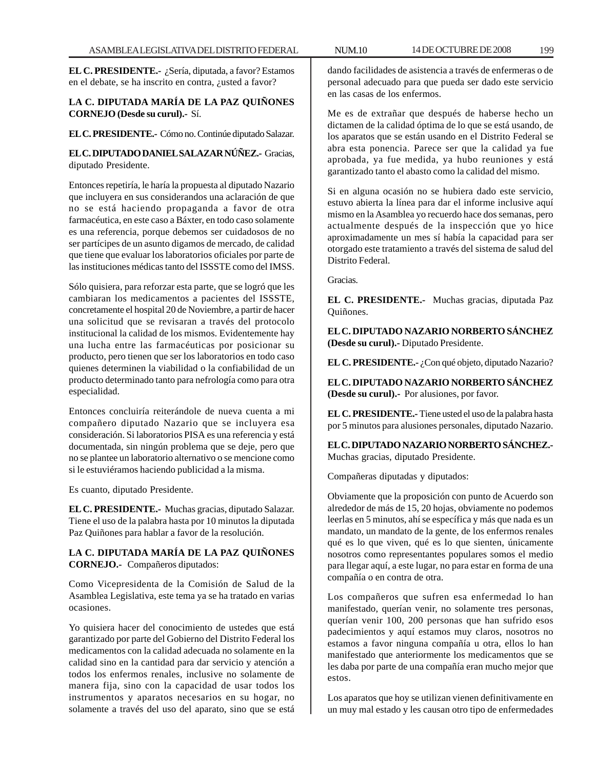**EL C. PRESIDENTE.-** ¿Sería, diputada, a favor? Estamos en el debate, se ha inscrito en contra, ¿usted a favor?

**LA C. DIPUTADA MARÍA DE LA PAZ QUIÑONES CORNEJO (Desde su curul).-** Sí.

**EL C. PRESIDENTE.-** Cómo no. Continúe diputado Salazar.

**EL C. DIPUTADO DANIEL SALAZAR NÚÑEZ.-** Gracias, diputado Presidente.

Entonces repetiría, le haría la propuesta al diputado Nazario que incluyera en sus considerandos una aclaración de que no se está haciendo propaganda a favor de otra farmacéutica, en este caso a Báxter, en todo caso solamente es una referencia, porque debemos ser cuidadosos de no ser partícipes de un asunto digamos de mercado, de calidad que tiene que evaluar los laboratorios oficiales por parte de las instituciones médicas tanto del ISSSTE como del IMSS.

Sólo quisiera, para reforzar esta parte, que se logró que les cambiaran los medicamentos a pacientes del ISSSTE, concretamente el hospital 20 de Noviembre, a partir de hacer una solicitud que se revisaran a través del protocolo institucional la calidad de los mismos. Evidentemente hay una lucha entre las farmacéuticas por posicionar su producto, pero tienen que ser los laboratorios en todo caso quienes determinen la viabilidad o la confiabilidad de un producto determinado tanto para nefrología como para otra especialidad.

Entonces concluiría reiterándole de nueva cuenta a mi compañero diputado Nazario que se incluyera esa consideración. Si laboratorios PISA es una referencia y está documentada, sin ningún problema que se deje, pero que no se plantee un laboratorio alternativo o se mencione como si le estuviéramos haciendo publicidad a la misma.

Es cuanto, diputado Presidente.

**EL C. PRESIDENTE.-** Muchas gracias, diputado Salazar. Tiene el uso de la palabra hasta por 10 minutos la diputada Paz Quiñones para hablar a favor de la resolución.

**LA C. DIPUTADA MARÍA DE LA PAZ QUIÑONES CORNEJO.-** Compañeros diputados:

Como Vicepresidenta de la Comisión de Salud de la Asamblea Legislativa, este tema ya se ha tratado en varias ocasiones.

Yo quisiera hacer del conocimiento de ustedes que está garantizado por parte del Gobierno del Distrito Federal los medicamentos con la calidad adecuada no solamente en la calidad sino en la cantidad para dar servicio y atención a todos los enfermos renales, inclusive no solamente de manera fija, sino con la capacidad de usar todos los instrumentos y aparatos necesarios en su hogar, no solamente a través del uso del aparato, sino que se está dando facilidades de asistencia a través de enfermeras o de personal adecuado para que pueda ser dado este servicio en las casas de los enfermos.

Me es de extrañar que después de haberse hecho un dictamen de la calidad óptima de lo que se está usando, de los aparatos que se están usando en el Distrito Federal se abra esta ponencia. Parece ser que la calidad ya fue aprobada, ya fue medida, ya hubo reuniones y está garantizado tanto el abasto como la calidad del mismo.

Si en alguna ocasión no se hubiera dado este servicio, estuvo abierta la línea para dar el informe inclusive aquí mismo en la Asamblea yo recuerdo hace dos semanas, pero actualmente después de la inspección que yo hice aproximadamente un mes sí había la capacidad para ser otorgado este tratamiento a través del sistema de salud del Distrito Federal.

Gracias.

**EL C. PRESIDENTE.-** Muchas gracias, diputada Paz Quiñones.

**EL C. DIPUTADO NAZARIO NORBERTO SÁNCHEZ (Desde su curul).-** Diputado Presidente.

**EL C. PRESIDENTE.-** ¿Con qué objeto, diputado Nazario?

**EL C. DIPUTADO NAZARIO NORBERTO SÁNCHEZ (Desde su curul).-** Por alusiones, por favor.

**EL C. PRESIDENTE.-** Tiene usted el uso de la palabra hasta por 5 minutos para alusiones personales, diputado Nazario.

**EL C. DIPUTADO NAZARIO NORBERTO SÁNCHEZ.-** Muchas gracias, diputado Presidente.

Compañeras diputadas y diputados:

Obviamente que la proposición con punto de Acuerdo son alrededor de más de 15, 20 hojas, obviamente no podemos leerlas en 5 minutos, ahí se específica y más que nada es un mandato, un mandato de la gente, de los enfermos renales qué es lo que viven, qué es lo que sienten, únicamente nosotros como representantes populares somos el medio para llegar aquí, a este lugar, no para estar en forma de una compañía o en contra de otra.

Los compañeros que sufren esa enfermedad lo han manifestado, querían venir, no solamente tres personas, querían venir 100, 200 personas que han sufrido esos padecimientos y aquí estamos muy claros, nosotros no estamos a favor ninguna compañía u otra, ellos lo han manifestado que anteriormente los medicamentos que se les daba por parte de una compañía eran mucho mejor que estos.

Los aparatos que hoy se utilizan vienen definitivamente en un muy mal estado y les causan otro tipo de enfermedades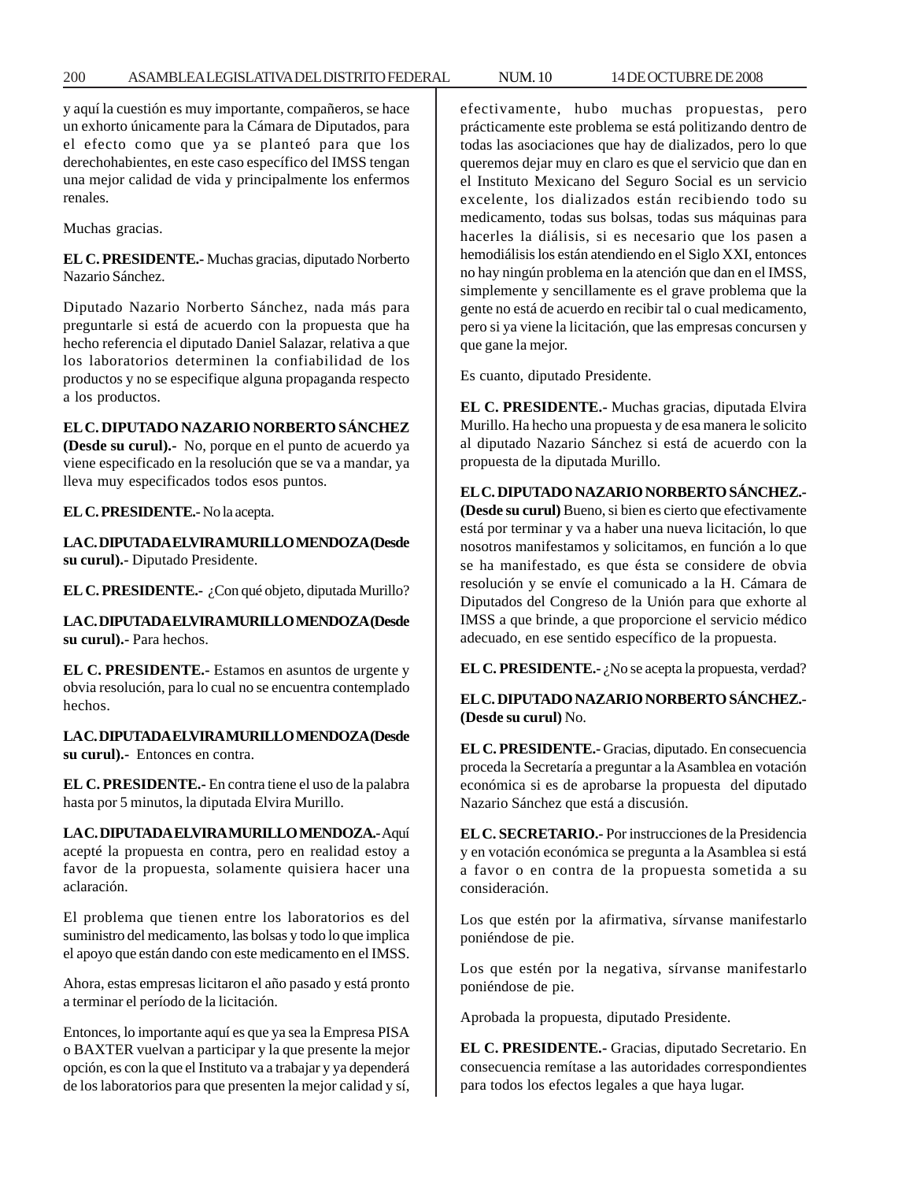y aquí la cuestión es muy importante, compañeros, se hace un exhorto únicamente para la Cámara de Diputados, para el efecto como que ya se planteó para que los derechohabientes, en este caso específico del IMSS tengan una mejor calidad de vida y principalmente los enfermos renales.

Muchas gracias.

**EL C. PRESIDENTE.-** Muchas gracias, diputado Norberto Nazario Sánchez.

Diputado Nazario Norberto Sánchez, nada más para preguntarle si está de acuerdo con la propuesta que ha hecho referencia el diputado Daniel Salazar, relativa a que los laboratorios determinen la confiabilidad de los productos y no se especifique alguna propaganda respecto a los productos.

**EL C. DIPUTADO NAZARIO NORBERTO SÁNCHEZ (Desde su curul).-** No, porque en el punto de acuerdo ya viene especificado en la resolución que se va a mandar, ya lleva muy especificados todos esos puntos.

**EL C. PRESIDENTE.-** No la acepta.

**LA C. DIPUTADA ELVIRA MURILLO MENDOZA (Desde su curul).-** Diputado Presidente.

**EL C. PRESIDENTE.-** ¿Con qué objeto, diputada Murillo?

**LA C. DIPUTADA ELVIRA MURILLO MENDOZA (Desde su curul).-** Para hechos.

**EL C. PRESIDENTE.-** Estamos en asuntos de urgente y obvia resolución, para lo cual no se encuentra contemplado hechos.

**LA C. DIPUTADA ELVIRA MURILLO MENDOZA (Desde su curul).-** Entonces en contra.

**EL C. PRESIDENTE.-** En contra tiene el uso de la palabra hasta por 5 minutos, la diputada Elvira Murillo.

**LA C. DIPUTADA ELVIRA MURILLO MENDOZA.-** Aquí acepté la propuesta en contra, pero en realidad estoy a favor de la propuesta, solamente quisiera hacer una aclaración.

El problema que tienen entre los laboratorios es del suministro del medicamento, las bolsas y todo lo que implica el apoyo que están dando con este medicamento en el IMSS.

Ahora, estas empresas licitaron el año pasado y está pronto a terminar el período de la licitación.

Entonces, lo importante aquí es que ya sea la Empresa PISA o BAXTER vuelvan a participar y la que presente la mejor opción, es con la que el Instituto va a trabajar y ya dependerá de los laboratorios para que presenten la mejor calidad y sí, efectivamente, hubo muchas propuestas, pero prácticamente este problema se está politizando dentro de todas las asociaciones que hay de dializados, pero lo que queremos dejar muy en claro es que el servicio que dan en el Instituto Mexicano del Seguro Social es un servicio excelente, los dializados están recibiendo todo su medicamento, todas sus bolsas, todas sus máquinas para hacerles la diálisis, si es necesario que los pasen a hemodiálisis los están atendiendo en el Siglo XXI, entonces no hay ningún problema en la atención que dan en el IMSS, simplemente y sencillamente es el grave problema que la gente no está de acuerdo en recibir tal o cual medicamento, pero si ya viene la licitación, que las empresas concursen y que gane la mejor.

Es cuanto, diputado Presidente.

**EL C. PRESIDENTE.-** Muchas gracias, diputada Elvira Murillo. Ha hecho una propuesta y de esa manera le solicito al diputado Nazario Sánchez si está de acuerdo con la propuesta de la diputada Murillo.

**EL C. DIPUTADO NAZARIO NORBERTO SÁNCHEZ.- (Desde su curul)** Bueno, si bien es cierto que efectivamente está por terminar y va a haber una nueva licitación, lo que nosotros manifestamos y solicitamos, en función a lo que se ha manifestado, es que ésta se considere de obvia resolución y se envíe el comunicado a la H. Cámara de Diputados del Congreso de la Unión para que exhorte al IMSS a que brinde, a que proporcione el servicio médico adecuado, en ese sentido específico de la propuesta.

**EL C. PRESIDENTE.-** ¿No se acepta la propuesta, verdad?

**EL C. DIPUTADO NAZARIO NORBERTO SÁNCHEZ.- (Desde su curul)** No.

**EL C. PRESIDENTE.-** Gracias, diputado. En consecuencia proceda la Secretaría a preguntar a la Asamblea en votación económica si es de aprobarse la propuesta del diputado Nazario Sánchez que está a discusión.

**EL C. SECRETARIO.-** Por instrucciones de la Presidencia y en votación económica se pregunta a la Asamblea si está a favor o en contra de la propuesta sometida a su consideración.

Los que estén por la afirmativa, sírvanse manifestarlo poniéndose de pie.

Los que estén por la negativa, sírvanse manifestarlo poniéndose de pie.

Aprobada la propuesta, diputado Presidente.

**EL C. PRESIDENTE.-** Gracias, diputado Secretario. En consecuencia remítase a las autoridades correspondientes para todos los efectos legales a que haya lugar.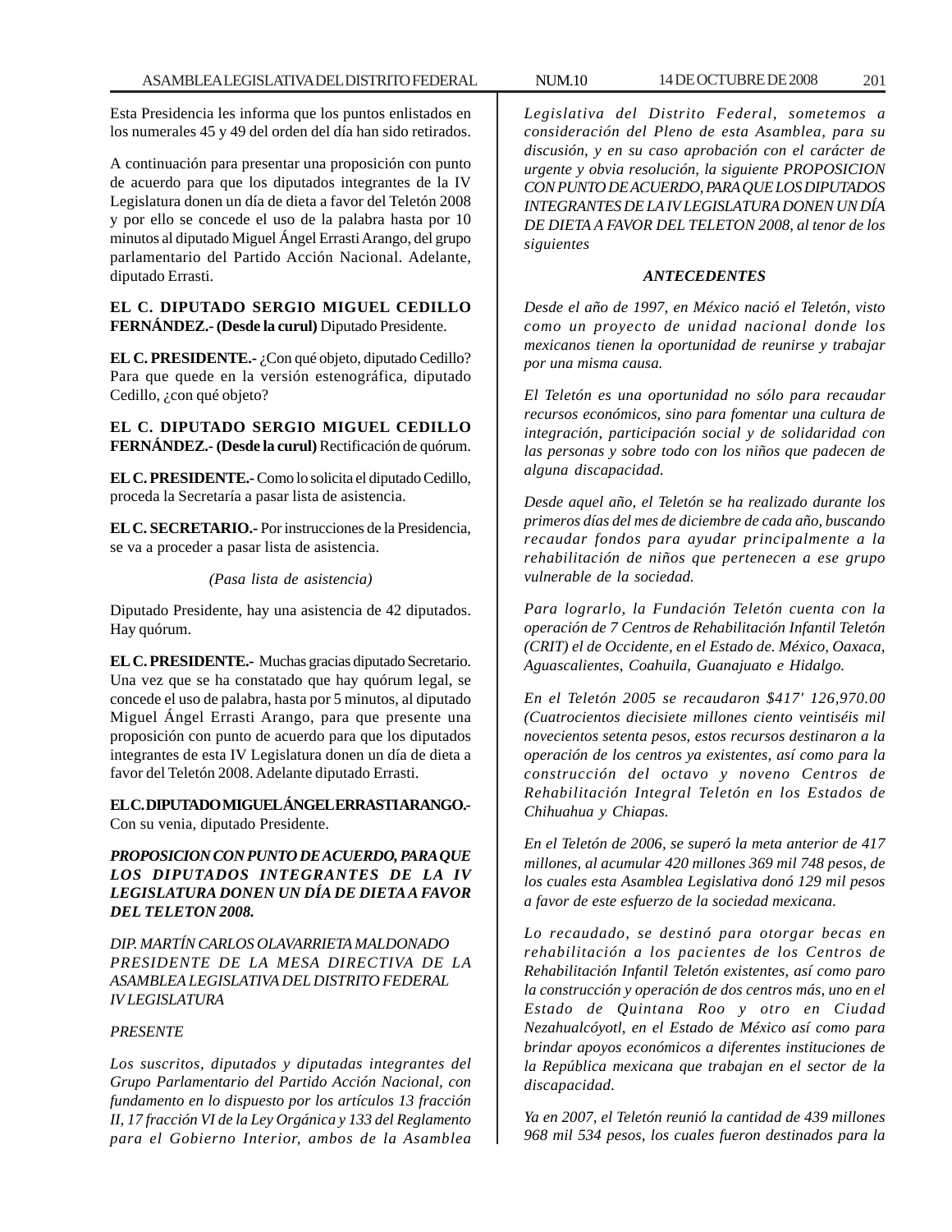Esta Presidencia les informa que los puntos enlistados en los numerales 45 y 49 del orden del día han sido retirados.

A continuación para presentar una proposición con punto de acuerdo para que los diputados integrantes de la IV Legislatura donen un día de dieta a favor del Teletón 2008 y por ello se concede el uso de la palabra hasta por 10 minutos al diputado Miguel Ángel Errasti Arango, del grupo parlamentario del Partido Acción Nacional. Adelante, diputado Errasti.

**EL C. DIPUTADO SERGIO MIGUEL CEDILLO FERNÁNDEZ.- (Desde la curul)** Diputado Presidente.

**EL C. PRESIDENTE.-** ¿Con qué objeto, diputado Cedillo? Para que quede en la versión estenográfica, diputado Cedillo, ¿con qué objeto?

**EL C. DIPUTADO SERGIO MIGUEL CEDILLO FERNÁNDEZ.- (Desde la curul)** Rectificación de quórum.

**EL C. PRESIDENTE.-** Como lo solicita el diputado Cedillo, proceda la Secretaría a pasar lista de asistencia.

**EL C. SECRETARIO.-** Por instrucciones de la Presidencia, se va a proceder a pasar lista de asistencia.

*(Pasa lista de asistencia)*

Diputado Presidente, hay una asistencia de 42 diputados. Hay quórum.

**EL C. PRESIDENTE.-** Muchas gracias diputado Secretario. Una vez que se ha constatado que hay quórum legal, se concede el uso de palabra, hasta por 5 minutos, al diputado Miguel Ángel Errasti Arango, para que presente una proposición con punto de acuerdo para que los diputados integrantes de esta IV Legislatura donen un día de dieta a favor del Teletón 2008. Adelante diputado Errasti.

**EL C. DIPUTADO MIGUEL ÁNGEL ERRASTI ARANGO.-** Con su venia, diputado Presidente.

***PROPOSICION CON PUNTO DE ACUERDO, PARA QUE LOS DIPUTADOS INTEGRANTES DE LA IV LEGISLATURA DONEN UN DÍA DE DIETA A FAVOR DEL TELETON 2008.***

*DIP. MARTÍN CARLOS OLAVARRIETA MALDONADO*
*PRESIDENTE DE LA MESA DIRECTIVA DE LA ASAMBLEA LEGISLATIVA DEL DISTRITO FEDERAL*
*IV LEGISLATURA*

*PRESENTE*

*Los suscritos, diputados y diputadas integrantes del Grupo Parlamentario del Partido Acción Nacional, con fundamento en lo dispuesto por los artículos 13 fracción II, 17 fracción VI de la Ley Orgánica y 133 del Reglamento para el Gobierno Interior, ambos de la Asamblea Legislativa del Distrito Federal, sometemos a consideración del Pleno de esta Asamblea, para su discusión, y en su caso aprobación con el carácter de urgente y obvia resolución, la siguiente PROPOSICION CON PUNTO DE ACUERDO, PARA QUE LOS DIPUTADOS INTEGRANTES DE LA IV LEGISLATURA DONEN UN DÍA DE DIETA A FAVOR DEL TELETON 2008, al tenor de los siguientes*

***ANTECEDENTES***

*Desde el año de 1997, en México nació el Teletón, visto como un proyecto de unidad nacional donde los mexicanos tienen la oportunidad de reunirse y trabajar por una misma causa.*

*El Teletón es una oportunidad no sólo para recaudar recursos económicos, sino para fomentar una cultura de integración, participación social y de solidaridad con las personas y sobre todo con los niños que padecen de alguna discapacidad.*

*Desde aquel año, el Teletón se ha realizado durante los primeros días del mes de diciembre de cada año, buscando recaudar fondos para ayudar principalmente a la rehabilitación de niños que pertenecen a ese grupo vulnerable de la sociedad.*

*Para lograrlo, la Fundación Teletón cuenta con la operación de 7 Centros de Rehabilitación Infantil Teletón (CRIT) el de Occidente, en el Estado de. México, Oaxaca, Aguascalientes, Coahuila, Guanajuato e Hidalgo.*

*En el Teletón 2005 se recaudaron $417' 126,970.00 (Cuatrocientos diecisiete millones ciento veintiséis mil novecientos setenta pesos, estos recursos destinaron a la operación de los centros ya existentes, así como para la construcción del octavo y noveno Centros de Rehabilitación Integral Teletón en los Estados de Chihuahua y Chiapas.*

*En el Teletón de 2006, se superó la meta anterior de 417 millones, al acumular 420 millones 369 mil 748 pesos, de los cuales esta Asamblea Legislativa donó 129 mil pesos a favor de este esfuerzo de la sociedad mexicana.*

*Lo recaudado, se destinó para otorgar becas en rehabilitación a los pacientes de los Centros de Rehabilitación Infantil Teletón existentes, así como paro la construcción y operación de dos centros más, uno en el Estado de Quintana Roo y otro en Ciudad Nezahualcóyotl, en el Estado de México así como para brindar apoyos económicos a diferentes instituciones de la República mexicana que trabajan en el sector de la discapacidad.*

*Ya en 2007, el Teletón reunió la cantidad de 439 millones 968 mil 534 pesos, los cuales fueron destinados para la*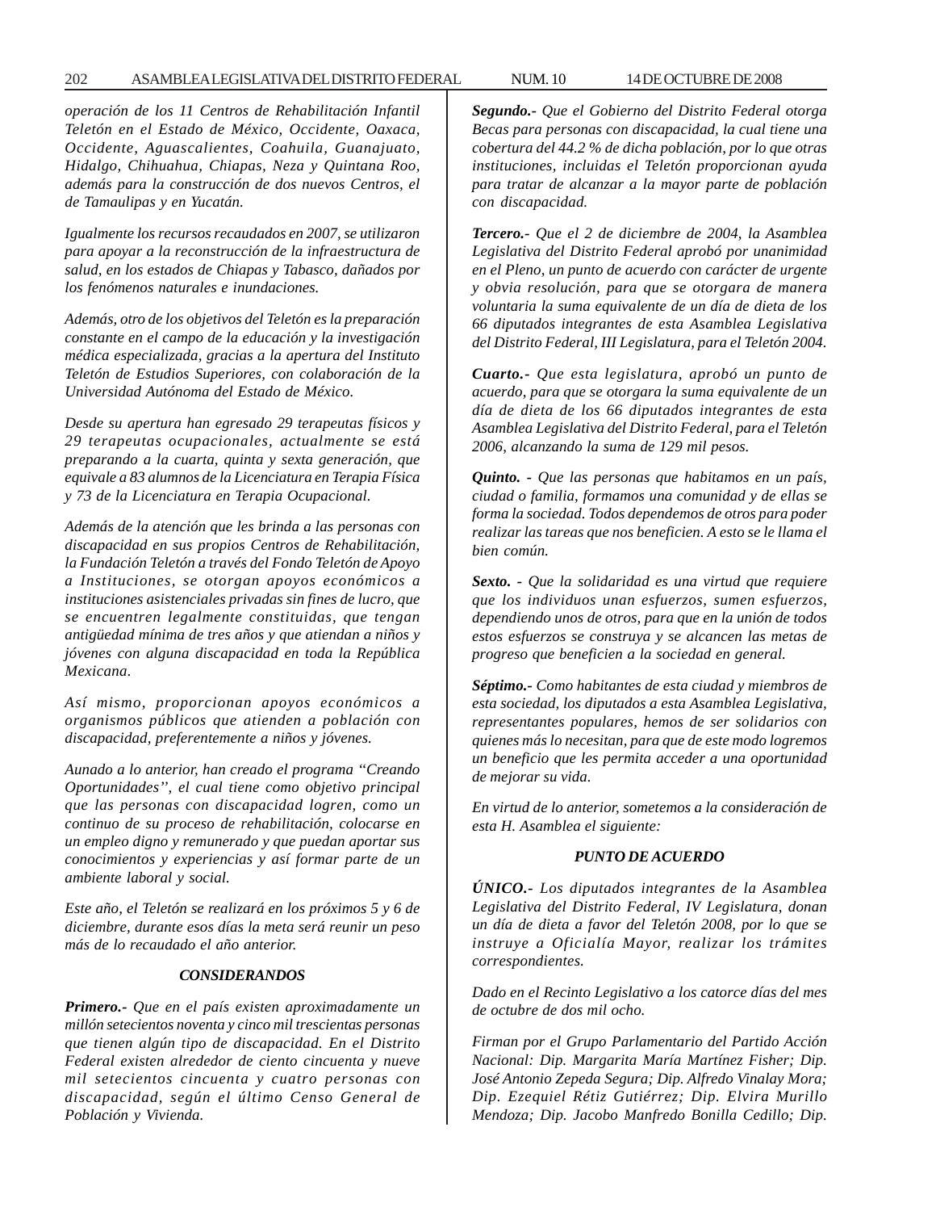*operación de los 11 Centros de Rehabilitación Infantil Teletón en el Estado de México, Occidente, Oaxaca, Occidente, Aguascalientes, Coahuila, Guanajuato, Hidalgo, Chihuahua, Chiapas, Neza y Quintana Roo, además para la construcción de dos nuevos Centros, el de Tamaulipas y en Yucatán.*

*Igualmente los recursos recaudados en 2007, se utilizaron para apoyar a la reconstrucción de la infraestructura de salud, en los estados de Chiapas y Tabasco, dañados por los fenómenos naturales e inundaciones.*

*Además, otro de los objetivos del Teletón es la preparación constante en el campo de la educación y la investigación médica especializada, gracias a la apertura del Instituto Teletón de Estudios Superiores, con colaboración de la Universidad Autónoma del Estado de México.*

*Desde su apertura han egresado 29 terapeutas físicos y 29 terapeutas ocupacionales, actualmente se está preparando a la cuarta, quinta y sexta generación, que equivale a 83 alumnos de la Licenciatura en Terapia Física y 73 de la Licenciatura en Terapia Ocupacional.*

*Además de la atención que les brinda a las personas con discapacidad en sus propios Centros de Rehabilitación, la Fundación Teletón a través del Fondo Teletón de Apoyo a Instituciones, se otorgan apoyos económicos a instituciones asistenciales privadas sin fines de lucro, que se encuentren legalmente constituidas, que tengan antigüedad mínima de tres años y que atiendan a niños y jóvenes con alguna discapacidad en toda la República Mexicana.*

*Así mismo, proporcionan apoyos económicos a organismos públicos que atienden a población con discapacidad, preferentemente a niños y jóvenes.*

*Aunado a lo anterior, han creado el programa "Creando Oportunidades", el cual tiene como objetivo principal que las personas con discapacidad logren, como un continuo de su proceso de rehabilitación, colocarse en un empleo digno y remunerado y que puedan aportar sus conocimientos y experiencias y así formar parte de un ambiente laboral y social.*

*Este año, el Teletón se realizará en los próximos 5 y 6 de diciembre, durante esos días la meta será reunir un peso más de lo recaudado el año anterior.*

### *CONSIDERANDOS*

***Primero.-** Que en el país existen aproximadamente un millón setecientos noventa y cinco mil trescientas personas que tienen algún tipo de discapacidad. En el Distrito Federal existen alrededor de ciento cincuenta y nueve mil setecientos cincuenta y cuatro personas con discapacidad, según el último Censo General de Población y Vivienda.*

***Segundo.-** Que el Gobierno del Distrito Federal otorga Becas para personas con discapacidad, la cual tiene una cobertura del 44.2 % de dicha población, por lo que otras instituciones, incluidas el Teletón proporcionan ayuda para tratar de alcanzar a la mayor parte de población con discapacidad.*

***Tercero.-** Que el 2 de diciembre de 2004, la Asamblea Legislativa del Distrito Federal aprobó por unanimidad en el Pleno, un punto de acuerdo con carácter de urgente y obvia resolución, para que se otorgara de manera voluntaria la suma equivalente de un día de dieta de los 66 diputados integrantes de esta Asamblea Legislativa del Distrito Federal, III Legislatura, para el Teletón 2004.*

***Cuarto.-** Que esta legislatura, aprobó un punto de acuerdo, para que se otorgara la suma equivalente de un día de dieta de los 66 diputados integrantes de esta Asamblea Legislativa del Distrito Federal, para el Teletón 2006, alcanzando la suma de 129 mil pesos.*

***Quinto. -** Que las personas que habitamos en un país, ciudad o familia, formamos una comunidad y de ellas se forma la sociedad. Todos dependemos de otros para poder realizar las tareas que nos beneficien. A esto se le llama el bien común.*

***Sexto. -** Que la solidaridad es una virtud que requiere que los individuos unan esfuerzos, sumen esfuerzos, dependiendo unos de otros, para que en la unión de todos estos esfuerzos se construya y se alcancen las metas de progreso que beneficien a la sociedad en general.*

***Séptimo.-** Como habitantes de esta ciudad y miembros de esta sociedad, los diputados a esta Asamblea Legislativa, representantes populares, hemos de ser solidarios con quienes más lo necesitan, para que de este modo logremos un beneficio que les permita acceder a una oportunidad de mejorar su vida.*

*En virtud de lo anterior, sometemos a la consideración de esta H. Asamblea el siguiente:*

### *PUNTO DE ACUERDO*

***ÚNICO.-** Los diputados integrantes de la Asamblea Legislativa del Distrito Federal, IV Legislatura, donan un día de dieta a favor del Teletón 2008, por lo que se instruye a Oficialía Mayor, realizar los trámites correspondientes.*

*Dado en el Recinto Legislativo a los catorce días del mes de octubre de dos mil ocho.*

*Firman por el Grupo Parlamentario del Partido Acción Nacional: Dip. Margarita María Martínez Fisher; Dip. José Antonio Zepeda Segura; Dip. Alfredo Vinalay Mora; Dip. Ezequiel Rétiz Gutiérrez; Dip. Elvira Murillo Mendoza; Dip. Jacobo Manfredo Bonilla Cedillo; Dip.*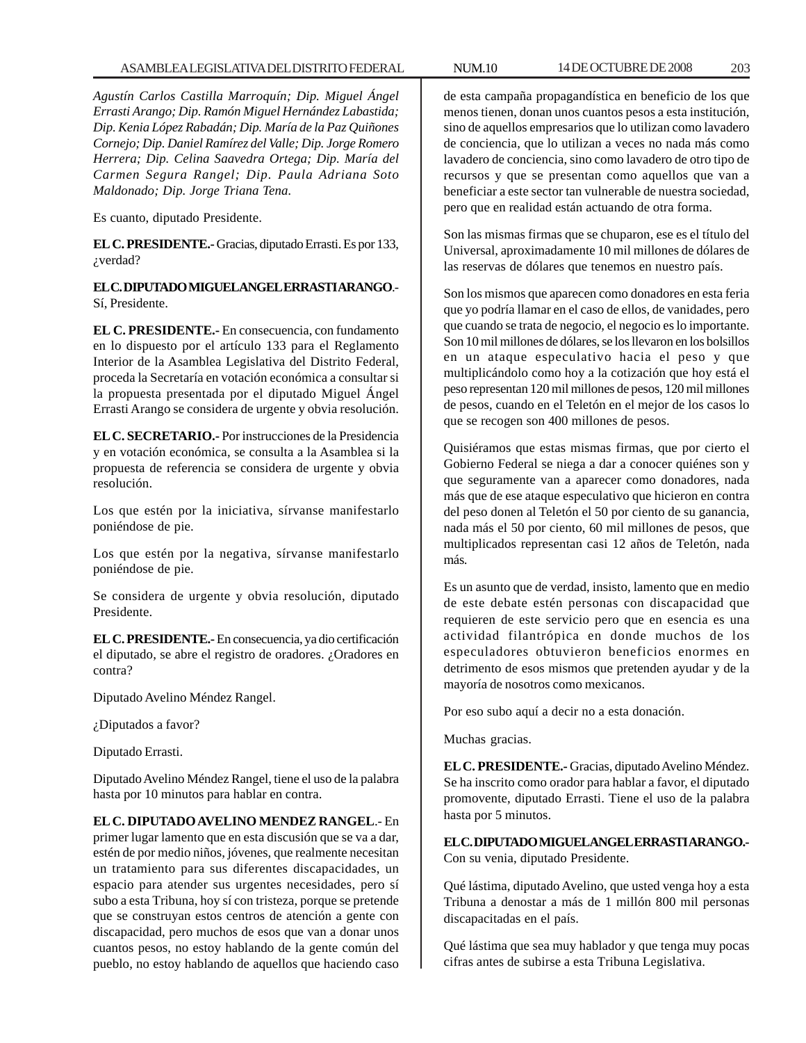*Agustín Carlos Castilla Marroquín; Dip. Miguel Ángel Errasti Arango; Dip. Ramón Miguel Hernández Labastida; Dip. Kenia López Rabadán; Dip. María de la Paz Quiñones Cornejo; Dip. Daniel Ramírez del Valle; Dip. Jorge Romero Herrera; Dip. Celina Saavedra Ortega; Dip. María del Carmen Segura Rangel; Dip. Paula Adriana Soto Maldonado; Dip. Jorge Triana Tena.*

Es cuanto, diputado Presidente.

**EL C. PRESIDENTE.-** Gracias, diputado Errasti. Es por 133, ¿verdad?

**EL C. DIPUTADO MIGUEL ANGEL ERRASTI ARANGO**.- Sí, Presidente.

**EL C. PRESIDENTE.-** En consecuencia, con fundamento en lo dispuesto por el artículo 133 para el Reglamento Interior de la Asamblea Legislativa del Distrito Federal, proceda la Secretaría en votación económica a consultar si la propuesta presentada por el diputado Miguel Ángel Errasti Arango se considera de urgente y obvia resolución.

**EL C. SECRETARIO.-** Por instrucciones de la Presidencia y en votación económica, se consulta a la Asamblea si la propuesta de referencia se considera de urgente y obvia resolución.

Los que estén por la iniciativa, sírvanse manifestarlo poniéndose de pie.

Los que estén por la negativa, sírvanse manifestarlo poniéndose de pie.

Se considera de urgente y obvia resolución, diputado Presidente.

**EL C. PRESIDENTE.-** En consecuencia, ya dio certificación el diputado, se abre el registro de oradores. ¿Oradores en contra?

Diputado Avelino Méndez Rangel.

¿Diputados a favor?

Diputado Errasti.

Diputado Avelino Méndez Rangel, tiene el uso de la palabra hasta por 10 minutos para hablar en contra.

**EL C. DIPUTADO AVELINO MENDEZ RANGEL**.- En primer lugar lamento que en esta discusión que se va a dar, estén de por medio niños, jóvenes, que realmente necesitan un tratamiento para sus diferentes discapacidades, un espacio para atender sus urgentes necesidades, pero sí subo a esta Tribuna, hoy sí con tristeza, porque se pretende que se construyan estos centros de atención a gente con discapacidad, pero muchos de esos que van a donar unos cuantos pesos, no estoy hablando de la gente común del pueblo, no estoy hablando de aquellos que haciendo caso de esta campaña propagandística en beneficio de los que menos tienen, donan unos cuantos pesos a esta institución, sino de aquellos empresarios que lo utilizan como lavadero de conciencia, que lo utilizan a veces no nada más como lavadero de conciencia, sino como lavadero de otro tipo de recursos y que se presentan como aquellos que van a beneficiar a este sector tan vulnerable de nuestra sociedad, pero que en realidad están actuando de otra forma.

Son las mismas firmas que se chuparon, ese es el título del Universal, aproximadamente 10 mil millones de dólares de las reservas de dólares que tenemos en nuestro país.

Son los mismos que aparecen como donadores en esta feria que yo podría llamar en el caso de ellos, de vanidades, pero que cuando se trata de negocio, el negocio es lo importante. Son 10 mil millones de dólares, se los llevaron en los bolsillos en un ataque especulativo hacia el peso y que multiplicándolo como hoy a la cotización que hoy está el peso representan 120 mil millones de pesos, 120 mil millones de pesos, cuando en el Teletón en el mejor de los casos lo que se recogen son 400 millones de pesos.

Quisiéramos que estas mismas firmas, que por cierto el Gobierno Federal se niega a dar a conocer quiénes son y que seguramente van a aparecer como donadores, nada más que de ese ataque especulativo que hicieron en contra del peso donen al Teletón el 50 por ciento de su ganancia, nada más el 50 por ciento, 60 mil millones de pesos, que multiplicados representan casi 12 años de Teletón, nada más.

Es un asunto que de verdad, insisto, lamento que en medio de este debate estén personas con discapacidad que requieren de este servicio pero que en esencia es una actividad filantrópica en donde muchos de los especuladores obtuvieron beneficios enormes en detrimento de esos mismos que pretenden ayudar y de la mayoría de nosotros como mexicanos.

Por eso subo aquí a decir no a esta donación.

Muchas gracias.

**EL C. PRESIDENTE.-** Gracias, diputado Avelino Méndez. Se ha inscrito como orador para hablar a favor, el diputado promovente, diputado Errasti. Tiene el uso de la palabra hasta por 5 minutos.

**EL C. DIPUTADO MIGUEL ANGEL ERRASTI ARANGO.-** Con su venia, diputado Presidente.

Qué lástima, diputado Avelino, que usted venga hoy a esta Tribuna a denostar a más de 1 millón 800 mil personas discapacitadas en el país.

Qué lástima que sea muy hablador y que tenga muy pocas cifras antes de subirse a esta Tribuna Legislativa.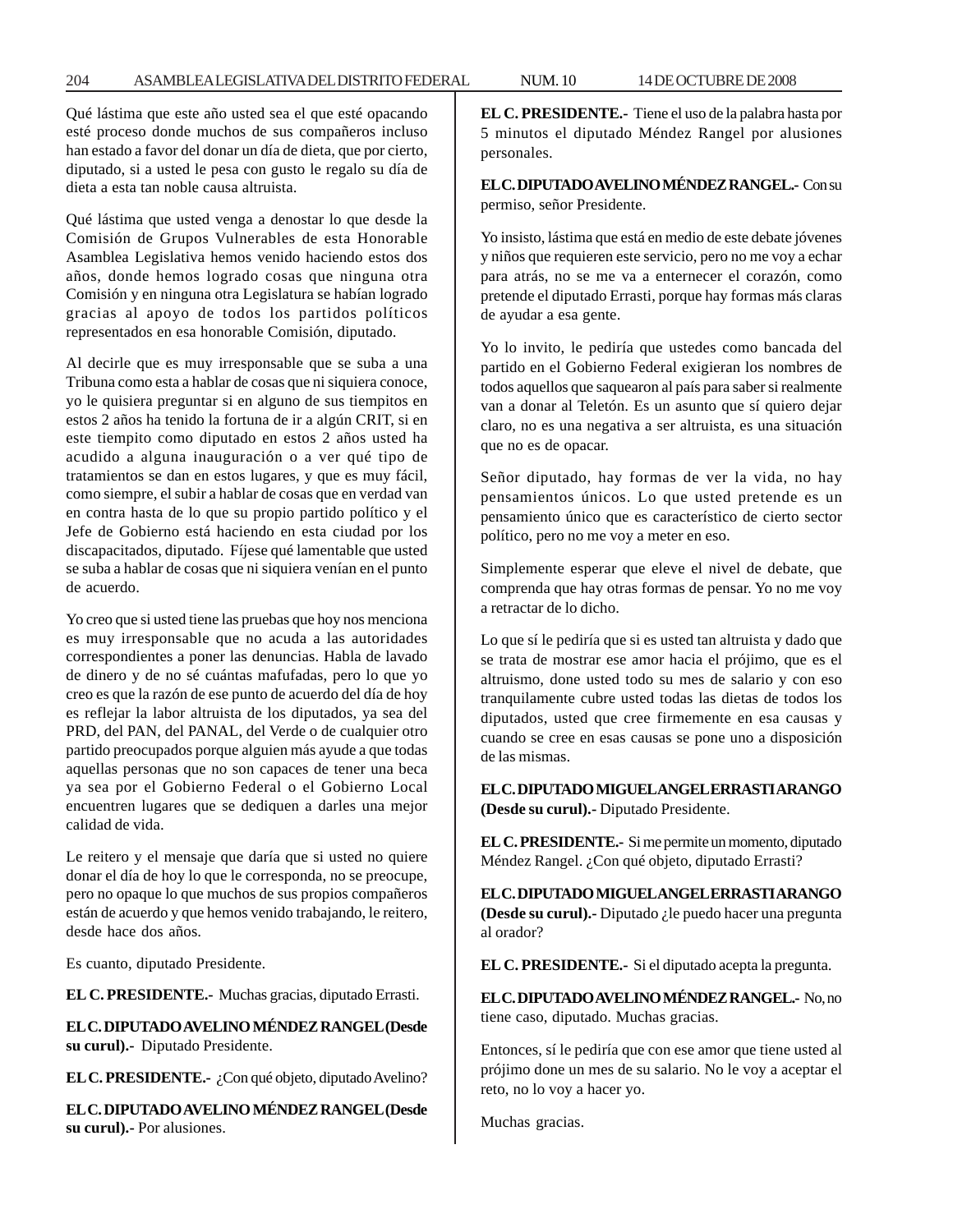Qué lástima que este año usted sea el que esté opacando esté proceso donde muchos de sus compañeros incluso han estado a favor del donar un día de dieta, que por cierto, diputado, si a usted le pesa con gusto le regalo su día de dieta a esta tan noble causa altruista.

Qué lástima que usted venga a denostar lo que desde la Comisión de Grupos Vulnerables de esta Honorable Asamblea Legislativa hemos venido haciendo estos dos años, donde hemos logrado cosas que ninguna otra Comisión y en ninguna otra Legislatura se habían logrado gracias al apoyo de todos los partidos políticos representados en esa honorable Comisión, diputado.

Al decirle que es muy irresponsable que se suba a una Tribuna como esta a hablar de cosas que ni siquiera conoce, yo le quisiera preguntar si en alguno de sus tiempitos en estos 2 años ha tenido la fortuna de ir a algún CRIT, si en este tiempito como diputado en estos 2 años usted ha acudido a alguna inauguración o a ver qué tipo de tratamientos se dan en estos lugares, y que es muy fácil, como siempre, el subir a hablar de cosas que en verdad van en contra hasta de lo que su propio partido político y el Jefe de Gobierno está haciendo en esta ciudad por los discapacitados, diputado. Fíjese qué lamentable que usted se suba a hablar de cosas que ni siquiera venían en el punto de acuerdo.

Yo creo que si usted tiene las pruebas que hoy nos menciona es muy irresponsable que no acuda a las autoridades correspondientes a poner las denuncias. Habla de lavado de dinero y de no sé cuántas mafufadas, pero lo que yo creo es que la razón de ese punto de acuerdo del día de hoy es reflejar la labor altruista de los diputados, ya sea del PRD, del PAN, del PANAL, del Verde o de cualquier otro partido preocupados porque alguien más ayude a que todas aquellas personas que no son capaces de tener una beca ya sea por el Gobierno Federal o el Gobierno Local encuentren lugares que se dediquen a darles una mejor calidad de vida.

Le reitero y el mensaje que daría que si usted no quiere donar el día de hoy lo que le corresponda, no se preocupe, pero no opaque lo que muchos de sus propios compañeros están de acuerdo y que hemos venido trabajando, le reitero, desde hace dos años.

Es cuanto, diputado Presidente.

**EL C. PRESIDENTE.-** Muchas gracias, diputado Errasti.

**EL C. DIPUTADO AVELINO MÉNDEZ RANGEL (Desde su curul).-** Diputado Presidente.

**EL C. PRESIDENTE.-** ¿Con qué objeto, diputado Avelino?

**EL C. DIPUTADO AVELINO MÉNDEZ RANGEL (Desde su curul).-** Por alusiones.

**EL C. PRESIDENTE.-** Tiene el uso de la palabra hasta por 5 minutos el diputado Méndez Rangel por alusiones personales.

**EL C. DIPUTADO AVELINO MÉNDEZ RANGEL.-** Con su permiso, señor Presidente.

Yo insisto, lástima que está en medio de este debate jóvenes y niños que requieren este servicio, pero no me voy a echar para atrás, no se me va a enternecer el corazón, como pretende el diputado Errasti, porque hay formas más claras de ayudar a esa gente.

Yo lo invito, le pediría que ustedes como bancada del partido en el Gobierno Federal exigieran los nombres de todos aquellos que saquearon al país para saber si realmente van a donar al Teletón. Es un asunto que sí quiero dejar claro, no es una negativa a ser altruista, es una situación que no es de opacar.

Señor diputado, hay formas de ver la vida, no hay pensamientos únicos. Lo que usted pretende es un pensamiento único que es característico de cierto sector político, pero no me voy a meter en eso.

Simplemente esperar que eleve el nivel de debate, que comprenda que hay otras formas de pensar. Yo no me voy a retractar de lo dicho.

Lo que sí le pediría que si es usted tan altruista y dado que se trata de mostrar ese amor hacia el prójimo, que es el altruismo, done usted todo su mes de salario y con eso tranquilamente cubre usted todas las dietas de todos los diputados, usted que cree firmemente en esa causas y cuando se cree en esas causas se pone uno a disposición de las mismas.

**EL C. DIPUTADO MIGUEL ANGEL ERRASTI ARANGO (Desde su curul).-** Diputado Presidente.

**EL C. PRESIDENTE.-** Si me permite un momento, diputado Méndez Rangel. ¿Con qué objeto, diputado Errasti?

**EL C. DIPUTADO MIGUEL ANGEL ERRASTI ARANGO (Desde su curul).-** Diputado ¿le puedo hacer una pregunta al orador?

**EL C. PRESIDENTE.-** Si el diputado acepta la pregunta.

**EL C. DIPUTADO AVELINO MÉNDEZ RANGEL.-** No, no tiene caso, diputado. Muchas gracias.

Entonces, sí le pediría que con ese amor que tiene usted al prójimo done un mes de su salario. No le voy a aceptar el reto, no lo voy a hacer yo.

Muchas gracias.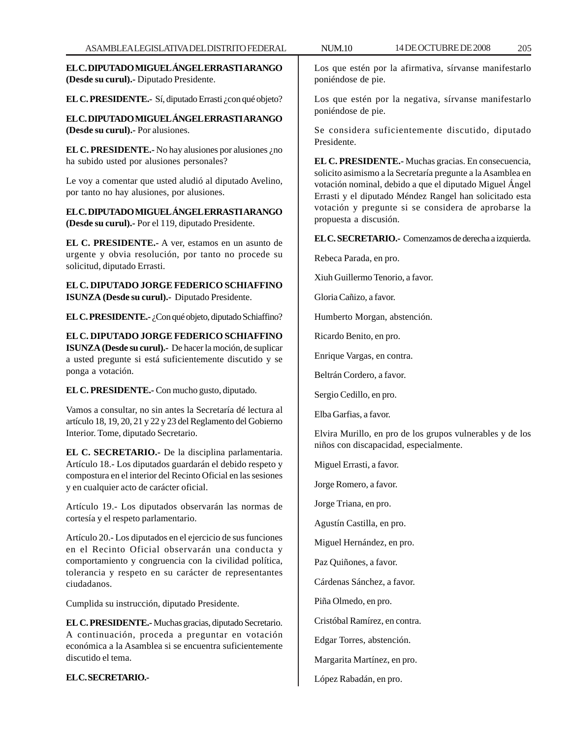**EL C. DIPUTADO MIGUEL ÁNGEL ERRASTI ARANGO (Desde su curul).-** Diputado Presidente.

**EL C. PRESIDENTE.-** Sí, diputado Errasti ¿con qué objeto?

**EL C. DIPUTADO MIGUEL ÁNGEL ERRASTI ARANGO (Desde su curul).-** Por alusiones.

**EL C. PRESIDENTE.-** No hay alusiones por alusiones ¿no ha subido usted por alusiones personales?

Le voy a comentar que usted aludió al diputado Avelino, por tanto no hay alusiones, por alusiones.

**EL C. DIPUTADO MIGUEL ÁNGEL ERRASTI ARANGO (Desde su curul).-** Por el 119, diputado Presidente.

**EL C. PRESIDENTE.-** A ver, estamos en un asunto de urgente y obvia resolución, por tanto no procede su solicitud, diputado Errasti.

**EL C. DIPUTADO JORGE FEDERICO SCHIAFFINO ISUNZA (Desde su curul).-** Diputado Presidente.

**EL C. PRESIDENTE.-** ¿Con qué objeto, diputado Schiaffino?

**EL C. DIPUTADO JORGE FEDERICO SCHIAFFINO ISUNZA (Desde su curul).-** De hacer la moción, de suplicar a usted pregunte si está suficientemente discutido y se ponga a votación.

**EL C. PRESIDENTE.-** Con mucho gusto, diputado.

Vamos a consultar, no sin antes la Secretaría dé lectura al artículo 18, 19, 20, 21 y 22 y 23 del Reglamento del Gobierno Interior. Tome, diputado Secretario.

**EL C. SECRETARIO.-** De la disciplina parlamentaria. Artículo 18.- Los diputados guardarán el debido respeto y compostura en el interior del Recinto Oficial en las sesiones y en cualquier acto de carácter oficial.

Artículo 19.- Los diputados observarán las normas de cortesía y el respeto parlamentario.

Artículo 20.- Los diputados en el ejercicio de sus funciones en el Recinto Oficial observarán una conducta y comportamiento y congruencia con la civilidad política, tolerancia y respeto en su carácter de representantes ciudadanos.

Cumplida su instrucción, diputado Presidente.

**EL C. PRESIDENTE.-** Muchas gracias, diputado Secretario. A continuación, proceda a preguntar en votación económica a la Asamblea si se encuentra suficientemente discutido el tema.

**EL C. SECRETARIO.-**

Los que estén por la afirmativa, sírvanse manifestarlo poniéndose de pie.

Los que estén por la negativa, sírvanse manifestarlo poniéndose de pie.

Se considera suficientemente discutido, diputado Presidente.

**EL C. PRESIDENTE.-** Muchas gracias. En consecuencia, solicito asimismo a la Secretaría pregunte a la Asamblea en votación nominal, debido a que el diputado Miguel Ángel Errasti y el diputado Méndez Rangel han solicitado esta votación y pregunte si se considera de aprobarse la propuesta a discusión.

**EL C. SECRETARIO.-** Comenzamos de derecha a izquierda.

Rebeca Parada, en pro.

Xiuh Guillermo Tenorio, a favor.

Gloria Cañizo, a favor.

Humberto Morgan, abstención.

Ricardo Benito, en pro.

Enrique Vargas, en contra.

Beltrán Cordero, a favor.

Sergio Cedillo, en pro.

Elba Garfias, a favor.

Elvira Murillo, en pro de los grupos vulnerables y de los niños con discapacidad, especialmente.

Miguel Errasti, a favor.

Jorge Romero, a favor.

Jorge Triana, en pro.

Agustín Castilla, en pro.

Miguel Hernández, en pro.

Paz Quiñones, a favor.

Cárdenas Sánchez, a favor.

Piña Olmedo, en pro.

Cristóbal Ramírez, en contra.

Edgar Torres, abstención.

Margarita Martínez, en pro.

López Rabadán, en pro.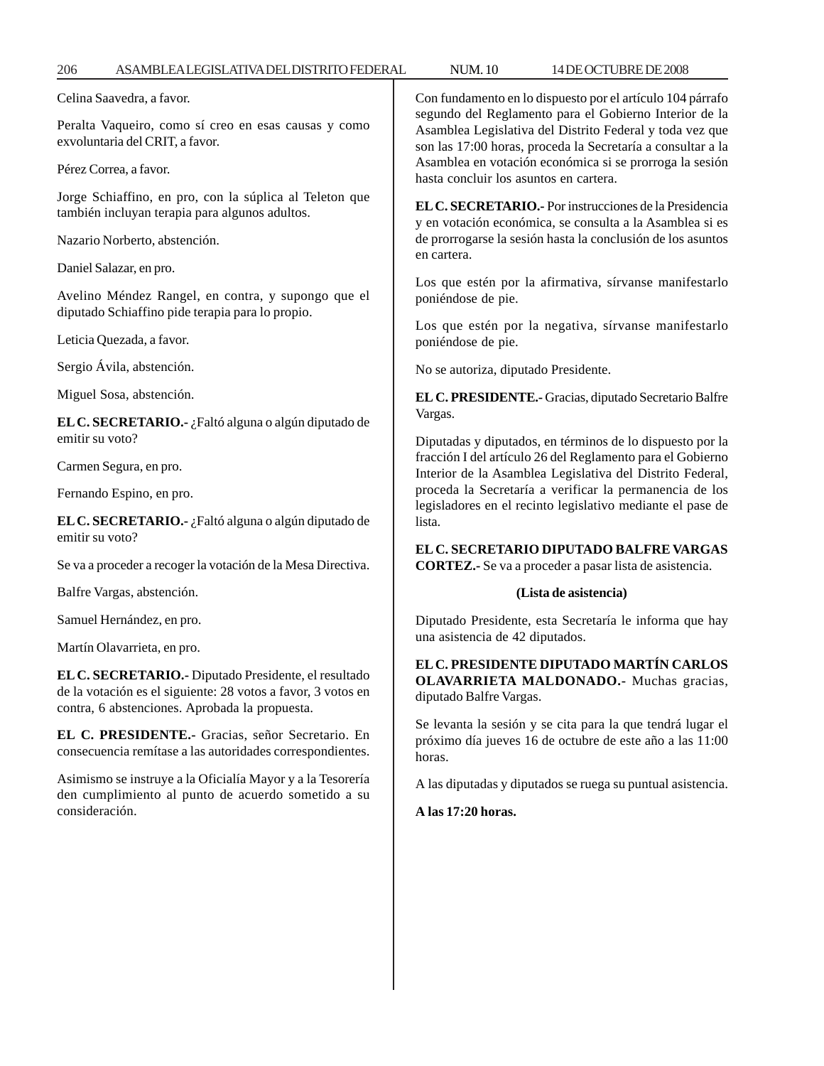Celina Saavedra, a favor.

Peralta Vaqueiro, como sí creo en esas causas y como exvoluntaria del CRIT, a favor.

Pérez Correa, a favor.

Jorge Schiaffino, en pro, con la súplica al Teleton que también incluyan terapia para algunos adultos.

Nazario Norberto, abstención.

Daniel Salazar, en pro.

Avelino Méndez Rangel, en contra, y supongo que el diputado Schiaffino pide terapia para lo propio.

Leticia Quezada, a favor.

Sergio Ávila, abstención.

Miguel Sosa, abstención.

**EL C. SECRETARIO.-** ¿Faltó alguna o algún diputado de emitir su voto?

Carmen Segura, en pro.

Fernando Espino, en pro.

**EL C. SECRETARIO.-** ¿Faltó alguna o algún diputado de emitir su voto?

Se va a proceder a recoger la votación de la Mesa Directiva.

Balfre Vargas, abstención.

Samuel Hernández, en pro.

Martín Olavarrieta, en pro.

**EL C. SECRETARIO.-** Diputado Presidente, el resultado de la votación es el siguiente: 28 votos a favor, 3 votos en contra, 6 abstenciones. Aprobada la propuesta.

**EL C. PRESIDENTE.-** Gracias, señor Secretario. En consecuencia remítase a las autoridades correspondientes.

Asimismo se instruye a la Oficialía Mayor y a la Tesorería den cumplimiento al punto de acuerdo sometido a su consideración.

Con fundamento en lo dispuesto por el artículo 104 párrafo segundo del Reglamento para el Gobierno Interior de la Asamblea Legislativa del Distrito Federal y toda vez que son las 17:00 horas, proceda la Secretaría a consultar a la Asamblea en votación económica si se prorroga la sesión hasta concluir los asuntos en cartera.

**EL C. SECRETARIO.-** Por instrucciones de la Presidencia y en votación económica, se consulta a la Asamblea si es de prorrogarse la sesión hasta la conclusión de los asuntos en cartera.

Los que estén por la afirmativa, sírvanse manifestarlo poniéndose de pie.

Los que estén por la negativa, sírvanse manifestarlo poniéndose de pie.

No se autoriza, diputado Presidente.

**EL C. PRESIDENTE.-** Gracias, diputado Secretario Balfre Vargas.

Diputadas y diputados, en términos de lo dispuesto por la fracción I del artículo 26 del Reglamento para el Gobierno Interior de la Asamblea Legislativa del Distrito Federal, proceda la Secretaría a verificar la permanencia de los legisladores en el recinto legislativo mediante el pase de lista.

**EL C. SECRETARIO DIPUTADO BALFRE VARGAS CORTEZ.-** Se va a proceder a pasar lista de asistencia.

**(Lista de asistencia)**

Diputado Presidente, esta Secretaría le informa que hay una asistencia de 42 diputados.

**EL C. PRESIDENTE DIPUTADO MARTÍN CARLOS OLAVARRIETA MALDONADO.-** Muchas gracias, diputado Balfre Vargas.

Se levanta la sesión y se cita para la que tendrá lugar el próximo día jueves 16 de octubre de este año a las 11:00 horas.

A las diputadas y diputados se ruega su puntual asistencia.

**A las 17:20 horas.**